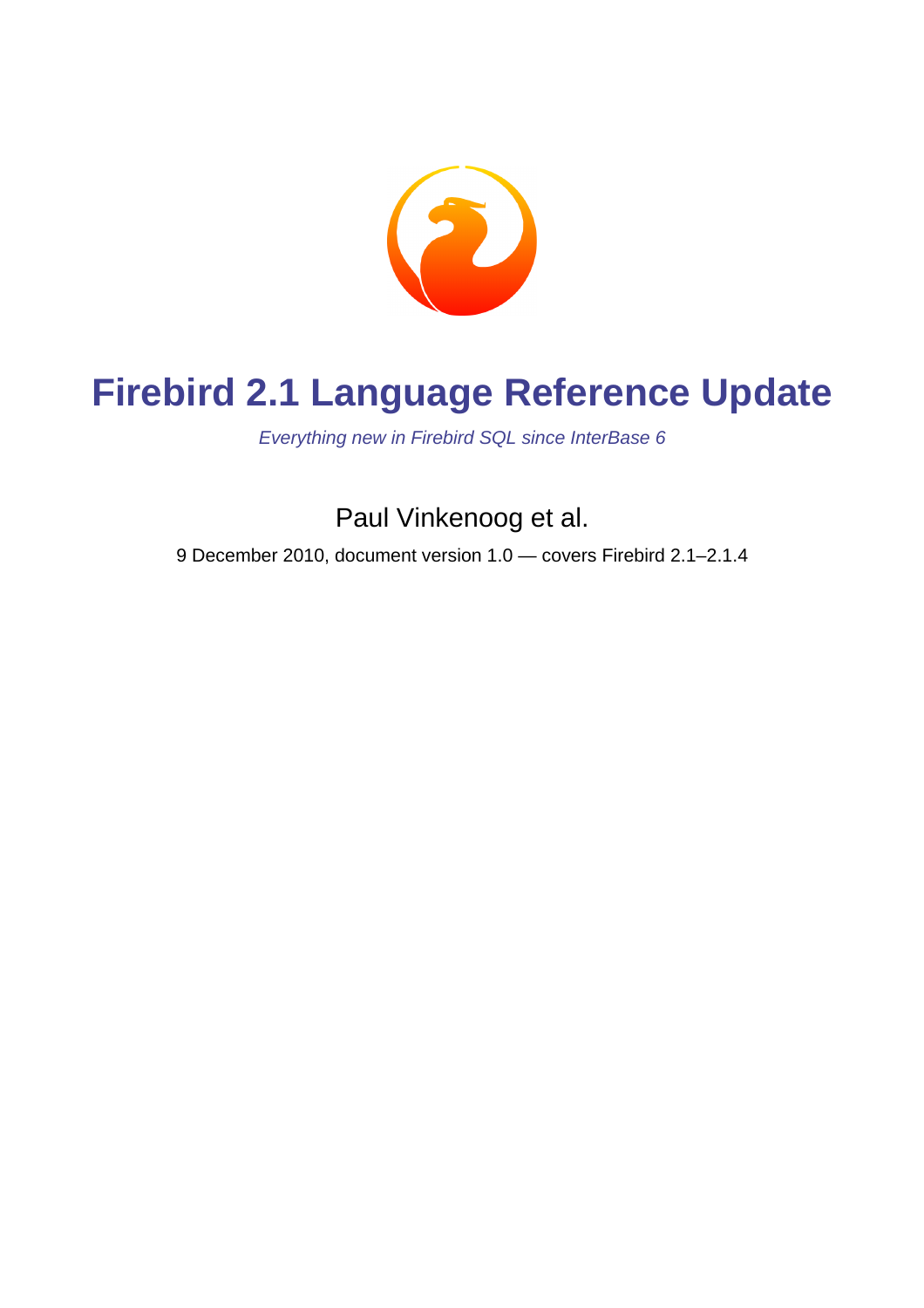# Firebird 2.1 Language Reference Update

*Everything new in Firebird SQL since InterBase 6*

Paul Vinkenoog et al.

9 December 2010, document version 1.0 — covers Firebird 2.1–2.1.4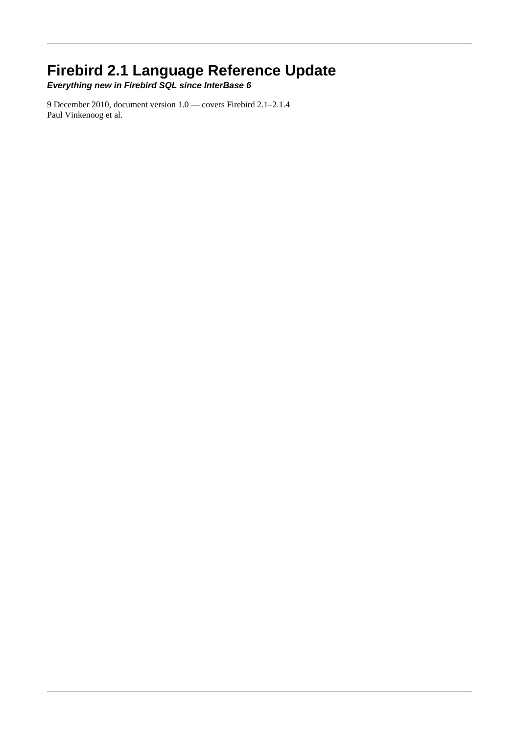# Firebird 2.1 Language Reference Update

***Everything new in Firebird SQL since InterBase 6***

9 December 2010, document version 1.0 — covers Firebird 2.1–2.1.4
Paul Vinkenoog et al.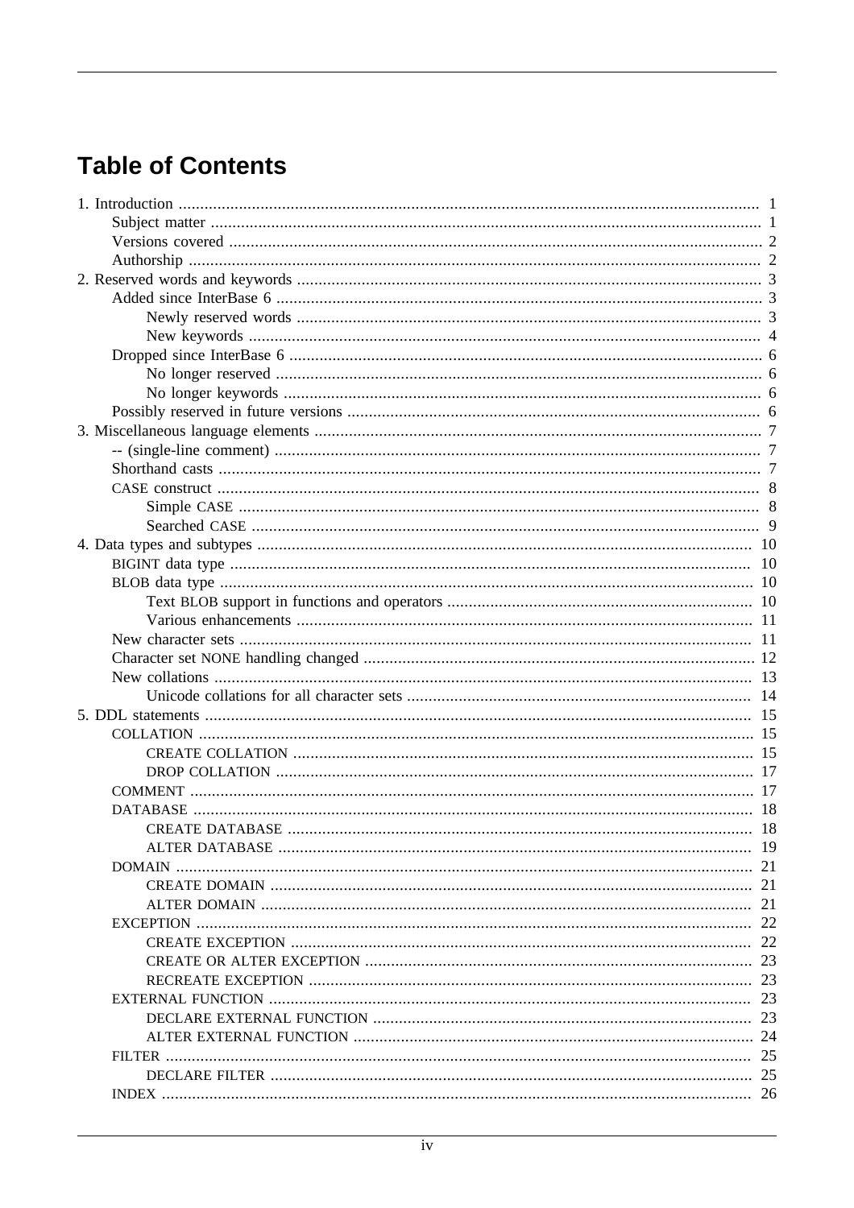# Table of Contents

- 1. Introduction ..... 1
  - Subject matter ..... 1
  - Versions covered ..... 2
  - Authorship ..... 2
- 2. Reserved words and keywords ..... 3
  - Added since InterBase 6 ..... 3
    - Newly reserved words ..... 3
    - New keywords ..... 4
  - Dropped since InterBase 6 ..... 6
    - No longer reserved ..... 6
    - No longer keywords ..... 6
  - Possibly reserved in future versions ..... 6
- 3. Miscellaneous language elements ..... 7
  - -- (single-line comment) ..... 7
  - Shorthand casts ..... 7
  - CASE construct ..... 8
    - Simple CASE ..... 8
    - Searched CASE ..... 9
- 4. Data types and subtypes ..... 10
  - BIGINT data type ..... 10
  - BLOB data type ..... 10
    - Text BLOB support in functions and operators ..... 10
    - Various enhancements ..... 11
  - New character sets ..... 11
  - Character set NONE handling changed ..... 12
  - New collations ..... 13
    - Unicode collations for all character sets ..... 14
- 5. DDL statements ..... 15
  - COLLATION ..... 15
    - CREATE COLLATION ..... 15
    - DROP COLLATION ..... 17
  - COMMENT ..... 17
  - DATABASE ..... 18
    - CREATE DATABASE ..... 18
    - ALTER DATABASE ..... 19
  - DOMAIN ..... 21
    - CREATE DOMAIN ..... 21
    - ALTER DOMAIN ..... 21
  - EXCEPTION ..... 22
    - CREATE EXCEPTION ..... 22
    - CREATE OR ALTER EXCEPTION ..... 23
    - RECREATE EXCEPTION ..... 23
  - EXTERNAL FUNCTION ..... 23
    - DECLARE EXTERNAL FUNCTION ..... 23
    - ALTER EXTERNAL FUNCTION ..... 24
  - FILTER ..... 25
    - DECLARE FILTER ..... 25
  - INDEX ..... 26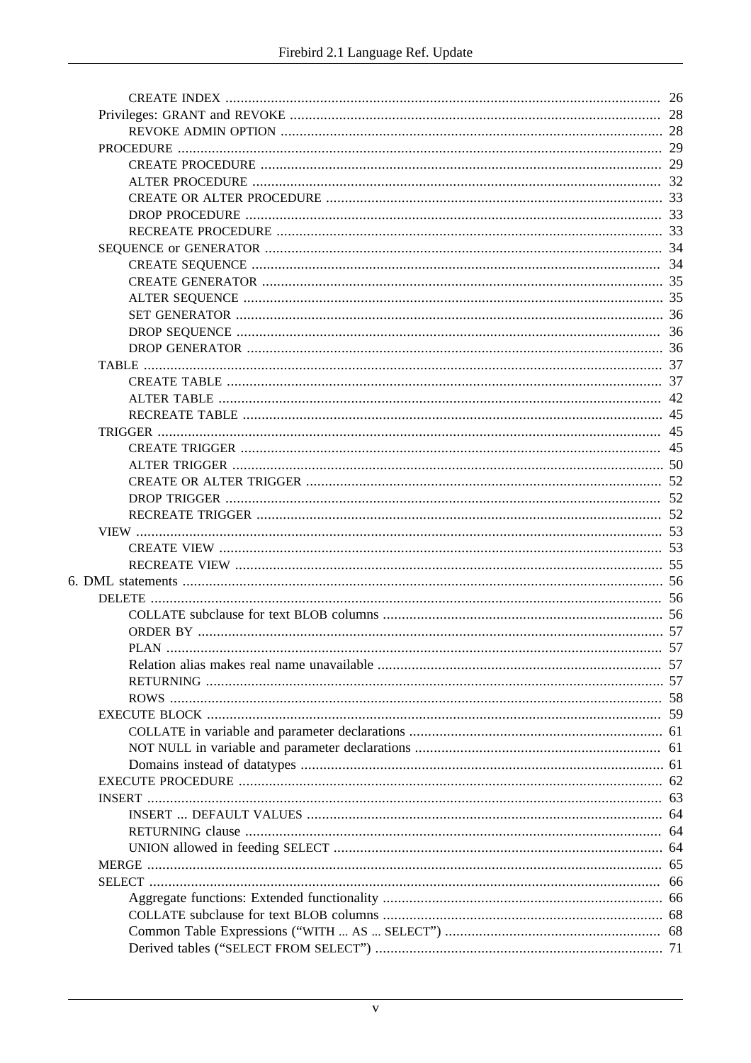- CREATE INDEX ... 26
- Privileges: GRANT and REVOKE ... 28
  - REVOKE ADMIN OPTION ... 28
- PROCEDURE ... 29
  - CREATE PROCEDURE ... 29
  - ALTER PROCEDURE ... 32
  - CREATE OR ALTER PROCEDURE ... 33
  - DROP PROCEDURE ... 33
  - RECREATE PROCEDURE ... 33
- SEQUENCE or GENERATOR ... 34
  - CREATE SEQUENCE ... 34
  - CREATE GENERATOR ... 35
  - ALTER SEQUENCE ... 35
  - SET GENERATOR ... 36
  - DROP SEQUENCE ... 36
  - DROP GENERATOR ... 36
- TABLE ... 37
  - CREATE TABLE ... 37
  - ALTER TABLE ... 42
  - RECREATE TABLE ... 45
- TRIGGER ... 45
  - CREATE TRIGGER ... 45
  - ALTER TRIGGER ... 50
  - CREATE OR ALTER TRIGGER ... 52
  - DROP TRIGGER ... 52
  - RECREATE TRIGGER ... 52
- VIEW ... 53
  - CREATE VIEW ... 53
  - RECREATE VIEW ... 55

6. DML statements ... 56
- DELETE ... 56
  - COLLATE subclause for text BLOB columns ... 56
  - ORDER BY ... 57
  - PLAN ... 57
  - Relation alias makes real name unavailable ... 57
  - RETURNING ... 57
  - ROWS ... 58
- EXECUTE BLOCK ... 59
  - COLLATE in variable and parameter declarations ... 61
  - NOT NULL in variable and parameter declarations ... 61
  - Domains instead of datatypes ... 61
- EXECUTE PROCEDURE ... 62
- INSERT ... 63
  - INSERT ... DEFAULT VALUES ... 64
  - RETURNING clause ... 64
  - UNION allowed in feeding SELECT ... 64
- MERGE ... 65
- SELECT ... 66
  - Aggregate functions: Extended functionality ... 66
  - COLLATE subclause for text BLOB columns ... 68
  - Common Table Expressions (“WITH ... AS ... SELECT”) ... 68
  - Derived tables (“SELECT FROM SELECT”) ... 71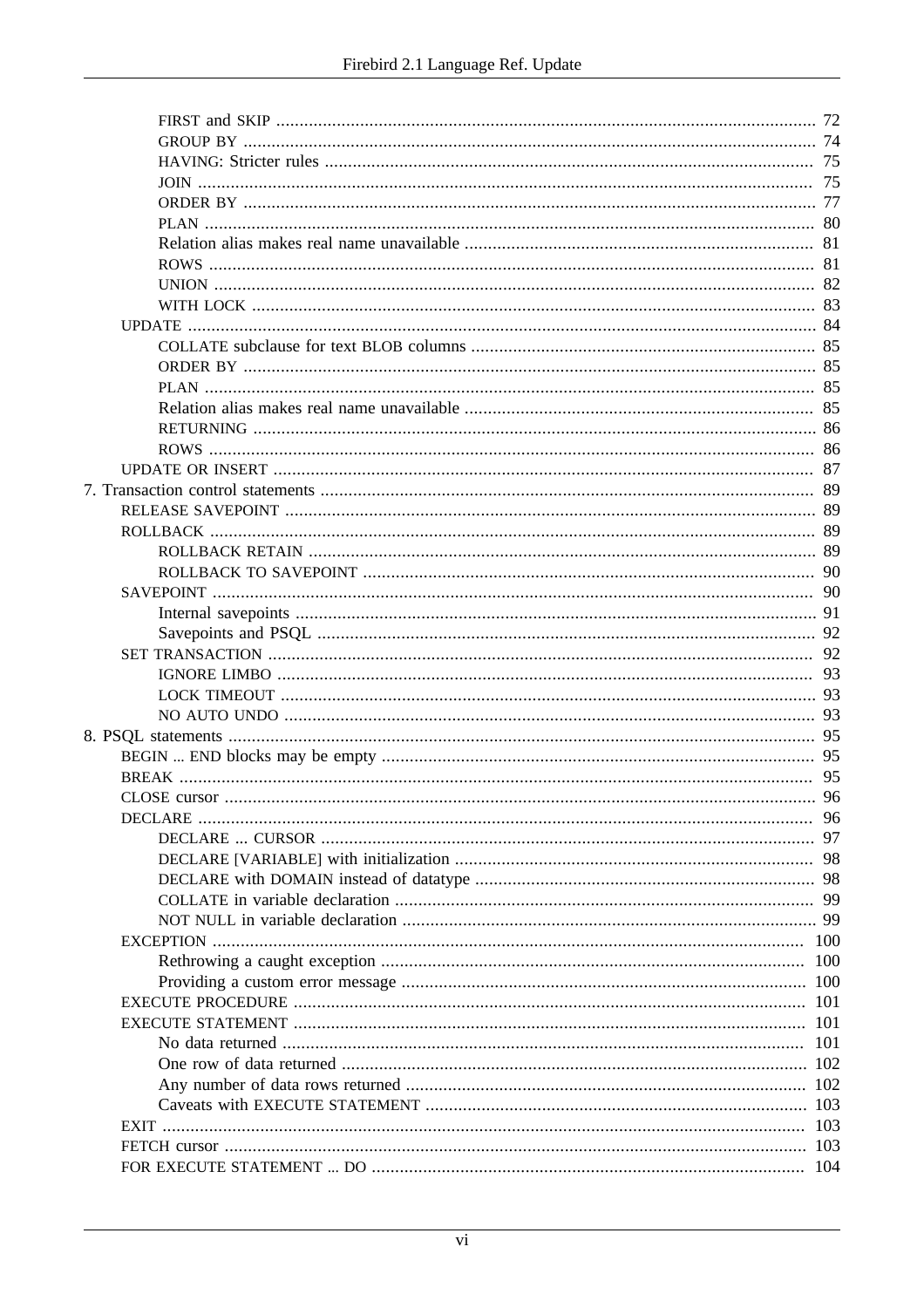- FIRST and SKIP ... 72
- GROUP BY ... 74
- HAVING: Stricter rules ... 75
- JOIN ... 75
- ORDER BY ... 77
- PLAN ... 80
- Relation alias makes real name unavailable ... 81
- ROWS ... 81
- UNION ... 82
- WITH LOCK ... 83

UPDATE ... 84

- COLLATE subclause for text BLOB columns ... 85
- ORDER BY ... 85
- PLAN ... 85
- Relation alias makes real name unavailable ... 85
- RETURNING ... 86
- ROWS ... 86

UPDATE OR INSERT ... 87

7. Transaction control statements ... 89

RELEASE SAVEPOINT ... 89

ROLLBACK ... 89

- ROLLBACK RETAIN ... 89
- ROLLBACK TO SAVEPOINT ... 90

SAVEPOINT ... 90

- Internal savepoints ... 91
- Savepoints and PSQL ... 92

SET TRANSACTION ... 92

- IGNORE LIMBO ... 93
- LOCK TIMEOUT ... 93
- NO AUTO UNDO ... 93

8. PSQL statements ... 95

BEGIN ... END blocks may be empty ... 95

BREAK ... 95

CLOSE cursor ... 96

DECLARE ... 96

- DECLARE ... CURSOR ... 97
- DECLARE [VARIABLE] with initialization ... 98
- DECLARE with DOMAIN instead of datatype ... 98
- COLLATE in variable declaration ... 99
- NOT NULL in variable declaration ... 99

EXCEPTION ... 100

- Rethrowing a caught exception ... 100
- Providing a custom error message ... 100

EXECUTE PROCEDURE ... 101

EXECUTE STATEMENT ... 101

- No data returned ... 101
- One row of data returned ... 102
- Any number of data rows returned ... 102
- Caveats with EXECUTE STATEMENT ... 103

EXIT ... 103

FETCH cursor ... 103

FOR EXECUTE STATEMENT ... DO ... 104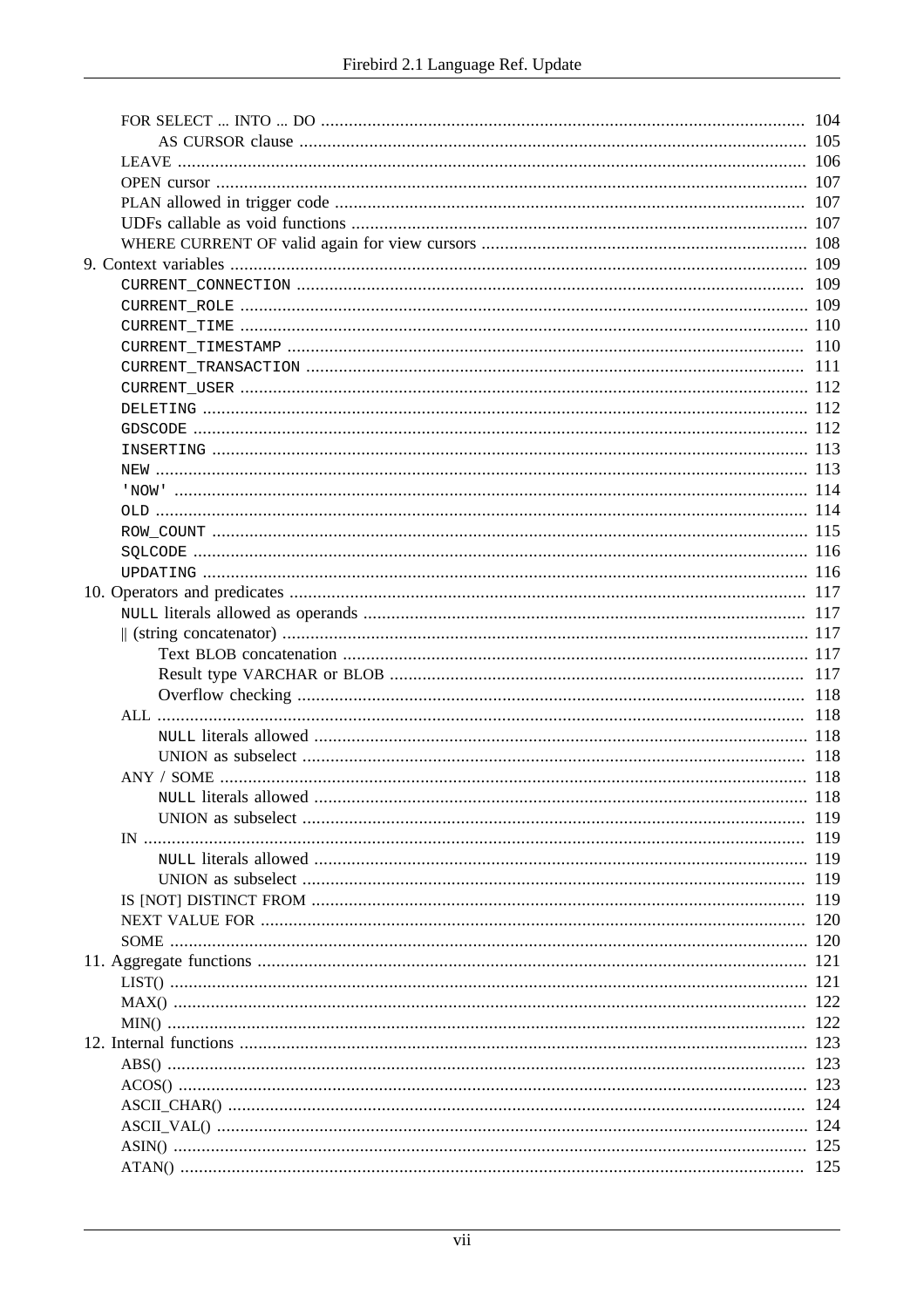- FOR SELECT ... INTO ... DO ... 104
  - AS CURSOR clause ... 105
- LEAVE ... 106
- OPEN cursor ... 107
- PLAN allowed in trigger code ... 107
- UDFs callable as void functions ... 107
- WHERE CURRENT OF valid again for view cursors ... 108

9. Context variables ... 109
   - `CURRENT_CONNECTION` ... 109
   - `CURRENT_ROLE` ... 109
   - `CURRENT_TIME` ... 110
   - `CURRENT_TIMESTAMP` ... 110
   - `CURRENT_TRANSACTION` ... 111
   - `CURRENT_USER` ... 112
   - `DELETING` ... 112
   - `GDSCODE` ... 112
   - `INSERTING` ... 113
   - `NEW` ... 113
   - `'NOW'` ... 114
   - `OLD` ... 114
   - `ROW_COUNT` ... 115
   - `SQLCODE` ... 116
   - `UPDATING` ... 116

10. Operators and predicates ... 117
    - `NULL` literals allowed as operands ... 117
    - || (string concatenator) ... 117
      - Text BLOB concatenation ... 117
      - Result type VARCHAR or BLOB ... 117
      - Overflow checking ... 118
    - ALL ... 118
      - `NULL` literals allowed ... 118
      - UNION as subselect ... 118
    - ANY / SOME ... 118
      - `NULL` literals allowed ... 118
      - UNION as subselect ... 119
    - IN ... 119
      - `NULL` literals allowed ... 119
      - UNION as subselect ... 119
    - IS [NOT] DISTINCT FROM ... 119
    - NEXT VALUE FOR ... 120
    - SOME ... 120

11. Aggregate functions ... 121
    - LIST() ... 121
    - MAX() ... 122
    - MIN() ... 122

12. Internal functions ... 123
    - ABS() ... 123
    - ACOS() ... 123
    - ASCII_CHAR() ... 124
    - ASCII_VAL() ... 124
    - ASIN() ... 125
    - ATAN() ... 125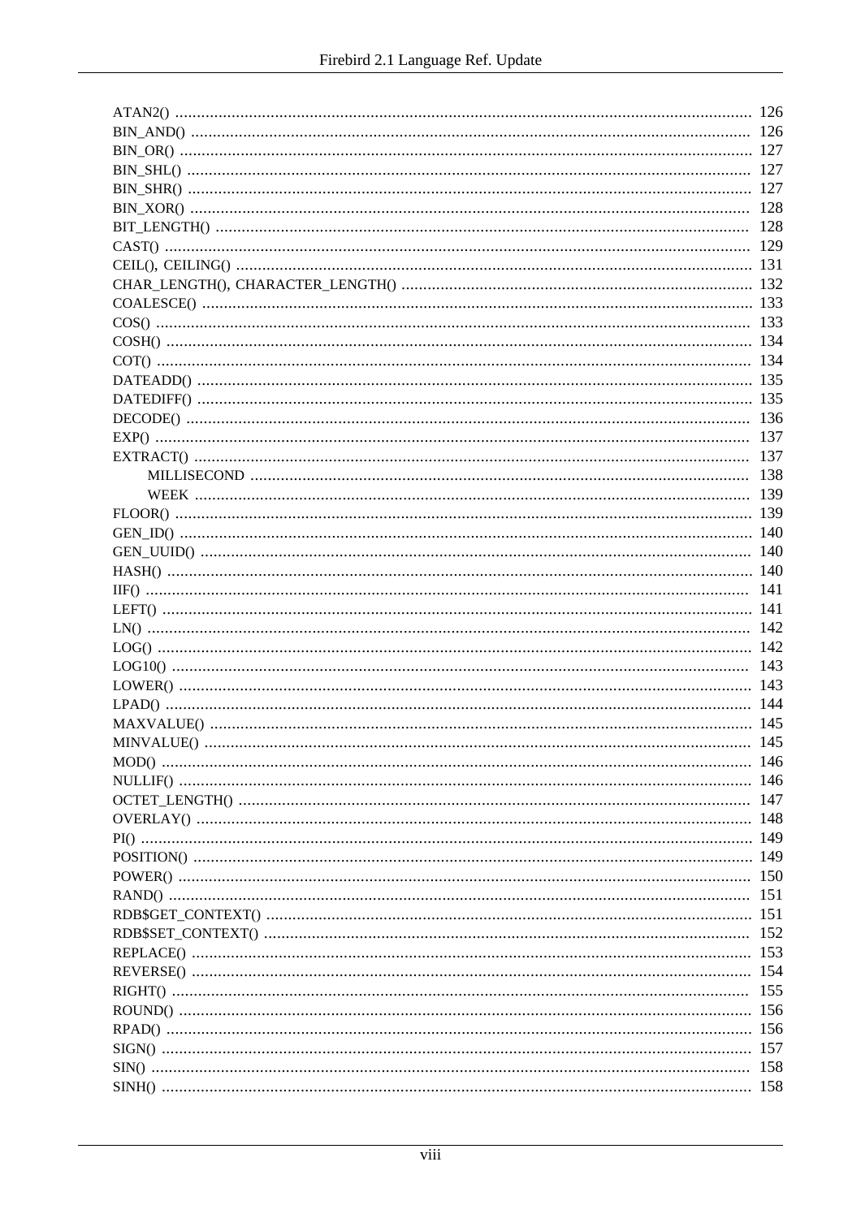ATAN2() ..... 126
BIN_AND() ..... 126
BIN_OR() ..... 127
BIN_SHL() ..... 127
BIN_SHR() ..... 127
BIN_XOR() ..... 128
BIT_LENGTH() ..... 128
CAST() ..... 129
CEIL(), CEILING() ..... 131
CHAR_LENGTH(), CHARACTER_LENGTH() ..... 132
COALESCE() ..... 133
COS() ..... 133
COSH() ..... 134
COT() ..... 134
DATEADD() ..... 135
DATEDIFF() ..... 135
DECODE() ..... 136
EXP() ..... 137
EXTRACT() ..... 137
    MILLISECOND ..... 138
    WEEK ..... 139
FLOOR() ..... 139
GEN_ID() ..... 140
GEN_UUID() ..... 140
HASH() ..... 140
IIF() ..... 141
LEFT() ..... 141
LN() ..... 142
LOG() ..... 142
LOG10() ..... 143
LOWER() ..... 143
LPAD() ..... 144
MAXVALUE() ..... 145
MINVALUE() ..... 145
MOD() ..... 146
NULLIF() ..... 146
OCTET_LENGTH() ..... 147
OVERLAY() ..... 148
PI() ..... 149
POSITION() ..... 149
POWER() ..... 150
RAND() ..... 151
RDB$GET_CONTEXT() ..... 151
RDB$SET_CONTEXT() ..... 152
REPLACE() ..... 153
REVERSE() ..... 154
RIGHT() ..... 155
ROUND() ..... 156
RPAD() ..... 156
SIGN() ..... 157
SIN() ..... 158
SINH() ..... 158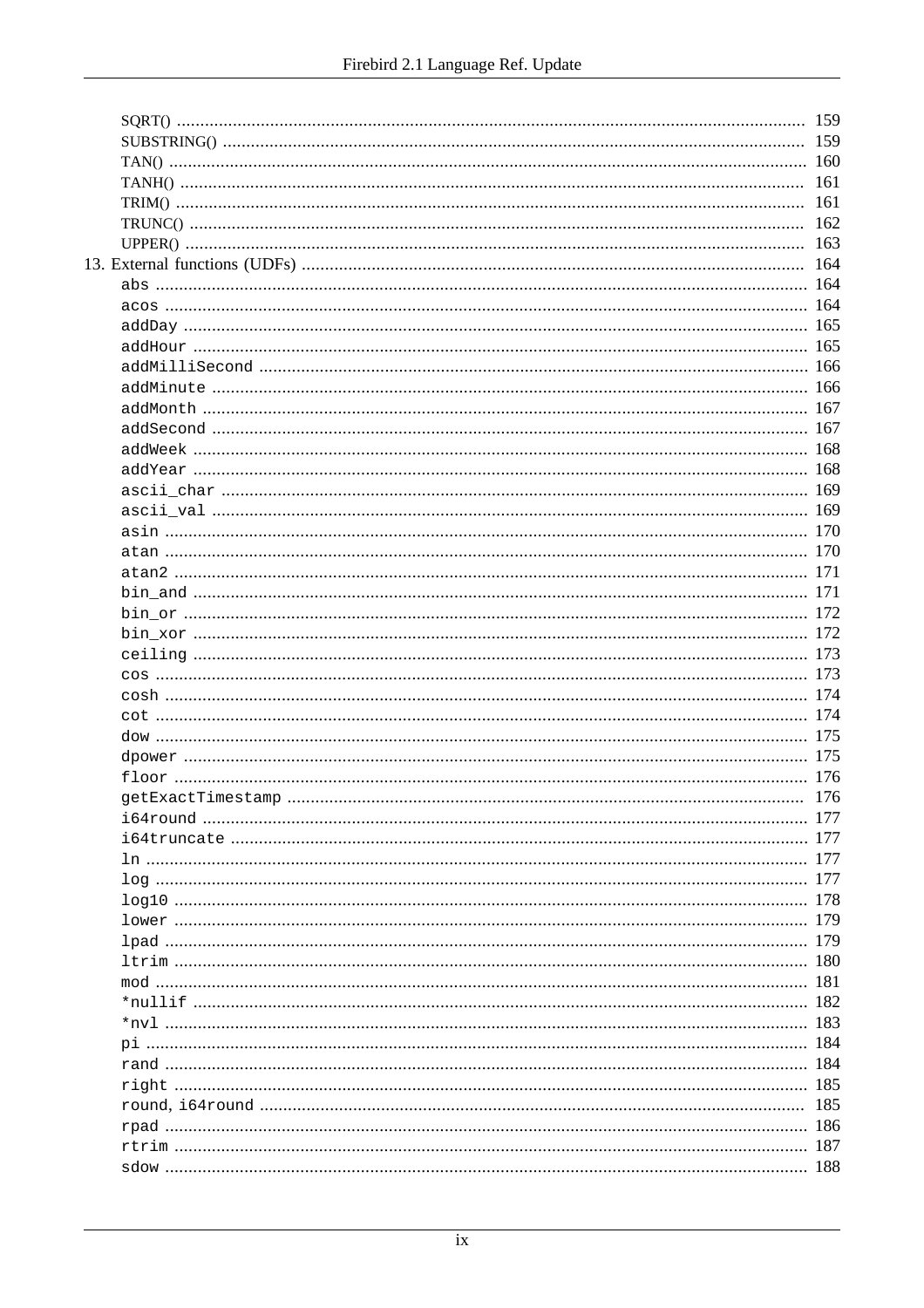- SQRT() ... 159
- SUBSTRING() ... 159
- TAN() ... 160
- TANH() ... 161
- TRIM() ... 161
- TRUNC() ... 162
- UPPER() ... 163

13. External functions (UDFs) ... 164
- abs ... 164
- acos ... 164
- addDay ... 165
- addHour ... 165
- addMilliSecond ... 166
- addMinute ... 166
- addMonth ... 167
- addSecond ... 167
- addWeek ... 168
- addYear ... 168
- ascii_char ... 169
- ascii_val ... 169
- asin ... 170
- atan ... 170
- atan2 ... 171
- bin_and ... 171
- bin_or ... 172
- bin_xor ... 172
- ceiling ... 173
- cos ... 173
- cosh ... 174
- cot ... 174
- dow ... 175
- dpower ... 175
- floor ... 176
- getExactTimestamp ... 176
- i64round ... 177
- i64truncate ... 177
- ln ... 177
- log ... 177
- log10 ... 178
- lower ... 179
- lpad ... 179
- ltrim ... 180
- mod ... 181
- *nullif ... 182
- *nvl ... 183
- pi ... 184
- rand ... 184
- right ... 185
- round, i64round ... 185
- rpad ... 186
- rtrim ... 187
- sdow ... 188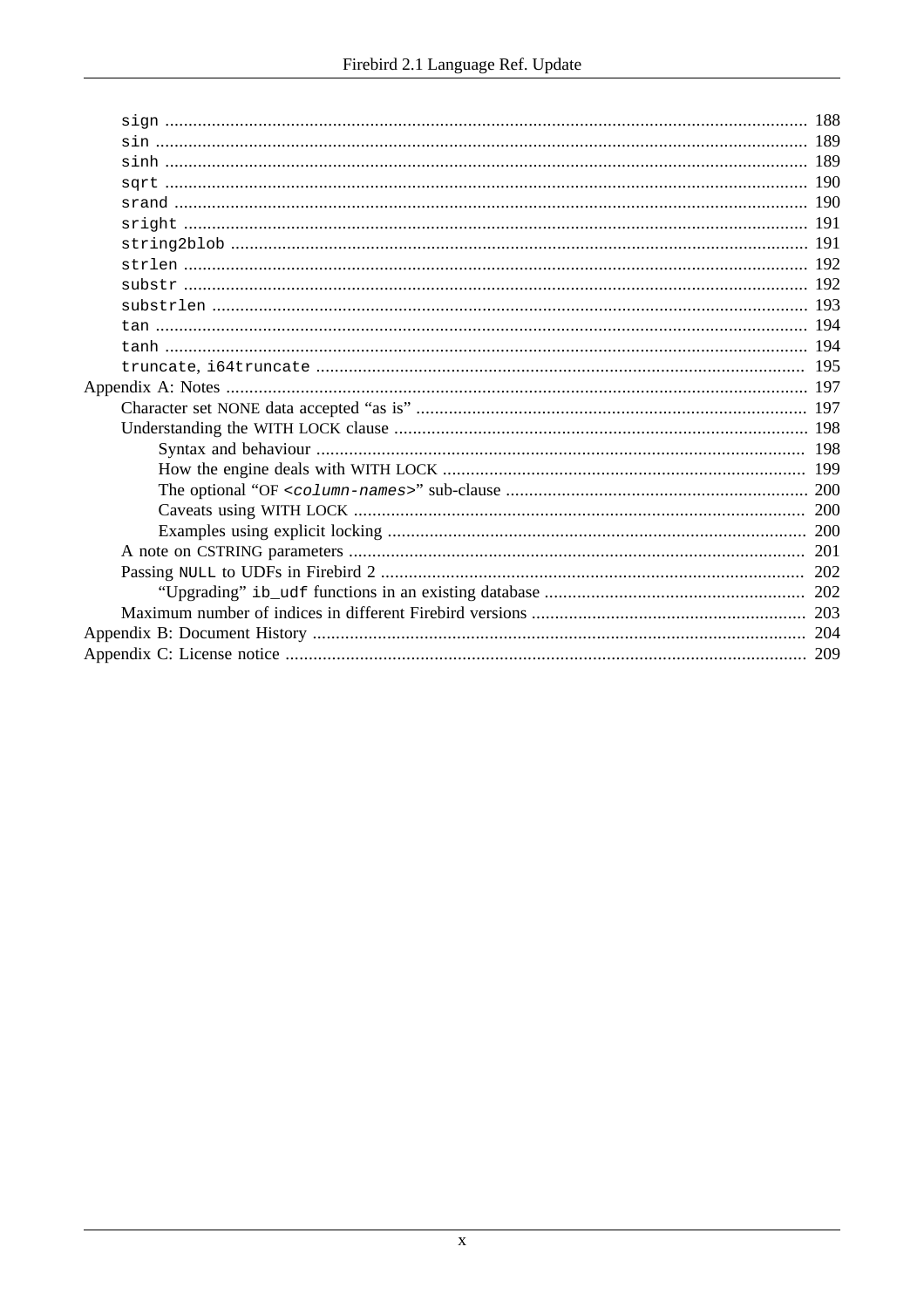- `sign` ........ 188
- `sin` ........ 189
- `sinh` ........ 189
- `sqrt` ........ 190
- `srand` ........ 190
- `sright` ........ 191
- `string2blob` ........ 191
- `strlen` ........ 192
- `substr` ........ 192
- `substrlen` ........ 193
- `tan` ........ 194
- `tanh` ........ 194
- `truncate`, `i64truncate` ........ 195

Appendix A: Notes ........ 197

- Character set NONE data accepted "as is" ........ 197
- Understanding the WITH LOCK clause ........ 198
  - Syntax and behaviour ........ 198
  - How the engine deals with WITH LOCK ........ 199
  - The optional "OF *`<column-names>`*" sub-clause ........ 200
  - Caveats using WITH LOCK ........ 200
  - Examples using explicit locking ........ 200
- A note on CSTRING parameters ........ 201
- Passing `NULL` to UDFs in Firebird 2 ........ 202
  - "Upgrading" `ib_udf` functions in an existing database ........ 202
- Maximum number of indices in different Firebird versions ........ 203

Appendix B: Document History ........ 204

Appendix C: License notice ........ 209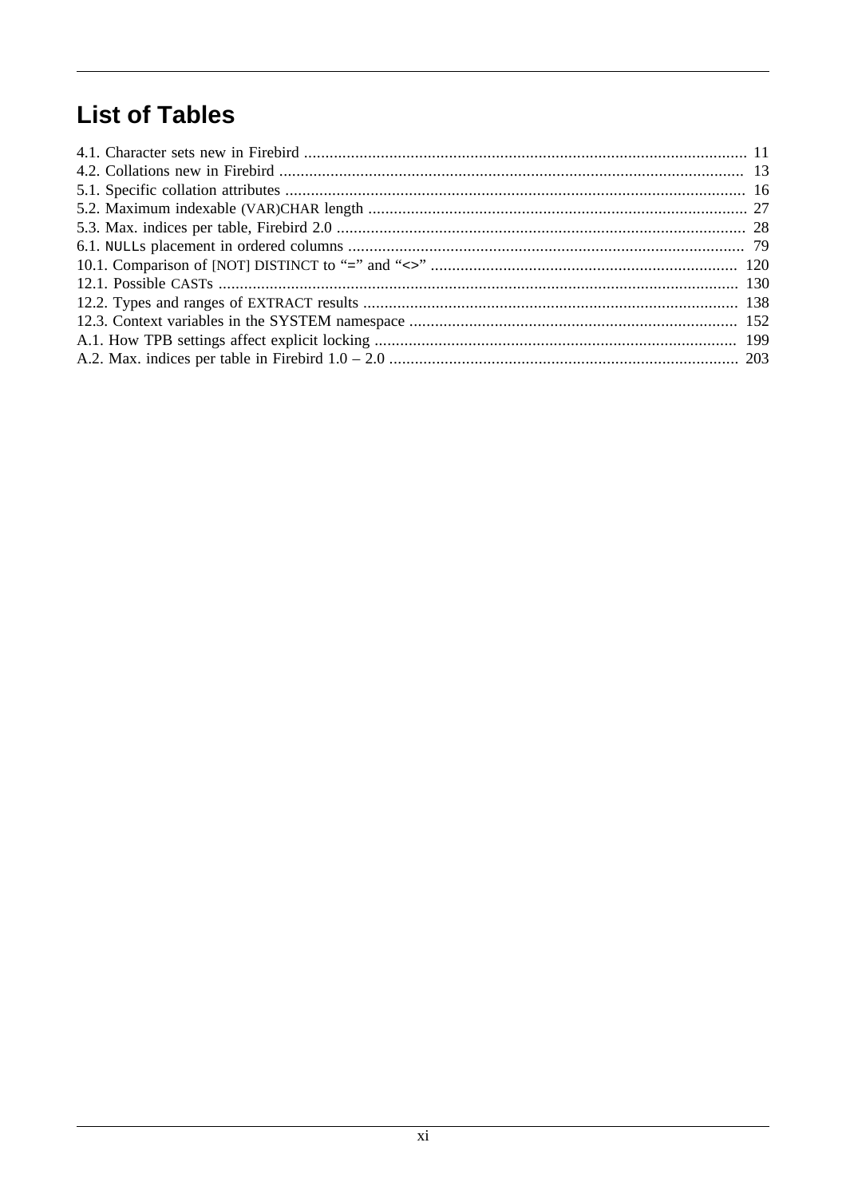# List of Tables

4.1. Character sets new in Firebird ........................................................................................................ 11
4.2. Collations new in Firebird ............................................................................................................. 13
5.1. Specific collation attributes ............................................................................................................ 16
5.2. Maximum indexable (VAR)CHAR length ......................................................................................... 27
5.3. Max. indices per table, Firebird 2.0 ................................................................................................ 28
6.1. NULLs placement in ordered columns ............................................................................................. 79
10.1. Comparison of [NOT] DISTINCT to "=" and "<>" ........................................................................ 120
12.1. Possible CASTs ........................................................................................................................... 130
12.2. Types and ranges of EXTRACT results ........................................................................................ 138
12.3. Context variables in the SYSTEM namespace ............................................................................. 152
A.1. How TPB settings affect explicit locking ..................................................................................... 199
A.2. Max. indices per table in Firebird 1.0 – 2.0 .................................................................................. 203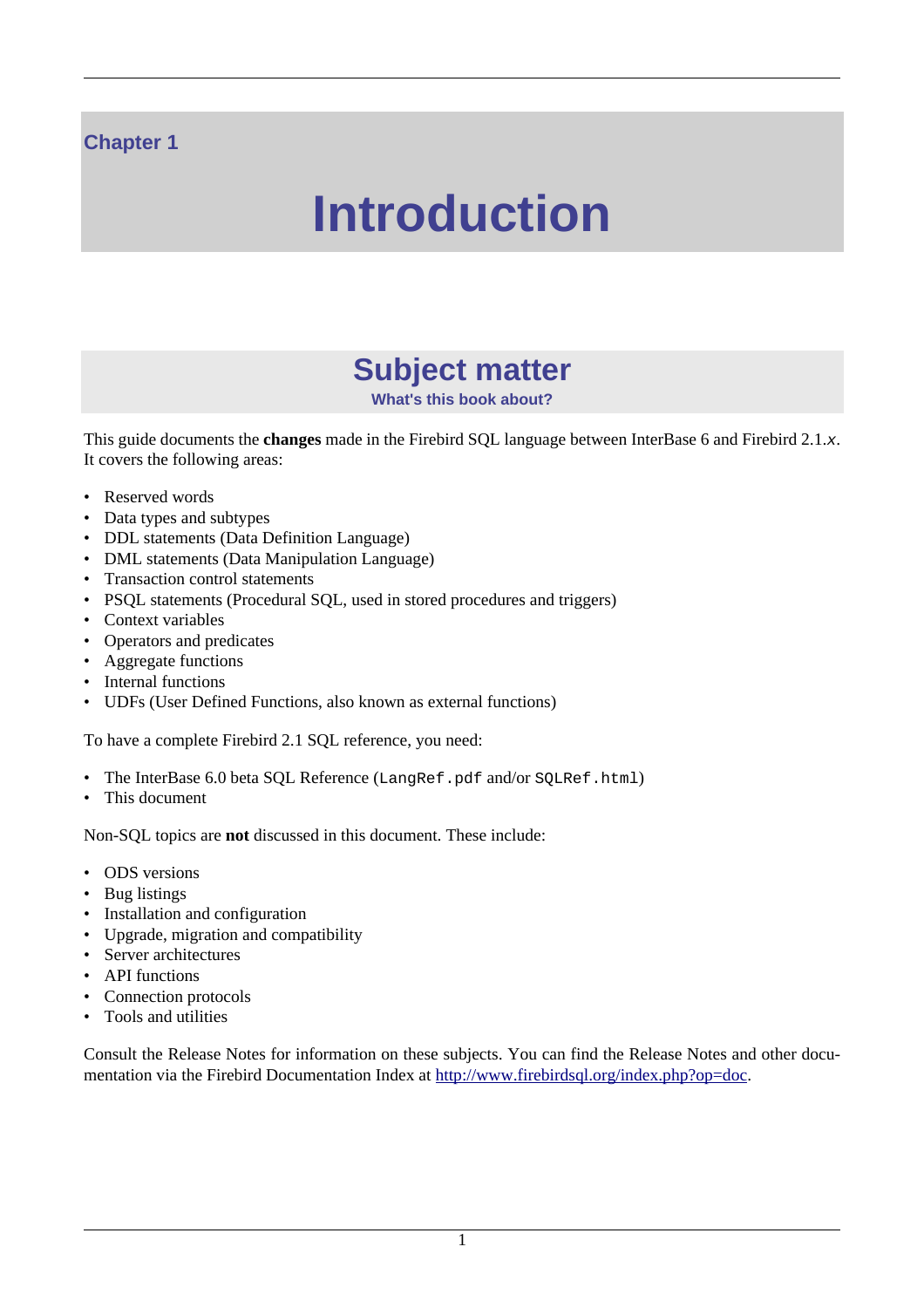Chapter 1

# Introduction

## Subject matter

### What's this book about?

This guide documents the **changes** made in the Firebird SQL language between InterBase 6 and Firebird 2.1.*x*. It covers the following areas:

- Reserved words
- Data types and subtypes
- DDL statements (Data Definition Language)
- DML statements (Data Manipulation Language)
- Transaction control statements
- PSQL statements (Procedural SQL, used in stored procedures and triggers)
- Context variables
- Operators and predicates
- Aggregate functions
- Internal functions
- UDFs (User Defined Functions, also known as external functions)

To have a complete Firebird 2.1 SQL reference, you need:

- The InterBase 6.0 beta SQL Reference (`LangRef.pdf` and/or `SQLRef.html`)
- This document

Non-SQL topics are **not** discussed in this document. These include:

- ODS versions
- Bug listings
- Installation and configuration
- Upgrade, migration and compatibility
- Server architectures
- API functions
- Connection protocols
- Tools and utilities

Consult the Release Notes for information on these subjects. You can find the Release Notes and other documentation via the Firebird Documentation Index at http://www.firebirdsql.org/index.php?op=doc.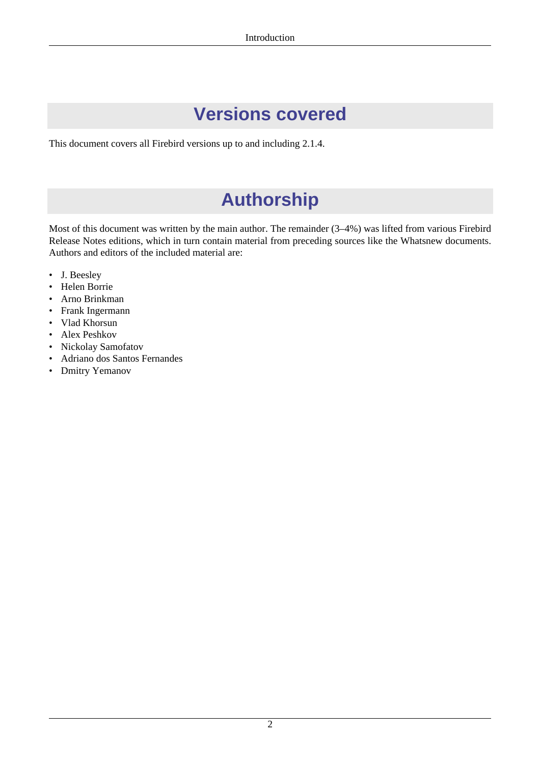## Versions covered

This document covers all Firebird versions up to and including 2.1.4.

## Authorship

Most of this document was written by the main author. The remainder (3–4%) was lifted from various Firebird Release Notes editions, which in turn contain material from preceding sources like the Whatsnew documents. Authors and editors of the included material are:

- J. Beesley
- Helen Borrie
- Arno Brinkman
- Frank Ingermann
- Vlad Khorsun
- Alex Peshkov
- Nickolay Samofatov
- Adriano dos Santos Fernandes
- Dmitry Yemanov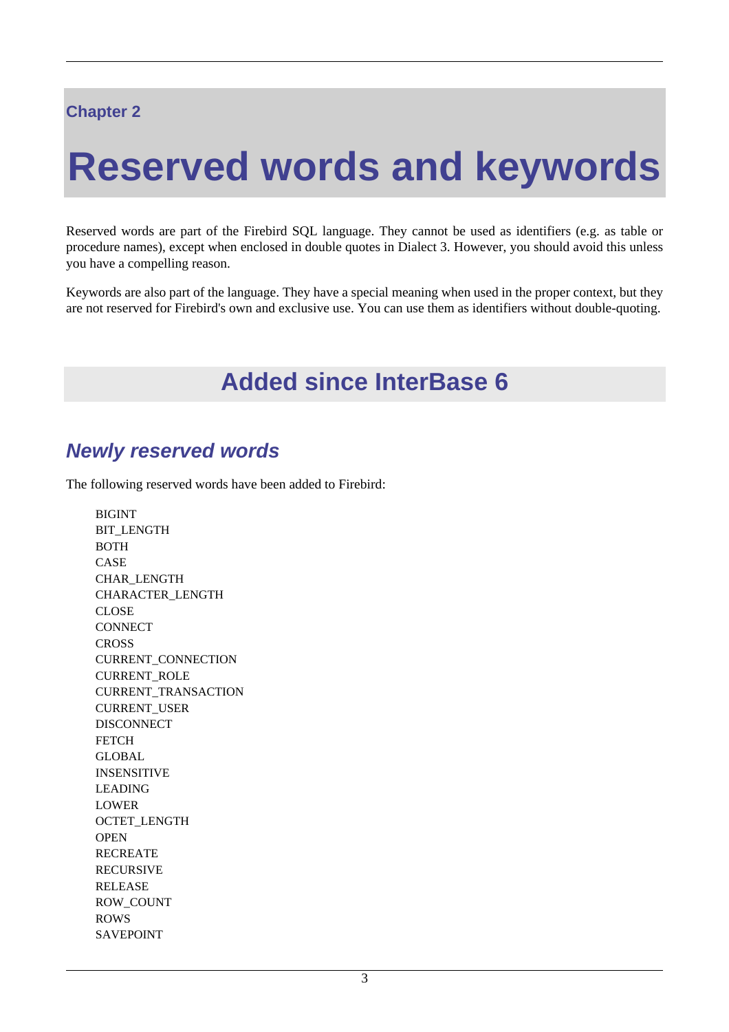Chapter 2

# Reserved words and keywords

Reserved words are part of the Firebird SQL language. They cannot be used as identifiers (e.g. as table or procedure names), except when enclosed in double quotes in Dialect 3. However, you should avoid this unless you have a compelling reason.

Keywords are also part of the language. They have a special meaning when used in the proper context, but they are not reserved for Firebird's own and exclusive use. You can use them as identifiers without double-quoting.

## Added since InterBase 6

### *Newly reserved words*

The following reserved words have been added to Firebird:

BIGINT
BIT_LENGTH
BOTH
CASE
CHAR_LENGTH
CHARACTER_LENGTH
CLOSE
CONNECT
CROSS
CURRENT_CONNECTION
CURRENT_ROLE
CURRENT_TRANSACTION
CURRENT_USER
DISCONNECT
FETCH
GLOBAL
INSENSITIVE
LEADING
LOWER
OCTET_LENGTH
OPEN
RECREATE
RECURSIVE
RELEASE
ROW_COUNT
ROWS
SAVEPOINT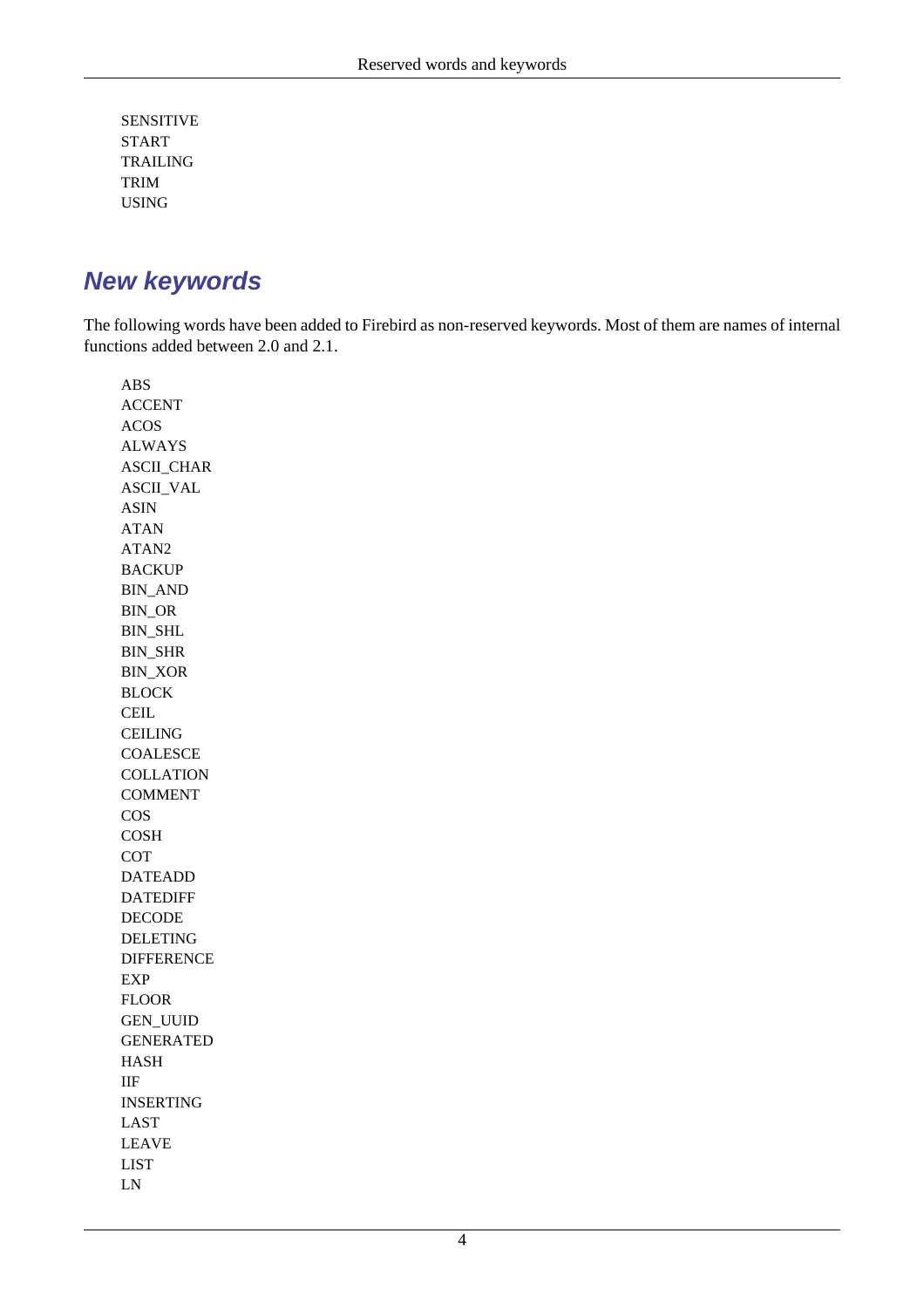SENSITIVE
START
TRAILING
TRIM
USING

## New keywords

The following words have been added to Firebird as non-reserved keywords. Most of them are names of internal functions added between 2.0 and 2.1.

ABS
ACCENT
ACOS
ALWAYS
ASCII_CHAR
ASCII_VAL
ASIN
ATAN
ATAN2
BACKUP
BIN_AND
BIN_OR
BIN_SHL
BIN_SHR
BIN_XOR
BLOCK
CEIL
CEILING
COALESCE
COLLATION
COMMENT
COS
COSH
COT
DATEADD
DATEDIFF
DECODE
DELETING
DIFFERENCE
EXP
FLOOR
GEN_UUID
GENERATED
HASH
IIF
INSERTING
LAST
LEAVE
LIST
LN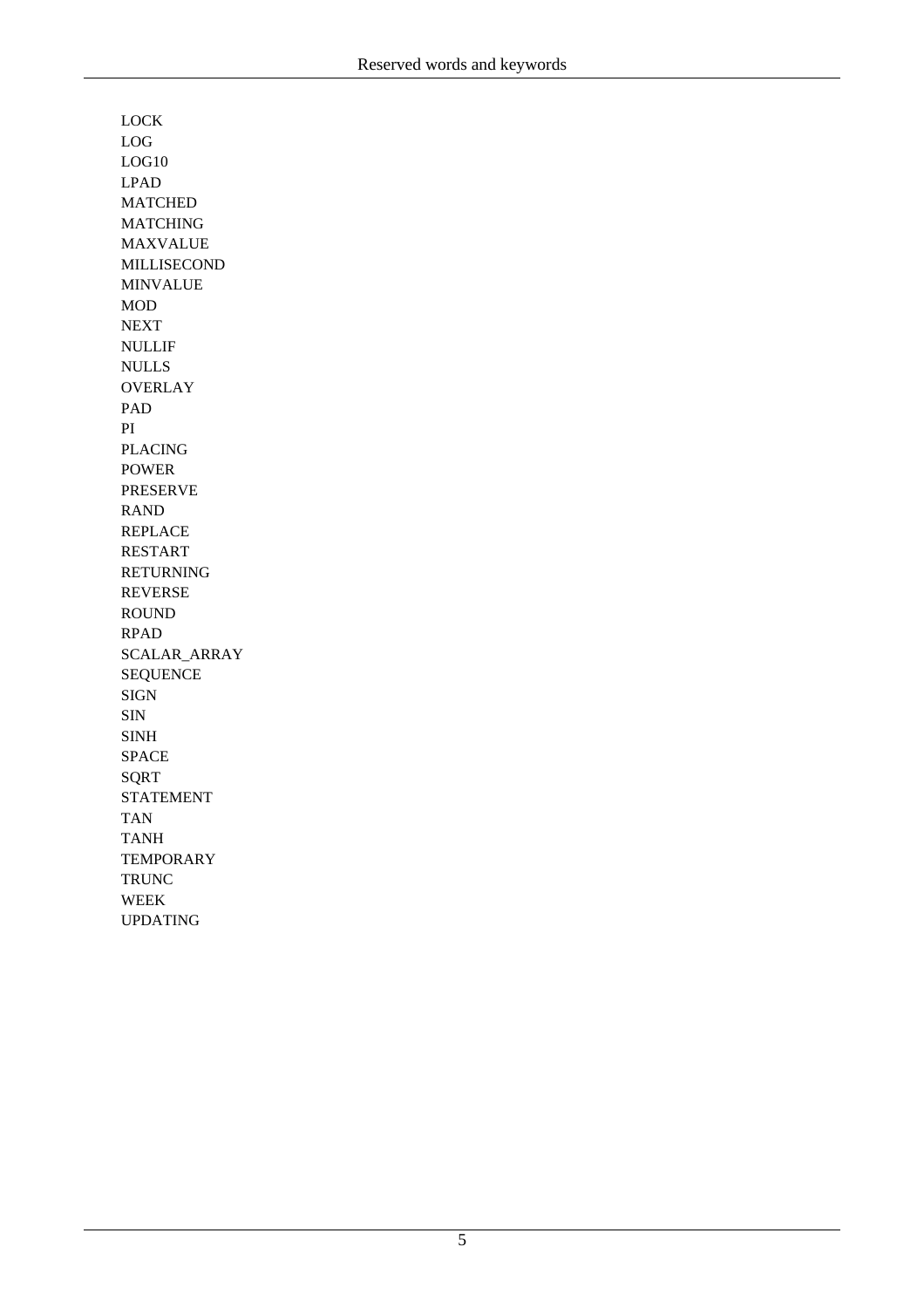LOCK
LOG
LOG10
LPAD
MATCHED
MATCHING
MAXVALUE
MILLISECOND
MINVALUE
MOD
NEXT
NULLIF
NULLS
OVERLAY
PAD
PI
PLACING
POWER
PRESERVE
RAND
REPLACE
RESTART
RETURNING
REVERSE
ROUND
RPAD
SCALAR_ARRAY
SEQUENCE
SIGN
SIN
SINH
SPACE
SQRT
STATEMENT
TAN
TANH
TEMPORARY
TRUNC
WEEK
UPDATING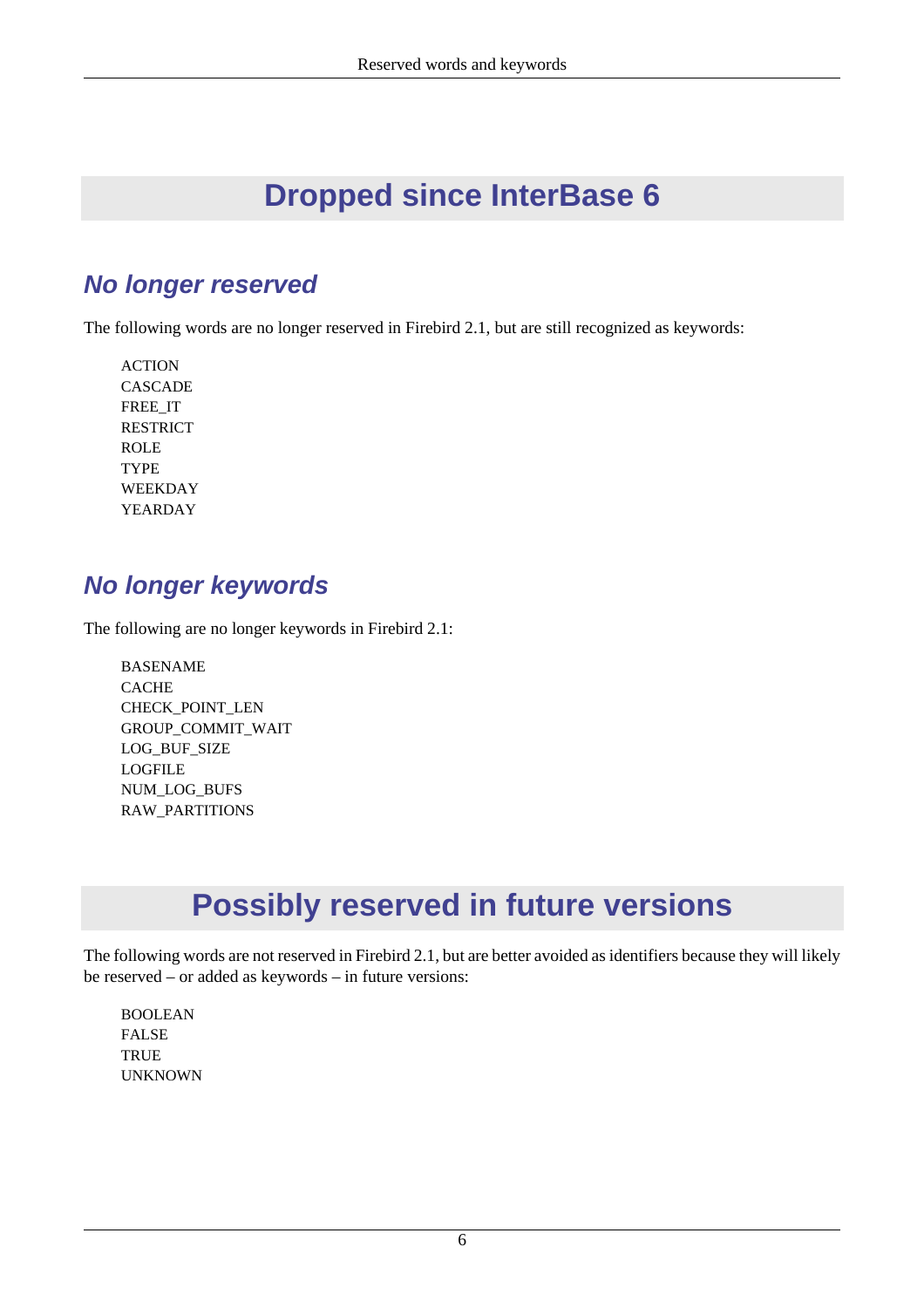# Dropped since InterBase 6

## *No longer reserved*

The following words are no longer reserved in Firebird 2.1, but are still recognized as keywords:

ACTION
CASCADE
FREE_IT
RESTRICT
ROLE
TYPE
WEEKDAY
YEARDAY

## *No longer keywords*

The following are no longer keywords in Firebird 2.1:

BASENAME
CACHE
CHECK_POINT_LEN
GROUP_COMMIT_WAIT
LOG_BUF_SIZE
LOGFILE
NUM_LOG_BUFS
RAW_PARTITIONS

# Possibly reserved in future versions

The following words are not reserved in Firebird 2.1, but are better avoided as identifiers because they will likely be reserved – or added as keywords – in future versions:

BOOLEAN
FALSE
TRUE
UNKNOWN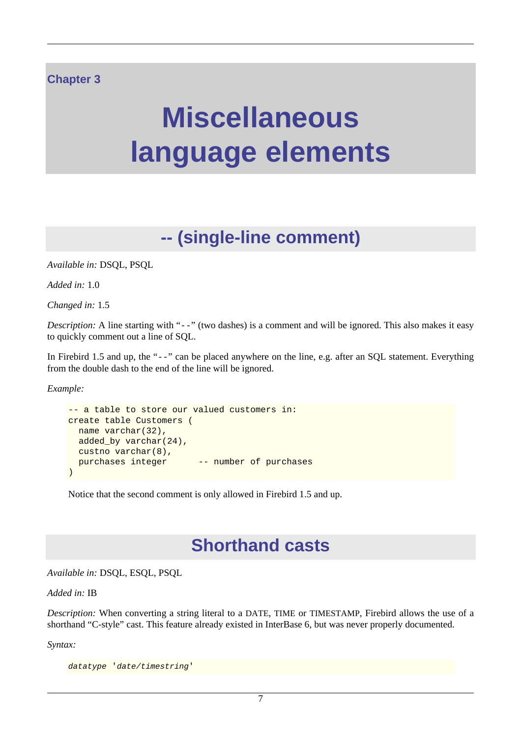Chapter 3

# Miscellaneous language elements

## -- (single-line comment)

*Available in:* DSQL, PSQL

*Added in:* 1.0

*Changed in:* 1.5

*Description:* A line starting with "`--`" (two dashes) is a comment and will be ignored. This also makes it easy to quickly comment out a line of SQL.

In Firebird 1.5 and up, the "`--`" can be placed anywhere on the line, e.g. after an SQL statement. Everything from the double dash to the end of the line will be ignored.

*Example:*

```
-- a table to store our valued customers in:
create table Customers (
  name varchar(32),
  added_by varchar(24),
  custno varchar(8),
  purchases integer      -- number of purchases
)
```

Notice that the second comment is only allowed in Firebird 1.5 and up.

## Shorthand casts

*Available in:* DSQL, ESQL, PSQL

*Added in:* IB

*Description:* When converting a string literal to a DATE, TIME or TIMESTAMP, Firebird allows the use of a shorthand "C-style" cast. This feature already existed in InterBase 6, but was never properly documented.

*Syntax:*

```
datatype 'date/timestring'
```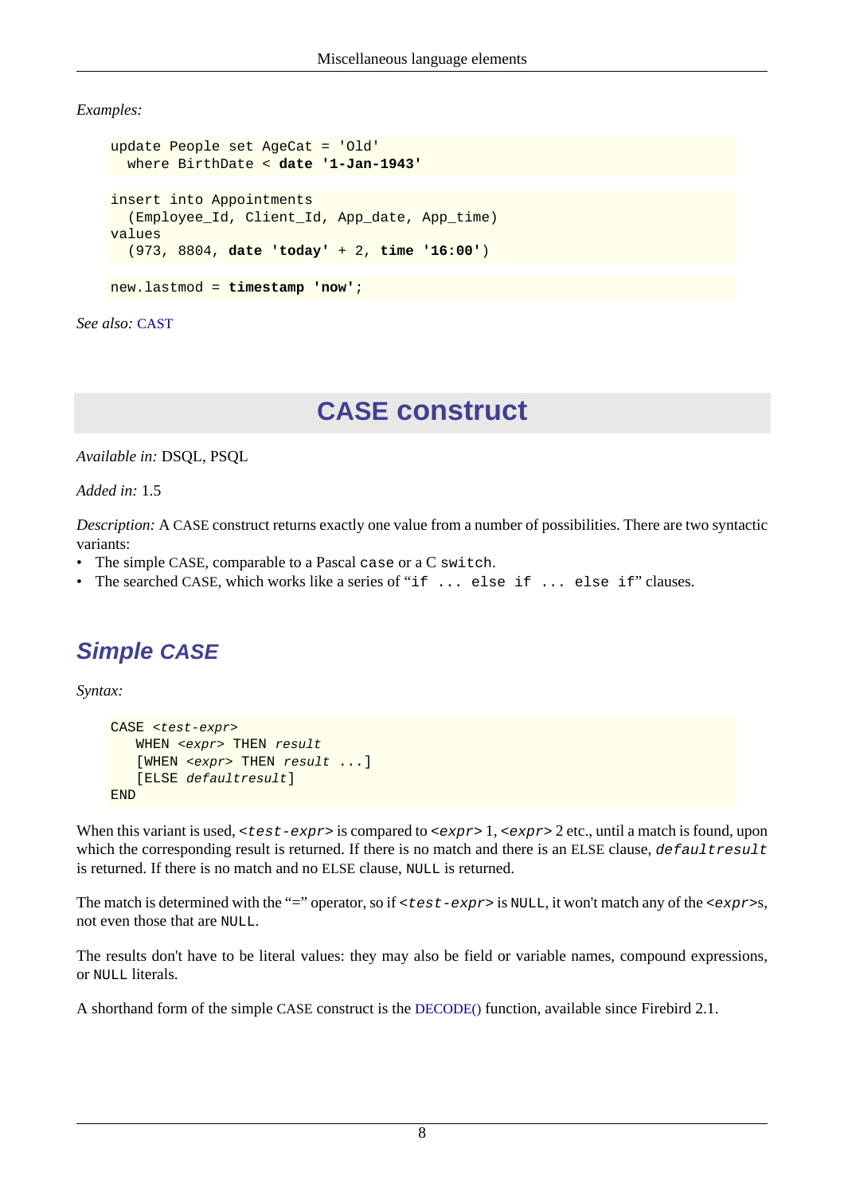*Examples:*

```
update People set AgeCat = 'Old'
  where BirthDate < date '1-Jan-1943'
```

```
insert into Appointments
  (Employee_Id, Client_Id, App_date, App_time)
values
  (973, 8804, date 'today' + 2, time '16:00')
```

```
new.lastmod = timestamp 'now';
```

*See also:* CAST

# CASE construct

*Available in:* DSQL, PSQL

*Added in:* 1.5

*Description:* A CASE construct returns exactly one value from a number of possibilities. There are two syntactic variants:

- The simple CASE, comparable to a Pascal `case` or a C `switch`.
- The searched CASE, which works like a series of "`if ... else if ... else if`" clauses.

## *Simple CASE*

*Syntax:*

```
CASE <test-expr>
   WHEN <expr> THEN result
   [WHEN <expr> THEN result ...]
   [ELSE defaultresult]
END
```

When this variant is used, `<test-expr>` is compared to `<expr>` 1, `<expr>` 2 etc., until a match is found, upon which the corresponding result is returned. If there is no match and there is an ELSE clause, `defaultresult` is returned. If there is no match and no ELSE clause, `NULL` is returned.

The match is determined with the "=" operator, so if `<test-expr>` is `NULL`, it won't match any of the `<expr>`s, not even those that are `NULL`.

The results don't have to be literal values: they may also be field or variable names, compound expressions, or `NULL` literals.

A shorthand form of the simple CASE construct is the DECODE() function, available since Firebird 2.1.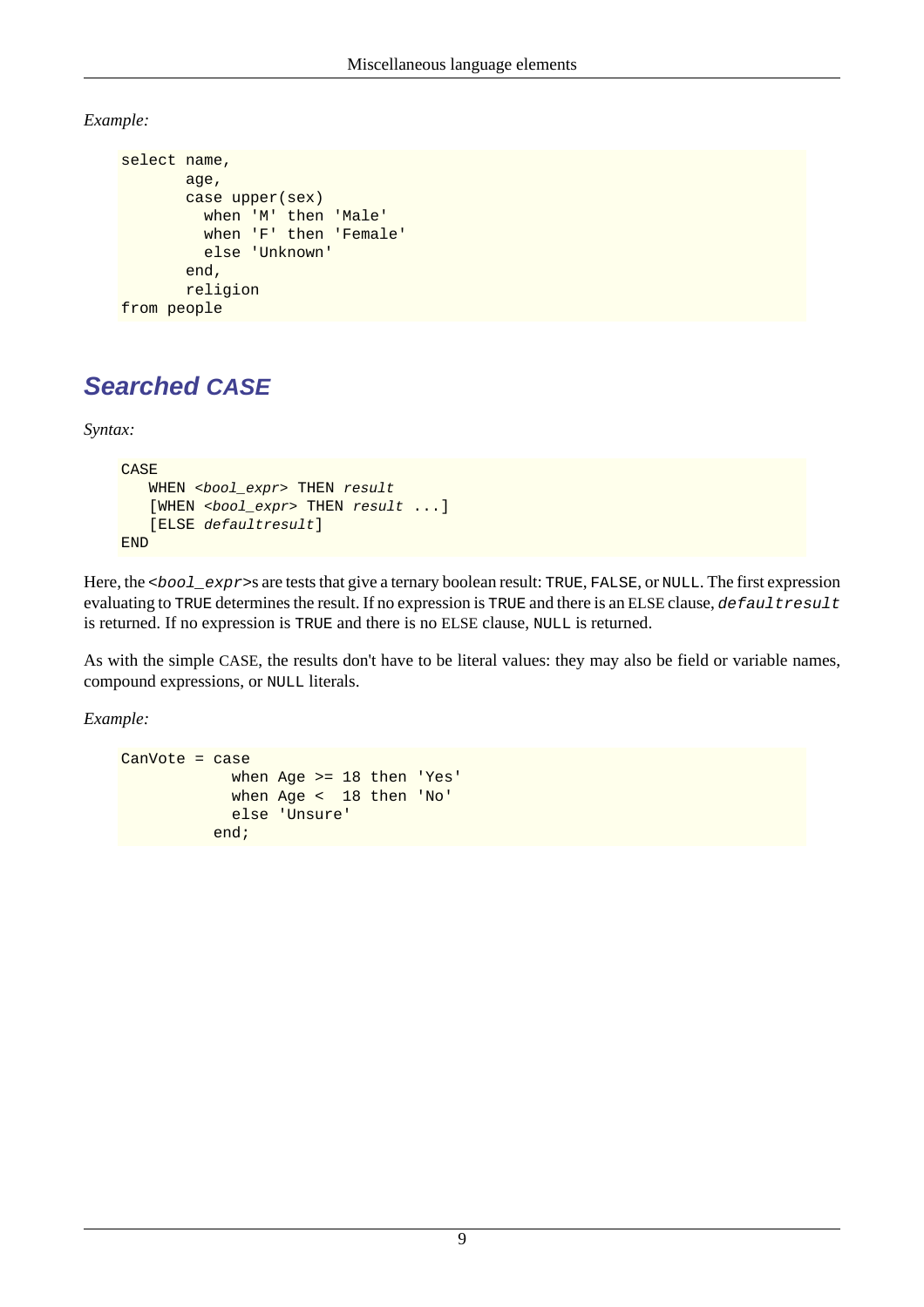*Example:*

```
select name,
       age,
       case upper(sex)
         when 'M' then 'Male'
         when 'F' then 'Female'
         else 'Unknown'
       end,
       religion
from people
```

## Searched CASE

*Syntax:*

```
CASE
   WHEN <bool_expr> THEN result
   [WHEN <bool_expr> THEN result ...]
   [ELSE defaultresult]
END
```

Here, the `<bool_expr>`s are tests that give a ternary boolean result: `TRUE`, `FALSE`, or `NULL`. The first expression evaluating to `TRUE` determines the result. If no expression is `TRUE` and there is an ELSE clause, `defaultresult` is returned. If no expression is `TRUE` and there is no ELSE clause, `NULL` is returned.

As with the simple CASE, the results don't have to be literal values: they may also be field or variable names, compound expressions, or `NULL` literals.

*Example:*

```
CanVote = case
            when Age >= 18 then 'Yes'
            when Age <  18 then 'No'
            else 'Unsure'
          end;
```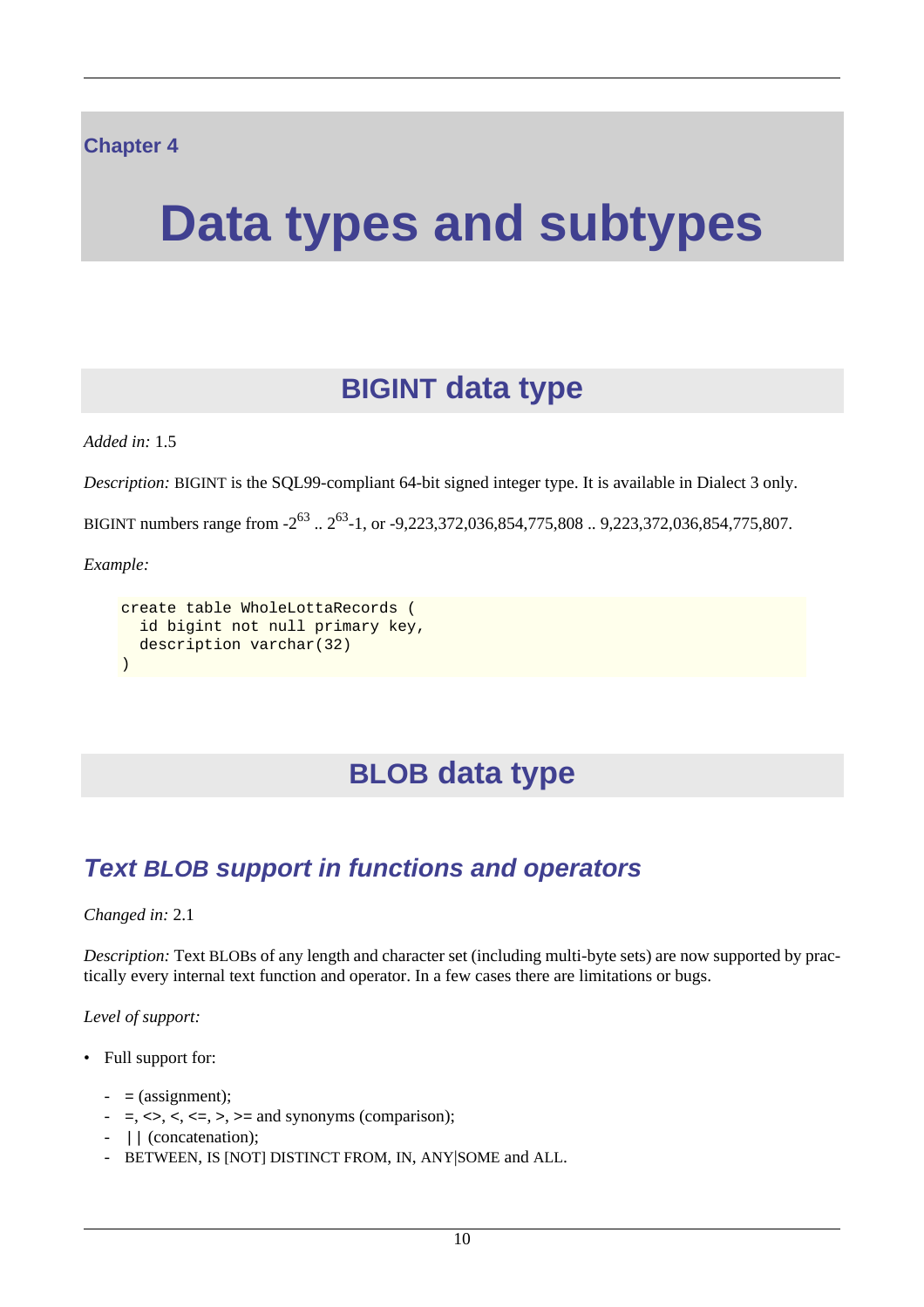Chapter 4

# Data types and subtypes

## BIGINT data type

*Added in:* 1.5

*Description:* BIGINT is the SQL99-compliant 64-bit signed integer type. It is available in Dialect 3 only.

BIGINT numbers range from $-2^{63}$ .. $2^{63}-1$, or -9,223,372,036,854,775,808 .. 9,223,372,036,854,775,807.

*Example:*

```
create table WholeLottaRecords (
  id bigint not null primary key,
  description varchar(32)
)
```

## BLOB data type

### *Text BLOB support in functions and operators*

*Changed in:* 2.1

*Description:* Text BLOBs of any length and character set (including multi-byte sets) are now supported by practically every internal text function and operator. In a few cases there are limitations or bugs.

*Level of support:*

- Full support for:
  - = (assignment);
  - =, <>, <, <=, >, >= and synonyms (comparison);
  - || (concatenation);
  - BETWEEN, IS [NOT] DISTINCT FROM, IN, ANY|SOME and ALL.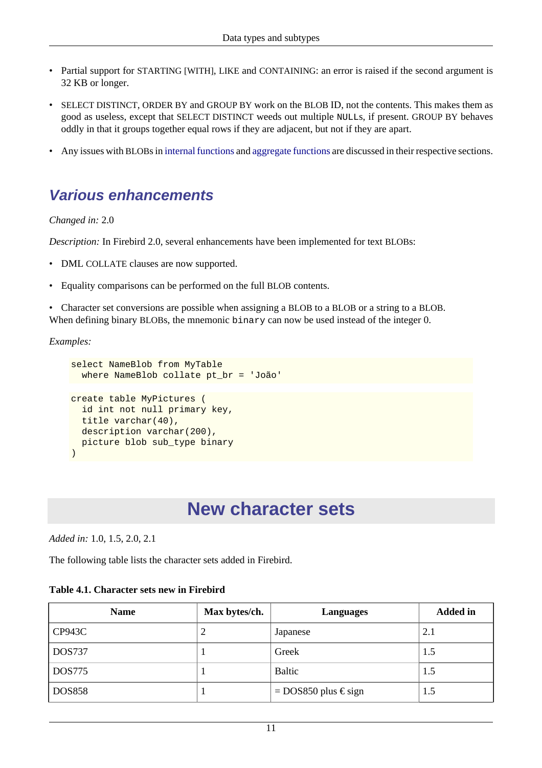- Partial support for STARTING [WITH], LIKE and CONTAINING: an error is raised if the second argument is 32 KB or longer.

- SELECT DISTINCT, ORDER BY and GROUP BY work on the BLOB ID, not the contents. This makes them as good as useless, except that SELECT DISTINCT weeds out multiple NULLs, if present. GROUP BY behaves oddly in that it groups together equal rows if they are adjacent, but not if they are apart.

- Any issues with BLOBs in internal functions and aggregate functions are discussed in their respective sections.

## Various enhancements

*Changed in:* 2.0

*Description:* In Firebird 2.0, several enhancements have been implemented for text BLOBs:

- DML COLLATE clauses are now supported.

- Equality comparisons can be performed on the full BLOB contents.

- Character set conversions are possible when assigning a BLOB to a BLOB or a string to a BLOB.

When defining binary BLOBs, the mnemonic `binary` can now be used instead of the integer 0.

*Examples:*

```
select NameBlob from MyTable
  where NameBlob collate pt_br = 'João'
```

```
create table MyPictures (
  id int not null primary key,
  title varchar(40),
  description varchar(200),
  picture blob sub_type binary
)
```

# New character sets

*Added in:* 1.0, 1.5, 2.0, 2.1

The following table lists the character sets added in Firebird.

**Table 4.1. Character sets new in Firebird**

| Name | Max bytes/ch. | Languages | Added in |
|---|---|---|---|
| CP943C | 2 | Japanese | 2.1 |
| DOS737 | 1 | Greek | 1.5 |
| DOS775 | 1 | Baltic | 1.5 |
| DOS858 | 1 | = DOS850 plus € sign | 1.5 |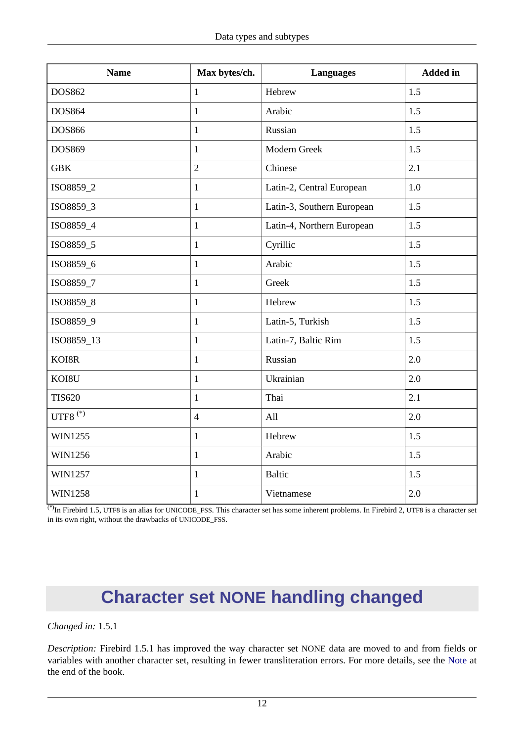| Name | Max bytes/ch. | Languages | Added in |
|---|---|---|---|
| DOS862 | 1 | Hebrew | 1.5 |
| DOS864 | 1 | Arabic | 1.5 |
| DOS866 | 1 | Russian | 1.5 |
| DOS869 | 1 | Modern Greek | 1.5 |
| GBK | 2 | Chinese | 2.1 |
| ISO8859_2 | 1 | Latin-2, Central European | 1.0 |
| ISO8859_3 | 1 | Latin-3, Southern European | 1.5 |
| ISO8859_4 | 1 | Latin-4, Northern European | 1.5 |
| ISO8859_5 | 1 | Cyrillic | 1.5 |
| ISO8859_6 | 1 | Arabic | 1.5 |
| ISO8859_7 | 1 | Greek | 1.5 |
| ISO8859_8 | 1 | Hebrew | 1.5 |
| ISO8859_9 | 1 | Latin-5, Turkish | 1.5 |
| ISO8859_13 | 1 | Latin-7, Baltic Rim | 1.5 |
| KOI8R | 1 | Russian | 2.0 |
| KOI8U | 1 | Ukrainian | 2.0 |
| TIS620 | 1 | Thai | 2.1 |
| UTF8 [(*)] | 4 | All | 2.0 |
| WIN1255 | 1 | Hebrew | 1.5 |
| WIN1256 | 1 | Arabic | 1.5 |
| WIN1257 | 1 | Baltic | 1.5 |
| WIN1258 | 1 | Vietnamese | 2.0 |

[(*)]In Firebird 1.5, UTF8 is an alias for UNICODE_FSS. This character set has some inherent problems. In Firebird 2, UTF8 is a character set in its own right, without the drawbacks of UNICODE_FSS.

# Character set NONE handling changed

*Changed in:* 1.5.1

*Description:* Firebird 1.5.1 has improved the way character set NONE data are moved to and from fields or variables with another character set, resulting in fewer transliteration errors. For more details, see the Note at the end of the book.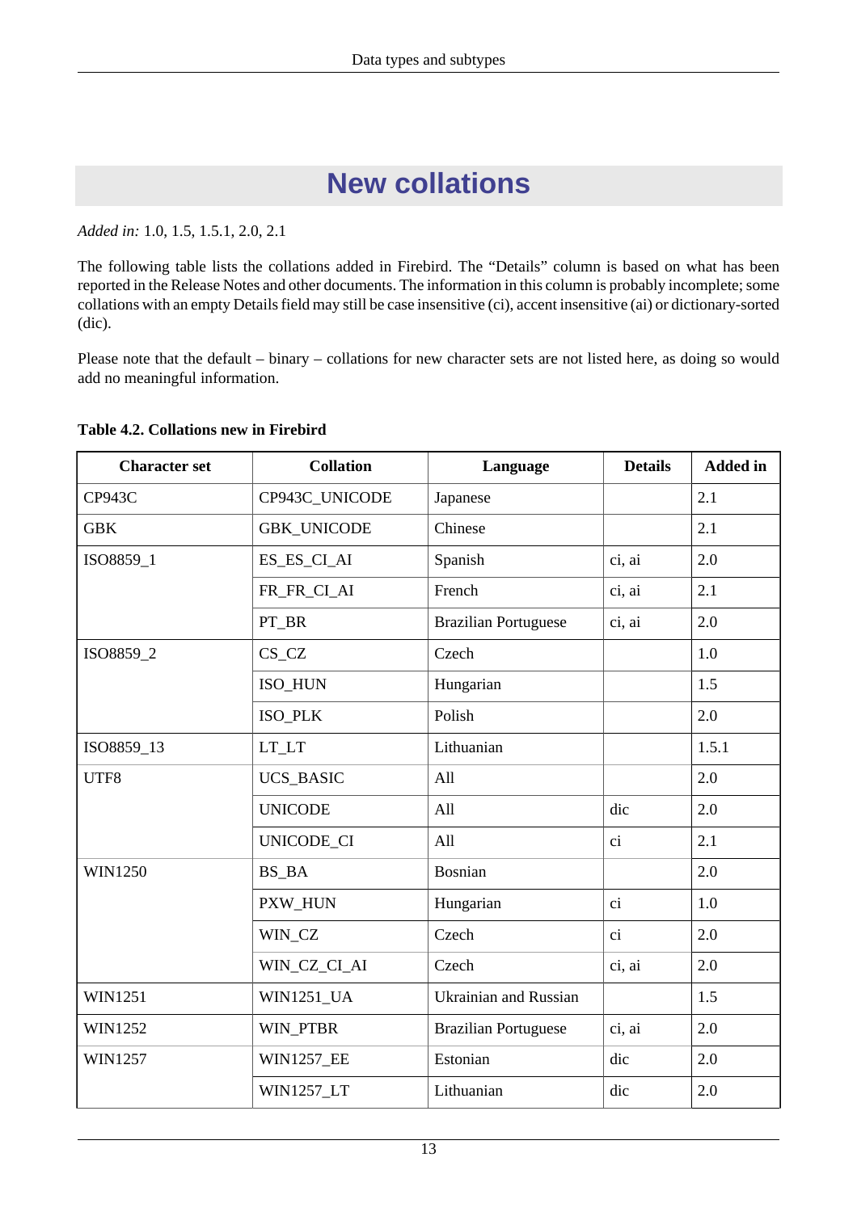# New collations

*Added in:* 1.0, 1.5, 1.5.1, 2.0, 2.1

The following table lists the collations added in Firebird. The "Details" column is based on what has been reported in the Release Notes and other documents. The information in this column is probably incomplete; some collations with an empty Details field may still be case insensitive (ci), accent insensitive (ai) or dictionary-sorted (dic).

Please note that the default – binary – collations for new character sets are not listed here, as doing so would add no meaningful information.

**Table 4.2. Collations new in Firebird**

| Character set | Collation | Language | Details | Added in |
|---|---|---|---|---|
| CP943C | CP943C_UNICODE | Japanese | | 2.1 |
| GBK | GBK_UNICODE | Chinese | | 2.1 |
| ISO8859_1 | ES_ES_CI_AI | Spanish | ci, ai | 2.0 |
| | FR_FR_CI_AI | French | ci, ai | 2.1 |
| | PT_BR | Brazilian Portuguese | ci, ai | 2.0 |
| ISO8859_2 | CS_CZ | Czech | | 1.0 |
| | ISO_HUN | Hungarian | | 1.5 |
| | ISO_PLK | Polish | | 2.0 |
| ISO8859_13 | LT_LT | Lithuanian | | 1.5.1 |
| UTF8 | UCS_BASIC | All | | 2.0 |
| | UNICODE | All | dic | 2.0 |
| | UNICODE_CI | All | ci | 2.1 |
| WIN1250 | BS_BA | Bosnian | | 2.0 |
| | PXW_HUN | Hungarian | ci | 1.0 |
| | WIN_CZ | Czech | ci | 2.0 |
| | WIN_CZ_CI_AI | Czech | ci, ai | 2.0 |
| WIN1251 | WIN1251_UA | Ukrainian and Russian | | 1.5 |
| WIN1252 | WIN_PTBR | Brazilian Portuguese | ci, ai | 2.0 |
| WIN1257 | WIN1257_EE | Estonian | dic | 2.0 |
| | WIN1257_LT | Lithuanian | dic | 2.0 |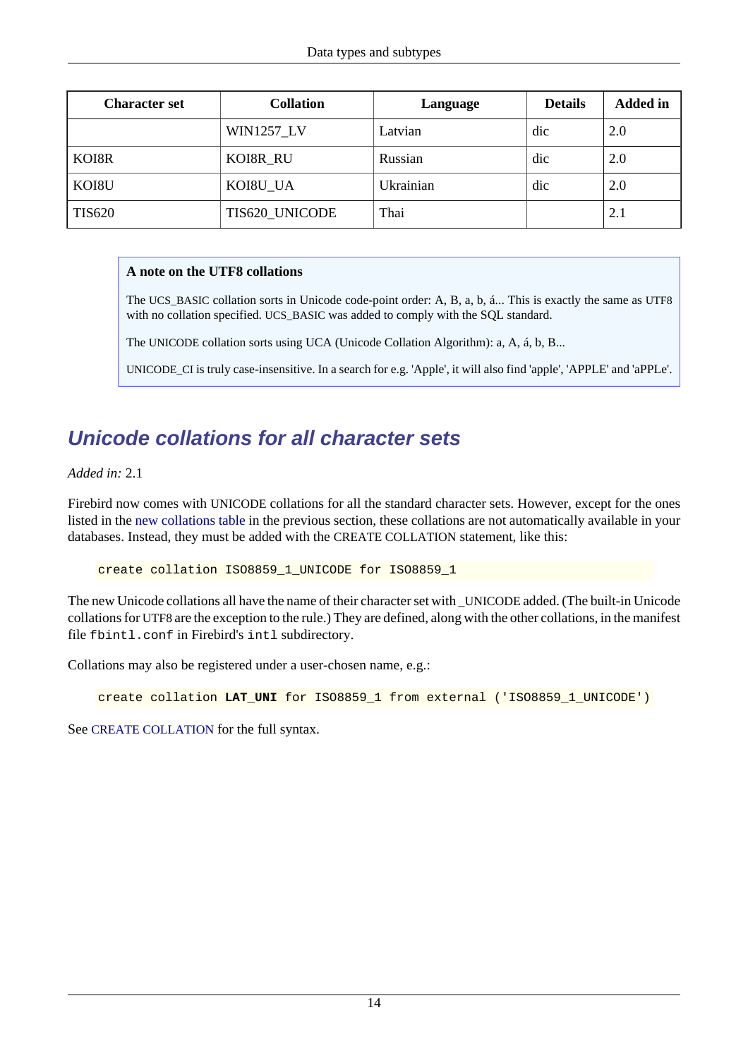| Character set | Collation | Language | Details | Added in |
|---|---|---|---|---|
| | WIN1257_LV | Latvian | dic | 2.0 |
| KOI8R | KOI8R_RU | Russian | dic | 2.0 |
| KOI8U | KOI8U_UA | Ukrainian | dic | 2.0 |
| TIS620 | TIS620_UNICODE | Thai | | 2.1 |

> **A note on the UTF8 collations**
>
> The UCS_BASIC collation sorts in Unicode code-point order: A, B, a, b, á... This is exactly the same as UTF8 with no collation specified. UCS_BASIC was added to comply with the SQL standard.
>
> The UNICODE collation sorts using UCA (Unicode Collation Algorithm): a, A, á, b, B...
>
> UNICODE_CI is truly case-insensitive. In a search for e.g. 'Apple', it will also find 'apple', 'APPLE' and 'aPPLe'.

## *Unicode collations for all character sets*

*Added in:* 2.1

Firebird now comes with UNICODE collations for all the standard character sets. However, except for the ones listed in the new collations table in the previous section, these collations are not automatically available in your databases. Instead, they must be added with the CREATE COLLATION statement, like this:

```
create collation ISO8859_1_UNICODE for ISO8859_1
```

The new Unicode collations all have the name of their character set with _UNICODE added. (The built-in Unicode collations for UTF8 are the exception to the rule.) They are defined, along with the other collations, in the manifest file `fbintl.conf` in Firebird's `intl` subdirectory.

Collations may also be registered under a user-chosen name, e.g.:

```
create collation LAT_UNI for ISO8859_1 from external ('ISO8859_1_UNICODE')
```

See CREATE COLLATION for the full syntax.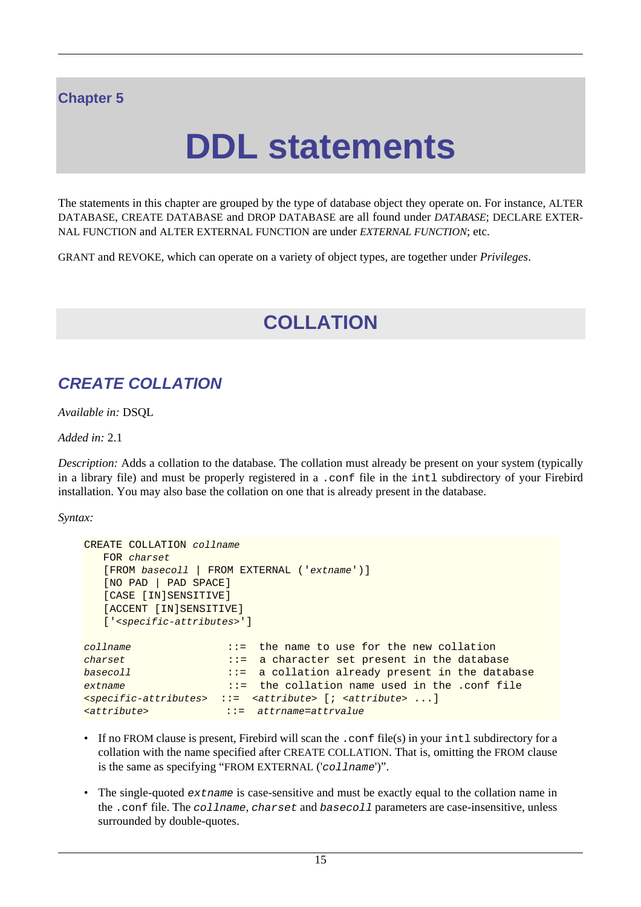Chapter 5

# DDL statements

The statements in this chapter are grouped by the type of database object they operate on. For instance, ALTER DATABASE, CREATE DATABASE and DROP DATABASE are all found under *DATABASE*; DECLARE EXTERNAL FUNCTION and ALTER EXTERNAL FUNCTION are under *EXTERNAL FUNCTION*; etc.

GRANT and REVOKE, which can operate on a variety of object types, are together under *Privileges*.

## COLLATION

### CREATE COLLATION

*Available in:* DSQL

*Added in:* 2.1

*Description:* Adds a collation to the database. The collation must already be present on your system (typically in a library file) and must be properly registered in a `.conf` file in the `intl` subdirectory of your Firebird installation. You may also base the collation on one that is already present in the database.

*Syntax:*

```
CREATE COLLATION collname
   FOR charset
   [FROM basecoll | FROM EXTERNAL ('extname')]
   [NO PAD | PAD SPACE]
   [CASE [IN]SENSITIVE]
   [ACCENT [IN]SENSITIVE]
   ['<specific-attributes>']

collname                ::=  the name to use for the new collation
charset                 ::=  a character set present in the database
basecoll                ::=  a collation already present in the database
extname                 ::=  the collation name used in the .conf file
<specific-attributes>  ::=  <attribute> [; <attribute> ...]
<attribute>             ::=  attrname=attrvalue
```

- If no FROM clause is present, Firebird will scan the `.conf` file(s) in your `intl` subdirectory for a collation with the name specified after CREATE COLLATION. That is, omitting the FROM clause is the same as specifying “FROM EXTERNAL ('*collname*')”.
- The single-quoted *extname* is case-sensitive and must be exactly equal to the collation name in the `.conf` file. The *collname*, *charset* and *basecoll* parameters are case-insensitive, unless surrounded by double-quotes.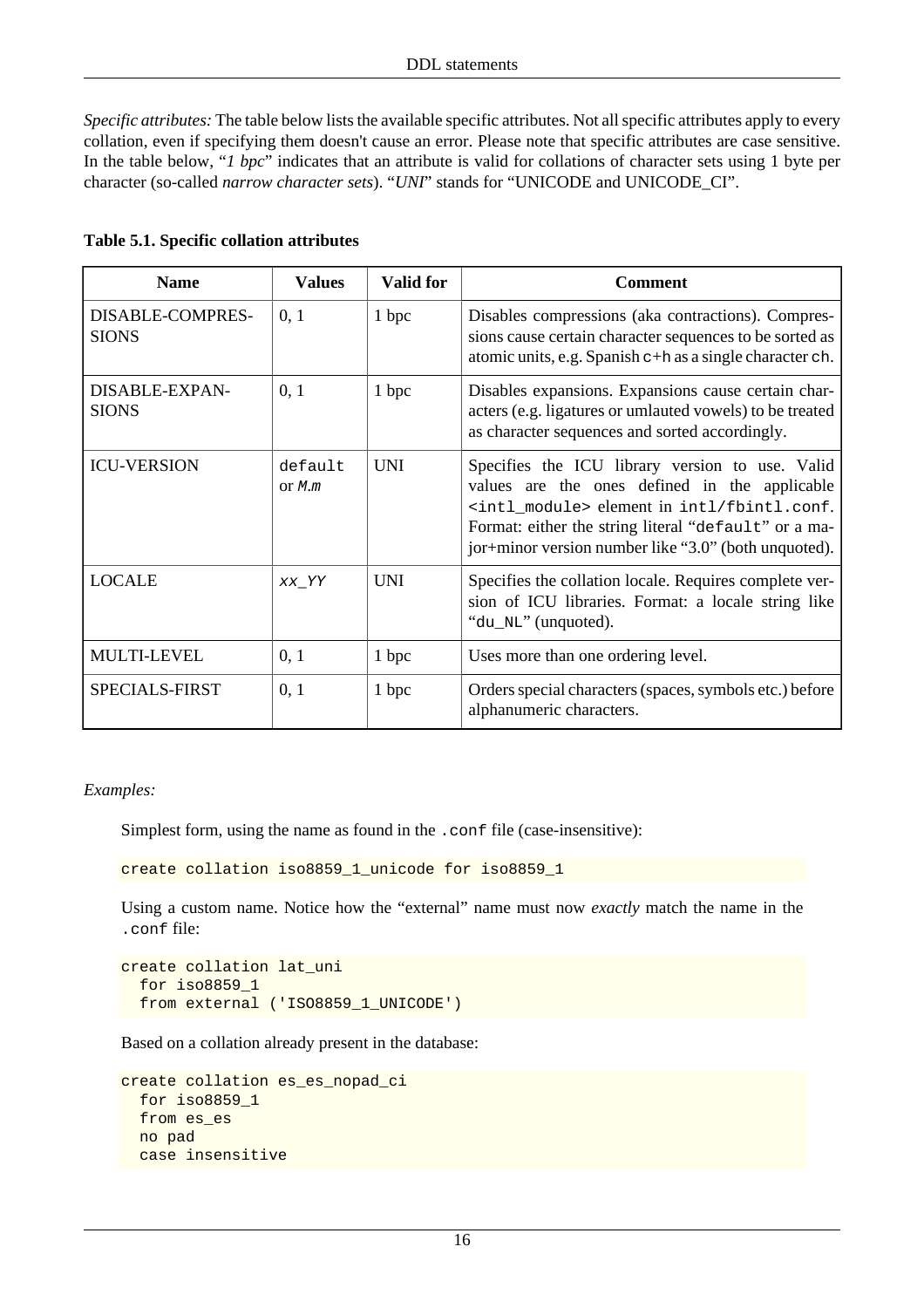*Specific attributes:* The table below lists the available specific attributes. Not all specific attributes apply to every collation, even if specifying them doesn't cause an error. Please note that specific attributes are case sensitive. In the table below, "*1 bpc*" indicates that an attribute is valid for collations of character sets using 1 byte per character (so-called *narrow character sets*). "*UNI*" stands for "UNICODE and UNICODE_CI".

**Table 5.1. Specific collation attributes**

| Name | Values | Valid for | Comment |
|---|---|---|---|
| DISABLE-COMPRESSIONS | 0, 1 | 1 bpc | Disables compressions (aka contractions). Compressions cause certain character sequences to be sorted as atomic units, e.g. Spanish `c+h` as a single character `ch`. |
| DISABLE-EXPANSIONS | 0, 1 | 1 bpc | Disables expansions. Expansions cause certain characters (e.g. ligatures or umlauted vowels) to be treated as character sequences and sorted accordingly. |
| ICU-VERSION | `default` or *M.m* | UNI | Specifies the ICU library version to use. Valid values are the ones defined in the applicable `<intl_module>` element in `intl/fbintl.conf`. Format: either the string literal "`default`" or a major+minor version number like "3.0" (both unquoted). |
| LOCALE | *xx_YY* | UNI | Specifies the collation locale. Requires complete version of ICU libraries. Format: a locale string like "`du_NL`" (unquoted). |
| MULTI-LEVEL | 0, 1 | 1 bpc | Uses more than one ordering level. |
| SPECIALS-FIRST | 0, 1 | 1 bpc | Orders special characters (spaces, symbols etc.) before alphanumeric characters. |

*Examples:*

Simplest form, using the name as found in the `.conf` file (case-insensitive):

```
create collation iso8859_1_unicode for iso8859_1
```

Using a custom name. Notice how the "external" name must now *exactly* match the name in the `.conf` file:

```
create collation lat_uni
  for iso8859_1
  from external ('ISO8859_1_UNICODE')
```

Based on a collation already present in the database:

```
create collation es_es_nopad_ci
  for iso8859_1
  from es_es
  no pad
  case insensitive
```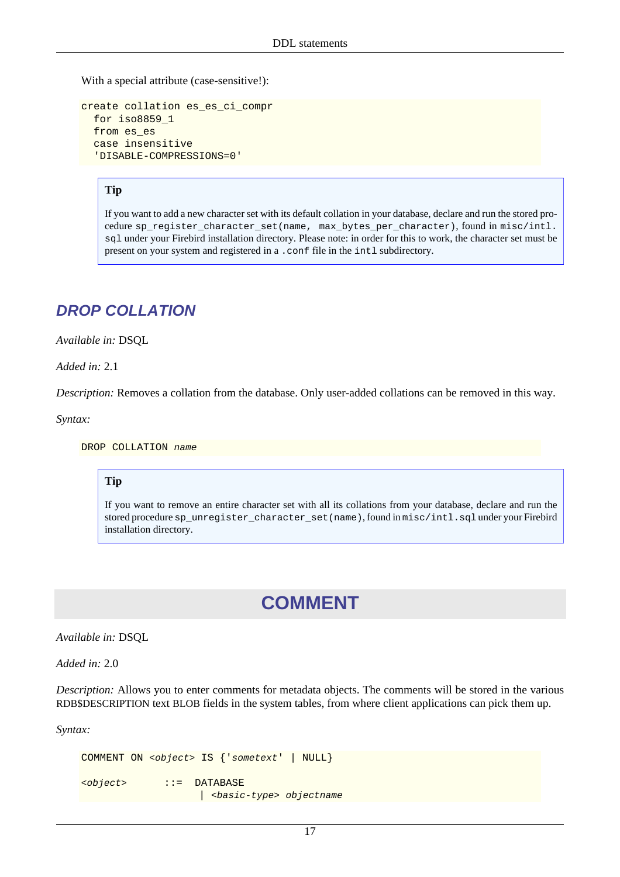With a special attribute (case-sensitive!):

```
create collation es_es_ci_compr
  for iso8859_1
  from es_es
  case insensitive
  'DISABLE-COMPRESSIONS=0'
```

> **Tip**
>
> If you want to add a new character set with its default collation in your database, declare and run the stored procedure `sp_register_character_set(name, max_bytes_per_character)`, found in `misc/intl.sql` under your Firebird installation directory. Please note: in order for this to work, the character set must be present on your system and registered in a `.conf` file in the `intl` subdirectory.

## DROP COLLATION

*Available in:* DSQL

*Added in:* 2.1

*Description:* Removes a collation from the database. Only user-added collations can be removed in this way.

*Syntax:*

```
DROP COLLATION name
```

> **Tip**
>
> If you want to remove an entire character set with all its collations from your database, declare and run the stored procedure `sp_unregister_character_set(name)`, found in `misc/intl.sql` under your Firebird installation directory.

# COMMENT

*Available in:* DSQL

*Added in:* 2.0

*Description:* Allows you to enter comments for metadata objects. The comments will be stored in the various RDB$DESCRIPTION text BLOB fields in the system tables, from where client applications can pick them up.

*Syntax:*

```
COMMENT ON <object> IS {'sometext' | NULL}

<object>      ::=  DATABASE
                 | <basic-type> objectname
```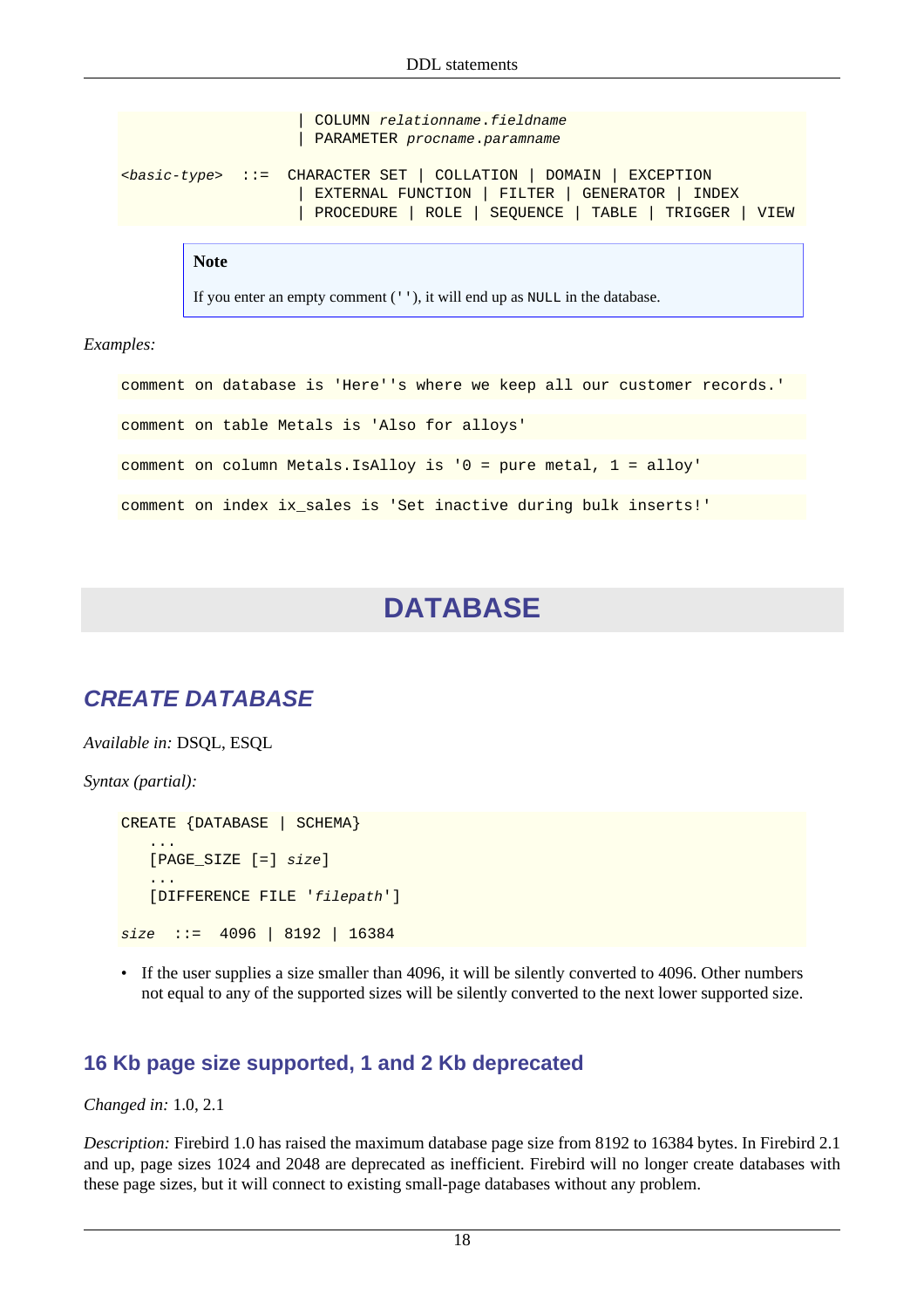```
                         | COLUMN relationname.fieldname
                         | PARAMETER procname.paramname

<basic-type>  ::=  CHARACTER SET | COLLATION | DOMAIN | EXCEPTION
                         | EXTERNAL FUNCTION | FILTER | GENERATOR | INDEX
                         | PROCEDURE | ROLE | SEQUENCE | TABLE | TRIGGER | VIEW
```

> **Note**
>
> If you enter an empty comment (`''`), it will end up as `NULL` in the database.

*Examples:*

```
comment on database is 'Here''s where we keep all our customer records.'
```

```
comment on table Metals is 'Also for alloys'
```

```
comment on column Metals.IsAlloy is '0 = pure metal, 1 = alloy'
```

```
comment on index ix_sales is 'Set inactive during bulk inserts!'
```

# DATABASE

## CREATE DATABASE

*Available in:* DSQL, ESQL

*Syntax (partial):*

```
CREATE {DATABASE | SCHEMA}
   ...
   [PAGE_SIZE [=] size]
   ...
   [DIFFERENCE FILE 'filepath']

size  ::=  4096 | 8192 | 16384
```

- If the user supplies a size smaller than 4096, it will be silently converted to 4096. Other numbers not equal to any of the supported sizes will be silently converted to the next lower supported size.

### 16 Kb page size supported, 1 and 2 Kb deprecated

*Changed in:* 1.0, 2.1

*Description:* Firebird 1.0 has raised the maximum database page size from 8192 to 16384 bytes. In Firebird 2.1 and up, page sizes 1024 and 2048 are deprecated as inefficient. Firebird will no longer create databases with these page sizes, but it will connect to existing small-page databases without any problem.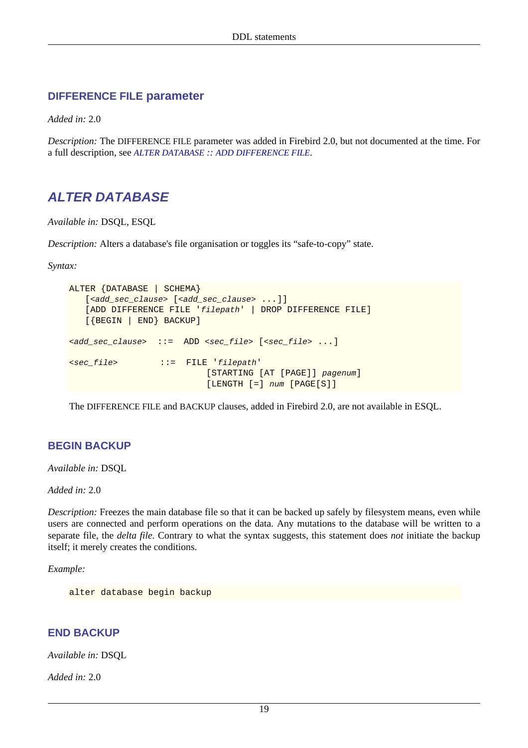### DIFFERENCE FILE parameter

*Added in:* 2.0

*Description:* The DIFFERENCE FILE parameter was added in Firebird 2.0, but not documented at the time. For a full description, see *ALTER DATABASE :: ADD DIFFERENCE FILE*.

## ALTER DATABASE

*Available in:* DSQL, ESQL

*Description:* Alters a database's file organisation or toggles its "safe-to-copy" state.

*Syntax:*

```
ALTER {DATABASE | SCHEMA}
   [<add_sec_clause> [<add_sec_clause> ...]]
   [ADD DIFFERENCE FILE 'filepath' | DROP DIFFERENCE FILE]
   [{BEGIN | END} BACKUP]

<add_sec_clause>  ::=  ADD <sec_file> [<sec_file> ...]

<sec_file>        ::=  FILE 'filepath'
                           [STARTING [AT [PAGE]] pagenum]
                           [LENGTH [=] num [PAGE[S]]
```

The DIFFERENCE FILE and BACKUP clauses, added in Firebird 2.0, are not available in ESQL.

### BEGIN BACKUP

*Available in:* DSQL

*Added in:* 2.0

*Description:* Freezes the main database file so that it can be backed up safely by filesystem means, even while users are connected and perform operations on the data. Any mutations to the database will be written to a separate file, the *delta file*. Contrary to what the syntax suggests, this statement does *not* initiate the backup itself; it merely creates the conditions.

*Example:*

```
alter database begin backup
```

### END BACKUP

*Available in:* DSQL

*Added in:* 2.0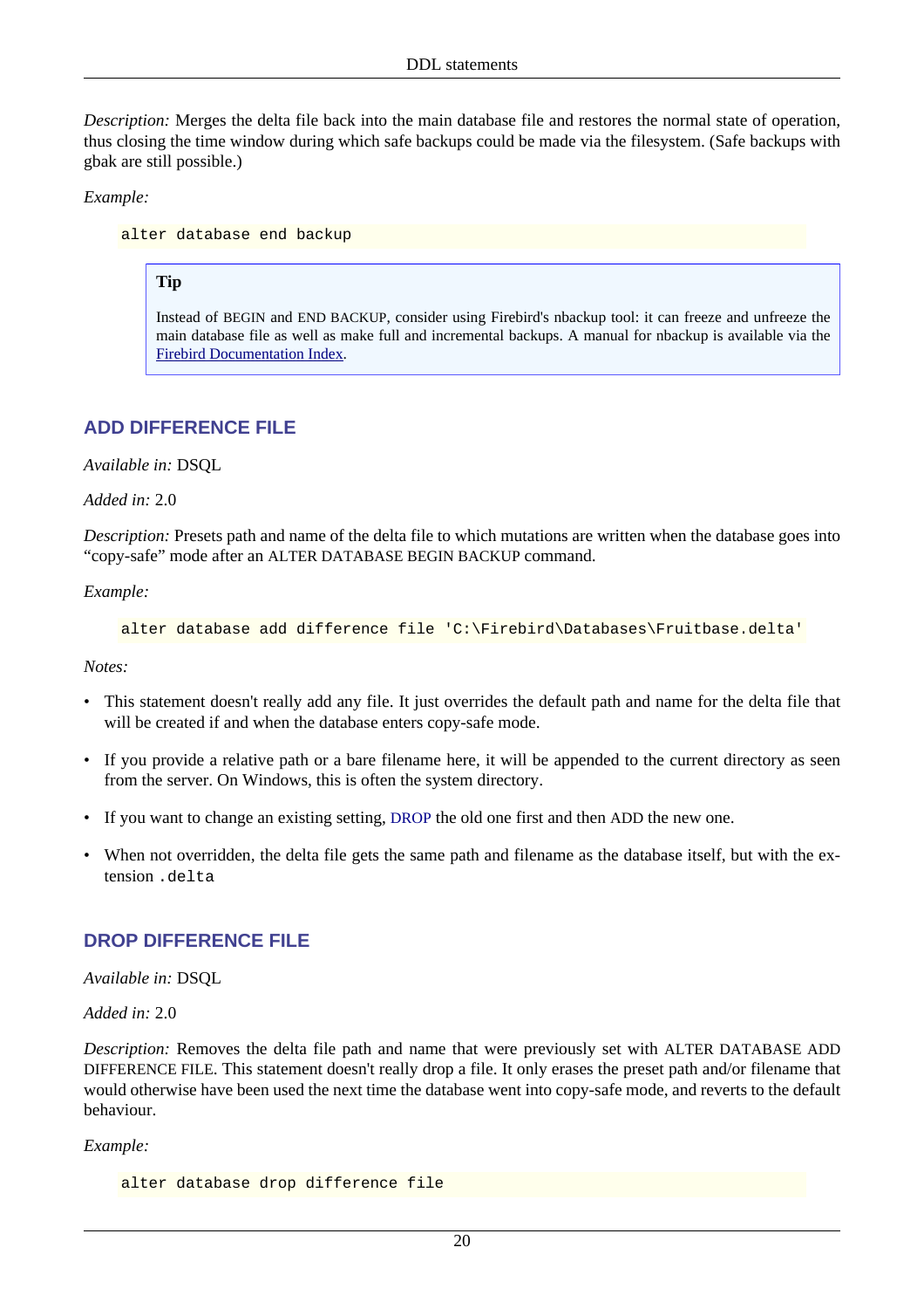*Description:* Merges the delta file back into the main database file and restores the normal state of operation, thus closing the time window during which safe backups could be made via the filesystem. (Safe backups with gbak are still possible.)

*Example:*

```
alter database end backup
```

> **Tip**
>
> Instead of BEGIN and END BACKUP, consider using Firebird's nbackup tool: it can freeze and unfreeze the main database file as well as make full and incremental backups. A manual for nbackup is available via the Firebird Documentation Index.

### ADD DIFFERENCE FILE

*Available in:* DSQL

*Added in:* 2.0

*Description:* Presets path and name of the delta file to which mutations are written when the database goes into "copy-safe" mode after an ALTER DATABASE BEGIN BACKUP command.

*Example:*

```
alter database add difference file 'C:\Firebird\Databases\Fruitbase.delta'
```

*Notes:*

- This statement doesn't really add any file. It just overrides the default path and name for the delta file that will be created if and when the database enters copy-safe mode.
- If you provide a relative path or a bare filename here, it will be appended to the current directory as seen from the server. On Windows, this is often the system directory.
- If you want to change an existing setting, DROP the old one first and then ADD the new one.
- When not overridden, the delta file gets the same path and filename as the database itself, but with the extension `.delta`

### DROP DIFFERENCE FILE

*Available in:* DSQL

*Added in:* 2.0

*Description:* Removes the delta file path and name that were previously set with ALTER DATABASE ADD DIFFERENCE FILE. This statement doesn't really drop a file. It only erases the preset path and/or filename that would otherwise have been used the next time the database went into copy-safe mode, and reverts to the default behaviour.

*Example:*

```
alter database drop difference file
```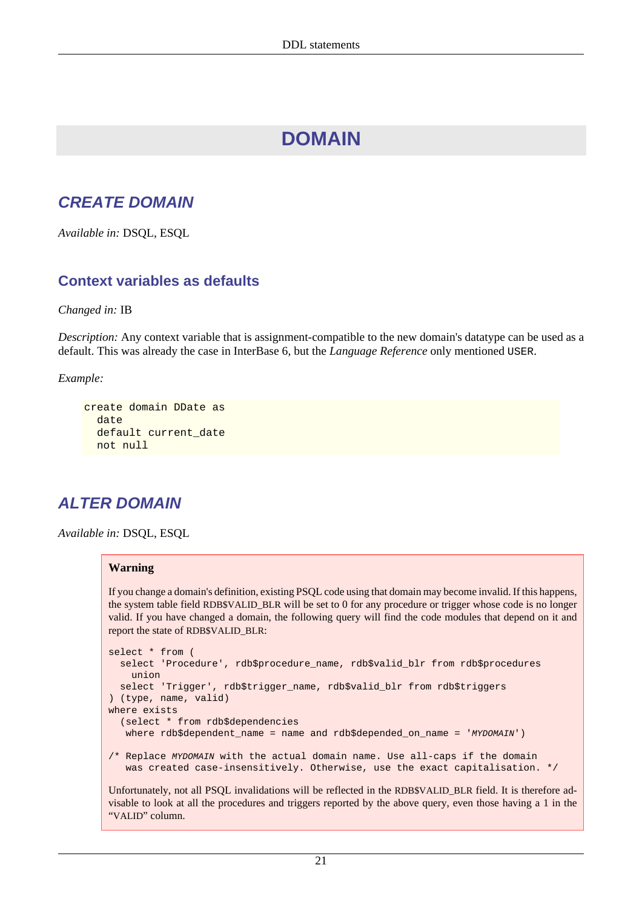# DOMAIN

## CREATE DOMAIN

*Available in:* DSQL, ESQL

### Context variables as defaults

*Changed in:* IB

*Description:* Any context variable that is assignment-compatible to the new domain's datatype can be used as a default. This was already the case in InterBase 6, but the *Language Reference* only mentioned `USER`.

*Example:*

```
create domain DDate as
  date
  default current_date
  not null
```

## ALTER DOMAIN

*Available in:* DSQL, ESQL

> **Warning**
>
> If you change a domain's definition, existing PSQL code using that domain may become invalid. If this happens, the system table field RDB$VALID_BLR will be set to 0 for any procedure or trigger whose code is no longer valid. If you have changed a domain, the following query will find the code modules that depend on it and report the state of RDB$VALID_BLR:
>
> ```
> select * from (
>   select 'Procedure', rdb$procedure_name, rdb$valid_blr from rdb$procedures
>     union
>   select 'Trigger', rdb$trigger_name, rdb$valid_blr from rdb$triggers
> ) (type, name, valid)
> where exists
>   (select * from rdb$dependencies
>    where rdb$dependent_name = name and rdb$depended_on_name = 'MYDOMAIN')
>
> /* Replace MYDOMAIN with the actual domain name. Use all-caps if the domain
>    was created case-insensitively. Otherwise, use the exact capitalisation. */
> ```
>
> Unfortunately, not all PSQL invalidations will be reflected in the RDB$VALID_BLR field. It is therefore advisable to look at all the procedures and triggers reported by the above query, even those having a 1 in the "VALID" column.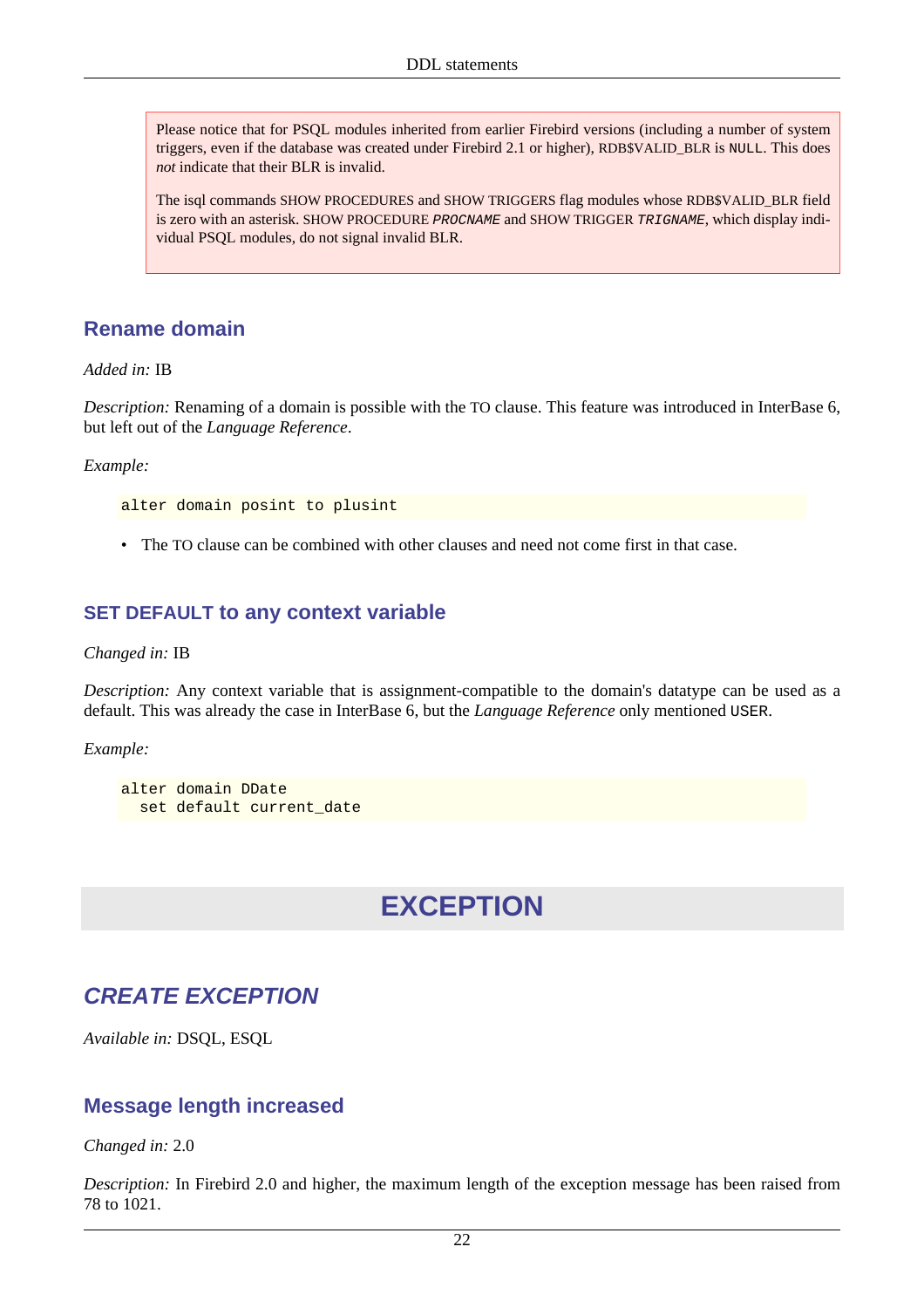> Please notice that for PSQL modules inherited from earlier Firebird versions (including a number of system triggers, even if the database was created under Firebird 2.1 or higher), RDB$VALID_BLR is `NULL`. This does *not* indicate that their BLR is invalid.
>
> The isql commands SHOW PROCEDURES and SHOW TRIGGERS flag modules whose RDB$VALID_BLR field is zero with an asterisk. SHOW PROCEDURE *`PROCNAME`* and SHOW TRIGGER *`TRIGNAME`*, which display individual PSQL modules, do not signal invalid BLR.

### Rename domain

*Added in:* IB

*Description:* Renaming of a domain is possible with the TO clause. This feature was introduced in InterBase 6, but left out of the *Language Reference*.

*Example:*

```
alter domain posint to plusint
```

- The TO clause can be combined with other clauses and need not come first in that case.

### SET DEFAULT to any context variable

*Changed in:* IB

*Description:* Any context variable that is assignment-compatible to the domain's datatype can be used as a default. This was already the case in InterBase 6, but the *Language Reference* only mentioned `USER`.

*Example:*

```
alter domain DDate
  set default current_date
```

# EXCEPTION

## *CREATE EXCEPTION*

*Available in:* DSQL, ESQL

### Message length increased

*Changed in:* 2.0

*Description:* In Firebird 2.0 and higher, the maximum length of the exception message has been raised from 78 to 1021.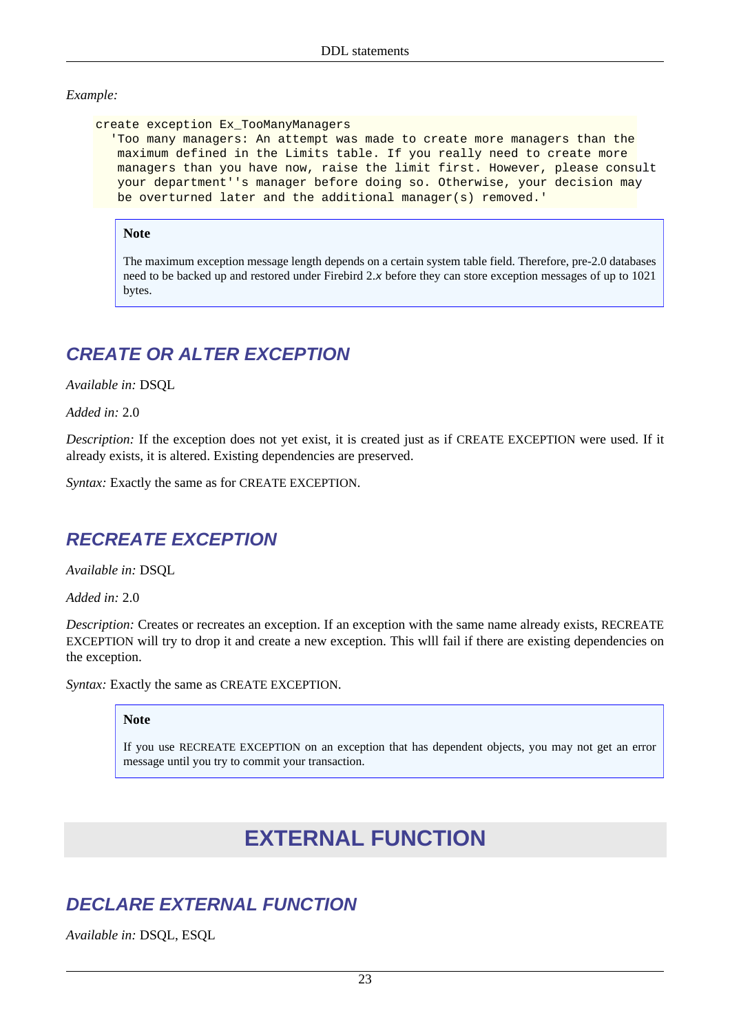*Example:*

```
create exception Ex_TooManyManagers
  'Too many managers: An attempt was made to create more managers than the
   maximum defined in the Limits table. If you really need to create more
   managers than you have now, raise the limit first. However, please consult
   your department''s manager before doing so. Otherwise, your decision may
   be overturned later and the additional manager(s) removed.'
```

> **Note**
>
> The maximum exception message length depends on a certain system table field. Therefore, pre-2.0 databases need to be backed up and restored under Firebird 2.*x* before they can store exception messages of up to 1021 bytes.

## CREATE OR ALTER EXCEPTION

*Available in:* DSQL

*Added in:* 2.0

*Description:* If the exception does not yet exist, it is created just as if CREATE EXCEPTION were used. If it already exists, it is altered. Existing dependencies are preserved.

*Syntax:* Exactly the same as for CREATE EXCEPTION.

## RECREATE EXCEPTION

*Available in:* DSQL

*Added in:* 2.0

*Description:* Creates or recreates an exception. If an exception with the same name already exists, RECREATE EXCEPTION will try to drop it and create a new exception. This wlll fail if there are existing dependencies on the exception.

*Syntax:* Exactly the same as CREATE EXCEPTION.

> **Note**
>
> If you use RECREATE EXCEPTION on an exception that has dependent objects, you may not get an error message until you try to commit your transaction.

# EXTERNAL FUNCTION

## DECLARE EXTERNAL FUNCTION

*Available in:* DSQL, ESQL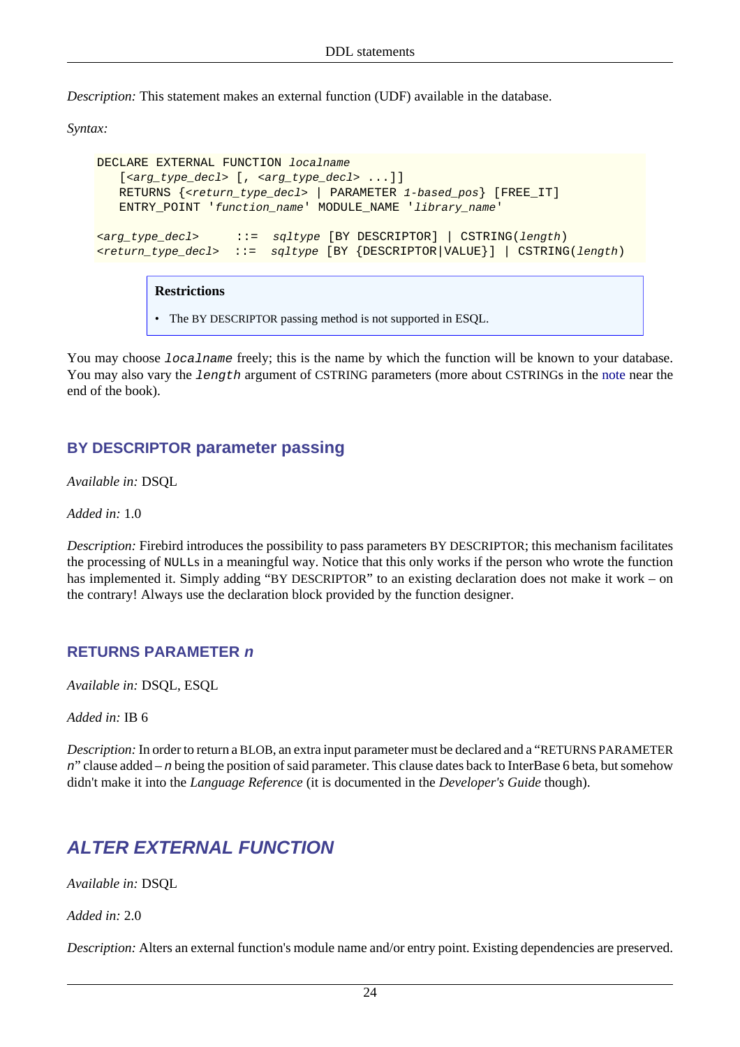*Description:* This statement makes an external function (UDF) available in the database.

*Syntax:*

```
DECLARE EXTERNAL FUNCTION localname
   [<arg_type_decl> [, <arg_type_decl> ...]]
   RETURNS {<return_type_decl> | PARAMETER 1-based_pos} [FREE_IT]
   ENTRY_POINT 'function_name' MODULE_NAME 'library_name'

<arg_type_decl>     ::=  sqltype [BY DESCRIPTOR] | CSTRING(length)
<return_type_decl>  ::=  sqltype [BY {DESCRIPTOR|VALUE}] | CSTRING(length)
```

> **Restrictions**
>
> - The BY DESCRIPTOR passing method is not supported in ESQL.

You may choose `localname` freely; this is the name by which the function will be known to your database. You may also vary the `length` argument of CSTRING parameters (more about CSTRINGs in the note near the end of the book).

### BY DESCRIPTOR parameter passing

*Available in:* DSQL

*Added in:* 1.0

*Description:* Firebird introduces the possibility to pass parameters BY DESCRIPTOR; this mechanism facilitates the processing of NULLs in a meaningful way. Notice that this only works if the person who wrote the function has implemented it. Simply adding "BY DESCRIPTOR" to an existing declaration does not make it work – on the contrary! Always use the declaration block provided by the function designer.

### RETURNS PARAMETER *n*

*Available in:* DSQL, ESQL

*Added in:* IB 6

*Description:* In order to return a BLOB, an extra input parameter must be declared and a "RETURNS PARAMETER *n*" clause added – *n* being the position of said parameter. This clause dates back to InterBase 6 beta, but somehow didn't make it into the *Language Reference* (it is documented in the *Developer's Guide* though).

## ALTER EXTERNAL FUNCTION

*Available in:* DSQL

*Added in:* 2.0

*Description:* Alters an external function's module name and/or entry point. Existing dependencies are preserved.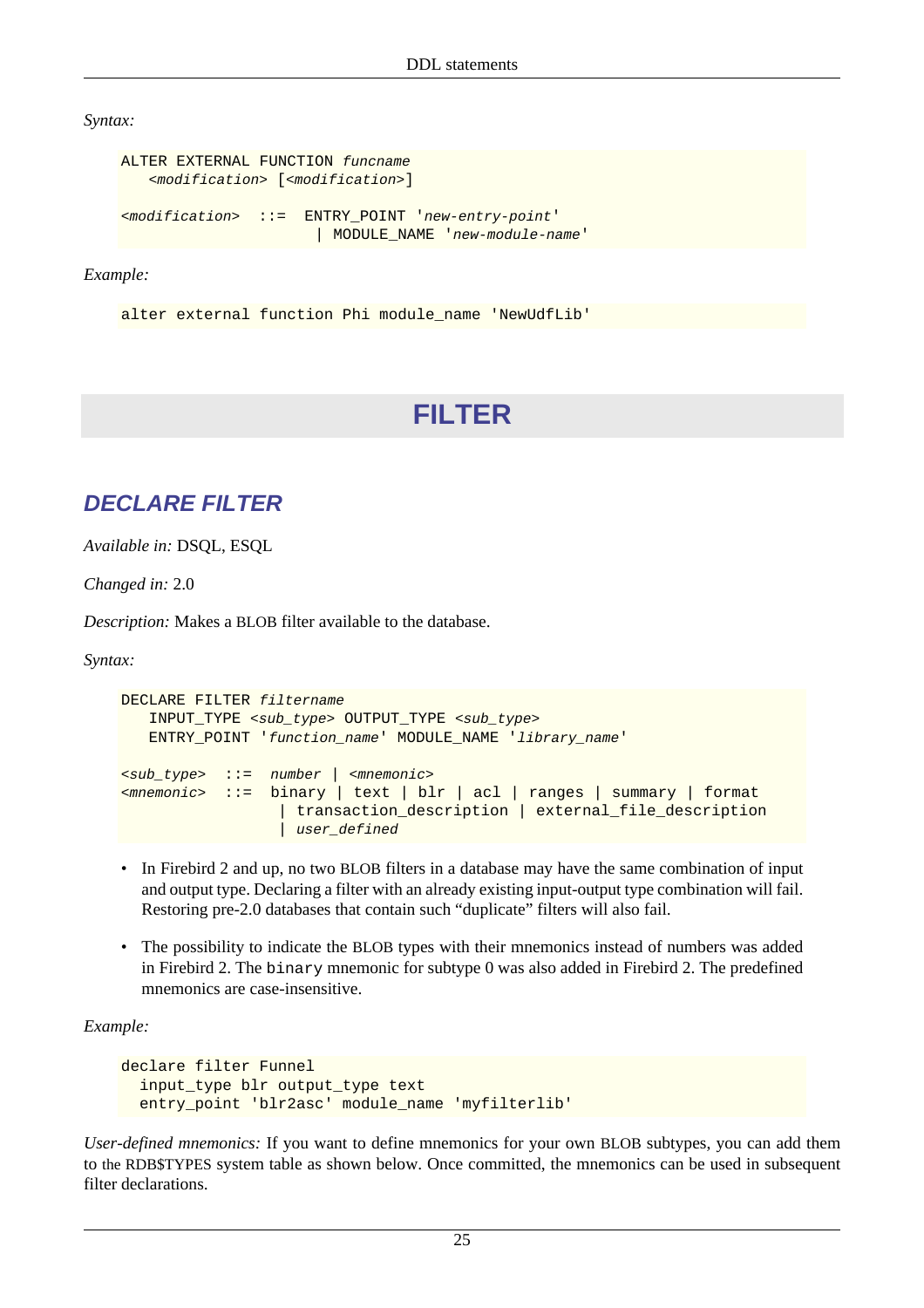*Syntax:*

```
ALTER EXTERNAL FUNCTION funcname
   <modification> [<modification>]

<modification>  ::=  ENTRY_POINT 'new-entry-point'
                     | MODULE_NAME 'new-module-name'
```

*Example:*

```
alter external function Phi module_name 'NewUdfLib'
```

# FILTER

## DECLARE FILTER

*Available in:* DSQL, ESQL

*Changed in:* 2.0

*Description:* Makes a BLOB filter available to the database.

*Syntax:*

```
DECLARE FILTER filtername
   INPUT_TYPE <sub_type> OUTPUT_TYPE <sub_type>
   ENTRY_POINT 'function_name' MODULE_NAME 'library_name'

<sub_type>  ::=  number | <mnemonic>
<mnemonic>  ::=  binary | text | blr | acl | ranges | summary | format
                  | transaction_description | external_file_description
                  | user_defined
```

- In Firebird 2 and up, no two BLOB filters in a database may have the same combination of input and output type. Declaring a filter with an already existing input-output type combination will fail. Restoring pre-2.0 databases that contain such “duplicate” filters will also fail.
- The possibility to indicate the BLOB types with their mnemonics instead of numbers was added in Firebird 2. The `binary` mnemonic for subtype 0 was also added in Firebird 2. The predefined mnemonics are case-insensitive.

*Example:*

```
declare filter Funnel
  input_type blr output_type text
  entry_point 'blr2asc' module_name 'myfilterlib'
```

*User-defined mnemonics:* If you want to define mnemonics for your own BLOB subtypes, you can add them to the RDB$TYPES system table as shown below. Once committed, the mnemonics can be used in subsequent filter declarations.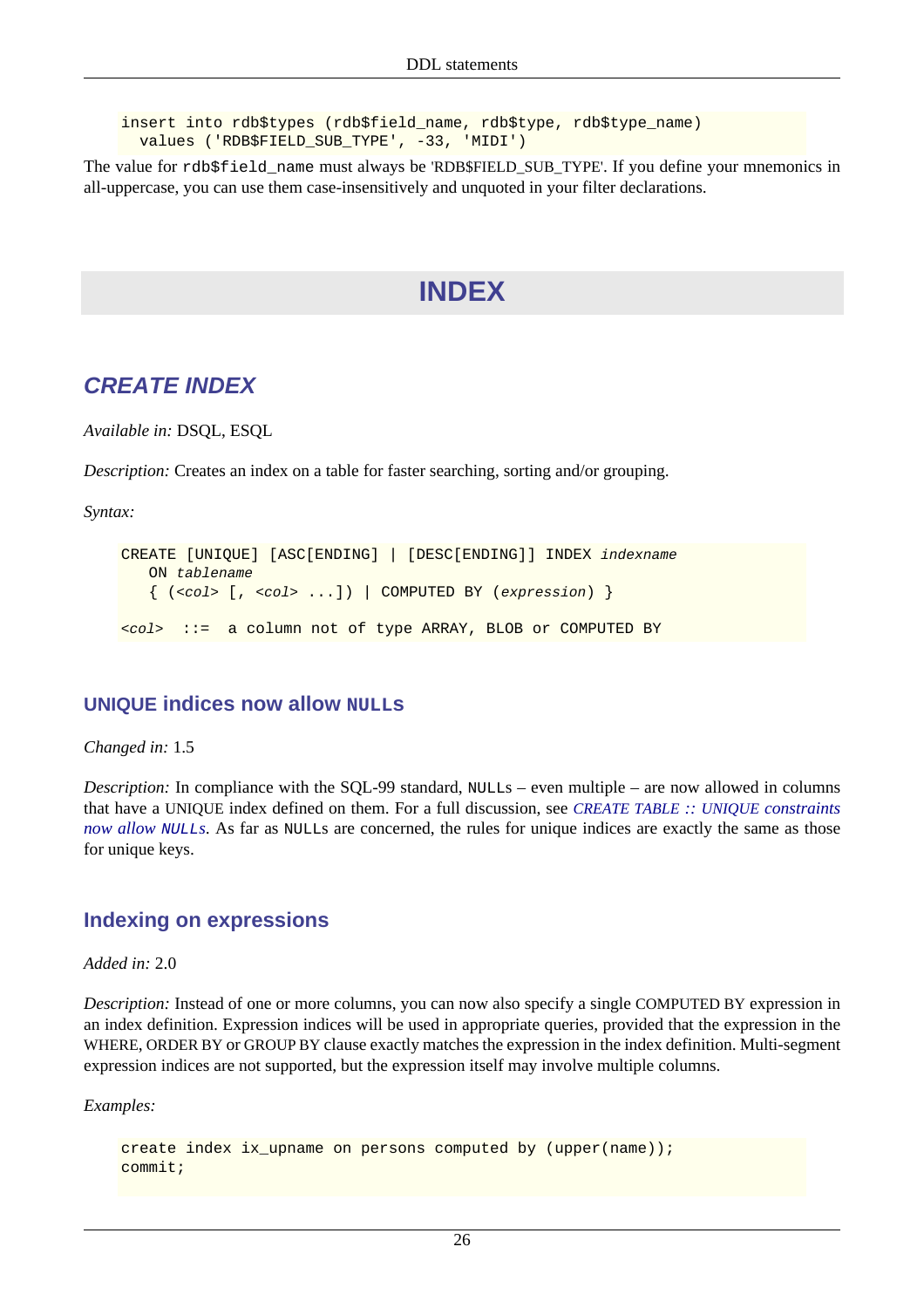```
insert into rdb$types (rdb$field_name, rdb$type, rdb$type_name)
  values ('RDB$FIELD_SUB_TYPE', -33, 'MIDI')
```

The value for `rdb$field_name` must always be 'RDB$FIELD_SUB_TYPE'. If you define your mnemonics in all-uppercase, you can use them case-insensitively and unquoted in your filter declarations.

# INDEX

## CREATE INDEX

*Available in:* DSQL, ESQL

*Description:* Creates an index on a table for faster searching, sorting and/or grouping.

*Syntax:*

```
CREATE [UNIQUE] [ASC[ENDING] | [DESC[ENDING]] INDEX indexname
   ON tablename
   { (<col> [, <col> ...]) | COMPUTED BY (expression) }

<col>  ::=  a column not of type ARRAY, BLOB or COMPUTED BY
```

### UNIQUE indices now allow `NULL`s

*Changed in:* 1.5

*Description:* In compliance with the SQL-99 standard, `NULL`s – even multiple – are now allowed in columns that have a UNIQUE index defined on them. For a full discussion, see *CREATE TABLE :: UNIQUE constraints now allow `NULL`s*. As far as `NULL`s are concerned, the rules for unique indices are exactly the same as those for unique keys.

### Indexing on expressions

*Added in:* 2.0

*Description:* Instead of one or more columns, you can now also specify a single COMPUTED BY expression in an index definition. Expression indices will be used in appropriate queries, provided that the expression in the WHERE, ORDER BY or GROUP BY clause exactly matches the expression in the index definition. Multi-segment expression indices are not supported, but the expression itself may involve multiple columns.

*Examples:*

```
create index ix_upname on persons computed by (upper(name));
commit;
```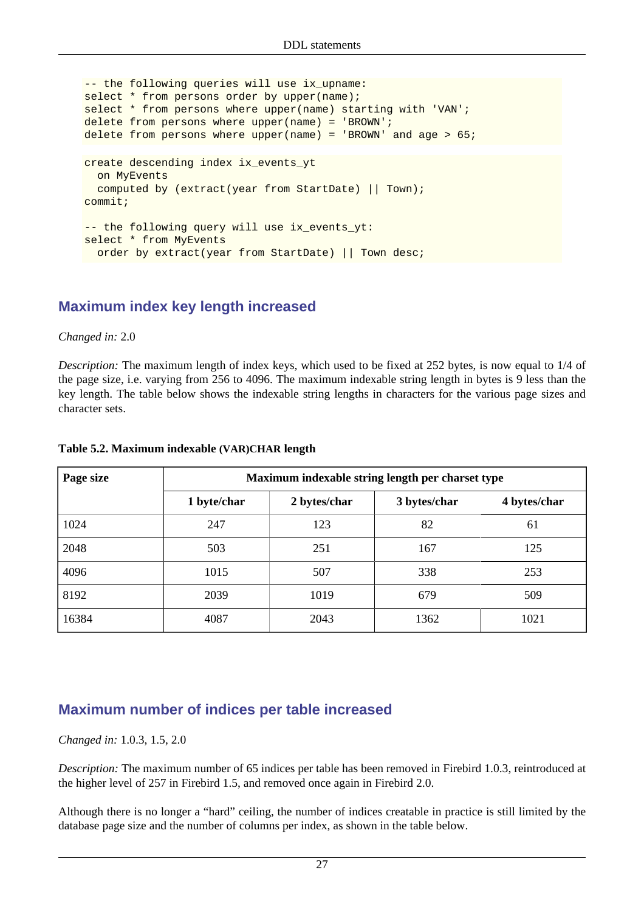```
-- the following queries will use ix_upname:
select * from persons order by upper(name);
select * from persons where upper(name) starting with 'VAN';
delete from persons where upper(name) = 'BROWN';
delete from persons where upper(name) = 'BROWN' and age > 65;
```

```
create descending index ix_events_yt
  on MyEvents
  computed by (extract(year from StartDate) || Town);
commit;

-- the following query will use ix_events_yt:
select * from MyEvents
  order by extract(year from StartDate) || Town desc;
```

## Maximum index key length increased

*Changed in:* 2.0

*Description:* The maximum length of index keys, which used to be fixed at 252 bytes, is now equal to 1/4 of the page size, i.e. varying from 256 to 4096. The maximum indexable string length in bytes is 9 less than the key length. The table below shows the indexable string lengths in characters for the various page sizes and character sets.

**Table 5.2. Maximum indexable (VAR)CHAR length**

| Page size | Maximum indexable string length per charset type | | | |
|---|---|---|---|---|
| | 1 byte/char | 2 bytes/char | 3 bytes/char | 4 bytes/char |
| 1024 | 247 | 123 | 82 | 61 |
| 2048 | 503 | 251 | 167 | 125 |
| 4096 | 1015 | 507 | 338 | 253 |
| 8192 | 2039 | 1019 | 679 | 509 |
| 16384 | 4087 | 2043 | 1362 | 1021 |

## Maximum number of indices per table increased

*Changed in:* 1.0.3, 1.5, 2.0

*Description:* The maximum number of 65 indices per table has been removed in Firebird 1.0.3, reintroduced at the higher level of 257 in Firebird 1.5, and removed once again in Firebird 2.0.

Although there is no longer a “hard” ceiling, the number of indices creatable in practice is still limited by the database page size and the number of columns per index, as shown in the table below.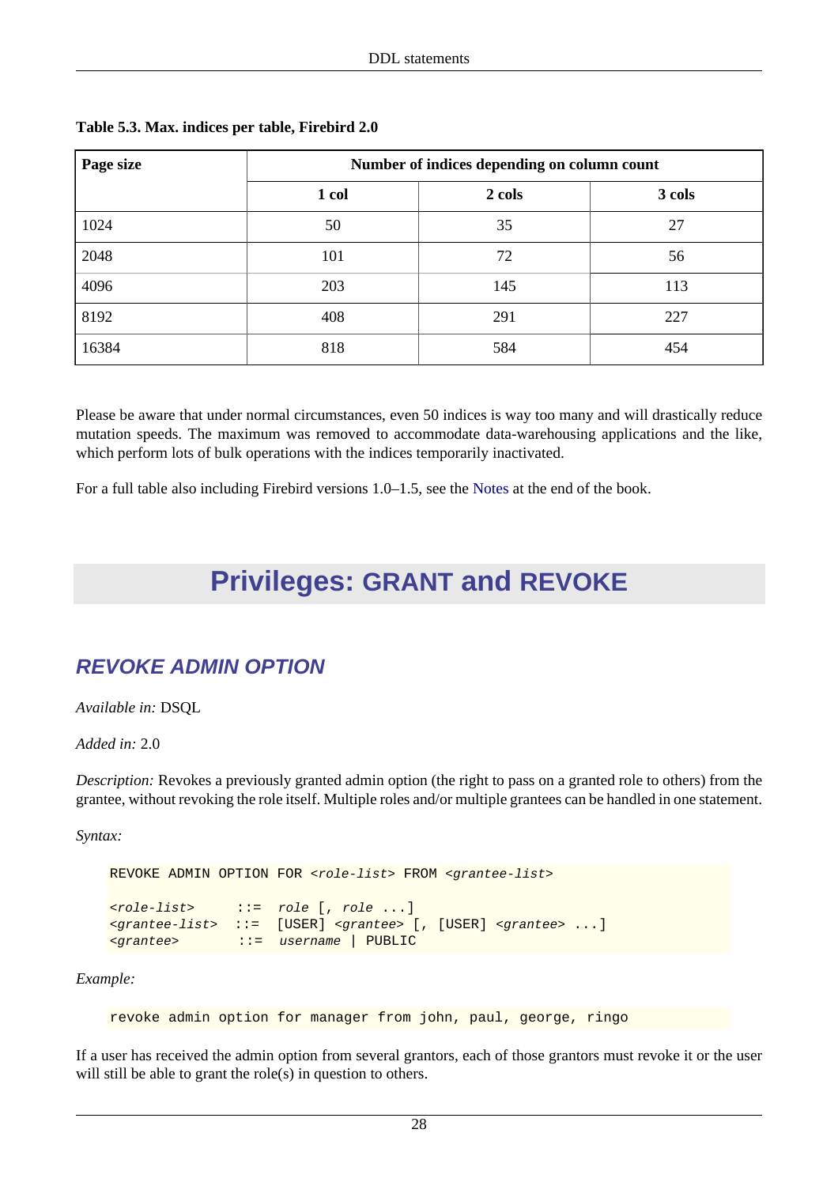**Table 5.3. Max. indices per table, Firebird 2.0**

| Page size | Number of indices depending on column count | | |
|---|---|---|---|
| | 1 col | 2 cols | 3 cols |
| 1024 | 50 | 35 | 27 |
| 2048 | 101 | 72 | 56 |
| 4096 | 203 | 145 | 113 |
| 8192 | 408 | 291 | 227 |
| 16384 | 818 | 584 | 454 |

Please be aware that under normal circumstances, even 50 indices is way too many and will drastically reduce mutation speeds. The maximum was removed to accommodate data-warehousing applications and the like, which perform lots of bulk operations with the indices temporarily inactivated.

For a full table also including Firebird versions 1.0–1.5, see the Notes at the end of the book.

# Privileges: GRANT and REVOKE

## REVOKE ADMIN OPTION

*Available in:* DSQL

*Added in:* 2.0

*Description:* Revokes a previously granted admin option (the right to pass on a granted role to others) from the grantee, without revoking the role itself. Multiple roles and/or multiple grantees can be handled in one statement.

*Syntax:*

```
REVOKE ADMIN OPTION FOR <role-list> FROM <grantee-list>

<role-list>     ::=  role [, role ...]
<grantee-list>  ::=  [USER] <grantee> [, [USER] <grantee> ...]
<grantee>       ::=  username | PUBLIC
```

*Example:*

```
revoke admin option for manager from john, paul, george, ringo
```

If a user has received the admin option from several grantors, each of those grantors must revoke it or the user will still be able to grant the role(s) in question to others.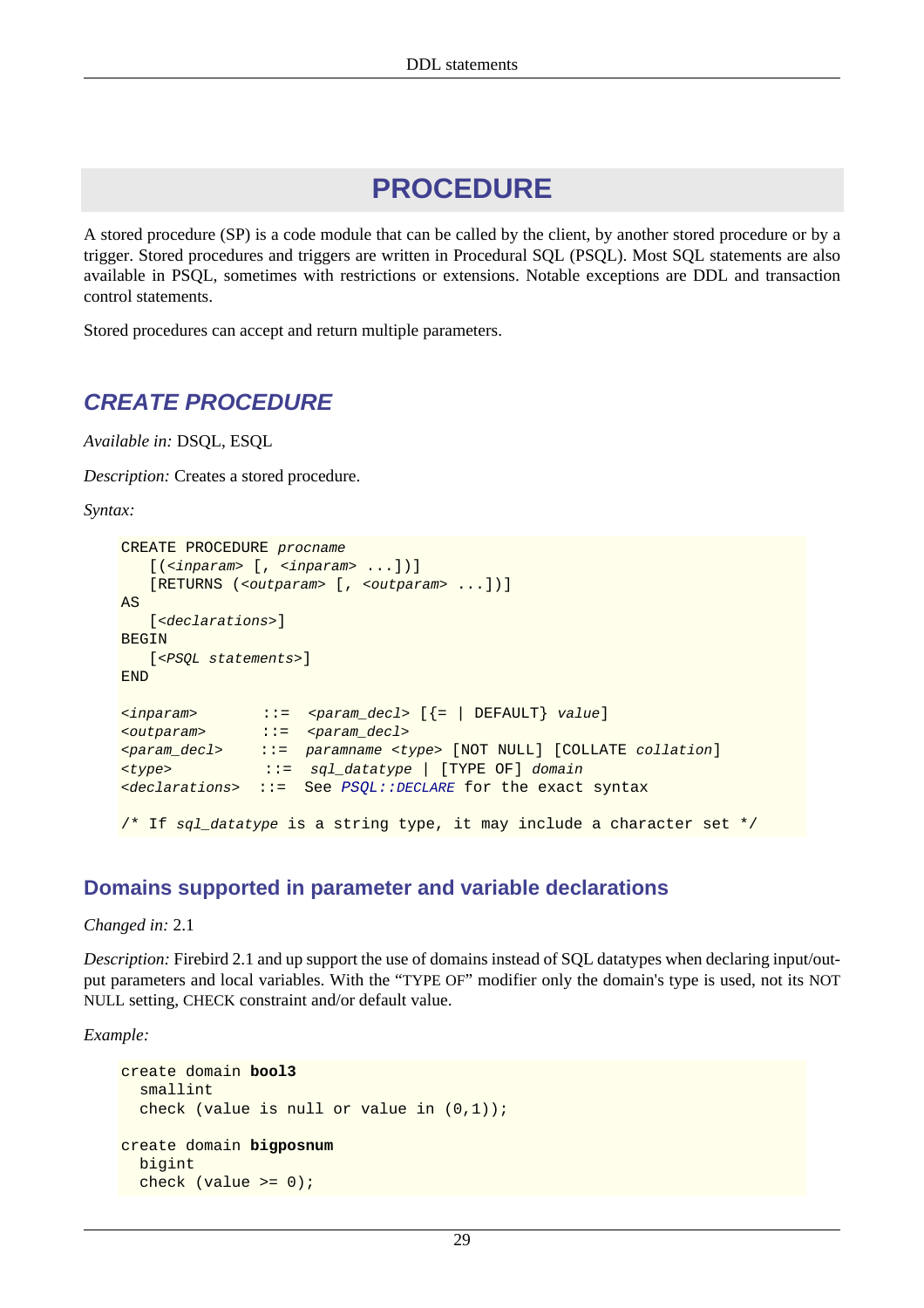# PROCEDURE

A stored procedure (SP) is a code module that can be called by the client, by another stored procedure or by a trigger. Stored procedures and triggers are written in Procedural SQL (PSQL). Most SQL statements are also available in PSQL, sometimes with restrictions or extensions. Notable exceptions are DDL and transaction control statements.

Stored procedures can accept and return multiple parameters.

## CREATE PROCEDURE

*Available in:* DSQL, ESQL

*Description:* Creates a stored procedure.

*Syntax:*

```
CREATE PROCEDURE procname
   [(<inparam> [, <inparam> ...])]
   [RETURNS (<outparam> [, <outparam> ...])]
AS
   [<declarations>]
BEGIN
   [<PSQL statements>]
END

<inparam>       ::=  <param_decl> [{= | DEFAULT} value]
<outparam>      ::=  <param_decl>
<param_decl>    ::=  paramname <type> [NOT NULL] [COLLATE collation]
<type>          ::=  sql_datatype | [TYPE OF] domain
<declarations>  ::=  See PSQL::DECLARE for the exact syntax

/* If sql_datatype is a string type, it may include a character set */
```

### Domains supported in parameter and variable declarations

*Changed in:* 2.1

*Description:* Firebird 2.1 and up support the use of domains instead of SQL datatypes when declaring input/output parameters and local variables. With the “TYPE OF” modifier only the domain's type is used, not its NOT NULL setting, CHECK constraint and/or default value.

*Example:*

```
create domain bool3
  smallint
  check (value is null or value in (0,1));

create domain bigposnum
  bigint
  check (value >= 0);
```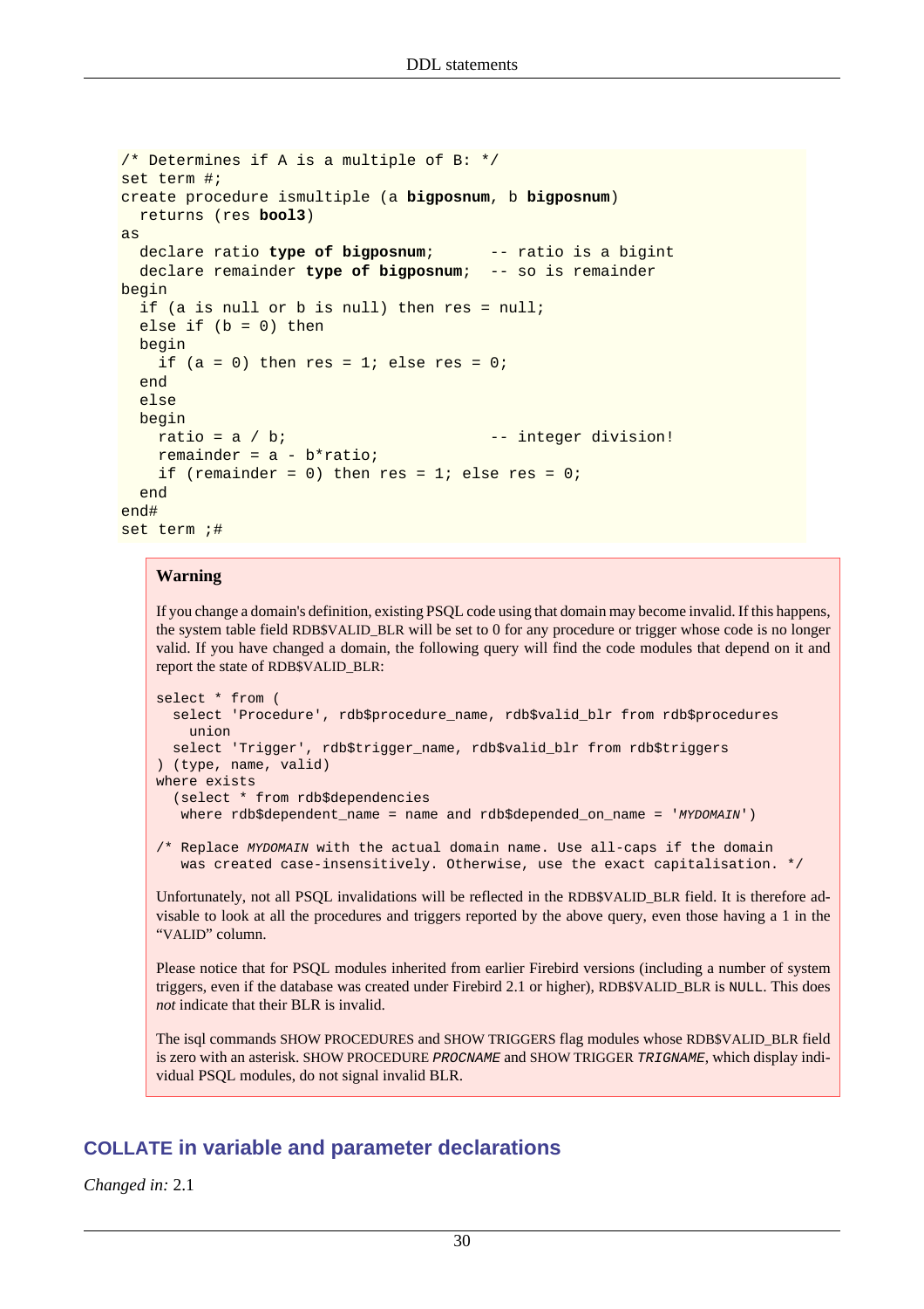```
/* Determines if A is a multiple of B: */
set term #;
create procedure ismultiple (a bigposnum, b bigposnum)
  returns (res bool3)
as
  declare ratio type of bigposnum;      -- ratio is a bigint
  declare remainder type of bigposnum;  -- so is remainder
begin
  if (a is null or b is null) then res = null;
  else if (b = 0) then
  begin
    if (a = 0) then res = 1; else res = 0;
  end
  else
  begin
    ratio = a / b;                      -- integer division!
    remainder = a - b*ratio;
    if (remainder = 0) then res = 1; else res = 0;
  end
end#
set term ;#
```

> **Warning**
>
> If you change a domain's definition, existing PSQL code using that domain may become invalid. If this happens, the system table field RDB$VALID_BLR will be set to 0 for any procedure or trigger whose code is no longer valid. If you have changed a domain, the following query will find the code modules that depend on it and report the state of RDB$VALID_BLR:
>
> ```
> select * from (
>   select 'Procedure', rdb$procedure_name, rdb$valid_blr from rdb$procedures
>     union
>   select 'Trigger', rdb$trigger_name, rdb$valid_blr from rdb$triggers
> ) (type, name, valid)
> where exists
>   (select * from rdb$dependencies
>    where rdb$dependent_name = name and rdb$depended_on_name = 'MYDOMAIN')
>
> /* Replace MYDOMAIN with the actual domain name. Use all-caps if the domain
>    was created case-insensitively. Otherwise, use the exact capitalisation. */
> ```
>
> Unfortunately, not all PSQL invalidations will be reflected in the RDB$VALID_BLR field. It is therefore advisable to look at all the procedures and triggers reported by the above query, even those having a 1 in the "VALID" column.
>
> Please notice that for PSQL modules inherited from earlier Firebird versions (including a number of system triggers, even if the database was created under Firebird 2.1 or higher), RDB$VALID_BLR is `NULL`. This does *not* indicate that their BLR is invalid.
>
> The isql commands SHOW PROCEDURES and SHOW TRIGGERS flag modules whose RDB$VALID_BLR field is zero with an asterisk. SHOW PROCEDURE *PROCNAME* and SHOW TRIGGER *TRIGNAME*, which display individual PSQL modules, do not signal invalid BLR.

## COLLATE in variable and parameter declarations

*Changed in:* 2.1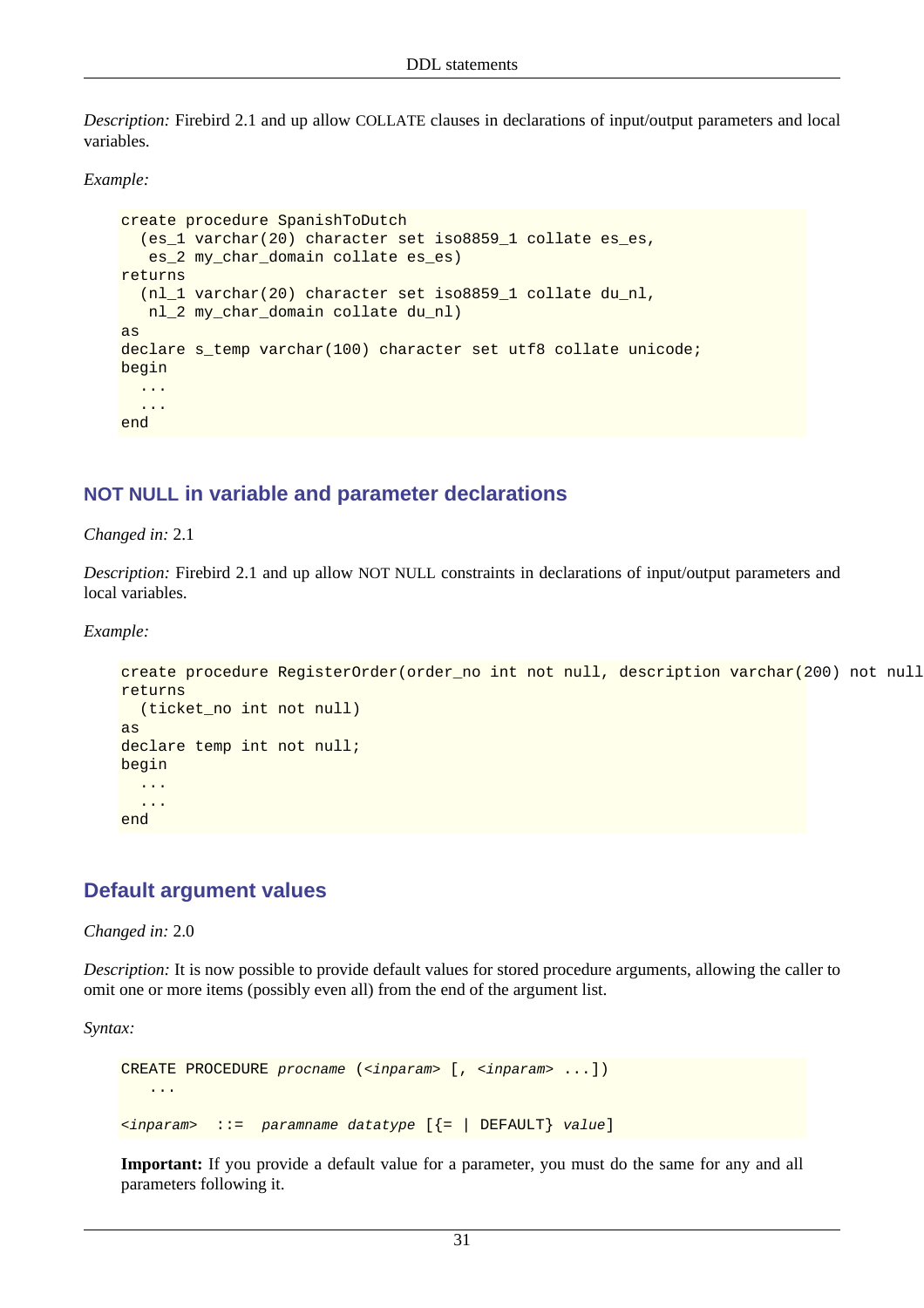*Description:* Firebird 2.1 and up allow COLLATE clauses in declarations of input/output parameters and local variables.

*Example:*

```
create procedure SpanishToDutch
  (es_1 varchar(20) character set iso8859_1 collate es_es,
   es_2 my_char_domain collate es_es)
returns
  (nl_1 varchar(20) character set iso8859_1 collate du_nl,
   nl_2 my_char_domain collate du_nl)
as
declare s_temp varchar(100) character set utf8 collate unicode;
begin
  ...
  ...
end
```

## NOT NULL in variable and parameter declarations

*Changed in:* 2.1

*Description:* Firebird 2.1 and up allow NOT NULL constraints in declarations of input/output parameters and local variables.

*Example:*

```
create procedure RegisterOrder(order_no int not null, description varchar(200) not null
returns
  (ticket_no int not null)
as
declare temp int not null;
begin
  ...
  ...
end
```

## Default argument values

*Changed in:* 2.0

*Description:* It is now possible to provide default values for stored procedure arguments, allowing the caller to omit one or more items (possibly even all) from the end of the argument list.

*Syntax:*

```
CREATE PROCEDURE procname (<inparam> [, <inparam> ...])
   ...

<inparam>  ::=  paramname datatype [{= | DEFAULT} value]
```

**Important:** If you provide a default value for a parameter, you must do the same for any and all parameters following it.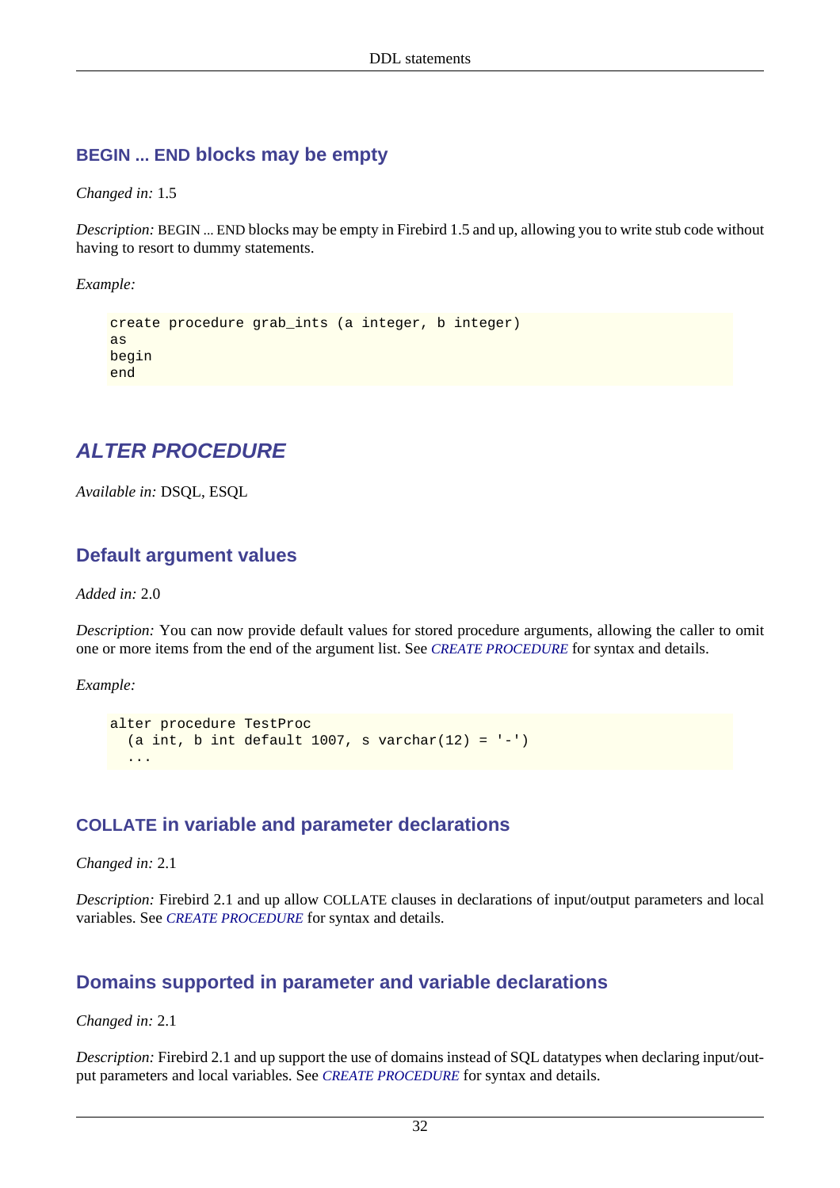### BEGIN ... END blocks may be empty

*Changed in:* 1.5

*Description:* BEGIN ... END blocks may be empty in Firebird 1.5 and up, allowing you to write stub code without having to resort to dummy statements.

*Example:*

```
create procedure grab_ints (a integer, b integer)
as
begin
end
```

## ALTER PROCEDURE

*Available in:* DSQL, ESQL

### Default argument values

*Added in:* 2.0

*Description:* You can now provide default values for stored procedure arguments, allowing the caller to omit one or more items from the end of the argument list. See *CREATE PROCEDURE* for syntax and details.

*Example:*

```
alter procedure TestProc
  (a int, b int default 1007, s varchar(12) = '-')
  ...
```

### COLLATE in variable and parameter declarations

*Changed in:* 2.1

*Description:* Firebird 2.1 and up allow COLLATE clauses in declarations of input/output parameters and local variables. See *CREATE PROCEDURE* for syntax and details.

### Domains supported in parameter and variable declarations

*Changed in:* 2.1

*Description:* Firebird 2.1 and up support the use of domains instead of SQL datatypes when declaring input/output parameters and local variables. See *CREATE PROCEDURE* for syntax and details.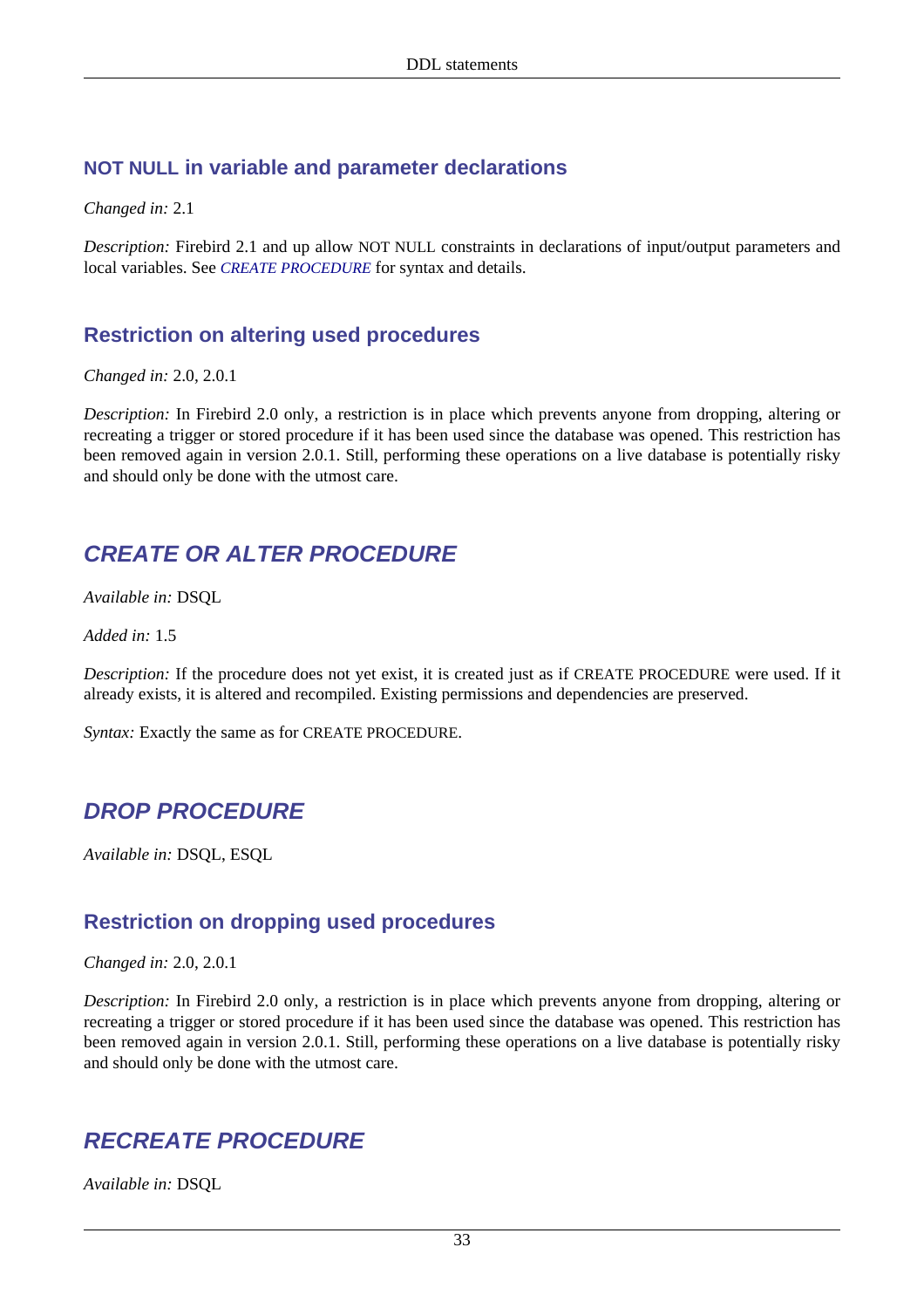### NOT NULL in variable and parameter declarations

*Changed in:* 2.1

*Description:* Firebird 2.1 and up allow NOT NULL constraints in declarations of input/output parameters and local variables. See *CREATE PROCEDURE* for syntax and details.

### Restriction on altering used procedures

*Changed in:* 2.0, 2.0.1

*Description:* In Firebird 2.0 only, a restriction is in place which prevents anyone from dropping, altering or recreating a trigger or stored procedure if it has been used since the database was opened. This restriction has been removed again in version 2.0.1. Still, performing these operations on a live database is potentially risky and should only be done with the utmost care.

## *CREATE OR ALTER PROCEDURE*

*Available in:* DSQL

*Added in:* 1.5

*Description:* If the procedure does not yet exist, it is created just as if CREATE PROCEDURE were used. If it already exists, it is altered and recompiled. Existing permissions and dependencies are preserved.

*Syntax:* Exactly the same as for CREATE PROCEDURE.

## *DROP PROCEDURE*

*Available in:* DSQL, ESQL

### Restriction on dropping used procedures

*Changed in:* 2.0, 2.0.1

*Description:* In Firebird 2.0 only, a restriction is in place which prevents anyone from dropping, altering or recreating a trigger or stored procedure if it has been used since the database was opened. This restriction has been removed again in version 2.0.1. Still, performing these operations on a live database is potentially risky and should only be done with the utmost care.

## *RECREATE PROCEDURE*

*Available in:* DSQL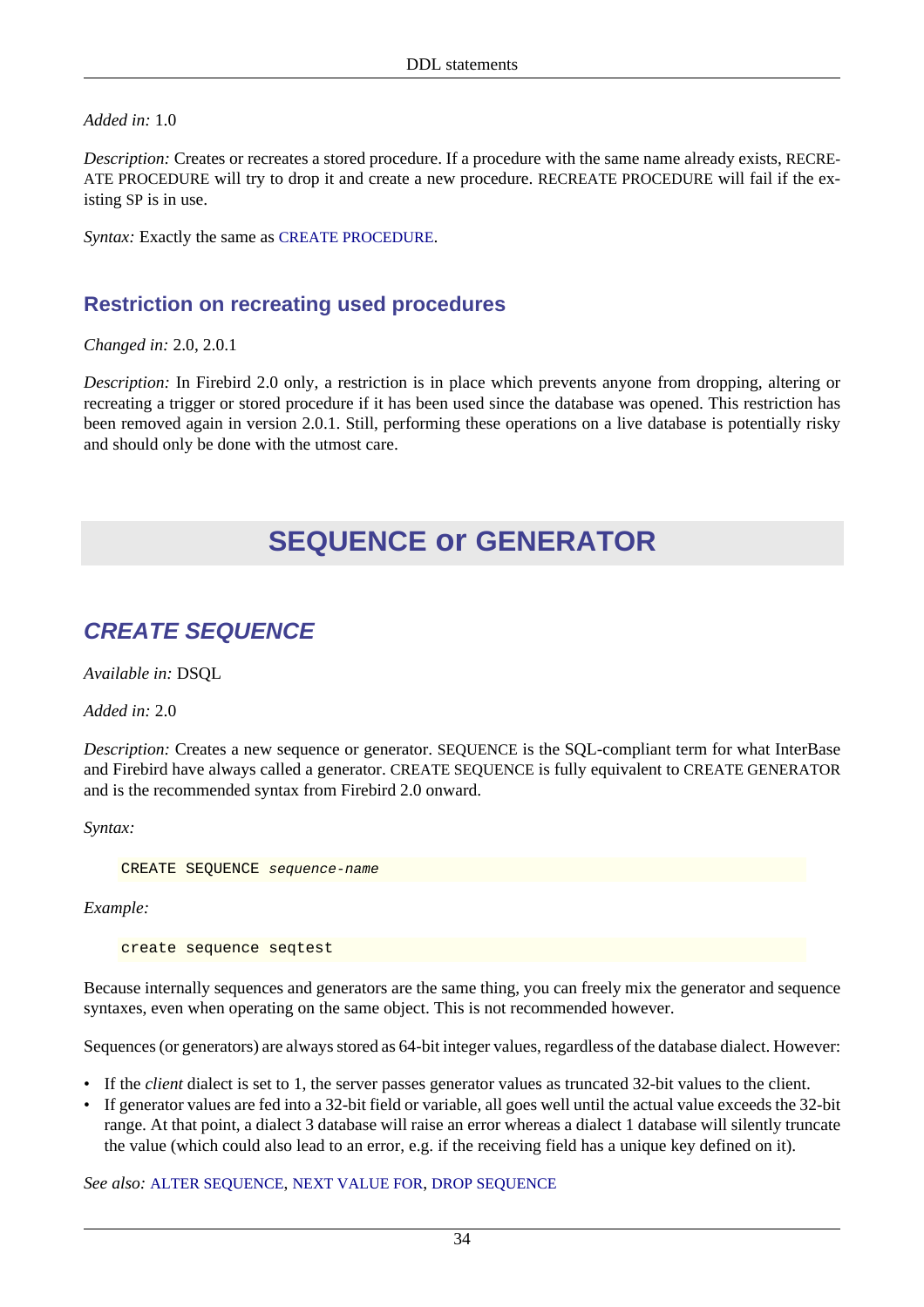*Added in:* 1.0

*Description:* Creates or recreates a stored procedure. If a procedure with the same name already exists, RECREATE PROCEDURE will try to drop it and create a new procedure. RECREATE PROCEDURE will fail if the existing SP is in use.

*Syntax:* Exactly the same as CREATE PROCEDURE.

### Restriction on recreating used procedures

*Changed in:* 2.0, 2.0.1

*Description:* In Firebird 2.0 only, a restriction is in place which prevents anyone from dropping, altering or recreating a trigger or stored procedure if it has been used since the database was opened. This restriction has been removed again in version 2.0.1. Still, performing these operations on a live database is potentially risky and should only be done with the utmost care.

# SEQUENCE or GENERATOR

## *CREATE SEQUENCE*

*Available in:* DSQL

*Added in:* 2.0

*Description:* Creates a new sequence or generator. SEQUENCE is the SQL-compliant term for what InterBase and Firebird have always called a generator. CREATE SEQUENCE is fully equivalent to CREATE GENERATOR and is the recommended syntax from Firebird 2.0 onward.

*Syntax:*

```
CREATE SEQUENCE sequence-name
```

*Example:*

```
create sequence seqtest
```

Because internally sequences and generators are the same thing, you can freely mix the generator and sequence syntaxes, even when operating on the same object. This is not recommended however.

Sequences (or generators) are always stored as 64-bit integer values, regardless of the database dialect. However:

- If the *client* dialect is set to 1, the server passes generator values as truncated 32-bit values to the client.
- If generator values are fed into a 32-bit field or variable, all goes well until the actual value exceeds the 32-bit range. At that point, a dialect 3 database will raise an error whereas a dialect 1 database will silently truncate the value (which could also lead to an error, e.g. if the receiving field has a unique key defined on it).

*See also:* ALTER SEQUENCE, NEXT VALUE FOR, DROP SEQUENCE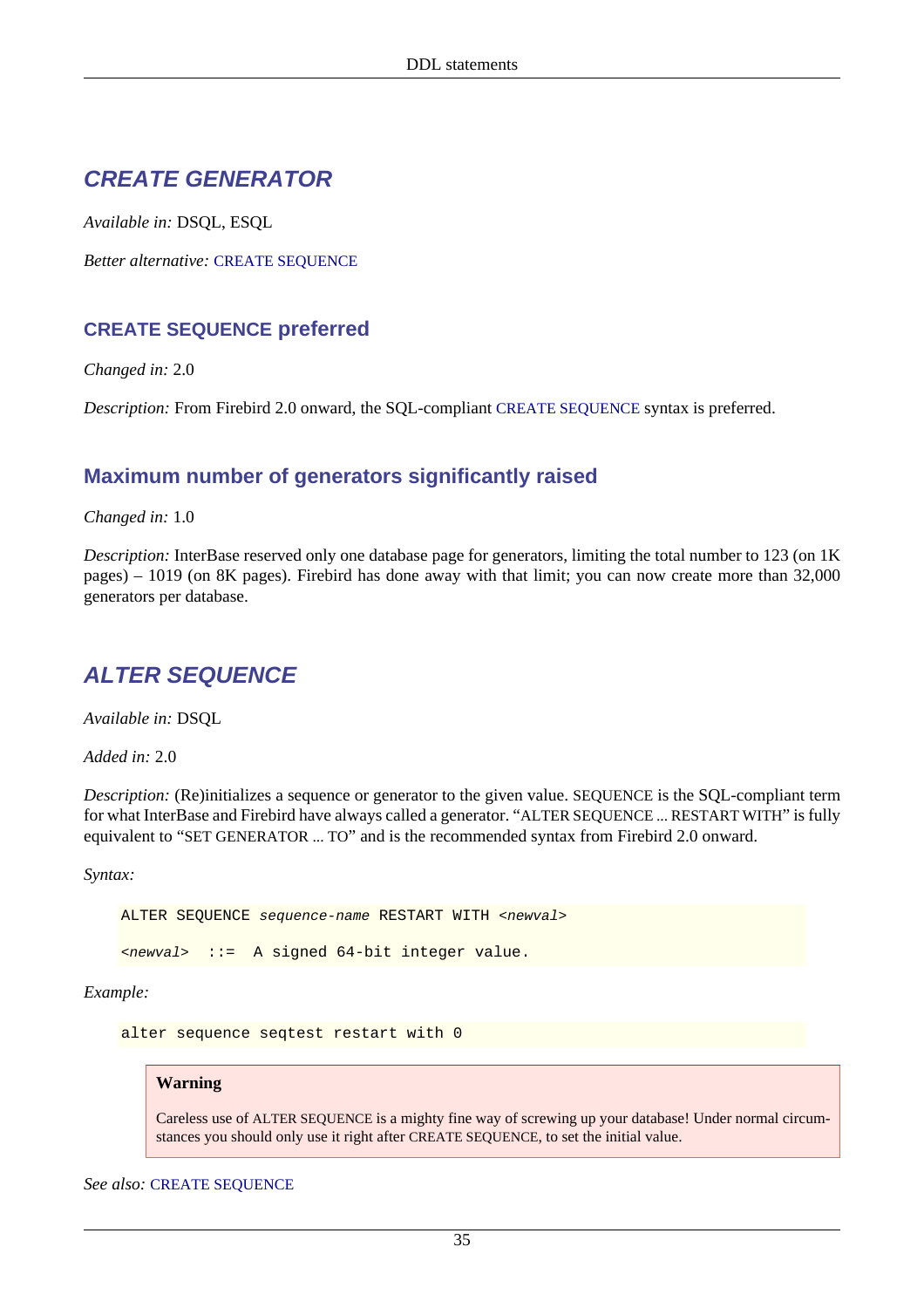## CREATE GENERATOR

*Available in:* DSQL, ESQL

*Better alternative:* CREATE SEQUENCE

### CREATE SEQUENCE preferred

*Changed in:* 2.0

*Description:* From Firebird 2.0 onward, the SQL-compliant CREATE SEQUENCE syntax is preferred.

### Maximum number of generators significantly raised

*Changed in:* 1.0

*Description:* InterBase reserved only one database page for generators, limiting the total number to 123 (on 1K pages) – 1019 (on 8K pages). Firebird has done away with that limit; you can now create more than 32,000 generators per database.

## ALTER SEQUENCE

*Available in:* DSQL

*Added in:* 2.0

*Description:* (Re)initializes a sequence or generator to the given value. SEQUENCE is the SQL-compliant term for what InterBase and Firebird have always called a generator. "ALTER SEQUENCE ... RESTART WITH" is fully equivalent to "SET GENERATOR ... TO" and is the recommended syntax from Firebird 2.0 onward.

*Syntax:*

```
ALTER SEQUENCE sequence-name RESTART WITH <newval>

<newval>  ::=  A signed 64-bit integer value.
```

*Example:*

```
alter sequence seqtest restart with 0
```

> **Warning**
>
> Careless use of ALTER SEQUENCE is a mighty fine way of screwing up your database! Under normal circumstances you should only use it right after CREATE SEQUENCE, to set the initial value.

*See also:* CREATE SEQUENCE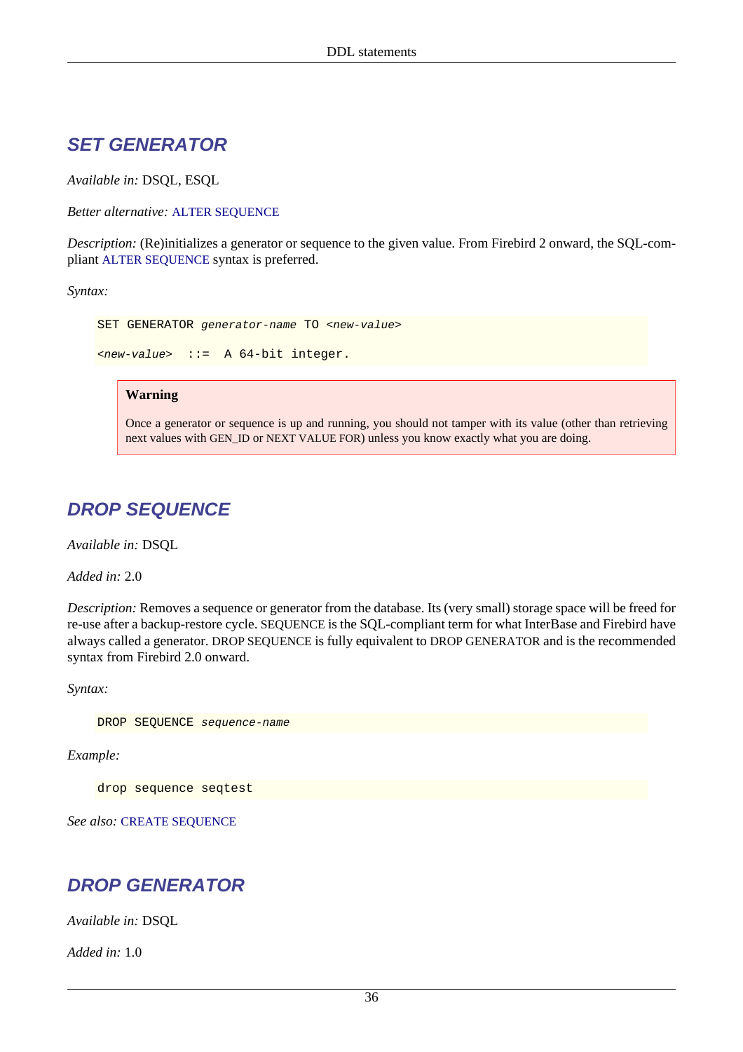## SET GENERATOR

*Available in:* DSQL, ESQL

*Better alternative:* ALTER SEQUENCE

*Description:* (Re)initializes a generator or sequence to the given value. From Firebird 2 onward, the SQL-compliant ALTER SEQUENCE syntax is preferred.

*Syntax:*

```
SET GENERATOR generator-name TO <new-value>

<new-value>  ::=  A 64-bit integer.
```

> **Warning**
>
> Once a generator or sequence is up and running, you should not tamper with its value (other than retrieving next values with GEN_ID or NEXT VALUE FOR) unless you know exactly what you are doing.

## DROP SEQUENCE

*Available in:* DSQL

*Added in:* 2.0

*Description:* Removes a sequence or generator from the database. Its (very small) storage space will be freed for re-use after a backup-restore cycle. SEQUENCE is the SQL-compliant term for what InterBase and Firebird have always called a generator. DROP SEQUENCE is fully equivalent to DROP GENERATOR and is the recommended syntax from Firebird 2.0 onward.

*Syntax:*

```
DROP SEQUENCE sequence-name
```

*Example:*

```
drop sequence seqtest
```

*See also:* CREATE SEQUENCE

## DROP GENERATOR

*Available in:* DSQL

*Added in:* 1.0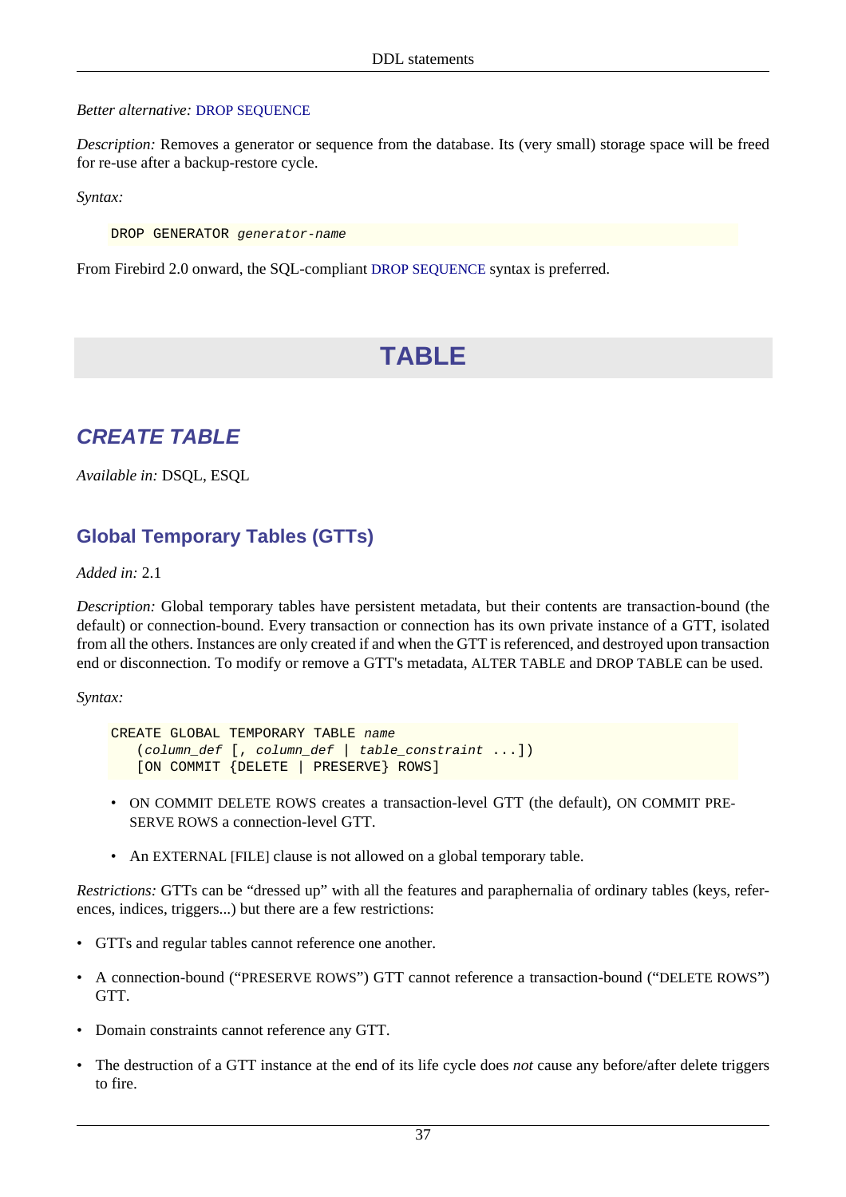*Better alternative:* DROP SEQUENCE

*Description:* Removes a generator or sequence from the database. Its (very small) storage space will be freed for re-use after a backup-restore cycle.

*Syntax:*

```
DROP GENERATOR generator-name
```

From Firebird 2.0 onward, the SQL-compliant DROP SEQUENCE syntax is preferred.

# TABLE

## CREATE TABLE

*Available in:* DSQL, ESQL

### Global Temporary Tables (GTTs)

*Added in:* 2.1

*Description:* Global temporary tables have persistent metadata, but their contents are transaction-bound (the default) or connection-bound. Every transaction or connection has its own private instance of a GTT, isolated from all the others. Instances are only created if and when the GTT is referenced, and destroyed upon transaction end or disconnection. To modify or remove a GTT's metadata, ALTER TABLE and DROP TABLE can be used.

*Syntax:*

```
CREATE GLOBAL TEMPORARY TABLE name
    (column_def [, column_def | table_constraint ...])
    [ON COMMIT {DELETE | PRESERVE} ROWS]
```

- ON COMMIT DELETE ROWS creates a transaction-level GTT (the default), ON COMMIT PRESERVE ROWS a connection-level GTT.
- An EXTERNAL [FILE] clause is not allowed on a global temporary table.

*Restrictions:* GTTs can be “dressed up” with all the features and paraphernalia of ordinary tables (keys, references, indices, triggers...) but there are a few restrictions:

- GTTs and regular tables cannot reference one another.
- A connection-bound (“PRESERVE ROWS”) GTT cannot reference a transaction-bound (“DELETE ROWS”) GTT.
- Domain constraints cannot reference any GTT.
- The destruction of a GTT instance at the end of its life cycle does *not* cause any before/after delete triggers to fire.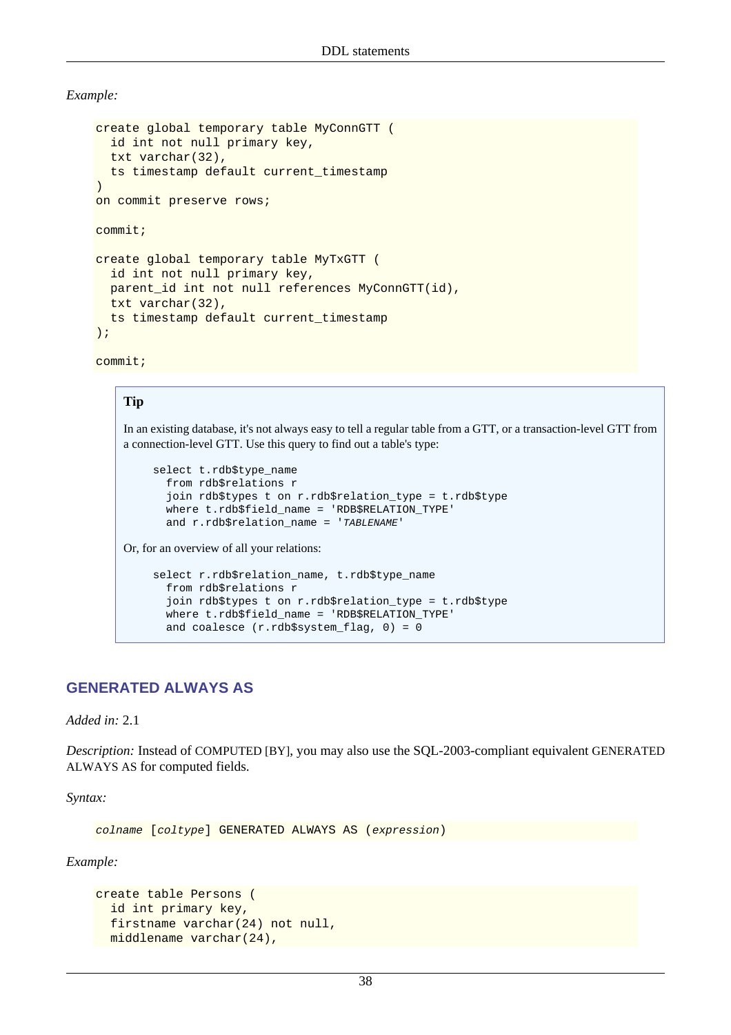*Example:*

```
create global temporary table MyConnGTT (
  id int not null primary key,
  txt varchar(32),
  ts timestamp default current_timestamp
)
on commit preserve rows;

commit;

create global temporary table MyTxGTT (
  id int not null primary key,
  parent_id int not null references MyConnGTT(id),
  txt varchar(32),
  ts timestamp default current_timestamp
);

commit;
```

> **Tip**
>
> In an existing database, it's not always easy to tell a regular table from a GTT, or a transaction-level GTT from a connection-level GTT. Use this query to find out a table's type:
>
> ```
> select t.rdb$type_name
>   from rdb$relations r
>   join rdb$types t on r.rdb$relation_type = t.rdb$type
>   where t.rdb$field_name = 'RDB$RELATION_TYPE'
>   and r.rdb$relation_name = 'TABLENAME'
> ```
>
> Or, for an overview of all your relations:
>
> ```
> select r.rdb$relation_name, t.rdb$type_name
>   from rdb$relations r
>   join rdb$types t on r.rdb$relation_type = t.rdb$type
>   where t.rdb$field_name = 'RDB$RELATION_TYPE'
>   and coalesce (r.rdb$system_flag, 0) = 0
> ```

## GENERATED ALWAYS AS

*Added in:* 2.1

*Description:* Instead of COMPUTED [BY], you may also use the SQL-2003-compliant equivalent GENERATED ALWAYS AS for computed fields.

*Syntax:*

```
colname [coltype] GENERATED ALWAYS AS (expression)
```

*Example:*

```
create table Persons (
  id int primary key,
  firstname varchar(24) not null,
  middlename varchar(24),
```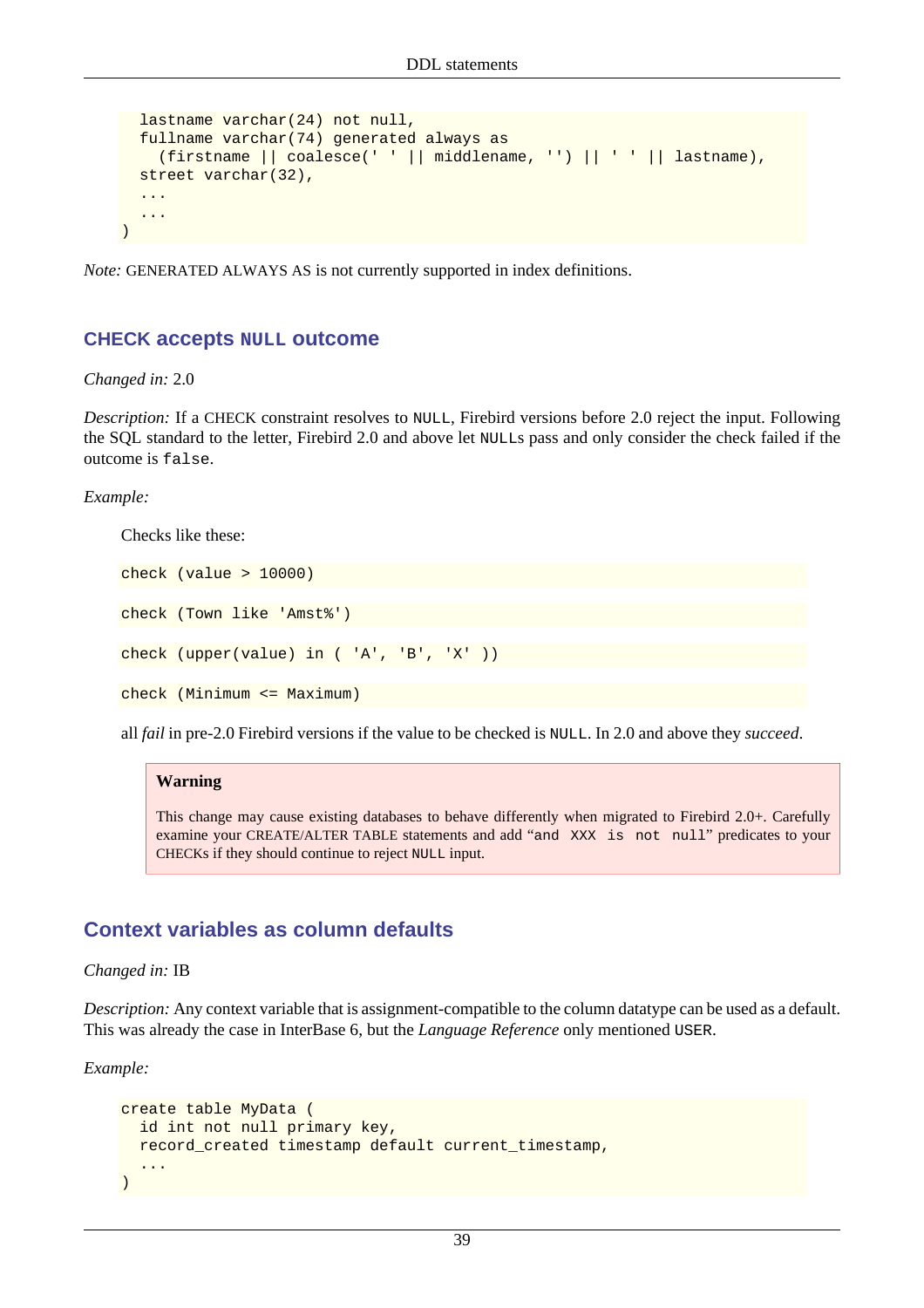```
  lastname varchar(24) not null,
  fullname varchar(74) generated always as
    (firstname || coalesce(' ' || middlename, '') || ' ' || lastname),
  street varchar(32),
  ...
  ...
)
```

*Note:* GENERATED ALWAYS AS is not currently supported in index definitions.

### CHECK accepts `NULL` outcome

*Changed in:* 2.0

*Description:* If a CHECK constraint resolves to `NULL`, Firebird versions before 2.0 reject the input. Following the SQL standard to the letter, Firebird 2.0 and above let `NULL`s pass and only consider the check failed if the outcome is `false`.

*Example:*

Checks like these:

```
check (value > 10000)
```

```
check (Town like 'Amst%')
```

```
check (upper(value) in ( 'A', 'B', 'X' ))
```

```
check (Minimum <= Maximum)
```

all *fail* in pre-2.0 Firebird versions if the value to be checked is `NULL`. In 2.0 and above they *succeed*.

> **Warning**
>
> This change may cause existing databases to behave differently when migrated to Firebird 2.0+. Carefully examine your CREATE/ALTER TABLE statements and add "`and XXX is not null`" predicates to your CHECKs if they should continue to reject `NULL` input.

### Context variables as column defaults

*Changed in:* IB

*Description:* Any context variable that is assignment-compatible to the column datatype can be used as a default. This was already the case in InterBase 6, but the *Language Reference* only mentioned `USER`.

*Example:*

```
create table MyData (
  id int not null primary key,
  record_created timestamp default current_timestamp,
  ...
)
```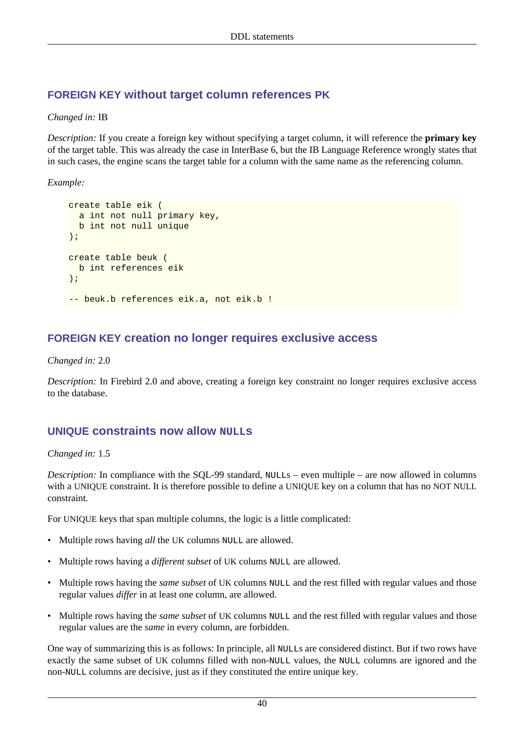### FOREIGN KEY without target column references PK

*Changed in:* IB

*Description:* If you create a foreign key without specifying a target column, it will reference the **primary key** of the target table. This was already the case in InterBase 6, but the IB Language Reference wrongly states that in such cases, the engine scans the target table for a column with the same name as the referencing column.

*Example:*

```
create table eik (
  a int not null primary key,
  b int not null unique
);

create table beuk (
  b int references eik
);

-- beuk.b references eik.a, not eik.b !
```

### FOREIGN KEY creation no longer requires exclusive access

*Changed in:* 2.0

*Description:* In Firebird 2.0 and above, creating a foreign key constraint no longer requires exclusive access to the database.

### UNIQUE constraints now allow `NULL`s

*Changed in:* 1.5

*Description:* In compliance with the SQL-99 standard, `NULL`s – even multiple – are now allowed in columns with a UNIQUE constraint. It is therefore possible to define a UNIQUE key on a column that has no NOT NULL constraint.

For UNIQUE keys that span multiple columns, the logic is a little complicated:

- Multiple rows having *all* the UK columns `NULL` are allowed.
- Multiple rows having a *different subset* of UK colums `NULL` are allowed.
- Multiple rows having the *same subset* of UK columns `NULL` and the rest filled with regular values and those regular values *differ* in at least one column, are allowed.
- Multiple rows having the *same subset* of UK columns `NULL` and the rest filled with regular values and those regular values are the *same* in every column, are forbidden.

One way of summarizing this is as follows: In principle, all `NULL`s are considered distinct. But if two rows have exactly the same subset of UK columns filled with non-`NULL` values, the `NULL` columns are ignored and the non-`NULL` columns are decisive, just as if they constituted the entire unique key.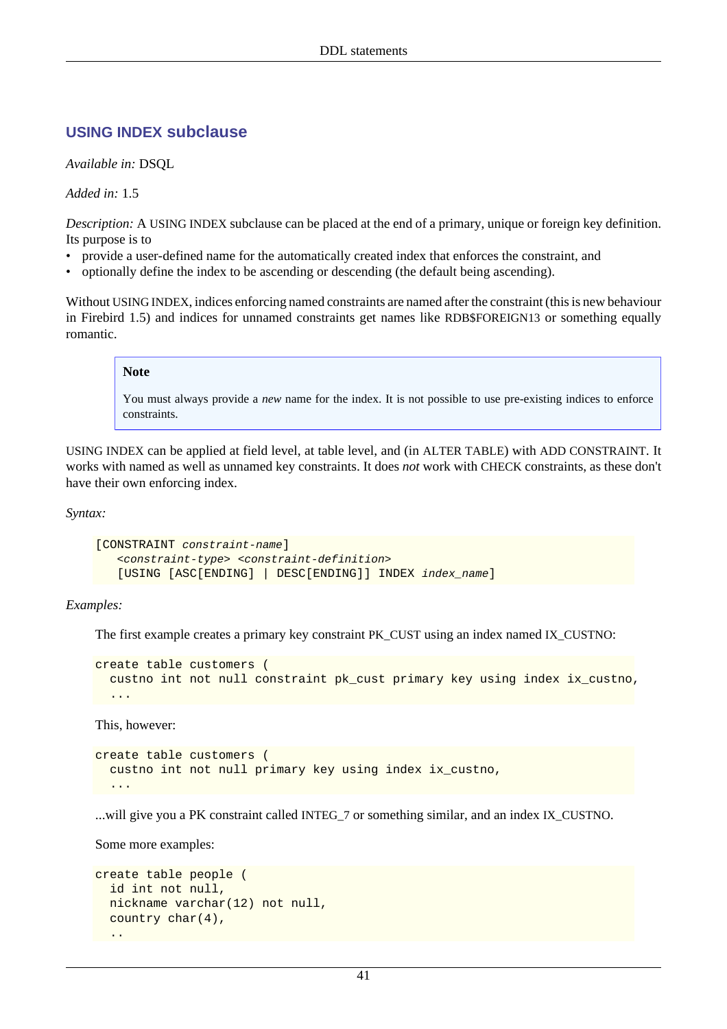## USING INDEX subclause

*Available in:* DSQL

*Added in:* 1.5

*Description:* A USING INDEX subclause can be placed at the end of a primary, unique or foreign key definition. Its purpose is to

- provide a user-defined name for the automatically created index that enforces the constraint, and
- optionally define the index to be ascending or descending (the default being ascending).

Without USING INDEX, indices enforcing named constraints are named after the constraint (this is new behaviour in Firebird 1.5) and indices for unnamed constraints get names like RDB$FOREIGN13 or something equally romantic.

> **Note**
>
> You must always provide a *new* name for the index. It is not possible to use pre-existing indices to enforce constraints.

USING INDEX can be applied at field level, at table level, and (in ALTER TABLE) with ADD CONSTRAINT. It works with named as well as unnamed key constraints. It does *not* work with CHECK constraints, as these don't have their own enforcing index.

*Syntax:*

```
[CONSTRAINT constraint-name]
   <constraint-type> <constraint-definition>
   [USING [ASC[ENDING] | DESC[ENDING]] INDEX index_name]
```

*Examples:*

The first example creates a primary key constraint PK_CUST using an index named IX_CUSTNO:

```
create table customers (
  custno int not null constraint pk_cust primary key using index ix_custno,
  ...
```

This, however:

```
create table customers (
  custno int not null primary key using index ix_custno,
  ...
```

...will give you a PK constraint called INTEG_7 or something similar, and an index IX_CUSTNO.

Some more examples:

```
create table people (
  id int not null,
  nickname varchar(12) not null,
  country char(4),
  ..
```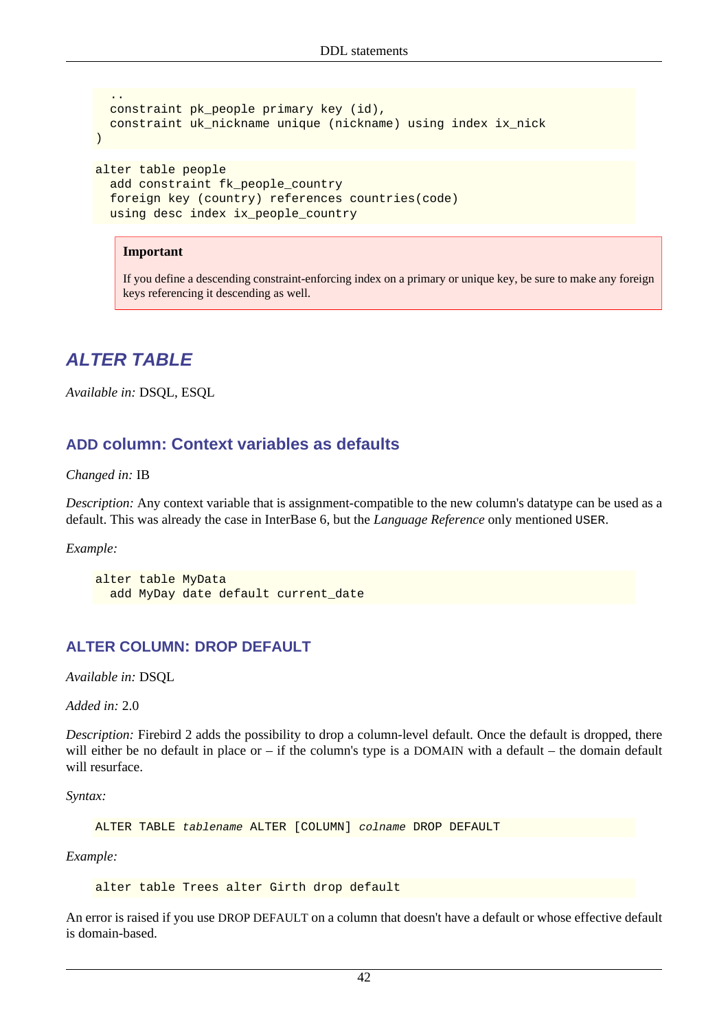```
  ..
  constraint pk_people primary key (id),
  constraint uk_nickname unique (nickname) using index ix_nick
)
```

```
alter table people
  add constraint fk_people_country
  foreign key (country) references countries(code)
  using desc index ix_people_country
```

> **Important**
>
> If you define a descending constraint-enforcing index on a primary or unique key, be sure to make any foreign keys referencing it descending as well.

## ALTER TABLE

*Available in:* DSQL, ESQL

### ADD column: Context variables as defaults

*Changed in:* IB

*Description:* Any context variable that is assignment-compatible to the new column's datatype can be used as a default. This was already the case in InterBase 6, but the *Language Reference* only mentioned `USER`.

*Example:*

```
alter table MyData
  add MyDay date default current_date
```

### ALTER COLUMN: DROP DEFAULT

*Available in:* DSQL

*Added in:* 2.0

*Description:* Firebird 2 adds the possibility to drop a column-level default. Once the default is dropped, there will either be no default in place or – if the column's type is a DOMAIN with a default – the domain default will resurface.

*Syntax:*

```
ALTER TABLE tablename ALTER [COLUMN] colname DROP DEFAULT
```

*Example:*

```
alter table Trees alter Girth drop default
```

An error is raised if you use DROP DEFAULT on a column that doesn't have a default or whose effective default is domain-based.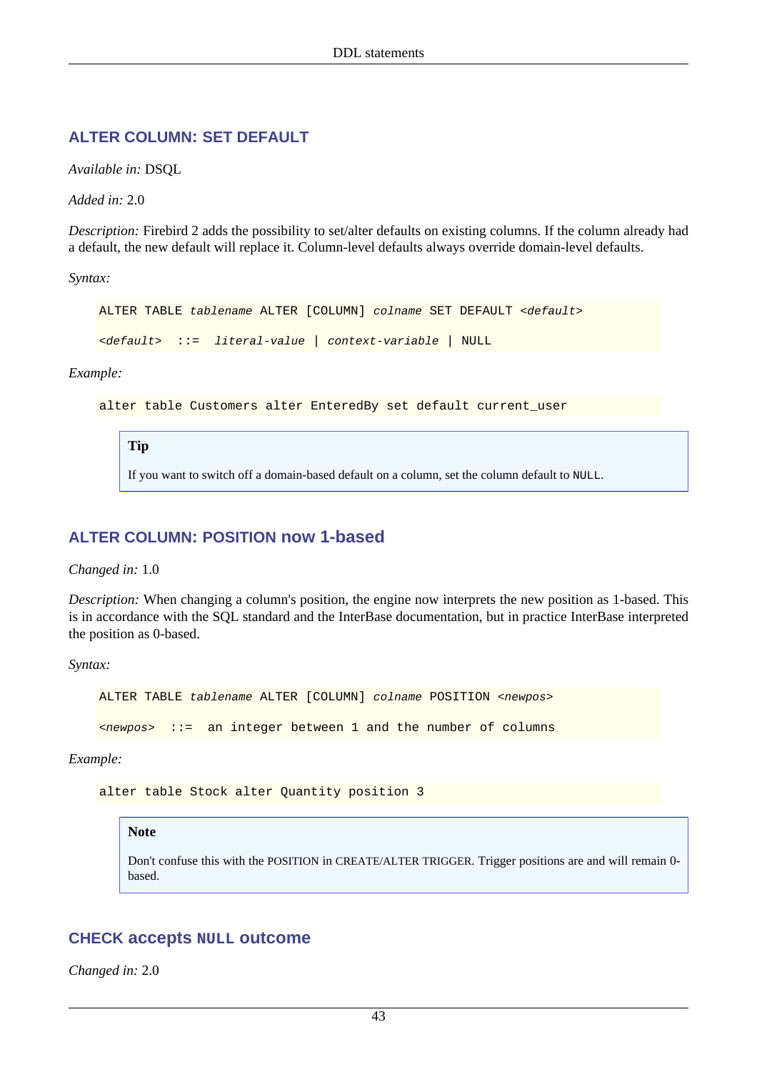### ALTER COLUMN: SET DEFAULT

*Available in:* DSQL

*Added in:* 2.0

*Description:* Firebird 2 adds the possibility to set/alter defaults on existing columns. If the column already had a default, the new default will replace it. Column-level defaults always override domain-level defaults.

*Syntax:*

```
ALTER TABLE tablename ALTER [COLUMN] colname SET DEFAULT <default>

<default>  ::=  literal-value | context-variable | NULL
```

*Example:*

```
alter table Customers alter EnteredBy set default current_user
```

> **Tip**
>
> If you want to switch off a domain-based default on a column, set the column default to `NULL`.

### ALTER COLUMN: POSITION now 1-based

*Changed in:* 1.0

*Description:* When changing a column's position, the engine now interprets the new position as 1-based. This is in accordance with the SQL standard and the InterBase documentation, but in practice InterBase interpreted the position as 0-based.

*Syntax:*

```
ALTER TABLE tablename ALTER [COLUMN] colname POSITION <newpos>

<newpos>  ::=  an integer between 1 and the number of columns
```

*Example:*

```
alter table Stock alter Quantity position 3
```

> **Note**
>
> Don't confuse this with the POSITION in CREATE/ALTER TRIGGER. Trigger positions are and will remain 0-based.

### CHECK accepts `NULL` outcome

*Changed in:* 2.0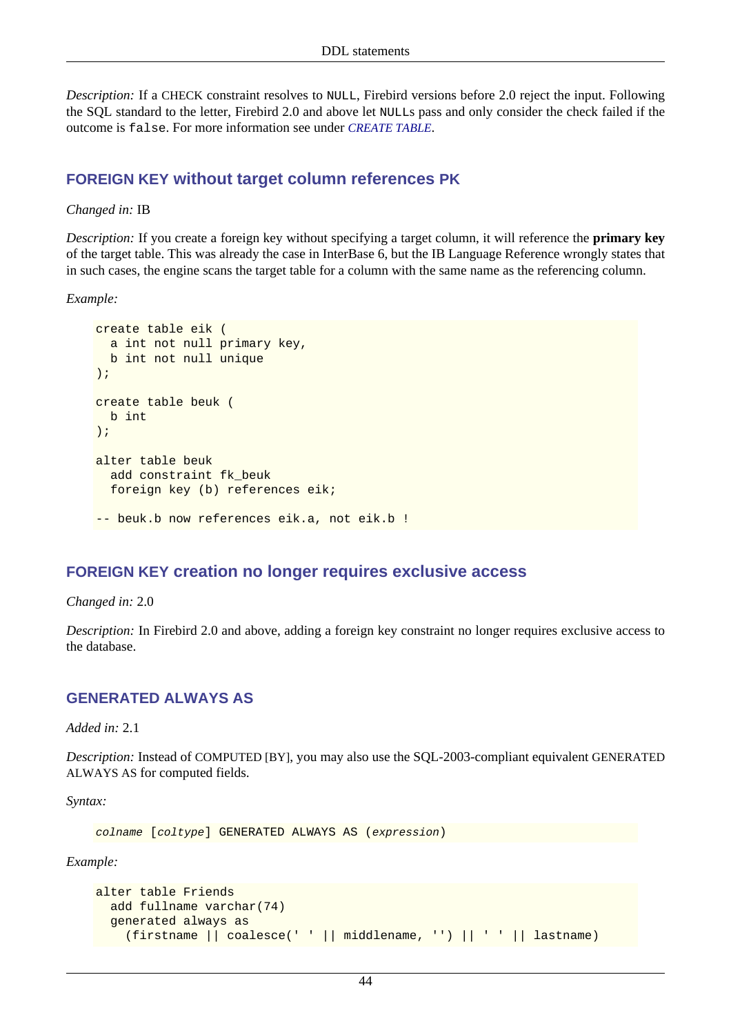*Description:* If a CHECK constraint resolves to `NULL`, Firebird versions before 2.0 reject the input. Following the SQL standard to the letter, Firebird 2.0 and above let `NULL`s pass and only consider the check failed if the outcome is `false`. For more information see under *CREATE TABLE*.

## FOREIGN KEY without target column references PK

*Changed in:* IB

*Description:* If you create a foreign key without specifying a target column, it will reference the **primary key** of the target table. This was already the case in InterBase 6, but the IB Language Reference wrongly states that in such cases, the engine scans the target table for a column with the same name as the referencing column.

*Example:*

```
create table eik (
  a int not null primary key,
  b int not null unique
);

create table beuk (
  b int
);

alter table beuk
  add constraint fk_beuk
  foreign key (b) references eik;

-- beuk.b now references eik.a, not eik.b !
```

## FOREIGN KEY creation no longer requires exclusive access

*Changed in:* 2.0

*Description:* In Firebird 2.0 and above, adding a foreign key constraint no longer requires exclusive access to the database.

## GENERATED ALWAYS AS

*Added in:* 2.1

*Description:* Instead of COMPUTED [BY], you may also use the SQL-2003-compliant equivalent GENERATED ALWAYS AS for computed fields.

*Syntax:*

```
colname [coltype] GENERATED ALWAYS AS (expression)
```

*Example:*

```
alter table Friends
  add fullname varchar(74)
  generated always as
    (firstname || coalesce(' ' || middlename, '') || ' ' || lastname)
```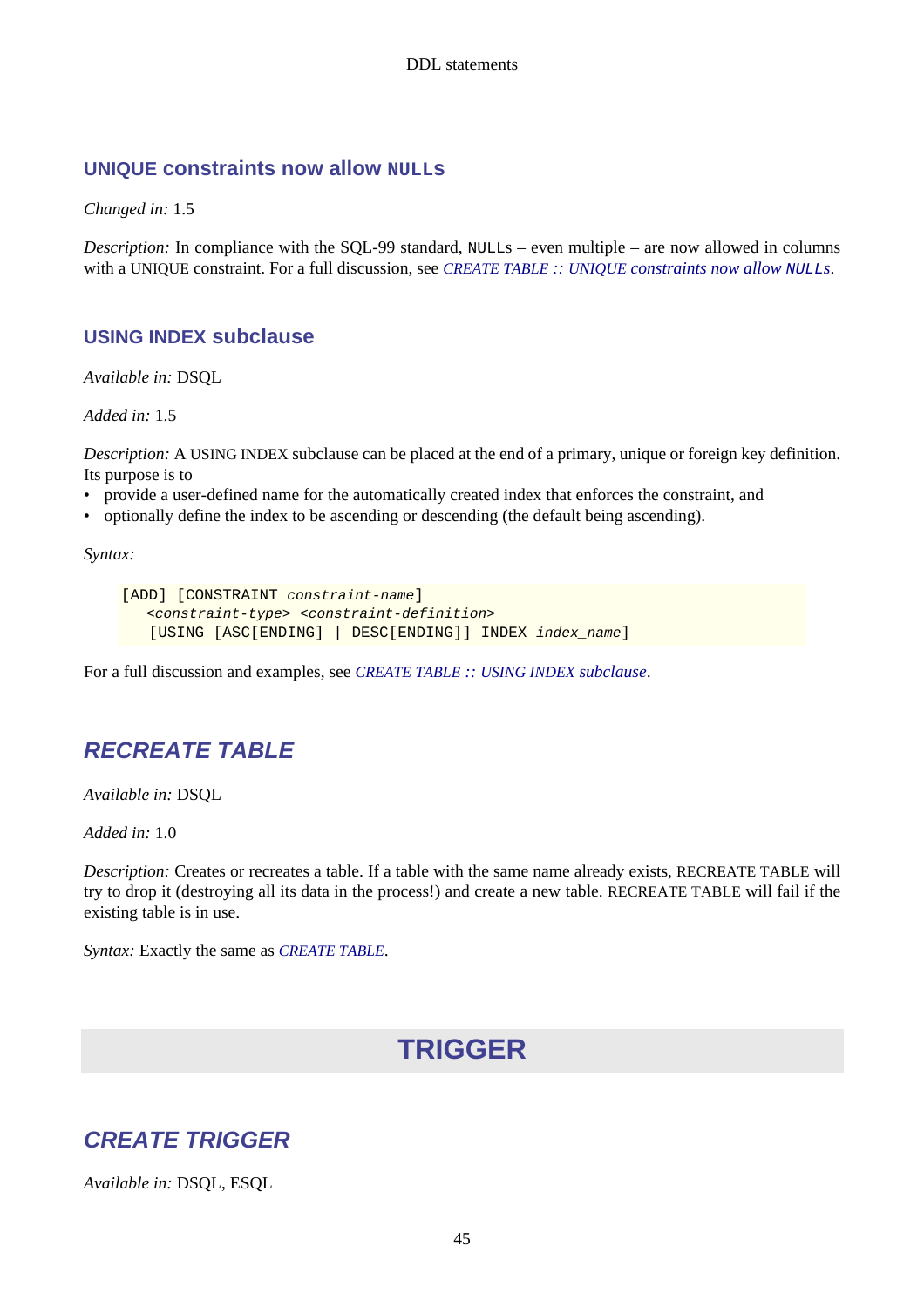### UNIQUE constraints now allow NULLs

*Changed in:* 1.5

*Description:* In compliance with the SQL-99 standard, NULLs – even multiple – are now allowed in columns with a UNIQUE constraint. For a full discussion, see *CREATE TABLE :: UNIQUE constraints now allow NULLs*.

### USING INDEX subclause

*Available in:* DSQL

*Added in:* 1.5

*Description:* A USING INDEX subclause can be placed at the end of a primary, unique or foreign key definition. Its purpose is to

- provide a user-defined name for the automatically created index that enforces the constraint, and
- optionally define the index to be ascending or descending (the default being ascending).

*Syntax:*

```
[ADD] [CONSTRAINT constraint-name]
   <constraint-type> <constraint-definition>
   [USING [ASC[ENDING] | DESC[ENDING]] INDEX index_name]
```

For a full discussion and examples, see *CREATE TABLE :: USING INDEX subclause*.

## RECREATE TABLE

*Available in:* DSQL

*Added in:* 1.0

*Description:* Creates or recreates a table. If a table with the same name already exists, RECREATE TABLE will try to drop it (destroying all its data in the process!) and create a new table. RECREATE TABLE will fail if the existing table is in use.

*Syntax:* Exactly the same as *CREATE TABLE*.

# TRIGGER

## CREATE TRIGGER

*Available in:* DSQL, ESQL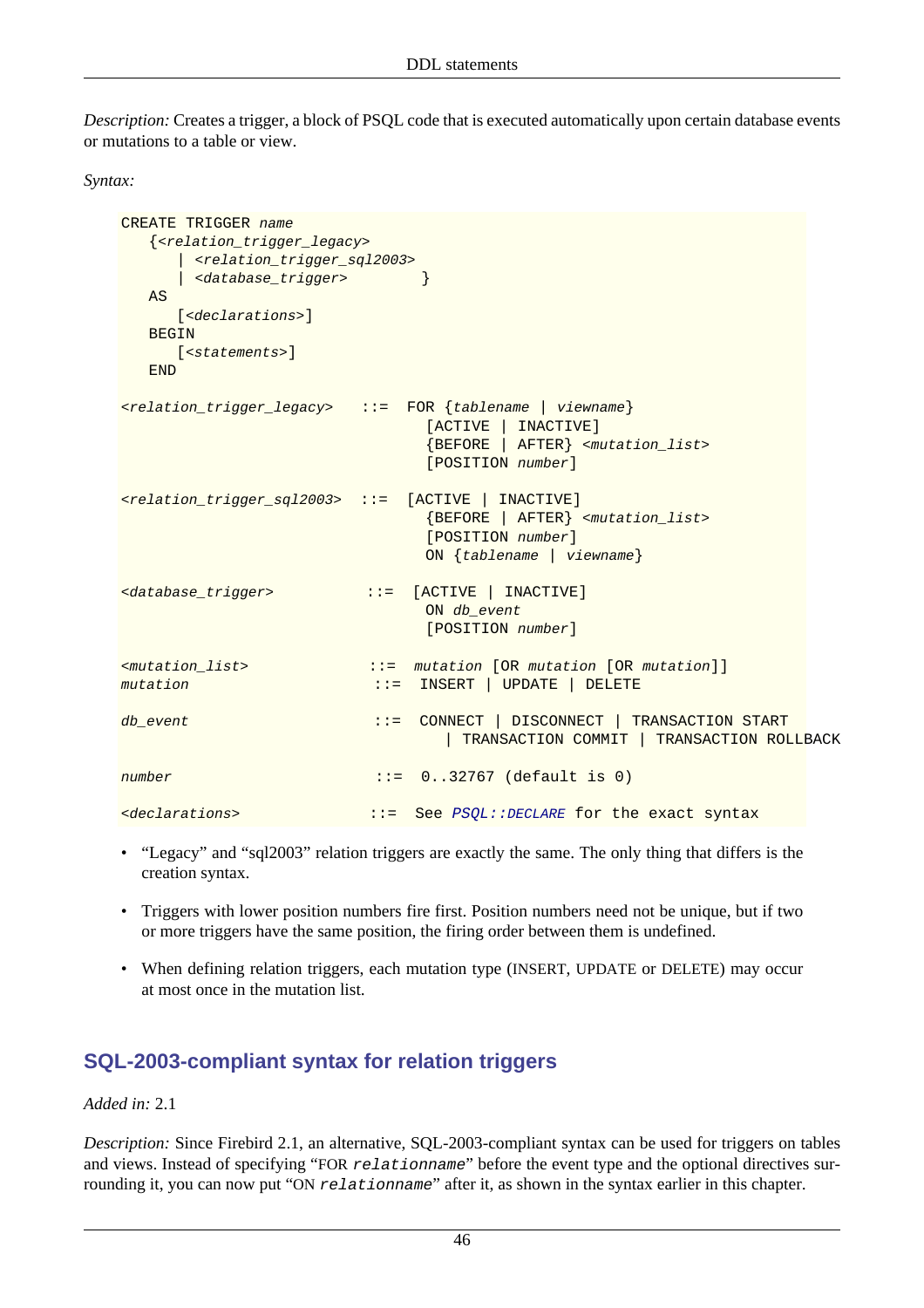*Description:* Creates a trigger, a block of PSQL code that is executed automatically upon certain database events or mutations to a table or view.

*Syntax:*

```
CREATE TRIGGER name
   {<relation_trigger_legacy>
      | <relation_trigger_sql2003>
      | <database_trigger>        }
   AS
      [<declarations>]
   BEGIN
      [<statements>]
   END

<relation_trigger_legacy>   ::=  FOR {tablename | viewname}
                                   [ACTIVE | INACTIVE]
                                   {BEFORE | AFTER} <mutation_list>
                                   [POSITION number]

<relation_trigger_sql2003>  ::=  [ACTIVE | INACTIVE]
                                   {BEFORE | AFTER} <mutation_list>
                                   [POSITION number]
                                   ON {tablename | viewname}

<database_trigger>          ::=  [ACTIVE | INACTIVE]
                                   ON db_event
                                   [POSITION number]

<mutation_list>             ::=  mutation [OR mutation [OR mutation]]
mutation                    ::=  INSERT | UPDATE | DELETE

db_event                    ::=  CONNECT | DISCONNECT | TRANSACTION START
                                    | TRANSACTION COMMIT | TRANSACTION ROLLBACK

number                      ::=  0..32767 (default is 0)

<declarations>              ::=  See PSQL::DECLARE for the exact syntax
```

- "Legacy" and "sql2003" relation triggers are exactly the same. The only thing that differs is the creation syntax.
- Triggers with lower position numbers fire first. Position numbers need not be unique, but if two or more triggers have the same position, the firing order between them is undefined.
- When defining relation triggers, each mutation type (INSERT, UPDATE or DELETE) may occur at most once in the mutation list.

## SQL-2003-compliant syntax for relation triggers

*Added in:* 2.1

*Description:* Since Firebird 2.1, an alternative, SQL-2003-compliant syntax can be used for triggers on tables and views. Instead of specifying "FOR `relationname`" before the event type and the optional directives surrounding it, you can now put "ON `relationname`" after it, as shown in the syntax earlier in this chapter.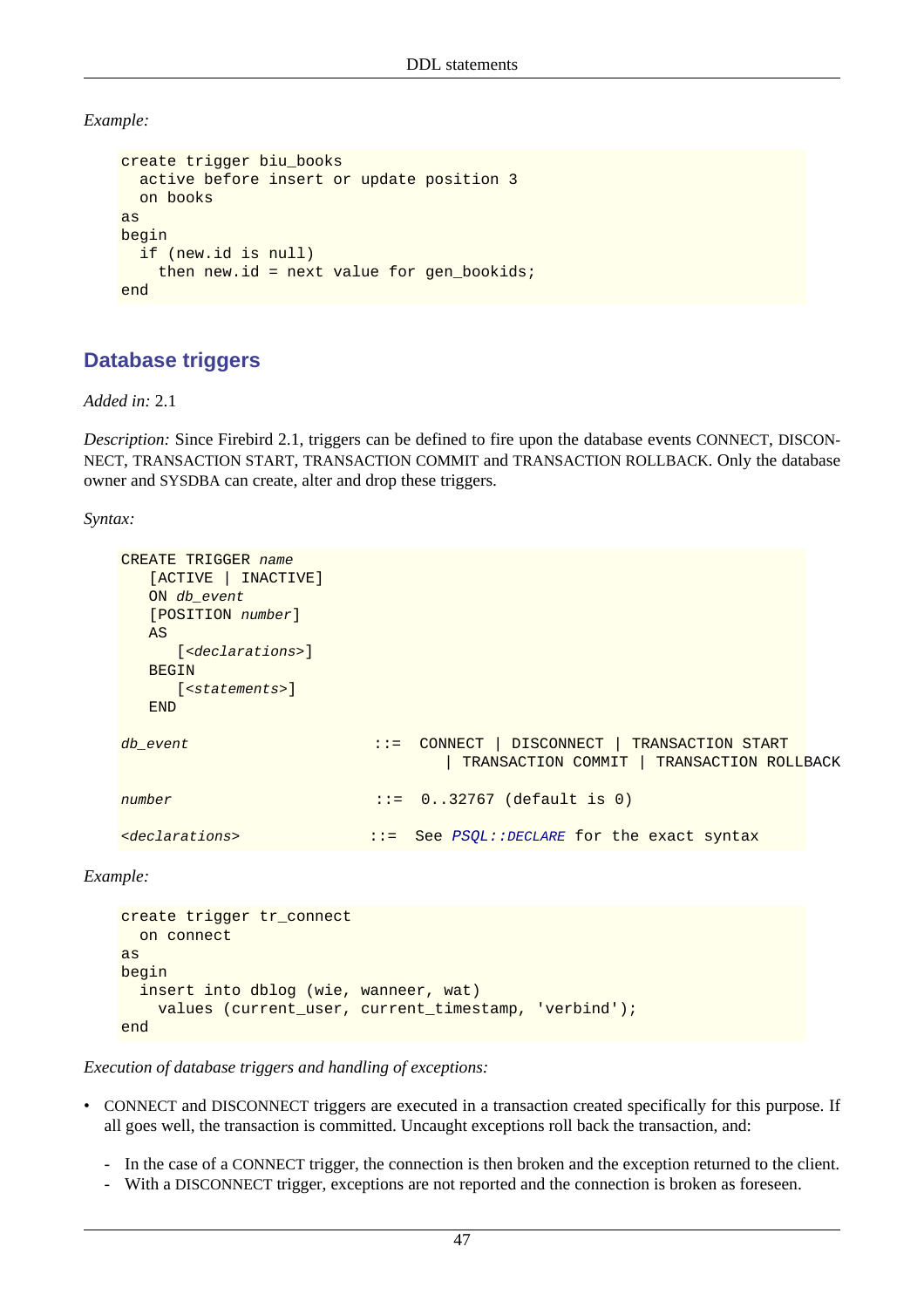*Example:*

```
create trigger biu_books
  active before insert or update position 3
  on books
as
begin
  if (new.id is null)
    then new.id = next value for gen_bookids;
end
```

## Database triggers

*Added in:* 2.1

*Description:* Since Firebird 2.1, triggers can be defined to fire upon the database events CONNECT, DISCONNECT, TRANSACTION START, TRANSACTION COMMIT and TRANSACTION ROLLBACK. Only the database owner and SYSDBA can create, alter and drop these triggers.

*Syntax:*

```
CREATE TRIGGER name
   [ACTIVE | INACTIVE]
   ON db_event
   [POSITION number]
   AS
      [<declarations>]
   BEGIN
      [<statements>]
   END

db_event                    ::=  CONNECT | DISCONNECT | TRANSACTION START
                                   | TRANSACTION COMMIT | TRANSACTION ROLLBACK

number                      ::=  0..32767 (default is 0)

<declarations>              ::=  See PSQL::DECLARE for the exact syntax
```

*Example:*

```
create trigger tr_connect
  on connect
as
begin
  insert into dblog (wie, wanneer, wat)
    values (current_user, current_timestamp, 'verbind');
end
```

*Execution of database triggers and handling of exceptions:*

- CONNECT and DISCONNECT triggers are executed in a transaction created specifically for this purpose. If all goes well, the transaction is committed. Uncaught exceptions roll back the transaction, and:
  - In the case of a CONNECT trigger, the connection is then broken and the exception returned to the client.
  - With a DISCONNECT trigger, exceptions are not reported and the connection is broken as foreseen.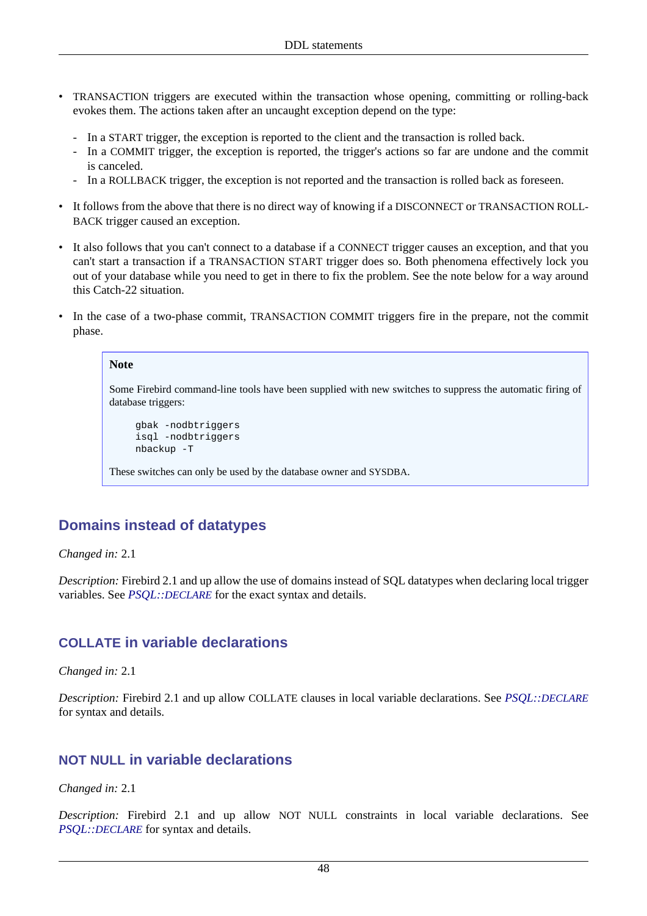- TRANSACTION triggers are executed within the transaction whose opening, committing or rolling-back evokes them. The actions taken after an uncaught exception depend on the type:
  - In a START trigger, the exception is reported to the client and the transaction is rolled back.
  - In a COMMIT trigger, the exception is reported, the trigger's actions so far are undone and the commit is canceled.
  - In a ROLLBACK trigger, the exception is not reported and the transaction is rolled back as foreseen.
- It follows from the above that there is no direct way of knowing if a DISCONNECT or TRANSACTION ROLLBACK trigger caused an exception.
- It also follows that you can't connect to a database if a CONNECT trigger causes an exception, and that you can't start a transaction if a TRANSACTION START trigger does so. Both phenomena effectively lock you out of your database while you need to get in there to fix the problem. See the note below for a way around this Catch-22 situation.
- In the case of a two-phase commit, TRANSACTION COMMIT triggers fire in the prepare, not the commit phase.

> **Note**
>
> Some Firebird command-line tools have been supplied with new switches to suppress the automatic firing of database triggers:
>
> ```
> gbak -nodbtriggers
> isql -nodbtriggers
> nbackup -T
> ```
>
> These switches can only be used by the database owner and SYSDBA.

## Domains instead of datatypes

*Changed in:* 2.1

*Description:* Firebird 2.1 and up allow the use of domains instead of SQL datatypes when declaring local trigger variables. See *PSQL::DECLARE* for the exact syntax and details.

## COLLATE in variable declarations

*Changed in:* 2.1

*Description:* Firebird 2.1 and up allow COLLATE clauses in local variable declarations. See *PSQL::DECLARE* for syntax and details.

## NOT NULL in variable declarations

*Changed in:* 2.1

*Description:* Firebird 2.1 and up allow NOT NULL constraints in local variable declarations. See *PSQL::DECLARE* for syntax and details.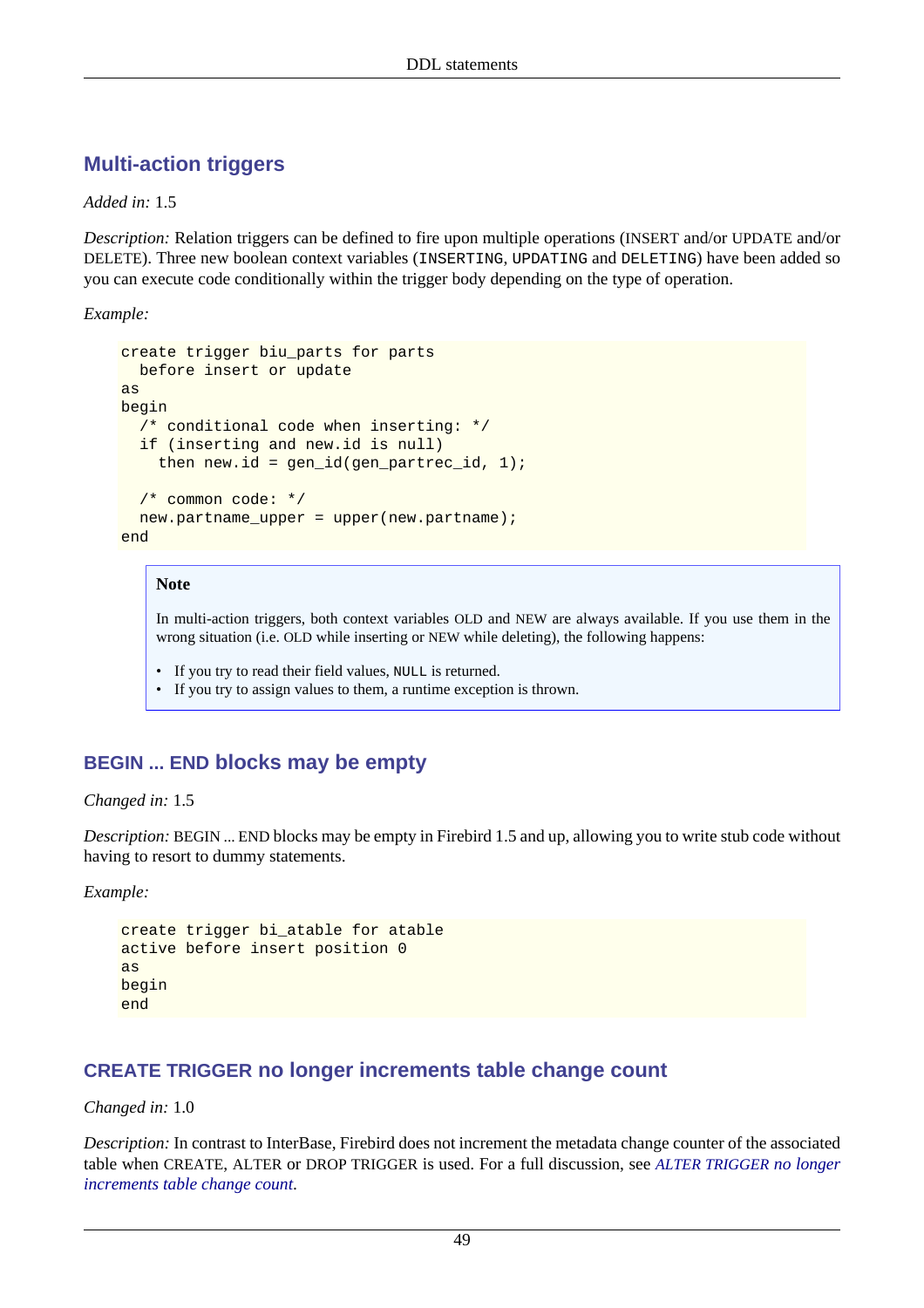## Multi-action triggers

*Added in:* 1.5

*Description:* Relation triggers can be defined to fire upon multiple operations (INSERT and/or UPDATE and/or DELETE). Three new boolean context variables (`INSERTING`, `UPDATING` and `DELETING`) have been added so you can execute code conditionally within the trigger body depending on the type of operation.

*Example:*

```
create trigger biu_parts for parts
  before insert or update
as
begin
  /* conditional code when inserting: */
  if (inserting and new.id is null)
    then new.id = gen_id(gen_partrec_id, 1);

  /* common code: */
  new.partname_upper = upper(new.partname);
end
```

> **Note**
>
> In multi-action triggers, both context variables OLD and NEW are always available. If you use them in the wrong situation (i.e. OLD while inserting or NEW while deleting), the following happens:
>
> - If you try to read their field values, `NULL` is returned.
> - If you try to assign values to them, a runtime exception is thrown.

## BEGIN ... END blocks may be empty

*Changed in:* 1.5

*Description:* BEGIN ... END blocks may be empty in Firebird 1.5 and up, allowing you to write stub code without having to resort to dummy statements.

*Example:*

```
create trigger bi_atable for atable
active before insert position 0
as
begin
end
```

## CREATE TRIGGER no longer increments table change count

*Changed in:* 1.0

*Description:* In contrast to InterBase, Firebird does not increment the metadata change counter of the associated table when CREATE, ALTER or DROP TRIGGER is used. For a full discussion, see *ALTER TRIGGER no longer increments table change count*.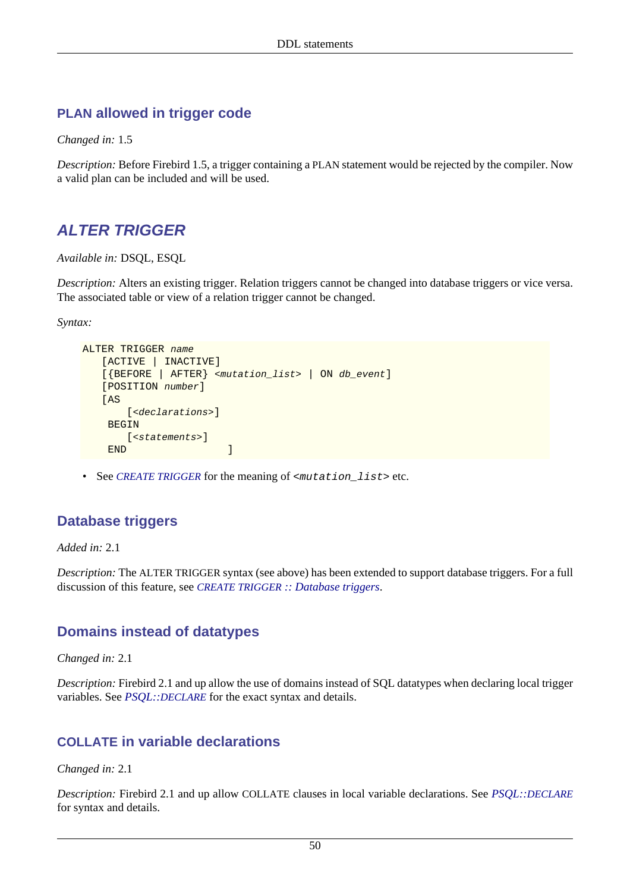### PLAN allowed in trigger code

*Changed in:* 1.5

*Description:* Before Firebird 1.5, a trigger containing a PLAN statement would be rejected by the compiler. Now a valid plan can be included and will be used.

## ALTER TRIGGER

*Available in:* DSQL, ESQL

*Description:* Alters an existing trigger. Relation triggers cannot be changed into database triggers or vice versa. The associated table or view of a relation trigger cannot be changed.

*Syntax:*

```
ALTER TRIGGER name
   [ACTIVE | INACTIVE]
   [{BEFORE | AFTER} <mutation_list> | ON db_event]
   [POSITION number]
   [AS
       [<declarations>]
    BEGIN
       [<statements>]
    END                ]
```

- See *CREATE TRIGGER* for the meaning of `<mutation_list>` etc.

### Database triggers

*Added in:* 2.1

*Description:* The ALTER TRIGGER syntax (see above) has been extended to support database triggers. For a full discussion of this feature, see *CREATE TRIGGER :: Database triggers*.

### Domains instead of datatypes

*Changed in:* 2.1

*Description:* Firebird 2.1 and up allow the use of domains instead of SQL datatypes when declaring local trigger variables. See *PSQL::DECLARE* for the exact syntax and details.

### COLLATE in variable declarations

*Changed in:* 2.1

*Description:* Firebird 2.1 and up allow COLLATE clauses in local variable declarations. See *PSQL::DECLARE* for syntax and details.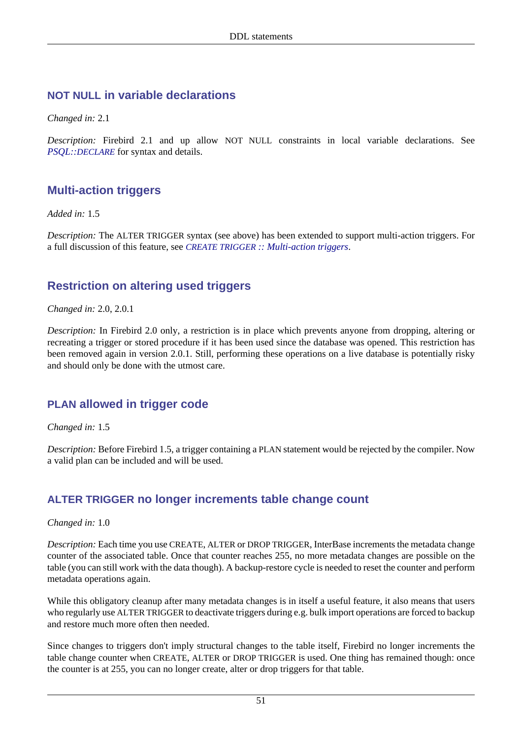### NOT NULL in variable declarations

*Changed in:* 2.1

*Description:* Firebird 2.1 and up allow NOT NULL constraints in local variable declarations. See *PSQL::DECLARE* for syntax and details.

### Multi-action triggers

*Added in:* 1.5

*Description:* The ALTER TRIGGER syntax (see above) has been extended to support multi-action triggers. For a full discussion of this feature, see *CREATE TRIGGER :: Multi-action triggers*.

### Restriction on altering used triggers

*Changed in:* 2.0, 2.0.1

*Description:* In Firebird 2.0 only, a restriction is in place which prevents anyone from dropping, altering or recreating a trigger or stored procedure if it has been used since the database was opened. This restriction has been removed again in version 2.0.1. Still, performing these operations on a live database is potentially risky and should only be done with the utmost care.

### PLAN allowed in trigger code

*Changed in:* 1.5

*Description:* Before Firebird 1.5, a trigger containing a PLAN statement would be rejected by the compiler. Now a valid plan can be included and will be used.

### ALTER TRIGGER no longer increments table change count

*Changed in:* 1.0

*Description:* Each time you use CREATE, ALTER or DROP TRIGGER, InterBase increments the metadata change counter of the associated table. Once that counter reaches 255, no more metadata changes are possible on the table (you can still work with the data though). A backup-restore cycle is needed to reset the counter and perform metadata operations again.

While this obligatory cleanup after many metadata changes is in itself a useful feature, it also means that users who regularly use ALTER TRIGGER to deactivate triggers during e.g. bulk import operations are forced to backup and restore much more often then needed.

Since changes to triggers don't imply structural changes to the table itself, Firebird no longer increments the table change counter when CREATE, ALTER or DROP TRIGGER is used. One thing has remained though: once the counter is at 255, you can no longer create, alter or drop triggers for that table.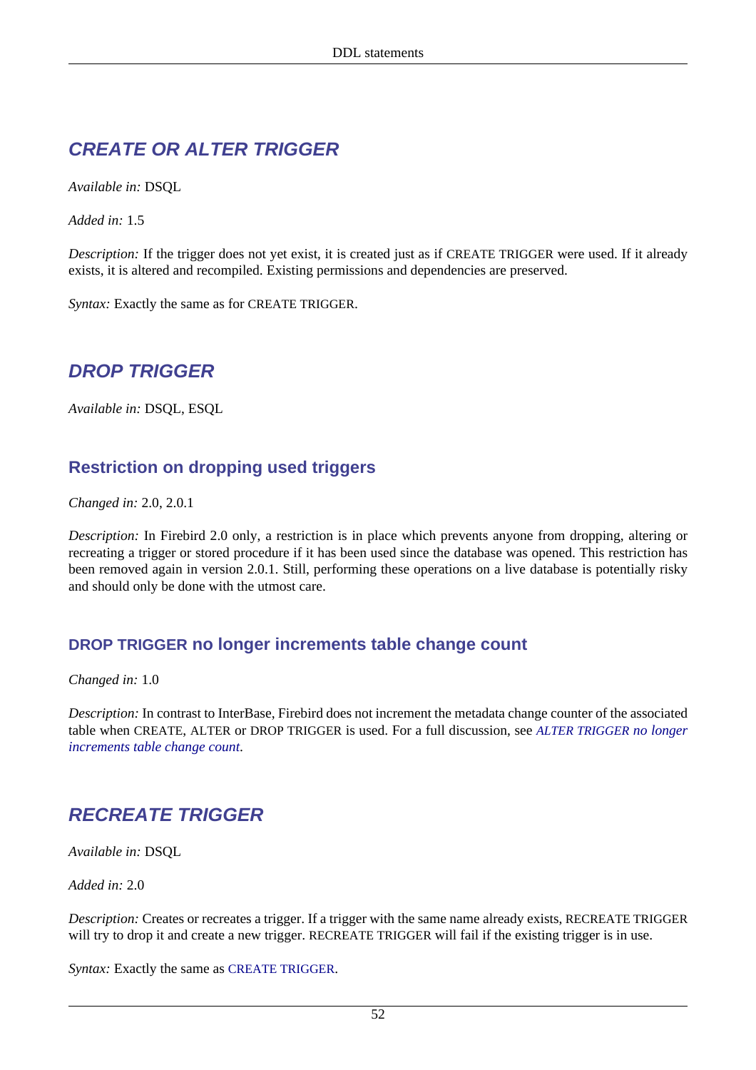## CREATE OR ALTER TRIGGER

*Available in:* DSQL

*Added in:* 1.5

*Description:* If the trigger does not yet exist, it is created just as if CREATE TRIGGER were used. If it already exists, it is altered and recompiled. Existing permissions and dependencies are preserved.

*Syntax:* Exactly the same as for CREATE TRIGGER.

## DROP TRIGGER

*Available in:* DSQL, ESQL

### Restriction on dropping used triggers

*Changed in:* 2.0, 2.0.1

*Description:* In Firebird 2.0 only, a restriction is in place which prevents anyone from dropping, altering or recreating a trigger or stored procedure if it has been used since the database was opened. This restriction has been removed again in version 2.0.1. Still, performing these operations on a live database is potentially risky and should only be done with the utmost care.

### DROP TRIGGER no longer increments table change count

*Changed in:* 1.0

*Description:* In contrast to InterBase, Firebird does not increment the metadata change counter of the associated table when CREATE, ALTER or DROP TRIGGER is used. For a full discussion, see *ALTER TRIGGER no longer increments table change count*.

## RECREATE TRIGGER

*Available in:* DSQL

*Added in:* 2.0

*Description:* Creates or recreates a trigger. If a trigger with the same name already exists, RECREATE TRIGGER will try to drop it and create a new trigger. RECREATE TRIGGER will fail if the existing trigger is in use.

*Syntax:* Exactly the same as CREATE TRIGGER.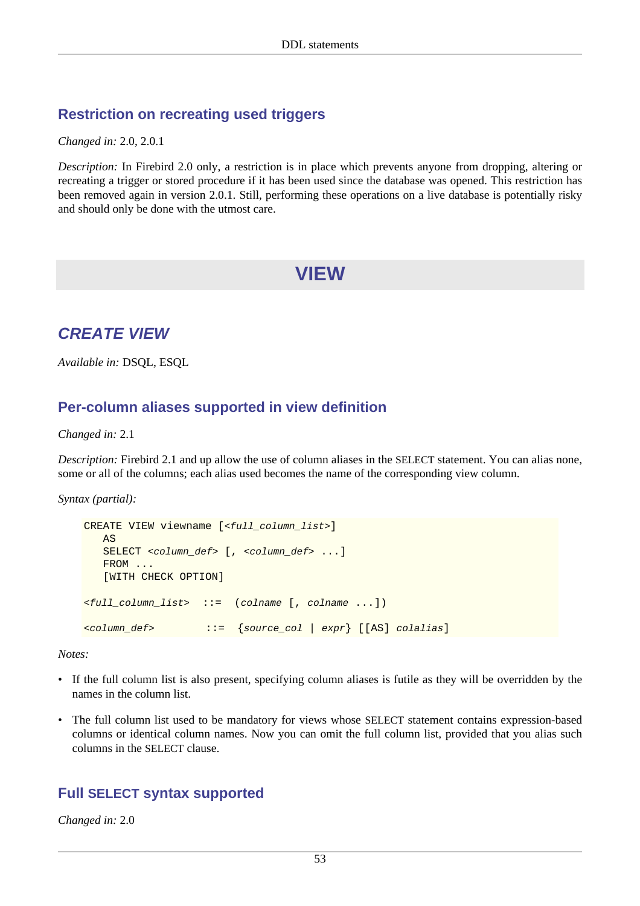### Restriction on recreating used triggers

*Changed in:* 2.0, 2.0.1

*Description:* In Firebird 2.0 only, a restriction is in place which prevents anyone from dropping, altering or recreating a trigger or stored procedure if it has been used since the database was opened. This restriction has been removed again in version 2.0.1. Still, performing these operations on a live database is potentially risky and should only be done with the utmost care.

# VIEW

## *CREATE VIEW*

*Available in:* DSQL, ESQL

### Per-column aliases supported in view definition

*Changed in:* 2.1

*Description:* Firebird 2.1 and up allow the use of column aliases in the SELECT statement. You can alias none, some or all of the columns; each alias used becomes the name of the corresponding view column.

*Syntax (partial):*

```
CREATE VIEW viewname [<full_column_list>]
   AS
   SELECT <column_def> [, <column_def> ...]
   FROM ...
   [WITH CHECK OPTION]

<full_column_list>  ::=  (colname [, colname ...])

<column_def>        ::=  {source_col | expr} [[AS] colalias]
```

*Notes:*

- If the full column list is also present, specifying column aliases is futile as they will be overridden by the names in the column list.
- The full column list used to be mandatory for views whose SELECT statement contains expression-based columns or identical column names. Now you can omit the full column list, provided that you alias such columns in the SELECT clause.

### Full SELECT syntax supported

*Changed in:* 2.0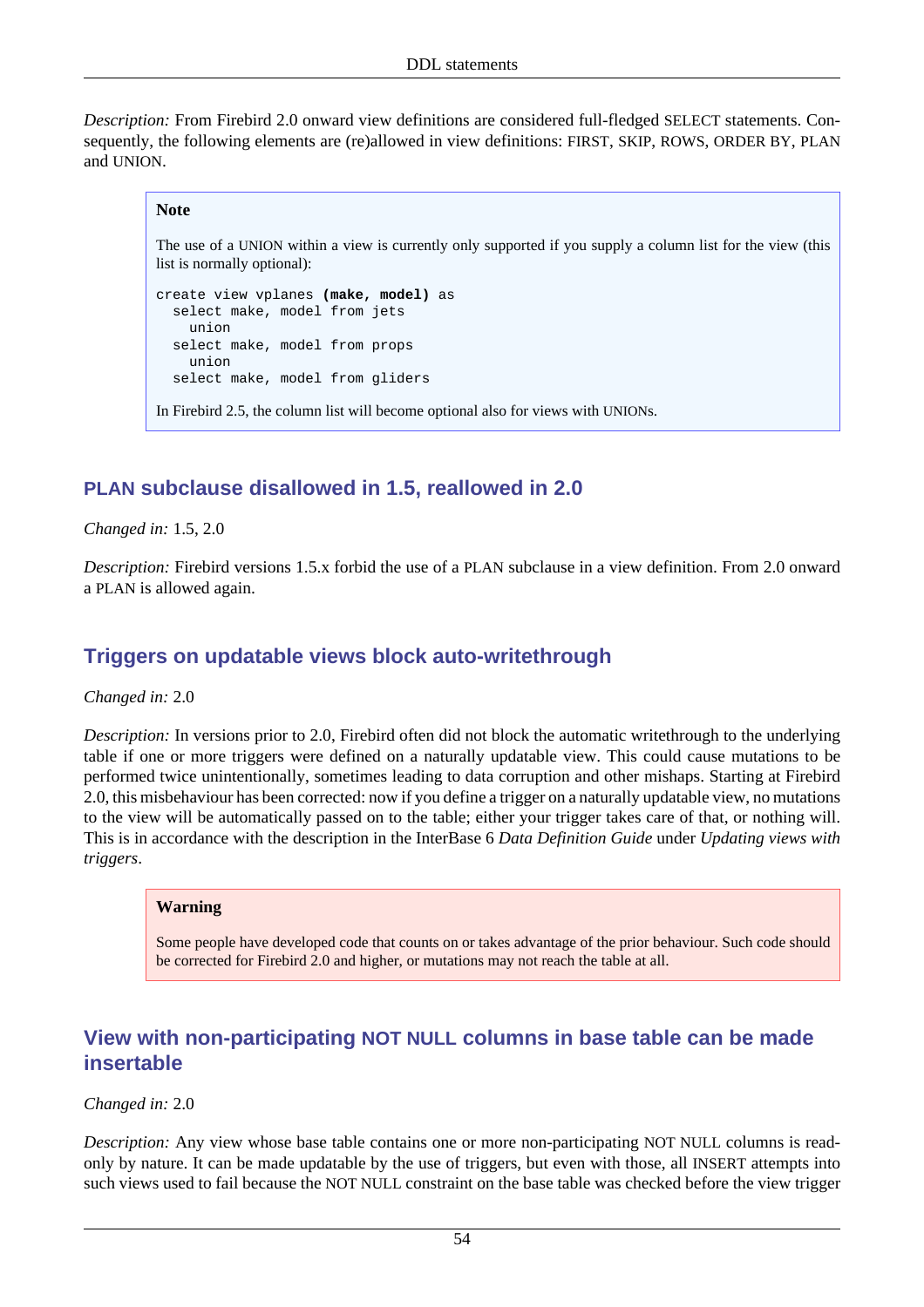*Description:* From Firebird 2.0 onward view definitions are considered full-fledged SELECT statements. Consequently, the following elements are (re)allowed in view definitions: FIRST, SKIP, ROWS, ORDER BY, PLAN and UNION.

> **Note**
>
> The use of a UNION within a view is currently only supported if you supply a column list for the view (this list is normally optional):
>
> ```
> create view vplanes (make, model) as
>   select make, model from jets
>     union
>   select make, model from props
>     union
>   select make, model from gliders
> ```
>
> In Firebird 2.5, the column list will become optional also for views with UNIONs.

## PLAN subclause disallowed in 1.5, reallowed in 2.0

*Changed in:* 1.5, 2.0

*Description:* Firebird versions 1.5.x forbid the use of a PLAN subclause in a view definition. From 2.0 onward a PLAN is allowed again.

## Triggers on updatable views block auto-writethrough

*Changed in:* 2.0

*Description:* In versions prior to 2.0, Firebird often did not block the automatic writethrough to the underlying table if one or more triggers were defined on a naturally updatable view. This could cause mutations to be performed twice unintentionally, sometimes leading to data corruption and other mishaps. Starting at Firebird 2.0, this misbehaviour has been corrected: now if you define a trigger on a naturally updatable view, no mutations to the view will be automatically passed on to the table; either your trigger takes care of that, or nothing will. This is in accordance with the description in the InterBase 6 *Data Definition Guide* under *Updating views with triggers*.

> **Warning**
>
> Some people have developed code that counts on or takes advantage of the prior behaviour. Such code should be corrected for Firebird 2.0 and higher, or mutations may not reach the table at all.

## View with non-participating NOT NULL columns in base table can be made insertable

*Changed in:* 2.0

*Description:* Any view whose base table contains one or more non-participating NOT NULL columns is read-only by nature. It can be made updatable by the use of triggers, but even with those, all INSERT attempts into such views used to fail because the NOT NULL constraint on the base table was checked before the view trigger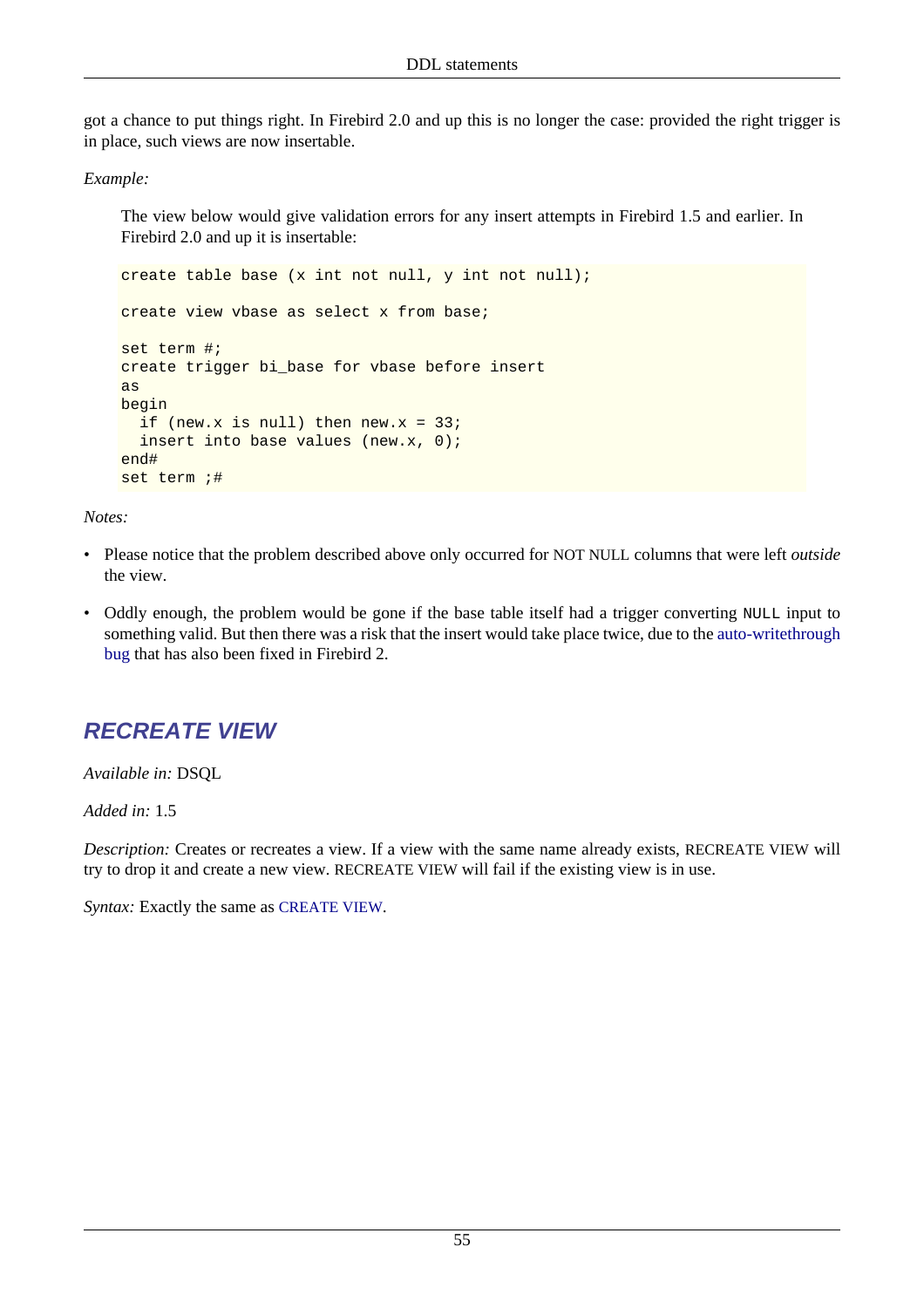got a chance to put things right. In Firebird 2.0 and up this is no longer the case: provided the right trigger is in place, such views are now insertable.

*Example:*

The view below would give validation errors for any insert attempts in Firebird 1.5 and earlier. In Firebird 2.0 and up it is insertable:

```
create table base (x int not null, y int not null);

create view vbase as select x from base;

set term #;
create trigger bi_base for vbase before insert
as
begin
  if (new.x is null) then new.x = 33;
  insert into base values (new.x, 0);
end#
set term ;#
```

*Notes:*

- Please notice that the problem described above only occurred for NOT NULL columns that were left *outside* the view.
- Oddly enough, the problem would be gone if the base table itself had a trigger converting `NULL` input to something valid. But then there was a risk that the insert would take place twice, due to the auto-writethrough bug that has also been fixed in Firebird 2.

## RECREATE VIEW

*Available in:* DSQL

*Added in:* 1.5

*Description:* Creates or recreates a view. If a view with the same name already exists, RECREATE VIEW will try to drop it and create a new view. RECREATE VIEW will fail if the existing view is in use.

*Syntax:* Exactly the same as CREATE VIEW.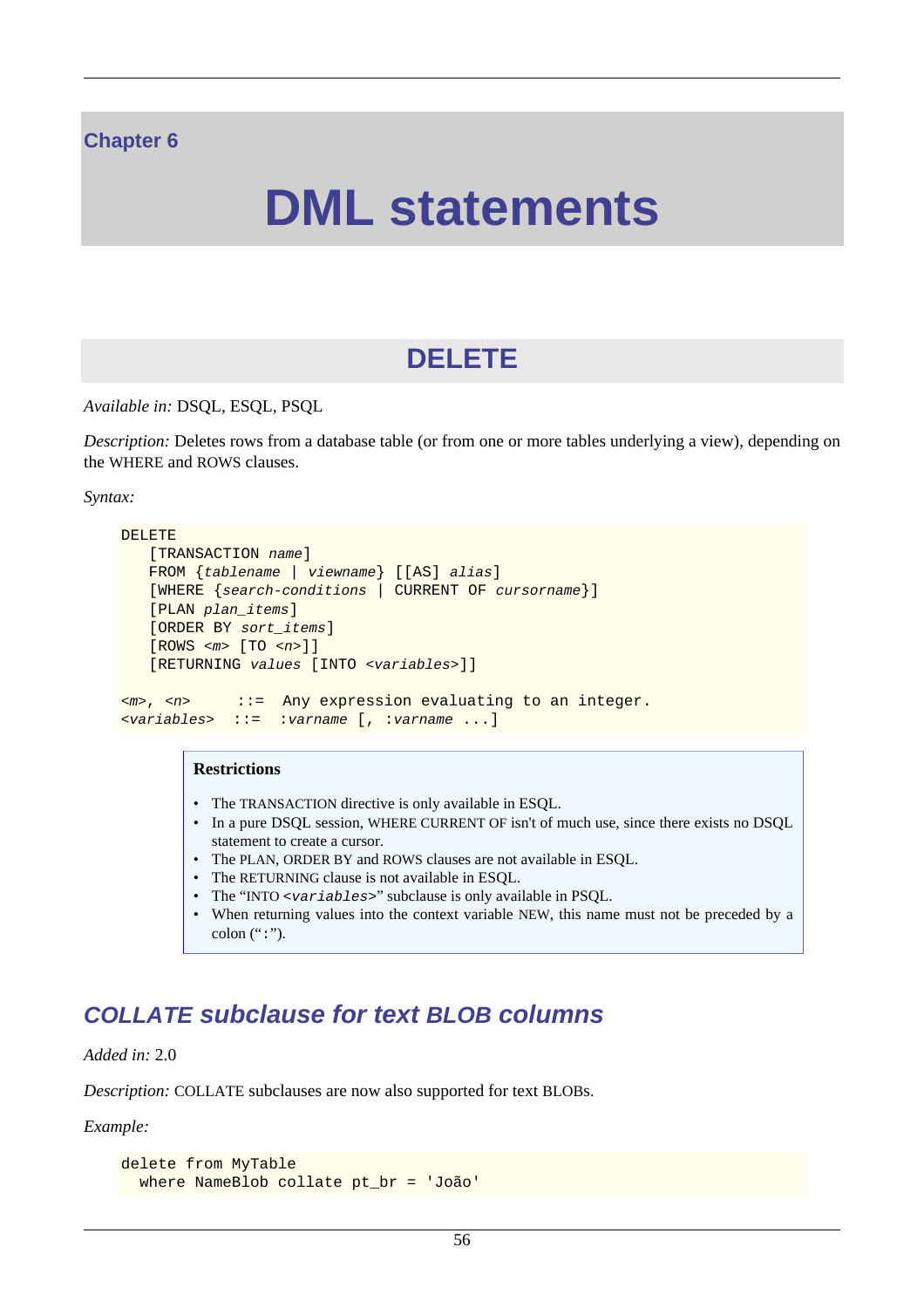# Chapter 6

# DML statements

## DELETE

*Available in:* DSQL, ESQL, PSQL

*Description:* Deletes rows from a database table (or from one or more tables underlying a view), depending on the WHERE and ROWS clauses.

*Syntax:*

```
DELETE
   [TRANSACTION name]
   FROM {tablename | viewname} [[AS] alias]
   [WHERE {search-conditions | CURRENT OF cursorname}]
   [PLAN plan_items]
   [ORDER BY sort_items]
   [ROWS <m> [TO <n>]]
   [RETURNING values [INTO <variables>]]

<m>, <n>     ::=  Any expression evaluating to an integer.
<variables>  ::=  :varname [, :varname ...]
```

> **Restrictions**
>
> - The TRANSACTION directive is only available in ESQL.
> - In a pure DSQL session, WHERE CURRENT OF isn't of much use, since there exists no DSQL statement to create a cursor.
> - The PLAN, ORDER BY and ROWS clauses are not available in ESQL.
> - The RETURNING clause is not available in ESQL.
> - The "INTO `<variables>`" subclause is only available in PSQL.
> - When returning values into the context variable NEW, this name must not be preceded by a colon ("`:`").

### COLLATE subclause for text BLOB columns

*Added in:* 2.0

*Description:* COLLATE subclauses are now also supported for text BLOBs.

*Example:*

```
delete from MyTable
  where NameBlob collate pt_br = 'João'
```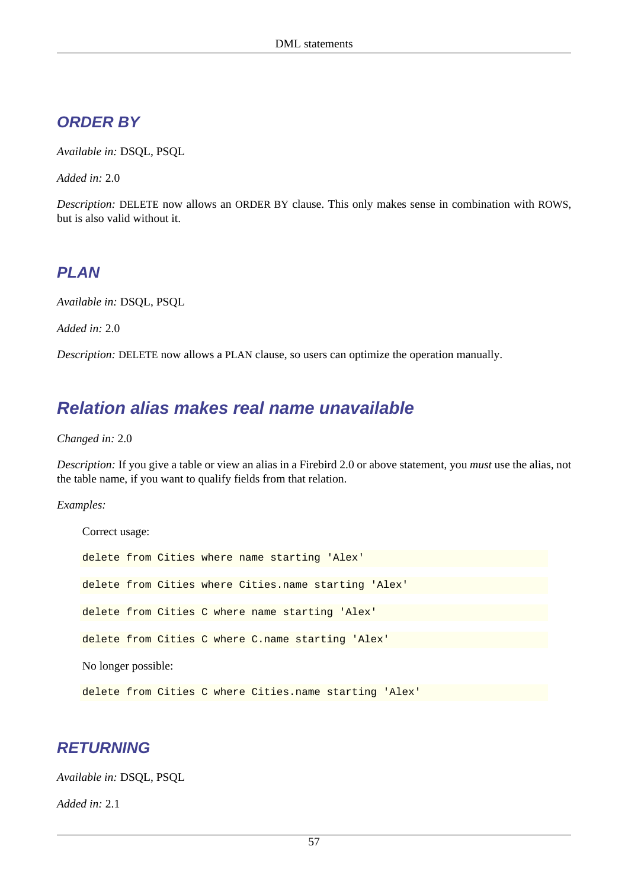### ORDER BY

*Available in:* DSQL, PSQL

*Added in:* 2.0

*Description:* DELETE now allows an ORDER BY clause. This only makes sense in combination with ROWS, but is also valid without it.

### PLAN

*Available in:* DSQL, PSQL

*Added in:* 2.0

*Description:* DELETE now allows a PLAN clause, so users can optimize the operation manually.

### Relation alias makes real name unavailable

*Changed in:* 2.0

*Description:* If you give a table or view an alias in a Firebird 2.0 or above statement, you *must* use the alias, not the table name, if you want to qualify fields from that relation.

*Examples:*

Correct usage:

```
delete from Cities where name starting 'Alex'
```

```
delete from Cities where Cities.name starting 'Alex'
```

```
delete from Cities C where name starting 'Alex'
```

```
delete from Cities C where C.name starting 'Alex'
```

No longer possible:

```
delete from Cities C where Cities.name starting 'Alex'
```

### RETURNING

*Available in:* DSQL, PSQL

*Added in:* 2.1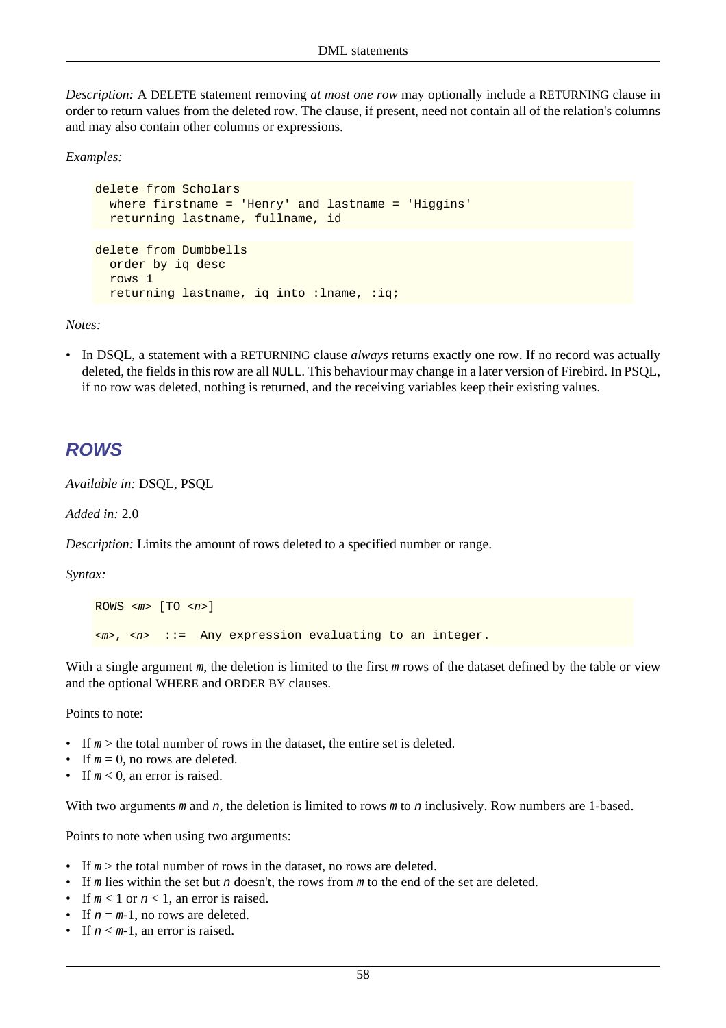*Description:* A DELETE statement removing *at most one row* may optionally include a RETURNING clause in order to return values from the deleted row. The clause, if present, need not contain all of the relation's columns and may also contain other columns or expressions.

*Examples:*

```
delete from Scholars
  where firstname = 'Henry' and lastname = 'Higgins'
  returning lastname, fullname, id
```

```
delete from Dumbbells
  order by iq desc
  rows 1
  returning lastname, iq into :lname, :iq;
```

*Notes:*

- In DSQL, a statement with a RETURNING clause *always* returns exactly one row. If no record was actually deleted, the fields in this row are all `NULL`. This behaviour may change in a later version of Firebird. In PSQL, if no row was deleted, nothing is returned, and the receiving variables keep their existing values.

## ROWS

*Available in:* DSQL, PSQL

*Added in:* 2.0

*Description:* Limits the amount of rows deleted to a specified number or range.

*Syntax:*

```
ROWS <m> [TO <n>]

<m>, <n>  ::=  Any expression evaluating to an integer.
```

With a single argument *m*, the deletion is limited to the first *m* rows of the dataset defined by the table or view and the optional WHERE and ORDER BY clauses.

Points to note:

- If *m* > the total number of rows in the dataset, the entire set is deleted.
- If *m* = 0, no rows are deleted.
- If *m* < 0, an error is raised.

With two arguments *m* and *n*, the deletion is limited to rows *m* to *n* inclusively. Row numbers are 1-based.

Points to note when using two arguments:

- If *m* > the total number of rows in the dataset, no rows are deleted.
- If *m* lies within the set but *n* doesn't, the rows from *m* to the end of the set are deleted.
- If *m* < 1 or *n* < 1, an error is raised.
- If *n* = *m*-1, no rows are deleted.
- If *n* < *m*-1, an error is raised.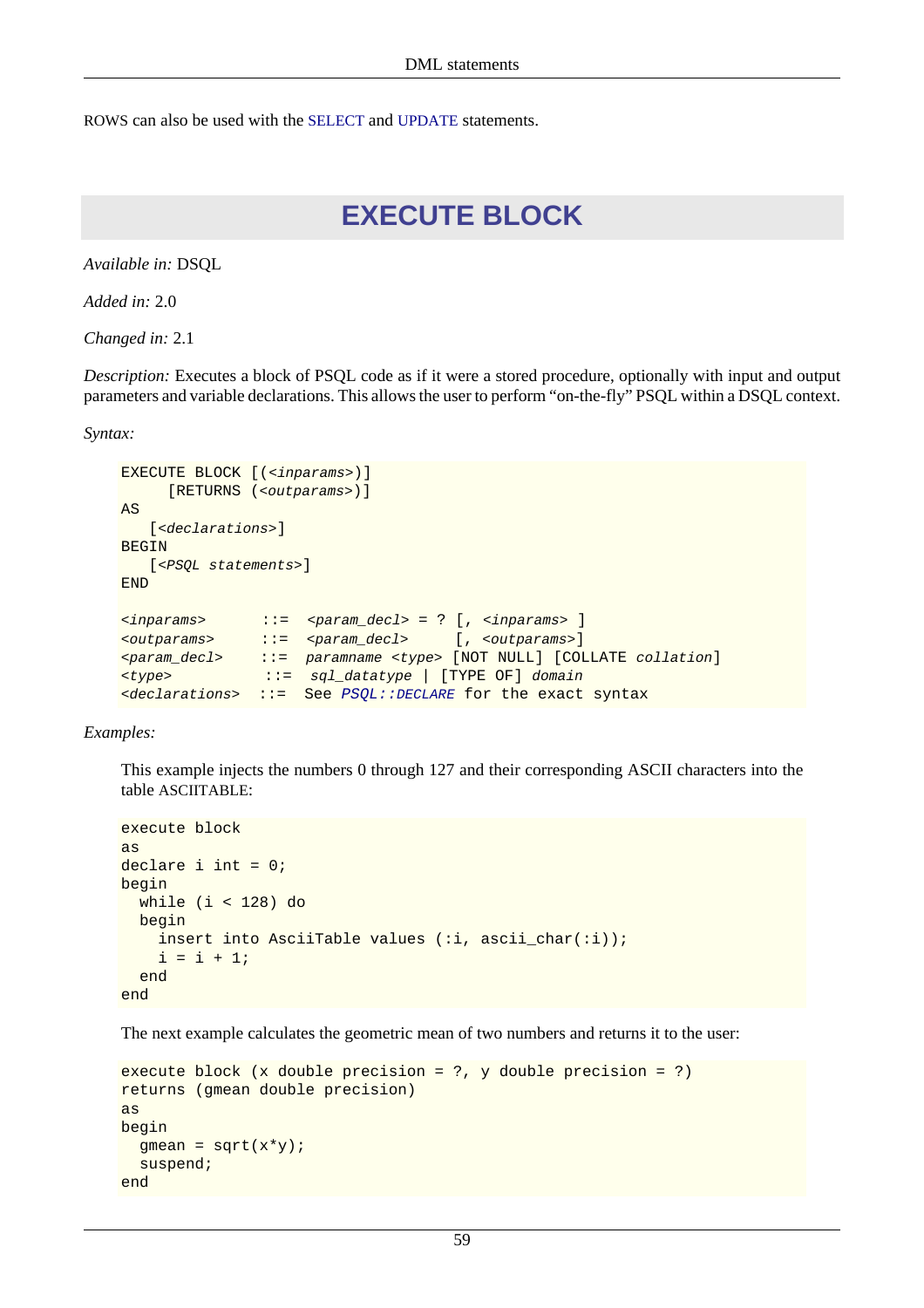ROWS can also be used with the SELECT and UPDATE statements.

# EXECUTE BLOCK

*Available in:* DSQL

*Added in:* 2.0

*Changed in:* 2.1

*Description:* Executes a block of PSQL code as if it were a stored procedure, optionally with input and output parameters and variable declarations. This allows the user to perform “on-the-fly” PSQL within a DSQL context.

*Syntax:*

```
EXECUTE BLOCK [(<inparams>)]
     [RETURNS (<outparams>)]
AS
   [<declarations>]
BEGIN
   [<PSQL statements>]
END

<inparams>      ::=  <param_decl> = ? [, <inparams> ]
<outparams>     ::=  <param_decl>      [, <outparams>]
<param_decl>    ::=  paramname <type> [NOT NULL] [COLLATE collation]
<type>           ::=  sql_datatype | [TYPE OF] domain
<declarations>  ::=  See PSQL::DECLARE for the exact syntax
```

*Examples:*

This example injects the numbers 0 through 127 and their corresponding ASCII characters into the table ASCIITABLE:

```
execute block
as
declare i int = 0;
begin
  while (i < 128) do
  begin
    insert into AsciiTable values (:i, ascii_char(:i));
    i = i + 1;
  end
end
```

The next example calculates the geometric mean of two numbers and returns it to the user:

```
execute block (x double precision = ?, y double precision = ?)
returns (gmean double precision)
as
begin
  gmean = sqrt(x*y);
  suspend;
end
```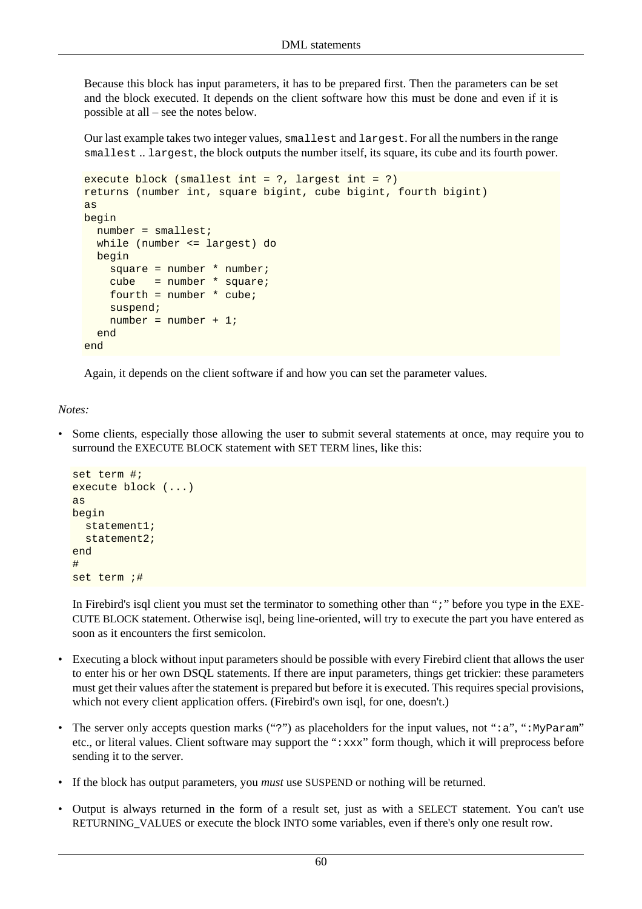Because this block has input parameters, it has to be prepared first. Then the parameters can be set and the block executed. It depends on the client software how this must be done and even if it is possible at all – see the notes below.

Our last example takes two integer values, `smallest` and `largest`. For all the numbers in the range `smallest` .. `largest`, the block outputs the number itself, its square, its cube and its fourth power.

```
execute block (smallest int = ?, largest int = ?)
returns (number int, square bigint, cube bigint, fourth bigint)
as
begin
  number = smallest;
  while (number <= largest) do
  begin
    square = number * number;
    cube   = number * square;
    fourth = number * cube;
    suspend;
    number = number + 1;
  end
end
```

Again, it depends on the client software if and how you can set the parameter values.

*Notes:*

- Some clients, especially those allowing the user to submit several statements at once, may require you to surround the EXECUTE BLOCK statement with SET TERM lines, like this:

  ```
  set term #;
  execute block (...)
  as
  begin
    statement1;
    statement2;
  end
  #
  set term ;#
  ```

  In Firebird's isql client you must set the terminator to something other than "`;`" before you type in the EXECUTE BLOCK statement. Otherwise isql, being line-oriented, will try to execute the part you have entered as soon as it encounters the first semicolon.

- Executing a block without input parameters should be possible with every Firebird client that allows the user to enter his or her own DSQL statements. If there are input parameters, things get trickier: these parameters must get their values after the statement is prepared but before it is executed. This requires special provisions, which not every client application offers. (Firebird's own isql, for one, doesn't.)

- The server only accepts question marks ("`?`") as placeholders for the input values, not "`:a`", "`:MyParam`" etc., or literal values. Client software may support the "`:xxx`" form though, which it will preprocess before sending it to the server.

- If the block has output parameters, you *must* use SUSPEND or nothing will be returned.

- Output is always returned in the form of a result set, just as with a SELECT statement. You can't use RETURNING_VALUES or execute the block INTO some variables, even if there's only one result row.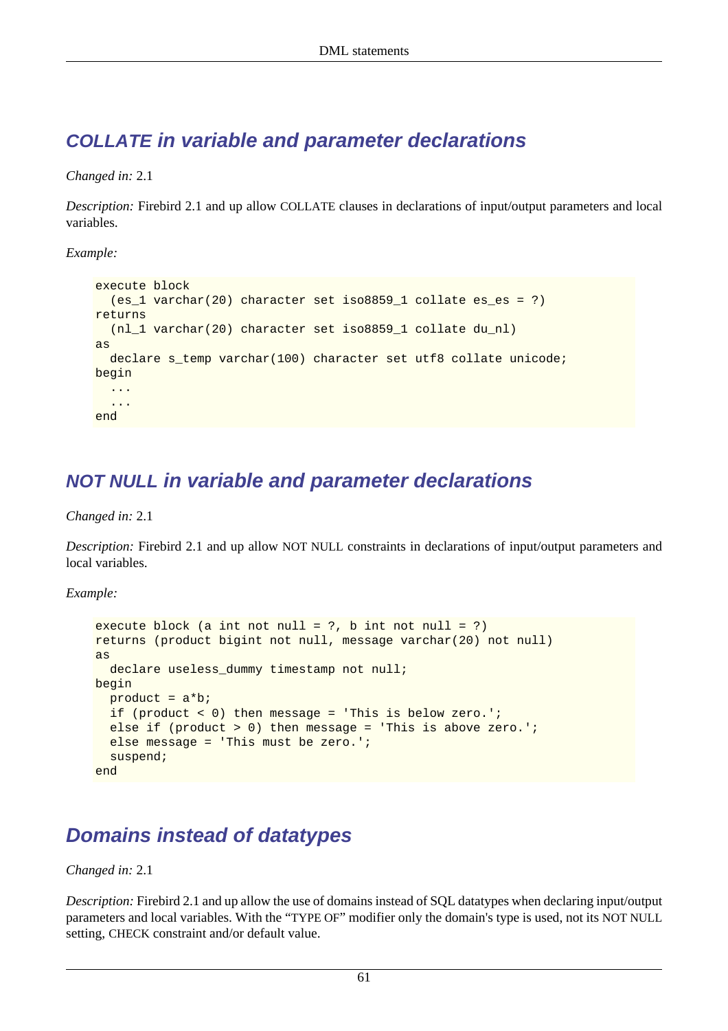## COLLATE in variable and parameter declarations

*Changed in:* 2.1

*Description:* Firebird 2.1 and up allow COLLATE clauses in declarations of input/output parameters and local variables.

*Example:*

```
execute block
  (es_1 varchar(20) character set iso8859_1 collate es_es = ?)
returns
  (nl_1 varchar(20) character set iso8859_1 collate du_nl)
as
  declare s_temp varchar(100) character set utf8 collate unicode;
begin
  ...
  ...
end
```

## NOT NULL in variable and parameter declarations

*Changed in:* 2.1

*Description:* Firebird 2.1 and up allow NOT NULL constraints in declarations of input/output parameters and local variables.

*Example:*

```
execute block (a int not null = ?, b int not null = ?)
returns (product bigint not null, message varchar(20) not null)
as
  declare useless_dummy timestamp not null;
begin
  product = a*b;
  if (product < 0) then message = 'This is below zero.';
  else if (product > 0) then message = 'This is above zero.';
  else message = 'This must be zero.';
  suspend;
end
```

## Domains instead of datatypes

*Changed in:* 2.1

*Description:* Firebird 2.1 and up allow the use of domains instead of SQL datatypes when declaring input/output parameters and local variables. With the "TYPE OF" modifier only the domain's type is used, not its NOT NULL setting, CHECK constraint and/or default value.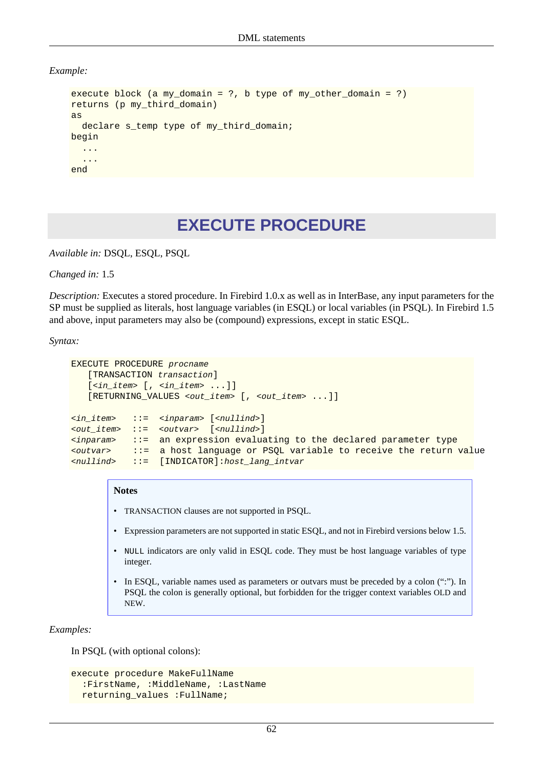*Example:*

```
execute block (a my_domain = ?, b type of my_other_domain = ?)
returns (p my_third_domain)
as
  declare s_temp type of my_third_domain;
begin
  ...
  ...
end
```

# EXECUTE PROCEDURE

*Available in:* DSQL, ESQL, PSQL

*Changed in:* 1.5

*Description:* Executes a stored procedure. In Firebird 1.0.x as well as in InterBase, any input parameters for the SP must be supplied as literals, host language variables (in ESQL) or local variables (in PSQL). In Firebird 1.5 and above, input parameters may also be (compound) expressions, except in static ESQL.

*Syntax:*

```
EXECUTE PROCEDURE procname
   [TRANSACTION transaction]
   [<in_item> [, <in_item> ...]]
   [RETURNING_VALUES <out_item> [, <out_item> ...]]

<in_item>   ::=  <inparam> [<nullind>]
<out_item>  ::=  <outvar>  [<nullind>]
<inparam>   ::=  an expression evaluating to the declared parameter type
<outvar>    ::=  a host language or PSQL variable to receive the return value
<nullind>   ::=  [INDICATOR]:host_lang_intvar
```

**Notes**

- TRANSACTION clauses are not supported in PSQL.
- Expression parameters are not supported in static ESQL, and not in Firebird versions below 1.5.
- `NULL` indicators are only valid in ESQL code. They must be host language variables of type integer.
- In ESQL, variable names used as parameters or outvars must be preceded by a colon (":"). In PSQL the colon is generally optional, but forbidden for the trigger context variables OLD and NEW.

*Examples:*

In PSQL (with optional colons):

```
execute procedure MakeFullName
  :FirstName, :MiddleName, :LastName
  returning_values :FullName;
```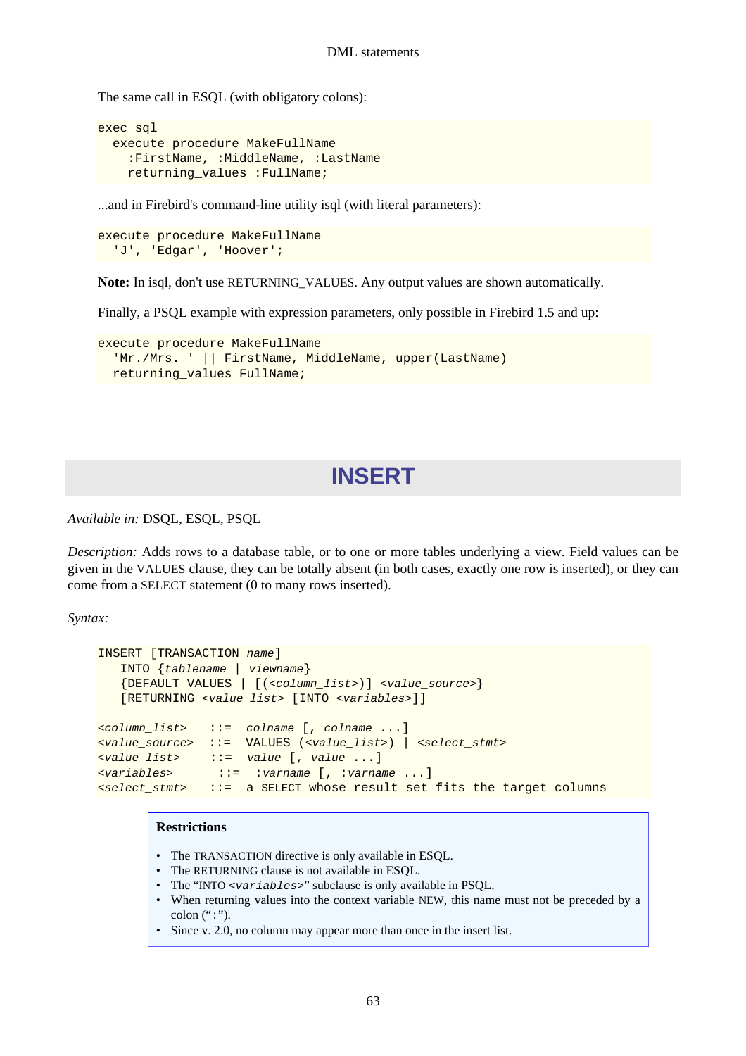The same call in ESQL (with obligatory colons):

```
exec sql
  execute procedure MakeFullName
    :FirstName, :MiddleName, :LastName
    returning_values :FullName;
```

...and in Firebird's command-line utility isql (with literal parameters):

```
execute procedure MakeFullName
  'J', 'Edgar', 'Hoover';
```

**Note:** In isql, don't use RETURNING_VALUES. Any output values are shown automatically.

Finally, a PSQL example with expression parameters, only possible in Firebird 1.5 and up:

```
execute procedure MakeFullName
  'Mr./Mrs. ' || FirstName, MiddleName, upper(LastName)
  returning_values FullName;
```

# INSERT

*Available in:* DSQL, ESQL, PSQL

*Description:* Adds rows to a database table, or to one or more tables underlying a view. Field values can be given in the VALUES clause, they can be totally absent (in both cases, exactly one row is inserted), or they can come from a SELECT statement (0 to many rows inserted).

*Syntax:*

```
INSERT [TRANSACTION name]
   INTO {tablename | viewname}
   {DEFAULT VALUES | [(<column_list>)] <value_source>}
   [RETURNING <value_list> [INTO <variables>]]

<column_list>   ::=  colname [, colname ...]
<value_source>  ::=  VALUES (<value_list>) | <select_stmt>
<value_list>    ::=  value [, value ...]
<variables>      ::=  :varname [, :varname ...]
<select_stmt>   ::=  a SELECT whose result set fits the target columns
```

**Restrictions**

- The TRANSACTION directive is only available in ESQL.
- The RETURNING clause is not available in ESQL.
- The “INTO `<variables>`” subclause is only available in PSQL.
- When returning values into the context variable NEW, this name must not be preceded by a colon (“`:`”).
- Since v. 2.0, no column may appear more than once in the insert list.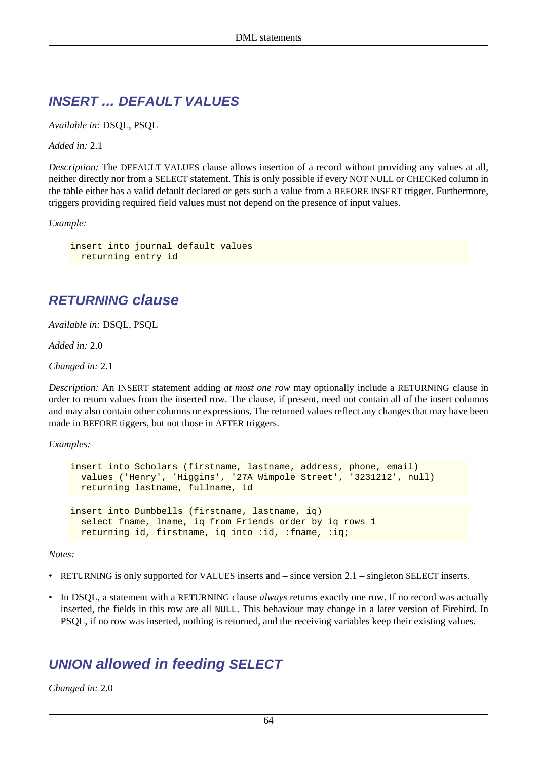## INSERT ... DEFAULT VALUES

*Available in:* DSQL, PSQL

*Added in:* 2.1

*Description:* The DEFAULT VALUES clause allows insertion of a record without providing any values at all, neither directly nor from a SELECT statement. This is only possible if every NOT NULL or CHECKed column in the table either has a valid default declared or gets such a value from a BEFORE INSERT trigger. Furthermore, triggers providing required field values must not depend on the presence of input values.

*Example:*

```
insert into journal default values
  returning entry_id
```

## RETURNING clause

*Available in:* DSQL, PSQL

*Added in:* 2.0

*Changed in:* 2.1

*Description:* An INSERT statement adding *at most one row* may optionally include a RETURNING clause in order to return values from the inserted row. The clause, if present, need not contain all of the insert columns and may also contain other columns or expressions. The returned values reflect any changes that may have been made in BEFORE tiggers, but not those in AFTER triggers.

*Examples:*

```
insert into Scholars (firstname, lastname, address, phone, email)
  values ('Henry', 'Higgins', '27A Wimpole Street', '3231212', null)
  returning lastname, fullname, id
```

```
insert into Dumbbells (firstname, lastname, iq)
  select fname, lname, iq from Friends order by iq rows 1
  returning id, firstname, iq into :id, :fname, :iq;
```

*Notes:*

- RETURNING is only supported for VALUES inserts and – since version 2.1 – singleton SELECT inserts.
- In DSQL, a statement with a RETURNING clause *always* returns exactly one row. If no record was actually inserted, the fields in this row are all `NULL`. This behaviour may change in a later version of Firebird. In PSQL, if no row was inserted, nothing is returned, and the receiving variables keep their existing values.

## UNION allowed in feeding SELECT

*Changed in:* 2.0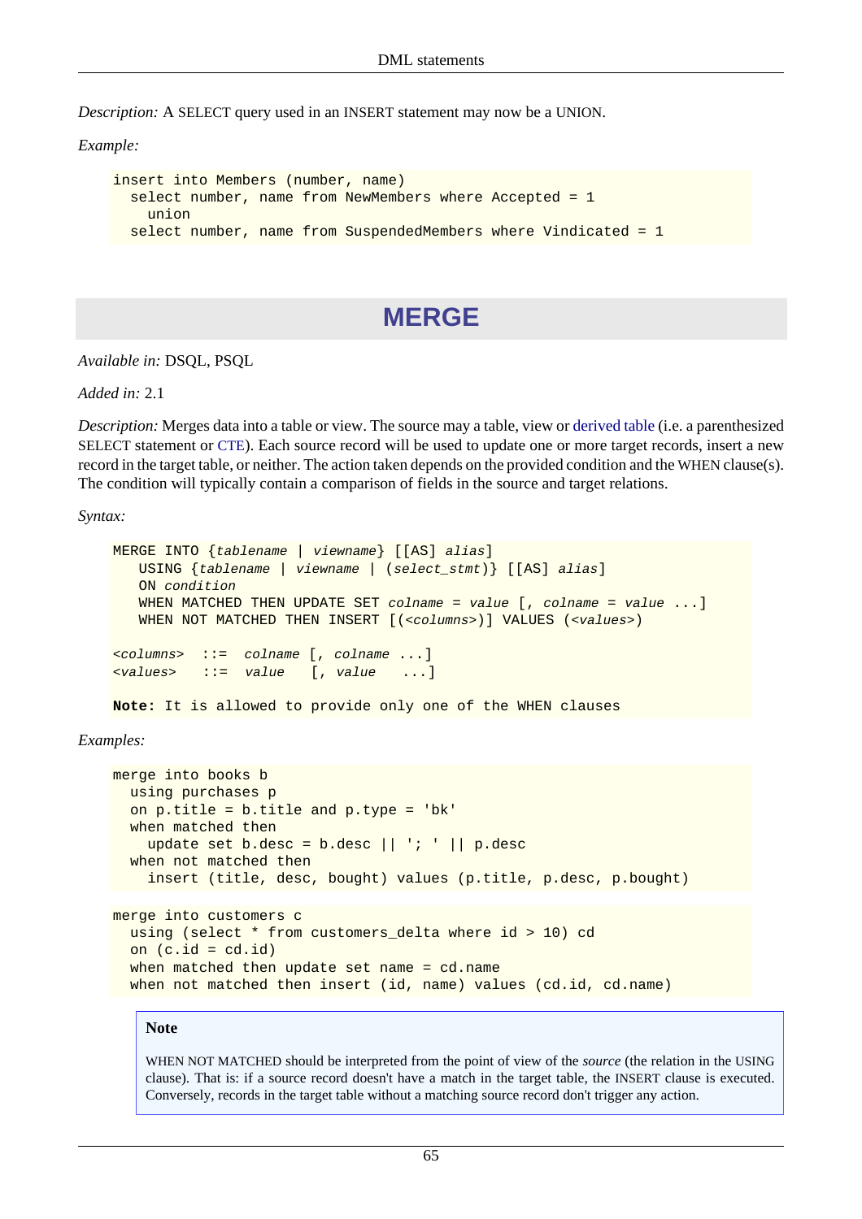*Description:* A SELECT query used in an INSERT statement may now be a UNION.

*Example:*

```
insert into Members (number, name)
  select number, name from NewMembers where Accepted = 1
    union
  select number, name from SuspendedMembers where Vindicated = 1
```

## MERGE

*Available in:* DSQL, PSQL

*Added in:* 2.1

*Description:* Merges data into a table or view. The source may a table, view or derived table (i.e. a parenthesized SELECT statement or CTE). Each source record will be used to update one or more target records, insert a new record in the target table, or neither. The action taken depends on the provided condition and the WHEN clause(s). The condition will typically contain a comparison of fields in the source and target relations.

*Syntax:*

```
MERGE INTO {tablename | viewname} [[AS] alias]
   USING {tablename | viewname | (select_stmt)} [[AS] alias]
   ON condition
   WHEN MATCHED THEN UPDATE SET colname = value [, colname = value ...]
   WHEN NOT MATCHED THEN INSERT [(<columns>)] VALUES (<values>)

<columns>  ::=  colname [, colname ...]
<values>   ::=  value   [, value   ...]

Note: It is allowed to provide only one of the WHEN clauses
```

*Examples:*

```
merge into books b
  using purchases p
  on p.title = b.title and p.type = 'bk'
  when matched then
    update set b.desc = b.desc || '; ' || p.desc
  when not matched then
    insert (title, desc, bought) values (p.title, p.desc, p.bought)
```

```
merge into customers c
  using (select * from customers_delta where id > 10) cd
  on (c.id = cd.id)
  when matched then update set name = cd.name
  when not matched then insert (id, name) values (cd.id, cd.name)
```

**Note**

WHEN NOT MATCHED should be interpreted from the point of view of the *source* (the relation in the USING clause). That is: if a source record doesn't have a match in the target table, the INSERT clause is executed. Conversely, records in the target table without a matching source record don't trigger any action.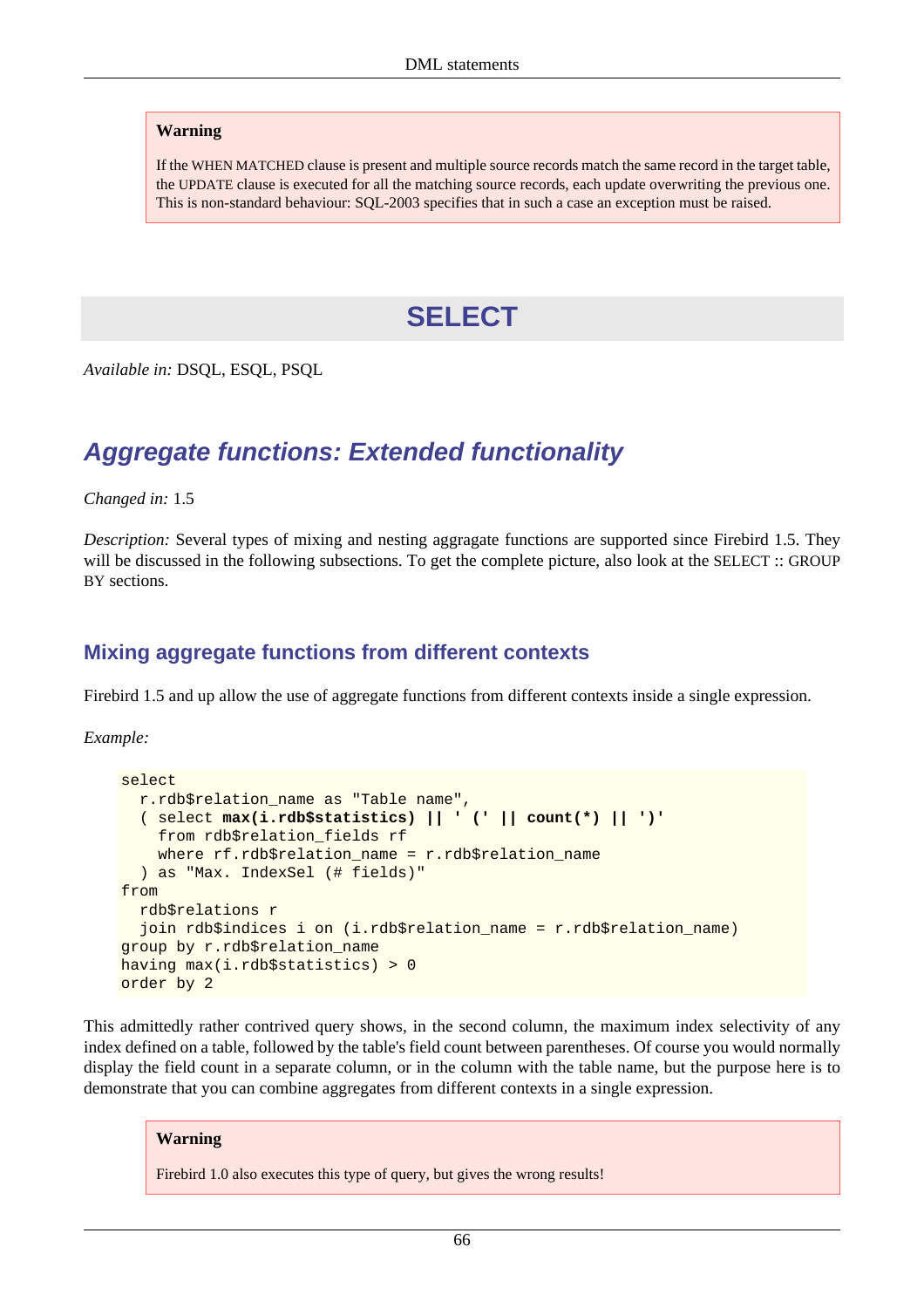> **Warning**
>
> If the WHEN MATCHED clause is present and multiple source records match the same record in the target table, the UPDATE clause is executed for all the matching source records, each update overwriting the previous one. This is non-standard behaviour: SQL-2003 specifies that in such a case an exception must be raised.

# SELECT

*Available in:* DSQL, ESQL, PSQL

## Aggregate functions: Extended functionality

*Changed in:* 1.5

*Description:* Several types of mixing and nesting aggragate functions are supported since Firebird 1.5. They will be discussed in the following subsections. To get the complete picture, also look at the SELECT :: GROUP BY sections.

### Mixing aggregate functions from different contexts

Firebird 1.5 and up allow the use of aggregate functions from different contexts inside a single expression.

*Example:*

```
select
  r.rdb$relation_name as "Table name",
  ( select max(i.rdb$statistics) || ' (' || count(*) || ')'
    from rdb$relation_fields rf
    where rf.rdb$relation_name = r.rdb$relation_name
  ) as "Max. IndexSel (# fields)"
from
  rdb$relations r
  join rdb$indices i on (i.rdb$relation_name = r.rdb$relation_name)
group by r.rdb$relation_name
having max(i.rdb$statistics) > 0
order by 2
```

This admittedly rather contrived query shows, in the second column, the maximum index selectivity of any index defined on a table, followed by the table's field count between parentheses. Of course you would normally display the field count in a separate column, or in the column with the table name, but the purpose here is to demonstrate that you can combine aggregates from different contexts in a single expression.

> **Warning**
>
> Firebird 1.0 also executes this type of query, but gives the wrong results!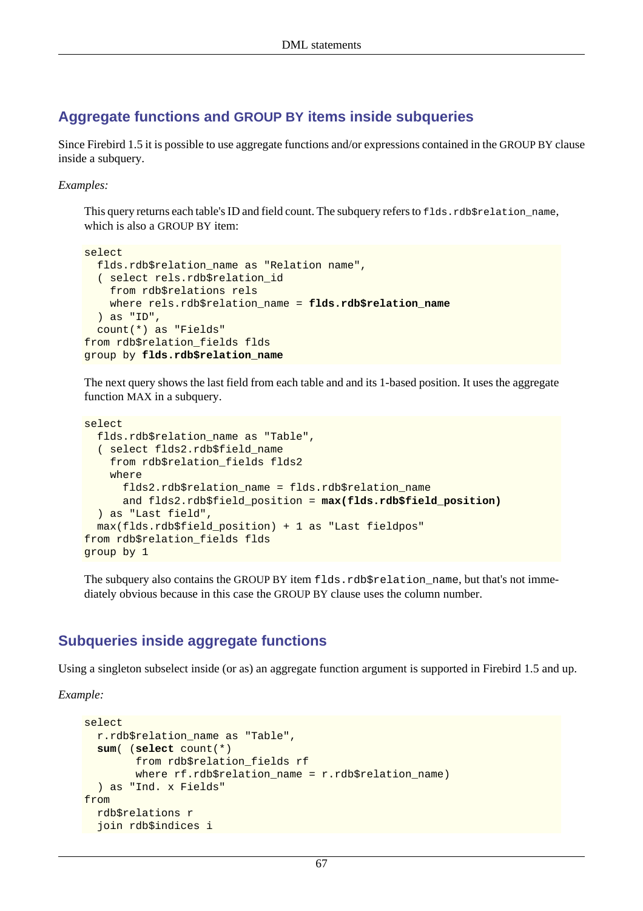## Aggregate functions and GROUP BY items inside subqueries

Since Firebird 1.5 it is possible to use aggregate functions and/or expressions contained in the GROUP BY clause inside a subquery.

*Examples:*

This query returns each table's ID and field count. The subquery refers to `flds.rdb$relation_name`, which is also a GROUP BY item:

```
select
  flds.rdb$relation_name as "Relation name",
  ( select rels.rdb$relation_id
    from rdb$relations rels
    where rels.rdb$relation_name = flds.rdb$relation_name
  ) as "ID",
  count(*) as "Fields"
from rdb$relation_fields flds
group by flds.rdb$relation_name
```

The next query shows the last field from each table and and its 1-based position. It uses the aggregate function MAX in a subquery.

```
select
  flds.rdb$relation_name as "Table",
  ( select flds2.rdb$field_name
    from rdb$relation_fields flds2
    where
      flds2.rdb$relation_name = flds.rdb$relation_name
      and flds2.rdb$field_position = max(flds.rdb$field_position)
  ) as "Last field",
  max(flds.rdb$field_position) + 1 as "Last fieldpos"
from rdb$relation_fields flds
group by 1
```

The subquery also contains the GROUP BY item `flds.rdb$relation_name`, but that's not immediately obvious because in this case the GROUP BY clause uses the column number.

## Subqueries inside aggregate functions

Using a singleton subselect inside (or as) an aggregate function argument is supported in Firebird 1.5 and up.

*Example:*

```
select
  r.rdb$relation_name as "Table",
  sum( (select count(*)
        from rdb$relation_fields rf
        where rf.rdb$relation_name = r.rdb$relation_name)
  ) as "Ind. x Fields"
from
  rdb$relations r
  join rdb$indices i
```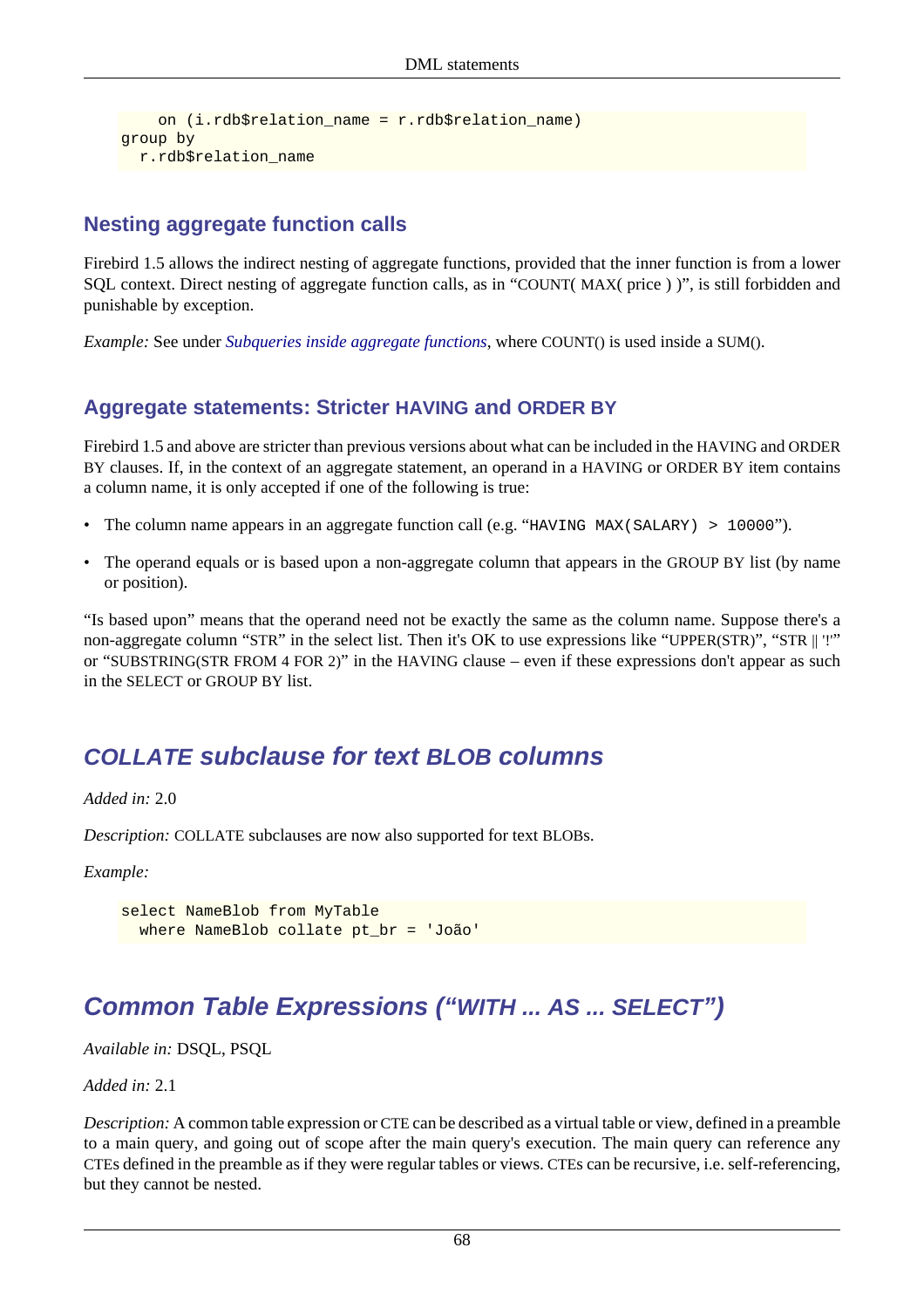```
    on (i.rdb$relation_name = r.rdb$relation_name)
group by
  r.rdb$relation_name
```

### Nesting aggregate function calls

Firebird 1.5 allows the indirect nesting of aggregate functions, provided that the inner function is from a lower SQL context. Direct nesting of aggregate function calls, as in “COUNT( MAX( price ) )”, is still forbidden and punishable by exception.

*Example:* See under *Subqueries inside aggregate functions*, where COUNT() is used inside a SUM().

### Aggregate statements: Stricter HAVING and ORDER BY

Firebird 1.5 and above are stricter than previous versions about what can be included in the HAVING and ORDER BY clauses. If, in the context of an aggregate statement, an operand in a HAVING or ORDER BY item contains a column name, it is only accepted if one of the following is true:

- The column name appears in an aggregate function call (e.g. “`HAVING MAX(SALARY) > 10000`”).
- The operand equals or is based upon a non-aggregate column that appears in the GROUP BY list (by name or position).

“Is based upon” means that the operand need not be exactly the same as the column name. Suppose there's a non-aggregate column “STR” in the select list. Then it's OK to use expressions like “UPPER(STR)”, “STR || '!'” or “SUBSTRING(STR FROM 4 FOR 2)” in the HAVING clause – even if these expressions don't appear as such in the SELECT or GROUP BY list.

## *COLLATE subclause for text BLOB columns*

*Added in:* 2.0

*Description:* COLLATE subclauses are now also supported for text BLOBs.

*Example:*

```
select NameBlob from MyTable
  where NameBlob collate pt_br = 'João'
```

## *Common Table Expressions (“WITH ... AS ... SELECT”)*

*Available in:* DSQL, PSQL

*Added in:* 2.1

*Description:* A common table expression or CTE can be described as a virtual table or view, defined in a preamble to a main query, and going out of scope after the main query's execution. The main query can reference any CTEs defined in the preamble as if they were regular tables or views. CTEs can be recursive, i.e. self-referencing, but they cannot be nested.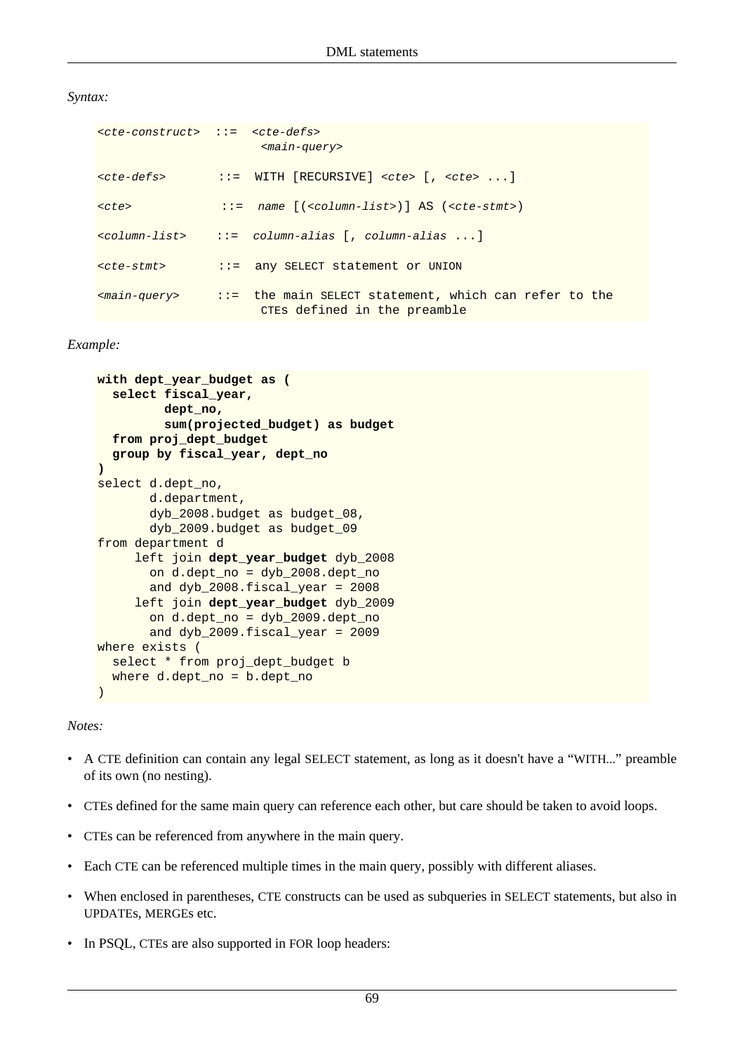*Syntax:*

```
<cte-construct>  ::=  <cte-defs>
                       <main-query>

<cte-defs>       ::=  WITH [RECURSIVE] <cte> [, <cte> ...]

<cte>            ::=  name [(<column-list>)] AS (<cte-stmt>)

<column-list>    ::=  column-alias [, column-alias ...]

<cte-stmt>       ::=  any SELECT statement or UNION

<main-query>     ::=  the main SELECT statement, which can refer to the
                       CTEs defined in the preamble
```

*Example:*

```
with dept_year_budget as (
  select fiscal_year,
         dept_no,
         sum(projected_budget) as budget
  from proj_dept_budget
  group by fiscal_year, dept_no
)
select d.dept_no,
       d.department,
       dyb_2008.budget as budget_08,
       dyb_2009.budget as budget_09
from department d
     left join dept_year_budget dyb_2008
       on d.dept_no = dyb_2008.dept_no
       and dyb_2008.fiscal_year = 2008
     left join dept_year_budget dyb_2009
       on d.dept_no = dyb_2009.dept_no
       and dyb_2009.fiscal_year = 2009
where exists (
  select * from proj_dept_budget b
  where d.dept_no = b.dept_no
)
```

*Notes:*

- A CTE definition can contain any legal SELECT statement, as long as it doesn't have a "WITH..." preamble of its own (no nesting).
- CTEs defined for the same main query can reference each other, but care should be taken to avoid loops.
- CTEs can be referenced from anywhere in the main query.
- Each CTE can be referenced multiple times in the main query, possibly with different aliases.
- When enclosed in parentheses, CTE constructs can be used as subqueries in SELECT statements, but also in UPDATEs, MERGEs etc.
- In PSQL, CTEs are also supported in FOR loop headers: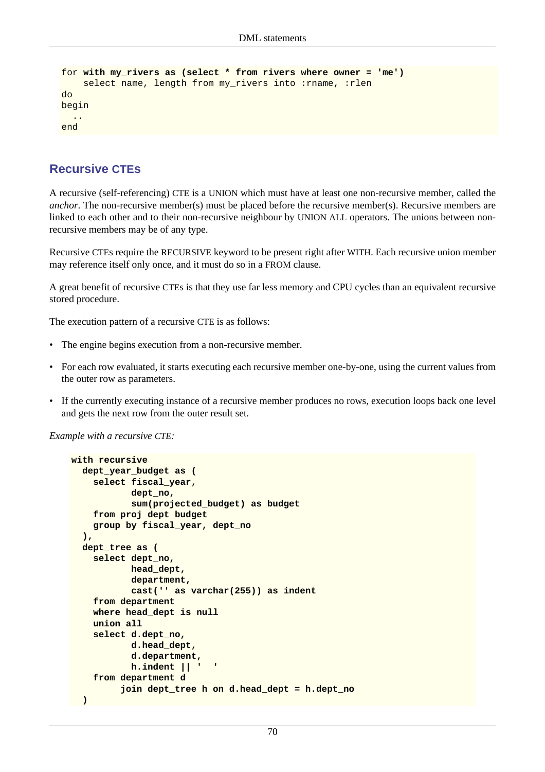```
for with my_rivers as (select * from rivers where owner = 'me')
    select name, length from my_rivers into :rname, :rlen
do
begin
  ..
end
```

## Recursive CTEs

A recursive (self-referencing) CTE is a UNION which must have at least one non-recursive member, called the *anchor*. The non-recursive member(s) must be placed before the recursive member(s). Recursive members are linked to each other and to their non-recursive neighbour by UNION ALL operators. The unions between non-recursive members may be of any type.

Recursive CTEs require the RECURSIVE keyword to be present right after WITH. Each recursive union member may reference itself only once, and it must do so in a FROM clause.

A great benefit of recursive CTEs is that they use far less memory and CPU cycles than an equivalent recursive stored procedure.

The execution pattern of a recursive CTE is as follows:

- The engine begins execution from a non-recursive member.
- For each row evaluated, it starts executing each recursive member one-by-one, using the current values from the outer row as parameters.
- If the currently executing instance of a recursive member produces no rows, execution loops back one level and gets the next row from the outer result set.

*Example with a recursive CTE:*

```
with recursive
  dept_year_budget as (
    select fiscal_year,
           dept_no,
           sum(projected_budget) as budget
    from proj_dept_budget
    group by fiscal_year, dept_no
  ),
  dept_tree as (
    select dept_no,
           head_dept,
           department,
           cast('' as varchar(255)) as indent
    from department
    where head_dept is null
    union all
    select d.dept_no,
           d.head_dept,
           d.department,
           h.indent || '  '
    from department d
         join dept_tree h on d.head_dept = h.dept_no
  )
```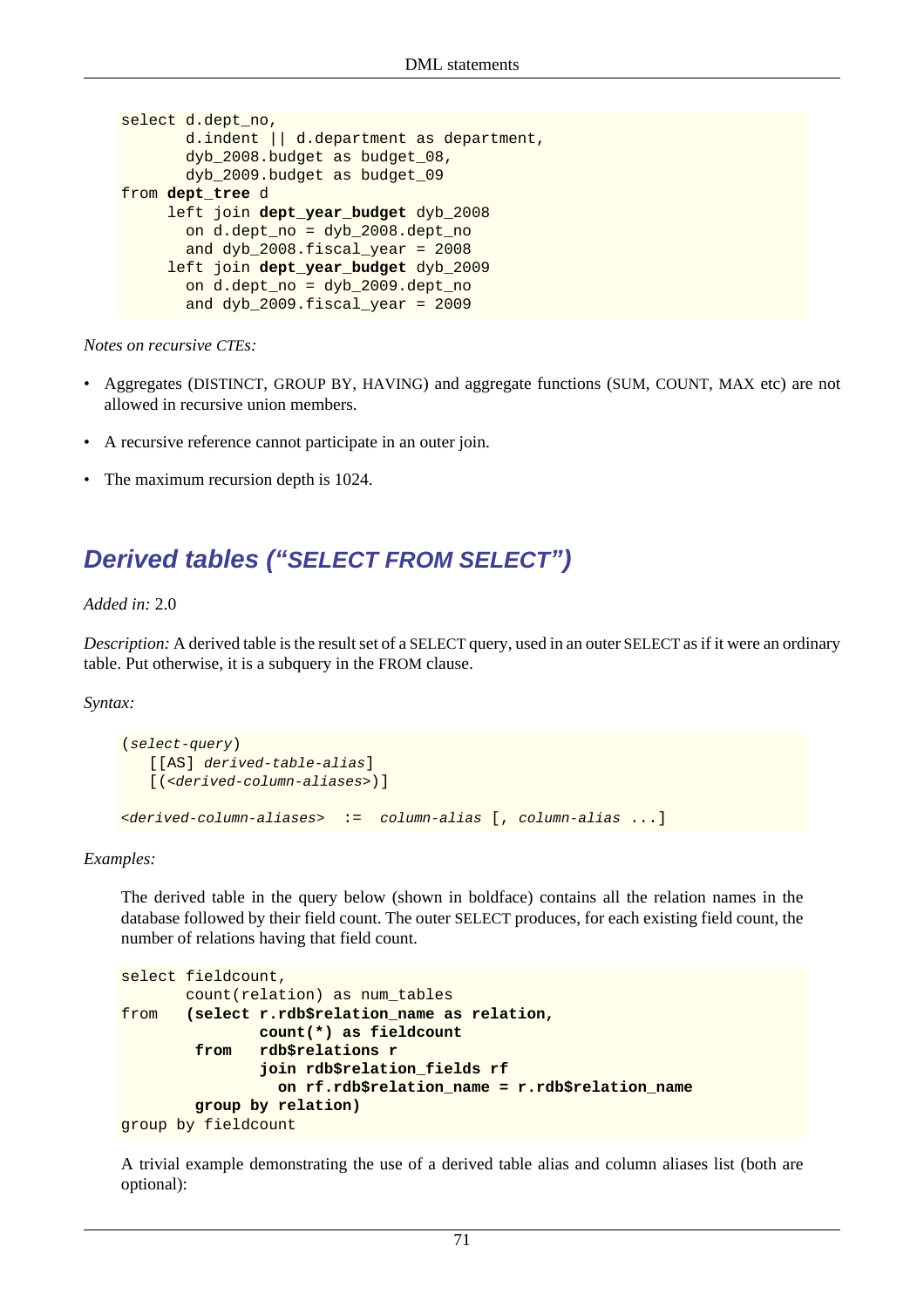```
select d.dept_no,
       d.indent || d.department as department,
       dyb_2008.budget as budget_08,
       dyb_2009.budget as budget_09
from dept_tree d
     left join dept_year_budget dyb_2008
       on d.dept_no = dyb_2008.dept_no
       and dyb_2008.fiscal_year = 2008
     left join dept_year_budget dyb_2009
       on d.dept_no = dyb_2009.dept_no
       and dyb_2009.fiscal_year = 2009
```

*Notes on recursive CTEs:*

- Aggregates (DISTINCT, GROUP BY, HAVING) and aggregate functions (SUM, COUNT, MAX etc) are not allowed in recursive union members.
- A recursive reference cannot participate in an outer join.
- The maximum recursion depth is 1024.

## Derived tables (“SELECT FROM SELECT”)

*Added in:* 2.0

*Description:* A derived table is the result set of a SELECT query, used in an outer SELECT as if it were an ordinary table. Put otherwise, it is a subquery in the FROM clause.

*Syntax:*

```
(select-query)
   [[AS] derived-table-alias]
   [(<derived-column-aliases>)]

<derived-column-aliases>  :=  column-alias [, column-alias ...]
```

*Examples:*

The derived table in the query below (shown in boldface) contains all the relation names in the database followed by their field count. The outer SELECT produces, for each existing field count, the number of relations having that field count.

```
select fieldcount,
       count(relation) as num_tables
from   (select r.rdb$relation_name as relation,
               count(*) as fieldcount
        from   rdb$relations r
               join rdb$relation_fields rf
                 on rf.rdb$relation_name = r.rdb$relation_name
        group by relation)
group by fieldcount
```

A trivial example demonstrating the use of a derived table alias and column aliases list (both are optional):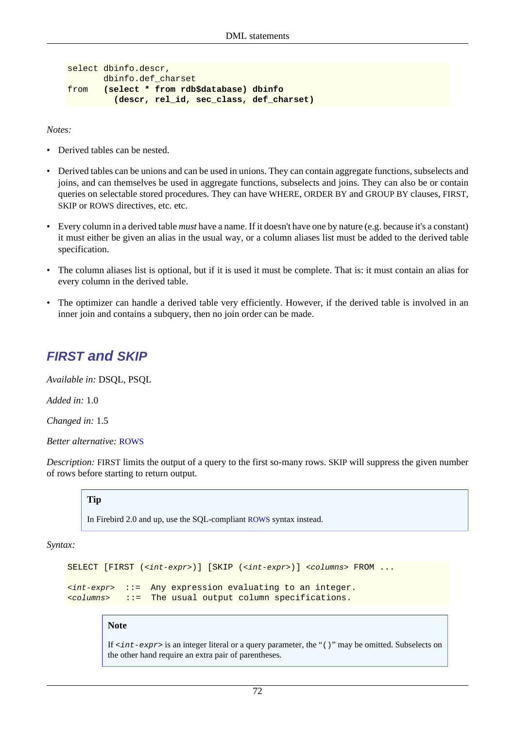```
select dbinfo.descr,
       dbinfo.def_charset
from   (select * from rdb$database) dbinfo
         (descr, rel_id, sec_class, def_charset)
```

*Notes:*

- Derived tables can be nested.
- Derived tables can be unions and can be used in unions. They can contain aggregate functions, subselects and joins, and can themselves be used in aggregate functions, subselects and joins. They can also be or contain queries on selectable stored procedures. They can have WHERE, ORDER BY and GROUP BY clauses, FIRST, SKIP or ROWS directives, etc. etc.
- Every column in a derived table *must* have a name. If it doesn't have one by nature (e.g. because it's a constant) it must either be given an alias in the usual way, or a column aliases list must be added to the derived table specification.
- The column aliases list is optional, but if it is used it must be complete. That is: it must contain an alias for every column in the derived table.
- The optimizer can handle a derived table very efficiently. However, if the derived table is involved in an inner join and contains a subquery, then no join order can be made.

## FIRST and SKIP

*Available in:* DSQL, PSQL

*Added in:* 1.0

*Changed in:* 1.5

*Better alternative:* ROWS

*Description:* FIRST limits the output of a query to the first so-many rows. SKIP will suppress the given number of rows before starting to return output.

> **Tip**
>
> In Firebird 2.0 and up, use the SQL-compliant ROWS syntax instead.

*Syntax:*

```
SELECT [FIRST (<int-expr>)] [SKIP (<int-expr>)] <columns> FROM ...

<int-expr>  ::=  Any expression evaluating to an integer.
<columns>   ::=  The usual output column specifications.
```

> **Note**
>
> If `<int-expr>` is an integer literal or a query parameter, the "`()`" may be omitted. Subselects on the other hand require an extra pair of parentheses.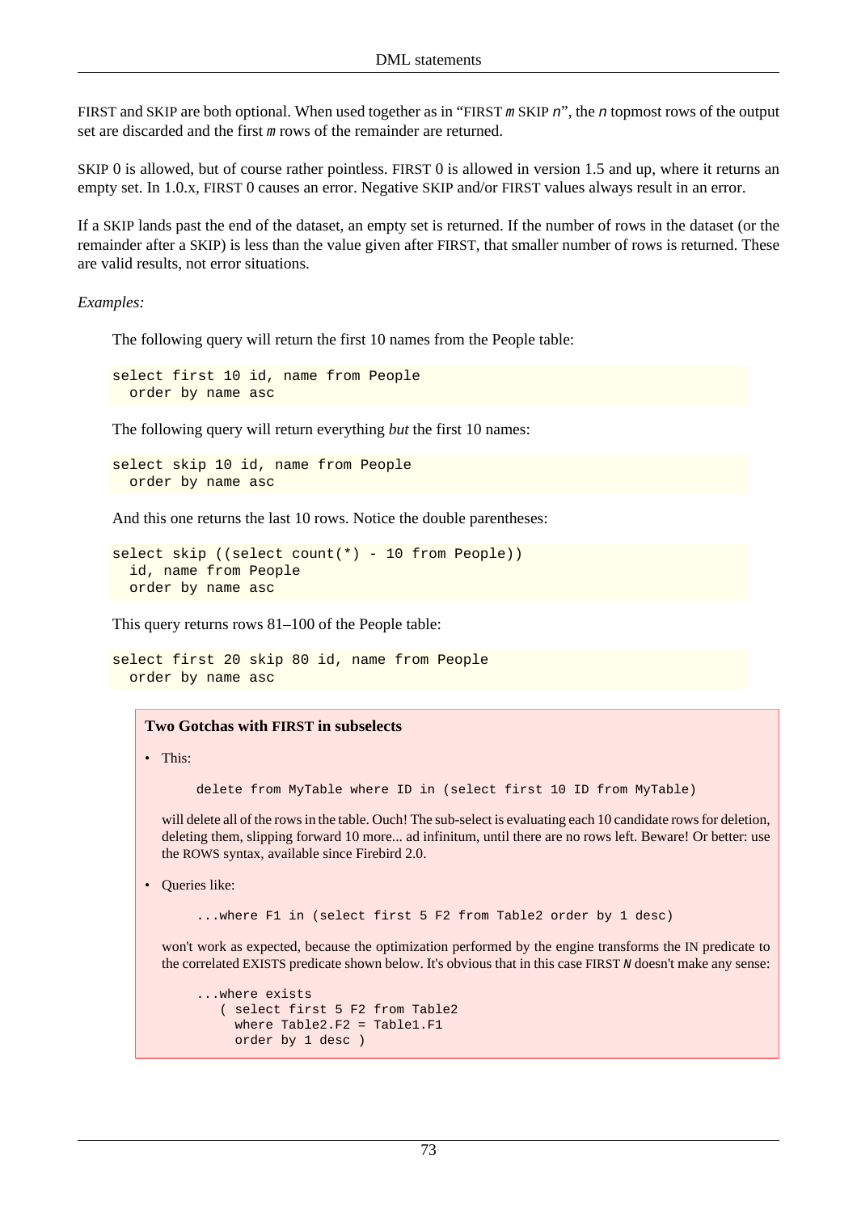FIRST and SKIP are both optional. When used together as in “FIRST *m* SKIP *n*”, the *n* topmost rows of the output set are discarded and the first *m* rows of the remainder are returned.

SKIP 0 is allowed, but of course rather pointless. FIRST 0 is allowed in version 1.5 and up, where it returns an empty set. In 1.0.x, FIRST 0 causes an error. Negative SKIP and/or FIRST values always result in an error.

If a SKIP lands past the end of the dataset, an empty set is returned. If the number of rows in the dataset (or the remainder after a SKIP) is less than the value given after FIRST, that smaller number of rows is returned. These are valid results, not error situations.

*Examples:*

The following query will return the first 10 names from the People table:

```
select first 10 id, name from People
  order by name asc
```

The following query will return everything *but* the first 10 names:

```
select skip 10 id, name from People
  order by name asc
```

And this one returns the last 10 rows. Notice the double parentheses:

```
select skip ((select count(*) - 10 from People))
  id, name from People
  order by name asc
```

This query returns rows 81–100 of the People table:

```
select first 20 skip 80 id, name from People
  order by name asc
```

**Two Gotchas with FIRST in subselects**

- This:

  ```
  delete from MyTable where ID in (select first 10 ID from MyTable)
  ```

  will delete all of the rows in the table. Ouch! The sub-select is evaluating each 10 candidate rows for deletion, deleting them, slipping forward 10 more... ad infinitum, until there are no rows left. Beware! Or better: use the ROWS syntax, available since Firebird 2.0.

- Queries like:

  ```
  ...where F1 in (select first 5 F2 from Table2 order by 1 desc)
  ```

  won't work as expected, because the optimization performed by the engine transforms the IN predicate to the correlated EXISTS predicate shown below. It's obvious that in this case FIRST *N* doesn't make any sense:

  ```
  ...where exists
     ( select first 5 F2 from Table2
       where Table2.F2 = Table1.F1
       order by 1 desc )
  ```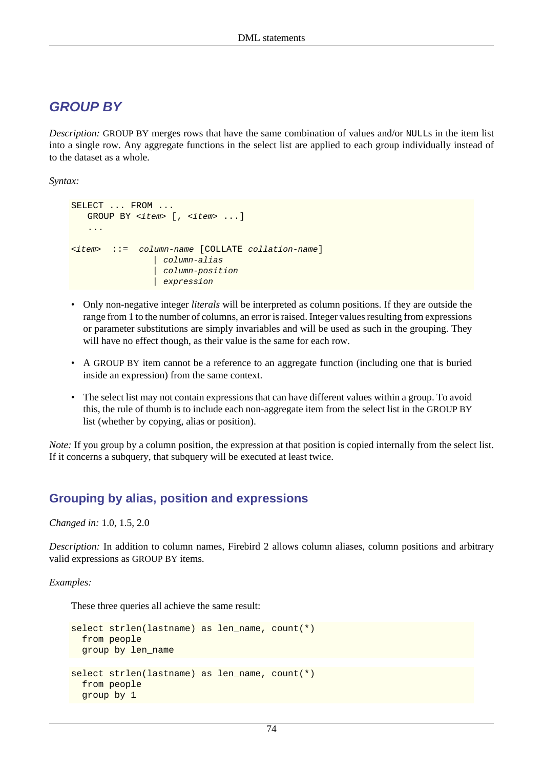## GROUP BY

*Description:* GROUP BY merges rows that have the same combination of values and/or NULLs in the item list into a single row. Any aggregate functions in the select list are applied to each group individually instead of to the dataset as a whole.

*Syntax:*

```
SELECT ... FROM ...
   GROUP BY <item> [, <item> ...]
   ...

<item>  ::=  column-name [COLLATE collation-name]
               | column-alias
               | column-position
               | expression
```

- Only non-negative integer *literals* will be interpreted as column positions. If they are outside the range from 1 to the number of columns, an error is raised. Integer values resulting from expressions or parameter substitutions are simply invariables and will be used as such in the grouping. They will have no effect though, as their value is the same for each row.
- A GROUP BY item cannot be a reference to an aggregate function (including one that is buried inside an expression) from the same context.
- The select list may not contain expressions that can have different values within a group. To avoid this, the rule of thumb is to include each non-aggregate item from the select list in the GROUP BY list (whether by copying, alias or position).

*Note:* If you group by a column position, the expression at that position is copied internally from the select list. If it concerns a subquery, that subquery will be executed at least twice.

### Grouping by alias, position and expressions

*Changed in:* 1.0, 1.5, 2.0

*Description:* In addition to column names, Firebird 2 allows column aliases, column positions and arbitrary valid expressions as GROUP BY items.

*Examples:*

These three queries all achieve the same result:

```
select strlen(lastname) as len_name, count(*)
  from people
  group by len_name
```

```
select strlen(lastname) as len_name, count(*)
  from people
  group by 1
```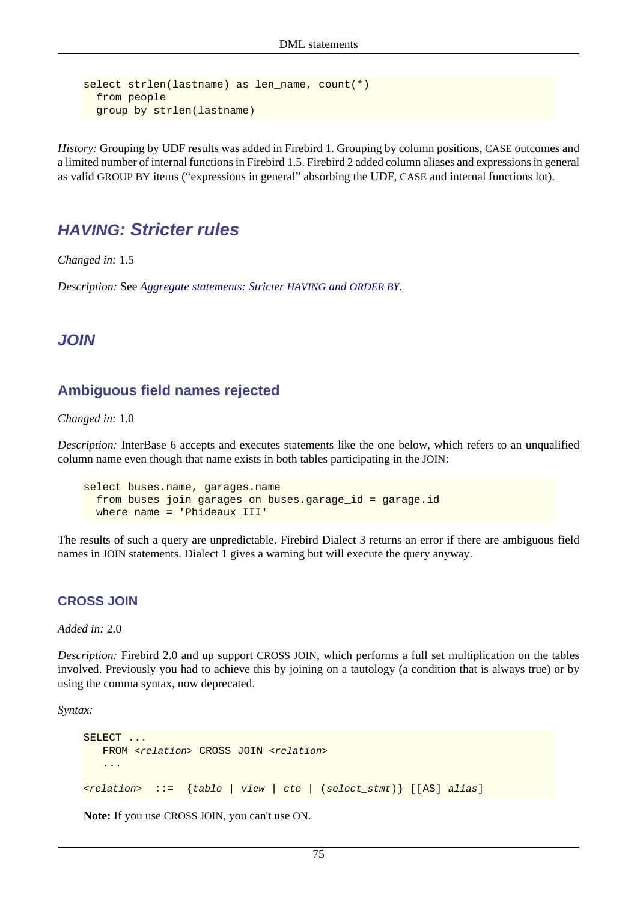```
select strlen(lastname) as len_name, count(*)
  from people
  group by strlen(lastname)
```

*History:* Grouping by UDF results was added in Firebird 1. Grouping by column positions, CASE outcomes and a limited number of internal functions in Firebird 1.5. Firebird 2 added column aliases and expressions in general as valid GROUP BY items ("expressions in general" absorbing the UDF, CASE and internal functions lot).

## HAVING: Stricter rules

*Changed in:* 1.5

*Description:* See *Aggregate statements: Stricter HAVING and ORDER BY*.

## JOIN

### Ambiguous field names rejected

*Changed in:* 1.0

*Description:* InterBase 6 accepts and executes statements like the one below, which refers to an unqualified column name even though that name exists in both tables participating in the JOIN:

```
select buses.name, garages.name
  from buses join garages on buses.garage_id = garage.id
  where name = 'Phideaux III'
```

The results of such a query are unpredictable. Firebird Dialect 3 returns an error if there are ambiguous field names in JOIN statements. Dialect 1 gives a warning but will execute the query anyway.

### CROSS JOIN

*Added in:* 2.0

*Description:* Firebird 2.0 and up support CROSS JOIN, which performs a full set multiplication on the tables involved. Previously you had to achieve this by joining on a tautology (a condition that is always true) or by using the comma syntax, now deprecated.

*Syntax:*

```
SELECT ...
   FROM <relation> CROSS JOIN <relation>
   ...

<relation>  ::=  {table | view | cte | (select_stmt)} [[AS] alias]
```

**Note:** If you use CROSS JOIN, you can't use ON.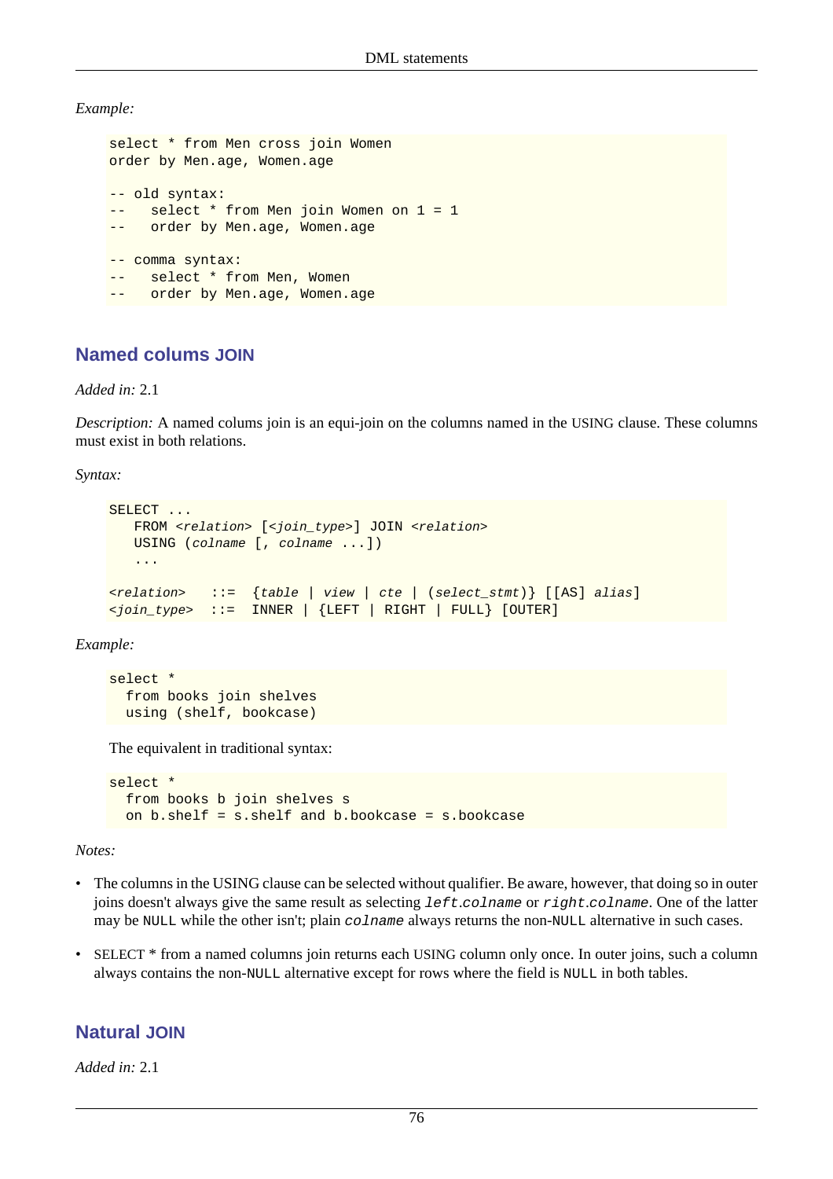*Example:*

```
select * from Men cross join Women
order by Men.age, Women.age

-- old syntax:
--   select * from Men join Women on 1 = 1
--   order by Men.age, Women.age

-- comma syntax:
--   select * from Men, Women
--   order by Men.age, Women.age
```

## Named colums JOIN

*Added in:* 2.1

*Description:* A named colums join is an equi-join on the columns named in the USING clause. These columns must exist in both relations.

*Syntax:*

```
SELECT ...
   FROM <relation> [<join_type>] JOIN <relation>
   USING (colname [, colname ...])
   ...

<relation>   ::=  {table | view | cte | (select_stmt)} [[AS] alias]
<join_type>  ::=  INNER | {LEFT | RIGHT | FULL} [OUTER]
```

*Example:*

```
select *
  from books join shelves
  using (shelf, bookcase)
```

The equivalent in traditional syntax:

```
select *
  from books b join shelves s
  on b.shelf = s.shelf and b.bookcase = s.bookcase
```

*Notes:*

- The columns in the USING clause can be selected without qualifier. Be aware, however, that doing so in outer joins doesn't always give the same result as selecting `left.colname` or `right.colname`. One of the latter may be `NULL` while the other isn't; plain `colname` always returns the non-`NULL` alternative in such cases.
- SELECT * from a named columns join returns each USING column only once. In outer joins, such a column always contains the non-`NULL` alternative except for rows where the field is `NULL` in both tables.

## Natural JOIN

*Added in:* 2.1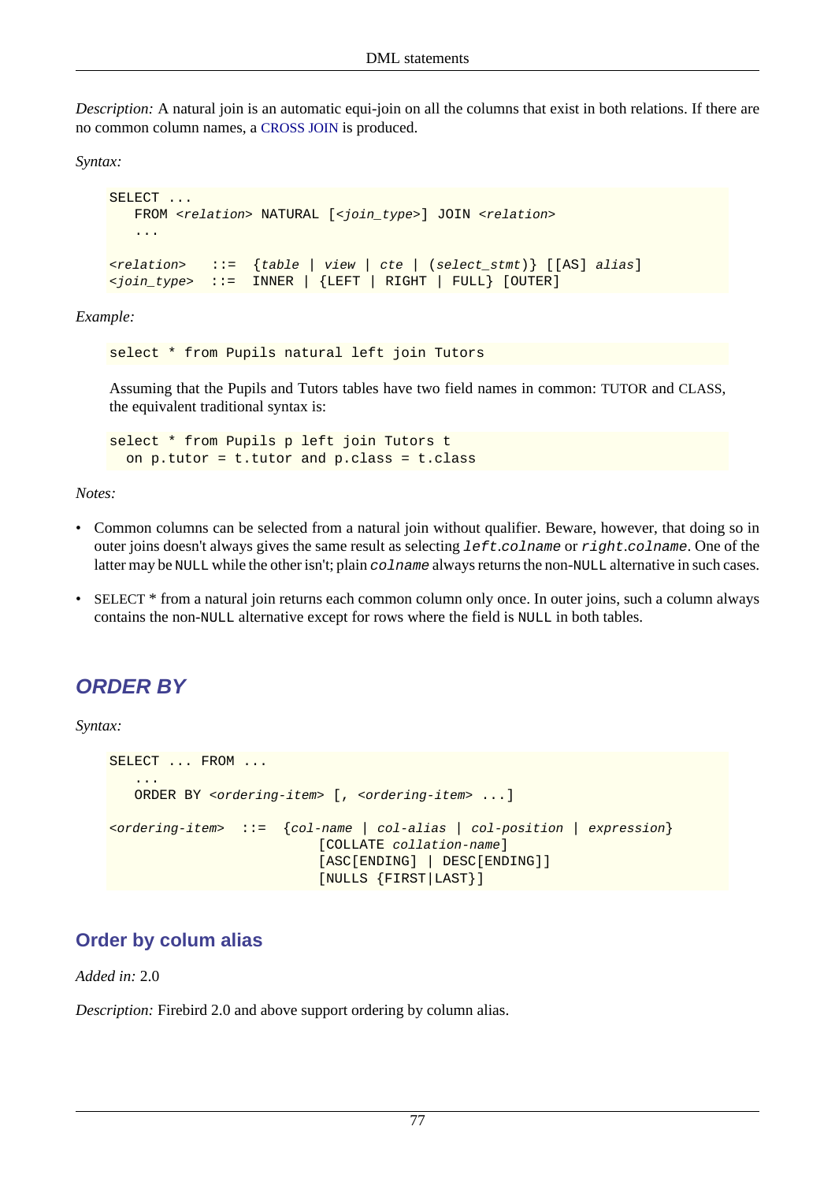*Description:* A natural join is an automatic equi-join on all the columns that exist in both relations. If there are no common column names, a CROSS JOIN is produced.

*Syntax:*

```
SELECT ...
   FROM <relation> NATURAL [<join_type>] JOIN <relation>
   ...

<relation>   ::=  {table | view | cte | (select_stmt)} [[AS] alias]
<join_type>  ::=  INNER | {LEFT | RIGHT | FULL} [OUTER]
```

*Example:*

```
select * from Pupils natural left join Tutors
```

Assuming that the Pupils and Tutors tables have two field names in common: TUTOR and CLASS, the equivalent traditional syntax is:

```
select * from Pupils p left join Tutors t
  on p.tutor = t.tutor and p.class = t.class
```

*Notes:*

- Common columns can be selected from a natural join without qualifier. Beware, however, that doing so in outer joins doesn't always gives the same result as selecting `left.colname` or `right.colname`. One of the latter may be `NULL` while the other isn't; plain `colname` always returns the non-`NULL` alternative in such cases.
- SELECT * from a natural join returns each common column only once. In outer joins, such a column always contains the non-`NULL` alternative except for rows where the field is `NULL` in both tables.

## ORDER BY

*Syntax:*

```
SELECT ... FROM ...
   ...
   ORDER BY <ordering-item> [, <ordering-item> ...]

<ordering-item>  ::=  {col-name | col-alias | col-position | expression}
                        [COLLATE collation-name]
                        [ASC[ENDING] | DESC[ENDING]]
                        [NULLS {FIRST|LAST}]
```

### Order by colum alias

*Added in:* 2.0

*Description:* Firebird 2.0 and above support ordering by column alias.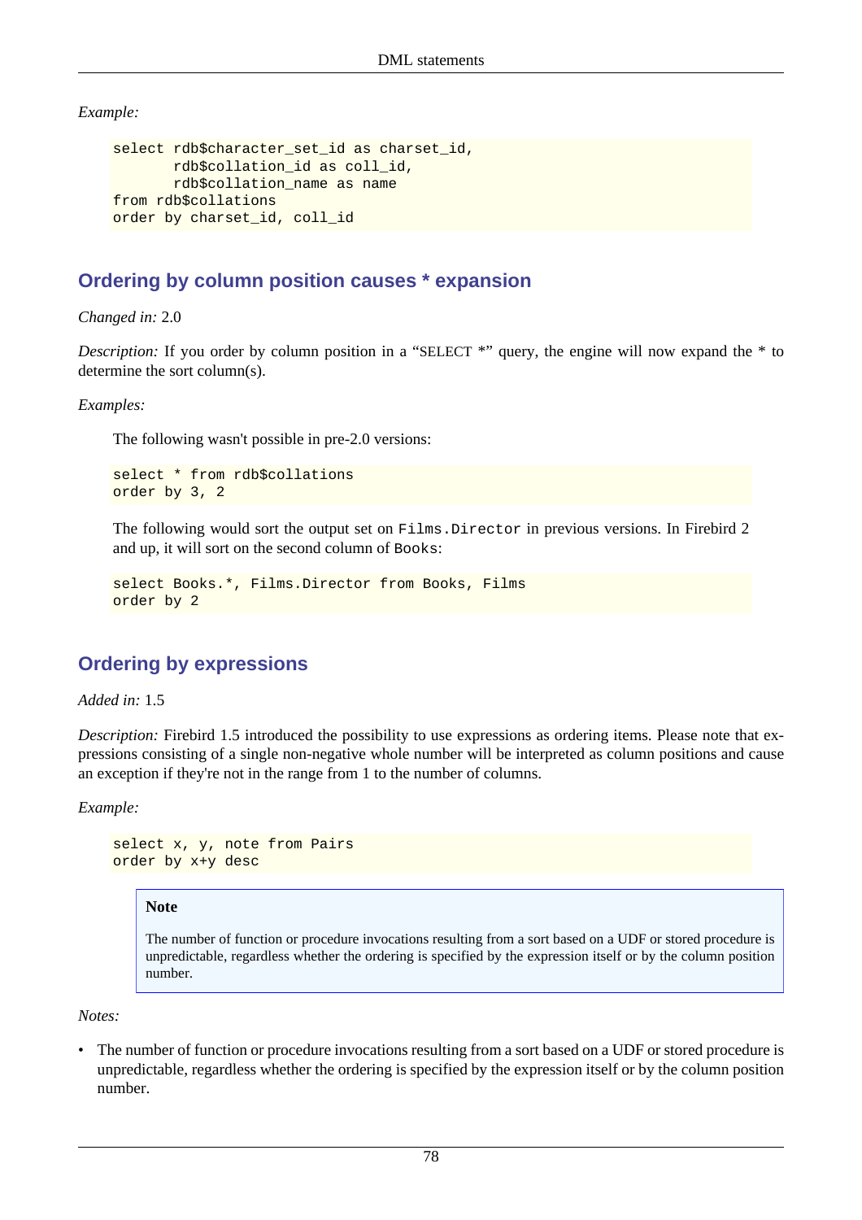*Example:*

```
select rdb$character_set_id as charset_id,
       rdb$collation_id as coll_id,
       rdb$collation_name as name
from rdb$collations
order by charset_id, coll_id
```

## Ordering by column position causes * expansion

*Changed in:* 2.0

*Description:* If you order by column position in a “SELECT *” query, the engine will now expand the * to determine the sort column(s).

*Examples:*

The following wasn't possible in pre-2.0 versions:

```
select * from rdb$collations
order by 3, 2
```

The following would sort the output set on `Films.Director` in previous versions. In Firebird 2 and up, it will sort on the second column of `Books`:

```
select Books.*, Films.Director from Books, Films
order by 2
```

## Ordering by expressions

*Added in:* 1.5

*Description:* Firebird 1.5 introduced the possibility to use expressions as ordering items. Please note that expressions consisting of a single non-negative whole number will be interpreted as column positions and cause an exception if they're not in the range from 1 to the number of columns.

*Example:*

```
select x, y, note from Pairs
order by x+y desc
```

> **Note**
>
> The number of function or procedure invocations resulting from a sort based on a UDF or stored procedure is unpredictable, regardless whether the ordering is specified by the expression itself or by the column position number.

*Notes:*

- The number of function or procedure invocations resulting from a sort based on a UDF or stored procedure is unpredictable, regardless whether the ordering is specified by the expression itself or by the column position number.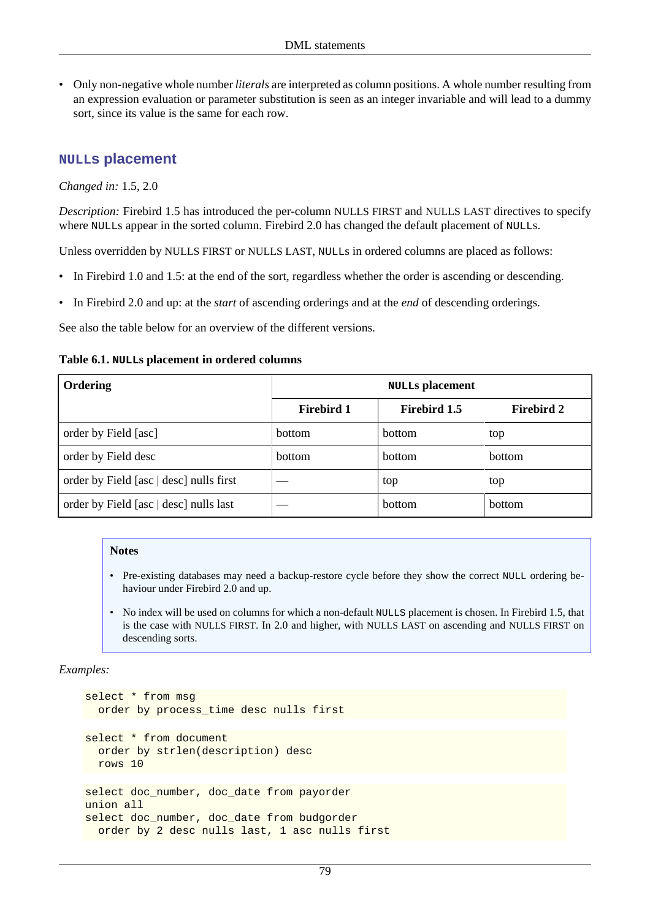- Only non-negative whole number *literals* are interpreted as column positions. A whole number resulting from an expression evaluation or parameter substitution is seen as an integer invariable and will lead to a dummy sort, since its value is the same for each row.

### `NULL`s placement

*Changed in:* 1.5, 2.0

*Description:* Firebird 1.5 has introduced the per-column NULLS FIRST and NULLS LAST directives to specify where `NULL`s appear in the sorted column. Firebird 2.0 has changed the default placement of `NULL`s.

Unless overridden by NULLS FIRST or NULLS LAST, `NULL`s in ordered columns are placed as follows:

- In Firebird 1.0 and 1.5: at the end of the sort, regardless whether the order is ascending or descending.
- In Firebird 2.0 and up: at the *start* of ascending orderings and at the *end* of descending orderings.

See also the table below for an overview of the different versions.

**Table 6.1. `NULL`s placement in ordered columns**

| Ordering | `NULL`s placement | | |
|---|---|---|---|
| | **Firebird 1** | **Firebird 1.5** | **Firebird 2** |
| order by Field [asc] | bottom | bottom | top |
| order by Field desc | bottom | bottom | bottom |
| order by Field [asc \| desc] nulls first | — | top | top |
| order by Field [asc \| desc] nulls last | — | bottom | bottom |

> **Notes**
>
> - Pre-existing databases may need a backup-restore cycle before they show the correct `NULL` ordering behaviour under Firebird 2.0 and up.
> - No index will be used on columns for which a non-default `NULLS` placement is chosen. In Firebird 1.5, that is the case with NULLS FIRST. In 2.0 and higher, with NULLS LAST on ascending and NULLS FIRST on descending sorts.

*Examples:*

```
select * from msg
  order by process_time desc nulls first
```

```
select * from document
  order by strlen(description) desc
  rows 10
```

```
select doc_number, doc_date from payorder
union all
select doc_number, doc_date from budgorder
  order by 2 desc nulls last, 1 asc nulls first
```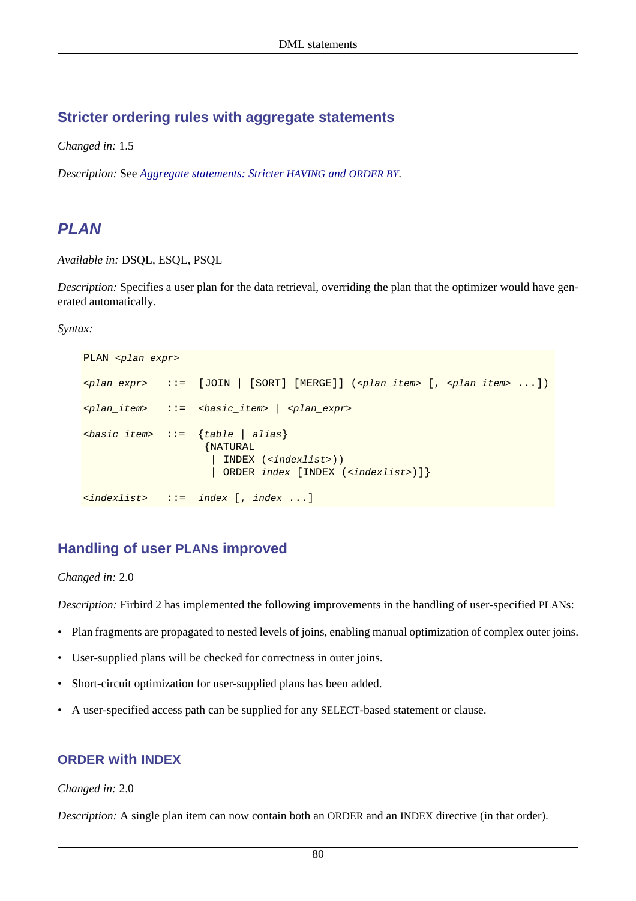### Stricter ordering rules with aggregate statements

*Changed in:* 1.5

*Description:* See *Aggregate statements: Stricter HAVING and ORDER BY*.

## PLAN

*Available in:* DSQL, ESQL, PSQL

*Description:* Specifies a user plan for the data retrieval, overriding the plan that the optimizer would have generated automatically.

*Syntax:*

```
PLAN <plan_expr>

<plan_expr>   ::=  [JOIN | [SORT] [MERGE]] (<plan_item> [, <plan_item> ...])

<plan_item>   ::=  <basic_item> | <plan_expr>

<basic_item>  ::=  {table | alias}
                    {NATURAL
                     | INDEX (<indexlist>))
                     | ORDER index [INDEX (<indexlist>)]}

<indexlist>   ::=  index [, index ...]
```

### Handling of user PLANs improved

*Changed in:* 2.0

*Description:* Firbird 2 has implemented the following improvements in the handling of user-specified PLANs:

- Plan fragments are propagated to nested levels of joins, enabling manual optimization of complex outer joins.
- User-supplied plans will be checked for correctness in outer joins.
- Short-circuit optimization for user-supplied plans has been added.
- A user-specified access path can be supplied for any SELECT-based statement or clause.

#### ORDER with INDEX

*Changed in:* 2.0

*Description:* A single plan item can now contain both an ORDER and an INDEX directive (in that order).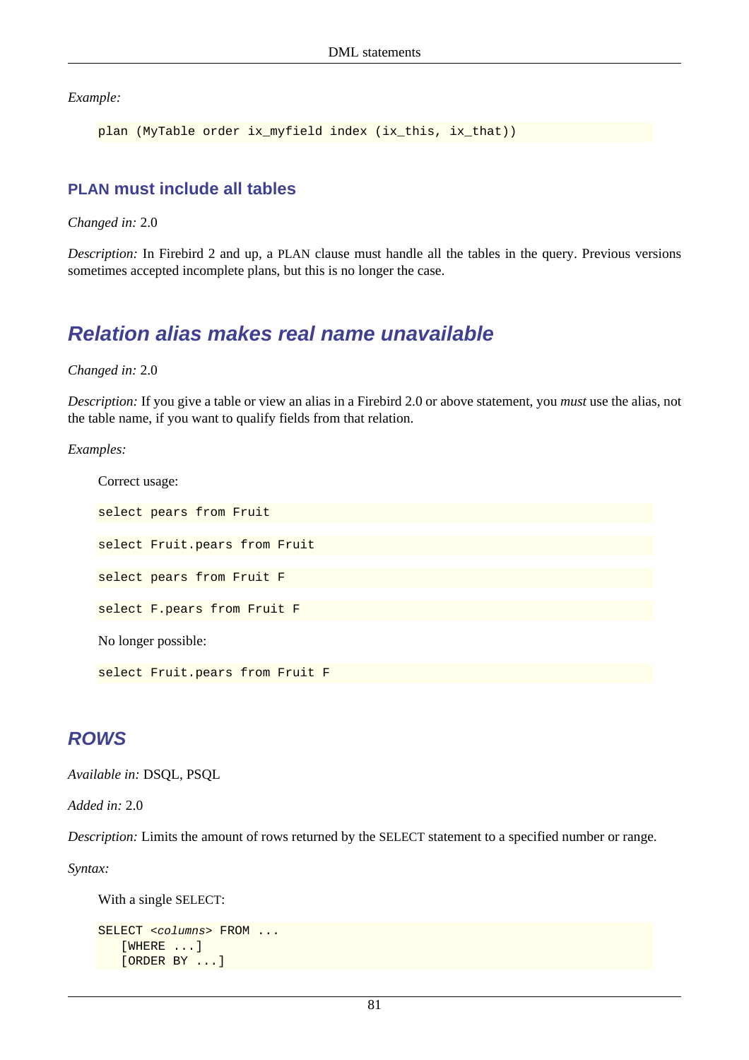*Example:*

```
plan (MyTable order ix_myfield index (ix_this, ix_that))
```

### PLAN must include all tables

*Changed in:* 2.0

*Description:* In Firebird 2 and up, a PLAN clause must handle all the tables in the query. Previous versions sometimes accepted incomplete plans, but this is no longer the case.

## Relation alias makes real name unavailable

*Changed in:* 2.0

*Description:* If you give a table or view an alias in a Firebird 2.0 or above statement, you *must* use the alias, not the table name, if you want to qualify fields from that relation.

*Examples:*

Correct usage:

```
select pears from Fruit
```

```
select Fruit.pears from Fruit
```

```
select pears from Fruit F
```

```
select F.pears from Fruit F
```

No longer possible:

```
select Fruit.pears from Fruit F
```

## ROWS

*Available in:* DSQL, PSQL

*Added in:* 2.0

*Description:* Limits the amount of rows returned by the SELECT statement to a specified number or range.

*Syntax:*

With a single SELECT:

```
SELECT <columns> FROM ...
   [WHERE ...]
   [ORDER BY ...]
```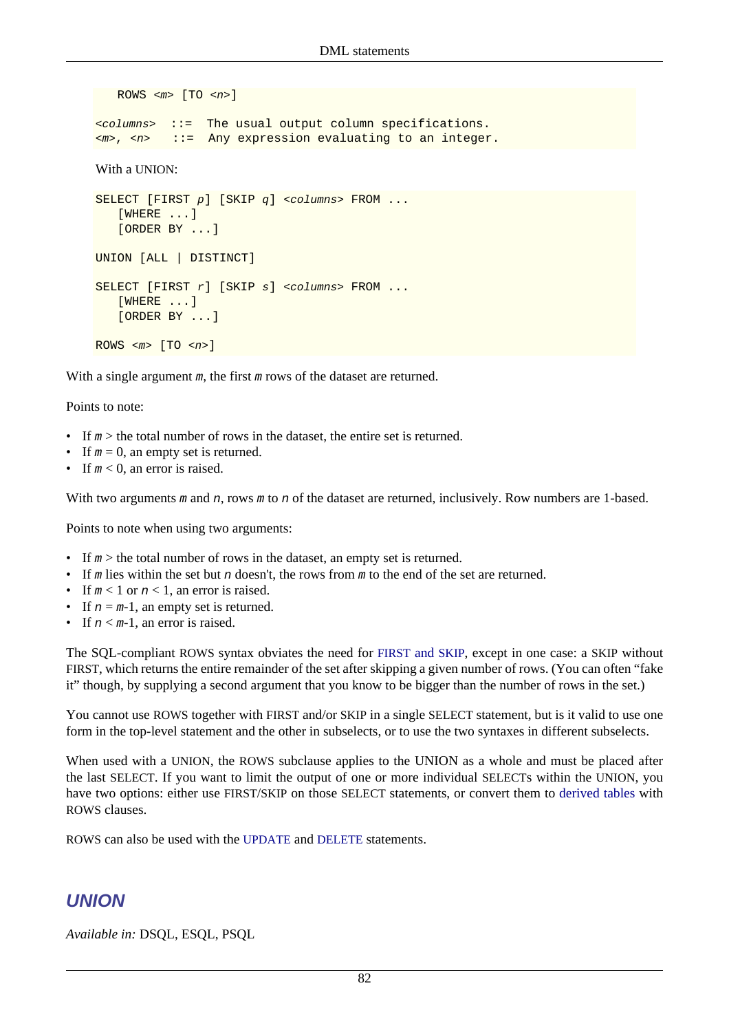```
   ROWS <m> [TO <n>]

<columns>  ::=  The usual output column specifications.
<m>, <n>   ::=  Any expression evaluating to an integer.
```

With a UNION:

```
SELECT [FIRST p] [SKIP q] <columns> FROM ...
   [WHERE ...]
   [ORDER BY ...]

UNION [ALL | DISTINCT]

SELECT [FIRST r] [SKIP s] <columns> FROM ...
   [WHERE ...]
   [ORDER BY ...]

ROWS <m> [TO <n>]
```

With a single argument *m*, the first *m* rows of the dataset are returned.

Points to note:

- If *m* > the total number of rows in the dataset, the entire set is returned.
- If *m* = 0, an empty set is returned.
- If *m* < 0, an error is raised.

With two arguments *m* and *n*, rows *m* to *n* of the dataset are returned, inclusively. Row numbers are 1-based.

Points to note when using two arguments:

- If *m* > the total number of rows in the dataset, an empty set is returned.
- If *m* lies within the set but *n* doesn't, the rows from *m* to the end of the set are returned.
- If *m* < 1 or *n* < 1, an error is raised.
- If *n* = *m*-1, an empty set is returned.
- If *n* < *m*-1, an error is raised.

The SQL-compliant ROWS syntax obviates the need for FIRST and SKIP, except in one case: a SKIP without FIRST, which returns the entire remainder of the set after skipping a given number of rows. (You can often "fake it" though, by supplying a second argument that you know to be bigger than the number of rows in the set.)

You cannot use ROWS together with FIRST and/or SKIP in a single SELECT statement, but is it valid to use one form in the top-level statement and the other in subselects, or to use the two syntaxes in different subselects.

When used with a UNION, the ROWS subclause applies to the UNION as a whole and must be placed after the last SELECT. If you want to limit the output of one or more individual SELECTs within the UNION, you have two options: either use FIRST/SKIP on those SELECT statements, or convert them to derived tables with ROWS clauses.

ROWS can also be used with the UPDATE and DELETE statements.

## UNION

*Available in:* DSQL, ESQL, PSQL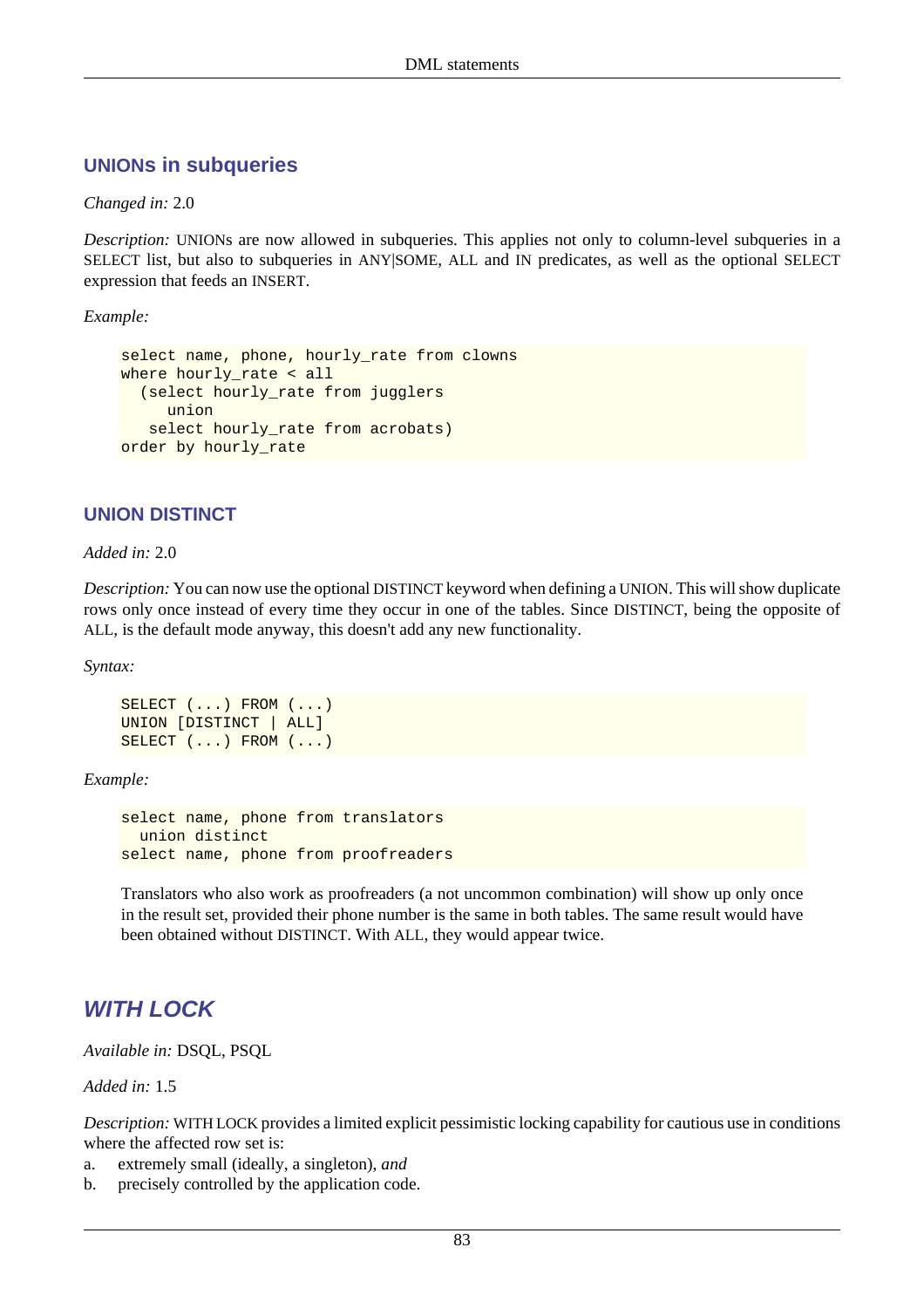### UNIONs in subqueries

*Changed in:* 2.0

*Description:* UNIONs are now allowed in subqueries. This applies not only to column-level subqueries in a SELECT list, but also to subqueries in ANY|SOME, ALL and IN predicates, as well as the optional SELECT expression that feeds an INSERT.

*Example:*

```
select name, phone, hourly_rate from clowns
where hourly_rate < all
  (select hourly_rate from jugglers
     union
   select hourly_rate from acrobats)
order by hourly_rate
```

### UNION DISTINCT

*Added in:* 2.0

*Description:* You can now use the optional DISTINCT keyword when defining a UNION. This will show duplicate rows only once instead of every time they occur in one of the tables. Since DISTINCT, being the opposite of ALL, is the default mode anyway, this doesn't add any new functionality.

*Syntax:*

```
SELECT (...) FROM (...)
UNION [DISTINCT | ALL]
SELECT (...) FROM (...)
```

*Example:*

```
select name, phone from translators
  union distinct
select name, phone from proofreaders
```

Translators who also work as proofreaders (a not uncommon combination) will show up only once in the result set, provided their phone number is the same in both tables. The same result would have been obtained without DISTINCT. With ALL, they would appear twice.

## *WITH LOCK*

*Available in:* DSQL, PSQL

*Added in:* 1.5

*Description:* WITH LOCK provides a limited explicit pessimistic locking capability for cautious use in conditions where the affected row set is:

a. extremely small (ideally, a singleton), *and*
b. precisely controlled by the application code.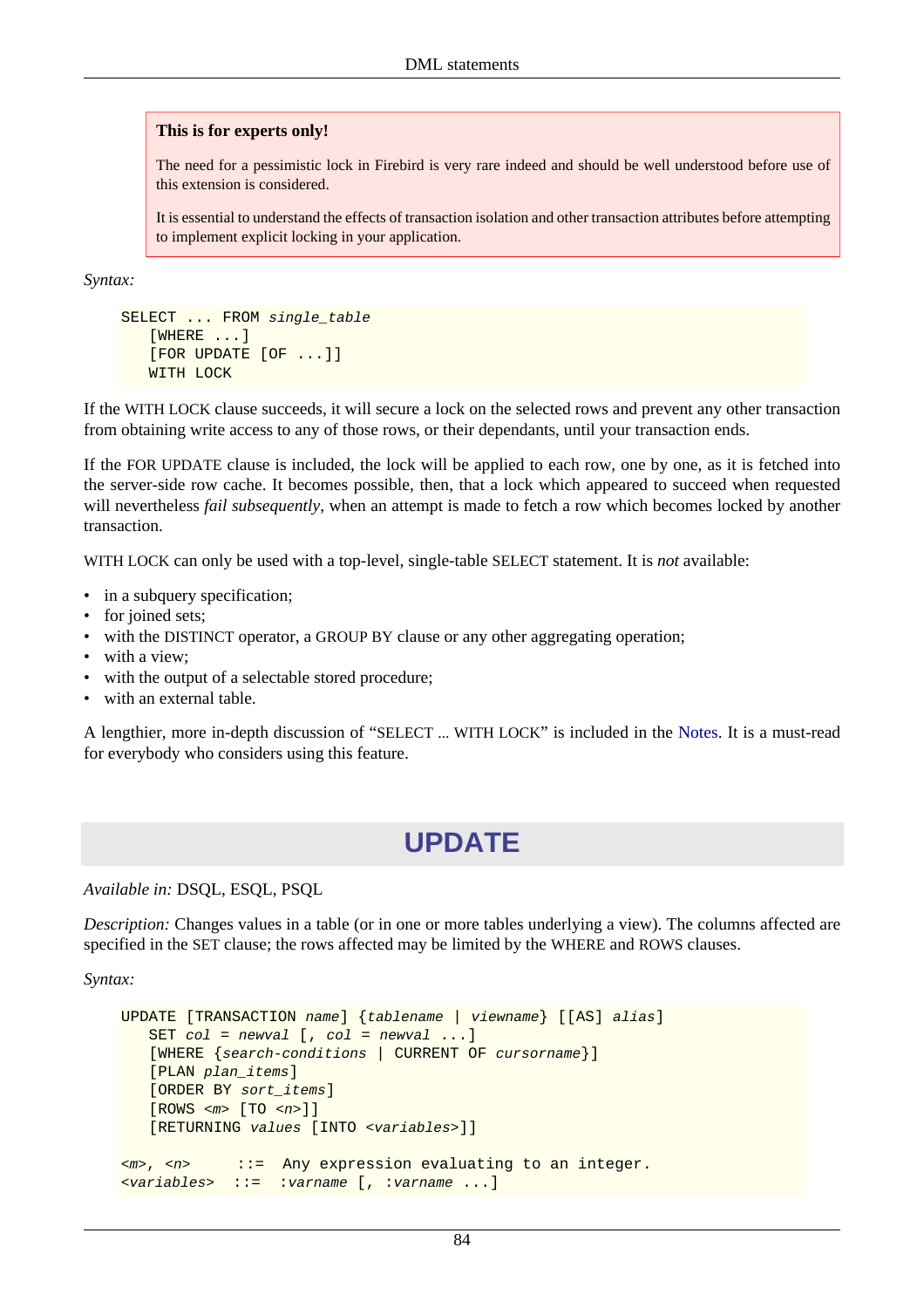> **This is for experts only!**
>
> The need for a pessimistic lock in Firebird is very rare indeed and should be well understood before use of this extension is considered.
>
> It is essential to understand the effects of transaction isolation and other transaction attributes before attempting to implement explicit locking in your application.

*Syntax:*

```
SELECT ... FROM single_table
   [WHERE ...]
   [FOR UPDATE [OF ...]]
   WITH LOCK
```

If the WITH LOCK clause succeeds, it will secure a lock on the selected rows and prevent any other transaction from obtaining write access to any of those rows, or their dependants, until your transaction ends.

If the FOR UPDATE clause is included, the lock will be applied to each row, one by one, as it is fetched into the server-side row cache. It becomes possible, then, that a lock which appeared to succeed when requested will nevertheless *fail subsequently*, when an attempt is made to fetch a row which becomes locked by another transaction.

WITH LOCK can only be used with a top-level, single-table SELECT statement. It is *not* available:

- in a subquery specification;
- for joined sets;
- with the DISTINCT operator, a GROUP BY clause or any other aggregating operation;
- with a view;
- with the output of a selectable stored procedure;
- with an external table.

A lengthier, more in-depth discussion of “SELECT ... WITH LOCK” is included in the Notes. It is a must-read for everybody who considers using this feature.

## UPDATE

*Available in:* DSQL, ESQL, PSQL

*Description:* Changes values in a table (or in one or more tables underlying a view). The columns affected are specified in the SET clause; the rows affected may be limited by the WHERE and ROWS clauses.

*Syntax:*

```
UPDATE [TRANSACTION name] {tablename | viewname} [[AS] alias]
   SET col = newval [, col = newval ...]
   [WHERE {search-conditions | CURRENT OF cursorname}]
   [PLAN plan_items]
   [ORDER BY sort_items]
   [ROWS <m> [TO <n>]]
   [RETURNING values [INTO <variables>]]

<m>, <n>     ::=  Any expression evaluating to an integer.
<variables>  ::=  :varname [, :varname ...]
```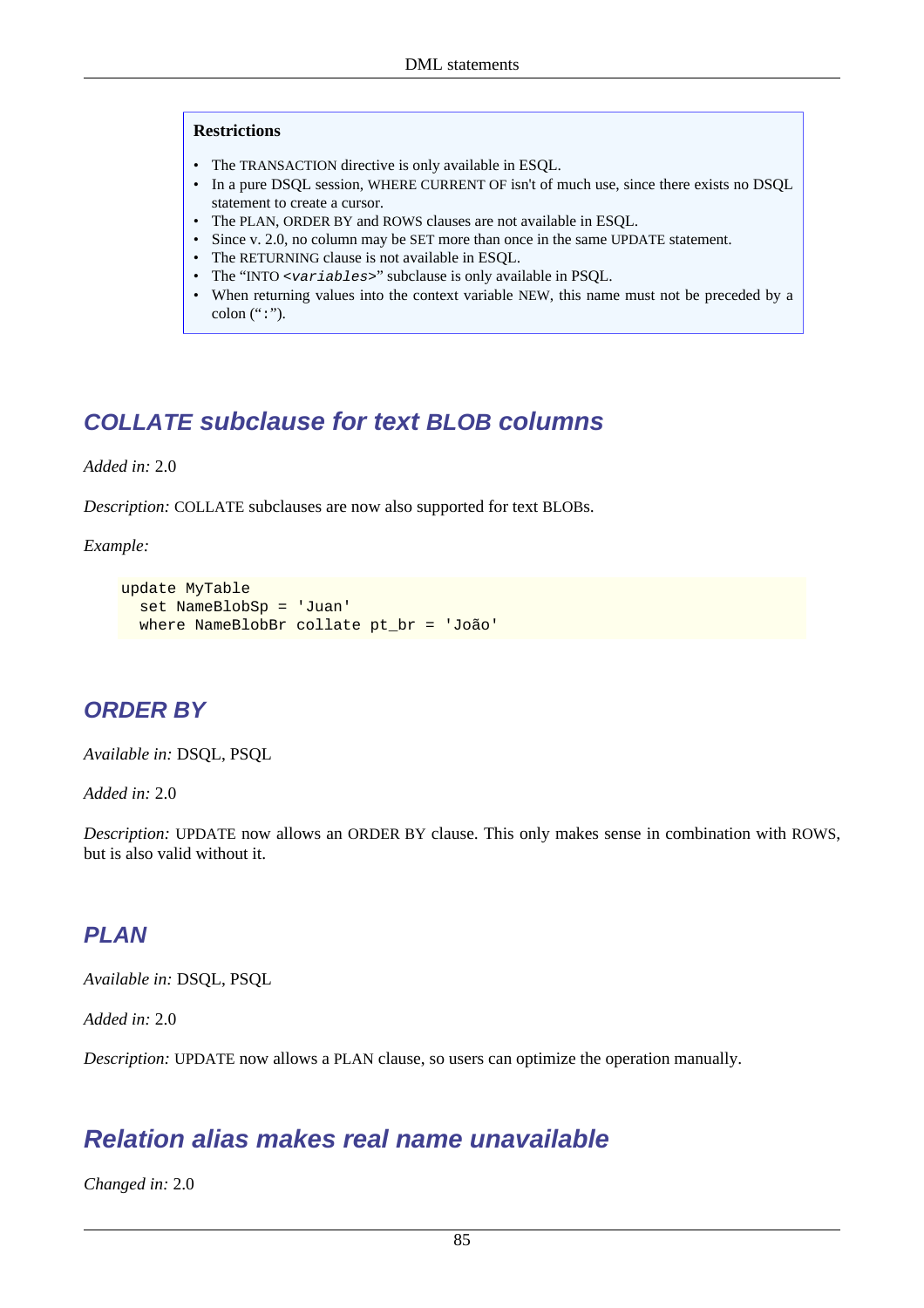**Restrictions**

- The TRANSACTION directive is only available in ESQL.
- In a pure DSQL session, WHERE CURRENT OF isn't of much use, since there exists no DSQL statement to create a cursor.
- The PLAN, ORDER BY and ROWS clauses are not available in ESQL.
- Since v. 2.0, no column may be SET more than once in the same UPDATE statement.
- The RETURNING clause is not available in ESQL.
- The "INTO <*variables*>" subclause is only available in PSQL.
- When returning values into the context variable NEW, this name must not be preceded by a colon (":").

## COLLATE subclause for text BLOB columns

*Added in:* 2.0

*Description:* COLLATE subclauses are now also supported for text BLOBs.

*Example:*

```
update MyTable
  set NameBlobSp = 'Juan'
  where NameBlobBr collate pt_br = 'João'
```

## ORDER BY

*Available in:* DSQL, PSQL

*Added in:* 2.0

*Description:* UPDATE now allows an ORDER BY clause. This only makes sense in combination with ROWS, but is also valid without it.

## PLAN

*Available in:* DSQL, PSQL

*Added in:* 2.0

*Description:* UPDATE now allows a PLAN clause, so users can optimize the operation manually.

## Relation alias makes real name unavailable

*Changed in:* 2.0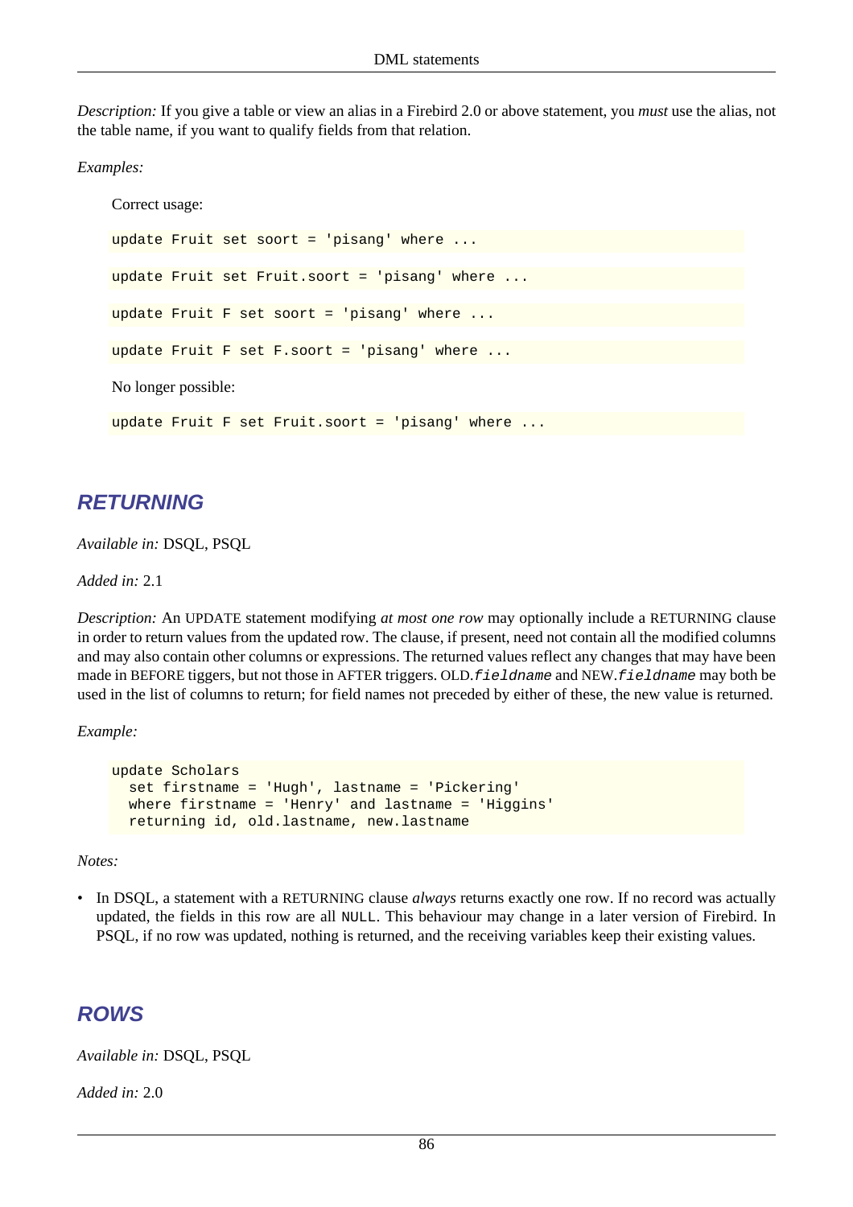*Description:* If you give a table or view an alias in a Firebird 2.0 or above statement, you *must* use the alias, not the table name, if you want to qualify fields from that relation.

*Examples:*

Correct usage:

```
update Fruit set soort = 'pisang' where ...
```

```
update Fruit set Fruit.soort = 'pisang' where ...
```

```
update Fruit F set soort = 'pisang' where ...
```

```
update Fruit F set F.soort = 'pisang' where ...
```

No longer possible:

```
update Fruit F set Fruit.soort = 'pisang' where ...
```

## RETURNING

*Available in:* DSQL, PSQL

*Added in:* 2.1

*Description:* An UPDATE statement modifying *at most one row* may optionally include a RETURNING clause in order to return values from the updated row. The clause, if present, need not contain all the modified columns and may also contain other columns or expressions. The returned values reflect any changes that may have been made in BEFORE tiggers, but not those in AFTER triggers. OLD.*fieldname* and NEW.*fieldname* may both be used in the list of columns to return; for field names not preceded by either of these, the new value is returned.

*Example:*

```
update Scholars
  set firstname = 'Hugh', lastname = 'Pickering'
  where firstname = 'Henry' and lastname = 'Higgins'
  returning id, old.lastname, new.lastname
```

*Notes:*

- In DSQL, a statement with a RETURNING clause *always* returns exactly one row. If no record was actually updated, the fields in this row are all `NULL`. This behaviour may change in a later version of Firebird. In PSQL, if no row was updated, nothing is returned, and the receiving variables keep their existing values.

## ROWS

*Available in:* DSQL, PSQL

*Added in:* 2.0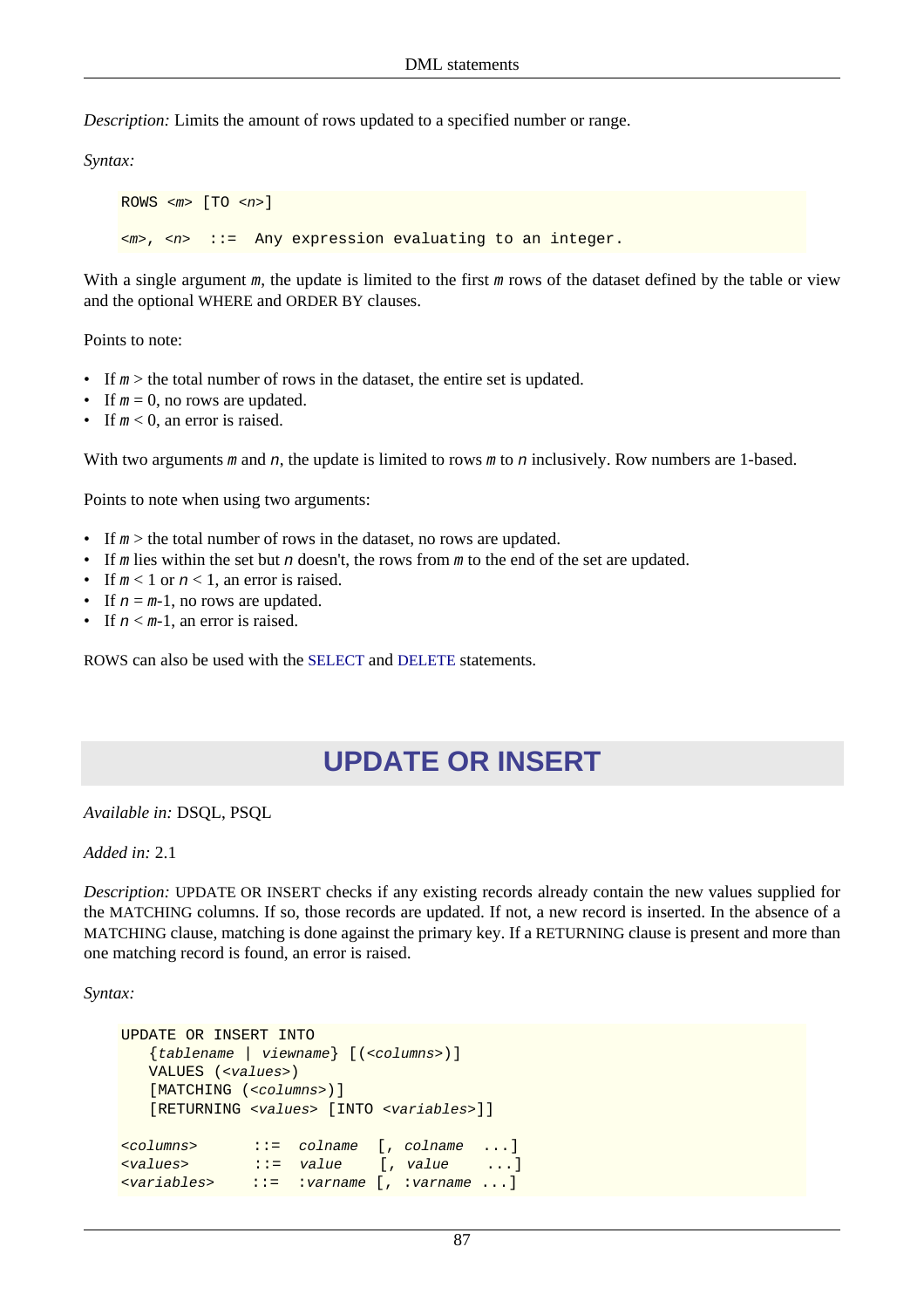*Description:* Limits the amount of rows updated to a specified number or range.

*Syntax:*

```
ROWS <m> [TO <n>]

<m>, <n>  ::=  Any expression evaluating to an integer.
```

With a single argument *m*, the update is limited to the first *m* rows of the dataset defined by the table or view and the optional WHERE and ORDER BY clauses.

Points to note:

- If *m* > the total number of rows in the dataset, the entire set is updated.
- If *m* = 0, no rows are updated.
- If *m* < 0, an error is raised.

With two arguments *m* and *n*, the update is limited to rows *m* to *n* inclusively. Row numbers are 1-based.

Points to note when using two arguments:

- If *m* > the total number of rows in the dataset, no rows are updated.
- If *m* lies within the set but *n* doesn't, the rows from *m* to the end of the set are updated.
- If *m* < 1 or *n* < 1, an error is raised.
- If *n* = *m*-1, no rows are updated.
- If *n* < *m*-1, an error is raised.

ROWS can also be used with the SELECT and DELETE statements.

# UPDATE OR INSERT

*Available in:* DSQL, PSQL

*Added in:* 2.1

*Description:* UPDATE OR INSERT checks if any existing records already contain the new values supplied for the MATCHING columns. If so, those records are updated. If not, a new record is inserted. In the absence of a MATCHING clause, matching is done against the primary key. If a RETURNING clause is present and more than one matching record is found, an error is raised.

*Syntax:*

```
UPDATE OR INSERT INTO
   {tablename | viewname} [(<columns>)]
   VALUES (<values>)
   [MATCHING (<columns>)]
   [RETURNING <values> [INTO <variables>]]

<columns>      ::=  colname  [, colname  ...]
<values>       ::=  value    [, value     ...]
<variables>    ::=  :varname [, :varname ...]
```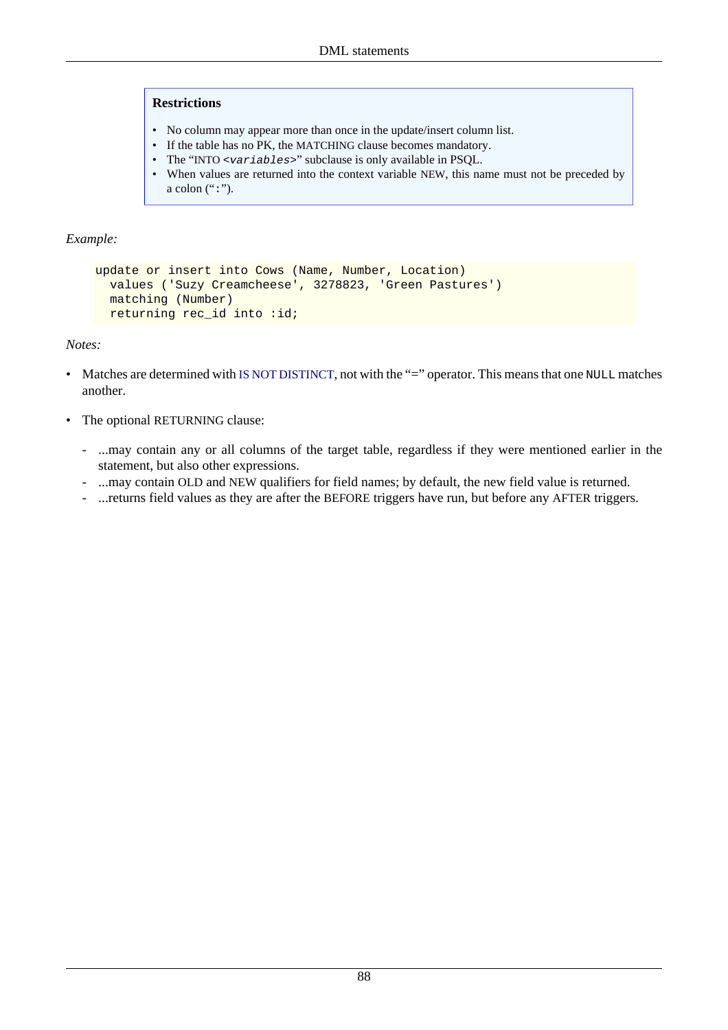**Restrictions**

- No column may appear more than once in the update/insert column list.
- If the table has no PK, the MATCHING clause becomes mandatory.
- The "INTO `<variables>`" subclause is only available in PSQL.
- When values are returned into the context variable NEW, this name must not be preceded by a colon ("`:`").

*Example:*

```
update or insert into Cows (Name, Number, Location)
  values ('Suzy Creamcheese', 3278823, 'Green Pastures')
  matching (Number)
  returning rec_id into :id;
```

*Notes:*

- Matches are determined with IS NOT DISTINCT, not with the "=" operator. This means that one `NULL` matches another.
- The optional RETURNING clause:
  - ...may contain any or all columns of the target table, regardless if they were mentioned earlier in the statement, but also other expressions.
  - ...may contain OLD and NEW qualifiers for field names; by default, the new field value is returned.
  - ...returns field values as they are after the BEFORE triggers have run, but before any AFTER triggers.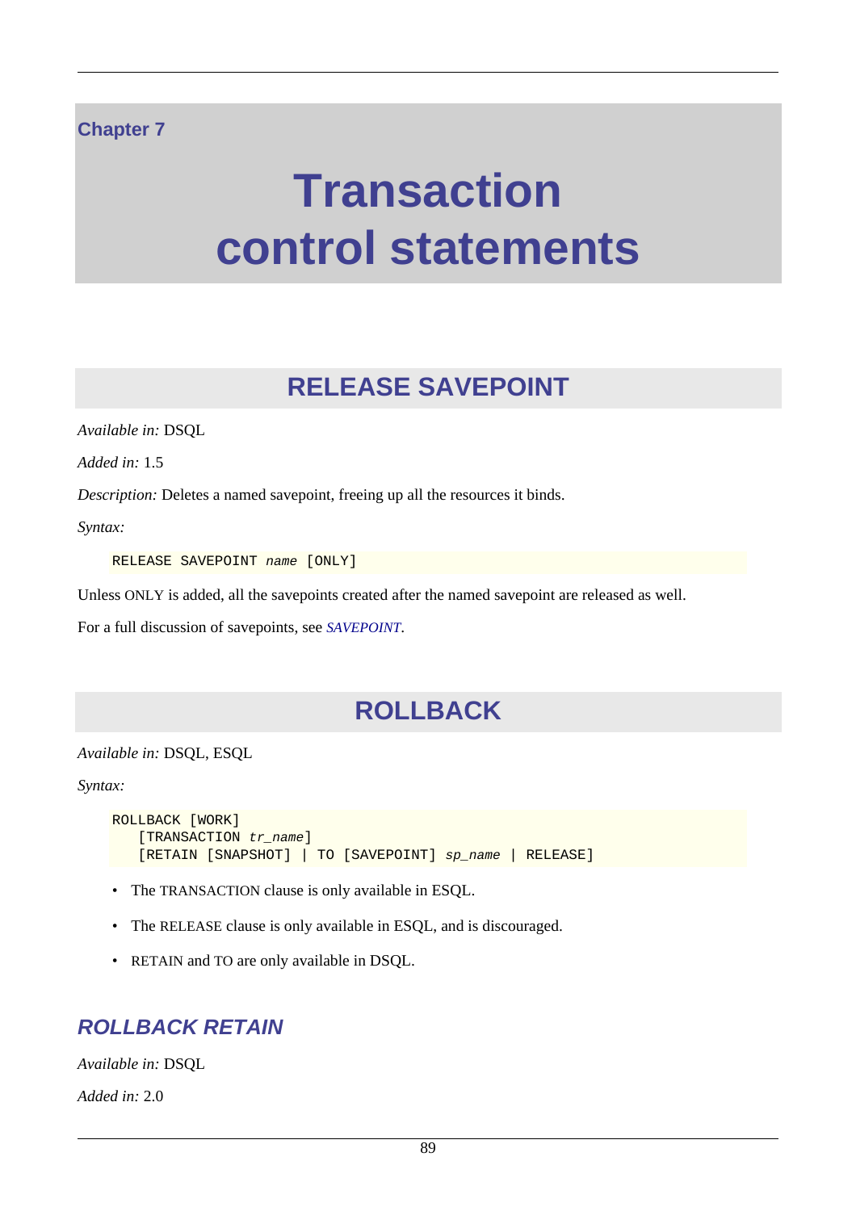# Chapter 7

# Transaction control statements

## RELEASE SAVEPOINT

*Available in:* DSQL

*Added in:* 1.5

*Description:* Deletes a named savepoint, freeing up all the resources it binds.

*Syntax:*

```
RELEASE SAVEPOINT name [ONLY]
```

Unless ONLY is added, all the savepoints created after the named savepoint are released as well.

For a full discussion of savepoints, see *SAVEPOINT*.

## ROLLBACK

*Available in:* DSQL, ESQL

*Syntax:*

```
ROLLBACK [WORK]
   [TRANSACTION tr_name]
   [RETAIN [SNAPSHOT] | TO [SAVEPOINT] sp_name | RELEASE]
```

- The TRANSACTION clause is only available in ESQL.
- The RELEASE clause is only available in ESQL, and is discouraged.
- RETAIN and TO are only available in DSQL.

### *ROLLBACK RETAIN*

*Available in:* DSQL

*Added in:* 2.0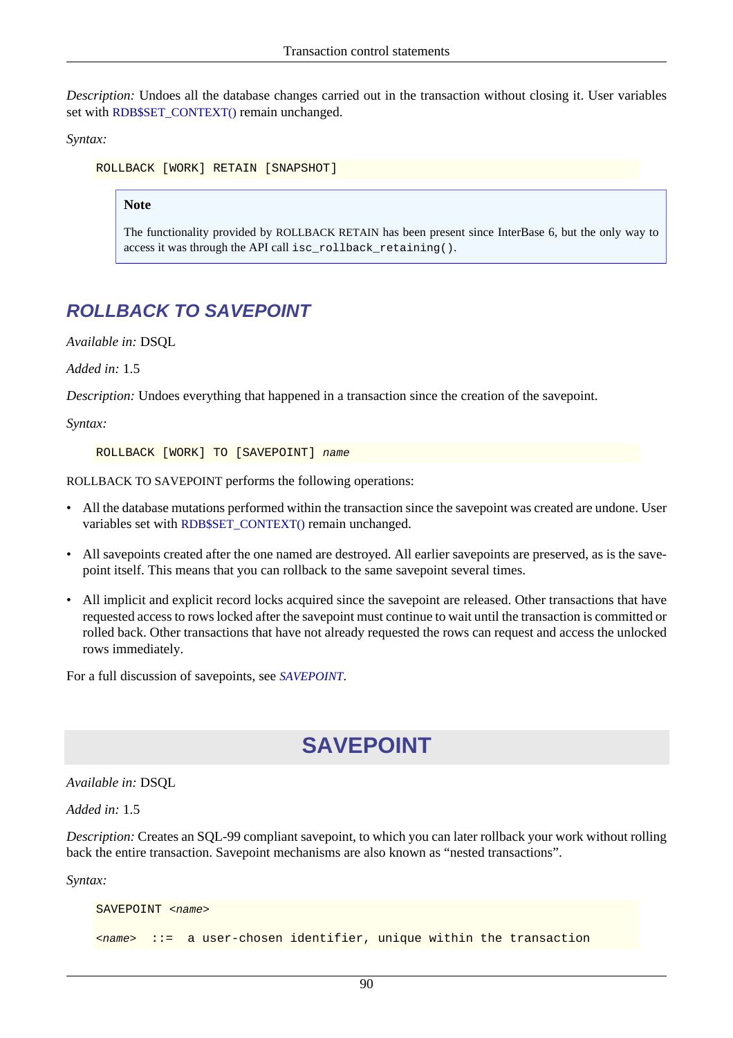*Description:* Undoes all the database changes carried out in the transaction without closing it. User variables set with RDB$SET_CONTEXT() remain unchanged.

*Syntax:*

```
ROLLBACK [WORK] RETAIN [SNAPSHOT]
```

> **Note**
>
> The functionality provided by ROLLBACK RETAIN has been present since InterBase 6, but the only way to access it was through the API call `isc_rollback_retaining()`.

## ROLLBACK TO SAVEPOINT

*Available in:* DSQL

*Added in:* 1.5

*Description:* Undoes everything that happened in a transaction since the creation of the savepoint.

*Syntax:*

```
ROLLBACK [WORK] TO [SAVEPOINT] name
```

ROLLBACK TO SAVEPOINT performs the following operations:

- All the database mutations performed within the transaction since the savepoint was created are undone. User variables set with RDB$SET_CONTEXT() remain unchanged.
- All savepoints created after the one named are destroyed. All earlier savepoints are preserved, as is the savepoint itself. This means that you can rollback to the same savepoint several times.
- All implicit and explicit record locks acquired since the savepoint are released. Other transactions that have requested access to rows locked after the savepoint must continue to wait until the transaction is committed or rolled back. Other transactions that have not already requested the rows can request and access the unlocked rows immediately.

For a full discussion of savepoints, see *SAVEPOINT*.

# SAVEPOINT

*Available in:* DSQL

*Added in:* 1.5

*Description:* Creates an SQL-99 compliant savepoint, to which you can later rollback your work without rolling back the entire transaction. Savepoint mechanisms are also known as “nested transactions”.

*Syntax:*

```
SAVEPOINT <name>

<name>  ::=  a user-chosen identifier, unique within the transaction
```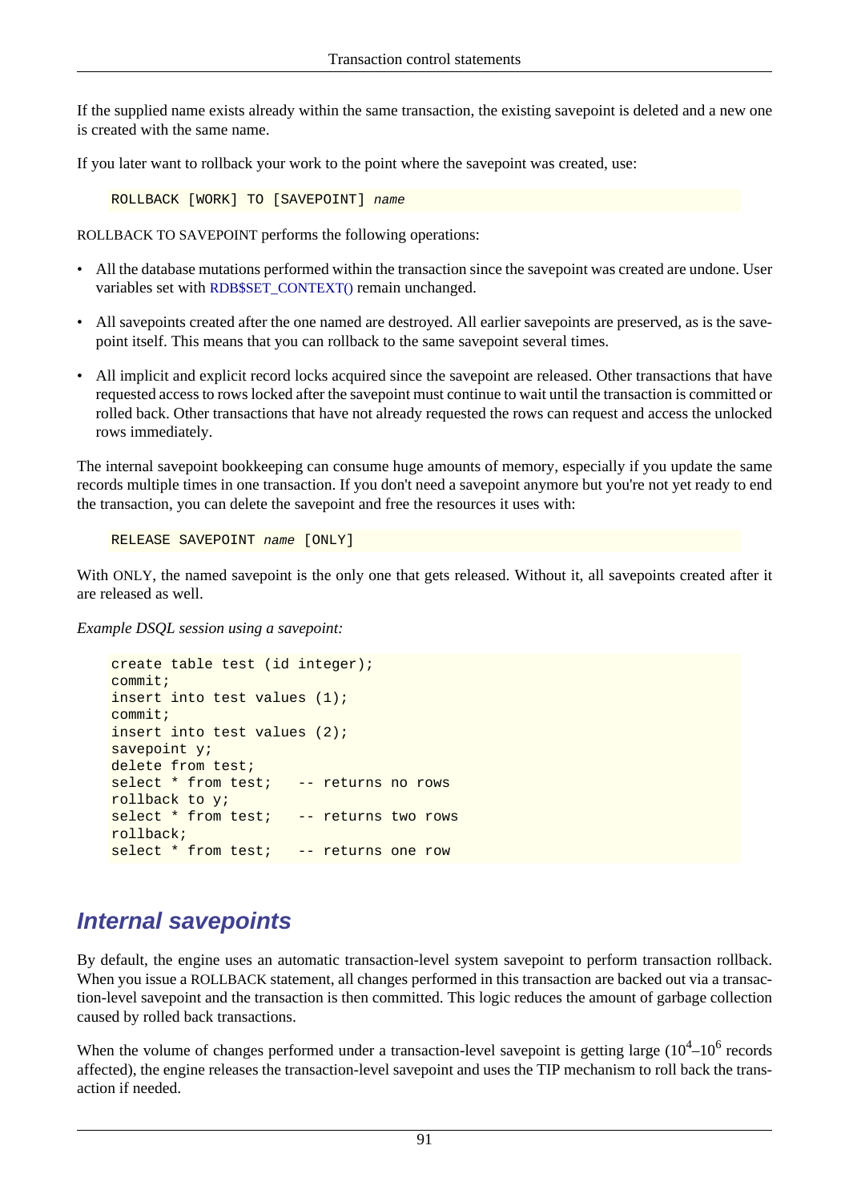If the supplied name exists already within the same transaction, the existing savepoint is deleted and a new one is created with the same name.

If you later want to rollback your work to the point where the savepoint was created, use:

```
ROLLBACK [WORK] TO [SAVEPOINT] name
```

ROLLBACK TO SAVEPOINT performs the following operations:

- All the database mutations performed within the transaction since the savepoint was created are undone. User variables set with RDB$SET_CONTEXT() remain unchanged.
- All savepoints created after the one named are destroyed. All earlier savepoints are preserved, as is the savepoint itself. This means that you can rollback to the same savepoint several times.
- All implicit and explicit record locks acquired since the savepoint are released. Other transactions that have requested access to rows locked after the savepoint must continue to wait until the transaction is committed or rolled back. Other transactions that have not already requested the rows can request and access the unlocked rows immediately.

The internal savepoint bookkeeping can consume huge amounts of memory, especially if you update the same records multiple times in one transaction. If you don't need a savepoint anymore but you're not yet ready to end the transaction, you can delete the savepoint and free the resources it uses with:

```
RELEASE SAVEPOINT name [ONLY]
```

With ONLY, the named savepoint is the only one that gets released. Without it, all savepoints created after it are released as well.

*Example DSQL session using a savepoint:*

```
create table test (id integer);
commit;
insert into test values (1);
commit;
insert into test values (2);
savepoint y;
delete from test;
select * from test;   -- returns no rows
rollback to y;
select * from test;   -- returns two rows
rollback;
select * from test;   -- returns one row
```

## Internal savepoints

By default, the engine uses an automatic transaction-level system savepoint to perform transaction rollback. When you issue a ROLLBACK statement, all changes performed in this transaction are backed out via a transaction-level savepoint and the transaction is then committed. This logic reduces the amount of garbage collection caused by rolled back transactions.

When the volume of changes performed under a transaction-level savepoint is getting large ($10^4$–$10^6$ records affected), the engine releases the transaction-level savepoint and uses the TIP mechanism to roll back the transaction if needed.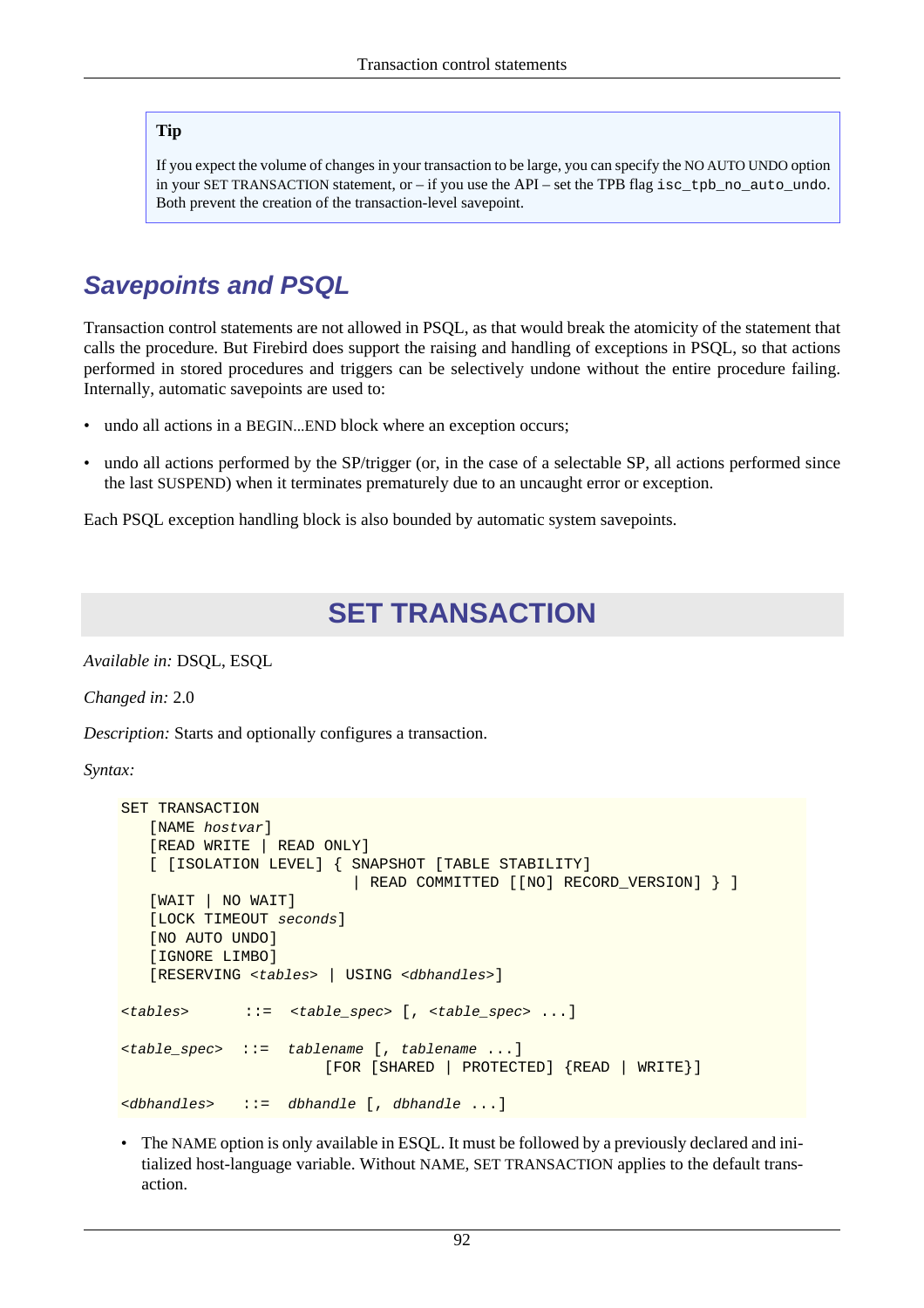> **Tip**
>
> If you expect the volume of changes in your transaction to be large, you can specify the NO AUTO UNDO option in your SET TRANSACTION statement, or – if you use the API – set the TPB flag `isc_tpb_no_auto_undo`. Both prevent the creation of the transaction-level savepoint.

## *Savepoints and PSQL*

Transaction control statements are not allowed in PSQL, as that would break the atomicity of the statement that calls the procedure. But Firebird does support the raising and handling of exceptions in PSQL, so that actions performed in stored procedures and triggers can be selectively undone without the entire procedure failing. Internally, automatic savepoints are used to:

- undo all actions in a BEGIN...END block where an exception occurs;
- undo all actions performed by the SP/trigger (or, in the case of a selectable SP, all actions performed since the last SUSPEND) when it terminates prematurely due to an uncaught error or exception.

Each PSQL exception handling block is also bounded by automatic system savepoints.

# SET TRANSACTION

*Available in:* DSQL, ESQL

*Changed in:* 2.0

*Description:* Starts and optionally configures a transaction.

*Syntax:*

```
SET TRANSACTION
   [NAME hostvar]
   [READ WRITE | READ ONLY]
   [ [ISOLATION LEVEL] { SNAPSHOT [TABLE STABILITY]
                       | READ COMMITTED [[NO] RECORD_VERSION] } ]
   [WAIT | NO WAIT]
   [LOCK TIMEOUT seconds]
   [NO AUTO UNDO]
   [IGNORE LIMBO]
   [RESERVING <tables> | USING <dbhandles>]

<tables>      ::=  <table_spec> [, <table_spec> ...]

<table_spec>  ::=  tablename [, tablename ...]
                      [FOR [SHARED | PROTECTED] {READ | WRITE}]

<dbhandles>   ::=  dbhandle [, dbhandle ...]
```

- The NAME option is only available in ESQL. It must be followed by a previously declared and initialized host-language variable. Without NAME, SET TRANSACTION applies to the default transaction.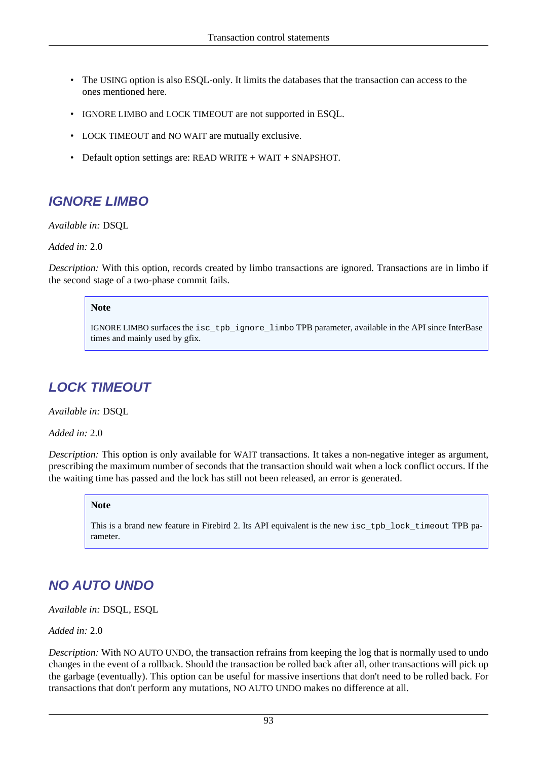- The USING option is also ESQL-only. It limits the databases that the transaction can access to the ones mentioned here.
- IGNORE LIMBO and LOCK TIMEOUT are not supported in ESQL.
- LOCK TIMEOUT and NO WAIT are mutually exclusive.
- Default option settings are: READ WRITE + WAIT + SNAPSHOT.

### IGNORE LIMBO

*Available in:* DSQL

*Added in:* 2.0

*Description:* With this option, records created by limbo transactions are ignored. Transactions are in limbo if the second stage of a two-phase commit fails.

> **Note**
>
> IGNORE LIMBO surfaces the `isc_tpb_ignore_limbo` TPB parameter, available in the API since InterBase times and mainly used by gfix.

### LOCK TIMEOUT

*Available in:* DSQL

*Added in:* 2.0

*Description:* This option is only available for WAIT transactions. It takes a non-negative integer as argument, prescribing the maximum number of seconds that the transaction should wait when a lock conflict occurs. If the the waiting time has passed and the lock has still not been released, an error is generated.

> **Note**
>
> This is a brand new feature in Firebird 2. Its API equivalent is the new `isc_tpb_lock_timeout` TPB parameter.

### NO AUTO UNDO

*Available in:* DSQL, ESQL

*Added in:* 2.0

*Description:* With NO AUTO UNDO, the transaction refrains from keeping the log that is normally used to undo changes in the event of a rollback. Should the transaction be rolled back after all, other transactions will pick up the garbage (eventually). This option can be useful for massive insertions that don't need to be rolled back. For transactions that don't perform any mutations, NO AUTO UNDO makes no difference at all.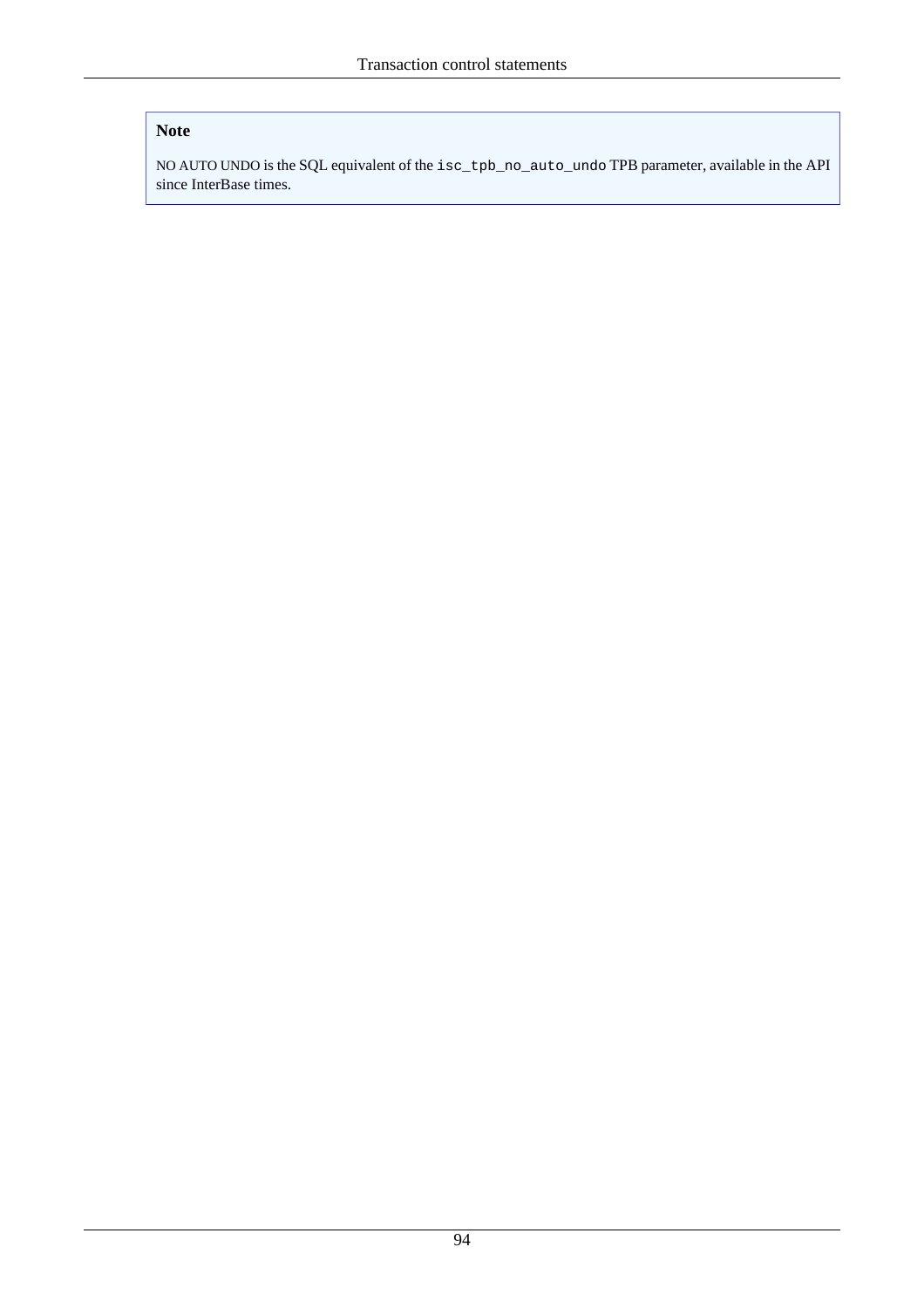> **Note**
>
> NO AUTO UNDO is the SQL equivalent of the `isc_tpb_no_auto_undo` TPB parameter, available in the API since InterBase times.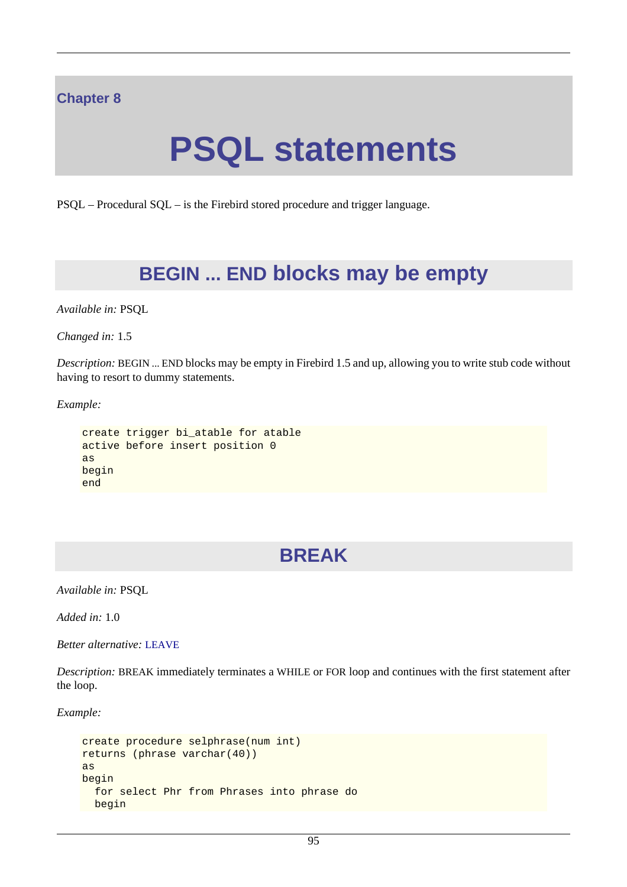Chapter 8

# PSQL statements

PSQL – Procedural SQL – is the Firebird stored procedure and trigger language.

## BEGIN ... END blocks may be empty

*Available in:* PSQL

*Changed in:* 1.5

*Description:* BEGIN ... END blocks may be empty in Firebird 1.5 and up, allowing you to write stub code without having to resort to dummy statements.

*Example:*

```
create trigger bi_atable for atable
active before insert position 0
as
begin
end
```

## BREAK

*Available in:* PSQL

*Added in:* 1.0

*Better alternative:* LEAVE

*Description:* BREAK immediately terminates a WHILE or FOR loop and continues with the first statement after the loop.

*Example:*

```
create procedure selphrase(num int)
returns (phrase varchar(40))
as
begin
  for select Phr from Phrases into phrase do
  begin
```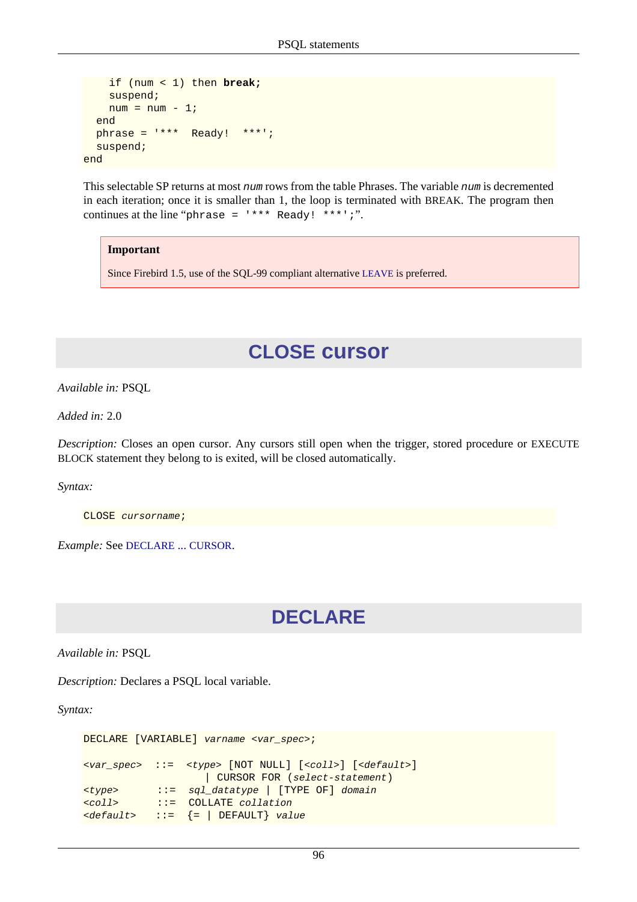```
    if (num < 1) then break;
    suspend;
    num = num - 1;
  end
  phrase = '***  Ready!  ***';
  suspend;
end
```

This selectable SP returns at most *num* rows from the table Phrases. The variable *num* is decremented in each iteration; once it is smaller than 1, the loop is terminated with BREAK. The program then continues at the line “`phrase = '*** Ready! ***';`”.

> **Important**
>
> Since Firebird 1.5, use of the SQL-99 compliant alternative LEAVE is preferred.

# CLOSE cursor

*Available in:* PSQL

*Added in:* 2.0

*Description:* Closes an open cursor. Any cursors still open when the trigger, stored procedure or EXECUTE BLOCK statement they belong to is exited, will be closed automatically.

*Syntax:*

```
CLOSE cursorname;
```

*Example:* See DECLARE ... CURSOR.

# DECLARE

*Available in:* PSQL

*Description:* Declares a PSQL local variable.

*Syntax:*

```
DECLARE [VARIABLE] varname <var_spec>;

<var_spec>  ::=  <type> [NOT NULL] [<coll>] [<default>]
                   | CURSOR FOR (select-statement)
<type>       ::=  sql_datatype | [TYPE OF] domain
<coll>       ::=  COLLATE collation
<default>    ::=  {= | DEFAULT} value
```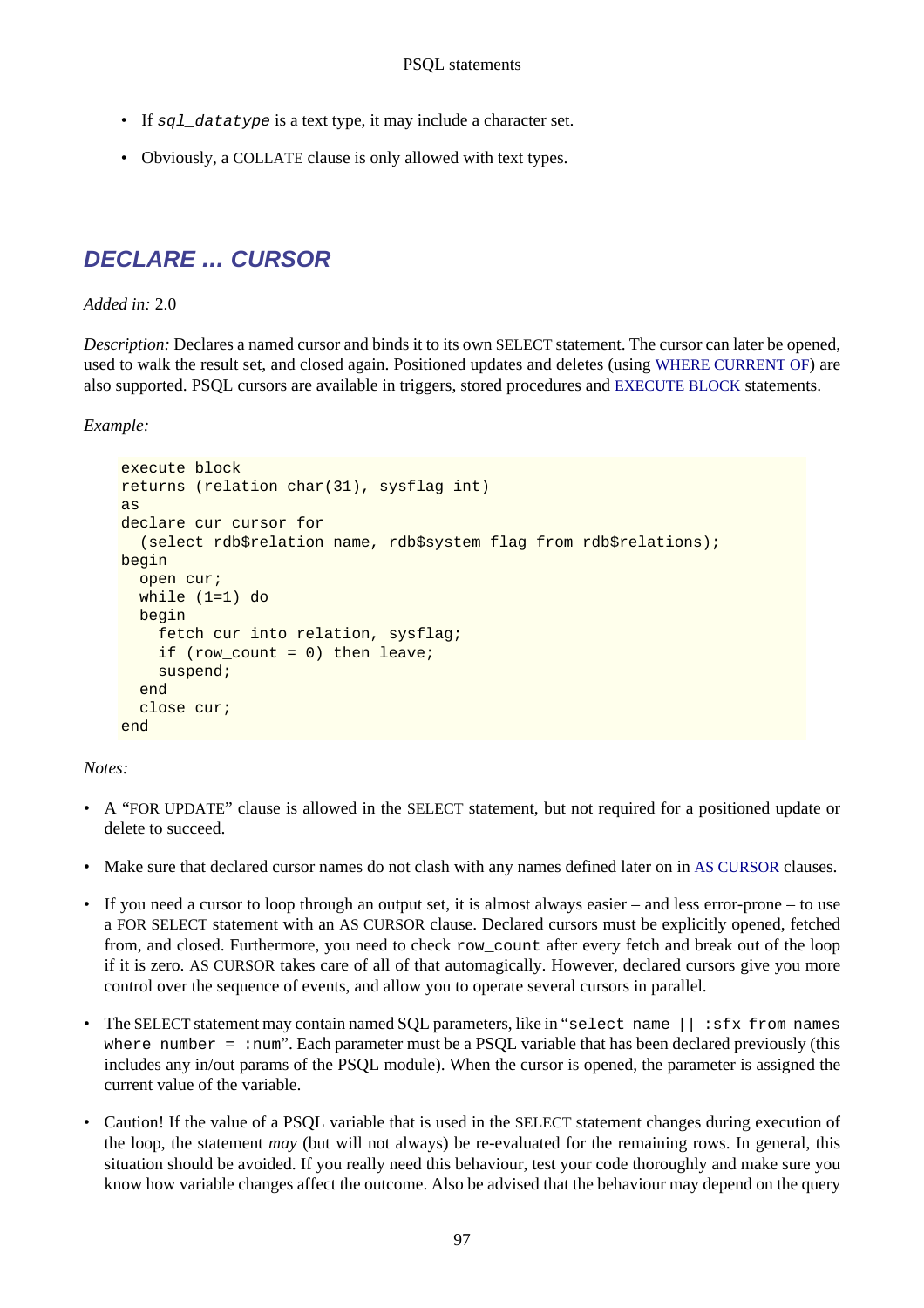- If *sql_datatype* is a text type, it may include a character set.
- Obviously, a COLLATE clause is only allowed with text types.

## DECLARE ... CURSOR

*Added in:* 2.0

*Description:* Declares a named cursor and binds it to its own SELECT statement. The cursor can later be opened, used to walk the result set, and closed again. Positioned updates and deletes (using WHERE CURRENT OF) are also supported. PSQL cursors are available in triggers, stored procedures and EXECUTE BLOCK statements.

*Example:*

```
execute block
returns (relation char(31), sysflag int)
as
declare cur cursor for
  (select rdb$relation_name, rdb$system_flag from rdb$relations);
begin
  open cur;
  while (1=1) do
  begin
    fetch cur into relation, sysflag;
    if (row_count = 0) then leave;
    suspend;
  end
  close cur;
end
```

*Notes:*

- A “FOR UPDATE” clause is allowed in the SELECT statement, but not required for a positioned update or delete to succeed.
- Make sure that declared cursor names do not clash with any names defined later on in AS CURSOR clauses.
- If you need a cursor to loop through an output set, it is almost always easier – and less error-prone – to use a FOR SELECT statement with an AS CURSOR clause. Declared cursors must be explicitly opened, fetched from, and closed. Furthermore, you need to check `row_count` after every fetch and break out of the loop if it is zero. AS CURSOR takes care of all of that automagically. However, declared cursors give you more control over the sequence of events, and allow you to operate several cursors in parallel.
- The SELECT statement may contain named SQL parameters, like in “`select name || :sfx from names where number = :num`”. Each parameter must be a PSQL variable that has been declared previously (this includes any in/out params of the PSQL module). When the cursor is opened, the parameter is assigned the current value of the variable.
- Caution! If the value of a PSQL variable that is used in the SELECT statement changes during execution of the loop, the statement *may* (but will not always) be re-evaluated for the remaining rows. In general, this situation should be avoided. If you really need this behaviour, test your code thoroughly and make sure you know how variable changes affect the outcome. Also be advised that the behaviour may depend on the query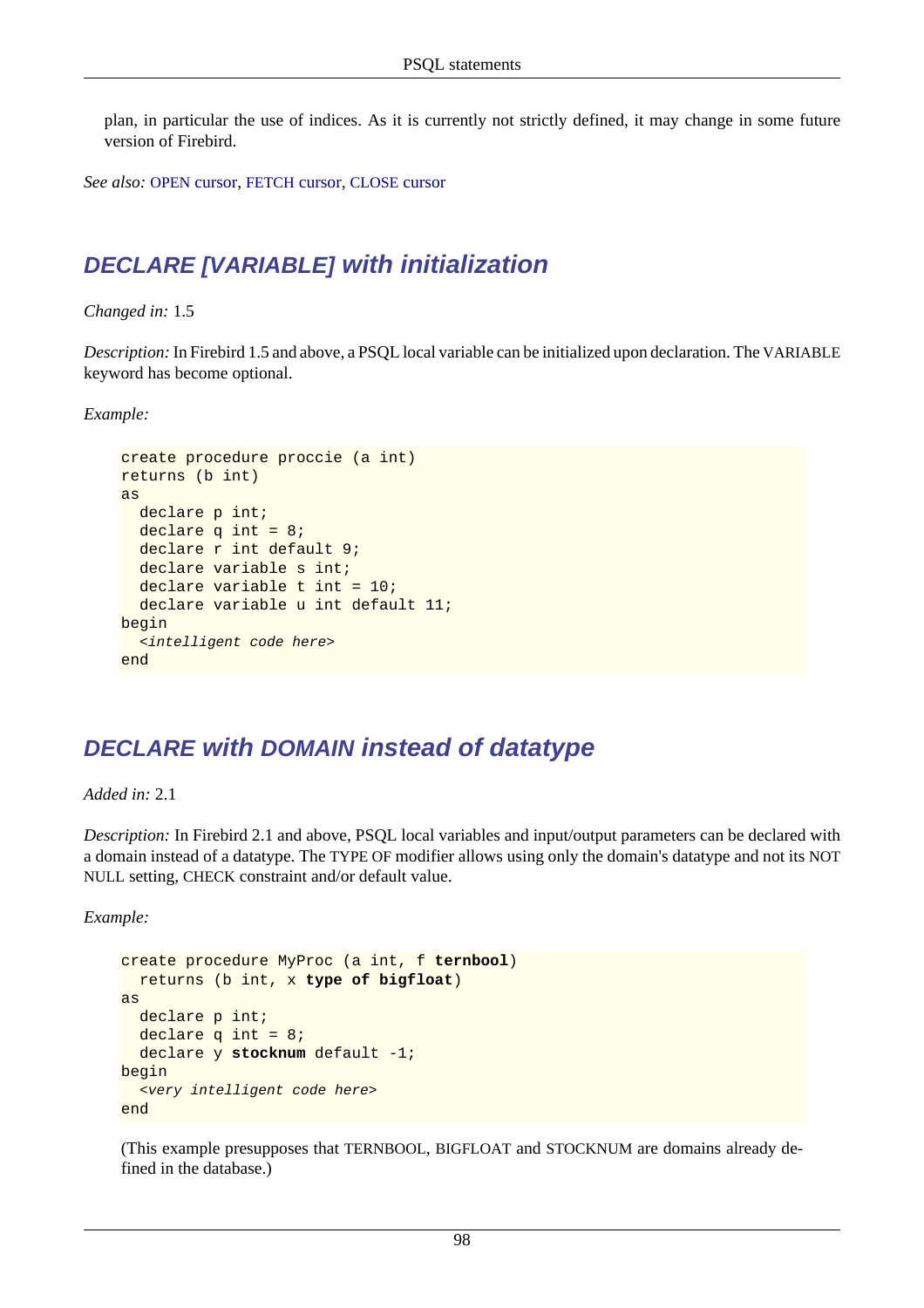plan, in particular the use of indices. As it is currently not strictly defined, it may change in some future version of Firebird.

*See also:* OPEN cursor, FETCH cursor, CLOSE cursor

## DECLARE [VARIABLE] with initialization

*Changed in:* 1.5

*Description:* In Firebird 1.5 and above, a PSQL local variable can be initialized upon declaration. The VARIABLE keyword has become optional.

*Example:*

```
create procedure proccie (a int)
returns (b int)
as
  declare p int;
  declare q int = 8;
  declare r int default 9;
  declare variable s int;
  declare variable t int = 10;
  declare variable u int default 11;
begin
  <intelligent code here>
end
```

## DECLARE with DOMAIN instead of datatype

*Added in:* 2.1

*Description:* In Firebird 2.1 and above, PSQL local variables and input/output parameters can be declared with a domain instead of a datatype. The TYPE OF modifier allows using only the domain's datatype and not its NOT NULL setting, CHECK constraint and/or default value.

*Example:*

```
create procedure MyProc (a int, f ternbool)
  returns (b int, x type of bigfloat)
as
  declare p int;
  declare q int = 8;
  declare y stocknum default -1;
begin
  <very intelligent code here>
end
```

(This example presupposes that TERNBOOL, BIGFLOAT and STOCKNUM are domains already defined in the database.)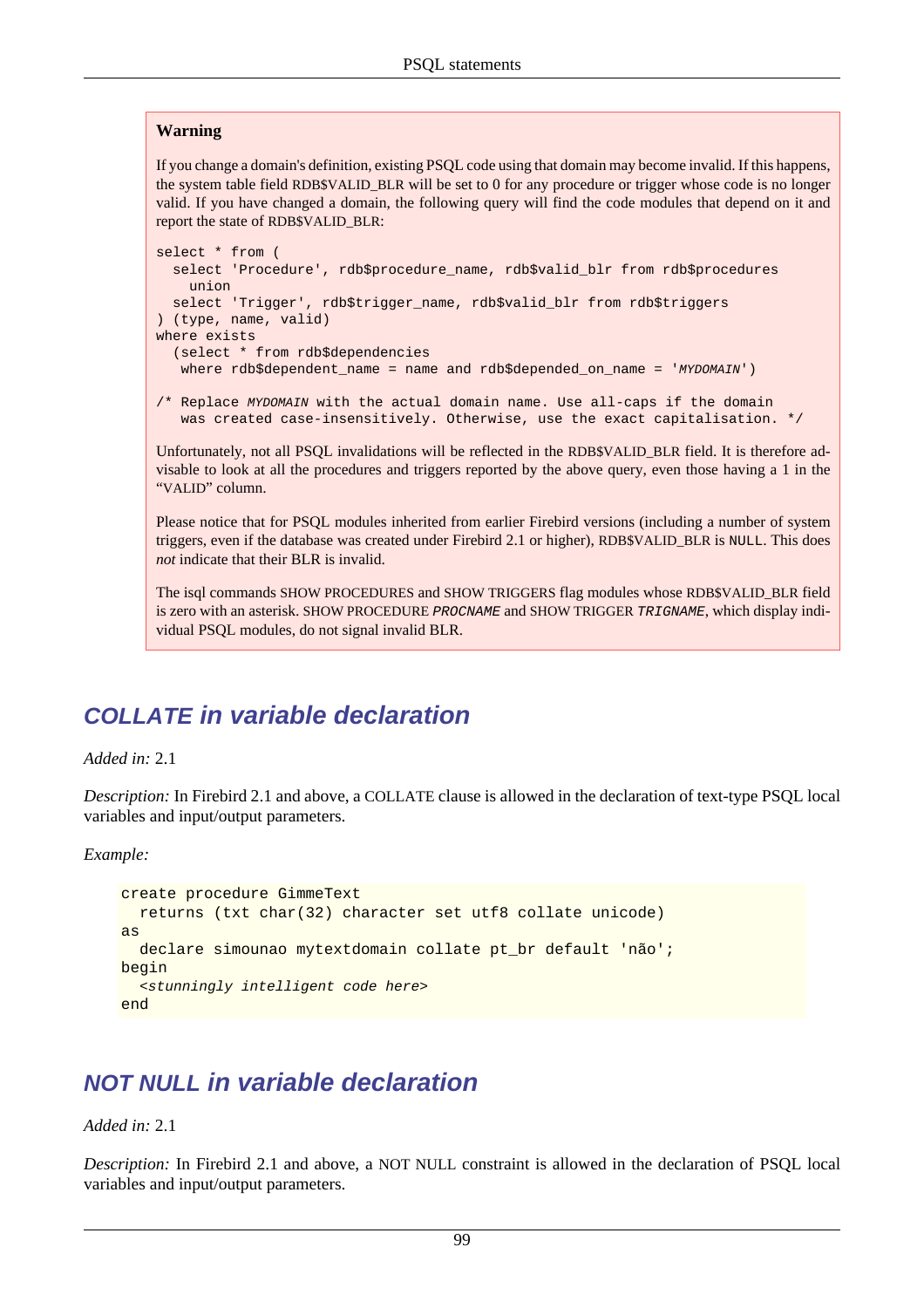**Warning**

If you change a domain's definition, existing PSQL code using that domain may become invalid. If this happens, the system table field RDB$VALID_BLR will be set to 0 for any procedure or trigger whose code is no longer valid. If you have changed a domain, the following query will find the code modules that depend on it and report the state of RDB$VALID_BLR:

```
select * from (
  select 'Procedure', rdb$procedure_name, rdb$valid_blr from rdb$procedures
    union
  select 'Trigger', rdb$trigger_name, rdb$valid_blr from rdb$triggers
) (type, name, valid)
where exists
  (select * from rdb$dependencies
   where rdb$dependent_name = name and rdb$depended_on_name = 'MYDOMAIN')

/* Replace MYDOMAIN with the actual domain name. Use all-caps if the domain
   was created case-insensitively. Otherwise, use the exact capitalisation. */
```

Unfortunately, not all PSQL invalidations will be reflected in the RDB$VALID_BLR field. It is therefore advisable to look at all the procedures and triggers reported by the above query, even those having a 1 in the "VALID" column.

Please notice that for PSQL modules inherited from earlier Firebird versions (including a number of system triggers, even if the database was created under Firebird 2.1 or higher), RDB$VALID_BLR is NULL. This does *not* indicate that their BLR is invalid.

The isql commands SHOW PROCEDURES and SHOW TRIGGERS flag modules whose RDB$VALID_BLR field is zero with an asterisk. SHOW PROCEDURE *PROCNAME* and SHOW TRIGGER *TRIGNAME*, which display individual PSQL modules, do not signal invalid BLR.

## COLLATE in variable declaration

*Added in:* 2.1

*Description:* In Firebird 2.1 and above, a COLLATE clause is allowed in the declaration of text-type PSQL local variables and input/output parameters.

*Example:*

```
create procedure GimmeText
  returns (txt char(32) character set utf8 collate unicode)
as
  declare simounao mytextdomain collate pt_br default 'não';
begin
  <stunningly intelligent code here>
end
```

## NOT NULL in variable declaration

*Added in:* 2.1

*Description:* In Firebird 2.1 and above, a NOT NULL constraint is allowed in the declaration of PSQL local variables and input/output parameters.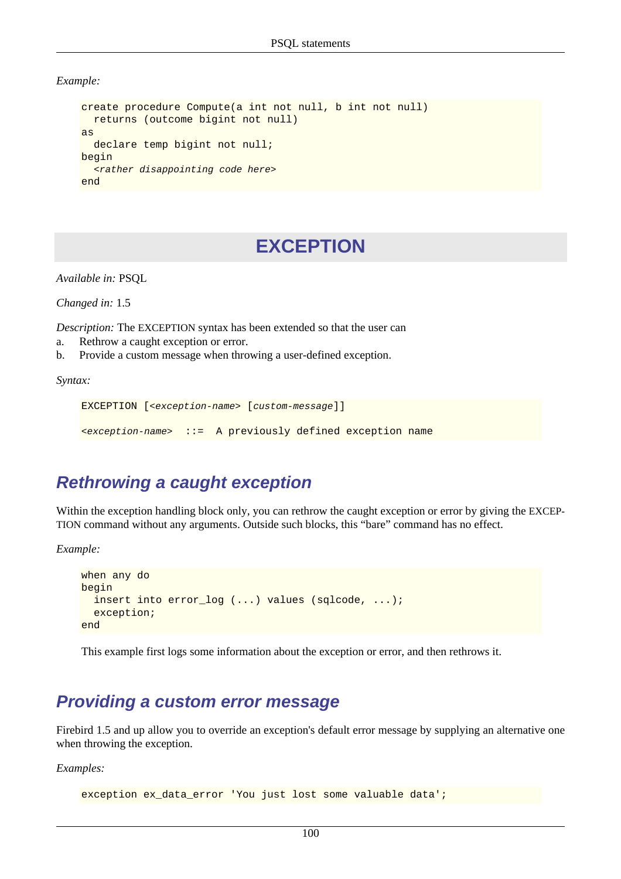*Example:*

```
create procedure Compute(a int not null, b int not null)
  returns (outcome bigint not null)
as
  declare temp bigint not null;
begin
  <rather disappointing code here>
end
```

# EXCEPTION

*Available in:* PSQL

*Changed in:* 1.5

*Description:* The EXCEPTION syntax has been extended so that the user can

a. Rethrow a caught exception or error.
b. Provide a custom message when throwing a user-defined exception.

*Syntax:*

```
EXCEPTION [<exception-name> [custom-message]]

<exception-name>  ::=  A previously defined exception name
```

## Rethrowing a caught exception

Within the exception handling block only, you can rethrow the caught exception or error by giving the EXCEPTION command without any arguments. Outside such blocks, this “bare” command has no effect.

*Example:*

```
when any do
begin
  insert into error_log (...) values (sqlcode, ...);
  exception;
end
```

This example first logs some information about the exception or error, and then rethrows it.

## Providing a custom error message

Firebird 1.5 and up allow you to override an exception's default error message by supplying an alternative one when throwing the exception.

*Examples:*

```
exception ex_data_error 'You just lost some valuable data';
```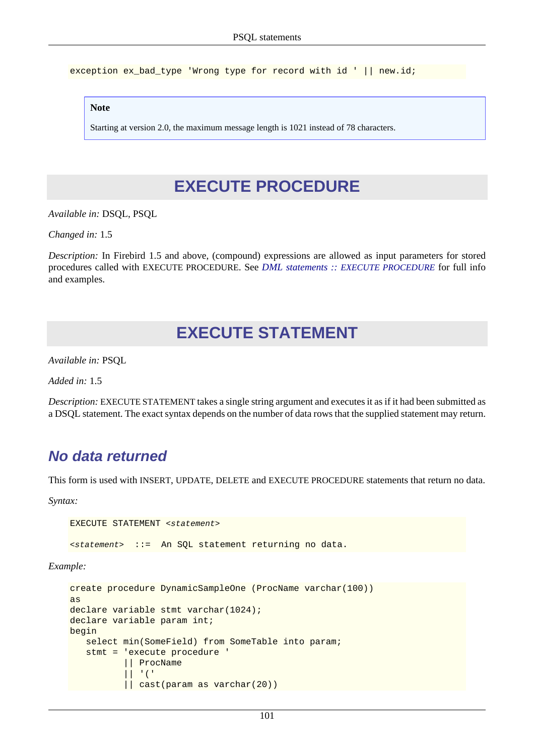```
exception ex_bad_type 'Wrong type for record with id ' || new.id;
```

> **Note**
>
> Starting at version 2.0, the maximum message length is 1021 instead of 78 characters.

# EXECUTE PROCEDURE

*Available in:* DSQL, PSQL

*Changed in:* 1.5

*Description:* In Firebird 1.5 and above, (compound) expressions are allowed as input parameters for stored procedures called with EXECUTE PROCEDURE. See *DML statements :: EXECUTE PROCEDURE* for full info and examples.

# EXECUTE STATEMENT

*Available in:* PSQL

*Added in:* 1.5

*Description:* EXECUTE STATEMENT takes a single string argument and executes it as if it had been submitted as a DSQL statement. The exact syntax depends on the number of data rows that the supplied statement may return.

## No data returned

This form is used with INSERT, UPDATE, DELETE and EXECUTE PROCEDURE statements that return no data.

*Syntax:*

```
EXECUTE STATEMENT <statement>

<statement>  ::=  An SQL statement returning no data.
```

*Example:*

```
create procedure DynamicSampleOne (ProcName varchar(100))
as
declare variable stmt varchar(1024);
declare variable param int;
begin
   select min(SomeField) from SomeTable into param;
   stmt = 'execute procedure '
          || ProcName
          || '('
          || cast(param as varchar(20))
```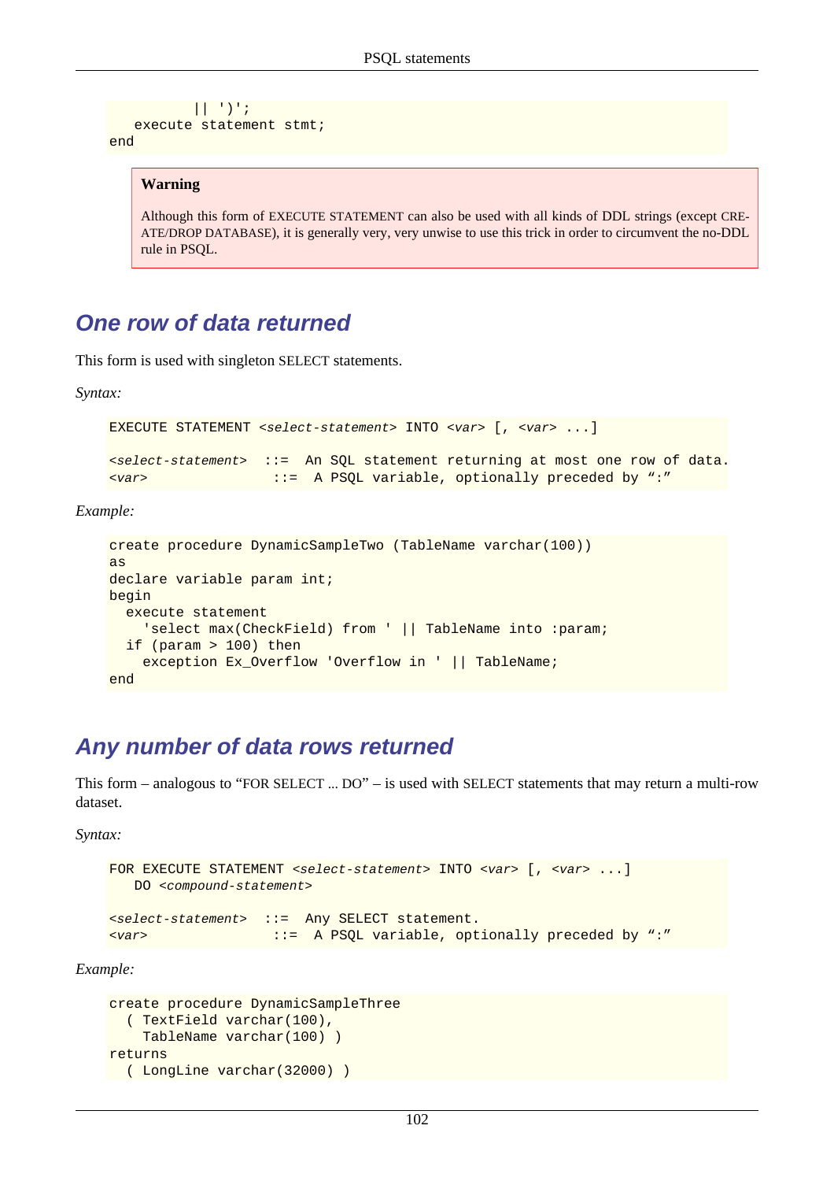```
        || ')';
   execute statement stmt;
end
```

> **Warning**
>
> Although this form of EXECUTE STATEMENT can also be used with all kinds of DDL strings (except CREATE/DROP DATABASE), it is generally very, very unwise to use this trick in order to circumvent the no-DDL rule in PSQL.

## One row of data returned

This form is used with singleton SELECT statements.

*Syntax:*

```
EXECUTE STATEMENT <select-statement> INTO <var> [, <var> ...]

<select-statement>  ::=  An SQL statement returning at most one row of data.
<var>                ::=  A PSQL variable, optionally preceded by “:”
```

*Example:*

```
create procedure DynamicSampleTwo (TableName varchar(100))
as
declare variable param int;
begin
  execute statement
    'select max(CheckField) from ' || TableName into :param;
  if (param > 100) then
    exception Ex_Overflow 'Overflow in ' || TableName;
end
```

## Any number of data rows returned

This form – analogous to “FOR SELECT ... DO” – is used with SELECT statements that may return a multi-row dataset.

*Syntax:*

```
FOR EXECUTE STATEMENT <select-statement> INTO <var> [, <var> ...]
   DO <compound-statement>

<select-statement>  ::=  Any SELECT statement.
<var>                ::=  A PSQL variable, optionally preceded by “:”
```

*Example:*

```
create procedure DynamicSampleThree
  ( TextField varchar(100),
    TableName varchar(100) )
returns
  ( LongLine varchar(32000) )
```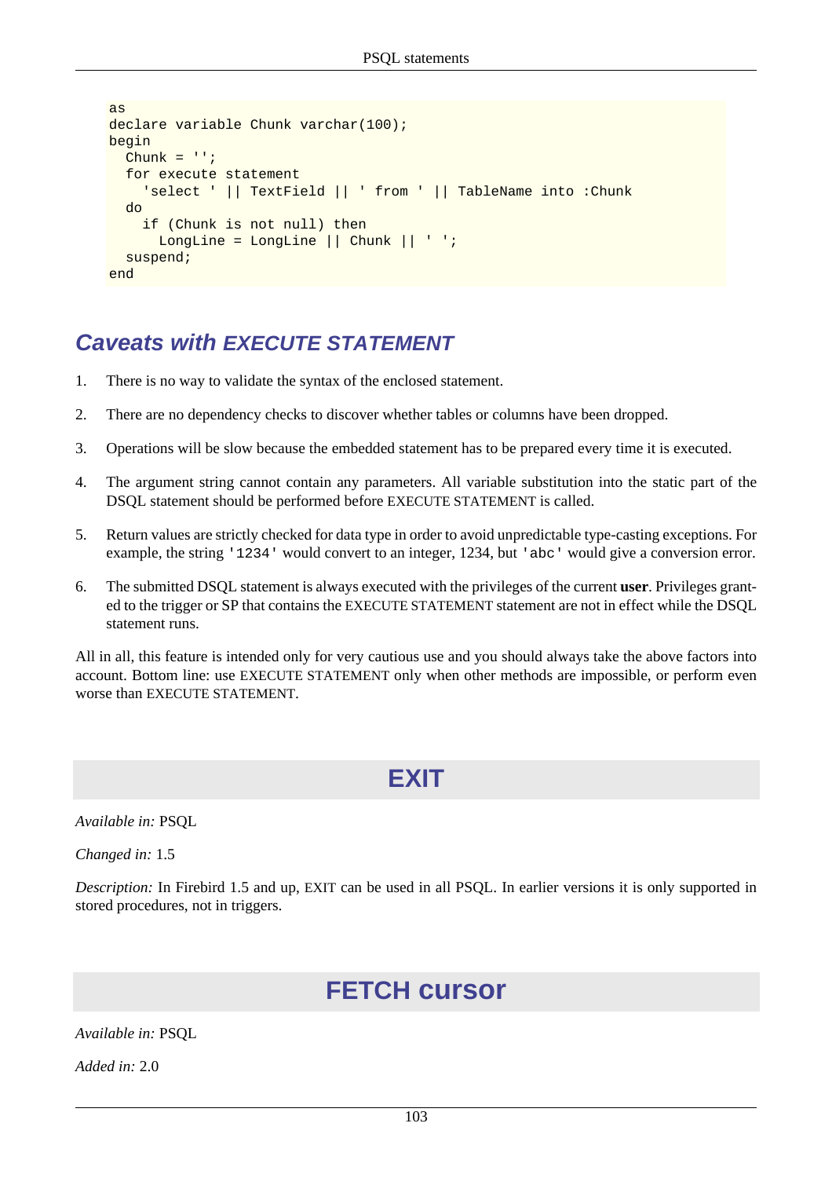```
as
declare variable Chunk varchar(100);
begin
  Chunk = '';
  for execute statement
    'select ' || TextField || ' from ' || TableName into :Chunk
  do
    if (Chunk is not null) then
      LongLine = LongLine || Chunk || ' ';
  suspend;
end
```

### Caveats with EXECUTE STATEMENT

1. There is no way to validate the syntax of the enclosed statement.
2. There are no dependency checks to discover whether tables or columns have been dropped.
3. Operations will be slow because the embedded statement has to be prepared every time it is executed.
4. The argument string cannot contain any parameters. All variable substitution into the static part of the DSQL statement should be performed before EXECUTE STATEMENT is called.
5. Return values are strictly checked for data type in order to avoid unpredictable type-casting exceptions. For example, the string `'1234'` would convert to an integer, 1234, but `'abc'` would give a conversion error.
6. The submitted DSQL statement is always executed with the privileges of the current **user**. Privileges granted to the trigger or SP that contains the EXECUTE STATEMENT statement are not in effect while the DSQL statement runs.

All in all, this feature is intended only for very cautious use and you should always take the above factors into account. Bottom line: use EXECUTE STATEMENT only when other methods are impossible, or perform even worse than EXECUTE STATEMENT.

## EXIT

*Available in:* PSQL

*Changed in:* 1.5

*Description:* In Firebird 1.5 and up, EXIT can be used in all PSQL. In earlier versions it is only supported in stored procedures, not in triggers.

## FETCH cursor

*Available in:* PSQL

*Added in:* 2.0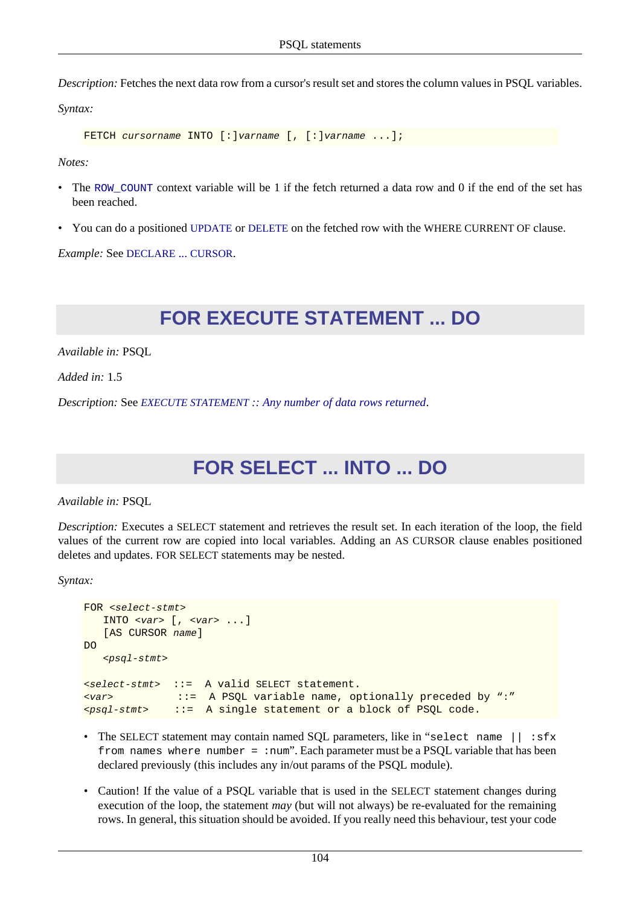*Description:* Fetches the next data row from a cursor's result set and stores the column values in PSQL variables.

*Syntax:*

```
FETCH cursorname INTO [:]varname [, [:]varname ...];
```

*Notes:*

- The `ROW_COUNT` context variable will be 1 if the fetch returned a data row and 0 if the end of the set has been reached.
- You can do a positioned UPDATE or DELETE on the fetched row with the WHERE CURRENT OF clause.

*Example:* See DECLARE ... CURSOR.

## FOR EXECUTE STATEMENT ... DO

*Available in:* PSQL

*Added in:* 1.5

*Description:* See *EXECUTE STATEMENT :: Any number of data rows returned*.

## FOR SELECT ... INTO ... DO

*Available in:* PSQL

*Description:* Executes a SELECT statement and retrieves the result set. In each iteration of the loop, the field values of the current row are copied into local variables. Adding an AS CURSOR clause enables positioned deletes and updates. FOR SELECT statements may be nested.

*Syntax:*

```
FOR <select-stmt>
   INTO <var> [, <var> ...]
   [AS CURSOR name]
DO
   <psql-stmt>

<select-stmt>  ::=  A valid SELECT statement.
<var>           ::=  A PSQL variable name, optionally preceded by ":"
<psql-stmt>    ::=  A single statement or a block of PSQL code.
```

- The SELECT statement may contain named SQL parameters, like in "`select name || :sfx from names where number = :num`". Each parameter must be a PSQL variable that has been declared previously (this includes any in/out params of the PSQL module).
- Caution! If the value of a PSQL variable that is used in the SELECT statement changes during execution of the loop, the statement *may* (but will not always) be re-evaluated for the remaining rows. In general, this situation should be avoided. If you really need this behaviour, test your code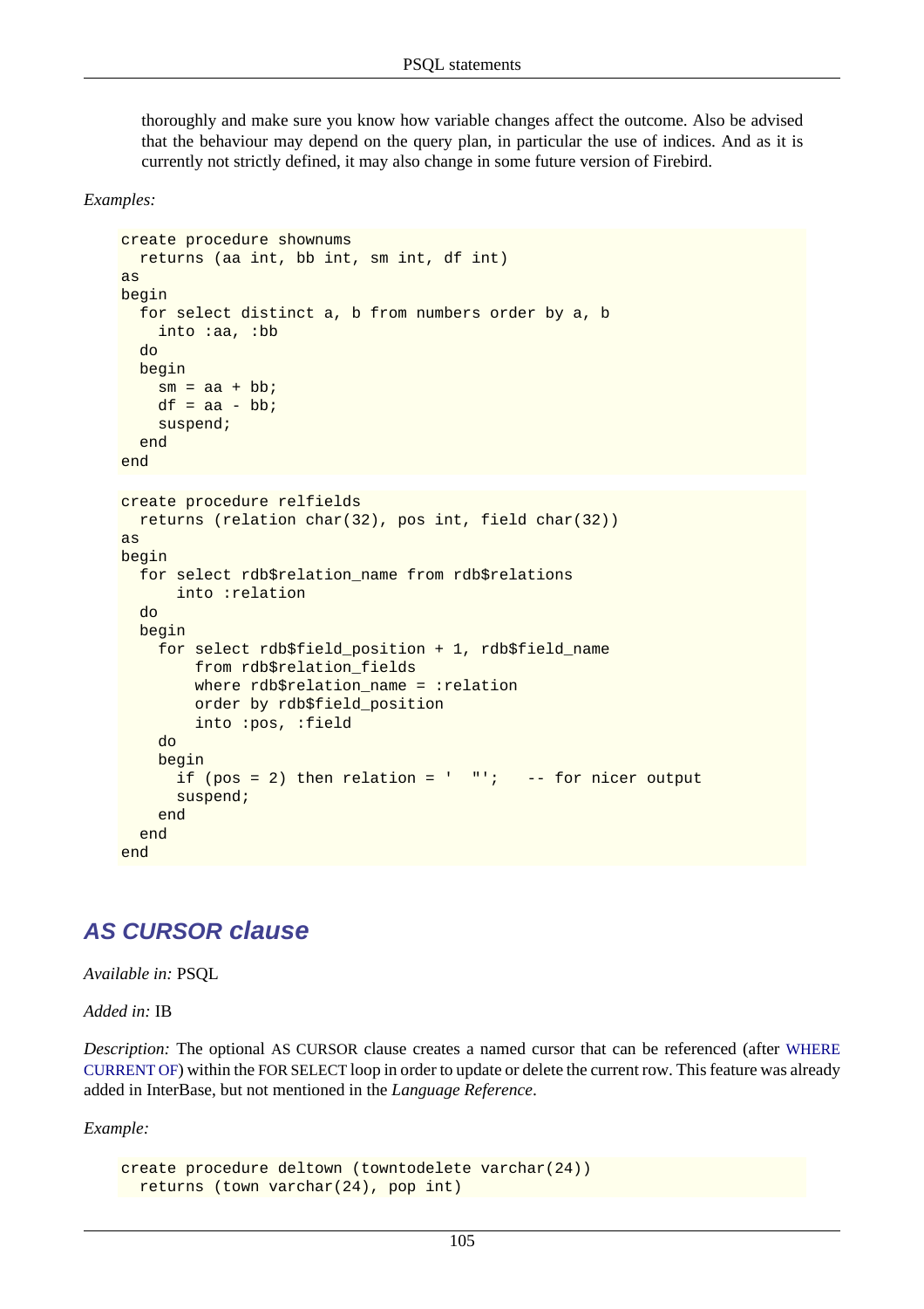thoroughly and make sure you know how variable changes affect the outcome. Also be advised that the behaviour may depend on the query plan, in particular the use of indices. And as it is currently not strictly defined, it may also change in some future version of Firebird.

*Examples:*

```
create procedure shownums
  returns (aa int, bb int, sm int, df int)
as
begin
  for select distinct a, b from numbers order by a, b
    into :aa, :bb
  do
  begin
    sm = aa + bb;
    df = aa - bb;
    suspend;
  end
end
```

```
create procedure relfields
  returns (relation char(32), pos int, field char(32))
as
begin
  for select rdb$relation_name from rdb$relations
      into :relation
  do
  begin
    for select rdb$field_position + 1, rdb$field_name
        from rdb$relation_fields
        where rdb$relation_name = :relation
        order by rdb$field_position
        into :pos, :field
    do
    begin
      if (pos = 2) then relation = '  "';   -- for nicer output
      suspend;
    end
  end
end
```

## AS CURSOR clause

*Available in:* PSQL

*Added in:* IB

*Description:* The optional AS CURSOR clause creates a named cursor that can be referenced (after WHERE CURRENT OF) within the FOR SELECT loop in order to update or delete the current row. This feature was already added in InterBase, but not mentioned in the *Language Reference*.

*Example:*

```
create procedure deltown (towntodelete varchar(24))
  returns (town varchar(24), pop int)
```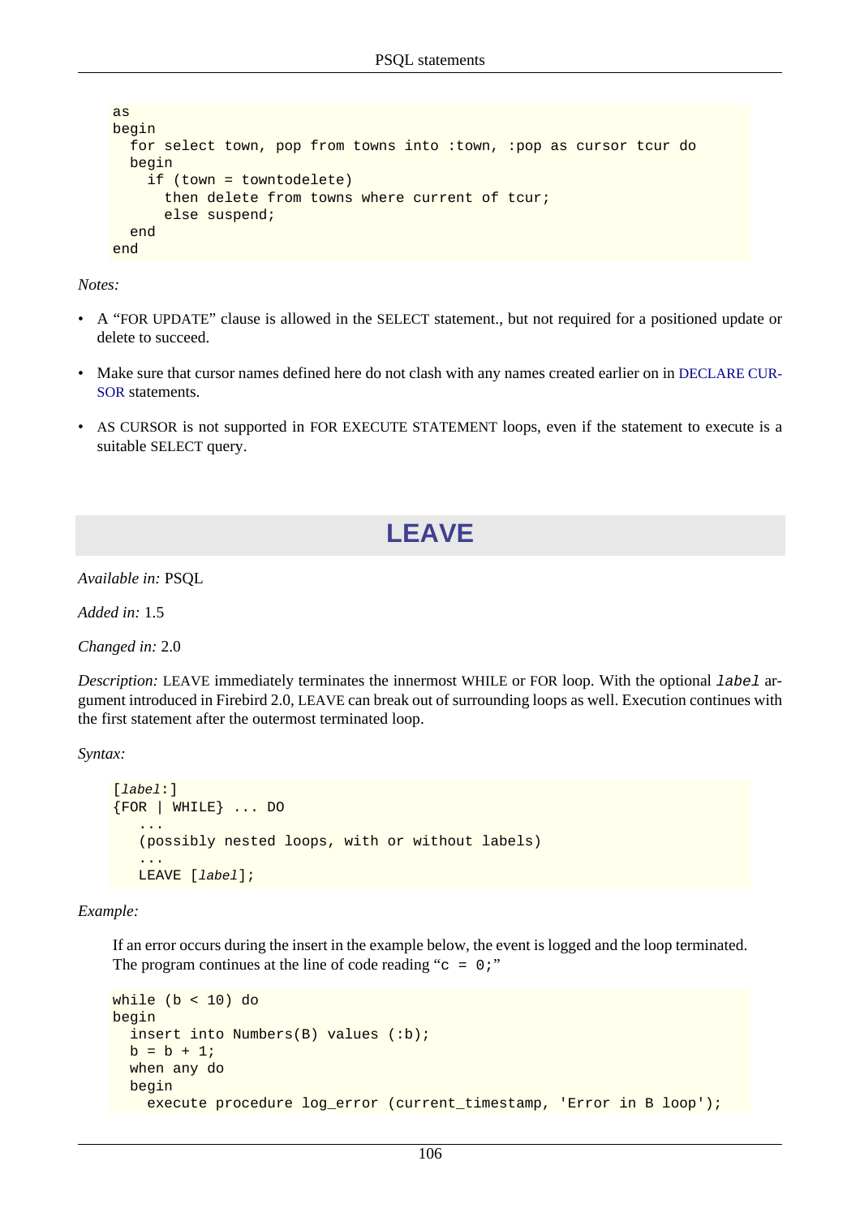```
as
begin
  for select town, pop from towns into :town, :pop as cursor tcur do
  begin
    if (town = towntodelete)
      then delete from towns where current of tcur;
      else suspend;
  end
end
```

*Notes:*

- A “FOR UPDATE” clause is allowed in the SELECT statement., but not required for a positioned update or delete to succeed.
- Make sure cursor names defined here do not clash with any names created earlier on in DECLARE CURSOR statements.
- AS CURSOR is not supported in FOR EXECUTE STATEMENT loops, even if the statement to execute is a suitable SELECT query.

## LEAVE

*Available in:* PSQL

*Added in:* 1.5

*Changed in:* 2.0

*Description:* LEAVE immediately terminates the innermost WHILE or FOR loop. With the optional *label* argument introduced in Firebird 2.0, LEAVE can break out of surrounding loops as well. Execution continues with the first statement after the outermost terminated loop.

*Syntax:*

```
[label:]
{FOR | WHILE} ... DO
   ...
   (possibly nested loops, with or without labels)
   ...
   LEAVE [label];
```

*Example:*

If an error occurs during the insert in the example below, the event is logged and the loop terminated. The program continues at the line of code reading “`c = 0;`”

```
while (b < 10) do
begin
  insert into Numbers(B) values (:b);
  b = b + 1;
  when any do
  begin
    execute procedure log_error (current_timestamp, 'Error in B loop');
```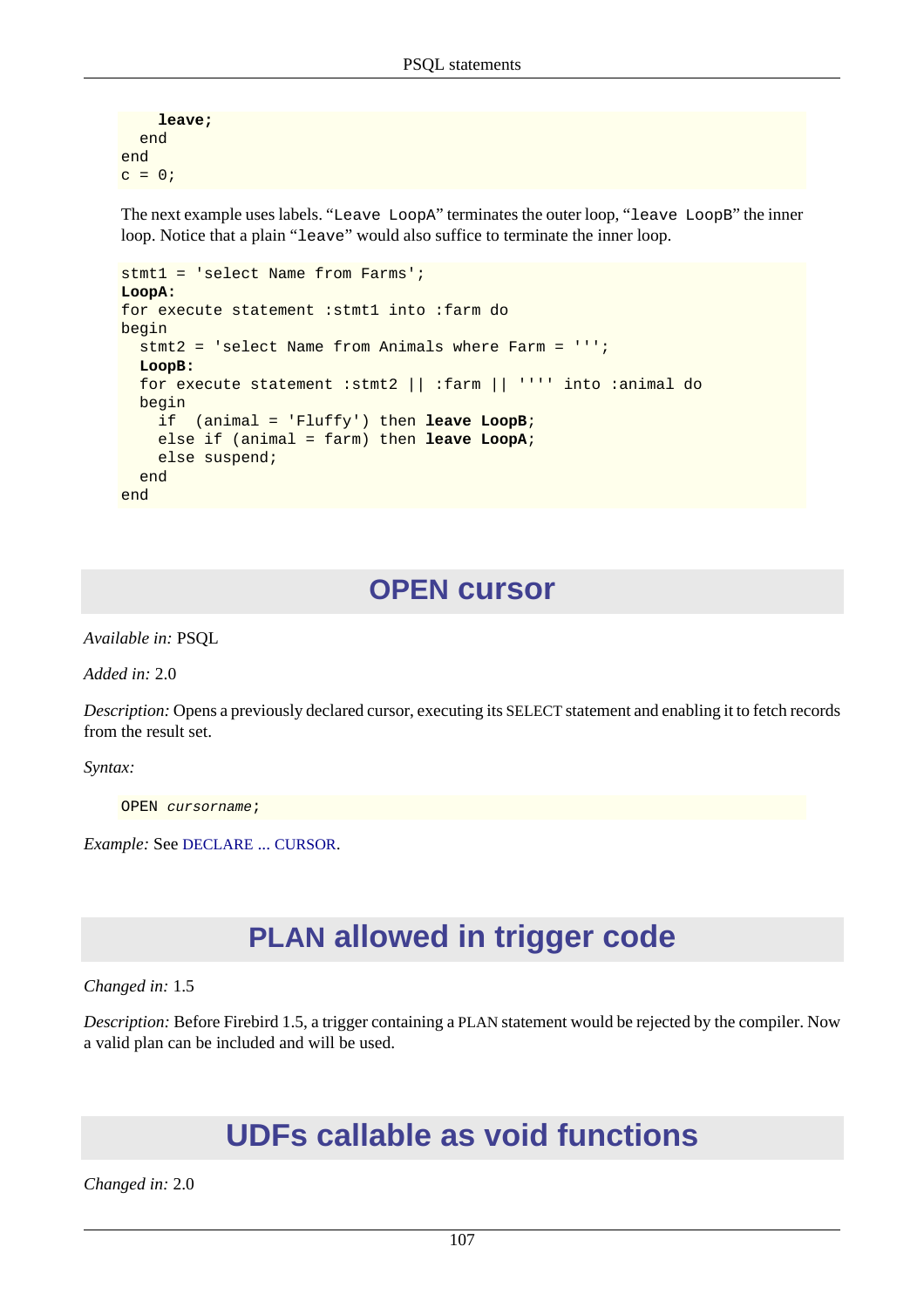```
    leave;
  end
end
c = 0;
```

The next example uses labels. “`Leave LoopA`” terminates the outer loop, “`leave LoopB`” the inner loop. Notice that a plain “`leave`” would also suffice to terminate the inner loop.

```
stmt1 = 'select Name from Farms';
LoopA:
for execute statement :stmt1 into :farm do
begin
  stmt2 = 'select Name from Animals where Farm = ''';
  LoopB:
  for execute statement :stmt2 || :farm || '''' into :animal do
  begin
    if  (animal = 'Fluffy') then leave LoopB;
    else if (animal = farm) then leave LoopA;
    else suspend;
  end
end
```

# OPEN cursor

*Available in:* PSQL

*Added in:* 2.0

*Description:* Opens a previously declared cursor, executing its SELECT statement and enabling it to fetch records from the result set.

*Syntax:*

```
OPEN cursorname;
```

*Example:* See DECLARE ... CURSOR.

# PLAN allowed in trigger code

*Changed in:* 1.5

*Description:* Before Firebird 1.5, a trigger containing a PLAN statement would be rejected by the compiler. Now a valid plan can be included and will be used.

# UDFs callable as void functions

*Changed in:* 2.0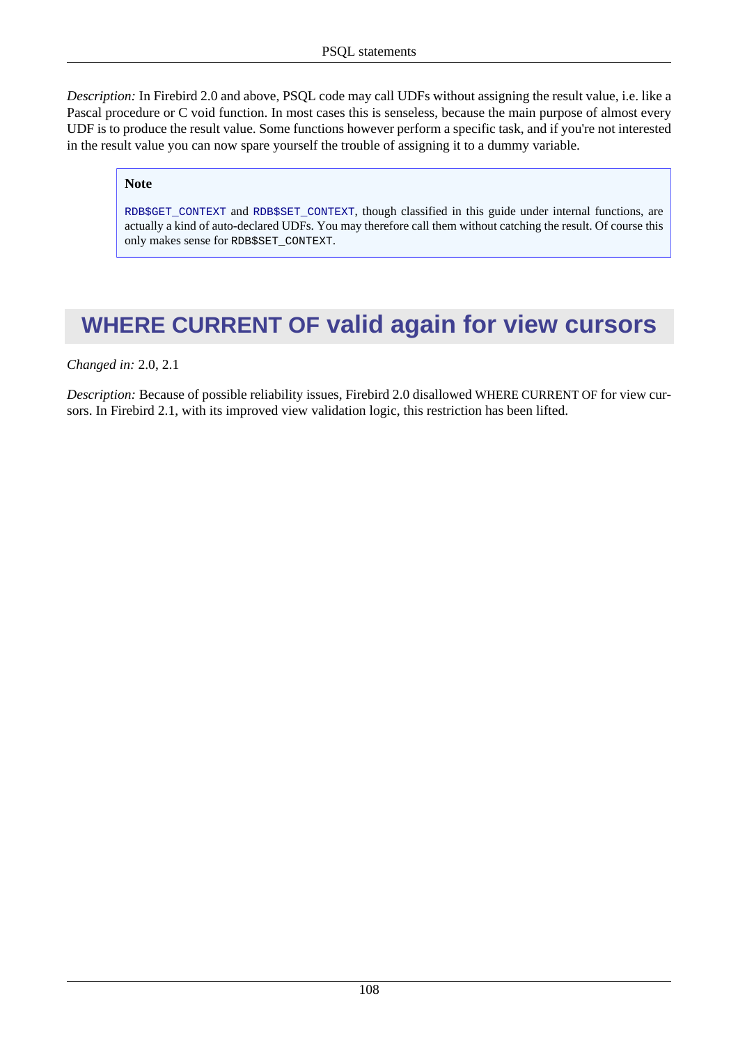*Description:* In Firebird 2.0 and above, PSQL code may call UDFs without assigning the result value, i.e. like a Pascal procedure or C void function. In most cases this is senseless, because the main purpose of almost every UDF is to produce the result value. Some functions however perform a specific task, and if you're not interested in the result value you can now spare yourself the trouble of assigning it to a dummy variable.

> **Note**
>
> `RDB$GET_CONTEXT` and `RDB$SET_CONTEXT`, though classified in this guide under internal functions, are actually a kind of auto-declared UDFs. You may therefore call them without catching the result. Of course this only makes sense for `RDB$SET_CONTEXT`.

## WHERE CURRENT OF valid again for view cursors

*Changed in:* 2.0, 2.1

*Description:* Because of possible reliability issues, Firebird 2.0 disallowed WHERE CURRENT OF for view cursors. In Firebird 2.1, with its improved view validation logic, this restriction has been lifted.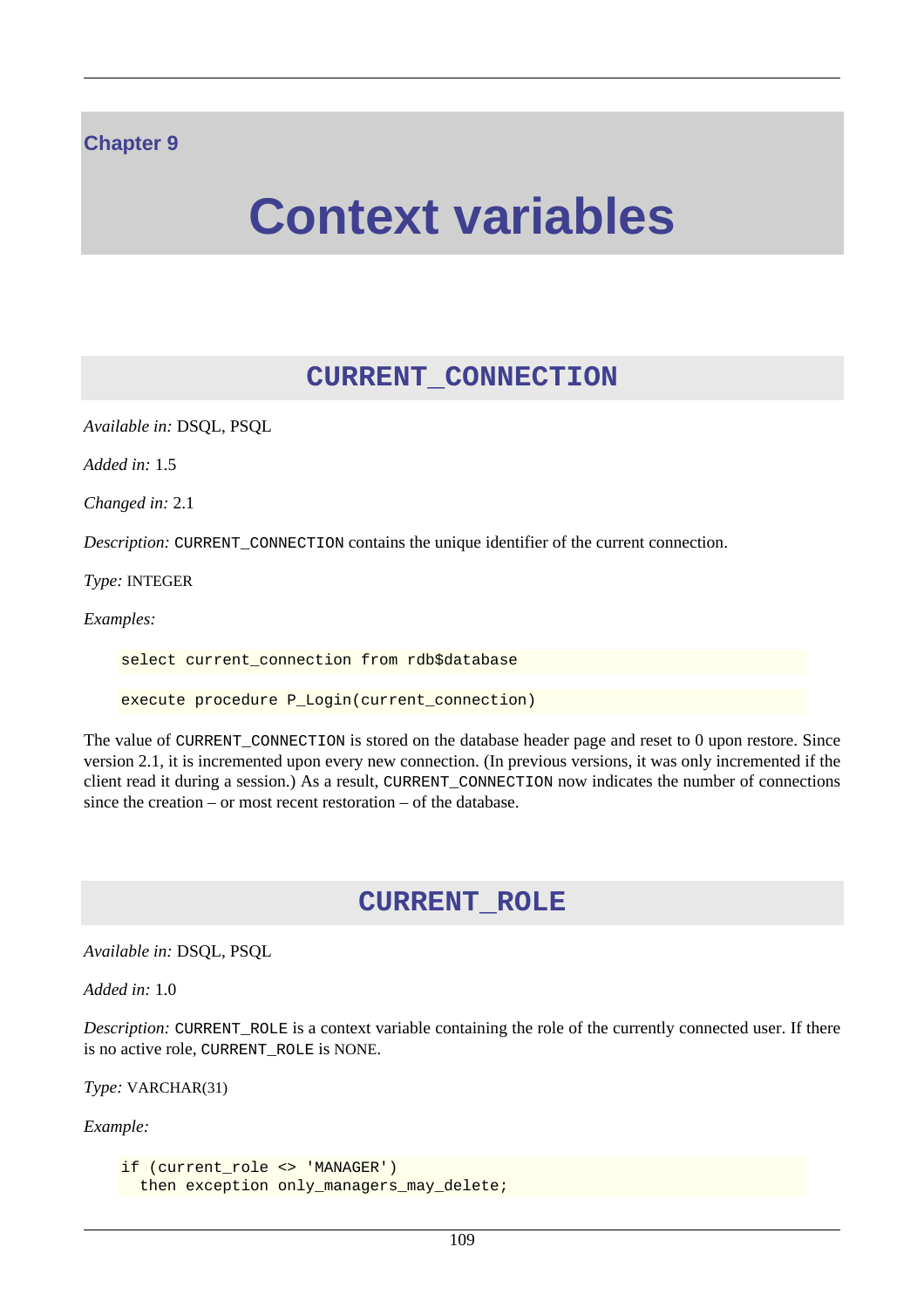# Chapter 9

# Context variables

## CURRENT_CONNECTION

*Available in:* DSQL, PSQL

*Added in:* 1.5

*Changed in:* 2.1

*Description:* `CURRENT_CONNECTION` contains the unique identifier of the current connection.

*Type:* INTEGER

*Examples:*

```
select current_connection from rdb$database
```

```
execute procedure P_Login(current_connection)
```

The value of `CURRENT_CONNECTION` is stored on the database header page and reset to 0 upon restore. Since version 2.1, it is incremented upon every new connection. (In previous versions, it was only incremented if the client read it during a session.) As a result, `CURRENT_CONNECTION` now indicates the number of connections since the creation – or most recent restoration – of the database.

## CURRENT_ROLE

*Available in:* DSQL, PSQL

*Added in:* 1.0

*Description:* `CURRENT_ROLE` is a context variable containing the role of the currently connected user. If there is no active role, `CURRENT_ROLE` is NONE.

*Type:* VARCHAR(31)

*Example:*

```
if (current_role <> 'MANAGER')
  then exception only_managers_may_delete;
```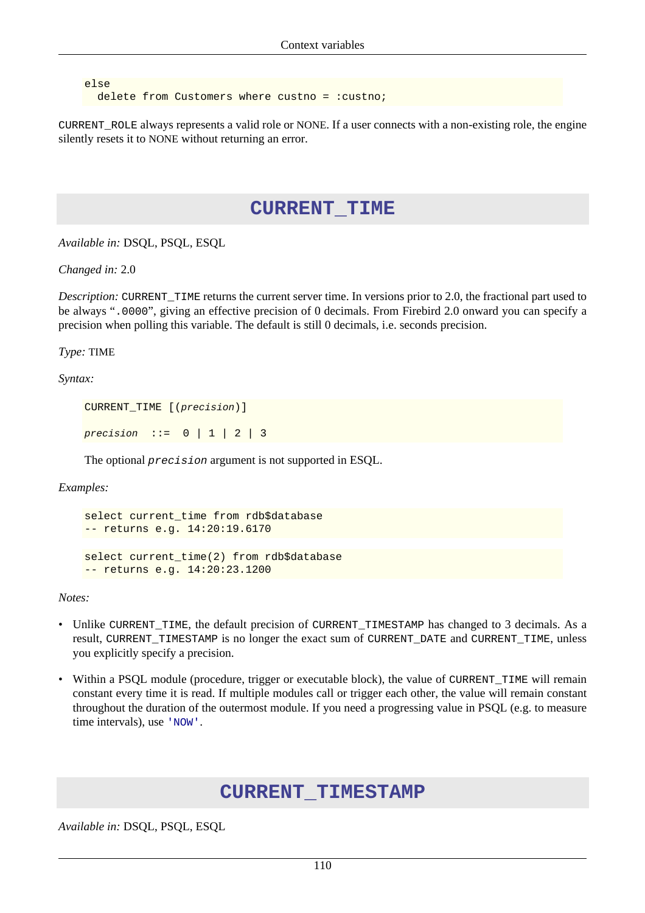```
else
  delete from Customers where custno = :custno;
```

CURRENT_ROLE always represents a valid role or NONE. If a user connects with a non-existing role, the engine silently resets it to NONE without returning an error.

## CURRENT_TIME

*Available in:* DSQL, PSQL, ESQL

*Changed in:* 2.0

*Description:* CURRENT_TIME returns the current server time. In versions prior to 2.0, the fractional part used to be always ".0000", giving an effective precision of 0 decimals. From Firebird 2.0 onward you can specify a precision when polling this variable. The default is still 0 decimals, i.e. seconds precision.

*Type:* TIME

*Syntax:*

```
CURRENT_TIME [(precision)]

precision  ::=  0 | 1 | 2 | 3
```

The optional *precision* argument is not supported in ESQL.

*Examples:*

```
select current_time from rdb$database
-- returns e.g. 14:20:19.6170
```

```
select current_time(2) from rdb$database
-- returns e.g. 14:20:23.1200
```

*Notes:*

- Unlike CURRENT_TIME, the default precision of CURRENT_TIMESTAMP has changed to 3 decimals. As a result, CURRENT_TIMESTAMP is no longer the exact sum of CURRENT_DATE and CURRENT_TIME, unless you explicitly specify a precision.
- Within a PSQL module (procedure, trigger or executable block), the value of CURRENT_TIME will remain constant every time it is read. If multiple modules call or trigger each other, the value will remain constant throughout the duration of the outermost module. If you need a progressing value in PSQL (e.g. to measure time intervals), use 'NOW'.

## CURRENT_TIMESTAMP

*Available in:* DSQL, PSQL, ESQL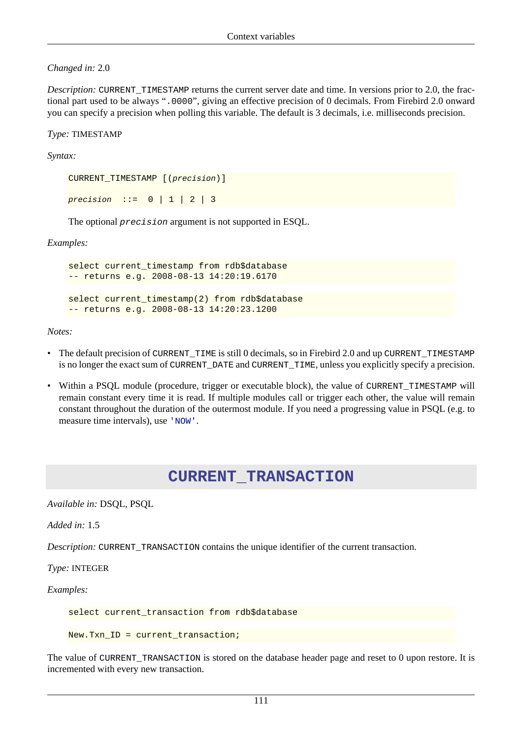*Changed in:* 2.0

*Description:* `CURRENT_TIMESTAMP` returns the current server date and time. In versions prior to 2.0, the fractional part used to be always “`.0000`”, giving an effective precision of 0 decimals. From Firebird 2.0 onward you can specify a precision when polling this variable. The default is 3 decimals, i.e. milliseconds precision.

*Type:* TIMESTAMP

*Syntax:*

```
CURRENT_TIMESTAMP [(precision)]

precision  ::=  0 | 1 | 2 | 3
```

The optional *`precision`* argument is not supported in ESQL.

*Examples:*

```
select current_timestamp from rdb$database
-- returns e.g. 2008-08-13 14:20:19.6170
```

```
select current_timestamp(2) from rdb$database
-- returns e.g. 2008-08-13 14:20:23.1200
```

*Notes:*

- The default precision of `CURRENT_TIME` is still 0 decimals, so in Firebird 2.0 and up `CURRENT_TIMESTAMP` is no longer the exact sum of `CURRENT_DATE` and `CURRENT_TIME`, unless you explicitly specify a precision.
- Within a PSQL module (procedure, trigger or executable block), the value of `CURRENT_TIMESTAMP` will remain constant every time it is read. If multiple modules call or trigger each other, the value will remain constant throughout the duration of the outermost module. If you need a progressing value in PSQL (e.g. to measure time intervals), use `'NOW'`.

## CURRENT_TRANSACTION

*Available in:* DSQL, PSQL

*Added in:* 1.5

*Description:* `CURRENT_TRANSACTION` contains the unique identifier of the current transaction.

*Type:* INTEGER

*Examples:*

```
select current_transaction from rdb$database
```

```
New.Txn_ID = current_transaction;
```

The value of `CURRENT_TRANSACTION` is stored on the database header page and reset to 0 upon restore. It is incremented with every new transaction.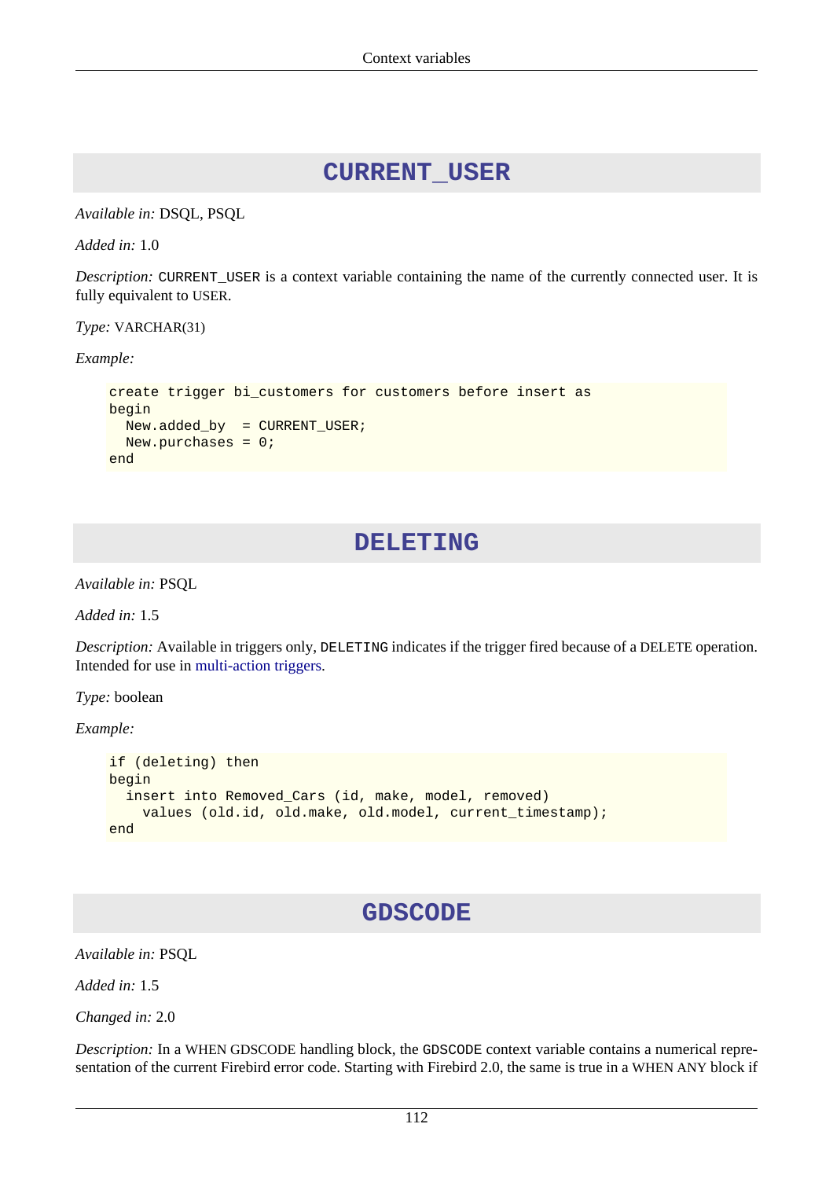## CURRENT_USER

*Available in:* DSQL, PSQL

*Added in:* 1.0

*Description:* `CURRENT_USER` is a context variable containing the name of the currently connected user. It is fully equivalent to USER.

*Type:* VARCHAR(31)

*Example:*

```
create trigger bi_customers for customers before insert as
begin
  New.added_by  = CURRENT_USER;
  New.purchases = 0;
end
```

## DELETING

*Available in:* PSQL

*Added in:* 1.5

*Description:* Available in triggers only, `DELETING` indicates if the trigger fired because of a DELETE operation. Intended for use in multi-action triggers.

*Type:* boolean

*Example:*

```
if (deleting) then
begin
  insert into Removed_Cars (id, make, model, removed)
    values (old.id, old.make, old.model, current_timestamp);
end
```

## GDSCODE

*Available in:* PSQL

*Added in:* 1.5

*Changed in:* 2.0

*Description:* In a WHEN GDSCODE handling block, the `GDSCODE` context variable contains a numerical representation of the current Firebird error code. Starting with Firebird 2.0, the same is true in a WHEN ANY block if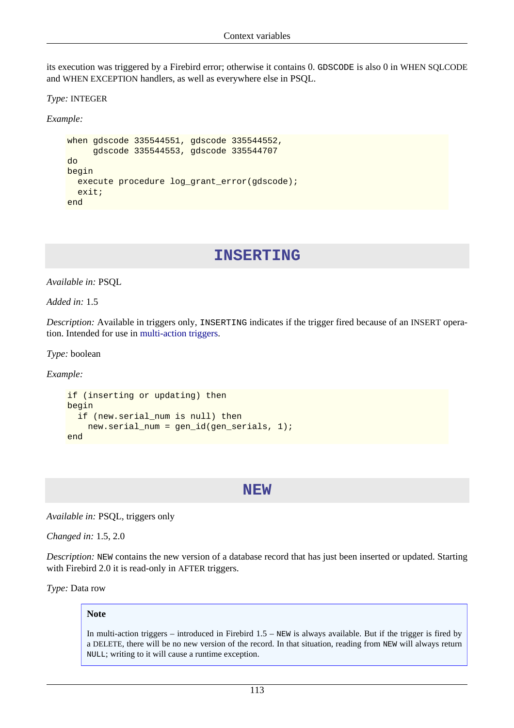its execution was triggered by a Firebird error; otherwise it contains 0. GDSCODE is also 0 in WHEN SQLCODE and WHEN EXCEPTION handlers, as well as everywhere else in PSQL.

*Type:* INTEGER

*Example:*

```
when gdscode 335544551, gdscode 335544552,
     gdscode 335544553, gdscode 335544707
do
begin
  execute procedure log_grant_error(gdscode);
  exit;
end
```

## INSERTING

*Available in:* PSQL

*Added in:* 1.5

*Description:* Available in triggers only, `INSERTING` indicates if the trigger fired because of an INSERT operation. Intended for use in multi-action triggers.

*Type:* boolean

*Example:*

```
if (inserting or updating) then
begin
  if (new.serial_num is null) then
    new.serial_num = gen_id(gen_serials, 1);
end
```

## NEW

*Available in:* PSQL, triggers only

*Changed in:* 1.5, 2.0

*Description:* `NEW` contains the new version of a database record that has just been inserted or updated. Starting with Firebird 2.0 it is read-only in AFTER triggers.

*Type:* Data row

> **Note**
>
> In multi-action triggers – introduced in Firebird 1.5 – `NEW` is always available. But if the trigger is fired by a DELETE, there will be no new version of the record. In that situation, reading from `NEW` will always return `NULL`; writing to it will cause a runtime exception.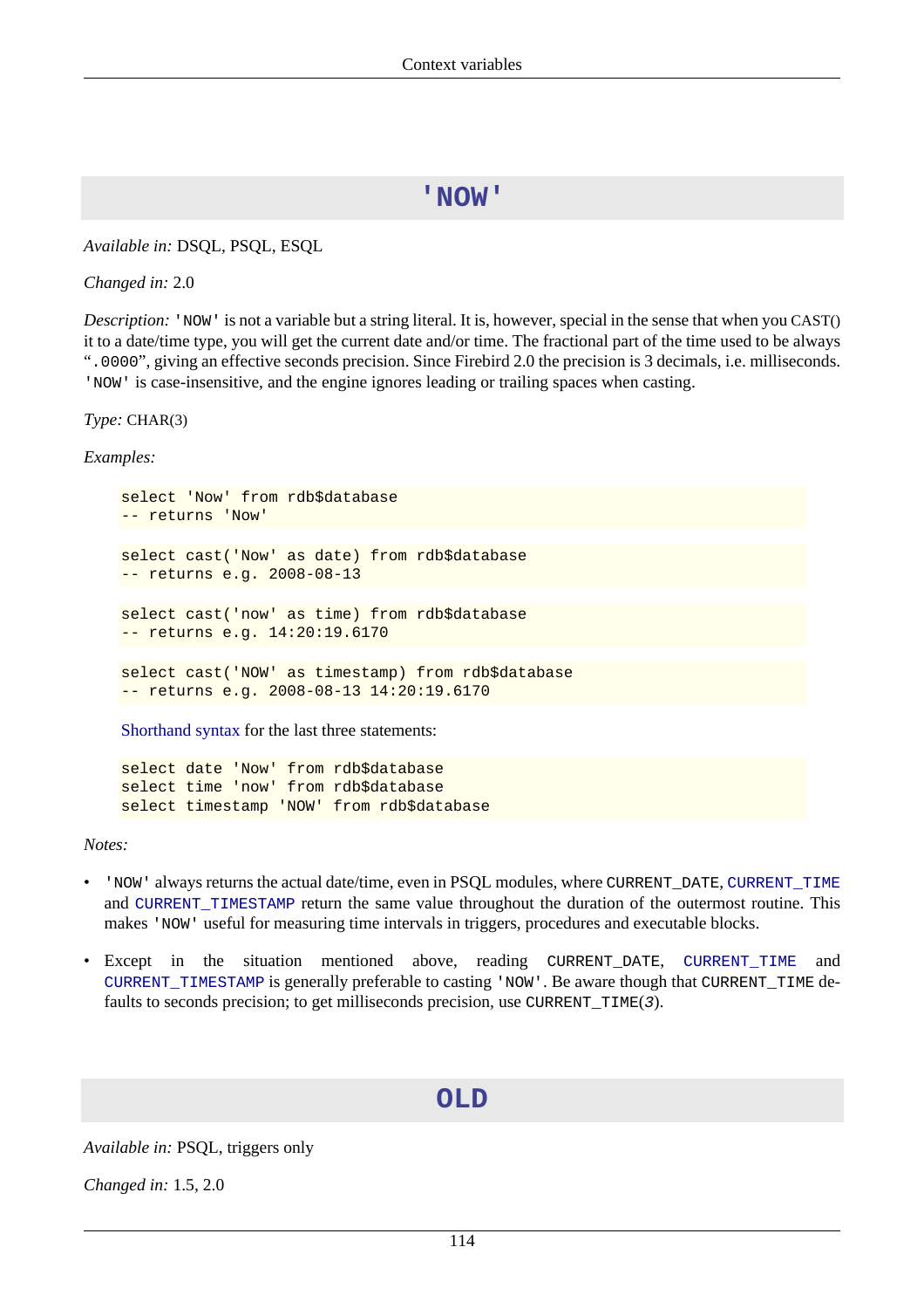## 'NOW'

*Available in:* DSQL, PSQL, ESQL

*Changed in:* 2.0

*Description:* `'NOW'` is not a variable but a string literal. It is, however, special in the sense that when you CAST() it to a date/time type, you will get the current date and/or time. The fractional part of the time used to be always "`.0000`", giving an effective seconds precision. Since Firebird 2.0 the precision is 3 decimals, i.e. milliseconds. `'NOW'` is case-insensitive, and the engine ignores leading or trailing spaces when casting.

*Type:* CHAR(3)

*Examples:*

```
select 'Now' from rdb$database
-- returns 'Now'
```

```
select cast('Now' as date) from rdb$database
-- returns e.g. 2008-08-13
```

```
select cast('now' as time) from rdb$database
-- returns e.g. 14:20:19.6170
```

```
select cast('NOW' as timestamp) from rdb$database
-- returns e.g. 2008-08-13 14:20:19.6170
```

Shorthand syntax for the last three statements:

```
select date 'Now' from rdb$database
select time 'now' from rdb$database
select timestamp 'NOW' from rdb$database
```

*Notes:*

- `'NOW'` always returns the actual date/time, even in PSQL modules, where `CURRENT_DATE`, `CURRENT_TIME` and `CURRENT_TIMESTAMP` return the same value throughout the duration of the outermost routine. This makes `'NOW'` useful for measuring time intervals in triggers, procedures and executable blocks.
- Except in the situation mentioned above, reading `CURRENT_DATE`, `CURRENT_TIME` and `CURRENT_TIMESTAMP` is generally preferable to casting `'NOW'`. Be aware though that `CURRENT_TIME` defaults to seconds precision; to get milliseconds precision, use `CURRENT_TIME(3)`.

## OLD

*Available in:* PSQL, triggers only

*Changed in:* 1.5, 2.0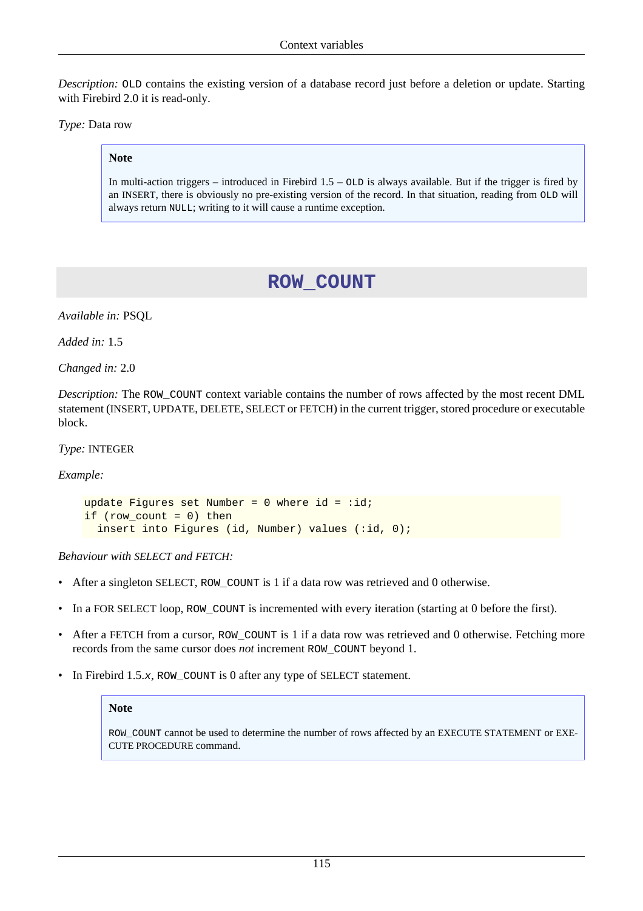*Description:* `OLD` contains the existing version of a database record just before a deletion or update. Starting with Firebird 2.0 it is read-only.

*Type:* Data row

> **Note**
>
> In multi-action triggers – introduced in Firebird 1.5 – `OLD` is always available. But if the trigger is fired by an INSERT, there is obviously no pre-existing version of the record. In that situation, reading from `OLD` will always return `NULL`; writing to it will cause a runtime exception.

## ROW_COUNT

*Available in:* PSQL

*Added in:* 1.5

*Changed in:* 2.0

*Description:* The `ROW_COUNT` context variable contains the number of rows affected by the most recent DML statement (INSERT, UPDATE, DELETE, SELECT or FETCH) in the current trigger, stored procedure or executable block.

*Type:* INTEGER

*Example:*

```
update Figures set Number = 0 where id = :id;
if (row_count = 0) then
  insert into Figures (id, Number) values (:id, 0);
```

*Behaviour with SELECT and FETCH:*

- After a singleton SELECT, `ROW_COUNT` is 1 if a data row was retrieved and 0 otherwise.
- In a FOR SELECT loop, `ROW_COUNT` is incremented with every iteration (starting at 0 before the first).
- After a FETCH from a cursor, `ROW_COUNT` is 1 if a data row was retrieved and 0 otherwise. Fetching more records from the same cursor does *not* increment `ROW_COUNT` beyond 1.
- In Firebird 1.5.*x*, `ROW_COUNT` is 0 after any type of SELECT statement.

> **Note**
>
> `ROW_COUNT` cannot be used to determine the number of rows affected by an EXECUTE STATEMENT or EXECUTE PROCEDURE command.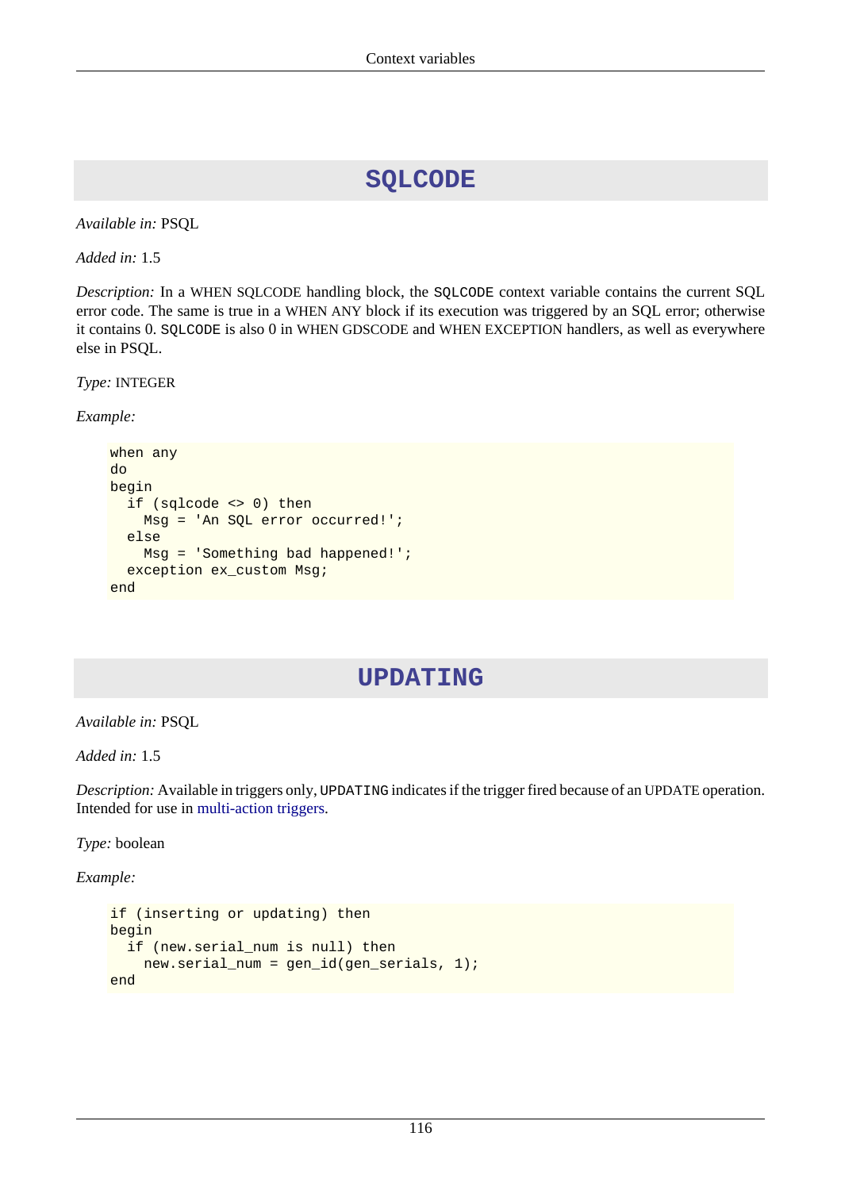## SQLCODE

*Available in:* PSQL

*Added in:* 1.5

*Description:* In a WHEN SQLCODE handling block, the `SQLCODE` context variable contains the current SQL error code. The same is true in a WHEN ANY block if its execution was triggered by an SQL error; otherwise it contains 0. `SQLCODE` is also 0 in WHEN GDSCODE and WHEN EXCEPTION handlers, as well as everywhere else in PSQL.

*Type:* INTEGER

*Example:*

```
when any
do
begin
  if (sqlcode <> 0) then
    Msg = 'An SQL error occurred!';
  else
    Msg = 'Something bad happened!';
  exception ex_custom Msg;
end
```

## UPDATING

*Available in:* PSQL

*Added in:* 1.5

*Description:* Available in triggers only, `UPDATING` indicates if the trigger fired because of an UPDATE operation. Intended for use in multi-action triggers.

*Type:* boolean

*Example:*

```
if (inserting or updating) then
begin
  if (new.serial_num is null) then
    new.serial_num = gen_id(gen_serials, 1);
end
```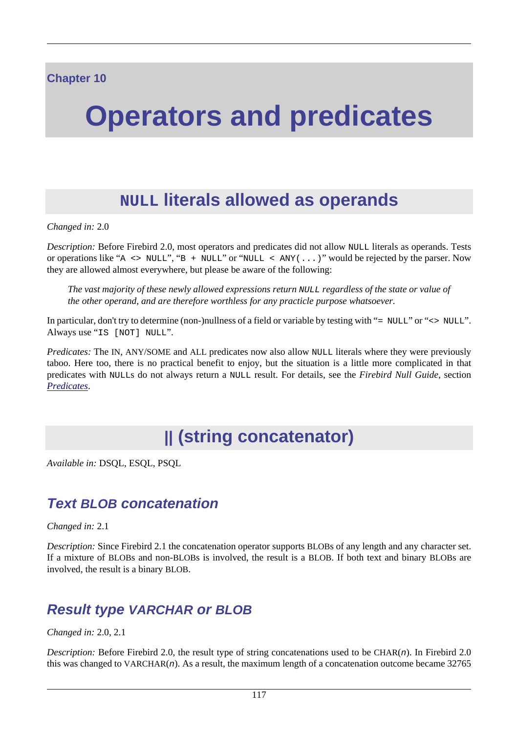Chapter 10

# Operators and predicates

## `NULL` literals allowed as operands

*Changed in:* 2.0

*Description:* Before Firebird 2.0, most operators and predicates did not allow `NULL` literals as operands. Tests or operations like "`A <> NULL`", "`B + NULL`" or "`NULL < ANY(...)`" would be rejected by the parser. Now they are allowed almost everywhere, but please be aware of the following:

> *The vast majority of these newly allowed expressions return `NULL` regardless of the state or value of the other operand, and are therefore worthless for any practicle purpose whatsoever.*

In particular, don't try to determine (non-)nullness of a field or variable by testing with "`= NULL`" or "`<> NULL`". Always use "`IS [NOT] NULL`".

*Predicates:* The IN, ANY/SOME and ALL predicates now also allow `NULL` literals where they were previously taboo. Here too, there is no practical benefit to enjoy, but the situation is a little more complicated in that predicates with `NULL`s do not always return a `NULL` result. For details, see the *Firebird Null Guide*, section *Predicates*.

## || (string concatenator)

*Available in:* DSQL, ESQL, PSQL

### *Text BLOB concatenation*

*Changed in:* 2.1

*Description:* Since Firebird 2.1 the concatenation operator supports BLOBs of any length and any character set. If a mixture of BLOBs and non-BLOBs is involved, the result is a BLOB. If both text and binary BLOBs are involved, the result is a binary BLOB.

### *Result type VARCHAR or BLOB*

*Changed in:* 2.0, 2.1

*Description:* Before Firebird 2.0, the result type of string concatenations used to be CHAR(*n*). In Firebird 2.0 this was changed to VARCHAR(*n*). As a result, the maximum length of a concatenation outcome became 32765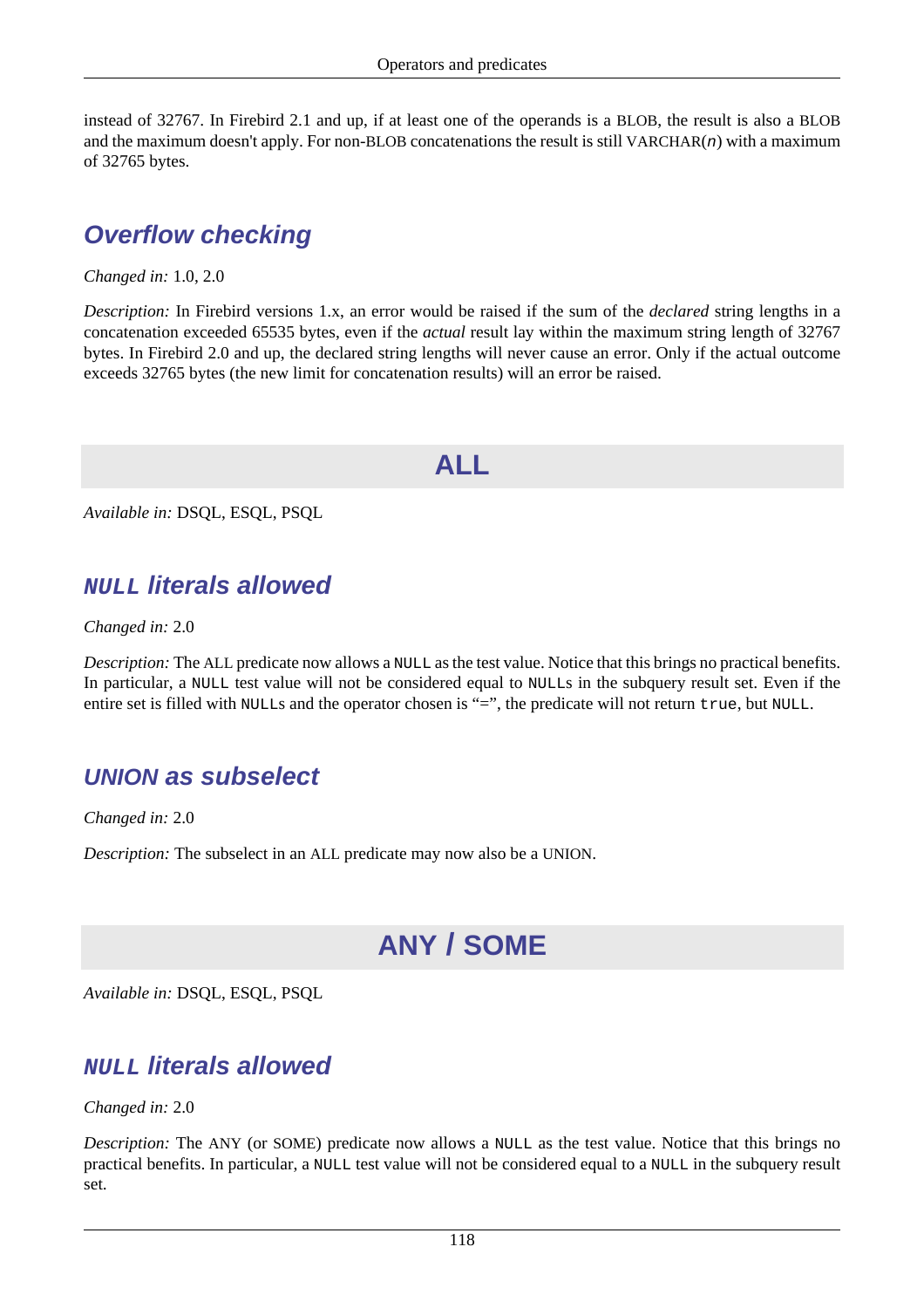instead of 32767. In Firebird 2.1 and up, if at least one of the operands is a BLOB, the result is also a BLOB and the maximum doesn't apply. For non-BLOB concatenations the result is still VARCHAR(*n*) with a maximum of 32765 bytes.

### Overflow checking

*Changed in:* 1.0, 2.0

*Description:* In Firebird versions 1.x, an error would be raised if the sum of the *declared* string lengths in a concatenation exceeded 65535 bytes, even if the *actual* result lay within the maximum string length of 32767 bytes. In Firebird 2.0 and up, the declared string lengths will never cause an error. Only if the actual outcome exceeds 32765 bytes (the new limit for concatenation results) will an error be raised.

## ALL

*Available in:* DSQL, ESQL, PSQL

### `NULL` literals allowed

*Changed in:* 2.0

*Description:* The ALL predicate now allows a `NULL` as the test value. Notice that this brings no practical benefits. In particular, a `NULL` test value will not be considered equal to `NULL`s in the subquery result set. Even if the entire set is filled with `NULL`s and the operator chosen is "=", the predicate will not return `true`, but `NULL`.

### UNION as subselect

*Changed in:* 2.0

*Description:* The subselect in an ALL predicate may now also be a UNION.

## ANY / SOME

*Available in:* DSQL, ESQL, PSQL

### `NULL` literals allowed

*Changed in:* 2.0

*Description:* The ANY (or SOME) predicate now allows a `NULL` as the test value. Notice that this brings no practical benefits. In particular, a `NULL` test value will not be considered equal to a `NULL` in the subquery result set.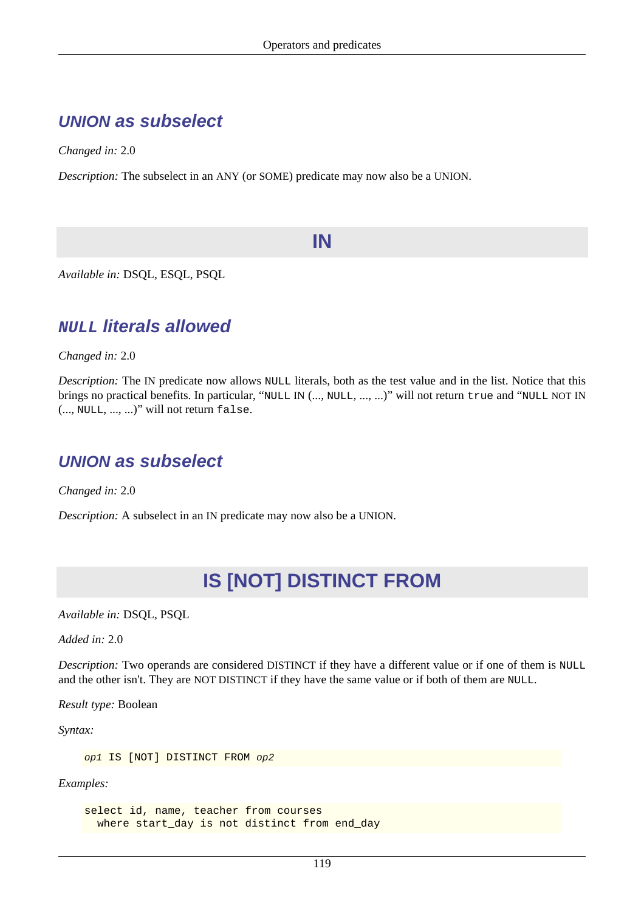### UNION as subselect

*Changed in:* 2.0

*Description:* The subselect in an ANY (or SOME) predicate may now also be a UNION.

## IN

*Available in:* DSQL, ESQL, PSQL

### `NULL` literals allowed

*Changed in:* 2.0

*Description:* The IN predicate now allows `NULL` literals, both as the test value and in the list. Notice that this brings no practical benefits. In particular, "`NULL` IN (..., `NULL`, ..., ...)" will not return `true` and "`NULL` NOT IN (..., `NULL`, ..., ...)" will not return `false`.

### UNION as subselect

*Changed in:* 2.0

*Description:* A subselect in an IN predicate may now also be a UNION.

## IS [NOT] DISTINCT FROM

*Available in:* DSQL, PSQL

*Added in:* 2.0

*Description:* Two operands are considered DISTINCT if they have a different value or if one of them is `NULL` and the other isn't. They are NOT DISTINCT if they have the same value or if both of them are `NULL`.

*Result type:* Boolean

*Syntax:*

```
op1 IS [NOT] DISTINCT FROM op2
```

*Examples:*

```
select id, name, teacher from courses
  where start_day is not distinct from end_day
```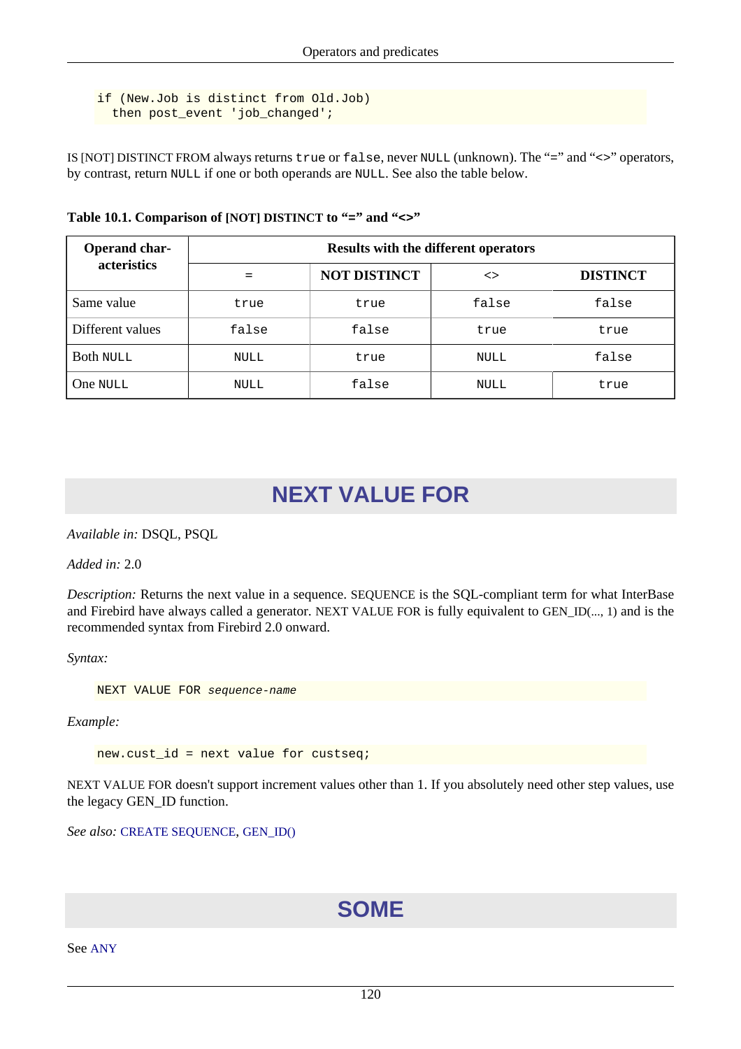```
if (New.Job is distinct from Old.Job)
  then post_event 'job_changed';
```

IS [NOT] DISTINCT FROM always returns `true` or `false`, never `NULL` (unknown). The "`=`" and "`<>`" operators, by contrast, return `NULL` if one or both operands are `NULL`. See also the table below.

**Table 10.1. Comparison of [NOT] DISTINCT to "=" and "<>"**

| Operand characteristics | Results with the different operators | | | |
|---|---|---|---|---|
| | `=` | NOT DISTINCT | `<>` | DISTINCT |
| Same value | `true` | `true` | `false` | `false` |
| Different values | `false` | `false` | `true` | `true` |
| Both `NULL` | `NULL` | `true` | `NULL` | `false` |
| One `NULL` | `NULL` | `false` | `NULL` | `true` |

# NEXT VALUE FOR

*Available in:* DSQL, PSQL

*Added in:* 2.0

*Description:* Returns the next value in a sequence. SEQUENCE is the SQL-compliant term for what InterBase and Firebird have always called a generator. NEXT VALUE FOR is fully equivalent to GEN_ID(..., 1) and is the recommended syntax from Firebird 2.0 onward.

*Syntax:*

```
NEXT VALUE FOR sequence-name
```

*Example:*

```
new.cust_id = next value for custseq;
```

NEXT VALUE FOR doesn't support increment values other than 1. If you absolutely need other step values, use the legacy GEN_ID function.

*See also:* CREATE SEQUENCE, GEN_ID()

# SOME

See ANY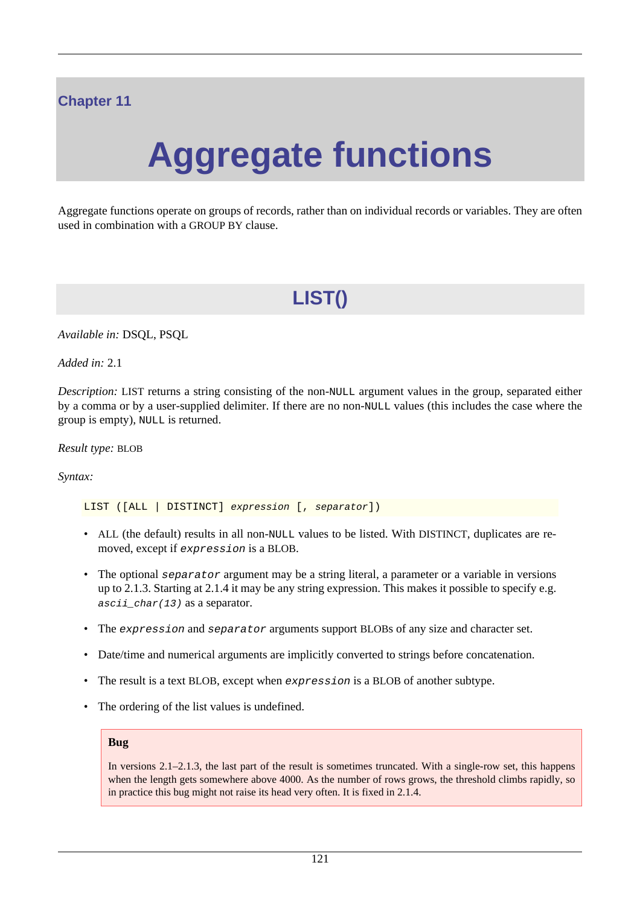Chapter 11

# Aggregate functions

Aggregate functions operate on groups of records, rather than on individual records or variables. They are often used in combination with a GROUP BY clause.

## LIST()

*Available in:* DSQL, PSQL

*Added in:* 2.1

*Description:* LIST returns a string consisting of the non-`NULL` argument values in the group, separated either by a comma or by a user-supplied delimiter. If there are no non-`NULL` values (this includes the case where the group is empty), `NULL` is returned.

*Result type:* BLOB

*Syntax:*

```
LIST ([ALL | DISTINCT] expression [, separator])
```

- ALL (the default) results in all non-`NULL` values to be listed. With DISTINCT, duplicates are removed, except if *`expression`* is a BLOB.
- The optional *`separator`* argument may be a string literal, a parameter or a variable in versions up to 2.1.3. Starting at 2.1.4 it may be any string expression. This makes it possible to specify e.g. *`ascii_char(13)`* as a separator.
- The *`expression`* and *`separator`* arguments support BLOBs of any size and character set.
- Date/time and numerical arguments are implicitly converted to strings before concatenation.
- The result is a text BLOB, except when *`expression`* is a BLOB of another subtype.
- The ordering of the list values is undefined.

> **Bug**
>
> In versions 2.1–2.1.3, the last part of the result is sometimes truncated. With a single-row set, this happens when the length gets somewhere above 4000. As the number of rows grows, the threshold climbs rapidly, so in practice this bug might not raise its head very often. It is fixed in 2.1.4.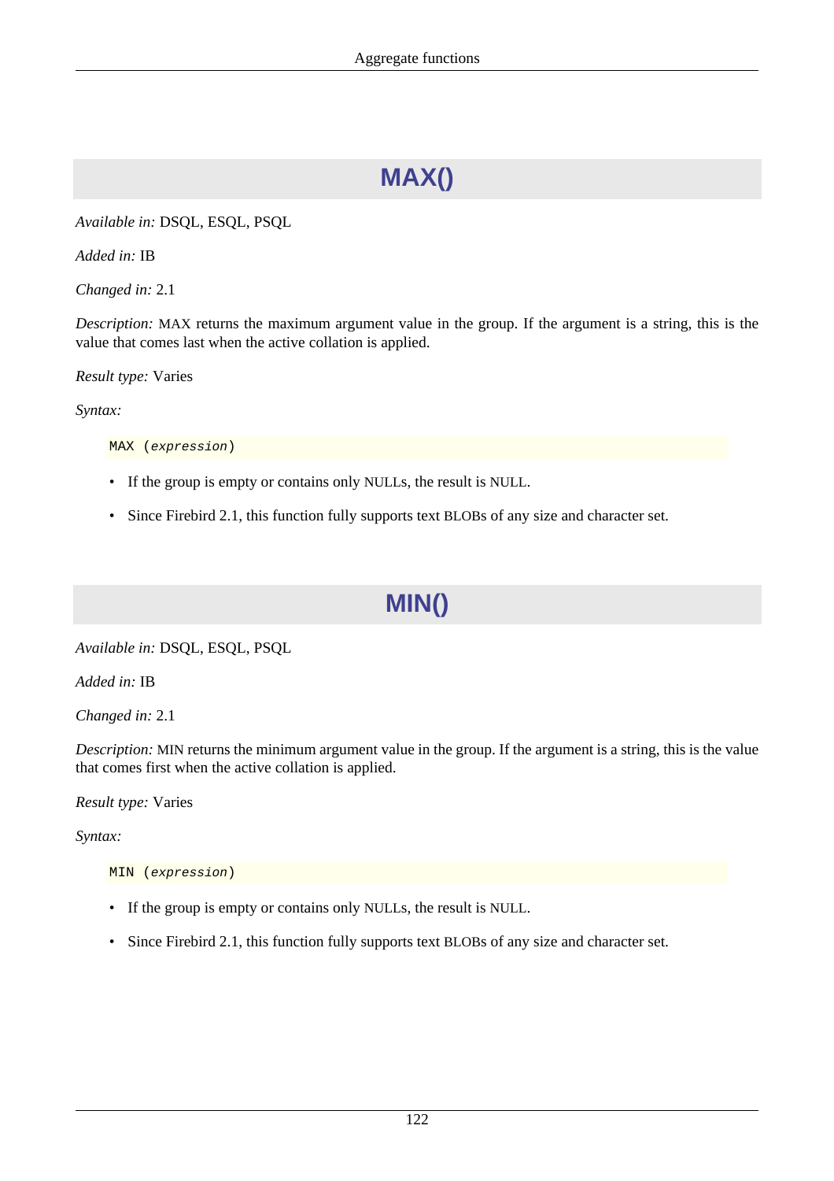## MAX()

*Available in:* DSQL, ESQL, PSQL

*Added in:* IB

*Changed in:* 2.1

*Description:* MAX returns the maximum argument value in the group. If the argument is a string, this is the value that comes last when the active collation is applied.

*Result type:* Varies

*Syntax:*

```
MAX (expression)
```

- If the group is empty or contains only NULLs, the result is NULL.
- Since Firebird 2.1, this function fully supports text BLOBs of any size and character set.

## MIN()

*Available in:* DSQL, ESQL, PSQL

*Added in:* IB

*Changed in:* 2.1

*Description:* MIN returns the minimum argument value in the group. If the argument is a string, this is the value that comes first when the active collation is applied.

*Result type:* Varies

*Syntax:*

```
MIN (expression)
```

- If the group is empty or contains only NULLs, the result is NULL.
- Since Firebird 2.1, this function fully supports text BLOBs of any size and character set.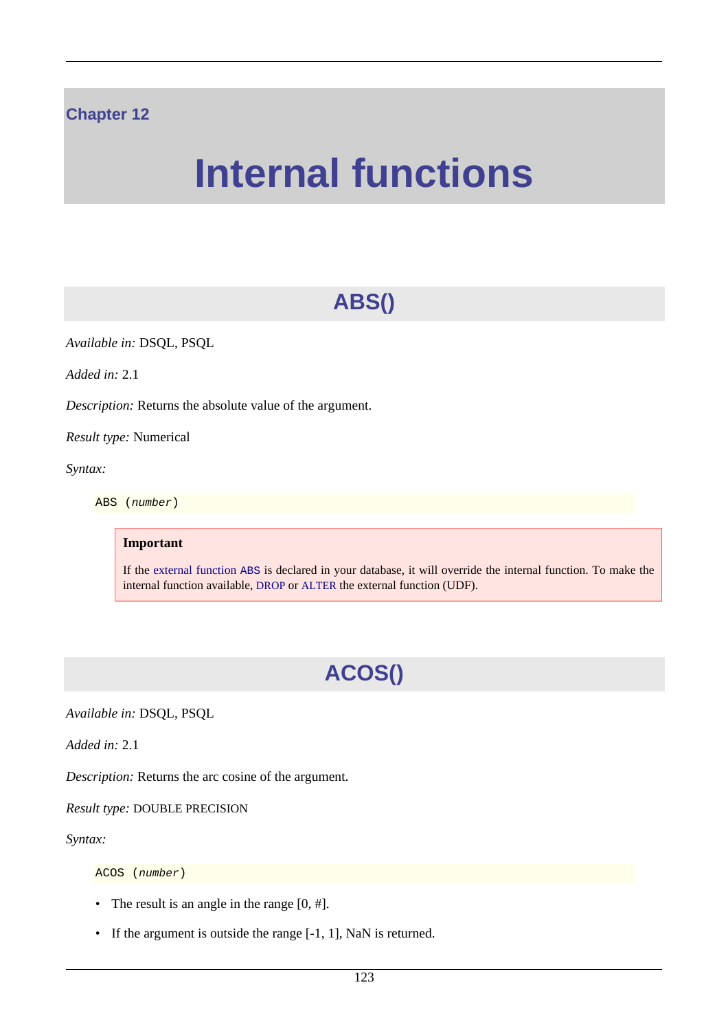# Chapter 12

# Internal functions

## ABS()

*Available in:* DSQL, PSQL

*Added in:* 2.1

*Description:* Returns the absolute value of the argument.

*Result type:* Numerical

*Syntax:*

```
ABS (number)
```

> **Important**
>
> If the external function ABS is declared in your database, it will override the internal function. To make the internal function available, DROP or ALTER the external function (UDF).

## ACOS()

*Available in:* DSQL, PSQL

*Added in:* 2.1

*Description:* Returns the arc cosine of the argument.

*Result type:* DOUBLE PRECISION

*Syntax:*

```
ACOS (number)
```

- The result is an angle in the range [0, #].
- If the argument is outside the range [-1, 1], NaN is returned.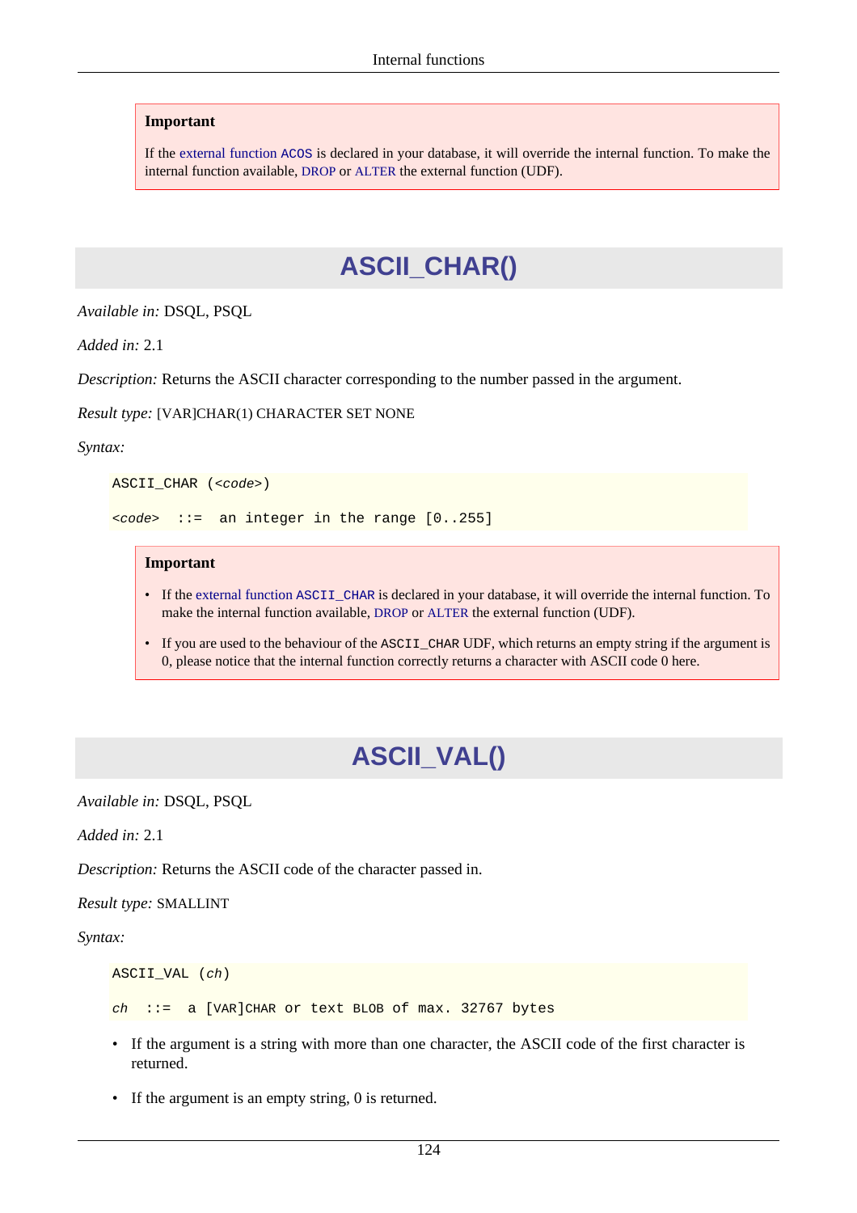> **Important**
>
> If the external function `ACOS` is declared in your database, it will override the internal function. To make the internal function available, DROP or ALTER the external function (UDF).

## ASCII_CHAR()

*Available in:* DSQL, PSQL

*Added in:* 2.1

*Description:* Returns the ASCII character corresponding to the number passed in the argument.

*Result type:* [VAR]CHAR(1) CHARACTER SET NONE

*Syntax:*

```
ASCII_CHAR (<code>)

<code>  ::=  an integer in the range [0..255]
```

> **Important**
>
> - If the external function `ASCII_CHAR` is declared in your database, it will override the internal function. To make the internal function available, DROP or ALTER the external function (UDF).
> - If you are used to the behaviour of the `ASCII_CHAR` UDF, which returns an empty string if the argument is 0, please notice that the internal function correctly returns a character with ASCII code 0 here.

## ASCII_VAL()

*Available in:* DSQL, PSQL

*Added in:* 2.1

*Description:* Returns the ASCII code of the character passed in.

*Result type:* SMALLINT

*Syntax:*

```
ASCII_VAL (ch)

ch  ::=  a [VAR]CHAR or text BLOB of max. 32767 bytes
```

- If the argument is a string with more than one character, the ASCII code of the first character is returned.
- If the argument is an empty string, 0 is returned.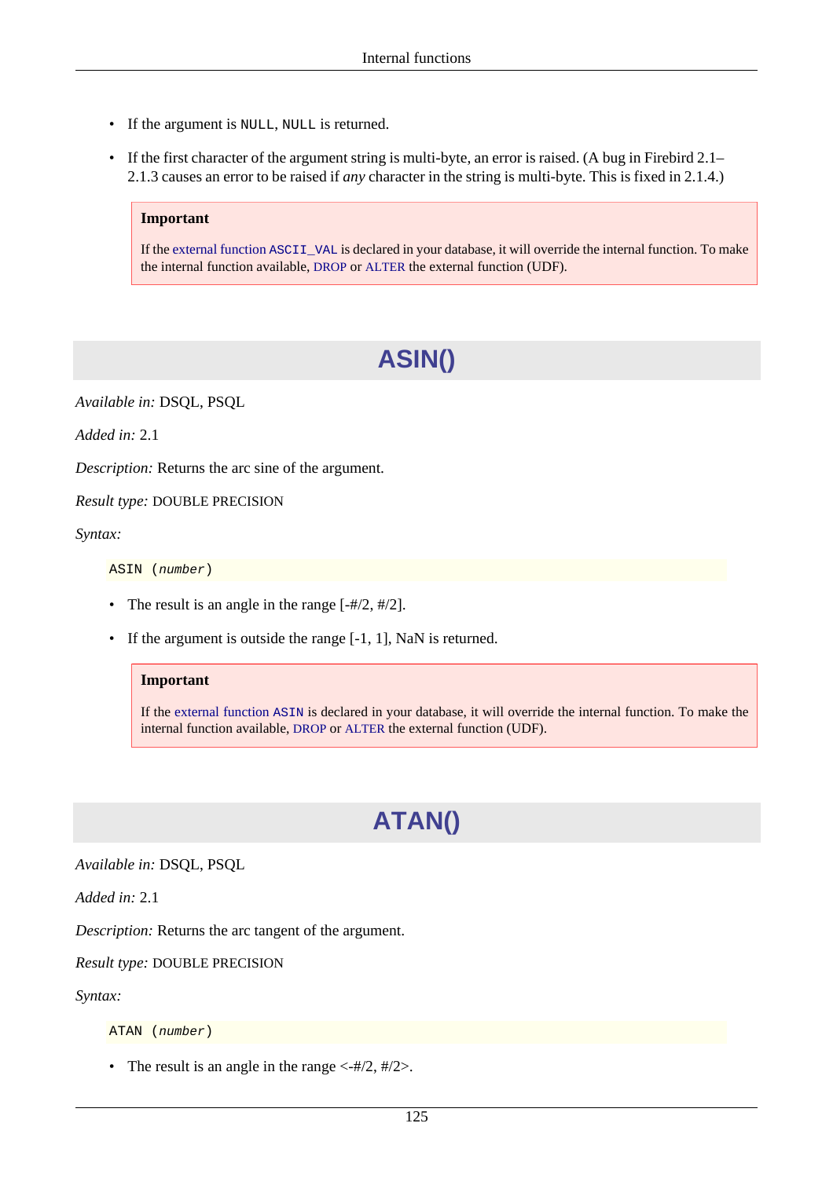- If the argument is `NULL`, `NULL` is returned.
- If the first character of the argument string is multi-byte, an error is raised. (A bug in Firebird 2.1–2.1.3 causes an error to be raised if *any* character in the string is multi-byte. This is fixed in 2.1.4.)

> **Important**
>
> If the external function `ASCII_VAL` is declared in your database, it will override the internal function. To make the internal function available, DROP or ALTER the external function (UDF).

# ASIN()

*Available in:* DSQL, PSQL

*Added in:* 2.1

*Description:* Returns the arc sine of the argument.

*Result type:* DOUBLE PRECISION

*Syntax:*

```
ASIN (number)
```

- The result is an angle in the range [-#/2, #/2].
- If the argument is outside the range [-1, 1], NaN is returned.

> **Important**
>
> If the external function `ASIN` is declared in your database, it will override the internal function. To make the internal function available, DROP or ALTER the external function (UDF).

# ATAN()

*Available in:* DSQL, PSQL

*Added in:* 2.1

*Description:* Returns the arc tangent of the argument.

*Result type:* DOUBLE PRECISION

*Syntax:*

```
ATAN (number)
```

- The result is an angle in the range <-#/2, #/2>.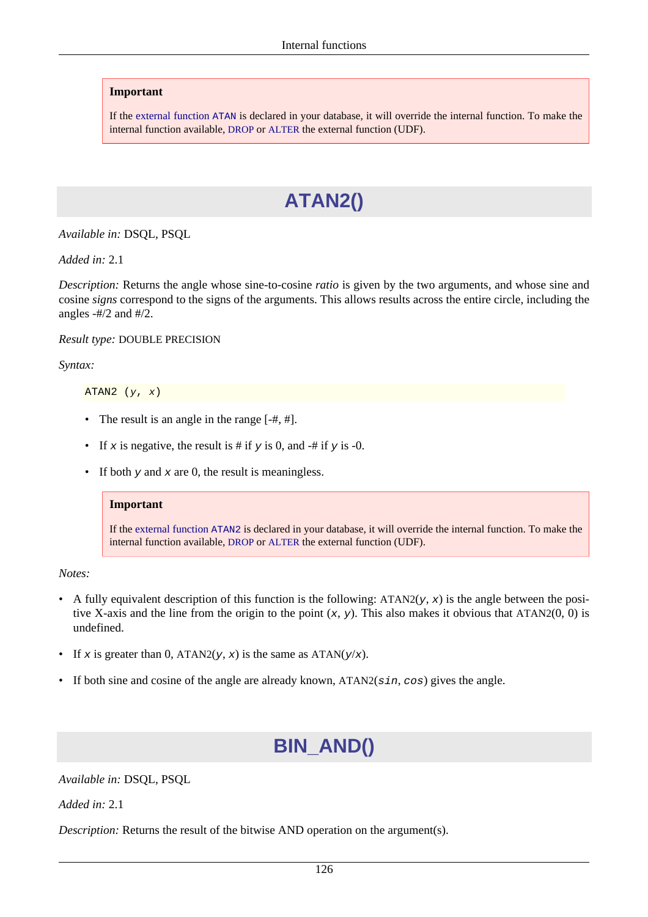> **Important**
>
> If the external function `ATAN` is declared in your database, it will override the internal function. To make the internal function available, DROP or ALTER the external function (UDF).

## ATAN2()

*Available in:* DSQL, PSQL

*Added in:* 2.1

*Description:* Returns the angle whose sine-to-cosine *ratio* is given by the two arguments, and whose sine and cosine *signs* correspond to the signs of the arguments. This allows results across the entire circle, including the angles -#/2 and #/2.

*Result type:* DOUBLE PRECISION

*Syntax:*

```
ATAN2 (y, x)
```

- The result is an angle in the range [-#, #].
- If *x* is negative, the result is # if *y* is 0, and -# if *y* is -0.
- If both *y* and *x* are 0, the result is meaningless.

> **Important**
>
> If the external function `ATAN2` is declared in your database, it will override the internal function. To make the internal function available, DROP or ALTER the external function (UDF).

*Notes:*

- A fully equivalent description of this function is the following: ATAN2(*y*, *x*) is the angle between the positive X-axis and the line from the origin to the point (*x*, *y*). This also makes it obvious that ATAN2(0, 0) is undefined.
- If *x* is greater than 0, ATAN2(*y*, *x*) is the same as ATAN(*y*/*x*).
- If both sine and cosine of the angle are already known, ATAN2(`sin`, `cos`) gives the angle.

## BIN_AND()

*Available in:* DSQL, PSQL

*Added in:* 2.1

*Description:* Returns the result of the bitwise AND operation on the argument(s).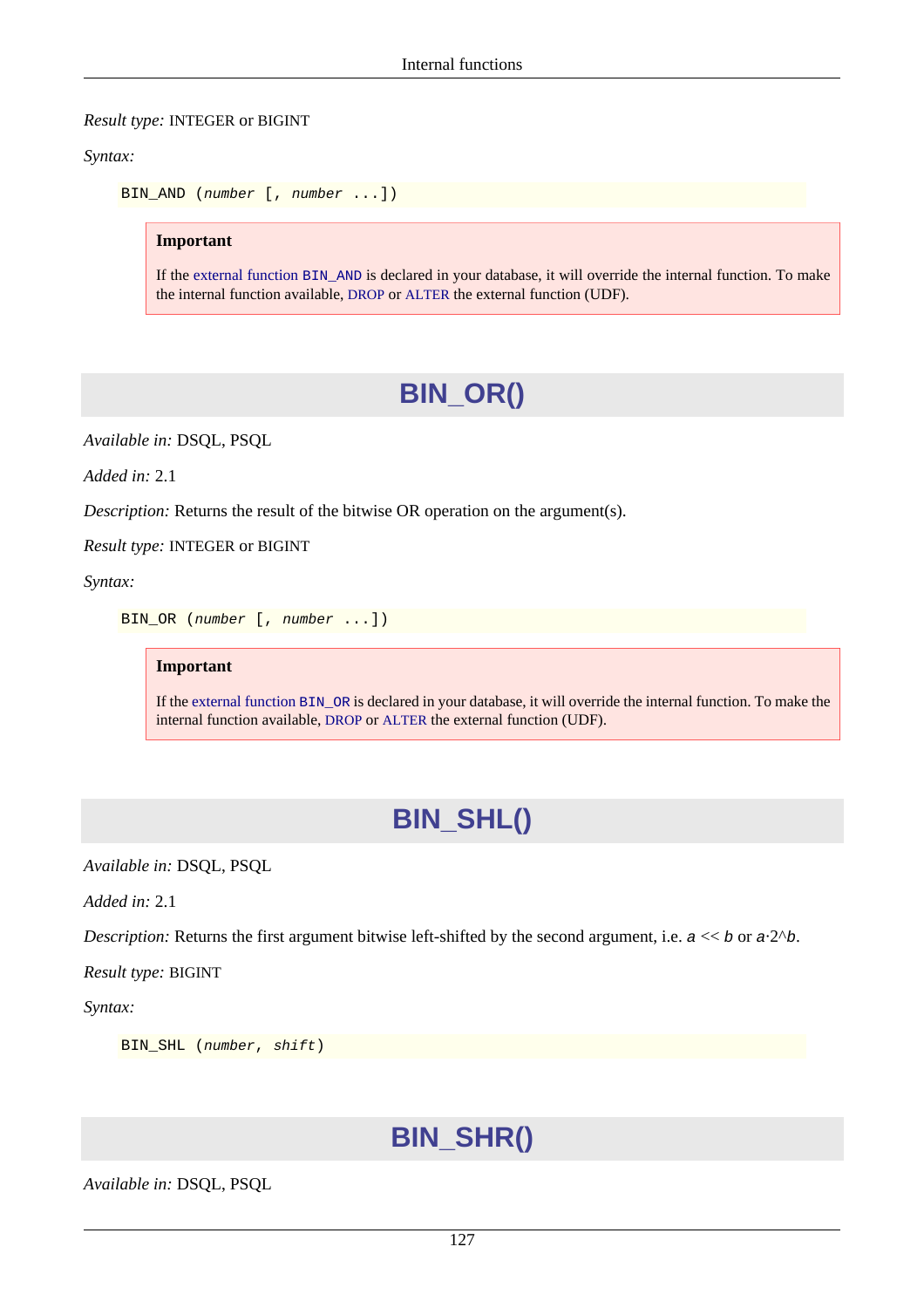*Result type:* INTEGER or BIGINT

*Syntax:*

```
BIN_AND (number [, number ...])
```

> **Important**
>
> If the external function `BIN_AND` is declared in your database, it will override the internal function. To make the internal function available, DROP or ALTER the external function (UDF).

## BIN_OR()

*Available in:* DSQL, PSQL

*Added in:* 2.1

*Description:* Returns the result of the bitwise OR operation on the argument(s).

*Result type:* INTEGER or BIGINT

*Syntax:*

```
BIN_OR (number [, number ...])
```

> **Important**
>
> If the external function `BIN_OR` is declared in your database, it will override the internal function. To make the internal function available, DROP or ALTER the external function (UDF).

## BIN_SHL()

*Available in:* DSQL, PSQL

*Added in:* 2.1

*Description:* Returns the first argument bitwise left-shifted by the second argument, i.e. $a$ << $b$ or $a \cdot 2$^$b$.

*Result type:* BIGINT

*Syntax:*

```
BIN_SHL (number, shift)
```

## BIN_SHR()

*Available in:* DSQL, PSQL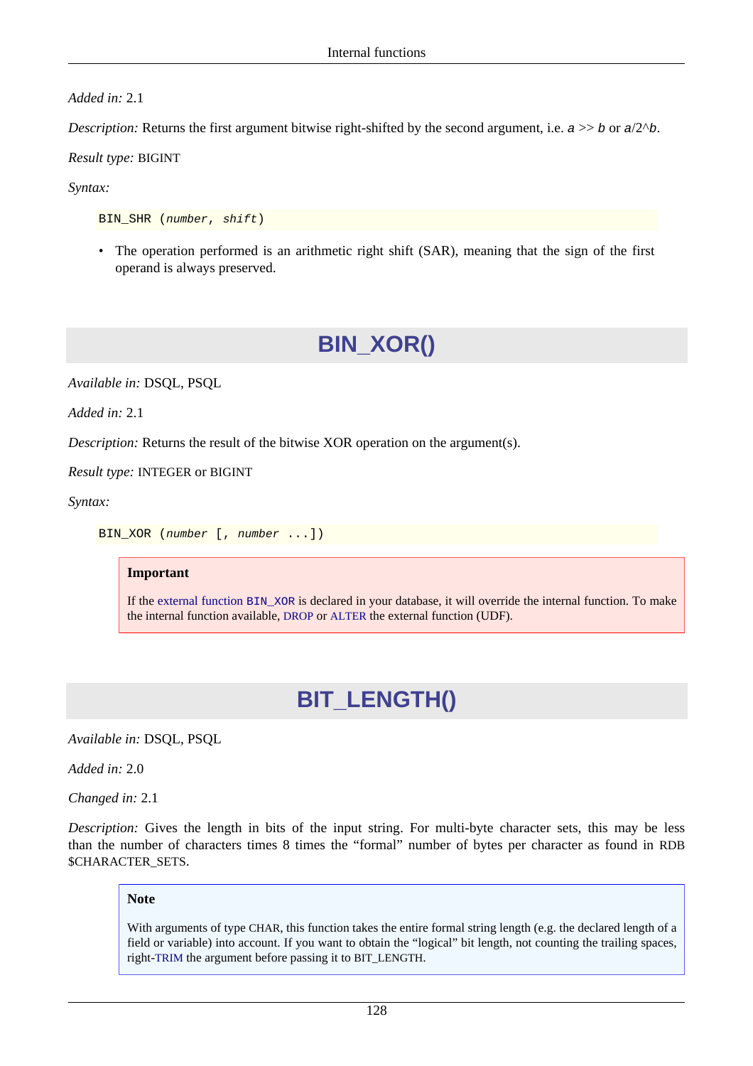*Added in:* 2.1

*Description:* Returns the first argument bitwise right-shifted by the second argument, i.e. *a* >> *b* or *a*/2^*b*.

*Result type:* BIGINT

*Syntax:*

```
BIN_SHR (number, shift)
```

- The operation performed is an arithmetic right shift (SAR), meaning that the sign of the first operand is always preserved.

## BIN_XOR()

*Available in:* DSQL, PSQL

*Added in:* 2.1

*Description:* Returns the result of the bitwise XOR operation on the argument(s).

*Result type:* INTEGER or BIGINT

*Syntax:*

```
BIN_XOR (number [, number ...])
```

> **Important**
>
> If the external function `BIN_XOR` is declared in your database, it will override the internal function. To make the internal function available, DROP or ALTER the external function (UDF).

## BIT_LENGTH()

*Available in:* DSQL, PSQL

*Added in:* 2.0

*Changed in:* 2.1

*Description:* Gives the length in bits of the input string. For multi-byte character sets, this may be less than the number of characters times 8 times the "formal" number of bytes per character as found in RDB $CHARACTER_SETS.

> **Note**
>
> With arguments of type CHAR, this function takes the entire formal string length (e.g. the declared length of a field or variable) into account. If you want to obtain the "logical" bit length, not counting the trailing spaces, right-TRIM the argument before passing it to BIT_LENGTH.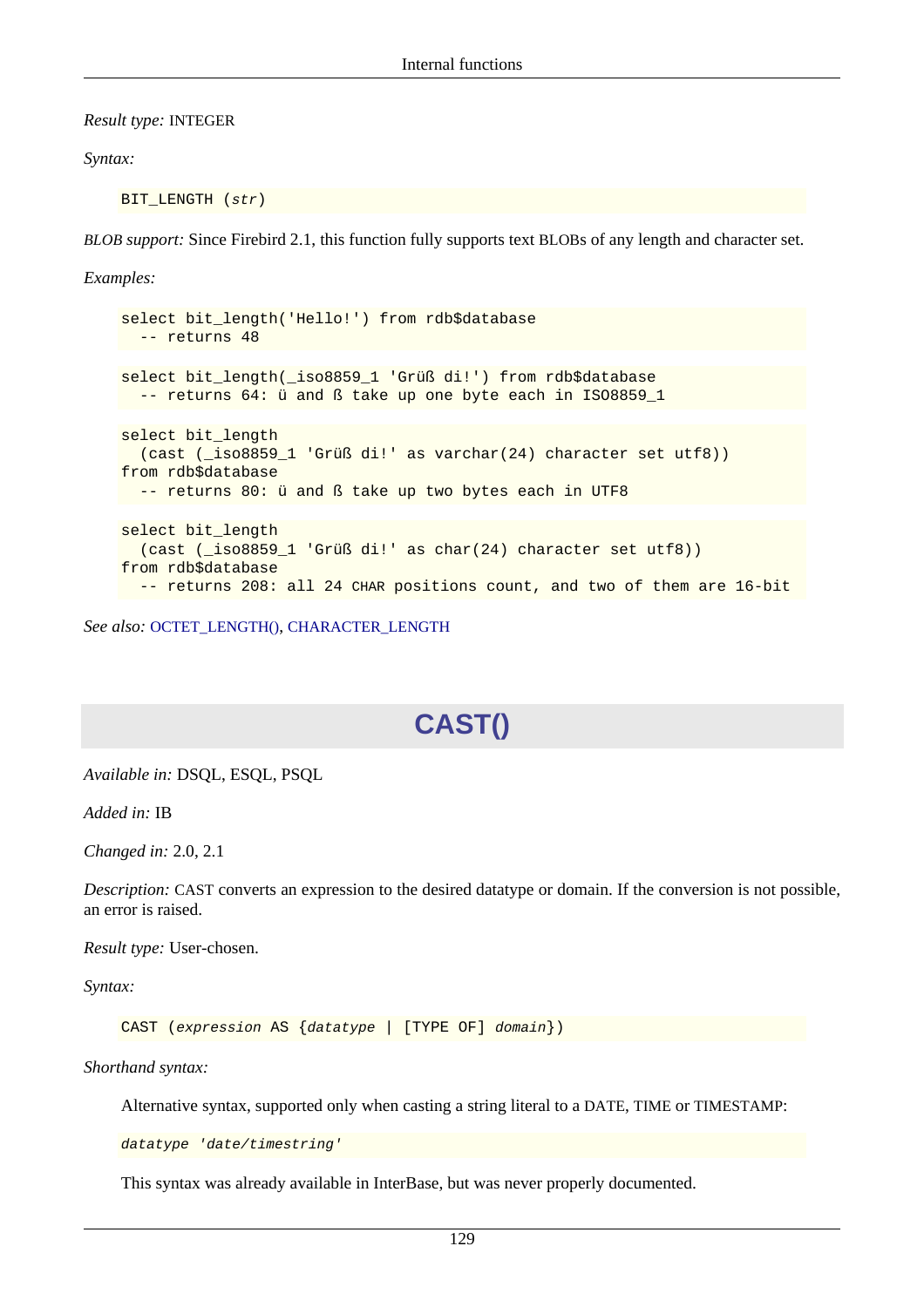*Result type:* INTEGER

*Syntax:*

```
BIT_LENGTH (str)
```

*BLOB support:* Since Firebird 2.1, this function fully supports text BLOBs of any length and character set.

*Examples:*

```
select bit_length('Hello!') from rdb$database
  -- returns 48
```

```
select bit_length(_iso8859_1 'Grüß di!') from rdb$database
  -- returns 64: ü and ß take up one byte each in ISO8859_1
```

```
select bit_length
  (cast (_iso8859_1 'Grüß di!' as varchar(24) character set utf8))
from rdb$database
  -- returns 80: ü and ß take up two bytes each in UTF8
```

```
select bit_length
  (cast (_iso8859_1 'Grüß di!' as char(24) character set utf8))
from rdb$database
  -- returns 208: all 24 CHAR positions count, and two of them are 16-bit
```

*See also:* OCTET_LENGTH(), CHARACTER_LENGTH

## CAST()

*Available in:* DSQL, ESQL, PSQL

*Added in:* IB

*Changed in:* 2.0, 2.1

*Description:* CAST converts an expression to the desired datatype or domain. If the conversion is not possible, an error is raised.

*Result type:* User-chosen.

*Syntax:*

```
CAST (expression AS {datatype | [TYPE OF] domain})
```

*Shorthand syntax:*

Alternative syntax, supported only when casting a string literal to a DATE, TIME or TIMESTAMP:

```
datatype 'date/timestring'
```

This syntax was already available in InterBase, but was never properly documented.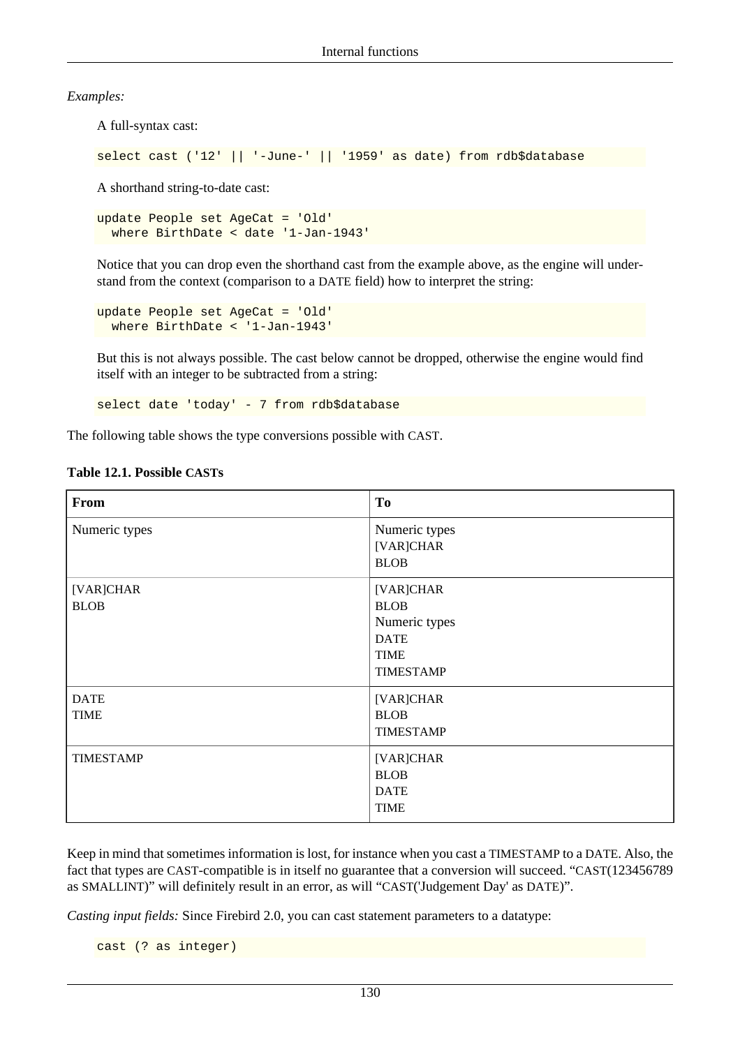*Examples:*

A full-syntax cast:

```
select cast ('12' || '-June-' || '1959' as date) from rdb$database
```

A shorthand string-to-date cast:

```
update People set AgeCat = 'Old'
  where BirthDate < date '1-Jan-1943'
```

Notice that you can drop even the shorthand cast from the example above, as the engine will understand from the context (comparison to a DATE field) how to interpret the string:

```
update People set AgeCat = 'Old'
  where BirthDate < '1-Jan-1943'
```

But this is not always possible. The cast below cannot be dropped, otherwise the engine would find itself with an integer to be subtracted from a string:

```
select date 'today' - 7 from rdb$database
```

The following table shows the type conversions possible with CAST.

**Table 12.1. Possible CASTs**

| From | To |
|---|---|
| Numeric types | Numeric types<br>[VAR]CHAR<br>BLOB |
| [VAR]CHAR<br>BLOB | [VAR]CHAR<br>BLOB<br>Numeric types<br>DATE<br>TIME<br>TIMESTAMP |
| DATE<br>TIME | [VAR]CHAR<br>BLOB<br>TIMESTAMP |
| TIMESTAMP | [VAR]CHAR<br>BLOB<br>DATE<br>TIME |

Keep in mind that sometimes information is lost, for instance when you cast a TIMESTAMP to a DATE. Also, the fact that types are CAST-compatible is in itself no guarantee that a conversion will succeed. "CAST(123456789 as SMALLINT)" will definitely result in an error, as will "CAST('Judgement Day' as DATE)".

*Casting input fields:* Since Firebird 2.0, you can cast statement parameters to a datatype:

```
cast (? as integer)
```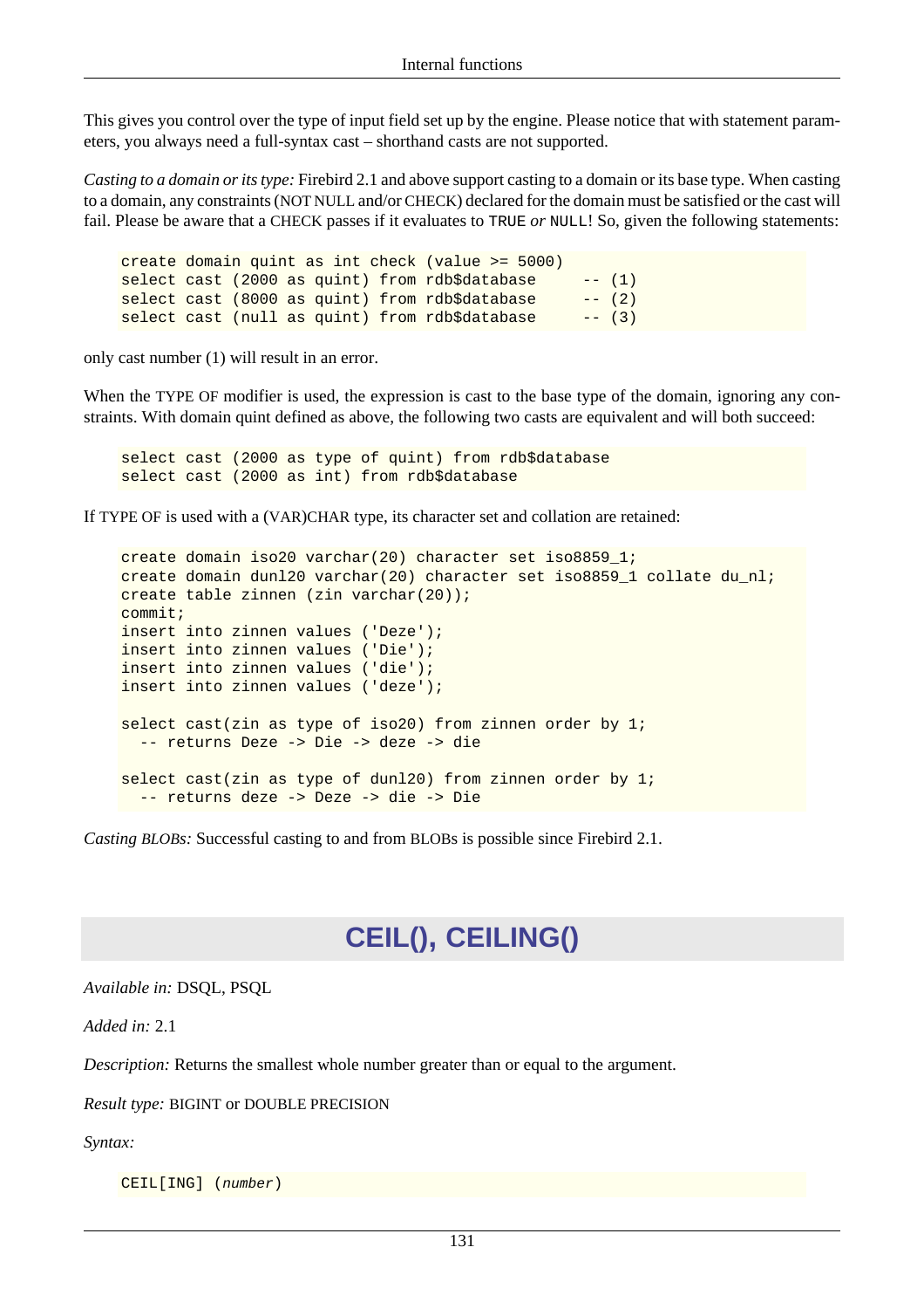This gives you control over the type of input field set up by the engine. Please notice that with statement parameters, you always need a full-syntax cast – shorthand casts are not supported.

*Casting to a domain or its type:* Firebird 2.1 and above support casting to a domain or its base type. When casting to a domain, any constraints (NOT NULL and/or CHECK) declared for the domain must be satisfied or the cast will fail. Please be aware that a CHECK passes if it evaluates to `TRUE` *or* `NULL`! So, given the following statements:

```
create domain quint as int check (value >= 5000)
select cast (2000 as quint) from rdb$database     -- (1)
select cast (8000 as quint) from rdb$database     -- (2)
select cast (null as quint) from rdb$database     -- (3)
```

only cast number (1) will result in an error.

When the TYPE OF modifier is used, the expression is cast to the base type of the domain, ignoring any constraints. With domain quint defined as above, the following two casts are equivalent and will both succeed:

```
select cast (2000 as type of quint) from rdb$database
select cast (2000 as int) from rdb$database
```

If TYPE OF is used with a (VAR)CHAR type, its character set and collation are retained:

```
create domain iso20 varchar(20) character set iso8859_1;
create domain dunl20 varchar(20) character set iso8859_1 collate du_nl;
create table zinnen (zin varchar(20));
commit;
insert into zinnen values ('Deze');
insert into zinnen values ('Die');
insert into zinnen values ('die');
insert into zinnen values ('deze');

select cast(zin as type of iso20) from zinnen order by 1;
  -- returns Deze -> Die -> deze -> die

select cast(zin as type of dunl20) from zinnen order by 1;
  -- returns deze -> Deze -> die -> Die
```

*Casting BLOBs:* Successful casting to and from BLOBs is possible since Firebird 2.1.

# CEIL(), CEILING()

*Available in:* DSQL, PSQL

*Added in:* 2.1

*Description:* Returns the smallest whole number greater than or equal to the argument.

*Result type:* BIGINT or DOUBLE PRECISION

*Syntax:*

```
CEIL[ING] (number)
```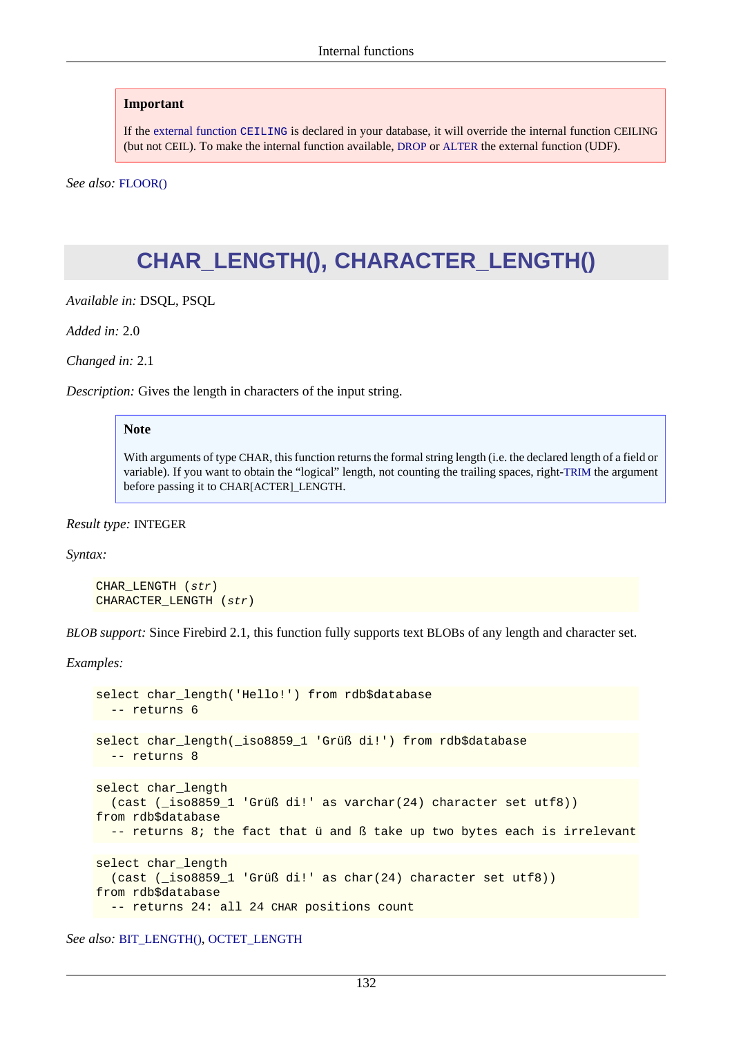> **Important**
>
> If the external function `CEILING` is declared in your database, it will override the internal function CEILING (but not CEIL). To make the internal function available, DROP or ALTER the external function (UDF).

*See also:* FLOOR()

## CHAR_LENGTH(), CHARACTER_LENGTH()

*Available in:* DSQL, PSQL

*Added in:* 2.0

*Changed in:* 2.1

*Description:* Gives the length in characters of the input string.

> **Note**
>
> With arguments of type CHAR, this function returns the formal string length (i.e. the declared length of a field or variable). If you want to obtain the “logical” length, not counting the trailing spaces, right-TRIM the argument before passing it to CHAR[ACTER]_LENGTH.

*Result type:* INTEGER

*Syntax:*

```
CHAR_LENGTH (str)
CHARACTER_LENGTH (str)
```

*BLOB support:* Since Firebird 2.1, this function fully supports text BLOBs of any length and character set.

*Examples:*

```
select char_length('Hello!') from rdb$database
  -- returns 6
```

```
select char_length(_iso8859_1 'Grüß di!') from rdb$database
  -- returns 8
```

```
select char_length
  (cast (_iso8859_1 'Grüß di!' as varchar(24) character set utf8))
from rdb$database
  -- returns 8; the fact that ü and ß take up two bytes each is irrelevant
```

```
select char_length
  (cast (_iso8859_1 'Grüß di!' as char(24) character set utf8))
from rdb$database
  -- returns 24: all 24 CHAR positions count
```

*See also:* BIT_LENGTH(), OCTET_LENGTH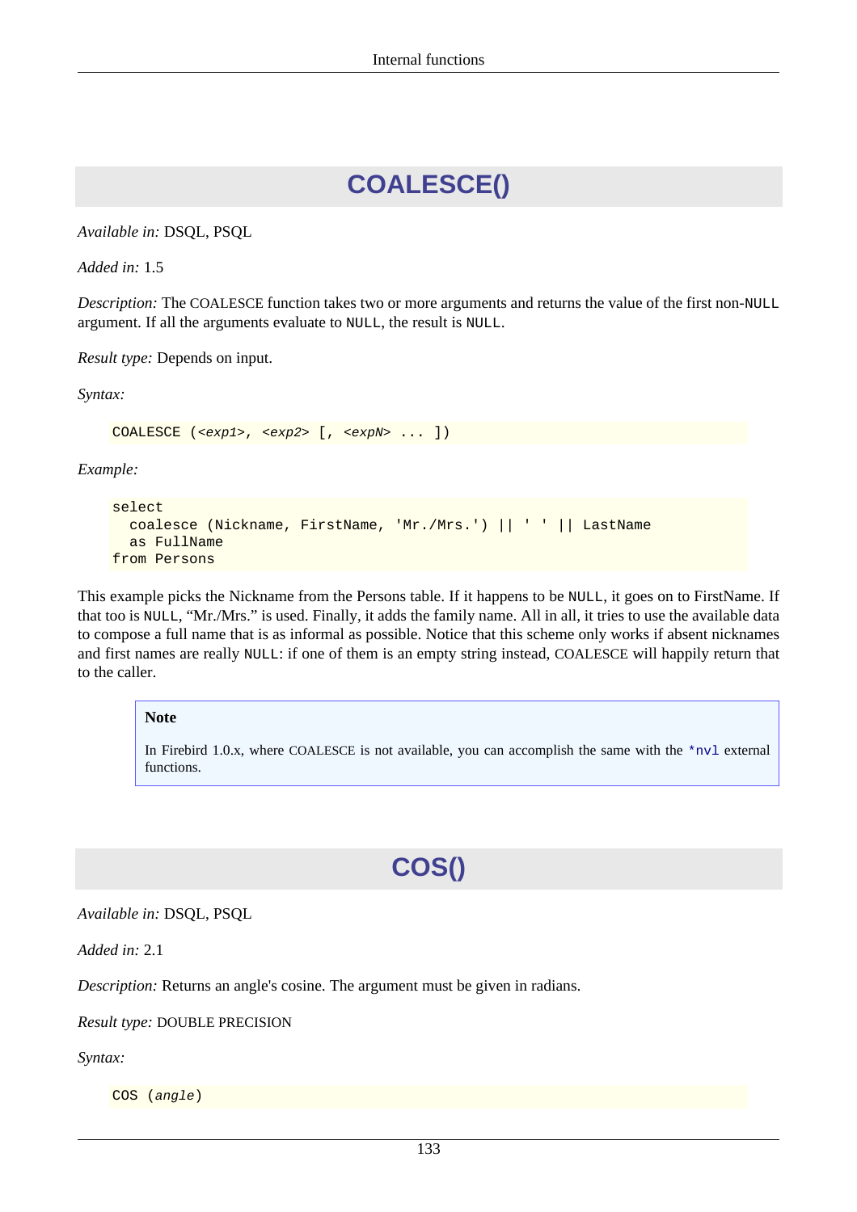# COALESCE()

*Available in:* DSQL, PSQL

*Added in:* 1.5

*Description:* The COALESCE function takes two or more arguments and returns the value of the first non-NULL argument. If all the arguments evaluate to NULL, the result is NULL.

*Result type:* Depends on input.

*Syntax:*

```
COALESCE (<exp1>, <exp2> [, <expN> ... ])
```

*Example:*

```
select
  coalesce (Nickname, FirstName, 'Mr./Mrs.') || ' ' || LastName
  as FullName
from Persons
```

This example picks the Nickname from the Persons table. If it happens to be NULL, it goes on to FirstName. If that too is NULL, “Mr./Mrs.” is used. Finally, it adds the family name. All in all, it tries to use the available data to compose a full name that is as informal as possible. Notice that this scheme only works if absent nicknames and first names are really NULL: if one of them is an empty string instead, COALESCE will happily return that to the caller.

> **Note**
>
> In Firebird 1.0.x, where COALESCE is not available, you can accomplish the same with the `*nvl` external functions.

# COS()

*Available in:* DSQL, PSQL

*Added in:* 2.1

*Description:* Returns an angle's cosine. The argument must be given in radians.

*Result type:* DOUBLE PRECISION

*Syntax:*

```
COS (angle)
```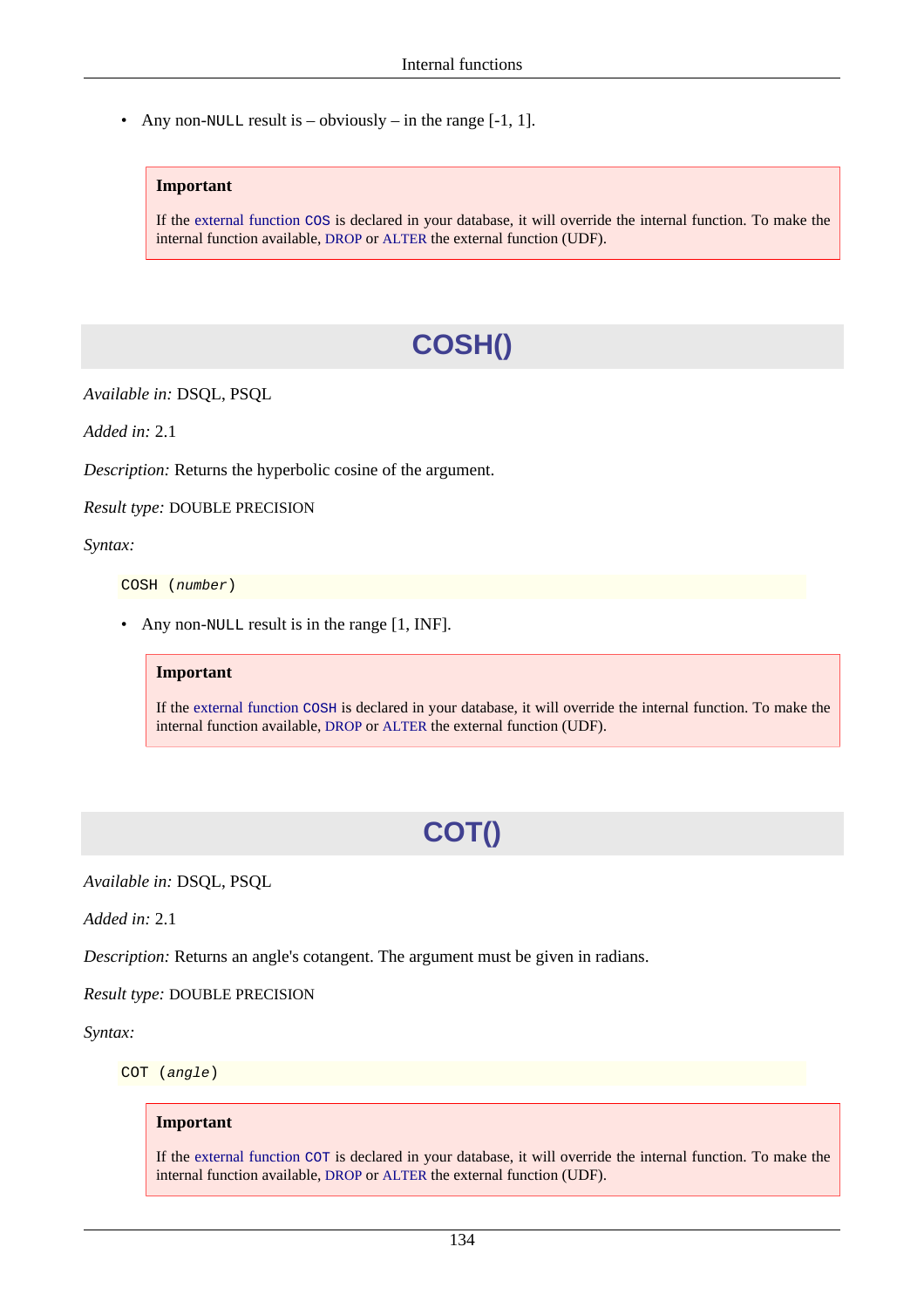- Any non-`NULL` result is – obviously – in the range [-1, 1].

> **Important**
>
> If the external function `COS` is declared in your database, it will override the internal function. To make the internal function available, DROP or ALTER the external function (UDF).

## COSH()

*Available in:* DSQL, PSQL

*Added in:* 2.1

*Description:* Returns the hyperbolic cosine of the argument.

*Result type:* DOUBLE PRECISION

*Syntax:*

```
COSH (number)
```

- Any non-`NULL` result is in the range [1, INF].

> **Important**
>
> If the external function `COSH` is declared in your database, it will override the internal function. To make the internal function available, DROP or ALTER the external function (UDF).

## COT()

*Available in:* DSQL, PSQL

*Added in:* 2.1

*Description:* Returns an angle's cotangent. The argument must be given in radians.

*Result type:* DOUBLE PRECISION

*Syntax:*

```
COT (angle)
```

> **Important**
>
> If the external function `COT` is declared in your database, it will override the internal function. To make the internal function available, DROP or ALTER the external function (UDF).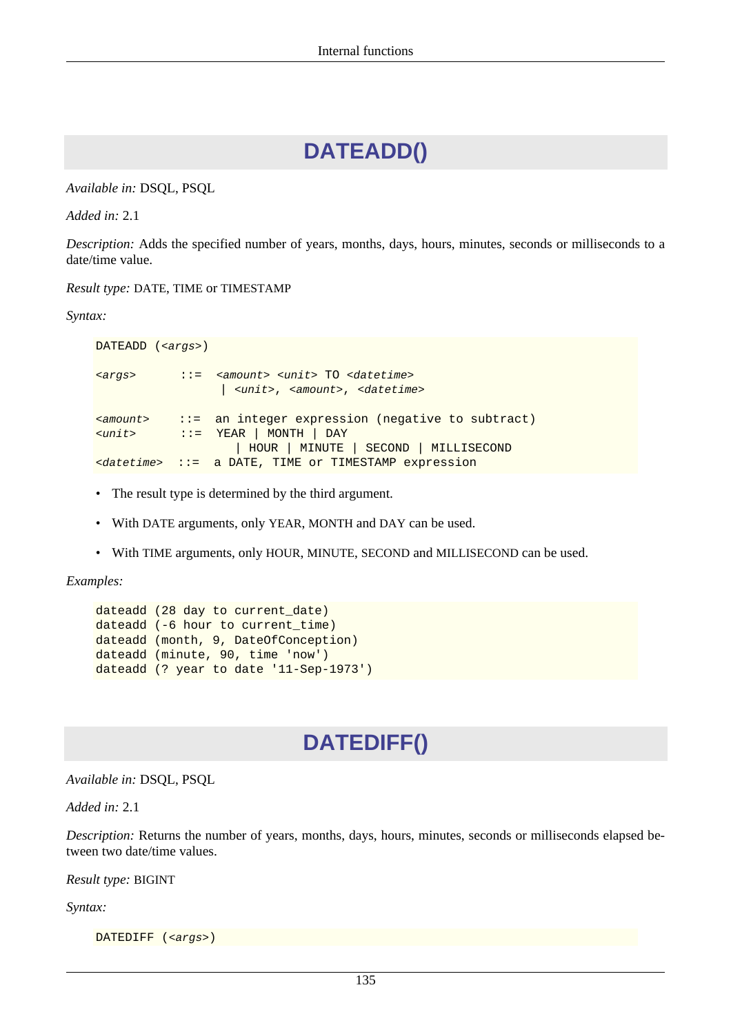## DATEADD()

*Available in:* DSQL, PSQL

*Added in:* 2.1

*Description:* Adds the specified number of years, months, days, hours, minutes, seconds or milliseconds to a date/time value.

*Result type:* DATE, TIME or TIMESTAMP

*Syntax:*

```
DATEADD (<args>)

<args>      ::=  <amount> <unit> TO <datetime>
                 | <unit>, <amount>, <datetime>

<amount>    ::=  an integer expression (negative to subtract)
<unit>      ::=  YEAR | MONTH | DAY
                   | HOUR | MINUTE | SECOND | MILLISECOND
<datetime>  ::=  a DATE, TIME or TIMESTAMP expression
```

- The result type is determined by the third argument.
- With DATE arguments, only YEAR, MONTH and DAY can be used.
- With TIME arguments, only HOUR, MINUTE, SECOND and MILLISECOND can be used.

*Examples:*

```
dateadd (28 day to current_date)
dateadd (-6 hour to current_time)
dateadd (month, 9, DateOfConception)
dateadd (minute, 90, time 'now')
dateadd (? year to date '11-Sep-1973')
```

## DATEDIFF()

*Available in:* DSQL, PSQL

*Added in:* 2.1

*Description:* Returns the number of years, months, days, hours, minutes, seconds or milliseconds elapsed between two date/time values.

*Result type:* BIGINT

*Syntax:*

```
DATEDIFF (<args>)
```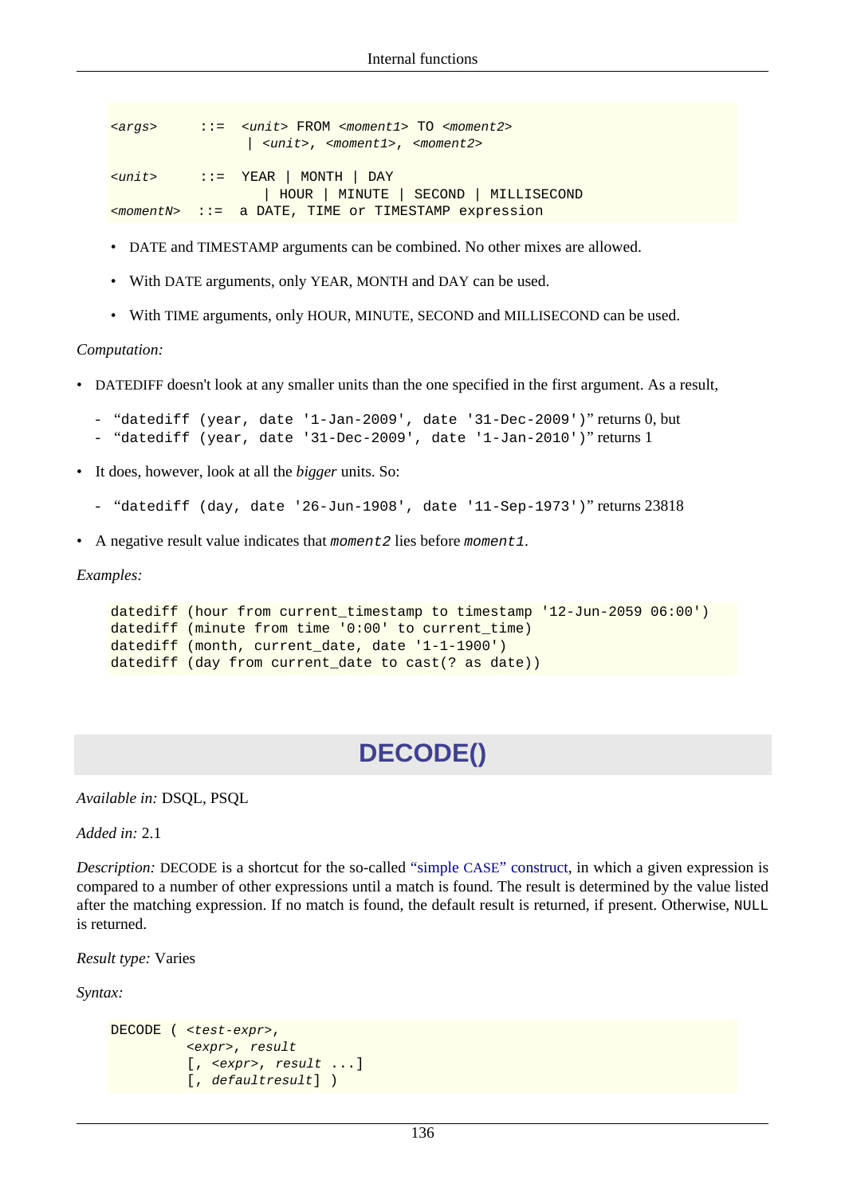```
<args>      ::=  <unit> FROM <moment1> TO <moment2>
                 | <unit>, <moment1>, <moment2>

<unit>      ::=  YEAR | MONTH | DAY
                   | HOUR | MINUTE | SECOND | MILLISECOND
<momentN>   ::=  a DATE, TIME or TIMESTAMP expression
```

- DATE and TIMESTAMP arguments can be combined. No other mixes are allowed.
- With DATE arguments, only YEAR, MONTH and DAY can be used.
- With TIME arguments, only HOUR, MINUTE, SECOND and MILLISECOND can be used.

*Computation:*

- DATEDIFF doesn't look at any smaller units than the one specified in the first argument. As a result,
  - "`datediff (year, date '1-Jan-2009', date '31-Dec-2009')`" returns 0, but
  - "`datediff (year, date '31-Dec-2009', date '1-Jan-2010')`" returns 1
- It does, however, look at all the *bigger* units. So:
  - "`datediff (day, date '26-Jun-1908', date '11-Sep-1973')`" returns 23818
- A negative result value indicates that *`moment2`* lies before *`moment1`*.

*Examples:*

```
datediff (hour from current_timestamp to timestamp '12-Jun-2059 06:00')
datediff (minute from time '0:00' to current_time)
datediff (month, current_date, date '1-1-1900')
datediff (day from current_date to cast(? as date))
```

## DECODE()

*Available in:* DSQL, PSQL

*Added in:* 2.1

*Description:* DECODE is a shortcut for the so-called "simple CASE" construct, in which a given expression is compared to a number of other expressions until a match is found. The result is determined by the value listed after the matching expression. If no match is found, the default result is returned, if present. Otherwise, `NULL` is returned.

*Result type:* Varies

*Syntax:*

```
DECODE ( <test-expr>,
         <expr>, result
         [, <expr>, result ...]
         [, defaultresult] )
```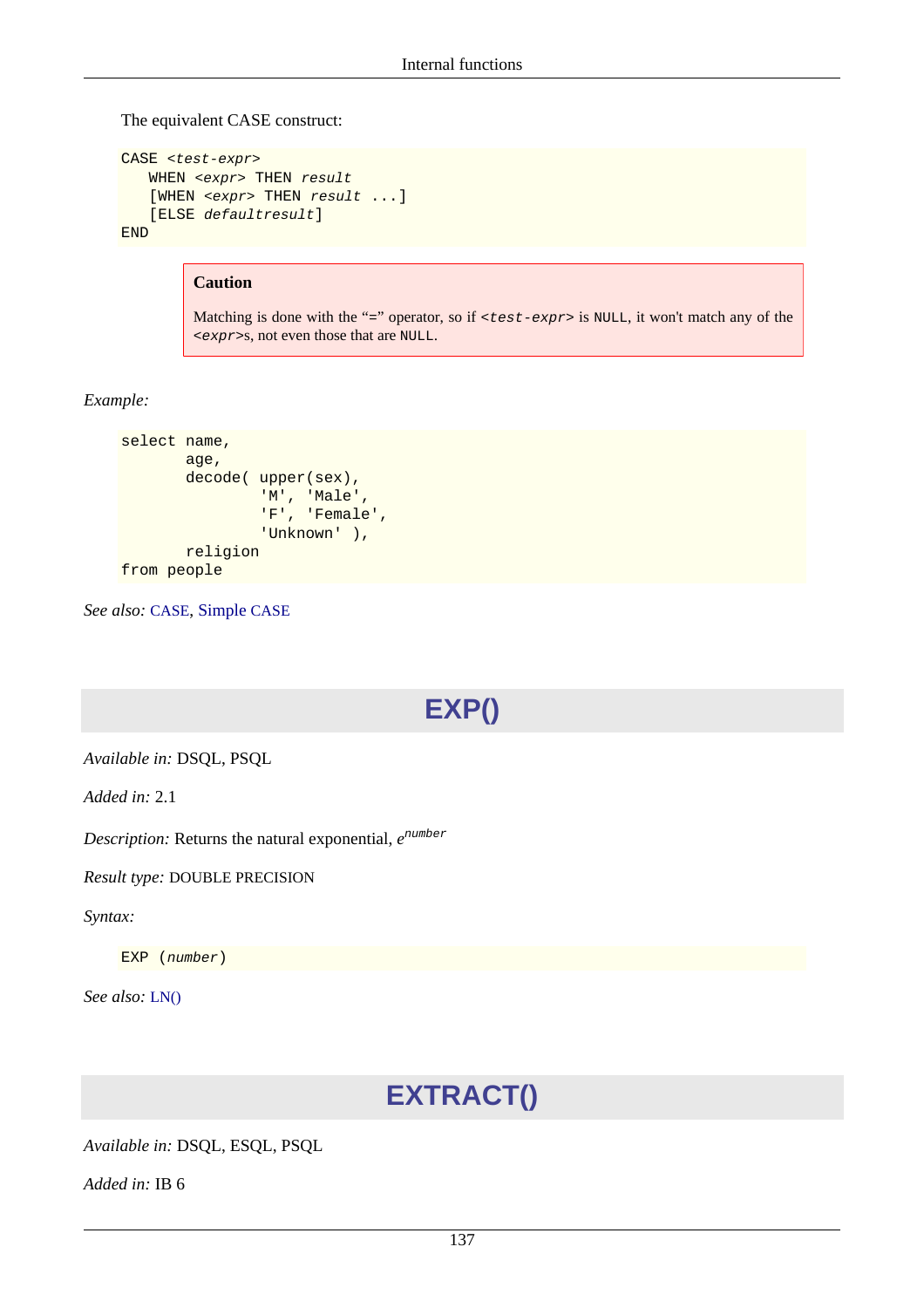The equivalent CASE construct:

```
CASE <test-expr>
   WHEN <expr> THEN result
   [WHEN <expr> THEN result ...]
   [ELSE defaultresult]
END
```

> **Caution**
>
> Matching is done with the “=” operator, so if `<test-expr>` is `NULL`, it won't match any of the `<expr>`s, not even those that are `NULL`.

*Example:*

```
select name,
       age,
       decode( upper(sex),
               'M', 'Male',
               'F', 'Female',
               'Unknown' ),
       religion
from people
```

*See also:* CASE, Simple CASE

## EXP()

*Available in:* DSQL, PSQL

*Added in:* 2.1

*Description:* Returns the natural exponential, $e^{number}$

*Result type:* DOUBLE PRECISION

*Syntax:*

```
EXP (number)
```

*See also:* LN()

## EXTRACT()

*Available in:* DSQL, ESQL, PSQL

*Added in:* IB 6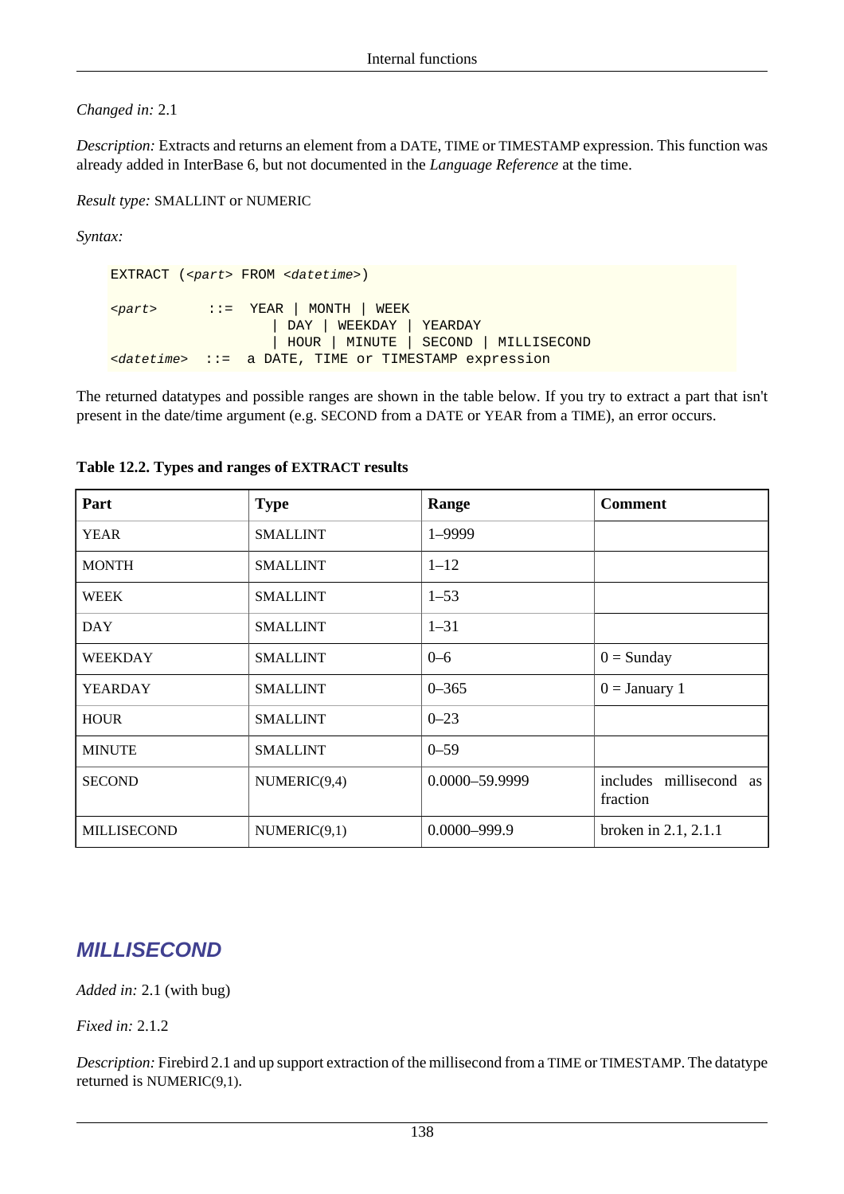*Changed in:* 2.1

*Description:* Extracts and returns an element from a DATE, TIME or TIMESTAMP expression. This function was already added in InterBase 6, but not documented in the *Language Reference* at the time.

*Result type:* SMALLINT or NUMERIC

*Syntax:*

```
EXTRACT (<part> FROM <datetime>)

<part>      ::=  YEAR | MONTH | WEEK
                | DAY | WEEKDAY | YEARDAY
                | HOUR | MINUTE | SECOND | MILLISECOND
<datetime>  ::=  a DATE, TIME or TIMESTAMP expression
```

The returned datatypes and possible ranges are shown in the table below. If you try to extract a part that isn't present in the date/time argument (e.g. SECOND from a DATE or YEAR from a TIME), an error occurs.

**Table 12.2. Types and ranges of EXTRACT results**

| Part | Type | Range | Comment |
|---|---|---|---|
| YEAR | SMALLINT | 1–9999 | |
| MONTH | SMALLINT | 1–12 | |
| WEEK | SMALLINT | 1–53 | |
| DAY | SMALLINT | 1–31 | |
| WEEKDAY | SMALLINT | 0–6 | 0 = Sunday |
| YEARDAY | SMALLINT | 0–365 | 0 = January 1 |
| HOUR | SMALLINT | 0–23 | |
| MINUTE | SMALLINT | 0–59 | |
| SECOND | NUMERIC(9,4) | 0.0000–59.9999 | includes millisecond as fraction |
| MILLISECOND | NUMERIC(9,1) | 0.0000–999.9 | broken in 2.1, 2.1.1 |

### MILLISECOND

*Added in:* 2.1 (with bug)

*Fixed in:* 2.1.2

*Description:* Firebird 2.1 and up support extraction of the millisecond from a TIME or TIMESTAMP. The datatype returned is NUMERIC(9,1).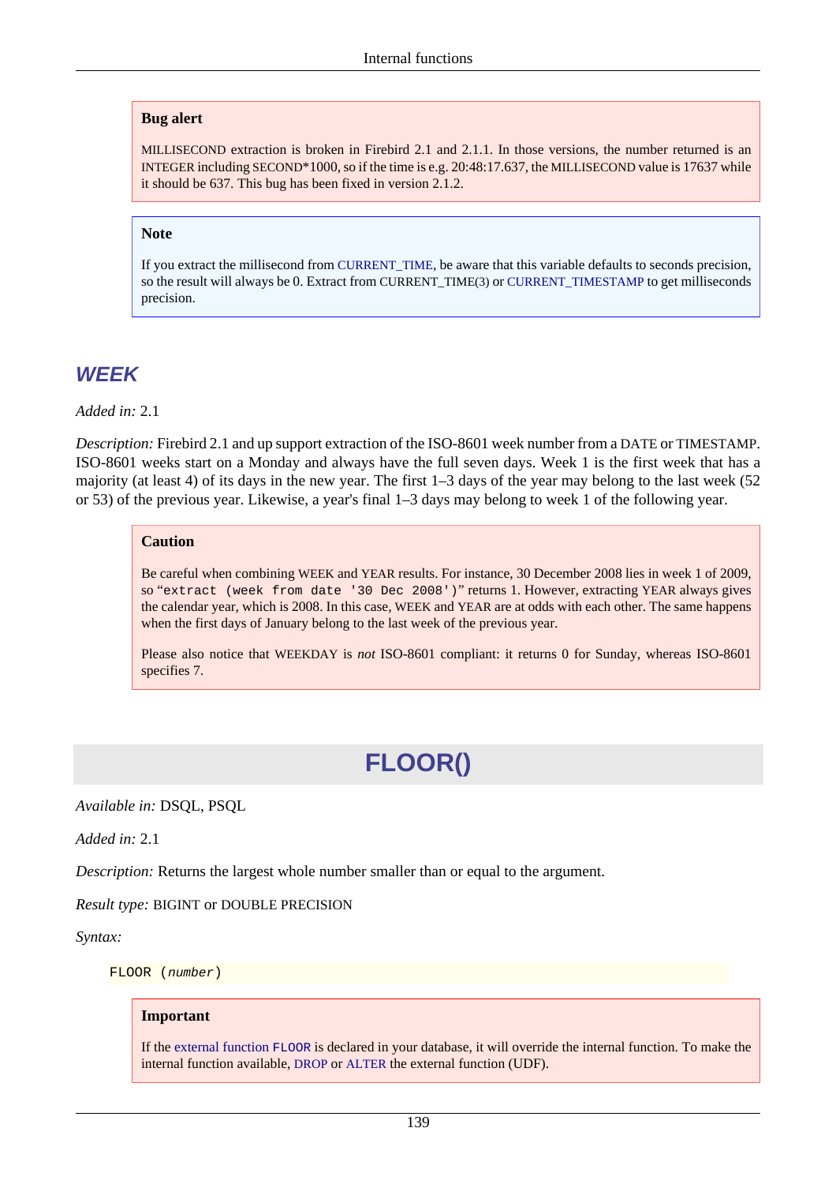> **Bug alert**
>
> MILLISECOND extraction is broken in Firebird 2.1 and 2.1.1. In those versions, the number returned is an INTEGER including SECOND*1000, so if the time is e.g. 20:48:17.637, the MILLISECOND value is 17637 while it should be 637. This bug has been fixed in version 2.1.2.

> **Note**
>
> If you extract the millisecond from CURRENT_TIME, be aware that this variable defaults to seconds precision, so the result will always be 0. Extract from CURRENT_TIME(3) or CURRENT_TIMESTAMP to get milliseconds precision.

### WEEK

*Added in:* 2.1

*Description:* Firebird 2.1 and up support extraction of the ISO-8601 week number from a DATE or TIMESTAMP. ISO-8601 weeks start on a Monday and always have the full seven days. Week 1 is the first week that has a majority (at least 4) of its days in the new year. The first 1–3 days of the year may belong to the last week (52 or 53) of the previous year. Likewise, a year's final 1–3 days may belong to week 1 of the following year.

> **Caution**
>
> Be careful when combining WEEK and YEAR results. For instance, 30 December 2008 lies in week 1 of 2009, so "`extract (week from date '30 Dec 2008')`" returns 1. However, extracting YEAR always gives the calendar year, which is 2008. In this case, WEEK and YEAR are at odds with each other. The same happens when the first days of January belong to the last week of the previous year.
>
> Please also notice that WEEKDAY is *not* ISO-8601 compliant: it returns 0 for Sunday, whereas ISO-8601 specifies 7.

## FLOOR()

*Available in:* DSQL, PSQL

*Added in:* 2.1

*Description:* Returns the largest whole number smaller than or equal to the argument.

*Result type:* BIGINT or DOUBLE PRECISION

*Syntax:*

```
FLOOR (number)
```

> **Important**
>
> If the external function `FLOOR` is declared in your database, it will override the internal function. To make the internal function available, DROP or ALTER the external function (UDF).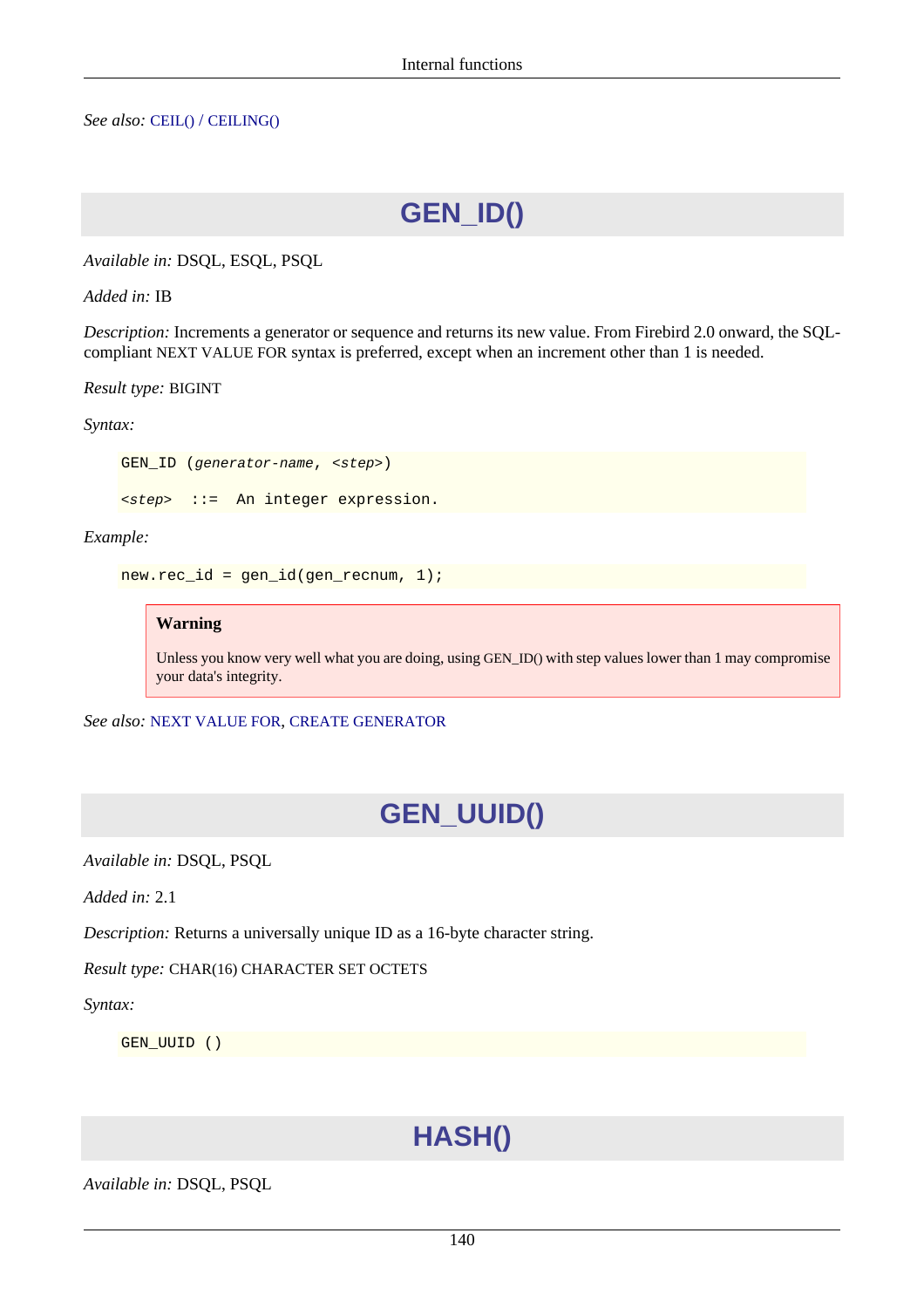*See also:* CEIL() / CEILING()

## GEN_ID()

*Available in:* DSQL, ESQL, PSQL

*Added in:* IB

*Description:* Increments a generator or sequence and returns its new value. From Firebird 2.0 onward, the SQL-compliant NEXT VALUE FOR syntax is preferred, except when an increment other than 1 is needed.

*Result type:* BIGINT

*Syntax:*

```
GEN_ID (generator-name, <step>)

<step>  ::=  An integer expression.
```

*Example:*

```
new.rec_id = gen_id(gen_recnum, 1);
```

> **Warning**
>
> Unless you know very well what you are doing, using GEN_ID() with step values lower than 1 may compromise your data's integrity.

*See also:* NEXT VALUE FOR, CREATE GENERATOR

## GEN_UUID()

*Available in:* DSQL, PSQL

*Added in:* 2.1

*Description:* Returns a universally unique ID as a 16-byte character string.

*Result type:* CHAR(16) CHARACTER SET OCTETS

*Syntax:*

```
GEN_UUID ()
```

## HASH()

*Available in:* DSQL, PSQL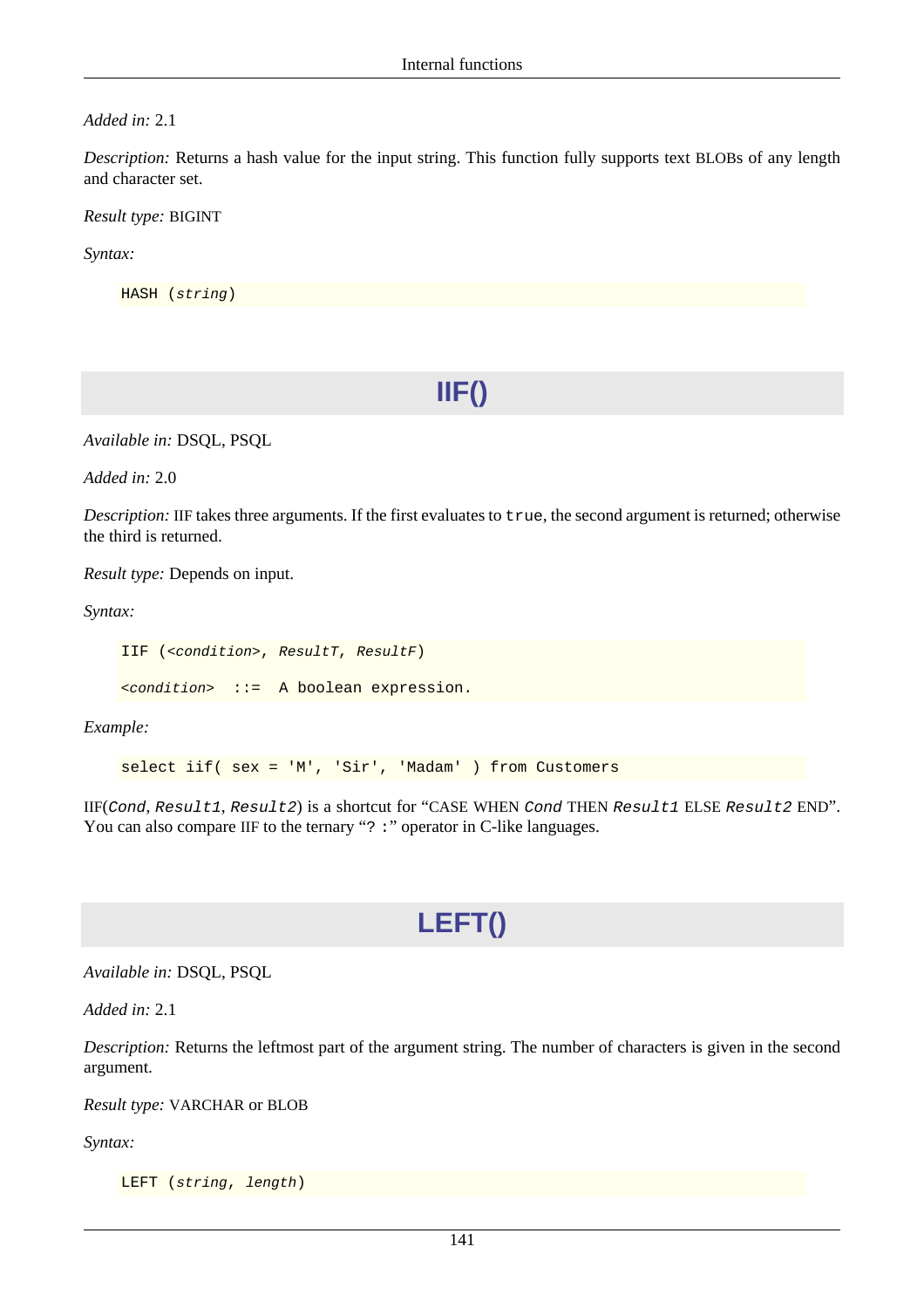*Added in:* 2.1

*Description:* Returns a hash value for the input string. This function fully supports text BLOBs of any length and character set.

*Result type:* BIGINT

*Syntax:*

```
HASH (string)
```

## IIF()

*Available in:* DSQL, PSQL

*Added in:* 2.0

*Description:* IIF takes three arguments. If the first evaluates to `true`, the second argument is returned; otherwise the third is returned.

*Result type:* Depends on input.

*Syntax:*

```
IIF (<condition>, ResultT, ResultF)

<condition>  ::=  A boolean expression.
```

*Example:*

```
select iif( sex = 'M', 'Sir', 'Madam' ) from Customers
```

IIF(`Cond`, `Result1`, `Result2`) is a shortcut for "CASE WHEN `Cond` THEN `Result1` ELSE `Result2` END". You can also compare IIF to the ternary "`? :`" operator in C-like languages.

## LEFT()

*Available in:* DSQL, PSQL

*Added in:* 2.1

*Description:* Returns the leftmost part of the argument string. The number of characters is given in the second argument.

*Result type:* VARCHAR or BLOB

*Syntax:*

```
LEFT (string, length)
```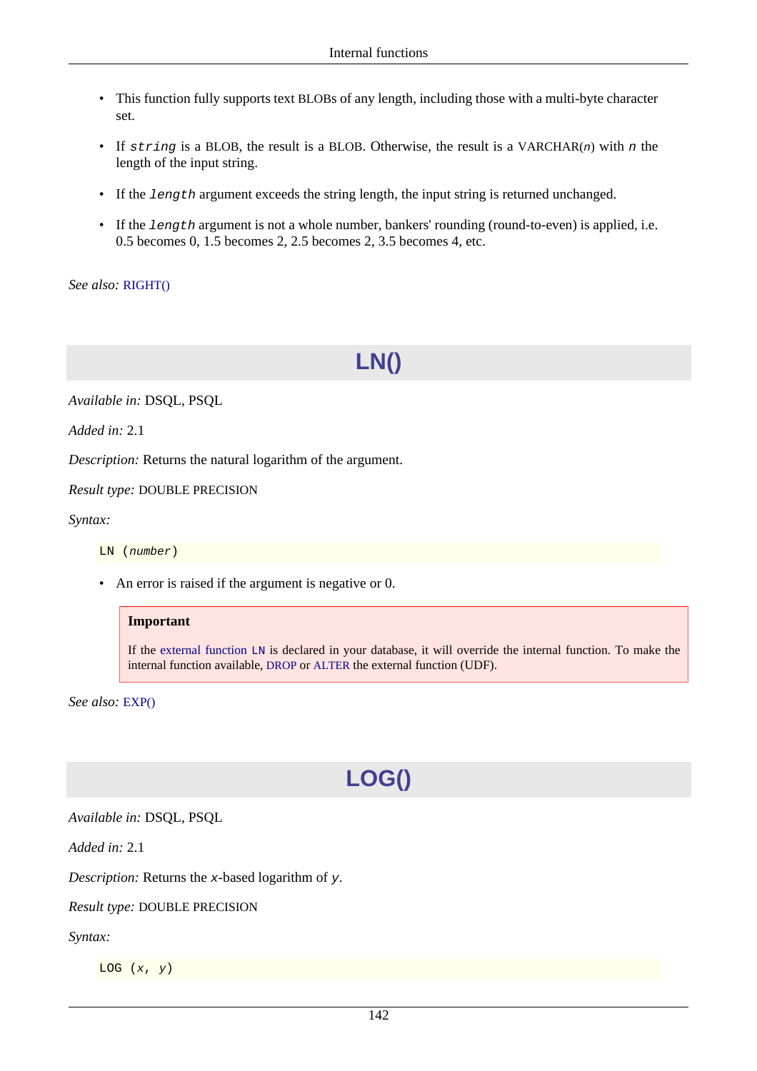- This function fully supports text BLOBs of any length, including those with a multi-byte character set.
- If *string* is a BLOB, the result is a BLOB. Otherwise, the result is a VARCHAR(*n*) with *n* the length of the input string.
- If the *length* argument exceeds the string length, the input string is returned unchanged.
- If the *length* argument is not a whole number, bankers' rounding (round-to-even) is applied, i.e. 0.5 becomes 0, 1.5 becomes 2, 2.5 becomes 2, 3.5 becomes 4, etc.

*See also:* RIGHT()

## LN()

*Available in:* DSQL, PSQL

*Added in:* 2.1

*Description:* Returns the natural logarithm of the argument.

*Result type:* DOUBLE PRECISION

*Syntax:*

```
LN (number)
```

- An error is raised if the argument is negative or 0.

> **Important**
>
> If the external function `LN` is declared in your database, it will override the internal function. To make the internal function available, DROP or ALTER the external function (UDF).

*See also:* EXP()

## LOG()

*Available in:* DSQL, PSQL

*Added in:* 2.1

*Description:* Returns the *x*-based logarithm of *y*.

*Result type:* DOUBLE PRECISION

*Syntax:*

```
LOG (x, y)
```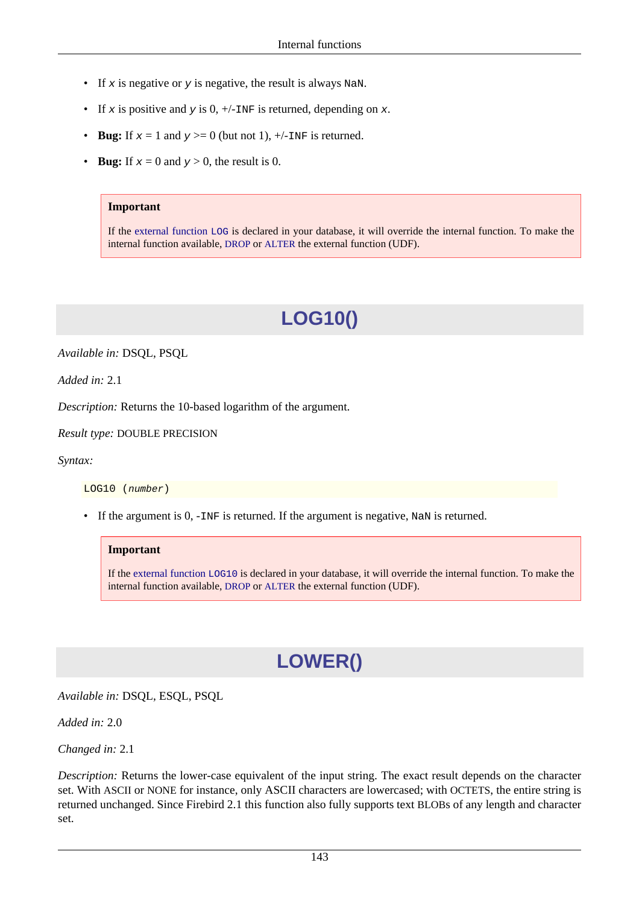- If *x* is negative or *y* is negative, the result is always `NaN`.
- If *x* is positive and *y* is 0, +/-`INF` is returned, depending on *x*.
- **Bug:** If *x* = 1 and *y* >= 0 (but not 1), +/-`INF` is returned.
- **Bug:** If *x* = 0 and *y* > 0, the result is 0.

> **Important**
>
> If the external function `LOG` is declared in your database, it will override the internal function. To make the internal function available, DROP or ALTER the external function (UDF).

## LOG10()

*Available in:* DSQL, PSQL

*Added in:* 2.1

*Description:* Returns the 10-based logarithm of the argument.

*Result type:* DOUBLE PRECISION

*Syntax:*

```
LOG10 (number)
```

- If the argument is 0, `-INF` is returned. If the argument is negative, `NaN` is returned.

> **Important**
>
> If the external function `LOG10` is declared in your database, it will override the internal function. To make the internal function available, DROP or ALTER the external function (UDF).

## LOWER()

*Available in:* DSQL, ESQL, PSQL

*Added in:* 2.0

*Changed in:* 2.1

*Description:* Returns the lower-case equivalent of the input string. The exact result depends on the character set. With ASCII or NONE for instance, only ASCII characters are lowercased; with OCTETS, the entire string is returned unchanged. Since Firebird 2.1 this function also fully supports text BLOBs of any length and character set.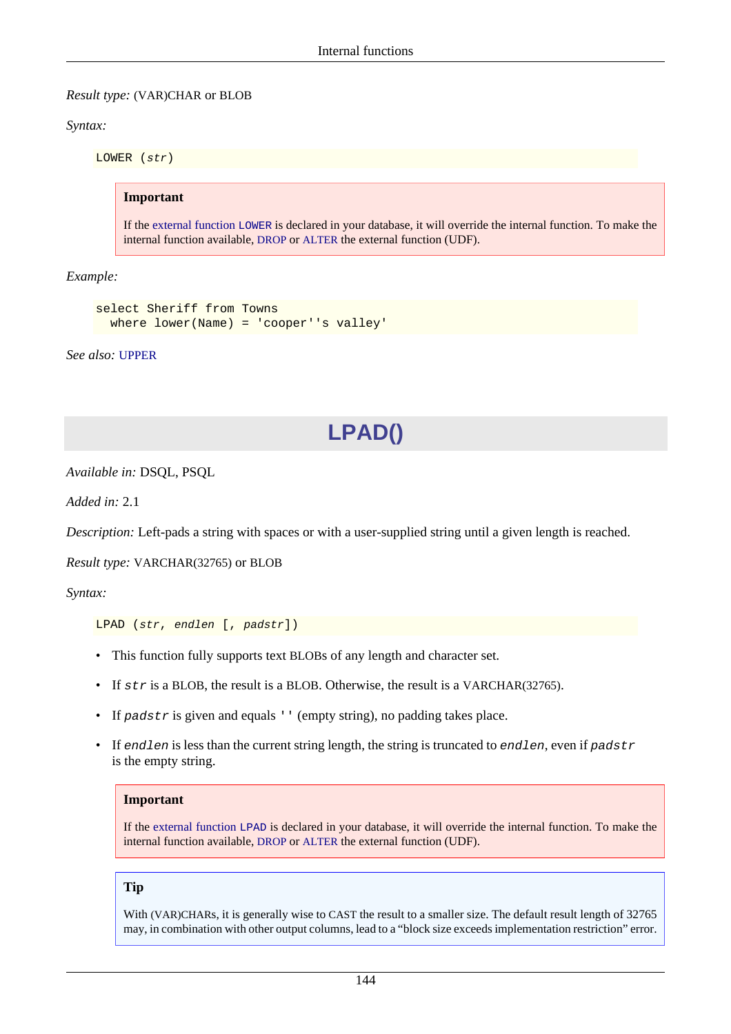*Result type:* (VAR)CHAR or BLOB

*Syntax:*

```
LOWER (str)
```

> **Important**
>
> If the external function `LOWER` is declared in your database, it will override the internal function. To make the internal function available, DROP or ALTER the external function (UDF).

*Example:*

```
select Sheriff from Towns
  where lower(Name) = 'cooper''s valley'
```

*See also:* UPPER

## LPAD()

*Available in:* DSQL, PSQL

*Added in:* 2.1

*Description:* Left-pads a string with spaces or with a user-supplied string until a given length is reached.

*Result type:* VARCHAR(32765) or BLOB

*Syntax:*

```
LPAD (str, endlen [, padstr])
```

- This function fully supports text BLOBs of any length and character set.
- If *`str`* is a BLOB, the result is a BLOB. Otherwise, the result is a VARCHAR(32765).
- If *`padstr`* is given and equals `''` (empty string), no padding takes place.
- If *`endlen`* is less than the current string length, the string is truncated to *`endlen`*, even if *`padstr`* is the empty string.

> **Important**
>
> If the external function `LPAD` is declared in your database, it will override the internal function. To make the internal function available, DROP or ALTER the external function (UDF).

> **Tip**
>
> With (VAR)CHARs, it is generally wise to CAST the result to a smaller size. The default result length of 32765 may, in combination with other output columns, lead to a "block size exceeds implementation restriction" error.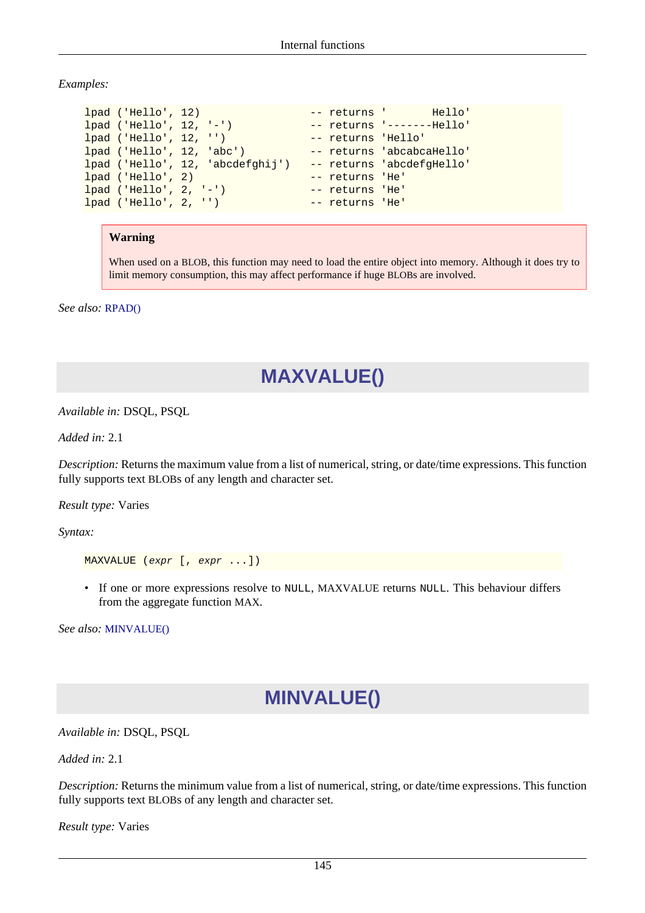*Examples:*

```
lpad ('Hello', 12)                -- returns '       Hello'
lpad ('Hello', 12, '-')           -- returns '-------Hello'
lpad ('Hello', 12, '')            -- returns 'Hello'
lpad ('Hello', 12, 'abc')         -- returns 'abcabcaHello'
lpad ('Hello', 12, 'abcdefghij')  -- returns 'abcdefgHello'
lpad ('Hello', 2)                 -- returns 'He'
lpad ('Hello', 2, '-')            -- returns 'He'
lpad ('Hello', 2, '')             -- returns 'He'
```

> **Warning**
>
> When used on a BLOB, this function may need to load the entire object into memory. Although it does try to limit memory consumption, this may affect performance if huge BLOBs are involved.

*See also:* RPAD()

## MAXVALUE()

*Available in:* DSQL, PSQL

*Added in:* 2.1

*Description:* Returns the maximum value from a list of numerical, string, or date/time expressions. This function fully supports text BLOBs of any length and character set.

*Result type:* Varies

*Syntax:*

```
MAXVALUE (expr [, expr ...])
```

- If one or more expressions resolve to `NULL`, MAXVALUE returns `NULL`. This behaviour differs from the aggregate function MAX.

*See also:* MINVALUE()

## MINVALUE()

*Available in:* DSQL, PSQL

*Added in:* 2.1

*Description:* Returns the minimum value from a list of numerical, string, or date/time expressions. This function fully supports text BLOBs of any length and character set.

*Result type:* Varies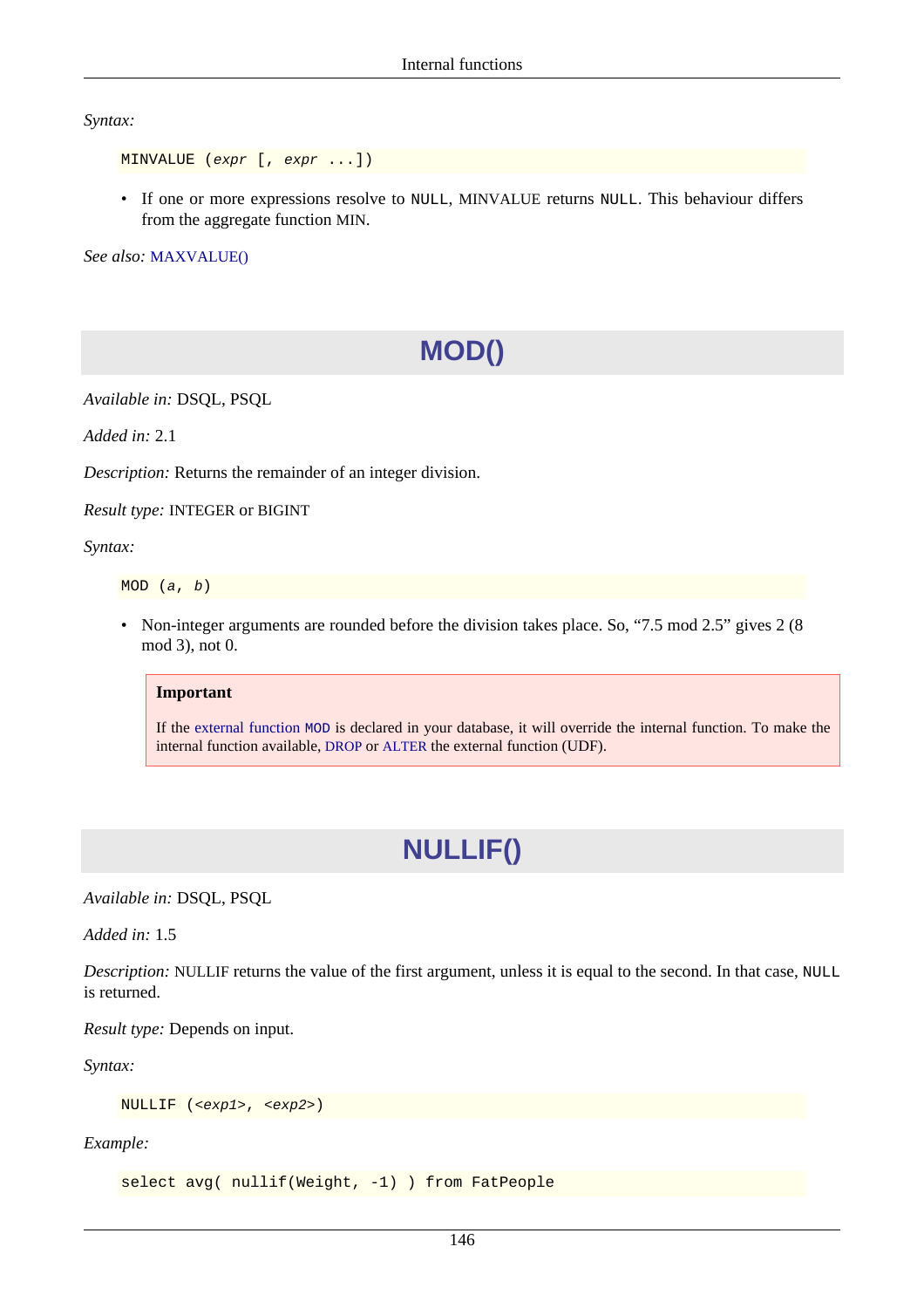*Syntax:*

```
MINVALUE (expr [, expr ...])
```

- If one or more expressions resolve to `NULL`, MINVALUE returns `NULL`. This behaviour differs from the aggregate function MIN.

*See also:* MAXVALUE()

## MOD()

*Available in:* DSQL, PSQL

*Added in:* 2.1

*Description:* Returns the remainder of an integer division.

*Result type:* INTEGER or BIGINT

*Syntax:*

```
MOD (a, b)
```

- Non-integer arguments are rounded before the division takes place. So, “7.5 mod 2.5” gives 2 (8 mod 3), not 0.

> **Important**
>
> If the external function `MOD` is declared in your database, it will override the internal function. To make the internal function available, DROP or ALTER the external function (UDF).

## NULLIF()

*Available in:* DSQL, PSQL

*Added in:* 1.5

*Description:* NULLIF returns the value of the first argument, unless it is equal to the second. In that case, `NULL` is returned.

*Result type:* Depends on input.

*Syntax:*

```
NULLIF (<exp1>, <exp2>)
```

*Example:*

```
select avg( nullif(Weight, -1) ) from FatPeople
```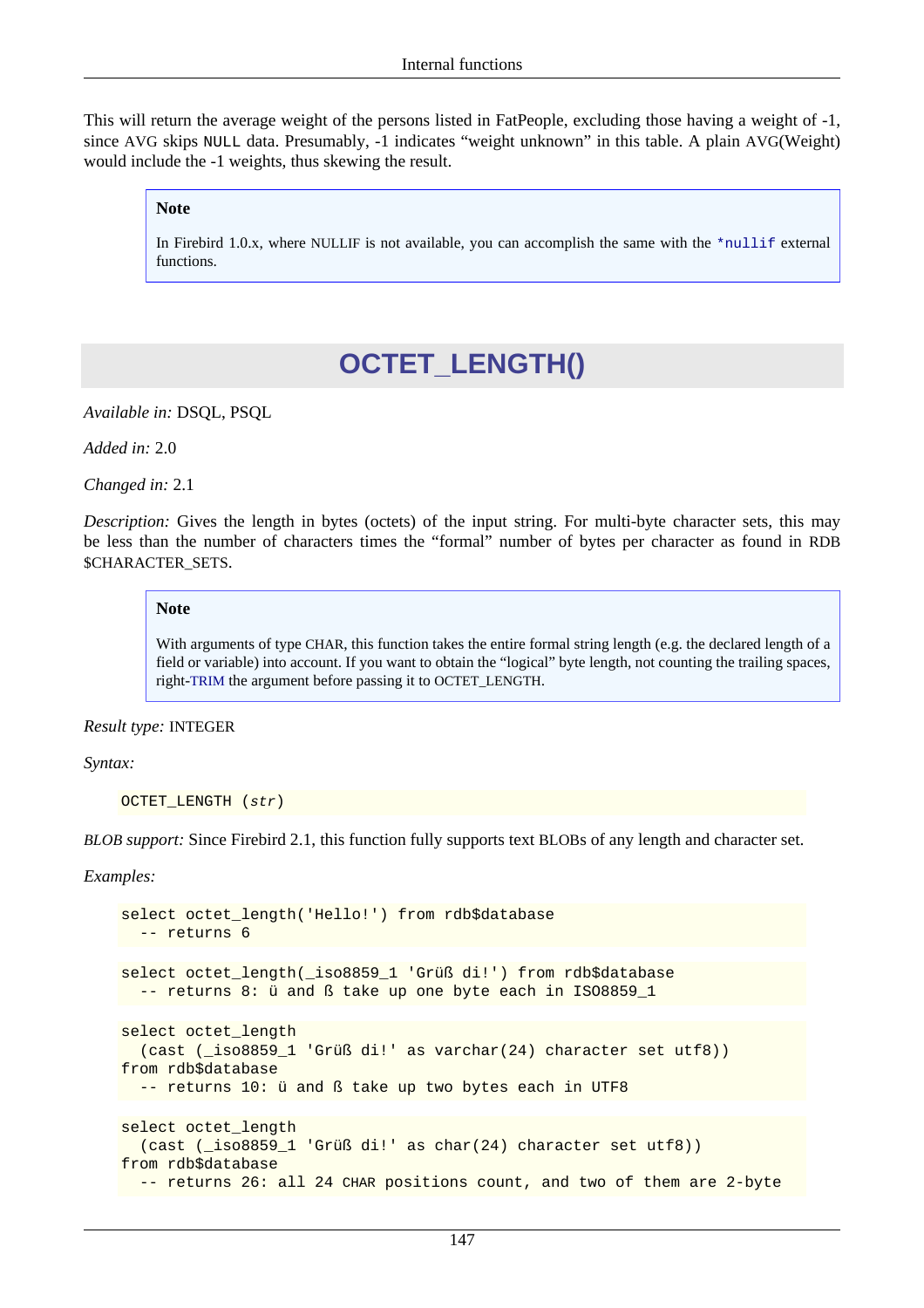This will return the average weight of the persons listed in FatPeople, excluding those having a weight of -1, since AVG skips NULL data. Presumably, -1 indicates “weight unknown” in this table. A plain AVG(Weight) would include the -1 weights, thus skewing the result.

> **Note**
>
> In Firebird 1.0.x, where NULLIF is not available, you can accomplish the same with the `*nullif` external functions.

## OCTET_LENGTH()

*Available in:* DSQL, PSQL

*Added in:* 2.0

*Changed in:* 2.1

*Description:* Gives the length in bytes (octets) of the input string. For multi-byte character sets, this may be less than the number of characters times the “formal” number of bytes per character as found in RDB$CHARACTER_SETS.

> **Note**
>
> With arguments of type CHAR, this function takes the entire formal string length (e.g. the declared length of a field or variable) into account. If you want to obtain the “logical” byte length, not counting the trailing spaces, right-TRIM the argument before passing it to OCTET_LENGTH.

*Result type:* INTEGER

*Syntax:*

```
OCTET_LENGTH (str)
```

*BLOB support:* Since Firebird 2.1, this function fully supports text BLOBs of any length and character set.

*Examples:*

```
select octet_length('Hello!') from rdb$database
  -- returns 6
```

```
select octet_length(_iso8859_1 'Grüß di!') from rdb$database
  -- returns 8: ü and ß take up one byte each in ISO8859_1
```

```
select octet_length
  (cast (_iso8859_1 'Grüß di!' as varchar(24) character set utf8))
from rdb$database
  -- returns 10: ü and ß take up two bytes each in UTF8
```

```
select octet_length
  (cast (_iso8859_1 'Grüß di!' as char(24) character set utf8))
from rdb$database
  -- returns 26: all 24 CHAR positions count, and two of them are 2-byte
```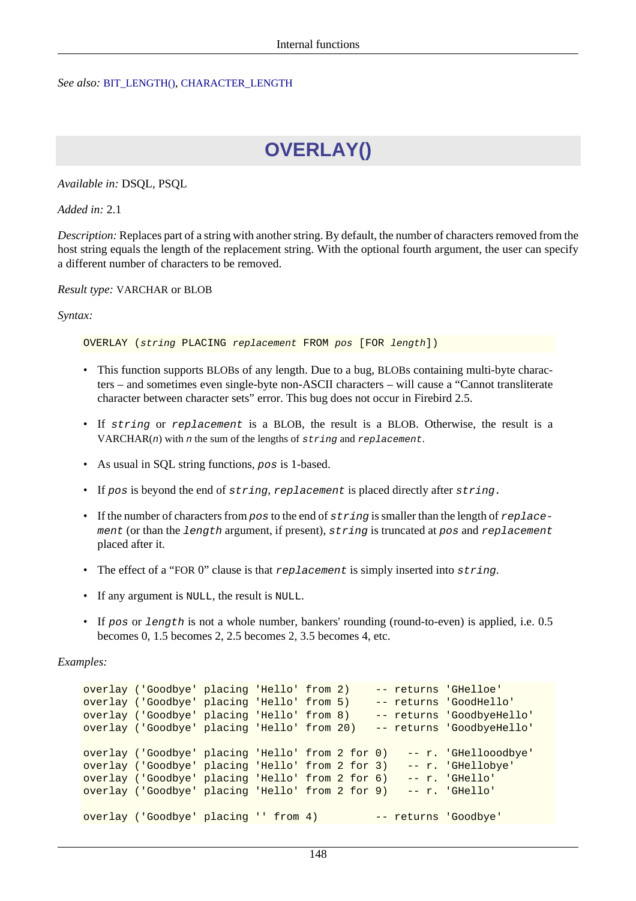*See also:* BIT_LENGTH(), CHARACTER_LENGTH

## OVERLAY()

*Available in:* DSQL, PSQL

*Added in:* 2.1

*Description:* Replaces part of a string with another string. By default, the number of characters removed from the host string equals the length of the replacement string. With the optional fourth argument, the user can specify a different number of characters to be removed.

*Result type:* VARCHAR or BLOB

*Syntax:*

```
OVERLAY (string PLACING replacement FROM pos [FOR length])
```

- This function supports BLOBs of any length. Due to a bug, BLOBs containing multi-byte characters – and sometimes even single-byte non-ASCII characters – will cause a “Cannot transliterate character between character sets” error. This bug does not occur in Firebird 2.5.
- If `string` or `replacement` is a BLOB, the result is a BLOB. Otherwise, the result is a VARCHAR(*n*) with *n* the sum of the lengths of `string` and `replacement`.
- As usual in SQL string functions, `pos` is 1-based.
- If `pos` is beyond the end of `string`, `replacement` is placed directly after `string.`
- If the number of characters from `pos` to the end of `string` is smaller than the length of `replacement` (or than the `length` argument, if present), `string` is truncated at `pos` and `replacement` placed after it.
- The effect of a “FOR 0” clause is that `replacement` is simply inserted into `string`.
- If any argument is `NULL`, the result is `NULL`.
- If `pos` or `length` is not a whole number, bankers' rounding (round-to-even) is applied, i.e. 0.5 becomes 0, 1.5 becomes 2, 2.5 becomes 2, 3.5 becomes 4, etc.

*Examples:*

```
overlay ('Goodbye' placing 'Hello' from 2)    -- returns 'GHelloe'
overlay ('Goodbye' placing 'Hello' from 5)    -- returns 'GoodHello'
overlay ('Goodbye' placing 'Hello' from 8)    -- returns 'GoodbyeHello'
overlay ('Goodbye' placing 'Hello' from 20)   -- returns 'GoodbyeHello'

overlay ('Goodbye' placing 'Hello' from 2 for 0)   -- r. 'GHellooodbye'
overlay ('Goodbye' placing 'Hello' from 2 for 3)   -- r. 'GHellobye'
overlay ('Goodbye' placing 'Hello' from 2 for 6)   -- r. 'GHello'
overlay ('Goodbye' placing 'Hello' from 2 for 9)   -- r. 'GHello'

overlay ('Goodbye' placing '' from 4)         -- returns 'Goodbye'
```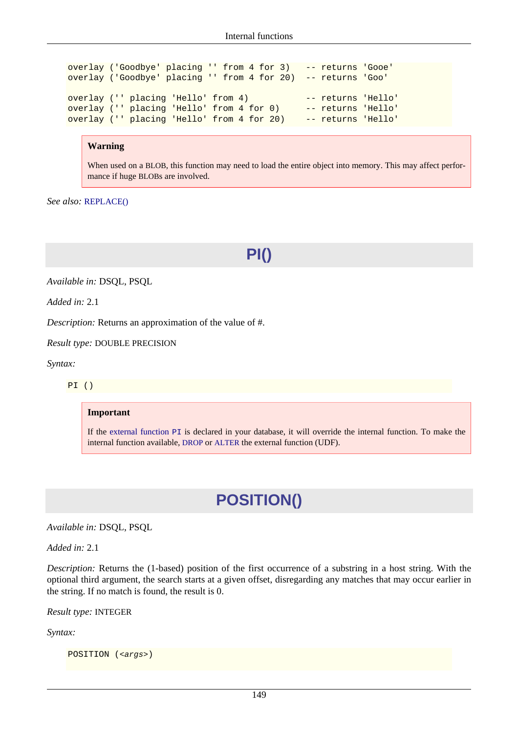```
overlay ('Goodbye' placing '' from 4 for 3)   -- returns 'Gooe'
overlay ('Goodbye' placing '' from 4 for 20)  -- returns 'Goo'

overlay ('' placing 'Hello' from 4)           -- returns 'Hello'
overlay ('' placing 'Hello' from 4 for 0)     -- returns 'Hello'
overlay ('' placing 'Hello' from 4 for 20)    -- returns 'Hello'
```

> **Warning**
>
> When used on a BLOB, this function may need to load the entire object into memory. This may affect performance if huge BLOBs are involved.

*See also:* REPLACE()

## PI()

*Available in:* DSQL, PSQL

*Added in:* 2.1

*Description:* Returns an approximation of the value of #.

*Result type:* DOUBLE PRECISION

*Syntax:*

```
PI ()
```

> **Important**
>
> If the external function `PI` is declared in your database, it will override the internal function. To make the internal function available, DROP or ALTER the external function (UDF).

## POSITION()

*Available in:* DSQL, PSQL

*Added in:* 2.1

*Description:* Returns the (1-based) position of the first occurrence of a substring in a host string. With the optional third argument, the search starts at a given offset, disregarding any matches that may occur earlier in the string. If no match is found, the result is 0.

*Result type:* INTEGER

*Syntax:*

```
POSITION (<args>)
```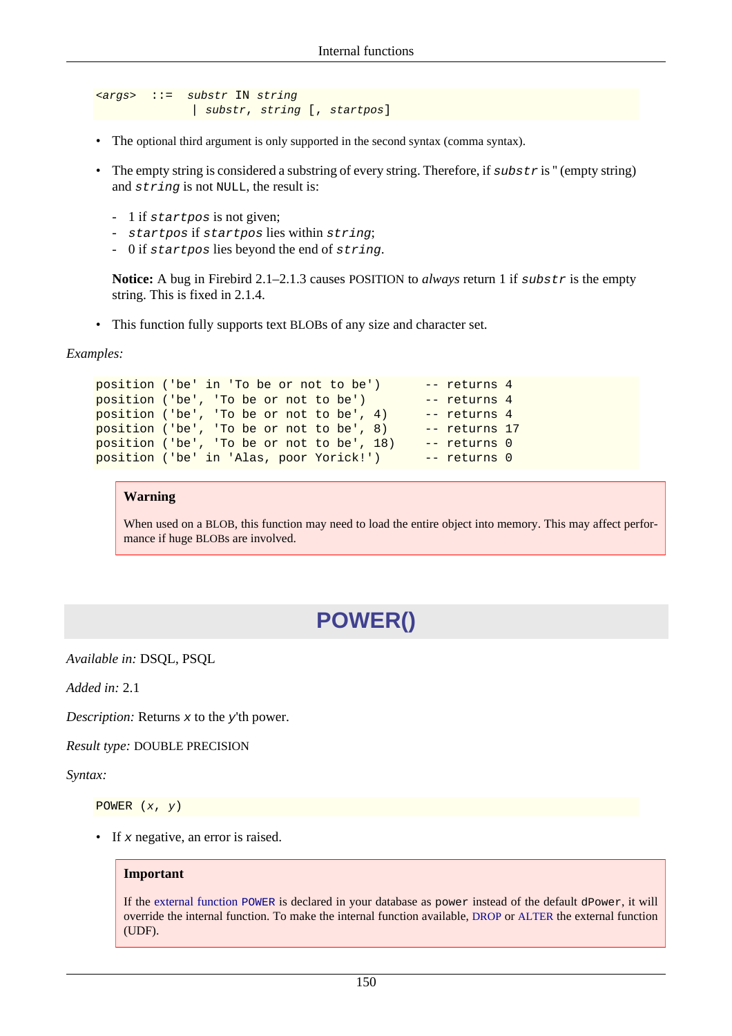```
<args>  ::=  substr IN string
             | substr, string [, startpos]
```

- The optional third argument is only supported in the second syntax (comma syntax).
- The empty string is considered a substring of every string. Therefore, if *substr* is '' (empty string) and *string* is not NULL, the result is:

  - 1 if *startpos* is not given;
  - *startpos* if *startpos* lies within *string*;
  - 0 if *startpos* lies beyond the end of *string*.

  **Notice:** A bug in Firebird 2.1–2.1.3 causes POSITION to *always* return 1 if *substr* is the empty string. This is fixed in 2.1.4.

- This function fully supports text BLOBs of any size and character set.

*Examples:*

```
position ('be' in 'To be or not to be')       -- returns 4
position ('be', 'To be or not to be')         -- returns 4
position ('be', 'To be or not to be', 4)      -- returns 4
position ('be', 'To be or not to be', 8)      -- returns 17
position ('be', 'To be or not to be', 18)     -- returns 0
position ('be' in 'Alas, poor Yorick!')       -- returns 0
```

> **Warning**
>
> When used on a BLOB, this function may need to load the entire object into memory. This may affect performance if huge BLOBs are involved.

# POWER()

*Available in:* DSQL, PSQL

*Added in:* 2.1

*Description:* Returns *x* to the *y*'th power.

*Result type:* DOUBLE PRECISION

*Syntax:*

```
POWER (x, y)
```

- If *x* negative, an error is raised.

> **Important**
>
> If the external function POWER is declared in your database as power instead of the default dPower, it will override the internal function. To make the internal function available, DROP or ALTER the external function (UDF).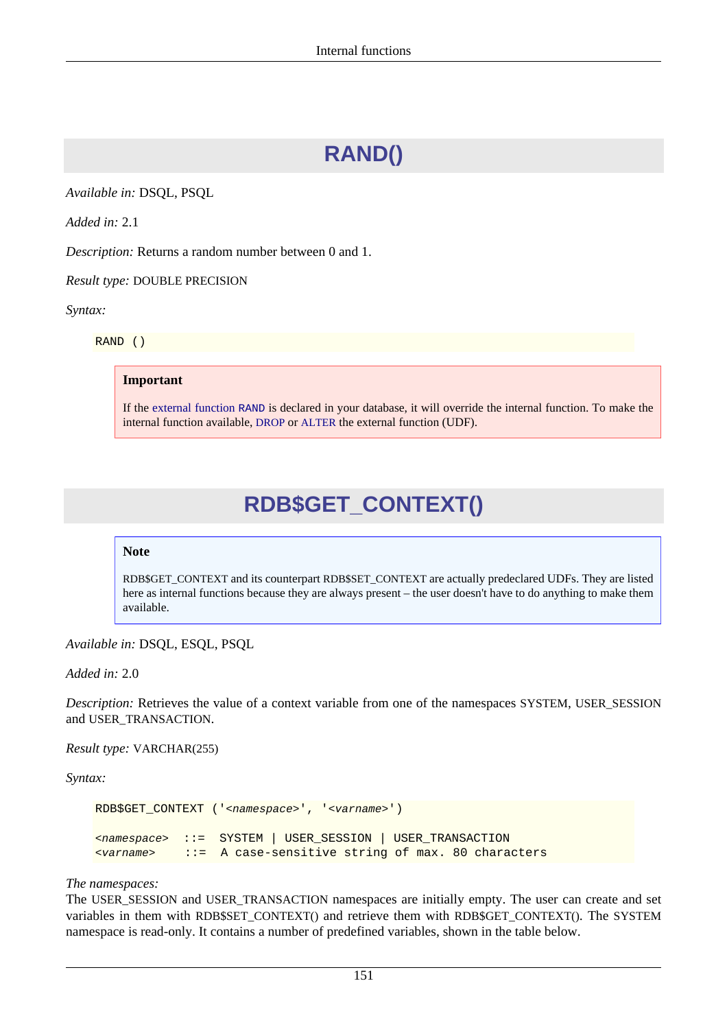# RAND()

*Available in:* DSQL, PSQL

*Added in:* 2.1

*Description:* Returns a random number between 0 and 1.

*Result type:* DOUBLE PRECISION

*Syntax:*

```
RAND ()
```

> **Important**
>
> If the external function RAND is declared in your database, it will override the internal function. To make the internal function available, DROP or ALTER the external function (UDF).

# RDB$GET_CONTEXT()

> **Note**
>
> RDB$GET_CONTEXT and its counterpart RDB$SET_CONTEXT are actually predeclared UDFs. They are listed here as internal functions because they are always present – the user doesn't have to do anything to make them available.

*Available in:* DSQL, ESQL, PSQL

*Added in:* 2.0

*Description:* Retrieves the value of a context variable from one of the namespaces SYSTEM, USER_SESSION and USER_TRANSACTION.

*Result type:* VARCHAR(255)

*Syntax:*

```
RDB$GET_CONTEXT ('<namespace>', '<varname>')

<namespace>  ::=  SYSTEM | USER_SESSION | USER_TRANSACTION
<varname>    ::=  A case-sensitive string of max. 80 characters
```

*The namespaces:*
The USER_SESSION and USER_TRANSACTION namespaces are initially empty. The user can create and set variables in them with RDB$SET_CONTEXT() and retrieve them with RDB$GET_CONTEXT(). The SYSTEM namespace is read-only. It contains a number of predefined variables, shown in the table below.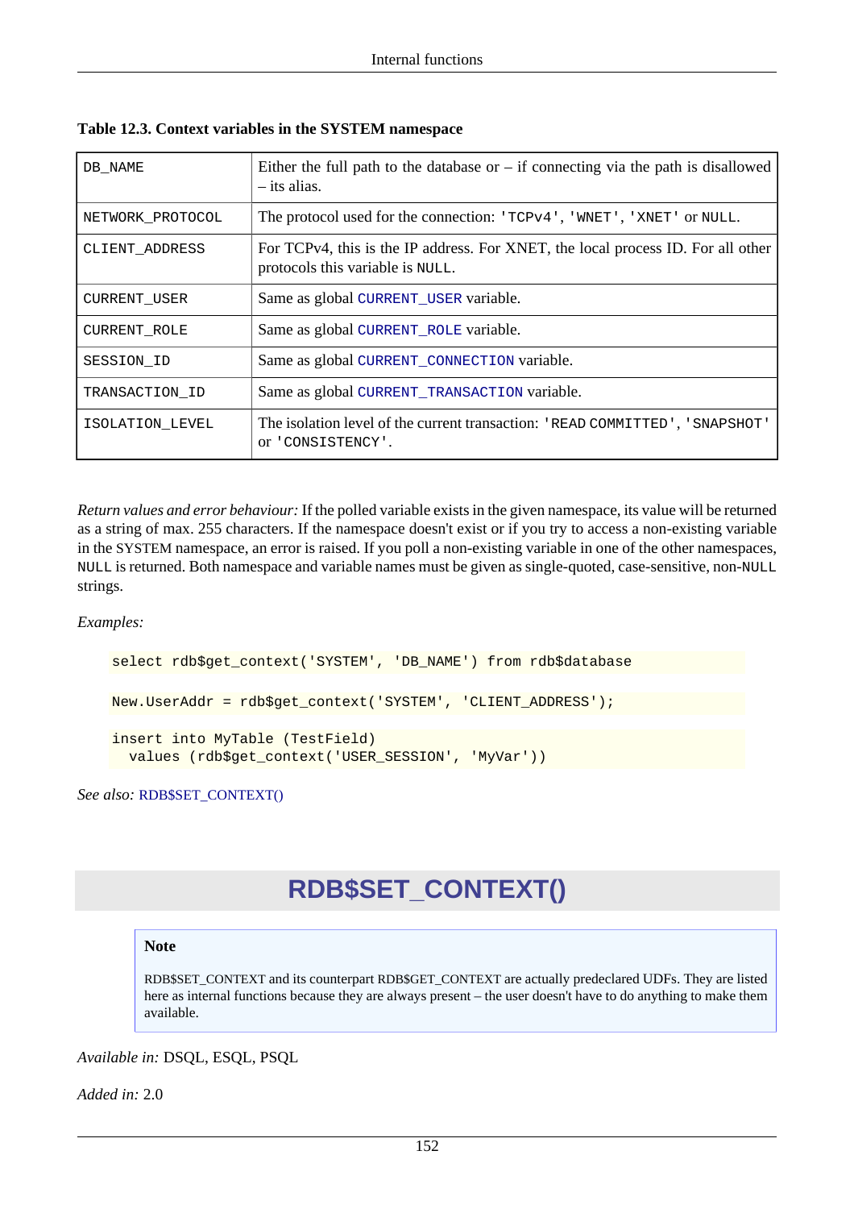**Table 12.3. Context variables in the SYSTEM namespace**

| | |
|---|---|
| `DB_NAME` | Either the full path to the database or – if connecting via the path is disallowed – its alias. |
| `NETWORK_PROTOCOL` | The protocol used for the connection: `'TCPv4'`, `'WNET'`, `'XNET'` or `NULL`. |
| `CLIENT_ADDRESS` | For TCPv4, this is the IP address. For XNET, the local process ID. For all other protocols this variable is `NULL`. |
| `CURRENT_USER` | Same as global `CURRENT_USER` variable. |
| `CURRENT_ROLE` | Same as global `CURRENT_ROLE` variable. |
| `SESSION_ID` | Same as global `CURRENT_CONNECTION` variable. |
| `TRANSACTION_ID` | Same as global `CURRENT_TRANSACTION` variable. |
| `ISOLATION_LEVEL` | The isolation level of the current transaction: `'READ COMMITTED'`, `'SNAPSHOT'` or `'CONSISTENCY'`. |

*Return values and error behaviour:* If the polled variable exists in the given namespace, its value will be returned as a string of max. 255 characters. If the namespace doesn't exist or if you try to access a non-existing variable in the SYSTEM namespace, an error is raised. If you poll a non-existing variable in one of the other namespaces, `NULL` is returned. Both namespace and variable names must be given as single-quoted, case-sensitive, non-`NULL` strings.

*Examples:*

```
select rdb$get_context('SYSTEM', 'DB_NAME') from rdb$database
```

```
New.UserAddr = rdb$get_context('SYSTEM', 'CLIENT_ADDRESS');
```

```
insert into MyTable (TestField)
  values (rdb$get_context('USER_SESSION', 'MyVar'))
```

*See also:* RDB$SET_CONTEXT()

## RDB$SET_CONTEXT()

> **Note**
>
> RDB$SET_CONTEXT and its counterpart RDB$GET_CONTEXT are actually predeclared UDFs. They are listed here as internal functions because they are always present – the user doesn't have to do anything to make them available.

*Available in:* DSQL, ESQL, PSQL

*Added in:* 2.0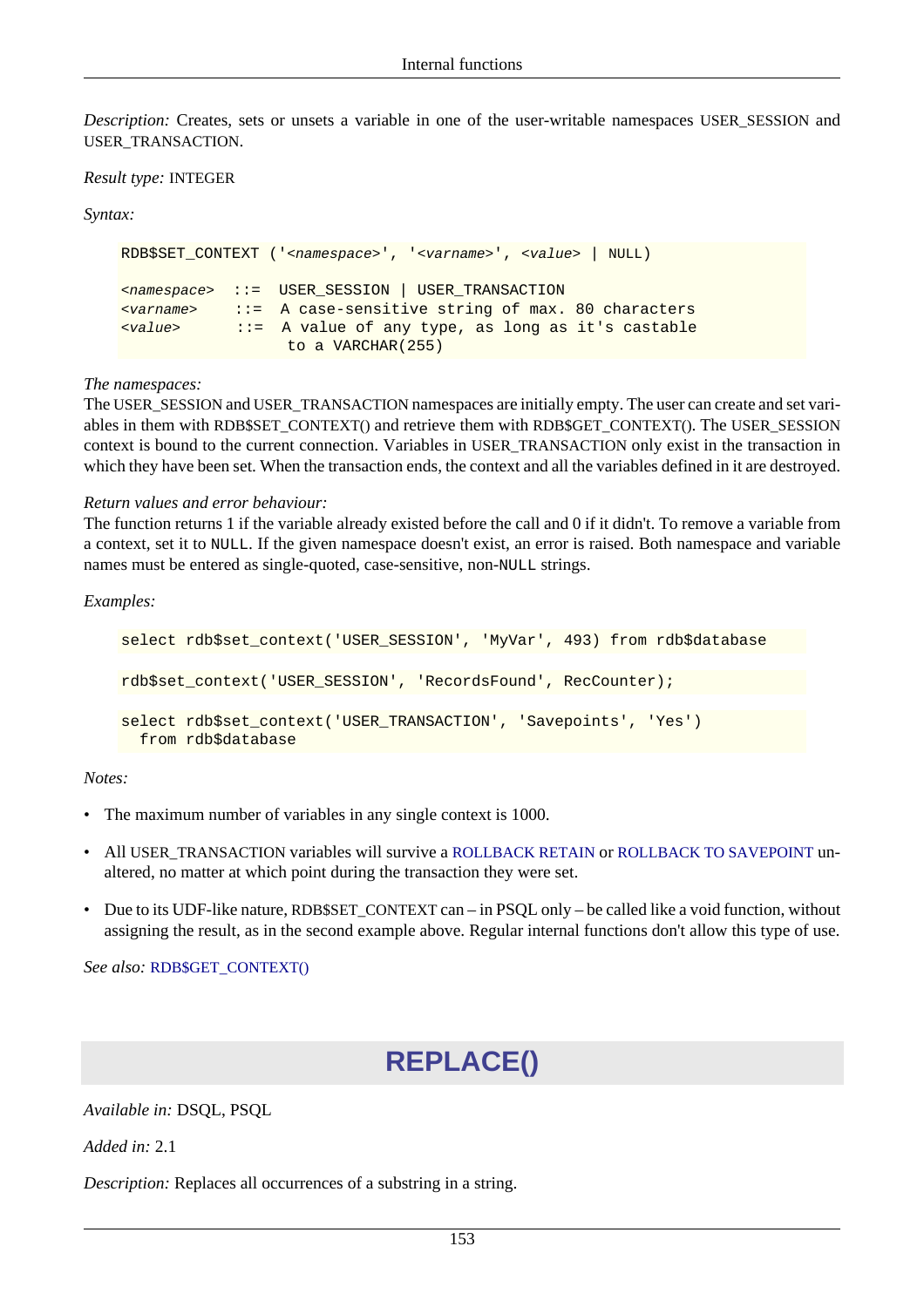*Description:* Creates, sets or unsets a variable in one of the user-writable namespaces USER_SESSION and USER_TRANSACTION.

*Result type:* INTEGER

*Syntax:*

```
RDB$SET_CONTEXT ('<namespace>', '<varname>', <value> | NULL)

<namespace>  ::=  USER_SESSION | USER_TRANSACTION
<varname>    ::=  A case-sensitive string of max. 80 characters
<value>      ::=  A value of any type, as long as it's castable
                   to a VARCHAR(255)
```

*The namespaces:*
The USER_SESSION and USER_TRANSACTION namespaces are initially empty. The user can create and set variables in them with RDB$SET_CONTEXT() and retrieve them with RDB$GET_CONTEXT(). The USER_SESSION context is bound to the current connection. Variables in USER_TRANSACTION only exist in the transaction in which they have been set. When the transaction ends, the context and all the variables defined in it are destroyed.

*Return values and error behaviour:*
The function returns 1 if the variable already existed before the call and 0 if it didn't. To remove a variable from a context, set it to NULL. If the given namespace doesn't exist, an error is raised. Both namespace and variable names must be entered as single-quoted, case-sensitive, non-NULL strings.

*Examples:*

```
select rdb$set_context('USER_SESSION', 'MyVar', 493) from rdb$database
```

```
rdb$set_context('USER_SESSION', 'RecordsFound', RecCounter);
```

```
select rdb$set_context('USER_TRANSACTION', 'Savepoints', 'Yes')
  from rdb$database
```

*Notes:*

- The maximum number of variables in any single context is 1000.
- All USER_TRANSACTION variables will survive a ROLLBACK RETAIN or ROLLBACK TO SAVEPOINT unaltered, no matter at which point during the transaction they were set.
- Due to its UDF-like nature, RDB$SET_CONTEXT can – in PSQL only – be called like a void function, without assigning the result, as in the second example above. Regular internal functions don't allow this type of use.

*See also:* RDB$GET_CONTEXT()

## REPLACE()

*Available in:* DSQL, PSQL

*Added in:* 2.1

*Description:* Replaces all occurrences of a substring in a string.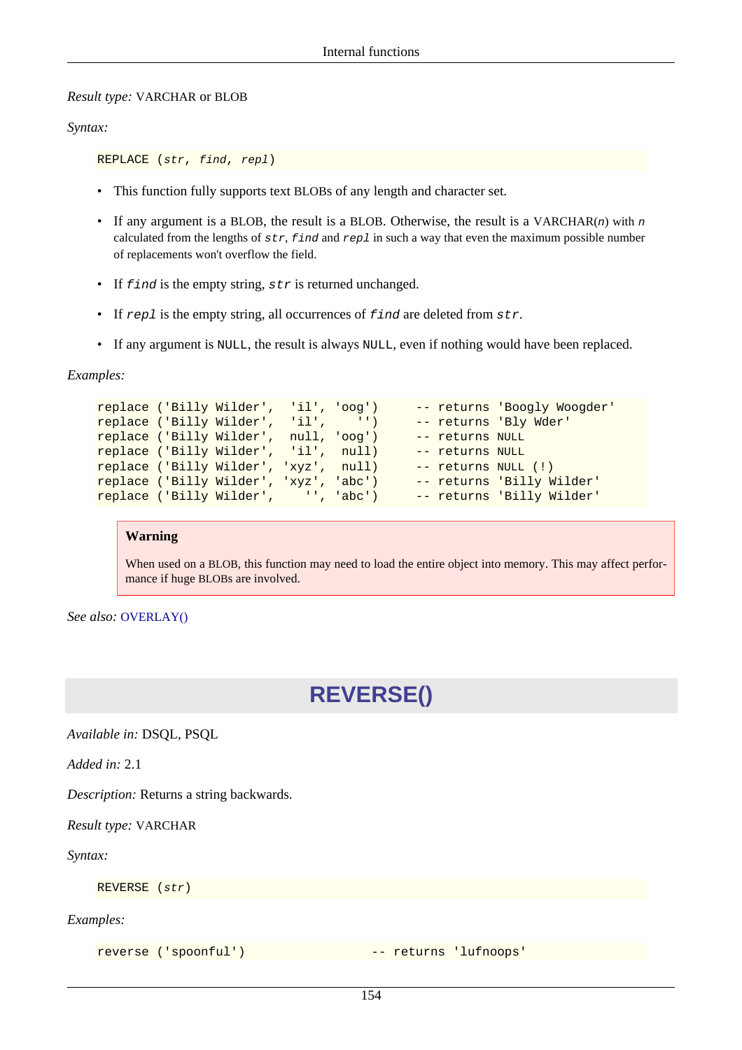*Result type:* VARCHAR or BLOB

*Syntax:*

```
REPLACE (str, find, repl)
```

- This function fully supports text BLOBs of any length and character set.
- If any argument is a BLOB, the result is a BLOB. Otherwise, the result is a VARCHAR(*n*) with *n* calculated from the lengths of `str`, `find` and `repl` in such a way that even the maximum possible number of replacements won't overflow the field.
- If `find` is the empty string, `str` is returned unchanged.
- If `repl` is the empty string, all occurrences of `find` are deleted from `str`.
- If any argument is `NULL`, the result is always `NULL`, even if nothing would have been replaced.

*Examples:*

```
replace ('Billy Wilder',  'il', 'oog')     -- returns 'Boogly Woogder'
replace ('Billy Wilder',  'il',    '')     -- returns 'Bly Wder'
replace ('Billy Wilder',  null, 'oog')     -- returns NULL
replace ('Billy Wilder',  'il',  null)     -- returns NULL
replace ('Billy Wilder', 'xyz',  null)     -- returns NULL (!)
replace ('Billy Wilder', 'xyz', 'abc')     -- returns 'Billy Wilder'
replace ('Billy Wilder',    '', 'abc')     -- returns 'Billy Wilder'
```

> **Warning**
>
> When used on a BLOB, this function may need to load the entire object into memory. This may affect performance if huge BLOBs are involved.

*See also:* OVERLAY()

## REVERSE()

*Available in:* DSQL, PSQL

*Added in:* 2.1

*Description:* Returns a string backwards.

*Result type:* VARCHAR

*Syntax:*

```
REVERSE (str)
```

*Examples:*

```
reverse ('spoonful')            -- returns 'lufnoops'
```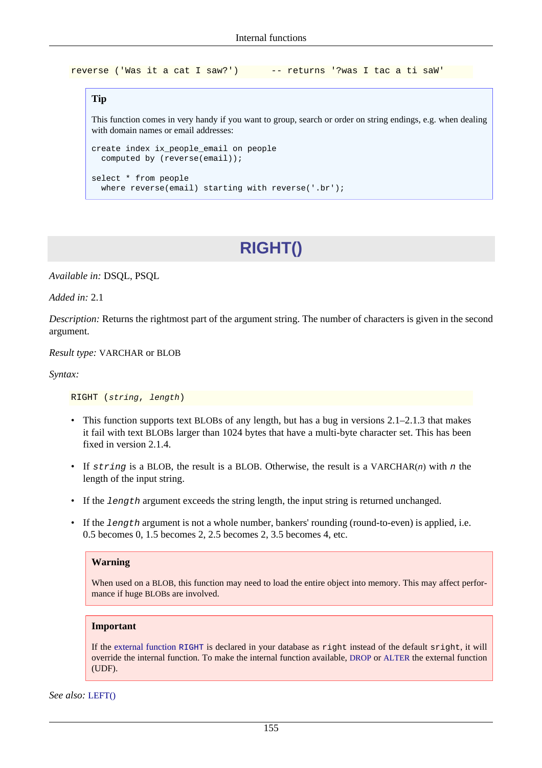```
reverse ('Was it a cat I saw?')      -- returns '?was I tac a ti saW'
```

> **Tip**
>
> This function comes in very handy if you want to group, search or order on string endings, e.g. when dealing with domain names or email addresses:
>
> ```
> create index ix_people_email on people
>   computed by (reverse(email));
>
> select * from people
>   where reverse(email) starting with reverse('.br');
> ```

## RIGHT()

*Available in:* DSQL, PSQL

*Added in:* 2.1

*Description:* Returns the rightmost part of the argument string. The number of characters is given in the second argument.

*Result type:* VARCHAR or BLOB

*Syntax:*

```
RIGHT (string, length)
```

- This function supports text BLOBs of any length, but has a bug in versions 2.1–2.1.3 that makes it fail with text BLOBs larger than 1024 bytes that have a multi-byte character set. This has been fixed in version 2.1.4.
- If `string` is a BLOB, the result is a BLOB. Otherwise, the result is a VARCHAR(*n*) with `n` the length of the input string.
- If the `length` argument exceeds the string length, the input string is returned unchanged.
- If the `length` argument is not a whole number, bankers' rounding (round-to-even) is applied, i.e. 0.5 becomes 0, 1.5 becomes 2, 2.5 becomes 2, 3.5 becomes 4, etc.

> **Warning**
>
> When used on a BLOB, this function may need to load the entire object into memory. This may affect performance if huge BLOBs are involved.

> **Important**
>
> If the external function `RIGHT` is declared in your database as `right` instead of the default `sright`, it will override the internal function. To make the internal function available, DROP or ALTER the external function (UDF).

*See also:* LEFT()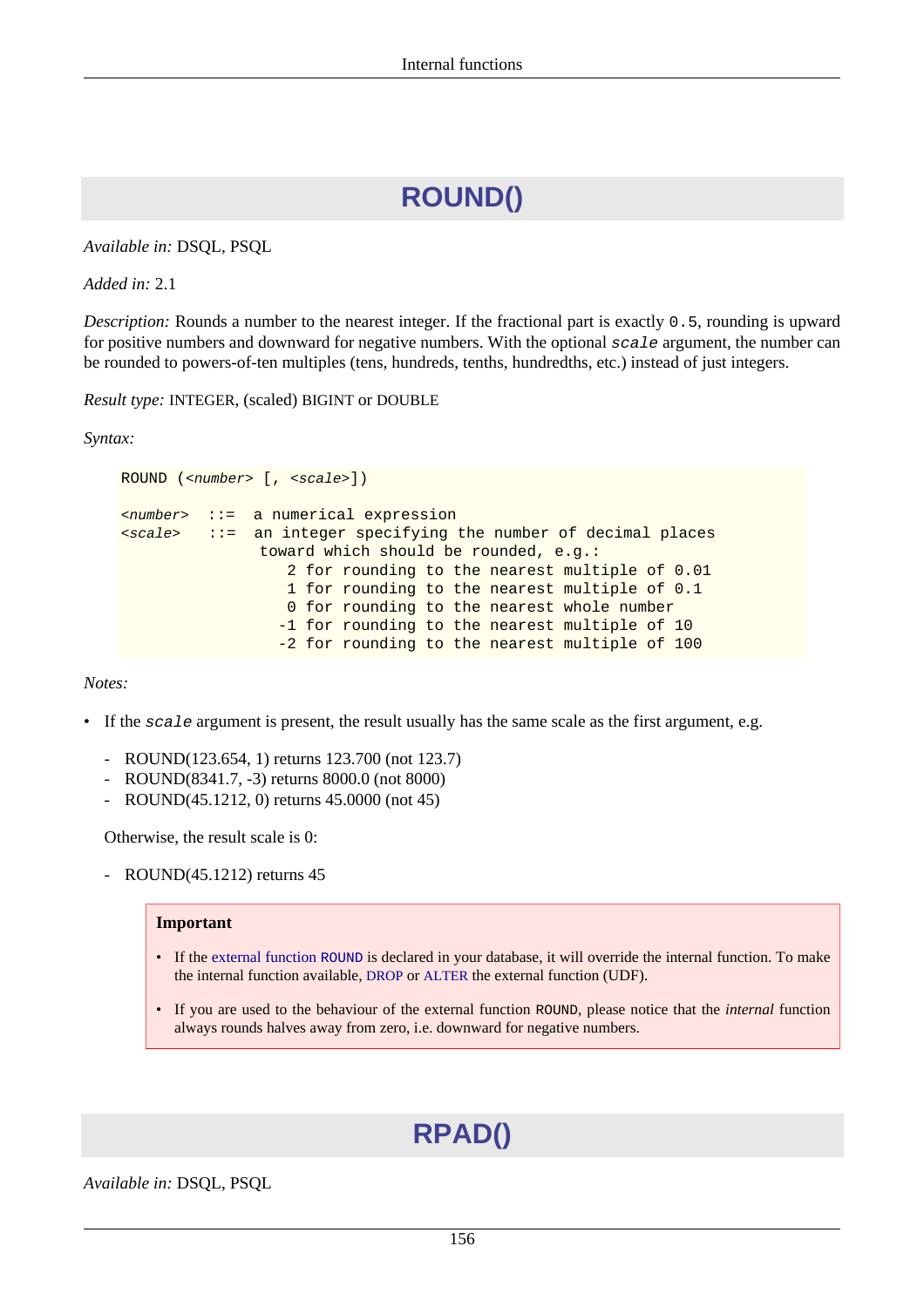# ROUND()

*Available in:* DSQL, PSQL

*Added in:* 2.1

*Description:* Rounds a number to the nearest integer. If the fractional part is exactly `0.5`, rounding is upward for positive numbers and downward for negative numbers. With the optional *`scale`* argument, the number can be rounded to powers-of-ten multiples (tens, hundreds, tenths, hundredths, etc.) instead of just integers.

*Result type:* INTEGER, (scaled) BIGINT or DOUBLE

*Syntax:*

```
ROUND (<number> [, <scale>])

<number>  ::=  a numerical expression
<scale>   ::=  an integer specifying the number of decimal places
                toward which should be rounded, e.g.:
                   2 for rounding to the nearest multiple of 0.01
                   1 for rounding to the nearest multiple of 0.1
                   0 for rounding to the nearest whole number
                  -1 for rounding to the nearest multiple of 10
                  -2 for rounding to the nearest multiple of 100
```

*Notes:*

- If the *`scale`* argument is present, the result usually has the same scale as the first argument, e.g.

  - ROUND(123.654, 1) returns 123.700 (not 123.7)
  - ROUND(8341.7, -3) returns 8000.0 (not 8000)
  - ROUND(45.1212, 0) returns 45.0000 (not 45)

  Otherwise, the result scale is 0:

  - ROUND(45.1212) returns 45

> **Important**
>
> - If the external function `ROUND` is declared in your database, it will override the internal function. To make the internal function available, DROP or ALTER the external function (UDF).
> - If you are used to the behaviour of the external function `ROUND`, please notice that the *internal* function always rounds halves away from zero, i.e. downward for negative numbers.

# RPAD()

*Available in:* DSQL, PSQL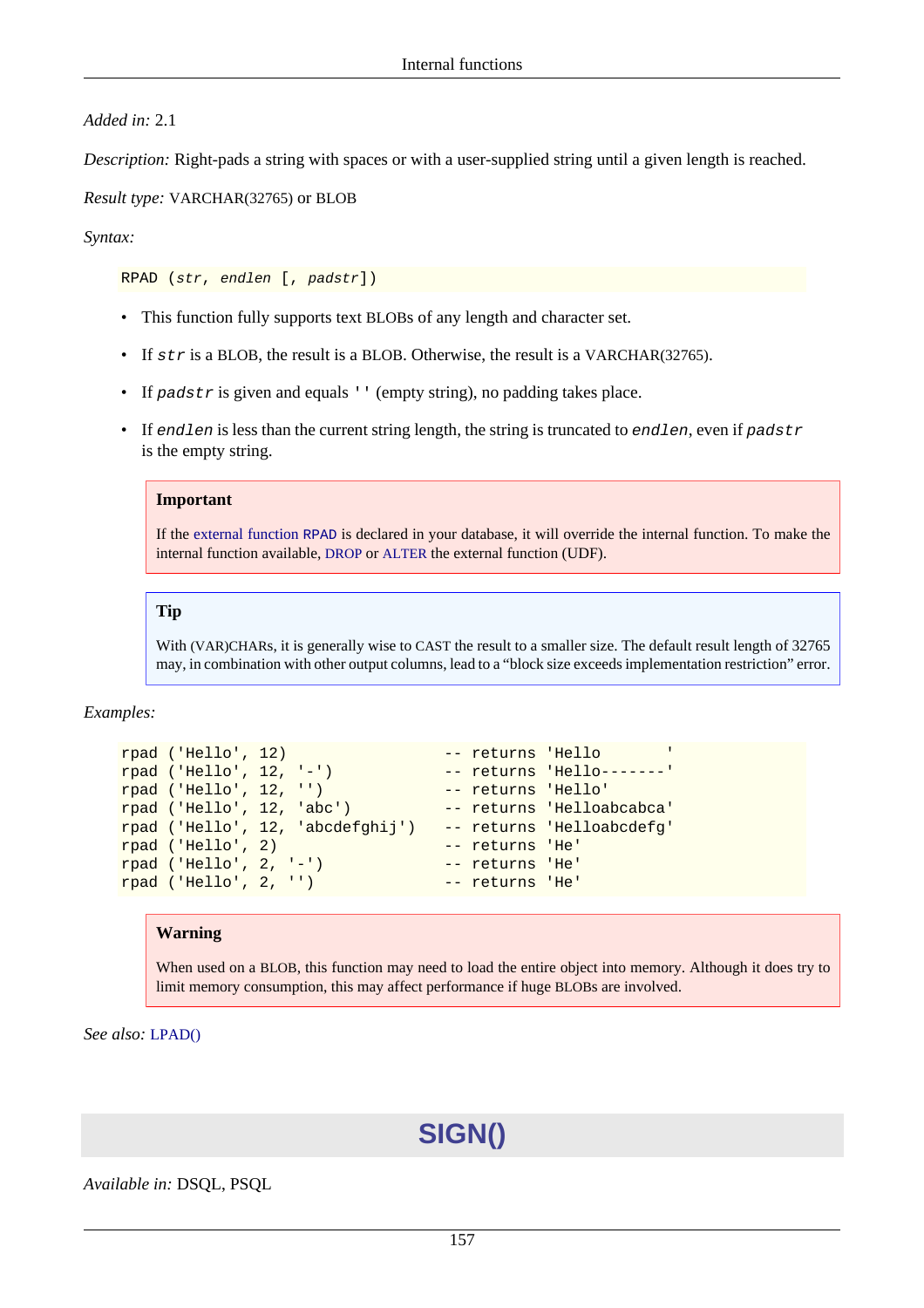*Added in:* 2.1

*Description:* Right-pads a string with spaces or with a user-supplied string until a given length is reached.

*Result type:* VARCHAR(32765) or BLOB

*Syntax:*

```
RPAD (str, endlen [, padstr])
```

- This function fully supports text BLOBs of any length and character set.
- If `str` is a BLOB, the result is a BLOB. Otherwise, the result is a VARCHAR(32765).
- If `padstr` is given and equals `''` (empty string), no padding takes place.
- If `endlen` is less than the current string length, the string is truncated to `endlen`, even if `padstr` is the empty string.

> **Important**
>
> If the external function `RPAD` is declared in your database, it will override the internal function. To make the internal function available, DROP or ALTER the external function (UDF).

> **Tip**
>
> With (VAR)CHARs, it is generally wise to CAST the result to a smaller size. The default result length of 32765 may, in combination with other output columns, lead to a “block size exceeds implementation restriction” error.

*Examples:*

```
rpad ('Hello', 12)                -- returns 'Hello       '
rpad ('Hello', 12, '-')           -- returns 'Hello-------'
rpad ('Hello', 12, '')            -- returns 'Hello'
rpad ('Hello', 12, 'abc')         -- returns 'Helloabcabca'
rpad ('Hello', 12, 'abcdefghij')  -- returns 'Helloabcdefg'
rpad ('Hello', 2)                 -- returns 'He'
rpad ('Hello', 2, '-')            -- returns 'He'
rpad ('Hello', 2, '')             -- returns 'He'
```

> **Warning**
>
> When used on a BLOB, this function may need to load the entire object into memory. Although it does try to limit memory consumption, this may affect performance if huge BLOBs are involved.

*See also:* LPAD()

# SIGN()

*Available in:* DSQL, PSQL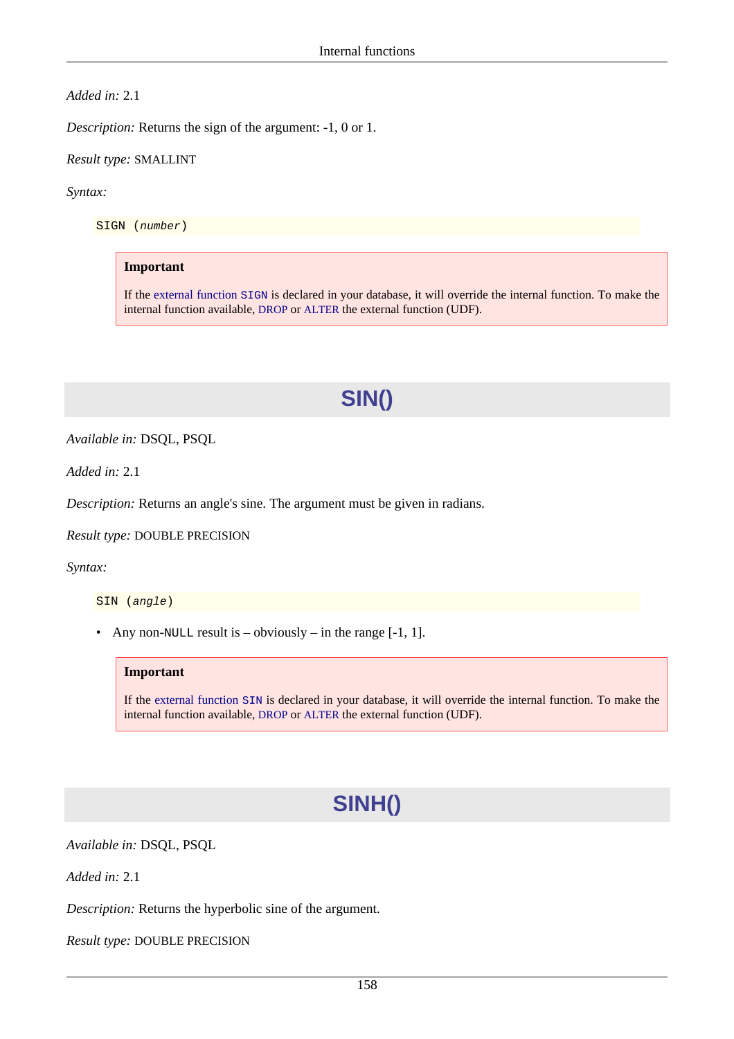*Added in:* 2.1

*Description:* Returns the sign of the argument: -1, 0 or 1.

*Result type:* SMALLINT

*Syntax:*

```
SIGN (number)
```

> **Important**
>
> If the external function `SIGN` is declared in your database, it will override the internal function. To make the internal function available, DROP or ALTER the external function (UDF).

## SIN()

*Available in:* DSQL, PSQL

*Added in:* 2.1

*Description:* Returns an angle's sine. The argument must be given in radians.

*Result type:* DOUBLE PRECISION

*Syntax:*

```
SIN (angle)
```

- Any non-`NULL` result is – obviously – in the range [-1, 1].

> **Important**
>
> If the external function `SIN` is declared in your database, it will override the internal function. To make the internal function available, DROP or ALTER the external function (UDF).

## SINH()

*Available in:* DSQL, PSQL

*Added in:* 2.1

*Description:* Returns the hyperbolic sine of the argument.

*Result type:* DOUBLE PRECISION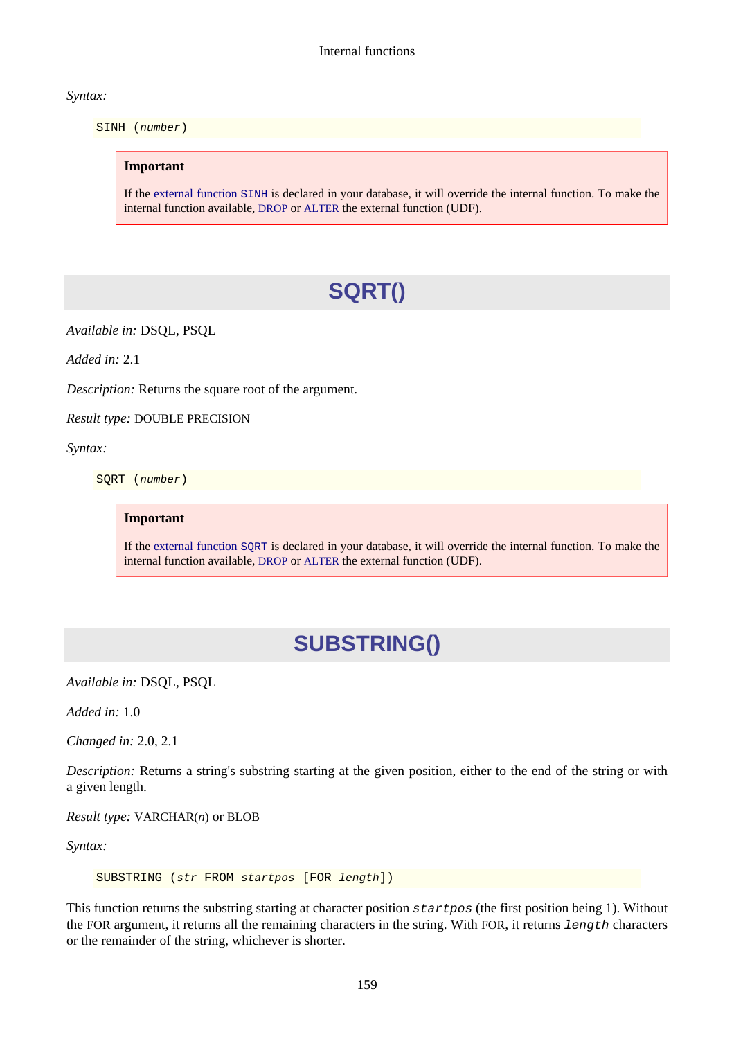*Syntax:*

```
SINH (number)
```

> **Important**
>
> If the external function `SINH` is declared in your database, it will override the internal function. To make the internal function available, DROP or ALTER the external function (UDF).

## SQRT()

*Available in:* DSQL, PSQL

*Added in:* 2.1

*Description:* Returns the square root of the argument.

*Result type:* DOUBLE PRECISION

*Syntax:*

```
SQRT (number)
```

> **Important**
>
> If the external function `SQRT` is declared in your database, it will override the internal function. To make the internal function available, DROP or ALTER the external function (UDF).

## SUBSTRING()

*Available in:* DSQL, PSQL

*Added in:* 1.0

*Changed in:* 2.0, 2.1

*Description:* Returns a string's substring starting at the given position, either to the end of the string or with a given length.

*Result type:* VARCHAR(*n*) or BLOB

*Syntax:*

```
SUBSTRING (str FROM startpos [FOR length])
```

This function returns the substring starting at character position `startpos` (the first position being 1). Without the FOR argument, it returns all the remaining characters in the string. With FOR, it returns `length` characters or the remainder of the string, whichever is shorter.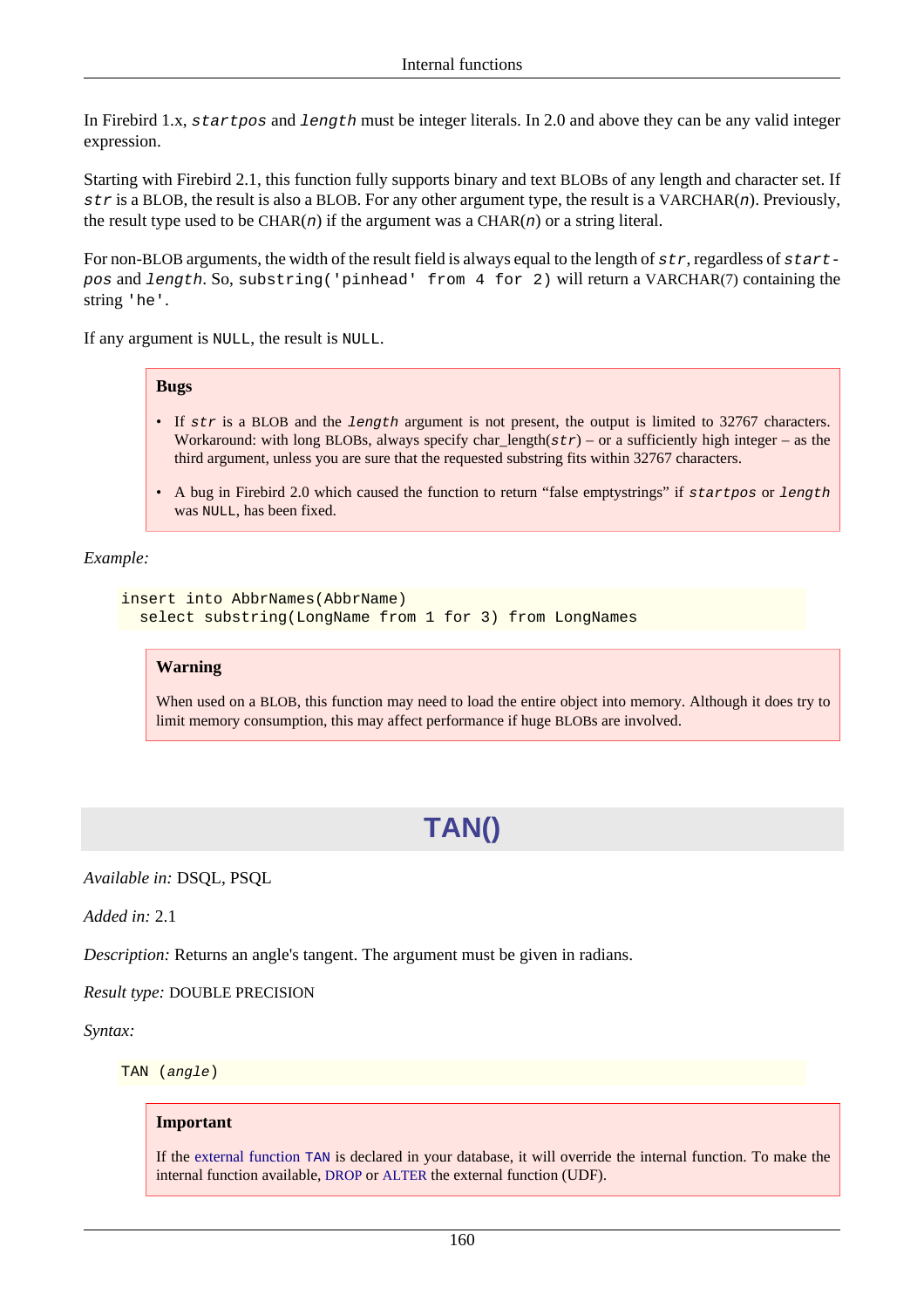In Firebird 1.x, `startpos` and `length` must be integer literals. In 2.0 and above they can be any valid integer expression.

Starting with Firebird 2.1, this function fully supports binary and text BLOBs of any length and character set. If *str* is a BLOB, the result is also a BLOB. For any other argument type, the result is a VARCHAR(*n*). Previously, the result type used to be CHAR(*n*) if the argument was a CHAR(*n*) or a string literal.

For non-BLOB arguments, the width of the result field is always equal to the length of *str*, regardless of *startpos* and *length*. So, `substring('pinhead' from 4 for 2)` will return a VARCHAR(7) containing the string `'he'`.

If any argument is `NULL`, the result is `NULL`.

> **Bugs**
>
> - If *str* is a BLOB and the *length* argument is not present, the output is limited to 32767 characters. Workaround: with long BLOBs, always specify char_length(*str*) – or a sufficiently high integer – as the third argument, unless you are sure that the requested substring fits within 32767 characters.
> - A bug in Firebird 2.0 which caused the function to return “false emptystrings” if *startpos* or *length* was `NULL`, has been fixed.

*Example:*

```
insert into AbbrNames(AbbrName)
  select substring(LongName from 1 for 3) from LongNames
```

> **Warning**
>
> When used on a BLOB, this function may need to load the entire object into memory. Although it does try to limit memory consumption, this may affect performance if huge BLOBs are involved.

# TAN()

*Available in:* DSQL, PSQL

*Added in:* 2.1

*Description:* Returns an angle's tangent. The argument must be given in radians.

*Result type:* DOUBLE PRECISION

*Syntax:*

```
TAN (angle)
```

> **Important**
>
> If the external function `TAN` is declared in your database, it will override the internal function. To make the internal function available, DROP or ALTER the external function (UDF).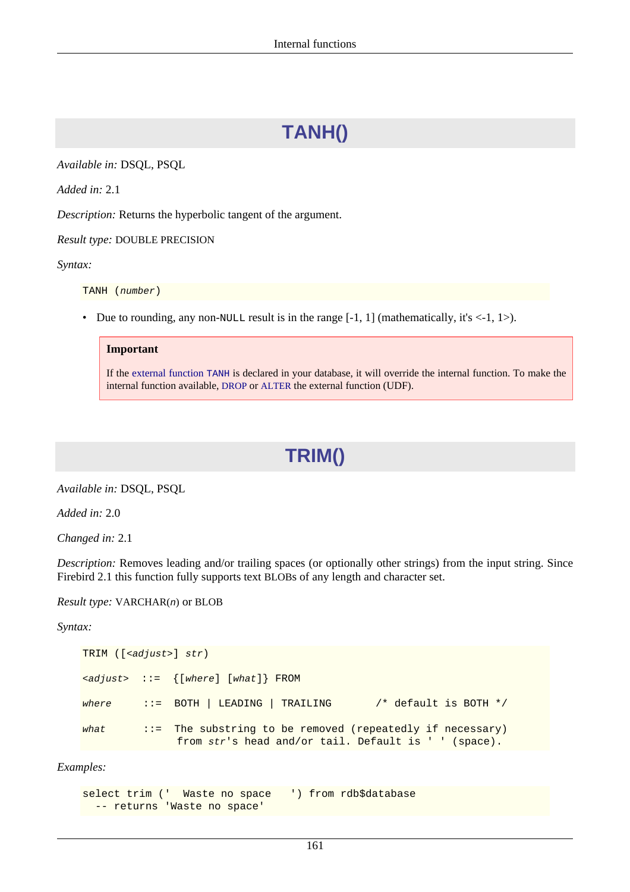# TANH()

*Available in:* DSQL, PSQL

*Added in:* 2.1

*Description:* Returns the hyperbolic tangent of the argument.

*Result type:* DOUBLE PRECISION

*Syntax:*

```
TANH (number)
```

- Due to rounding, any non-`NULL` result is in the range [-1, 1] (mathematically, it's <-1, 1>).

> **Important**
>
> If the external function `TANH` is declared in your database, it will override the internal function. To make the internal function available, DROP or ALTER the external function (UDF).

# TRIM()

*Available in:* DSQL, PSQL

*Added in:* 2.0

*Changed in:* 2.1

*Description:* Removes leading and/or trailing spaces (or optionally other strings) from the input string. Since Firebird 2.1 this function fully supports text BLOBs of any length and character set.

*Result type:* VARCHAR(*n*) or BLOB

*Syntax:*

```
TRIM ([<adjust>] str)

<adjust>  ::=  {[where] [what]} FROM

where     ::=  BOTH | LEADING | TRAILING       /* default is BOTH */

what      ::=  The substring to be removed (repeatedly if necessary)
                from str's head and/or tail. Default is ' ' (space).
```

*Examples:*

```
select trim ('  Waste no space   ') from rdb$database
  -- returns 'Waste no space'
```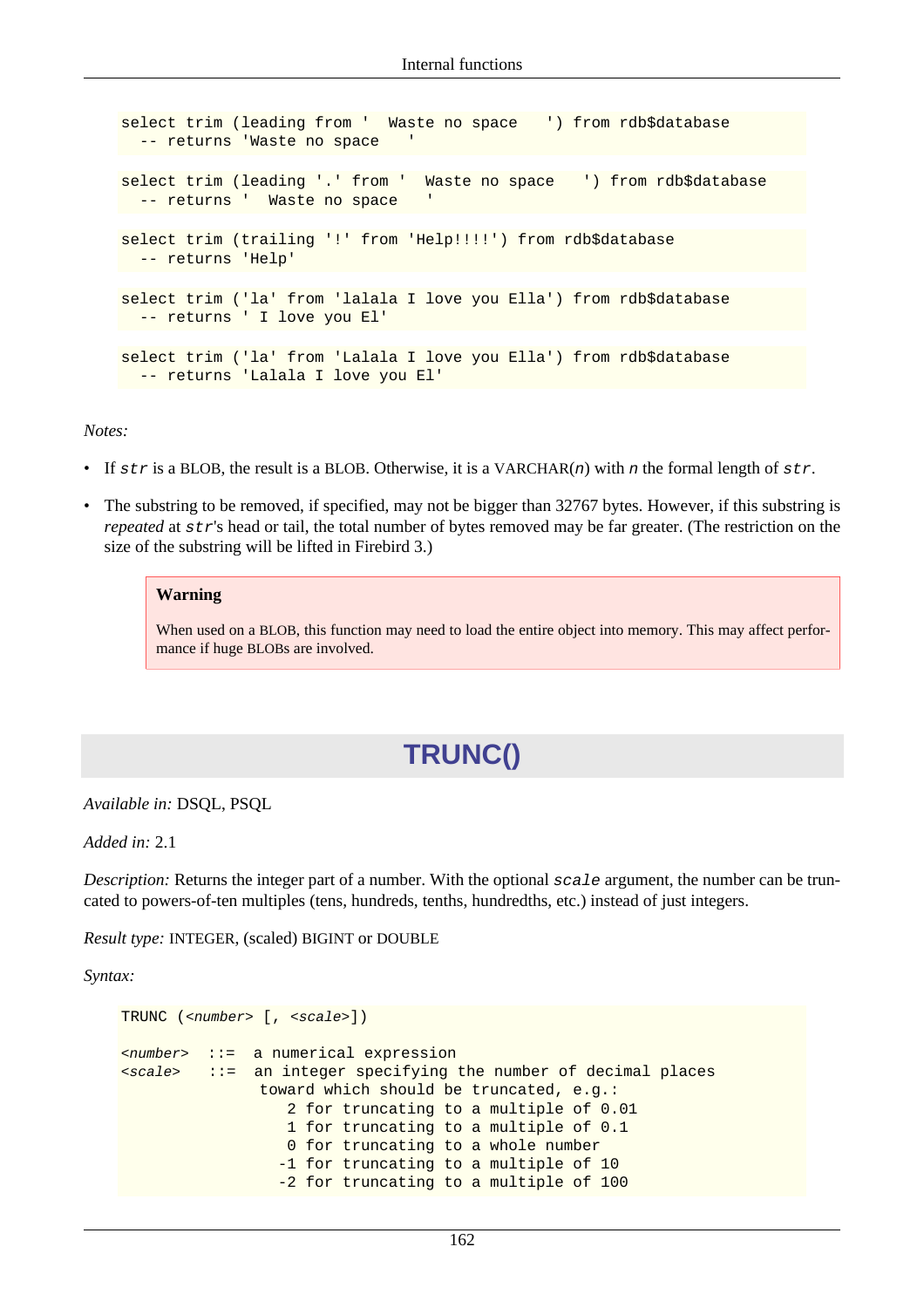```
select trim (leading from '  Waste no space   ') from rdb$database
  -- returns 'Waste no space   '

select trim (leading '.' from '  Waste no space   ') from rdb$database
  -- returns '  Waste no space   '

select trim (trailing '!' from 'Help!!!!') from rdb$database
  -- returns 'Help'

select trim ('la' from 'lalala I love you Ella') from rdb$database
  -- returns ' I love you El'

select trim ('la' from 'Lalala I love you Ella') from rdb$database
  -- returns 'Lalala I love you El'
```

*Notes:*

- If `str` is a BLOB, the result is a BLOB. Otherwise, it is a VARCHAR(*n*) with *n* the formal length of `str`.
- The substring to be removed, if specified, may not be bigger than 32767 bytes. However, if this substring is *repeated* at `str`'s head or tail, the total number of bytes removed may be far greater. (The restriction on the size of the substring will be lifted in Firebird 3.)

> **Warning**
>
> When used on a BLOB, this function may need to load the entire object into memory. This may affect performance if huge BLOBs are involved.

# TRUNC()

*Available in:* DSQL, PSQL

*Added in:* 2.1

*Description:* Returns the integer part of a number. With the optional `scale` argument, the number can be truncated to powers-of-ten multiples (tens, hundreds, tenths, hundredths, etc.) instead of just integers.

*Result type:* INTEGER, (scaled) BIGINT or DOUBLE

*Syntax:*

```
TRUNC (<number> [, <scale>])

<number>  ::=  a numerical expression
<scale>   ::=  an integer specifying the number of decimal places
                toward which should be truncated, e.g.:
                   2 for truncating to a multiple of 0.01
                   1 for truncating to a multiple of 0.1
                   0 for truncating to a whole number
                  -1 for truncating to a multiple of 10
                  -2 for truncating to a multiple of 100
```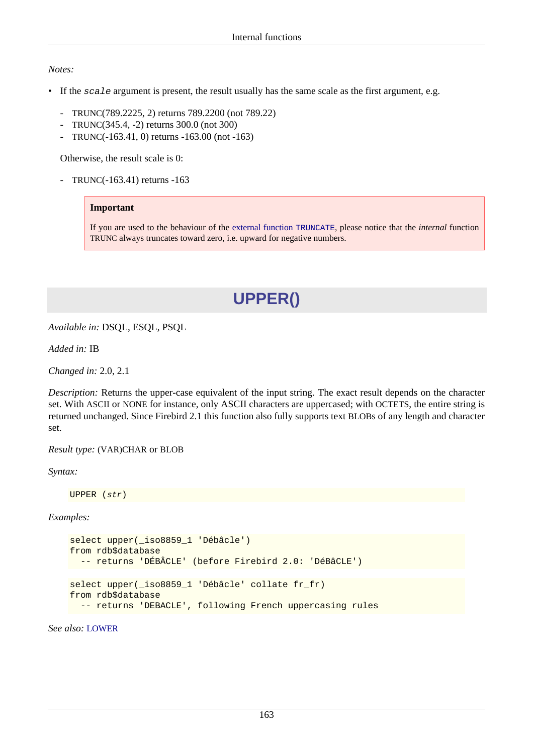*Notes:*

- If the `scale` argument is present, the result usually has the same scale as the first argument, e.g.

  - TRUNC(789.2225, 2) returns 789.2200 (not 789.22)
  - TRUNC(345.4, -2) returns 300.0 (not 300)
  - TRUNC(-163.41, 0) returns -163.00 (not -163)

  Otherwise, the result scale is 0:

  - TRUNC(-163.41) returns -163

> **Important**
>
> If you are used to the behaviour of the external function `TRUNCATE`, please notice that the *internal* function TRUNC always truncates toward zero, i.e. upward for negative numbers.

## UPPER()

*Available in:* DSQL, ESQL, PSQL

*Added in:* IB

*Changed in:* 2.0, 2.1

*Description:* Returns the upper-case equivalent of the input string. The exact result depends on the character set. With ASCII or NONE for instance, only ASCII characters are uppercased; with OCTETS, the entire string is returned unchanged. Since Firebird 2.1 this function also fully supports text BLOBs of any length and character set.

*Result type:* (VAR)CHAR or BLOB

*Syntax:*

```
UPPER (str)
```

*Examples:*

```
select upper(_iso8859_1 'Débâcle')
from rdb$database
  -- returns 'DÉBÂCLE' (before Firebird 2.0: 'DéBâCLE')
```

```
select upper(_iso8859_1 'Débâcle' collate fr_fr)
from rdb$database
  -- returns 'DEBACLE', following French uppercasing rules
```

*See also:* LOWER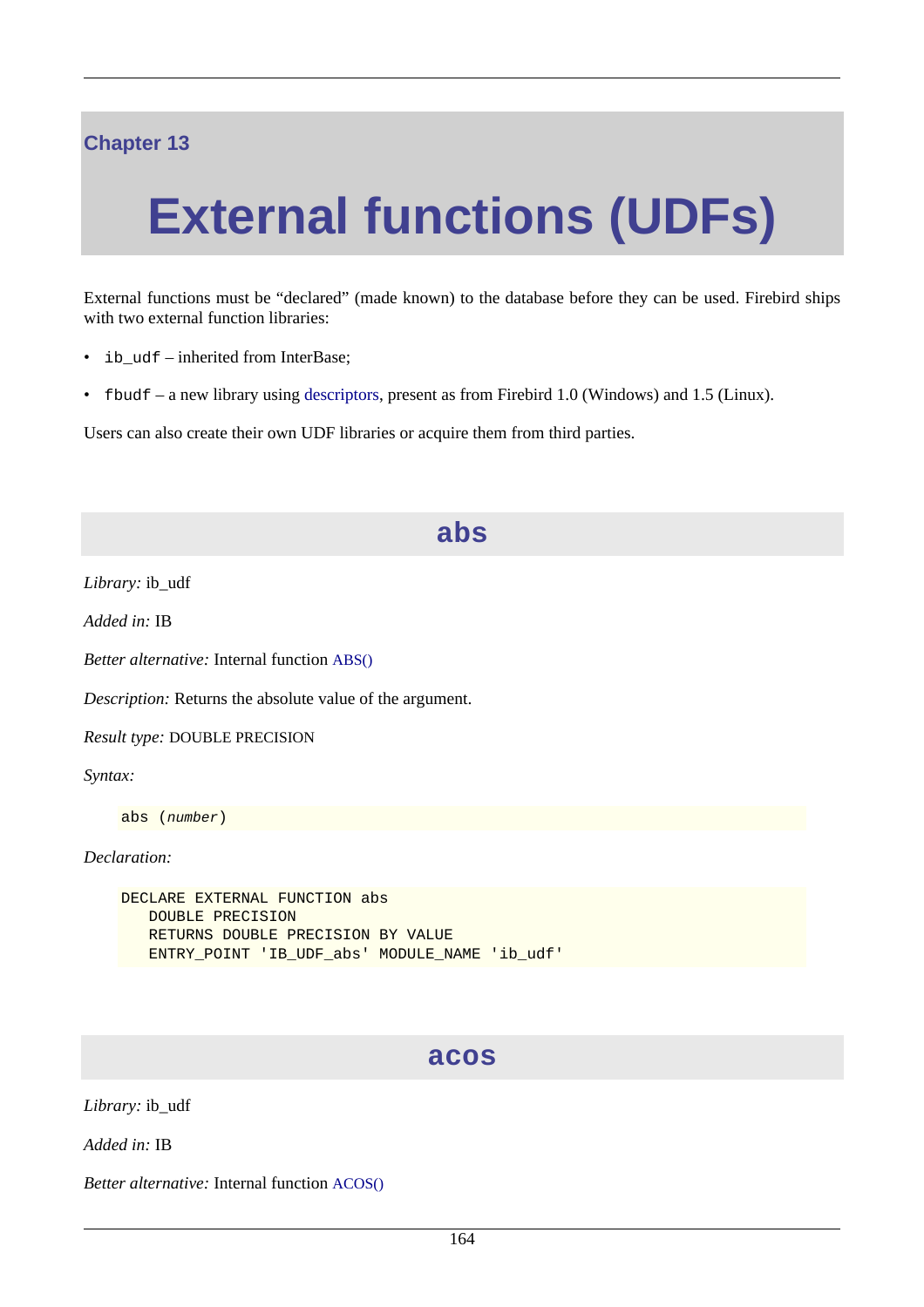Chapter 13

# External functions (UDFs)

External functions must be “declared” (made known) to the database before they can be used. Firebird ships with two external function libraries:

- `ib_udf` – inherited from InterBase;
- `fbudf` – a new library using descriptors, present as from Firebird 1.0 (Windows) and 1.5 (Linux).

Users can also create their own UDF libraries or acquire them from third parties.

## abs

*Library:* ib_udf

*Added in:* IB

*Better alternative:* Internal function ABS()

*Description:* Returns the absolute value of the argument.

*Result type:* DOUBLE PRECISION

*Syntax:*

```
abs (number)
```

*Declaration:*

```
DECLARE EXTERNAL FUNCTION abs
   DOUBLE PRECISION
   RETURNS DOUBLE PRECISION BY VALUE
   ENTRY_POINT 'IB_UDF_abs' MODULE_NAME 'ib_udf'
```

## acos

*Library:* ib_udf

*Added in:* IB

*Better alternative:* Internal function ACOS()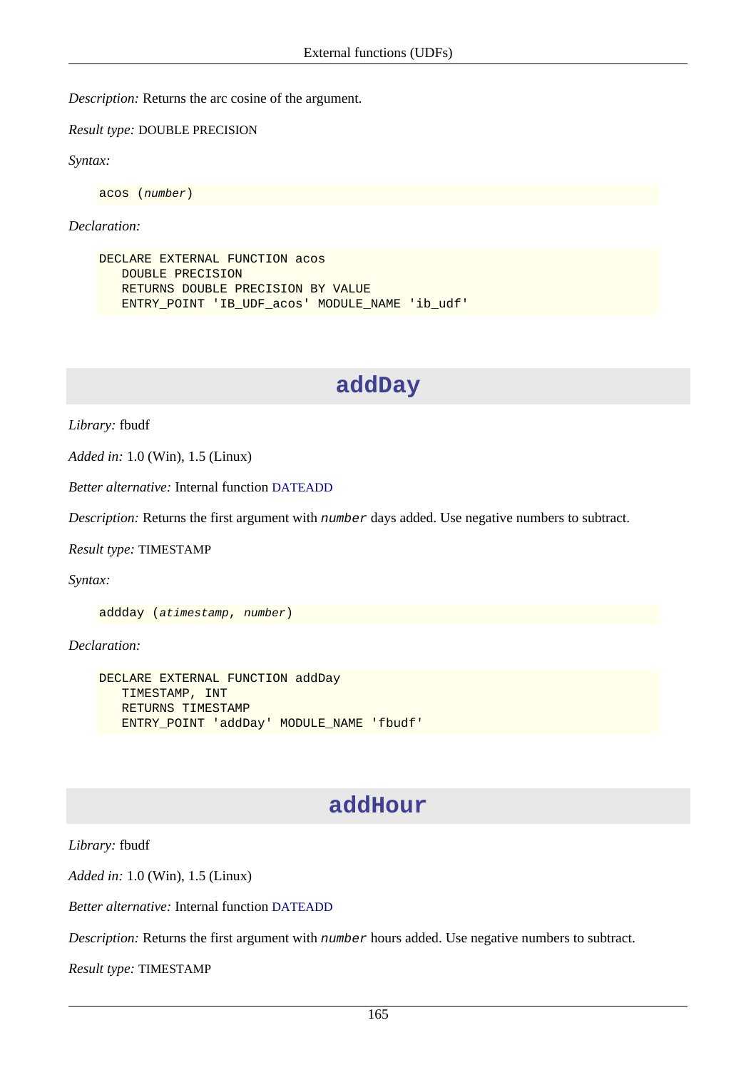*Description:* Returns the arc cosine of the argument.

*Result type:* DOUBLE PRECISION

*Syntax:*

```
acos (number)
```

*Declaration:*

```
DECLARE EXTERNAL FUNCTION acos
   DOUBLE PRECISION
   RETURNS DOUBLE PRECISION BY VALUE
   ENTRY_POINT 'IB_UDF_acos' MODULE_NAME 'ib_udf'
```

## addDay

*Library:* fbudf

*Added in:* 1.0 (Win), 1.5 (Linux)

*Better alternative:* Internal function DATEADD

*Description:* Returns the first argument with `number` days added. Use negative numbers to subtract.

*Result type:* TIMESTAMP

*Syntax:*

```
addday (atimestamp, number)
```

*Declaration:*

```
DECLARE EXTERNAL FUNCTION addDay
   TIMESTAMP, INT
   RETURNS TIMESTAMP
   ENTRY_POINT 'addDay' MODULE_NAME 'fbudf'
```

## addHour

*Library:* fbudf

*Added in:* 1.0 (Win), 1.5 (Linux)

*Better alternative:* Internal function DATEADD

*Description:* Returns the first argument with `number` hours added. Use negative numbers to subtract.

*Result type:* TIMESTAMP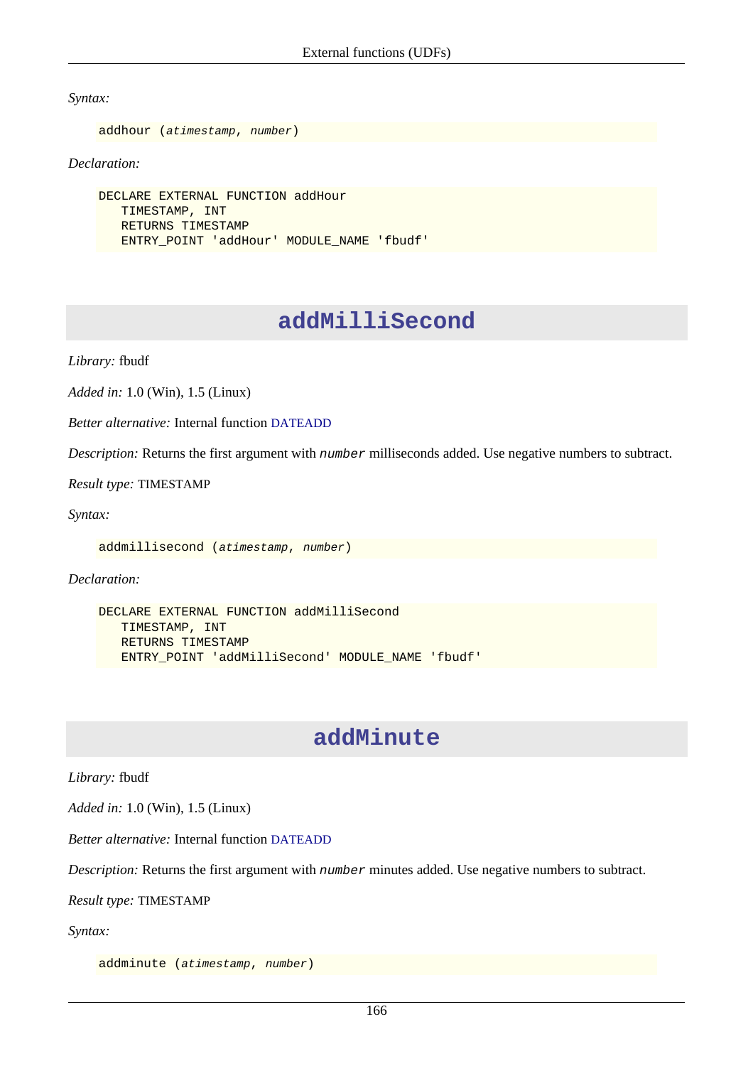*Syntax:*

```
addhour (atimestamp, number)
```

*Declaration:*

```
DECLARE EXTERNAL FUNCTION addHour
   TIMESTAMP, INT
   RETURNS TIMESTAMP
   ENTRY_POINT 'addHour' MODULE_NAME 'fbudf'
```

## addMilliSecond

*Library:* fbudf

*Added in:* 1.0 (Win), 1.5 (Linux)

*Better alternative:* Internal function DATEADD

*Description:* Returns the first argument with `number` milliseconds added. Use negative numbers to subtract.

*Result type:* TIMESTAMP

*Syntax:*

```
addmillisecond (atimestamp, number)
```

*Declaration:*

```
DECLARE EXTERNAL FUNCTION addMilliSecond
   TIMESTAMP, INT
   RETURNS TIMESTAMP
   ENTRY_POINT 'addMilliSecond' MODULE_NAME 'fbudf'
```

## addMinute

*Library:* fbudf

*Added in:* 1.0 (Win), 1.5 (Linux)

*Better alternative:* Internal function DATEADD

*Description:* Returns the first argument with `number` minutes added. Use negative numbers to subtract.

*Result type:* TIMESTAMP

*Syntax:*

```
addminute (atimestamp, number)
```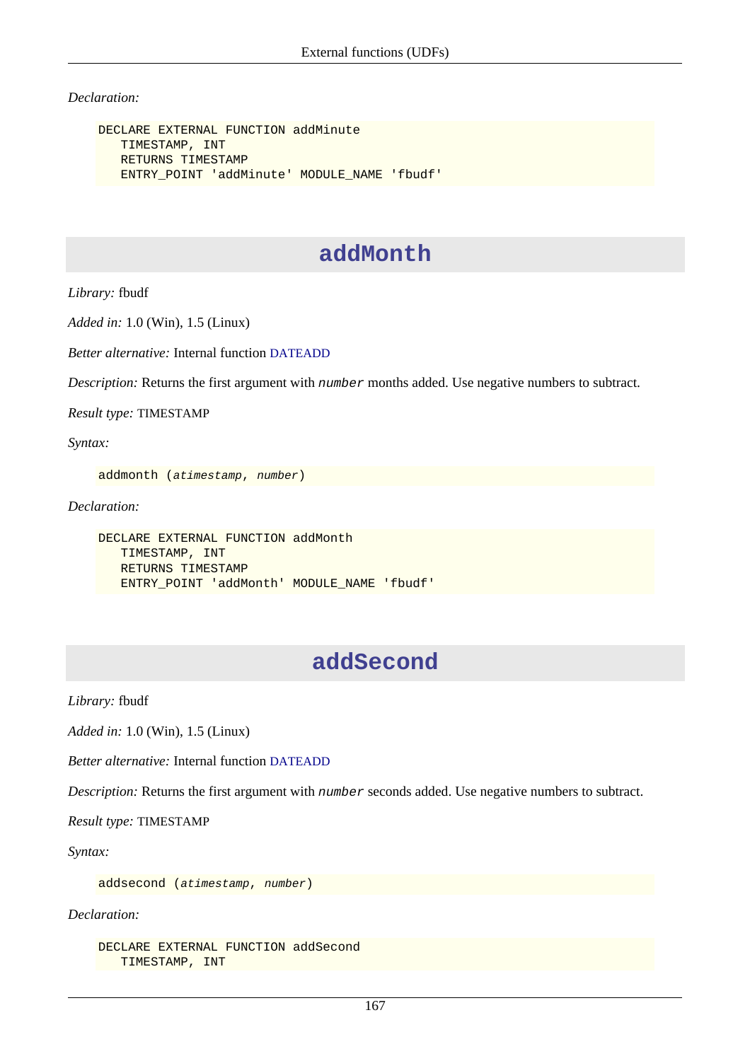*Declaration:*

```
DECLARE EXTERNAL FUNCTION addMinute
   TIMESTAMP, INT
   RETURNS TIMESTAMP
   ENTRY_POINT 'addMinute' MODULE_NAME 'fbudf'
```

## addMonth

*Library:* fbudf

*Added in:* 1.0 (Win), 1.5 (Linux)

*Better alternative:* Internal function DATEADD

*Description:* Returns the first argument with `number` months added. Use negative numbers to subtract.

*Result type:* TIMESTAMP

*Syntax:*

```
addmonth (atimestamp, number)
```

*Declaration:*

```
DECLARE EXTERNAL FUNCTION addMonth
   TIMESTAMP, INT
   RETURNS TIMESTAMP
   ENTRY_POINT 'addMonth' MODULE_NAME 'fbudf'
```

## addSecond

*Library:* fbudf

*Added in:* 1.0 (Win), 1.5 (Linux)

*Better alternative:* Internal function DATEADD

*Description:* Returns the first argument with `number` seconds added. Use negative numbers to subtract.

*Result type:* TIMESTAMP

*Syntax:*

```
addsecond (atimestamp, number)
```

*Declaration:*

```
DECLARE EXTERNAL FUNCTION addSecond
   TIMESTAMP, INT
```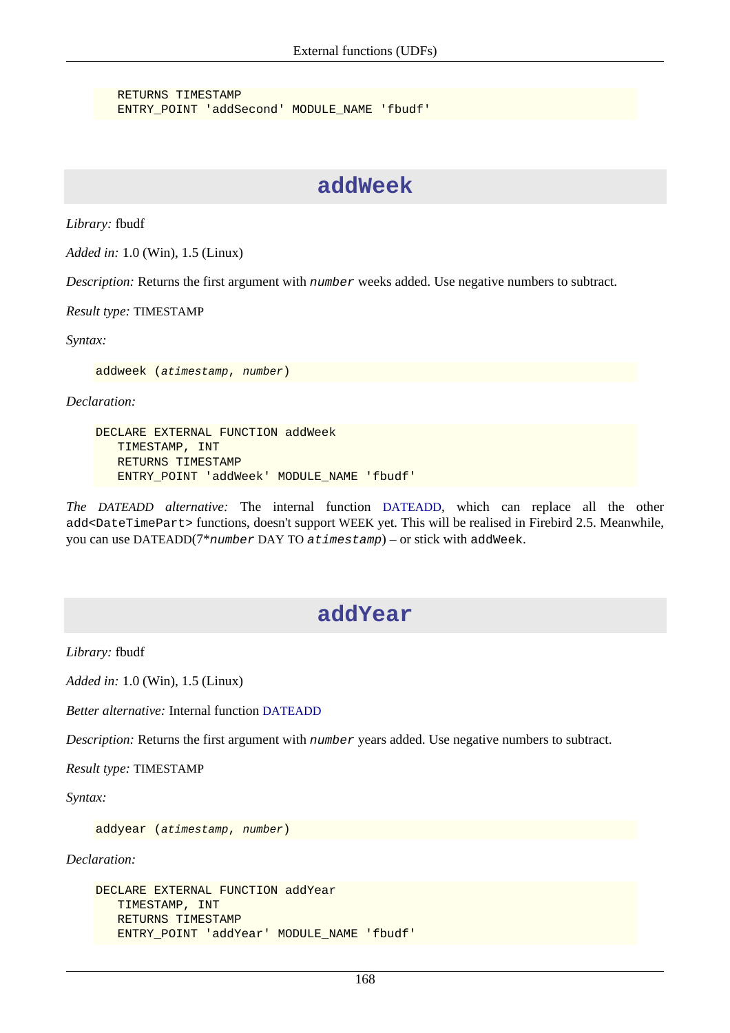```
   RETURNS TIMESTAMP
   ENTRY_POINT 'addSecond' MODULE_NAME 'fbudf'
```

## addWeek

*Library:* fbudf

*Added in:* 1.0 (Win), 1.5 (Linux)

*Description:* Returns the first argument with `number` weeks added. Use negative numbers to subtract.

*Result type:* TIMESTAMP

*Syntax:*

```
addweek (atimestamp, number)
```

*Declaration:*

```
DECLARE EXTERNAL FUNCTION addWeek
   TIMESTAMP, INT
   RETURNS TIMESTAMP
   ENTRY_POINT 'addWeek' MODULE_NAME 'fbudf'
```

*The DATEADD alternative:* The internal function DATEADD, which can replace all the other `add<DateTimePart>` functions, doesn't support WEEK yet. This will be realised in Firebird 2.5. Meanwhile, you can use DATEADD(7*`number` DAY TO `atimestamp`) – or stick with `addWeek`.

## addYear

*Library:* fbudf

*Added in:* 1.0 (Win), 1.5 (Linux)

*Better alternative:* Internal function DATEADD

*Description:* Returns the first argument with `number` years added. Use negative numbers to subtract.

*Result type:* TIMESTAMP

*Syntax:*

```
addyear (atimestamp, number)
```

*Declaration:*

```
DECLARE EXTERNAL FUNCTION addYear
   TIMESTAMP, INT
   RETURNS TIMESTAMP
   ENTRY_POINT 'addYear' MODULE_NAME 'fbudf'
```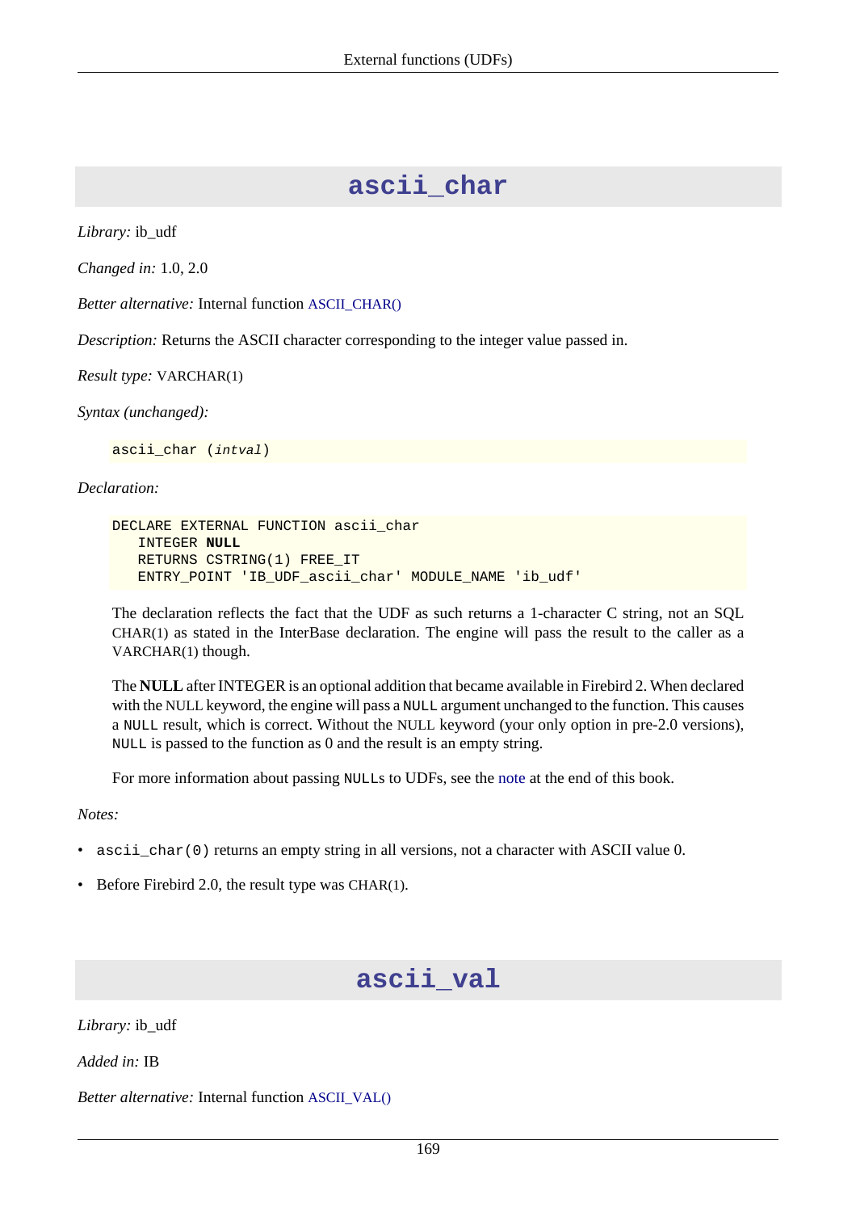## ascii_char

*Library:* ib_udf

*Changed in:* 1.0, 2.0

*Better alternative:* Internal function ASCII_CHAR()

*Description:* Returns the ASCII character corresponding to the integer value passed in.

*Result type:* VARCHAR(1)

*Syntax (unchanged):*

```
ascii_char (intval)
```

*Declaration:*

```
DECLARE EXTERNAL FUNCTION ascii_char
   INTEGER NULL
   RETURNS CSTRING(1) FREE_IT
   ENTRY_POINT 'IB_UDF_ascii_char' MODULE_NAME 'ib_udf'
```

The declaration reflects the fact that the UDF as such returns a 1-character C string, not an SQL CHAR(1) as stated in the InterBase declaration. The engine will pass the result to the caller as a VARCHAR(1) though.

The **NULL** after INTEGER is an optional addition that became available in Firebird 2. When declared with the NULL keyword, the engine will pass a `NULL` argument unchanged to the function. This causes a `NULL` result, which is correct. Without the NULL keyword (your only option in pre-2.0 versions), `NULL` is passed to the function as 0 and the result is an empty string.

For more information about passing `NULL`s to UDFs, see the note at the end of this book.

*Notes:*

- `ascii_char(0)` returns an empty string in all versions, not a character with ASCII value 0.
- Before Firebird 2.0, the result type was CHAR(1).

## ascii_val

*Library:* ib_udf

*Added in:* IB

*Better alternative:* Internal function ASCII_VAL()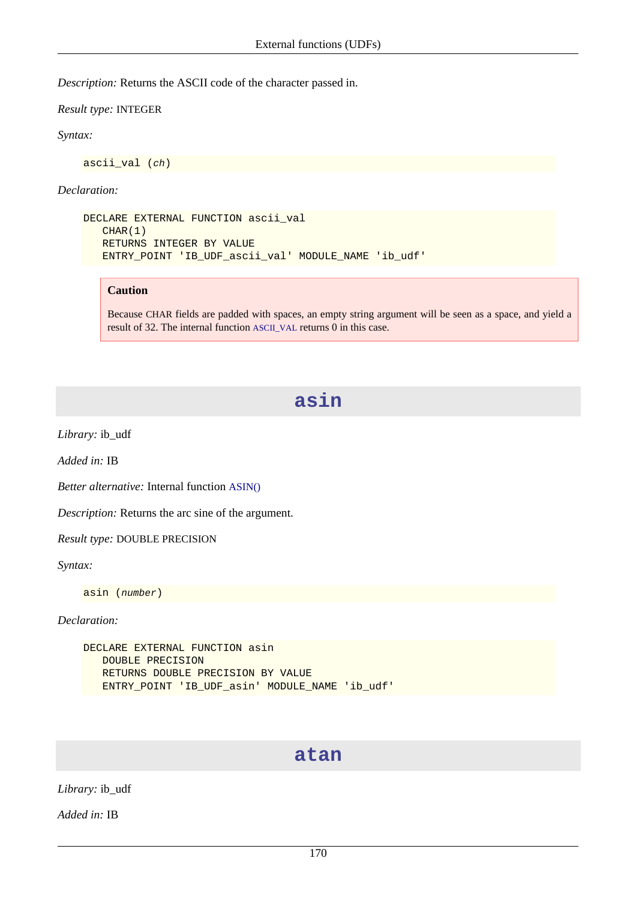*Description:* Returns the ASCII code of the character passed in.

*Result type:* INTEGER

*Syntax:*

```
ascii_val (ch)
```

*Declaration:*

```
DECLARE EXTERNAL FUNCTION ascii_val
   CHAR(1)
   RETURNS INTEGER BY VALUE
   ENTRY_POINT 'IB_UDF_ascii_val' MODULE_NAME 'ib_udf'
```

> **Caution**
>
> Because CHAR fields are padded with spaces, an empty string argument will be seen as a space, and yield a result of 32. The internal function ASCII_VAL returns 0 in this case.

## asin

*Library:* ib_udf

*Added in:* IB

*Better alternative:* Internal function ASIN()

*Description:* Returns the arc sine of the argument.

*Result type:* DOUBLE PRECISION

*Syntax:*

```
asin (number)
```

*Declaration:*

```
DECLARE EXTERNAL FUNCTION asin
   DOUBLE PRECISION
   RETURNS DOUBLE PRECISION BY VALUE
   ENTRY_POINT 'IB_UDF_asin' MODULE_NAME 'ib_udf'
```

## atan

*Library:* ib_udf

*Added in:* IB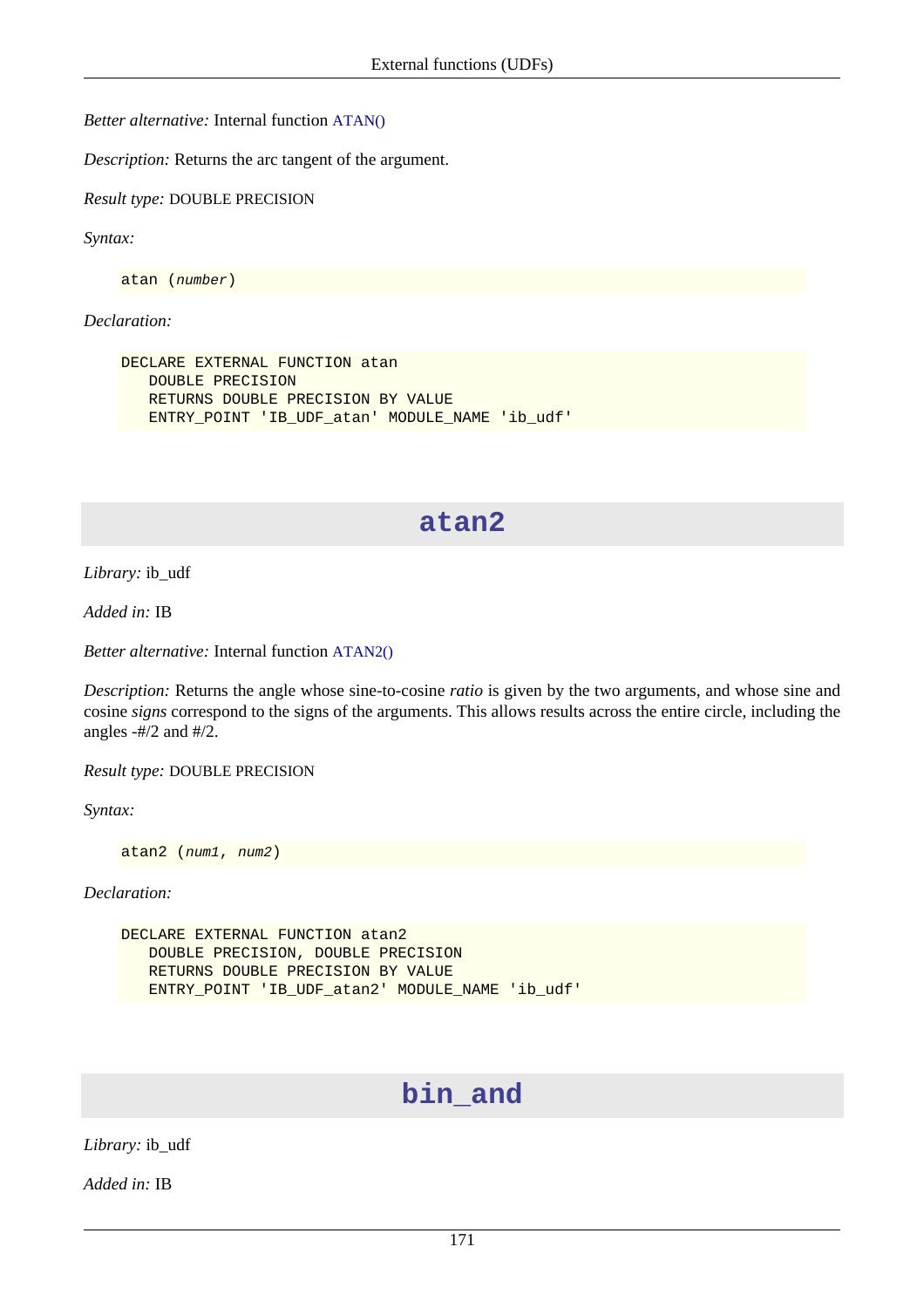*Better alternative:* Internal function ATAN()

*Description:* Returns the arc tangent of the argument.

*Result type:* DOUBLE PRECISION

*Syntax:*

```
atan (number)
```

*Declaration:*

```
DECLARE EXTERNAL FUNCTION atan
   DOUBLE PRECISION
   RETURNS DOUBLE PRECISION BY VALUE
   ENTRY_POINT 'IB_UDF_atan' MODULE_NAME 'ib_udf'
```

## atan2

*Library:* ib_udf

*Added in:* IB

*Better alternative:* Internal function ATAN2()

*Description:* Returns the angle whose sine-to-cosine *ratio* is given by the two arguments, and whose sine and cosine *signs* correspond to the signs of the arguments. This allows results across the entire circle, including the angles -#/2 and #/2.

*Result type:* DOUBLE PRECISION

*Syntax:*

```
atan2 (num1, num2)
```

*Declaration:*

```
DECLARE EXTERNAL FUNCTION atan2
   DOUBLE PRECISION, DOUBLE PRECISION
   RETURNS DOUBLE PRECISION BY VALUE
   ENTRY_POINT 'IB_UDF_atan2' MODULE_NAME 'ib_udf'
```

## bin_and

*Library:* ib_udf

*Added in:* IB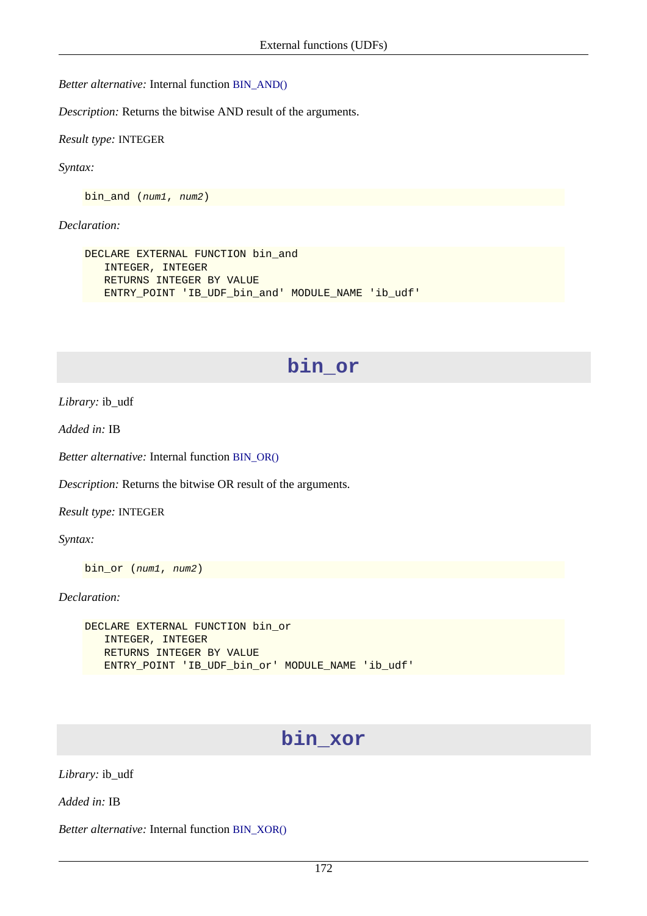*Better alternative:* Internal function BIN_AND()

*Description:* Returns the bitwise AND result of the arguments.

*Result type:* INTEGER

*Syntax:*

```
bin_and (num1, num2)
```

*Declaration:*

```
DECLARE EXTERNAL FUNCTION bin_and
   INTEGER, INTEGER
   RETURNS INTEGER BY VALUE
   ENTRY_POINT 'IB_UDF_bin_and' MODULE_NAME 'ib_udf'
```

## bin_or

*Library:* ib_udf

*Added in:* IB

*Better alternative:* Internal function BIN_OR()

*Description:* Returns the bitwise OR result of the arguments.

*Result type:* INTEGER

*Syntax:*

```
bin_or (num1, num2)
```

*Declaration:*

```
DECLARE EXTERNAL FUNCTION bin_or
   INTEGER, INTEGER
   RETURNS INTEGER BY VALUE
   ENTRY_POINT 'IB_UDF_bin_or' MODULE_NAME 'ib_udf'
```

## bin_xor

*Library:* ib_udf

*Added in:* IB

*Better alternative:* Internal function BIN_XOR()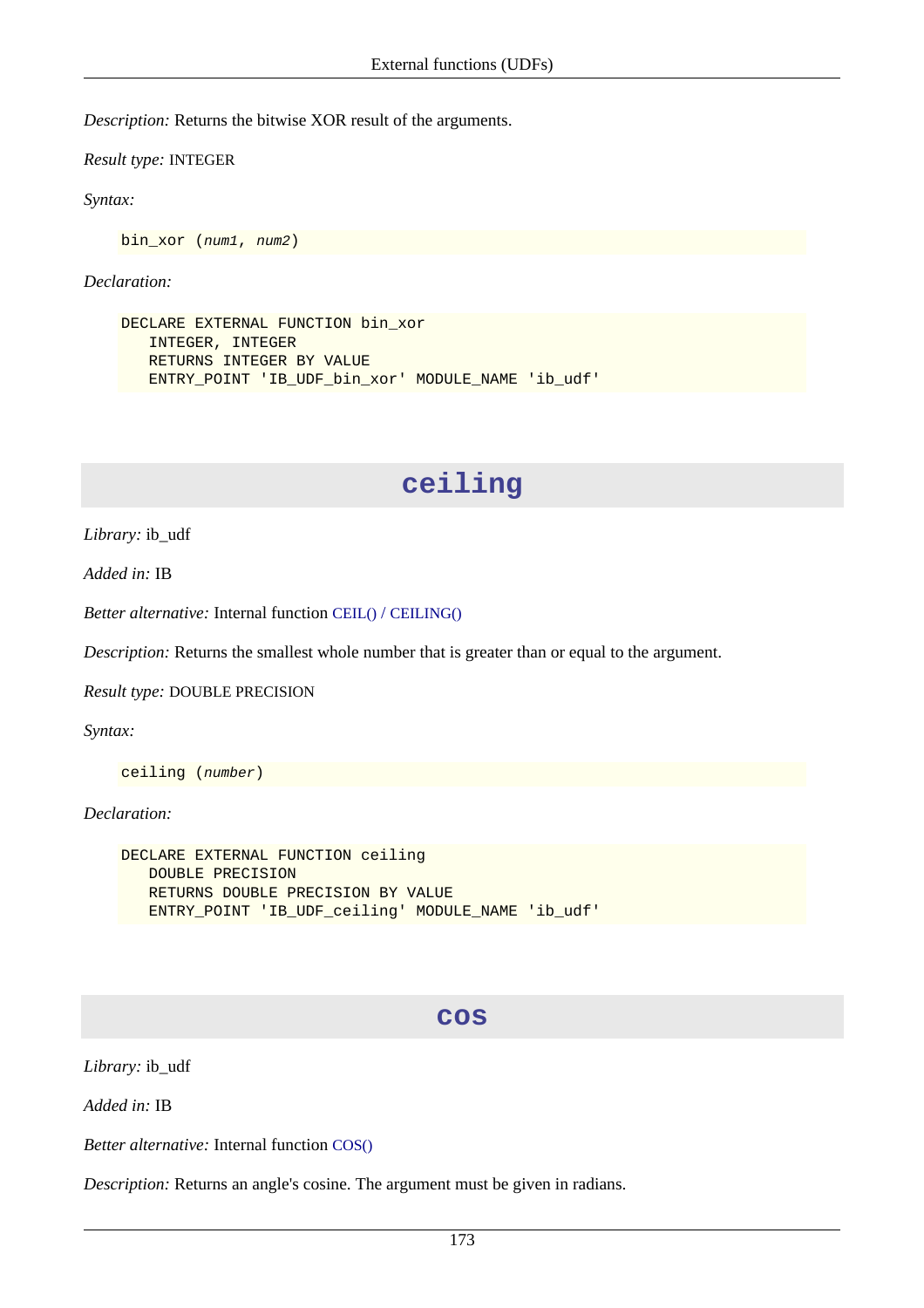*Description:* Returns the bitwise XOR result of the arguments.

*Result type:* INTEGER

*Syntax:*

```
bin_xor (num1, num2)
```

*Declaration:*

```
DECLARE EXTERNAL FUNCTION bin_xor
   INTEGER, INTEGER
   RETURNS INTEGER BY VALUE
   ENTRY_POINT 'IB_UDF_bin_xor' MODULE_NAME 'ib_udf'
```

## ceiling

*Library:* ib_udf

*Added in:* IB

*Better alternative:* Internal function CEIL() / CEILING()

*Description:* Returns the smallest whole number that is greater than or equal to the argument.

*Result type:* DOUBLE PRECISION

*Syntax:*

```
ceiling (number)
```

*Declaration:*

```
DECLARE EXTERNAL FUNCTION ceiling
   DOUBLE PRECISION
   RETURNS DOUBLE PRECISION BY VALUE
   ENTRY_POINT 'IB_UDF_ceiling' MODULE_NAME 'ib_udf'
```

## cos

*Library:* ib_udf

*Added in:* IB

*Better alternative:* Internal function COS()

*Description:* Returns an angle's cosine. The argument must be given in radians.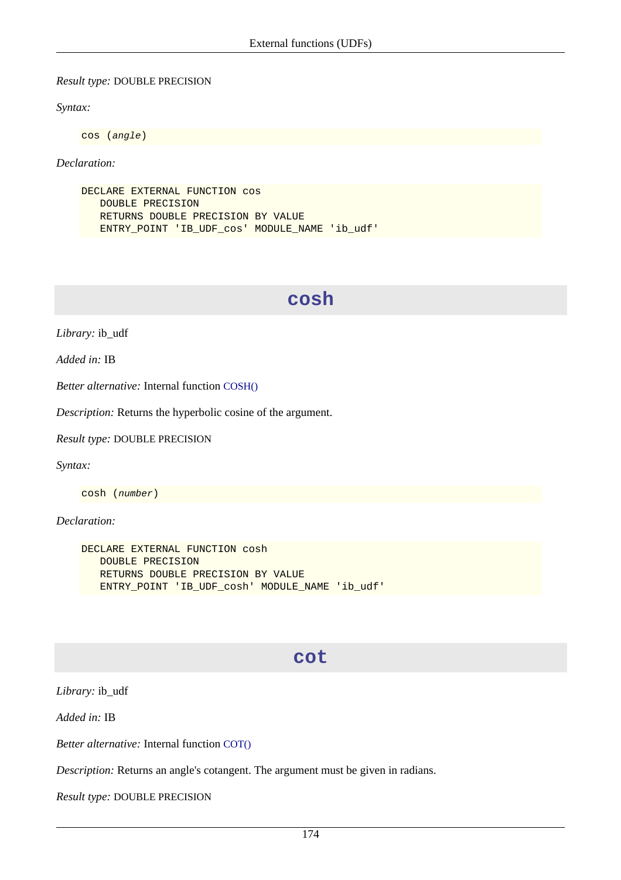*Result type:* DOUBLE PRECISION

*Syntax:*

```
cos (angle)
```

*Declaration:*

```
DECLARE EXTERNAL FUNCTION cos
   DOUBLE PRECISION
   RETURNS DOUBLE PRECISION BY VALUE
   ENTRY_POINT 'IB_UDF_cos' MODULE_NAME 'ib_udf'
```

## cosh

*Library:* ib_udf

*Added in:* IB

*Better alternative:* Internal function COSH()

*Description:* Returns the hyperbolic cosine of the argument.

*Result type:* DOUBLE PRECISION

*Syntax:*

```
cosh (number)
```

*Declaration:*

```
DECLARE EXTERNAL FUNCTION cosh
   DOUBLE PRECISION
   RETURNS DOUBLE PRECISION BY VALUE
   ENTRY_POINT 'IB_UDF_cosh' MODULE_NAME 'ib_udf'
```

## cot

*Library:* ib_udf

*Added in:* IB

*Better alternative:* Internal function COT()

*Description:* Returns an angle's cotangent. The argument must be given in radians.

*Result type:* DOUBLE PRECISION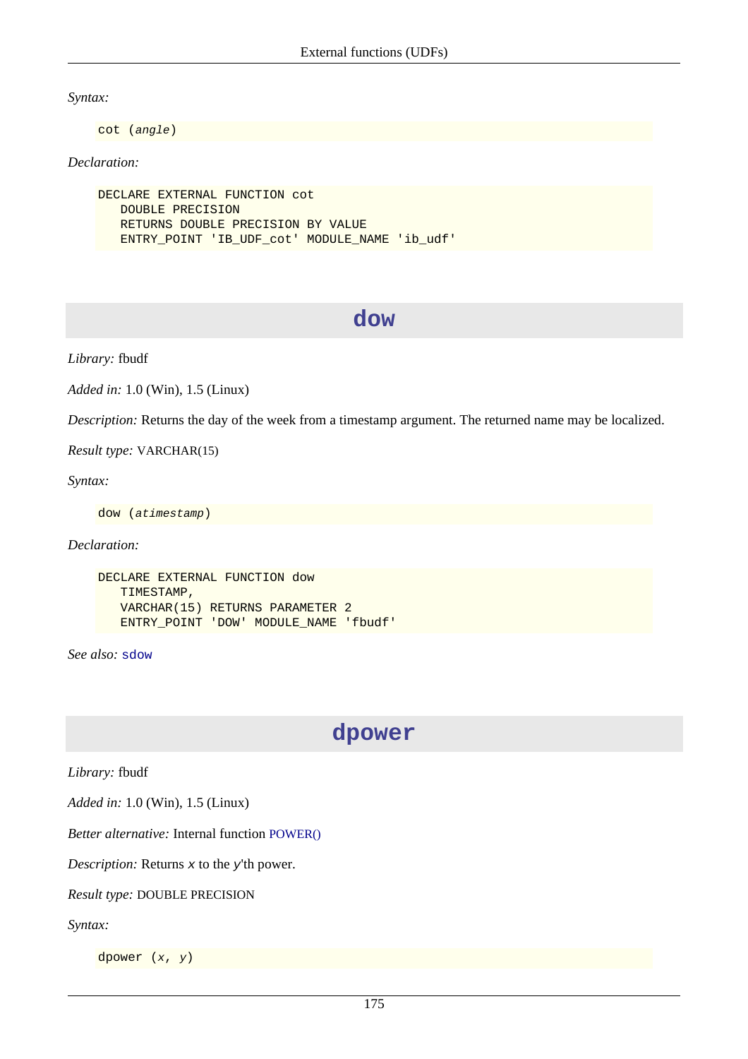*Syntax:*

```
cot (angle)
```

*Declaration:*

```
DECLARE EXTERNAL FUNCTION cot
   DOUBLE PRECISION
   RETURNS DOUBLE PRECISION BY VALUE
   ENTRY_POINT 'IB_UDF_cot' MODULE_NAME 'ib_udf'
```

## dow

*Library:* fbudf

*Added in:* 1.0 (Win), 1.5 (Linux)

*Description:* Returns the day of the week from a timestamp argument. The returned name may be localized.

*Result type:* VARCHAR(15)

*Syntax:*

```
dow (atimestamp)
```

*Declaration:*

```
DECLARE EXTERNAL FUNCTION dow
   TIMESTAMP,
   VARCHAR(15) RETURNS PARAMETER 2
   ENTRY_POINT 'DOW' MODULE_NAME 'fbudf'
```

*See also:* `sdow`

## dpower

*Library:* fbudf

*Added in:* 1.0 (Win), 1.5 (Linux)

*Better alternative:* Internal function POWER()

*Description:* Returns *x* to the *y*'th power.

*Result type:* DOUBLE PRECISION

*Syntax:*

```
dpower (x, y)
```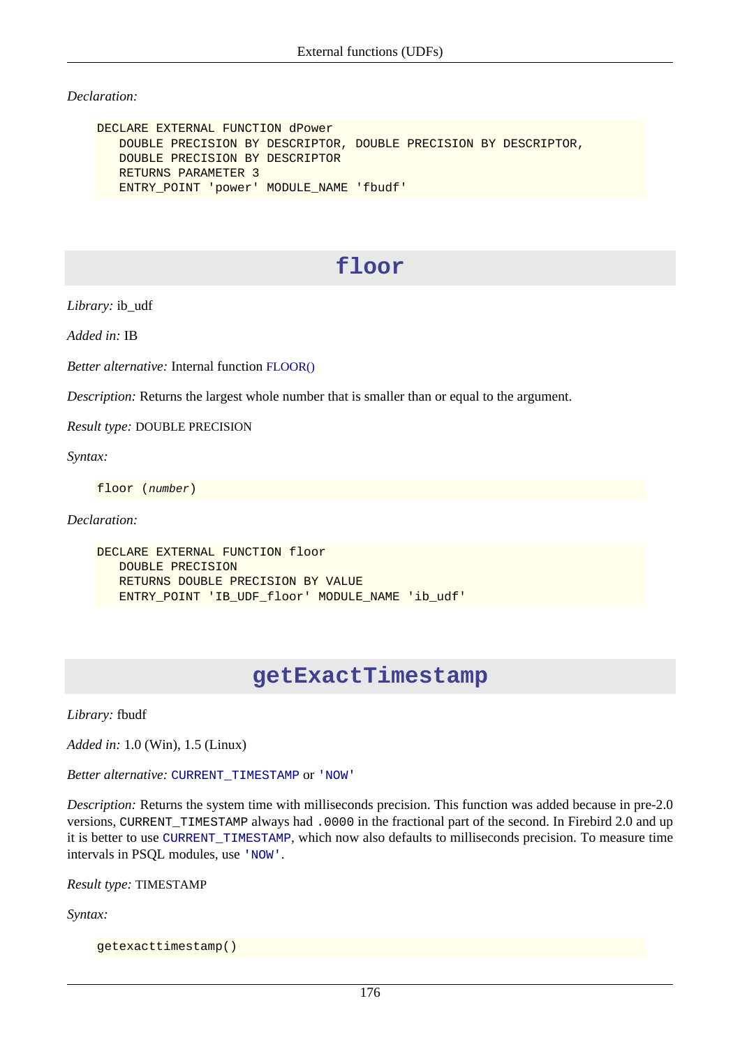*Declaration:*

```
DECLARE EXTERNAL FUNCTION dPower
   DOUBLE PRECISION BY DESCRIPTOR, DOUBLE PRECISION BY DESCRIPTOR,
   DOUBLE PRECISION BY DESCRIPTOR
   RETURNS PARAMETER 3
   ENTRY_POINT 'power' MODULE_NAME 'fbudf'
```

## floor

*Library:* ib_udf

*Added in:* IB

*Better alternative:* Internal function FLOOR()

*Description:* Returns the largest whole number that is smaller than or equal to the argument.

*Result type:* DOUBLE PRECISION

*Syntax:*

```
floor (number)
```

*Declaration:*

```
DECLARE EXTERNAL FUNCTION floor
   DOUBLE PRECISION
   RETURNS DOUBLE PRECISION BY VALUE
   ENTRY_POINT 'IB_UDF_floor' MODULE_NAME 'ib_udf'
```

## getExactTimestamp

*Library:* fbudf

*Added in:* 1.0 (Win), 1.5 (Linux)

*Better alternative:* `CURRENT_TIMESTAMP` or `'NOW'`

*Description:* Returns the system time with milliseconds precision. This function was added because in pre-2.0 versions, `CURRENT_TIMESTAMP` always had `.0000` in the fractional part of the second. In Firebird 2.0 and up it is better to use `CURRENT_TIMESTAMP`, which now also defaults to milliseconds precision. To measure time intervals in PSQL modules, use `'NOW'`.

*Result type:* TIMESTAMP

*Syntax:*

```
getexacttimestamp()
```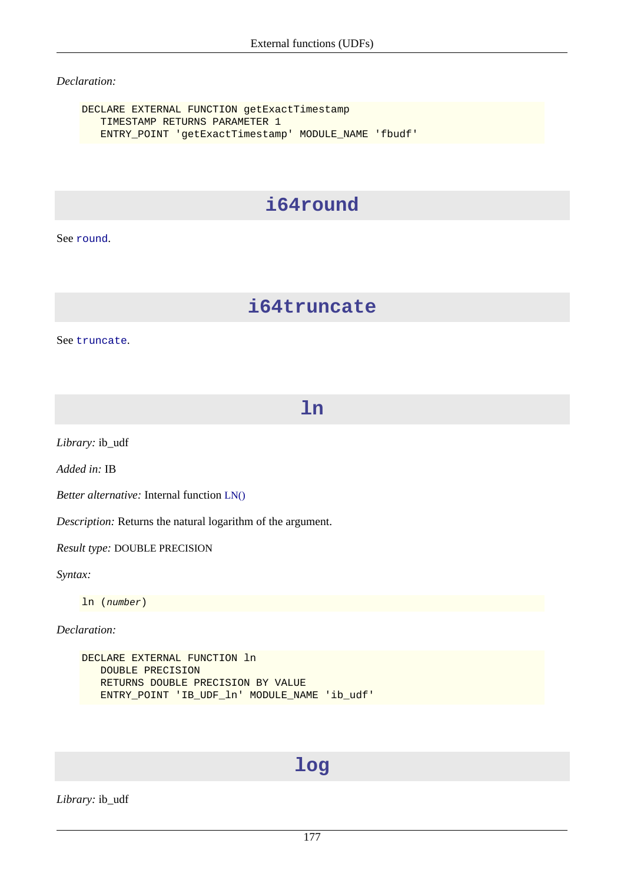*Declaration:*

```
DECLARE EXTERNAL FUNCTION getExactTimestamp
   TIMESTAMP RETURNS PARAMETER 1
   ENTRY_POINT 'getExactTimestamp' MODULE_NAME 'fbudf'
```

## i64round

See `round`.

## i64truncate

See `truncate`.

## ln

*Library:* ib_udf

*Added in:* IB

*Better alternative:* Internal function LN()

*Description:* Returns the natural logarithm of the argument.

*Result type:* DOUBLE PRECISION

*Syntax:*

```
ln (number)
```

*Declaration:*

```
DECLARE EXTERNAL FUNCTION ln
   DOUBLE PRECISION
   RETURNS DOUBLE PRECISION BY VALUE
   ENTRY_POINT 'IB_UDF_ln' MODULE_NAME 'ib_udf'
```

## log

*Library:* ib_udf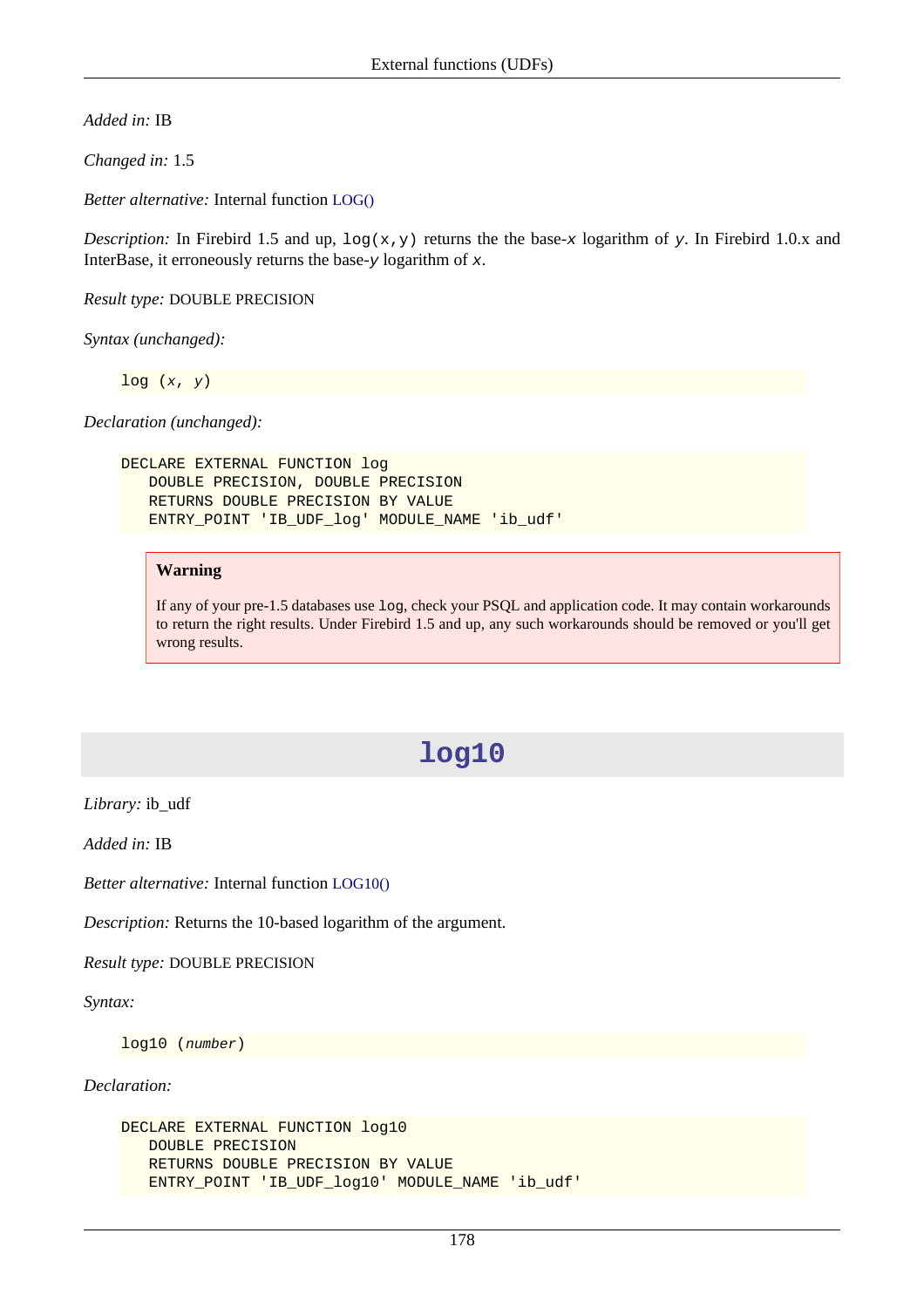*Added in:* IB

*Changed in:* 1.5

*Better alternative:* Internal function LOG()

*Description:* In Firebird 1.5 and up, `log(x,y)` returns the the base-*x* logarithm of *y*. In Firebird 1.0.x and InterBase, it erroneously returns the base-*y* logarithm of *x*.

*Result type:* DOUBLE PRECISION

*Syntax (unchanged):*

```
log (x, y)
```

*Declaration (unchanged):*

```
DECLARE EXTERNAL FUNCTION log
   DOUBLE PRECISION, DOUBLE PRECISION
   RETURNS DOUBLE PRECISION BY VALUE
   ENTRY_POINT 'IB_UDF_log' MODULE_NAME 'ib_udf'
```

> **Warning**
>
> If any of your pre-1.5 databases use `log`, check your PSQL and application code. It may contain workarounds to return the right results. Under Firebird 1.5 and up, any such workarounds should be removed or you'll get wrong results.

## log10

*Library:* ib_udf

*Added in:* IB

*Better alternative:* Internal function LOG10()

*Description:* Returns the 10-based logarithm of the argument.

*Result type:* DOUBLE PRECISION

*Syntax:*

```
log10 (number)
```

*Declaration:*

```
DECLARE EXTERNAL FUNCTION log10
   DOUBLE PRECISION
   RETURNS DOUBLE PRECISION BY VALUE
   ENTRY_POINT 'IB_UDF_log10' MODULE_NAME 'ib_udf'
```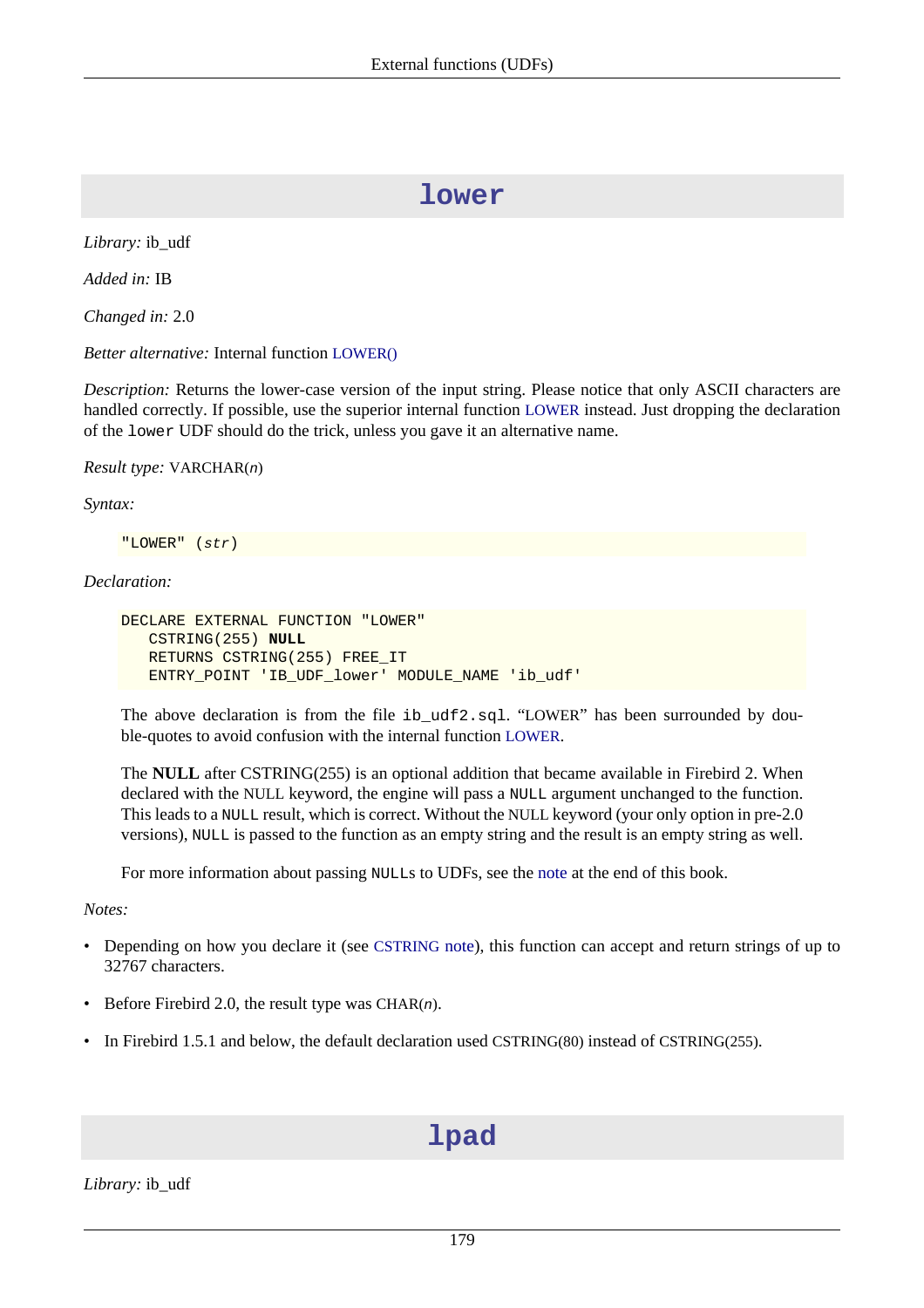## lower

*Library:* ib_udf

*Added in:* IB

*Changed in:* 2.0

*Better alternative:* Internal function LOWER()

*Description:* Returns the lower-case version of the input string. Please notice that only ASCII characters are handled correctly. If possible, use the superior internal function LOWER instead. Just dropping the declaration of the `lower` UDF should do the trick, unless you gave it an alternative name.

*Result type:* VARCHAR(*n*)

*Syntax:*

```
"LOWER" (str)
```

*Declaration:*

```
DECLARE EXTERNAL FUNCTION "LOWER"
   CSTRING(255) NULL
   RETURNS CSTRING(255) FREE_IT
   ENTRY_POINT 'IB_UDF_lower' MODULE_NAME 'ib_udf'
```

The above declaration is from the file `ib_udf2.sql`. “LOWER” has been surrounded by double-quotes to avoid confusion with the internal function LOWER.

The **NULL** after CSTRING(255) is an optional addition that became available in Firebird 2. When declared with the NULL keyword, the engine will pass a `NULL` argument unchanged to the function. This leads to a `NULL` result, which is correct. Without the NULL keyword (your only option in pre-2.0 versions), `NULL` is passed to the function as an empty string and the result is an empty string as well.

For more information about passing `NULL`s to UDFs, see the note at the end of this book.

*Notes:*

- Depending on how you declare it (see CSTRING note), this function can accept and return strings of up to 32767 characters.
- Before Firebird 2.0, the result type was CHAR(*n*).
- In Firebird 1.5.1 and below, the default declaration used CSTRING(80) instead of CSTRING(255).

## lpad

*Library:* ib_udf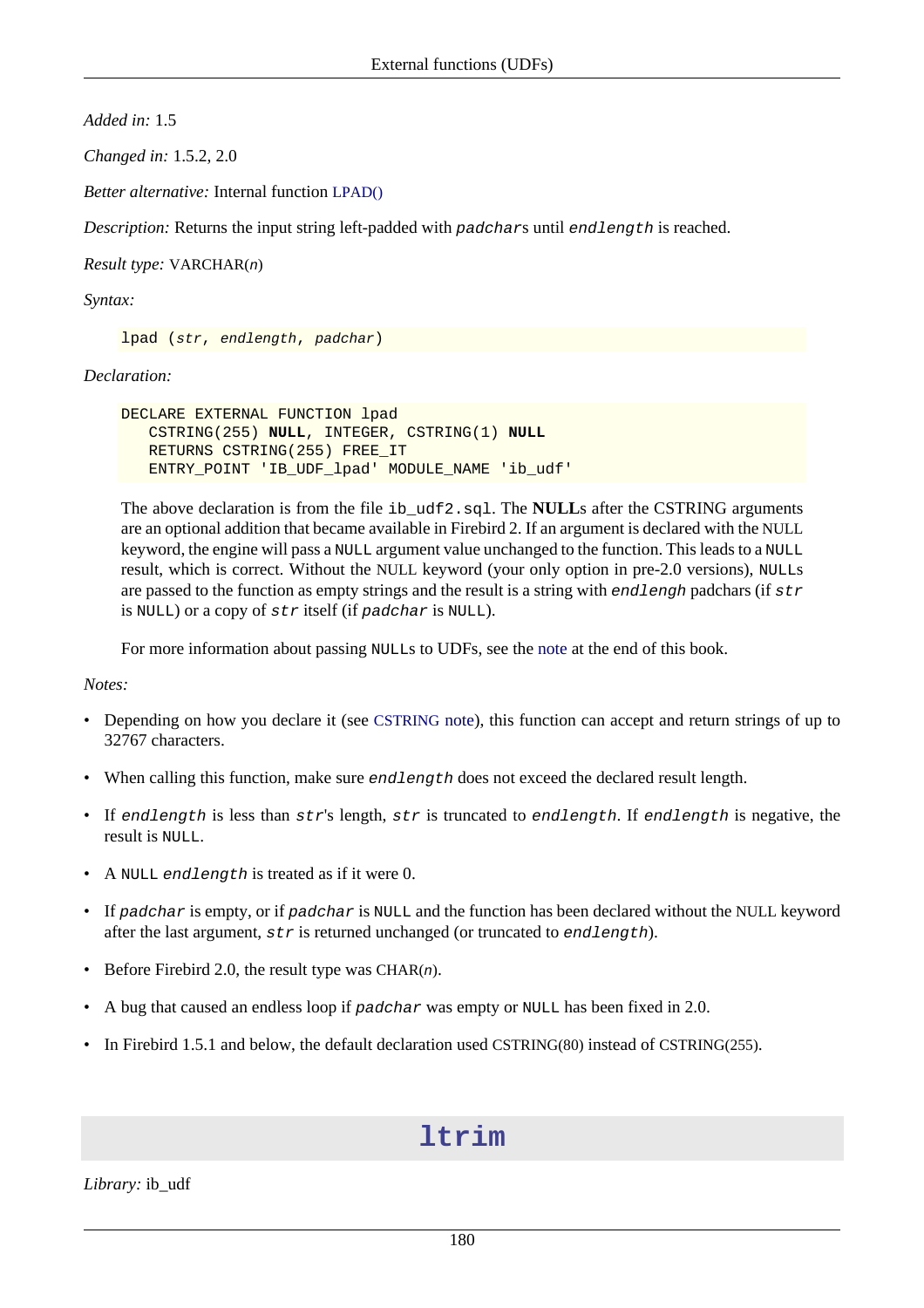*Added in:* 1.5

*Changed in:* 1.5.2, 2.0

*Better alternative:* Internal function LPAD()

*Description:* Returns the input string left-padded with *padchar*s until *endlength* is reached.

*Result type:* VARCHAR(*n*)

*Syntax:*

```
lpad (str, endlength, padchar)
```

*Declaration:*

```
DECLARE EXTERNAL FUNCTION lpad
   CSTRING(255) NULL, INTEGER, CSTRING(1) NULL
   RETURNS CSTRING(255) FREE_IT
   ENTRY_POINT 'IB_UDF_lpad' MODULE_NAME 'ib_udf'
```

The above declaration is from the file `ib_udf2.sql`. The **NULL**s after the CSTRING arguments are an optional addition that became available in Firebird 2. If an argument is declared with the NULL keyword, the engine will pass a `NULL` argument value unchanged to the function. This leads to a `NULL` result, which is correct. Without the NULL keyword (your only option in pre-2.0 versions), `NULL`s are passed to the function as empty strings and the result is a string with *endlengh* padchars (if *str* is `NULL`) or a copy of *str* itself (if *padchar* is `NULL`).

For more information about passing `NULL`s to UDFs, see the note at the end of this book.

*Notes:*

- Depending on how you declare it (see CSTRING note), this function can accept and return strings of up to 32767 characters.
- When calling this function, make sure *endlength* does not exceed the declared result length.
- If *endlength* is less than *str*'s length, *str* is truncated to *endlength*. If *endlength* is negative, the result is `NULL`.
- A `NULL` *endlength* is treated as if it were 0.
- If *padchar* is empty, or if *padchar* is `NULL` and the function has been declared without the NULL keyword after the last argument, *str* is returned unchanged (or truncated to *endlength*).
- Before Firebird 2.0, the result type was CHAR(*n*).
- A bug that caused an endless loop if *padchar* was empty or `NULL` has been fixed in 2.0.
- In Firebird 1.5.1 and below, the default declaration used CSTRING(80) instead of CSTRING(255).

## ltrim

*Library:* ib_udf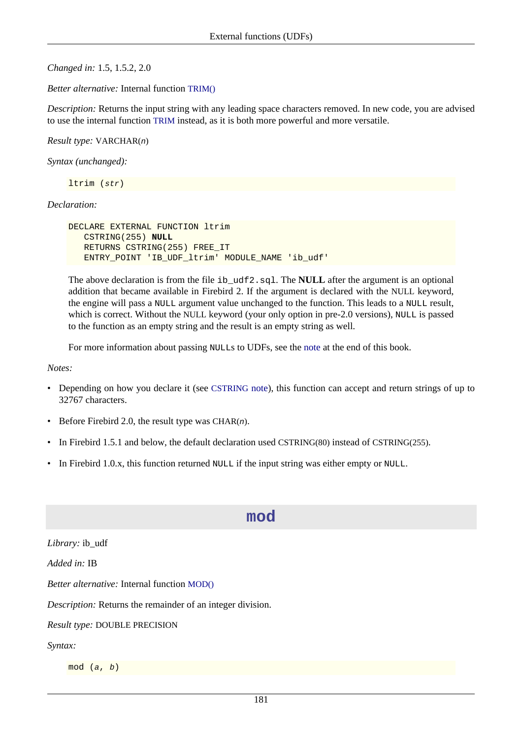*Changed in:* 1.5, 1.5.2, 2.0

*Better alternative:* Internal function TRIM()

*Description:* Returns the input string with any leading space characters removed. In new code, you are advised to use the internal function TRIM instead, as it is both more powerful and more versatile.

*Result type:* VARCHAR(*n*)

*Syntax (unchanged):*

```
ltrim (str)
```

*Declaration:*

```
DECLARE EXTERNAL FUNCTION ltrim
   CSTRING(255) NULL
   RETURNS CSTRING(255) FREE_IT
   ENTRY_POINT 'IB_UDF_ltrim' MODULE_NAME 'ib_udf'
```

The above declaration is from the file `ib_udf2.sql`. The **NULL** after the argument is an optional addition that became available in Firebird 2. If the argument is declared with the NULL keyword, the engine will pass a `NULL` argument value unchanged to the function. This leads to a `NULL` result, which is correct. Without the NULL keyword (your only option in pre-2.0 versions), `NULL` is passed to the function as an empty string and the result is an empty string as well.

For more information about passing `NULL`s to UDFs, see the note at the end of this book.

*Notes:*

- Depending on how you declare it (see CSTRING note), this function can accept and return strings of up to 32767 characters.
- Before Firebird 2.0, the result type was CHAR(*n*).
- In Firebird 1.5.1 and below, the default declaration used CSTRING(80) instead of CSTRING(255).
- In Firebird 1.0.x, this function returned `NULL` if the input string was either empty or `NULL`.

## mod

*Library:* ib_udf

*Added in:* IB

*Better alternative:* Internal function MOD()

*Description:* Returns the remainder of an integer division.

*Result type:* DOUBLE PRECISION

*Syntax:*

```
mod (a, b)
```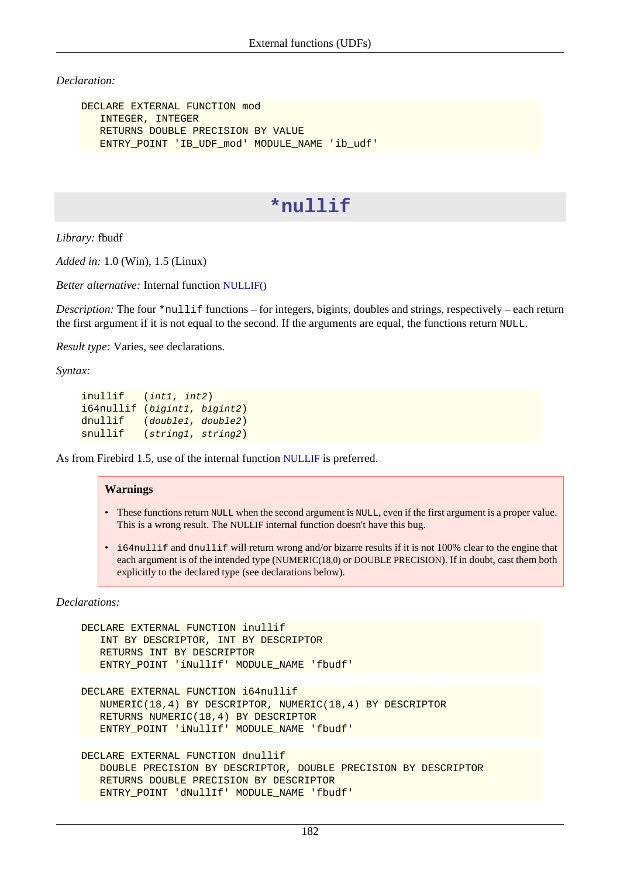*Declaration:*

```
DECLARE EXTERNAL FUNCTION mod
   INTEGER, INTEGER
   RETURNS DOUBLE PRECISION BY VALUE
   ENTRY_POINT 'IB_UDF_mod' MODULE_NAME 'ib_udf'
```

## *nullif

*Library:* fbudf

*Added in:* 1.0 (Win), 1.5 (Linux)

*Better alternative:* Internal function NULLIF()

*Description:* The four `*nullif` functions – for integers, bigints, doubles and strings, respectively – each return the first argument if it is not equal to the second. If the arguments are equal, the functions return `NULL`.

*Result type:* Varies, see declarations.

*Syntax:*

```
inullif   (int1, int2)
i64nullif (bigint1, bigint2)
dnullif   (double1, double2)
snullif   (string1, string2)
```

As from Firebird 1.5, use of the internal function NULLIF is preferred.

> **Warnings**
>
> - These functions return `NULL` when the second argument is `NULL`, even if the first argument is a proper value. This is a wrong result. The NULLIF internal function doesn't have this bug.
> - `i64nullif` and `dnullif` will return wrong and/or bizarre results if it is not 100% clear to the engine that each argument is of the intended type (NUMERIC(18,0) or DOUBLE PRECISION). If in doubt, cast them both explicitly to the declared type (see declarations below).

*Declarations:*

```
DECLARE EXTERNAL FUNCTION inullif
   INT BY DESCRIPTOR, INT BY DESCRIPTOR
   RETURNS INT BY DESCRIPTOR
   ENTRY_POINT 'iNullIf' MODULE_NAME 'fbudf'
```

```
DECLARE EXTERNAL FUNCTION i64nullif
   NUMERIC(18,4) BY DESCRIPTOR, NUMERIC(18,4) BY DESCRIPTOR
   RETURNS NUMERIC(18,4) BY DESCRIPTOR
   ENTRY_POINT 'iNullIf' MODULE_NAME 'fbudf'
```

```
DECLARE EXTERNAL FUNCTION dnullif
   DOUBLE PRECISION BY DESCRIPTOR, DOUBLE PRECISION BY DESCRIPTOR
   RETURNS DOUBLE PRECISION BY DESCRIPTOR
   ENTRY_POINT 'dNullIf' MODULE_NAME 'fbudf'
```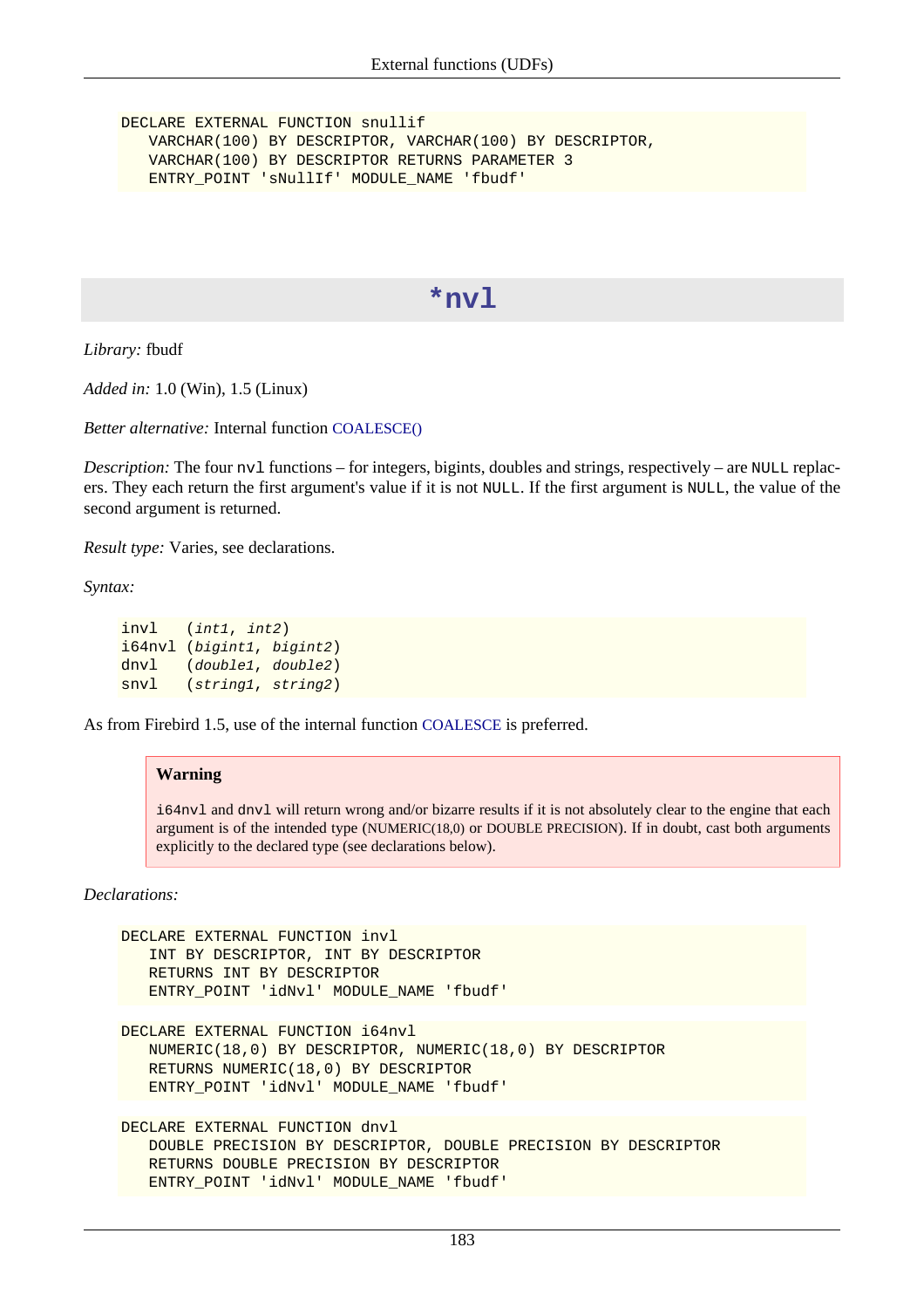```
DECLARE EXTERNAL FUNCTION snullif
   VARCHAR(100) BY DESCRIPTOR, VARCHAR(100) BY DESCRIPTOR,
   VARCHAR(100) BY DESCRIPTOR RETURNS PARAMETER 3
   ENTRY_POINT 'sNullIf' MODULE_NAME 'fbudf'
```

## *nvl

*Library:* fbudf

*Added in:* 1.0 (Win), 1.5 (Linux)

*Better alternative:* Internal function COALESCE()

*Description:* The four `nvl` functions – for integers, bigints, doubles and strings, respectively – are `NULL` replacers. They each return the first argument's value if it is not `NULL`. If the first argument is `NULL`, the value of the second argument is returned.

*Result type:* Varies, see declarations.

*Syntax:*

```
invl   (int1, int2)
i64nvl (bigint1, bigint2)
dnvl   (double1, double2)
snvl   (string1, string2)
```

As from Firebird 1.5, use of the internal function COALESCE is preferred.

> **Warning**
>
> `i64nvl` and `dnvl` will return wrong and/or bizarre results if it is not absolutely clear to the engine that each argument is of the intended type (NUMERIC(18,0) or DOUBLE PRECISION). If in doubt, cast both arguments explicitly to the declared type (see declarations below).

*Declarations:*

```
DECLARE EXTERNAL FUNCTION invl
   INT BY DESCRIPTOR, INT BY DESCRIPTOR
   RETURNS INT BY DESCRIPTOR
   ENTRY_POINT 'idNvl' MODULE_NAME 'fbudf'
```

```
DECLARE EXTERNAL FUNCTION i64nvl
   NUMERIC(18,0) BY DESCRIPTOR, NUMERIC(18,0) BY DESCRIPTOR
   RETURNS NUMERIC(18,0) BY DESCRIPTOR
   ENTRY_POINT 'idNvl' MODULE_NAME 'fbudf'
```

```
DECLARE EXTERNAL FUNCTION dnvl
   DOUBLE PRECISION BY DESCRIPTOR, DOUBLE PRECISION BY DESCRIPTOR
   RETURNS DOUBLE PRECISION BY DESCRIPTOR
   ENTRY_POINT 'idNvl' MODULE_NAME 'fbudf'
```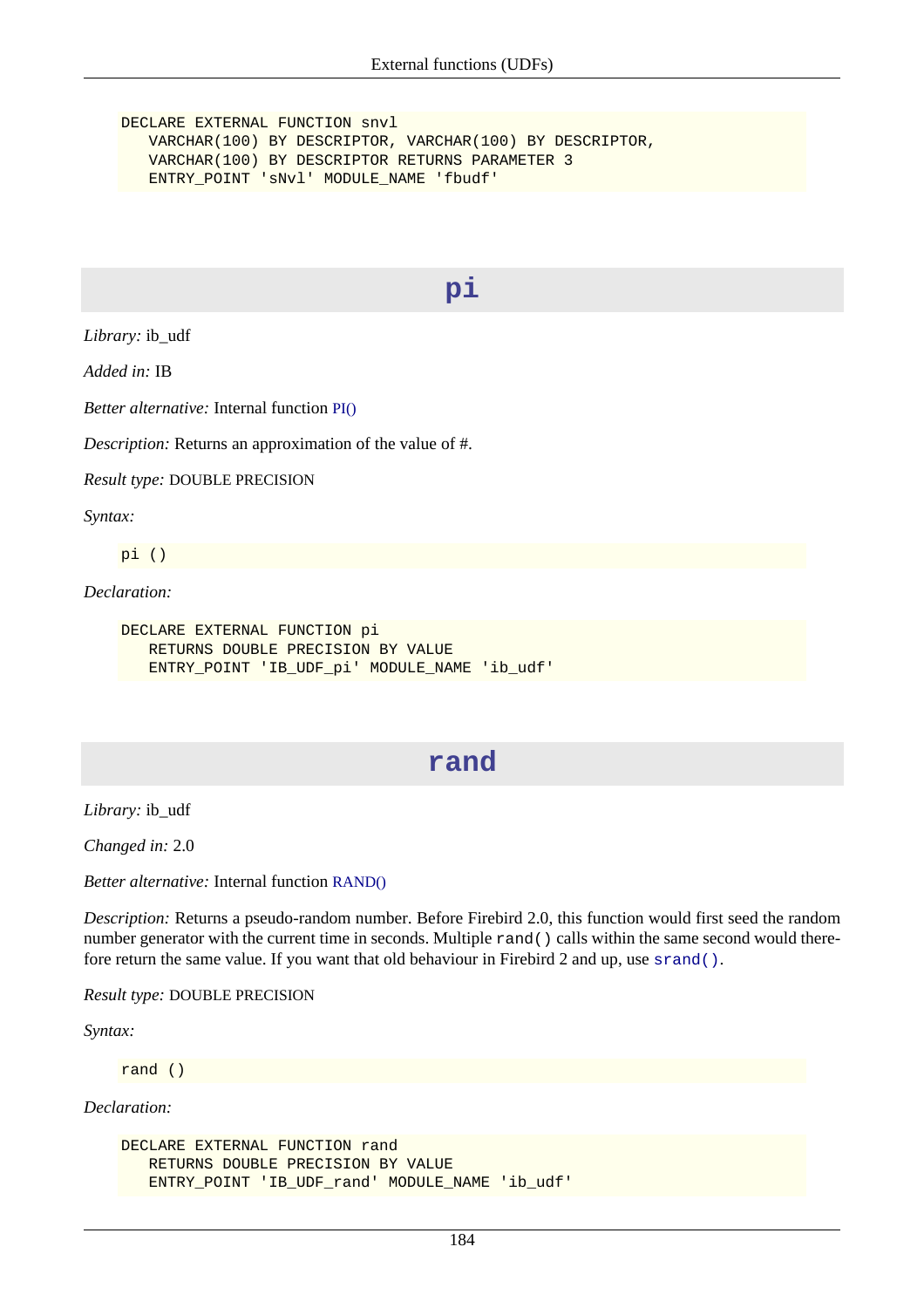```
DECLARE EXTERNAL FUNCTION snvl
   VARCHAR(100) BY DESCRIPTOR, VARCHAR(100) BY DESCRIPTOR,
   VARCHAR(100) BY DESCRIPTOR RETURNS PARAMETER 3
   ENTRY_POINT 'sNvl' MODULE_NAME 'fbudf'
```

## pi

*Library:* ib_udf

*Added in:* IB

*Better alternative:* Internal function PI()

*Description:* Returns an approximation of the value of #.

*Result type:* DOUBLE PRECISION

*Syntax:*

```
pi ()
```

*Declaration:*

```
DECLARE EXTERNAL FUNCTION pi
   RETURNS DOUBLE PRECISION BY VALUE
   ENTRY_POINT 'IB_UDF_pi' MODULE_NAME 'ib_udf'
```

## rand

*Library:* ib_udf

*Changed in:* 2.0

*Better alternative:* Internal function RAND()

*Description:* Returns a pseudo-random number. Before Firebird 2.0, this function would first seed the random number generator with the current time in seconds. Multiple `rand()` calls within the same second would therefore return the same value. If you want that old behaviour in Firebird 2 and up, use `srand()`.

*Result type:* DOUBLE PRECISION

*Syntax:*

```
rand ()
```

*Declaration:*

```
DECLARE EXTERNAL FUNCTION rand
   RETURNS DOUBLE PRECISION BY VALUE
   ENTRY_POINT 'IB_UDF_rand' MODULE_NAME 'ib_udf'
```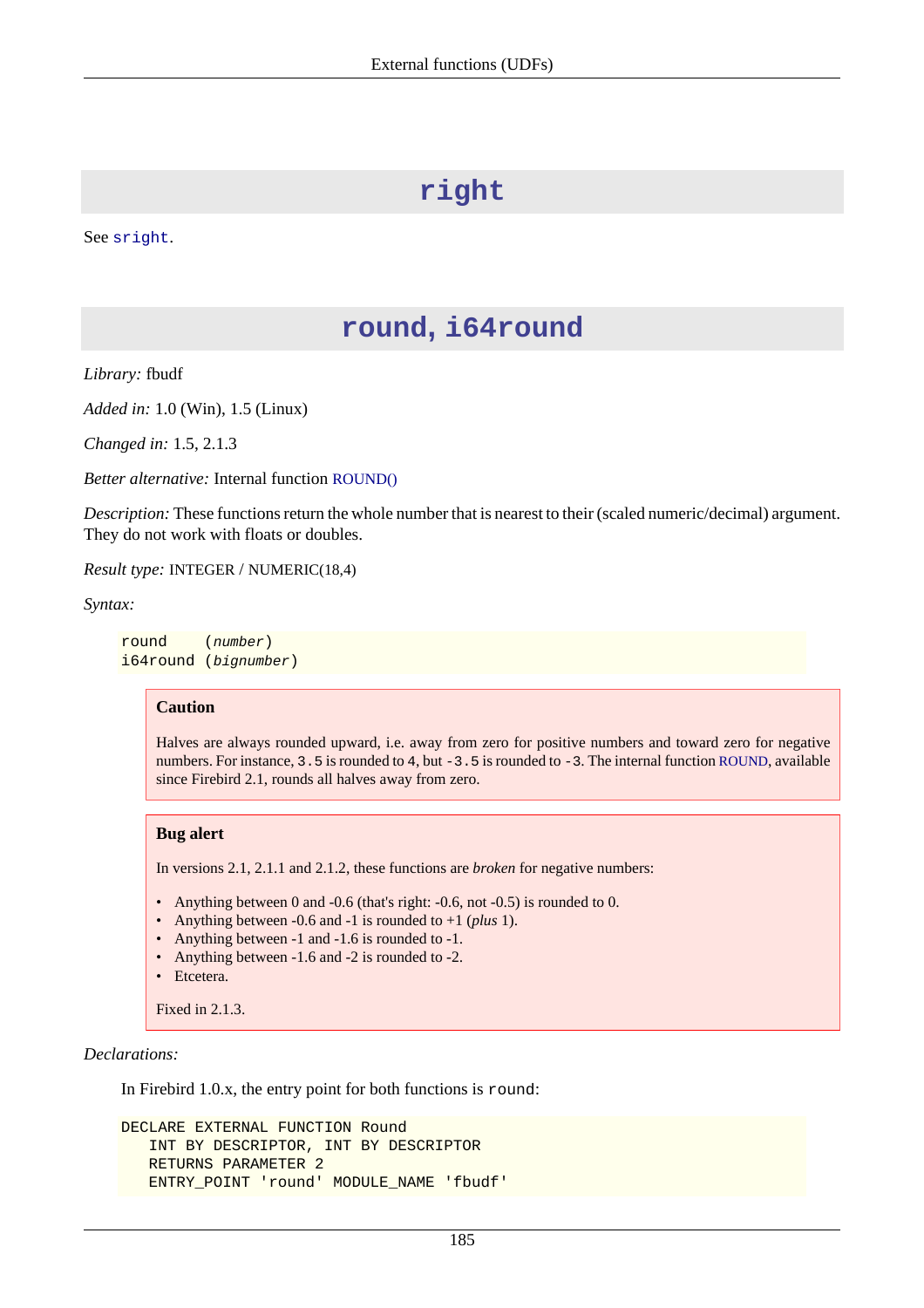# right

See `sright`.

# round, i64round

*Library:* fbudf

*Added in:* 1.0 (Win), 1.5 (Linux)

*Changed in:* 1.5, 2.1.3

*Better alternative:* Internal function ROUND()

*Description:* These functions return the whole number that is nearest to their (scaled numeric/decimal) argument. They do not work with floats or doubles.

*Result type:* INTEGER / NUMERIC(18,4)

*Syntax:*

```
round    (number)
i64round (bignumber)
```

> **Caution**
>
> Halves are always rounded upward, i.e. away from zero for positive numbers and toward zero for negative numbers. For instance, `3.5` is rounded to `4`, but `-3.5` is rounded to `-3`. The internal function ROUND, available since Firebird 2.1, rounds all halves away from zero.

> **Bug alert**
>
> In versions 2.1, 2.1.1 and 2.1.2, these functions are *broken* for negative numbers:
>
> - Anything between 0 and -0.6 (that's right: -0.6, not -0.5) is rounded to 0.
> - Anything between -0.6 and -1 is rounded to +1 (*plus* 1).
> - Anything between -1 and -1.6 is rounded to -1.
> - Anything between -1.6 and -2 is rounded to -2.
> - Etcetera.
>
> Fixed in 2.1.3.

*Declarations:*

In Firebird 1.0.x, the entry point for both functions is `round`:

```
DECLARE EXTERNAL FUNCTION Round
   INT BY DESCRIPTOR, INT BY DESCRIPTOR
   RETURNS PARAMETER 2
   ENTRY_POINT 'round' MODULE_NAME 'fbudf'
```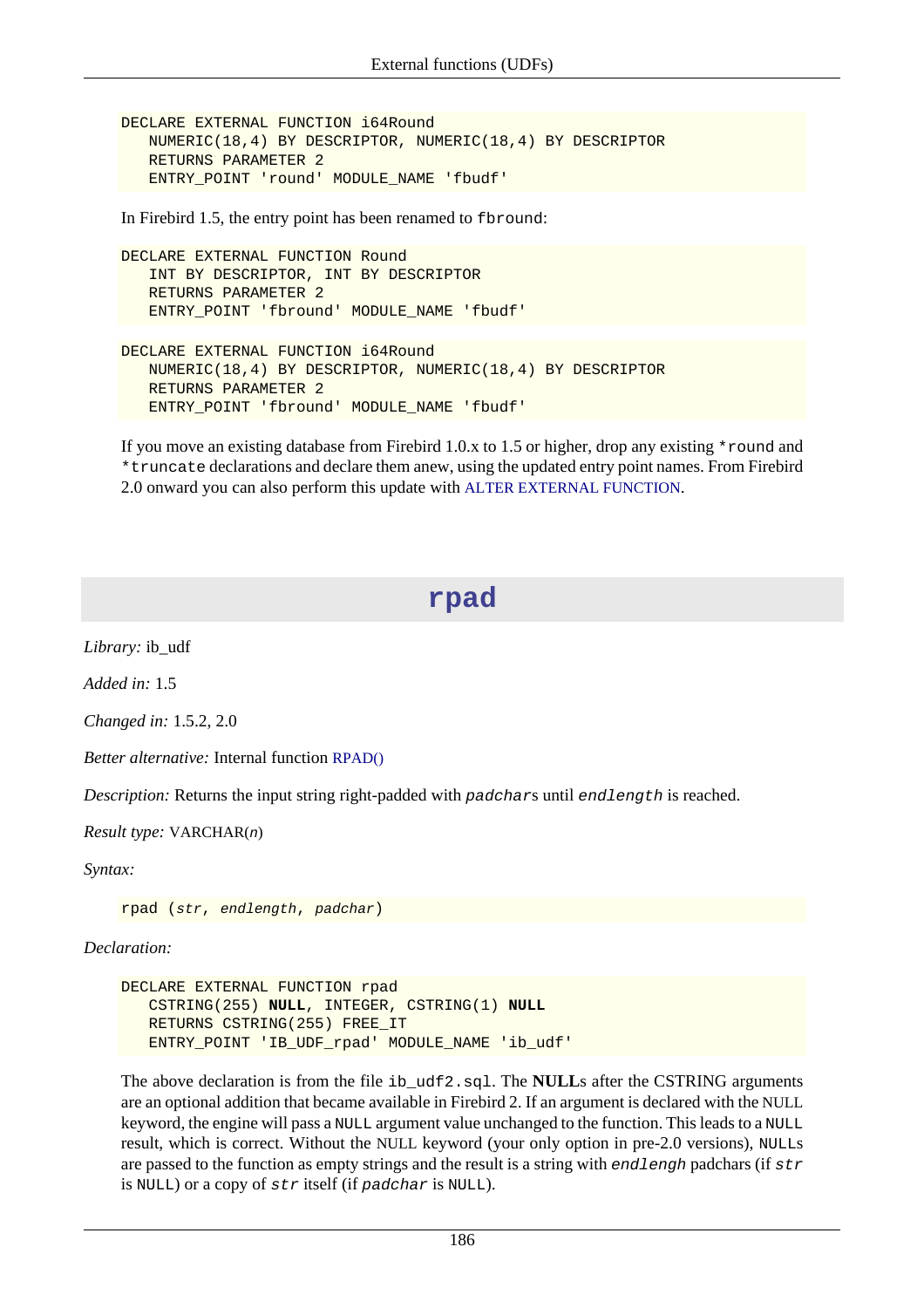```
DECLARE EXTERNAL FUNCTION i64Round
   NUMERIC(18,4) BY DESCRIPTOR, NUMERIC(18,4) BY DESCRIPTOR
   RETURNS PARAMETER 2
   ENTRY_POINT 'round' MODULE_NAME 'fbudf'
```

In Firebird 1.5, the entry point has been renamed to `fbround`:

```
DECLARE EXTERNAL FUNCTION Round
   INT BY DESCRIPTOR, INT BY DESCRIPTOR
   RETURNS PARAMETER 2
   ENTRY_POINT 'fbround' MODULE_NAME 'fbudf'
```

```
DECLARE EXTERNAL FUNCTION i64Round
   NUMERIC(18,4) BY DESCRIPTOR, NUMERIC(18,4) BY DESCRIPTOR
   RETURNS PARAMETER 2
   ENTRY_POINT 'fbround' MODULE_NAME 'fbudf'
```

If you move an existing database from Firebird 1.0.x to 1.5 or higher, drop any existing `*round` and `*truncate` declarations and declare them anew, using the updated entry point names. From Firebird 2.0 onward you can also perform this update with ALTER EXTERNAL FUNCTION.

# rpad

*Library:* ib_udf

*Added in:* 1.5

*Changed in:* 1.5.2, 2.0

*Better alternative:* Internal function RPAD()

*Description:* Returns the input string right-padded with *padchar*s until *endlength* is reached.

*Result type:* VARCHAR(*n*)

*Syntax:*

```
rpad (str, endlength, padchar)
```

*Declaration:*

```
DECLARE EXTERNAL FUNCTION rpad
   CSTRING(255) NULL, INTEGER, CSTRING(1) NULL
   RETURNS CSTRING(255) FREE_IT
   ENTRY_POINT 'IB_UDF_rpad' MODULE_NAME 'ib_udf'
```

The above declaration is from the file `ib_udf2.sql`. The **NULL**s after the CSTRING arguments are an optional addition that became available in Firebird 2. If an argument is declared with the NULL keyword, the engine will pass a `NULL` argument value unchanged to the function. This leads to a `NULL` result, which is correct. Without the NULL keyword (your only option in pre-2.0 versions), `NULL`s are passed to the function as empty strings and the result is a string with *endlengh* padchars (if *str* is `NULL`) or a copy of *str* itself (if *padchar* is `NULL`).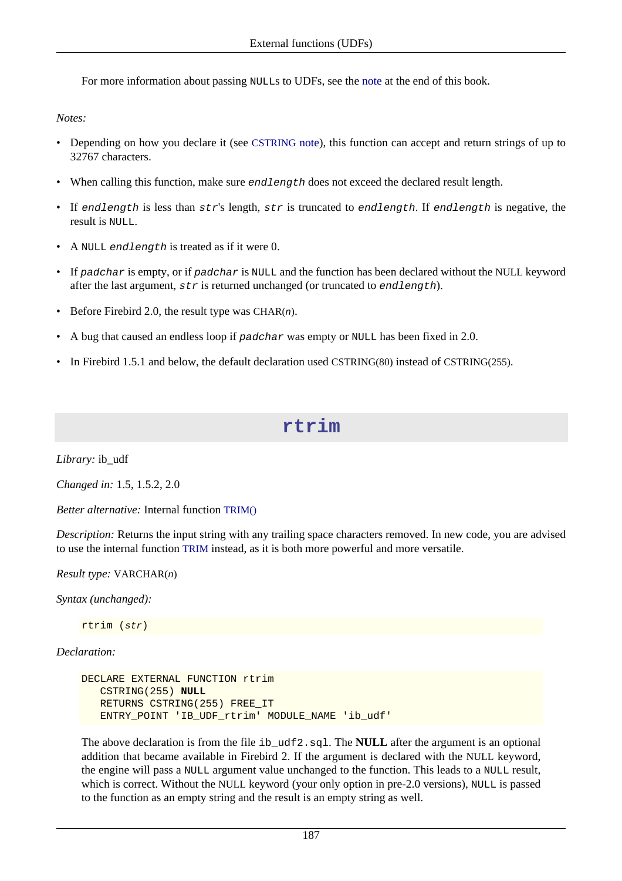For more information about passing `NULL`s to UDFs, see the note at the end of this book.

*Notes:*

- Depending on how you declare it (see CSTRING note), this function can accept and return strings of up to 32767 characters.
- When calling this function, make sure *endlength* does not exceed the declared result length.
- If *endlength* is less than *str*'s length, *str* is truncated to *endlength*. If *endlength* is negative, the result is `NULL`.
- A `NULL` *endlength* is treated as if it were 0.
- If *padchar* is empty, or if *padchar* is `NULL` and the function has been declared without the NULL keyword after the last argument, *str* is returned unchanged (or truncated to *endlength*).
- Before Firebird 2.0, the result type was CHAR(*n*).
- A bug that caused an endless loop if *padchar* was empty or `NULL` has been fixed in 2.0.
- In Firebird 1.5.1 and below, the default declaration used CSTRING(80) instead of CSTRING(255).

## rtrim

*Library:* ib_udf

*Changed in:* 1.5, 1.5.2, 2.0

*Better alternative:* Internal function TRIM()

*Description:* Returns the input string with any trailing space characters removed. In new code, you are advised to use the internal function TRIM instead, as it is both more powerful and more versatile.

*Result type:* VARCHAR(*n*)

*Syntax (unchanged):*

```
rtrim (str)
```

*Declaration:*

```
DECLARE EXTERNAL FUNCTION rtrim
   CSTRING(255) NULL
   RETURNS CSTRING(255) FREE_IT
   ENTRY_POINT 'IB_UDF_rtrim' MODULE_NAME 'ib_udf'
```

The above declaration is from the file `ib_udf2.sql`. The **NULL** after the argument is an optional addition that became available in Firebird 2. If the argument is declared with the NULL keyword, the engine will pass a `NULL` argument value unchanged to the function. This leads to a `NULL` result, which is correct. Without the NULL keyword (your only option in pre-2.0 versions), `NULL` is passed to the function as an empty string and the result is an empty string as well.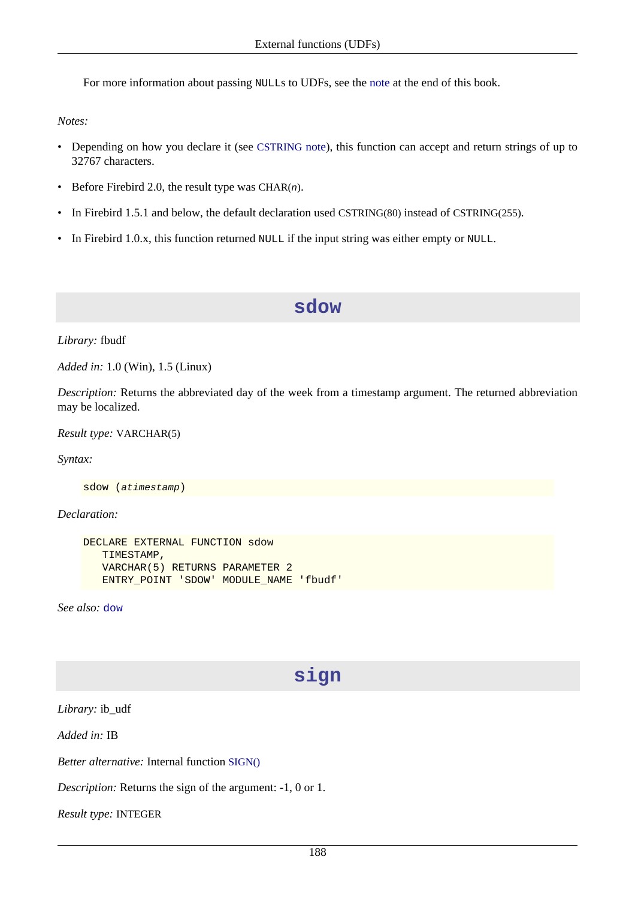For more information about passing `NULL`s to UDFs, see the note at the end of this book.

*Notes:*

- Depending on how you declare it (see CSTRING note), this function can accept and return strings of up to 32767 characters.
- Before Firebird 2.0, the result type was CHAR(*n*).
- In Firebird 1.5.1 and below, the default declaration used CSTRING(80) instead of CSTRING(255).
- In Firebird 1.0.x, this function returned `NULL` if the input string was either empty or `NULL`.

## sdow

*Library:* fbudf

*Added in:* 1.0 (Win), 1.5 (Linux)

*Description:* Returns the abbreviated day of the week from a timestamp argument. The returned abbreviation may be localized.

*Result type:* VARCHAR(5)

*Syntax:*

```
sdow (atimestamp)
```

*Declaration:*

```
DECLARE EXTERNAL FUNCTION sdow
   TIMESTAMP,
   VARCHAR(5) RETURNS PARAMETER 2
   ENTRY_POINT 'SDOW' MODULE_NAME 'fbudf'
```

*See also:* `dow`

## sign

*Library:* ib_udf

*Added in:* IB

*Better alternative:* Internal function SIGN()

*Description:* Returns the sign of the argument: -1, 0 or 1.

*Result type:* INTEGER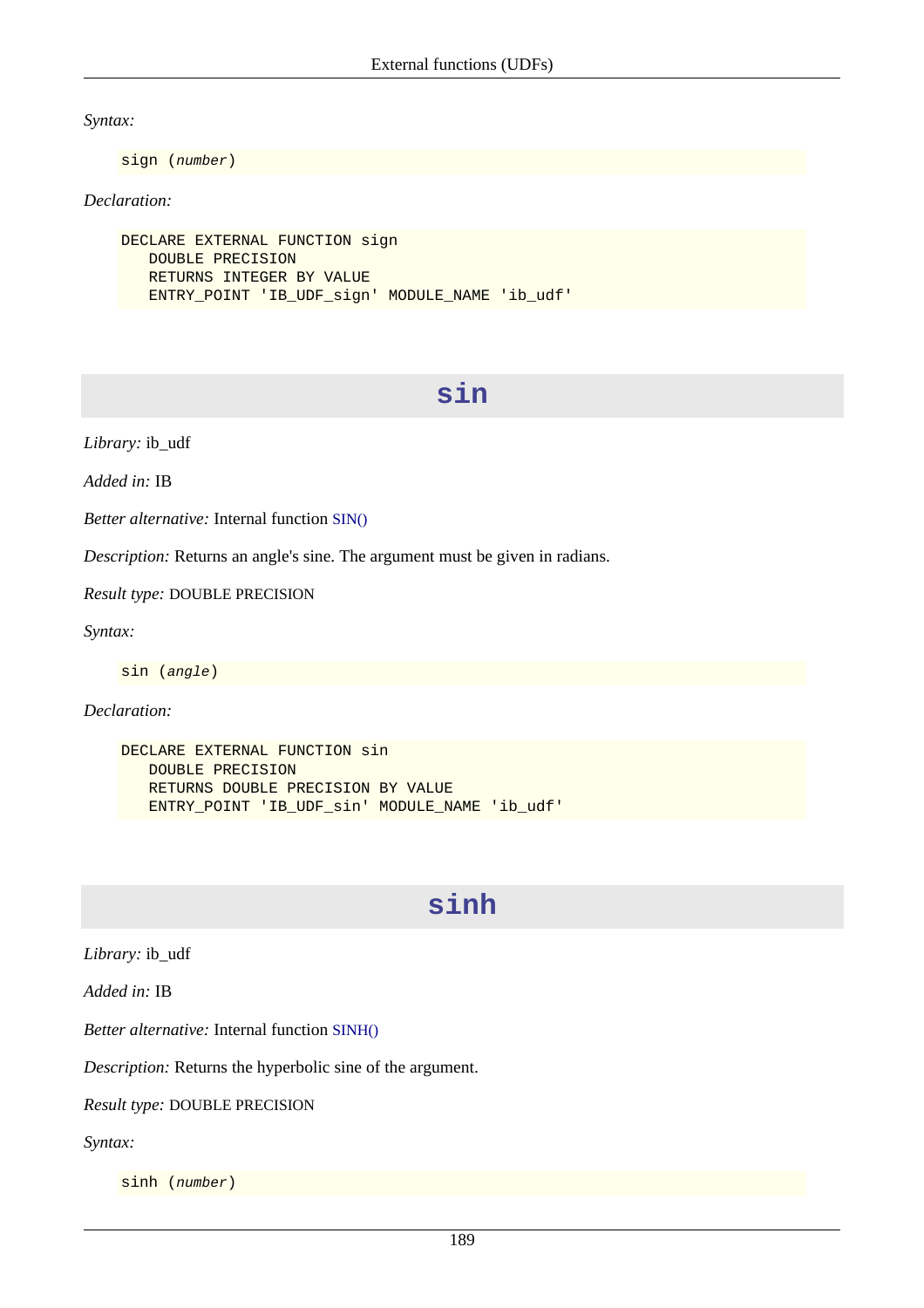*Syntax:*

```
sign (number)
```

*Declaration:*

```
DECLARE EXTERNAL FUNCTION sign
   DOUBLE PRECISION
   RETURNS INTEGER BY VALUE
   ENTRY_POINT 'IB_UDF_sign' MODULE_NAME 'ib_udf'
```

## sin

*Library:* ib_udf

*Added in:* IB

*Better alternative:* Internal function SIN()

*Description:* Returns an angle's sine. The argument must be given in radians.

*Result type:* DOUBLE PRECISION

*Syntax:*

```
sin (angle)
```

*Declaration:*

```
DECLARE EXTERNAL FUNCTION sin
   DOUBLE PRECISION
   RETURNS DOUBLE PRECISION BY VALUE
   ENTRY_POINT 'IB_UDF_sin' MODULE_NAME 'ib_udf'
```

## sinh

*Library:* ib_udf

*Added in:* IB

*Better alternative:* Internal function SINH()

*Description:* Returns the hyperbolic sine of the argument.

*Result type:* DOUBLE PRECISION

*Syntax:*

```
sinh (number)
```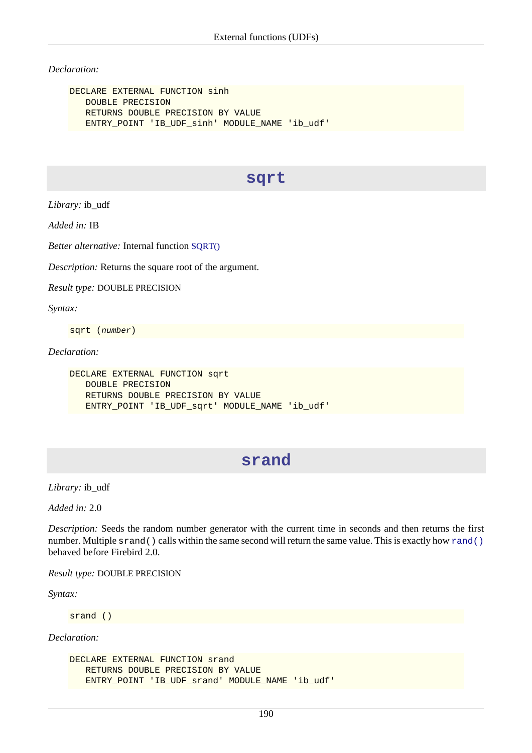*Declaration:*

```
DECLARE EXTERNAL FUNCTION sinh
   DOUBLE PRECISION
   RETURNS DOUBLE PRECISION BY VALUE
   ENTRY_POINT 'IB_UDF_sinh' MODULE_NAME 'ib_udf'
```

## sqrt

*Library:* ib_udf

*Added in:* IB

*Better alternative:* Internal function SQRT()

*Description:* Returns the square root of the argument.

*Result type:* DOUBLE PRECISION

*Syntax:*

```
sqrt (number)
```

*Declaration:*

```
DECLARE EXTERNAL FUNCTION sqrt
   DOUBLE PRECISION
   RETURNS DOUBLE PRECISION BY VALUE
   ENTRY_POINT 'IB_UDF_sqrt' MODULE_NAME 'ib_udf'
```

## srand

*Library:* ib_udf

*Added in:* 2.0

*Description:* Seeds the random number generator with the current time in seconds and then returns the first number. Multiple `srand()` calls within the same second will return the same value. This is exactly how `rand()` behaved before Firebird 2.0.

*Result type:* DOUBLE PRECISION

*Syntax:*

```
srand ()
```

*Declaration:*

```
DECLARE EXTERNAL FUNCTION srand
   RETURNS DOUBLE PRECISION BY VALUE
   ENTRY_POINT 'IB_UDF_srand' MODULE_NAME 'ib_udf'
```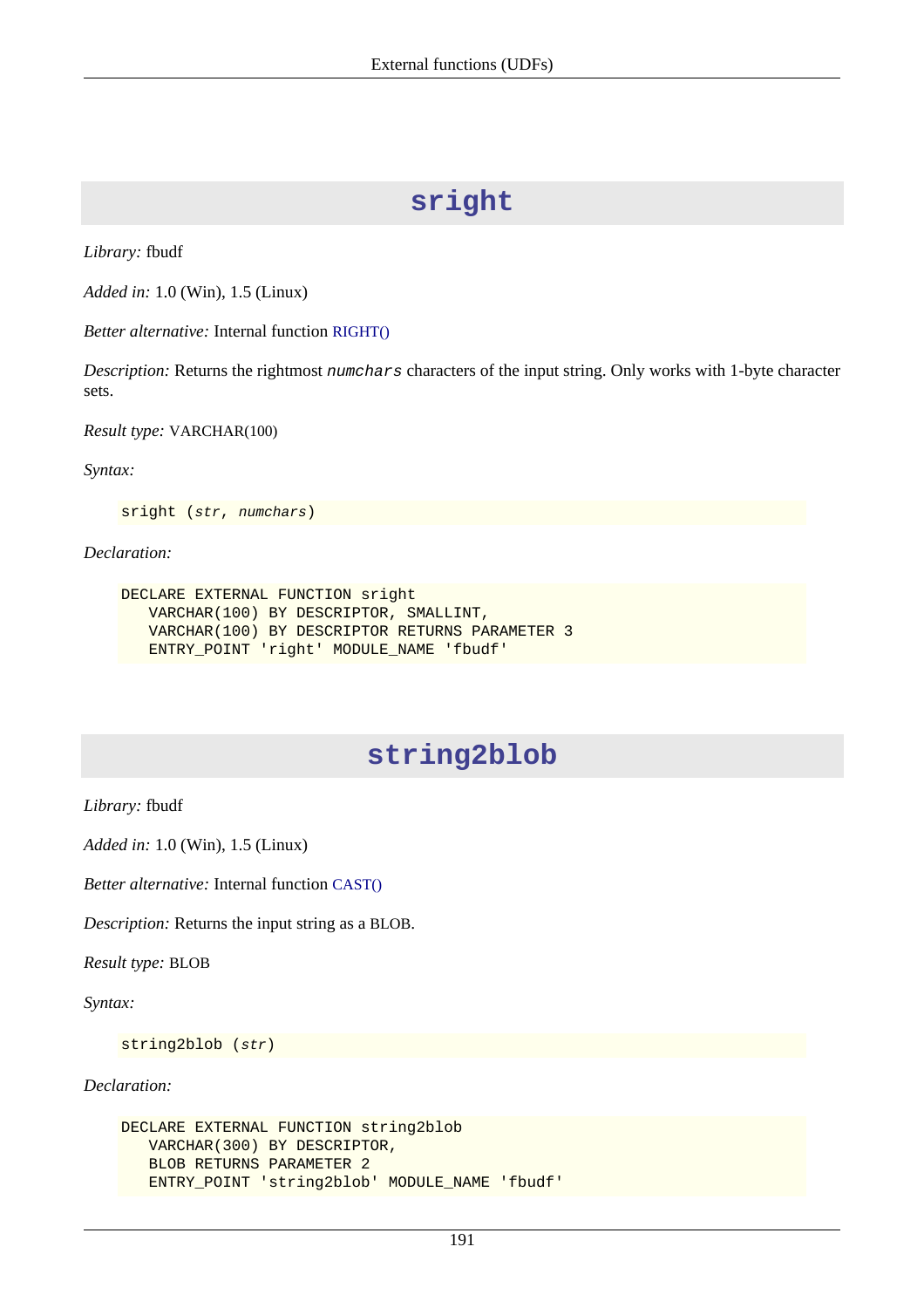## sright

*Library:* fbudf

*Added in:* 1.0 (Win), 1.5 (Linux)

*Better alternative:* Internal function RIGHT()

*Description:* Returns the rightmost *numchars* characters of the input string. Only works with 1-byte character sets.

*Result type:* VARCHAR(100)

*Syntax:*

```
sright (str, numchars)
```

*Declaration:*

```
DECLARE EXTERNAL FUNCTION sright
   VARCHAR(100) BY DESCRIPTOR, SMALLINT,
   VARCHAR(100) BY DESCRIPTOR RETURNS PARAMETER 3
   ENTRY_POINT 'right' MODULE_NAME 'fbudf'
```

## string2blob

*Library:* fbudf

*Added in:* 1.0 (Win), 1.5 (Linux)

*Better alternative:* Internal function CAST()

*Description:* Returns the input string as a BLOB.

*Result type:* BLOB

*Syntax:*

```
string2blob (str)
```

*Declaration:*

```
DECLARE EXTERNAL FUNCTION string2blob
   VARCHAR(300) BY DESCRIPTOR,
   BLOB RETURNS PARAMETER 2
   ENTRY_POINT 'string2blob' MODULE_NAME 'fbudf'
```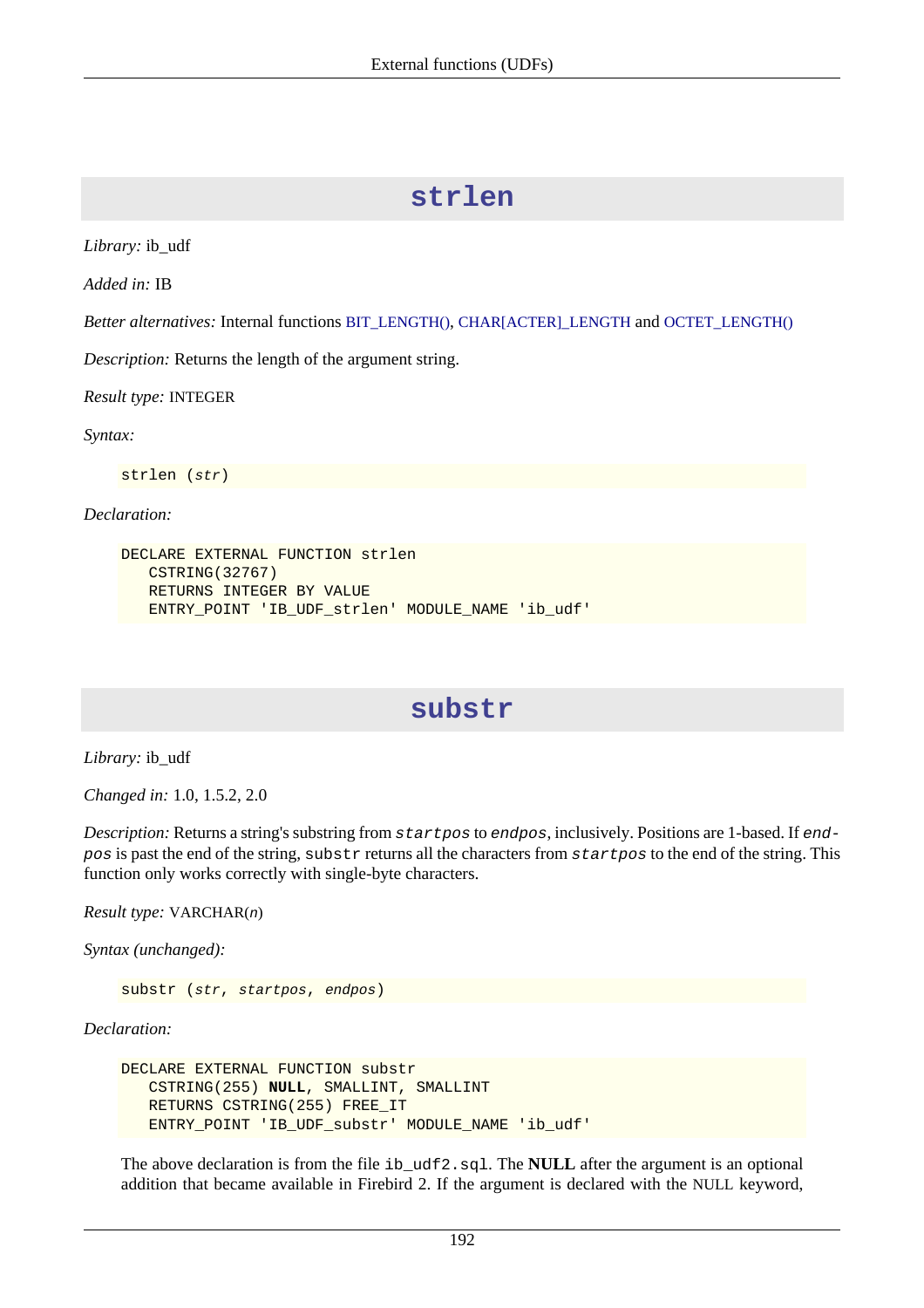## strlen

*Library:* ib_udf

*Added in:* IB

*Better alternatives:* Internal functions BIT_LENGTH(), CHAR[ACTER]_LENGTH and OCTET_LENGTH()

*Description:* Returns the length of the argument string.

*Result type:* INTEGER

*Syntax:*

```
strlen (str)
```

*Declaration:*

```
DECLARE EXTERNAL FUNCTION strlen
   CSTRING(32767)
   RETURNS INTEGER BY VALUE
   ENTRY_POINT 'IB_UDF_strlen' MODULE_NAME 'ib_udf'
```

## substr

*Library:* ib_udf

*Changed in:* 1.0, 1.5.2, 2.0

*Description:* Returns a string's substring from `startpos` to `endpos`, inclusively. Positions are 1-based. If `endpos` is past the end of the string, `substr` returns all the characters from `startpos` to the end of the string. This function only works correctly with single-byte characters.

*Result type:* VARCHAR(*n*)

*Syntax (unchanged):*

```
substr (str, startpos, endpos)
```

*Declaration:*

```
DECLARE EXTERNAL FUNCTION substr
   CSTRING(255) NULL, SMALLINT, SMALLINT
   RETURNS CSTRING(255) FREE_IT
   ENTRY_POINT 'IB_UDF_substr' MODULE_NAME 'ib_udf'
```

The above declaration is from the file `ib_udf2.sql`. The **NULL** after the argument is an optional addition that became available in Firebird 2. If the argument is declared with the NULL keyword,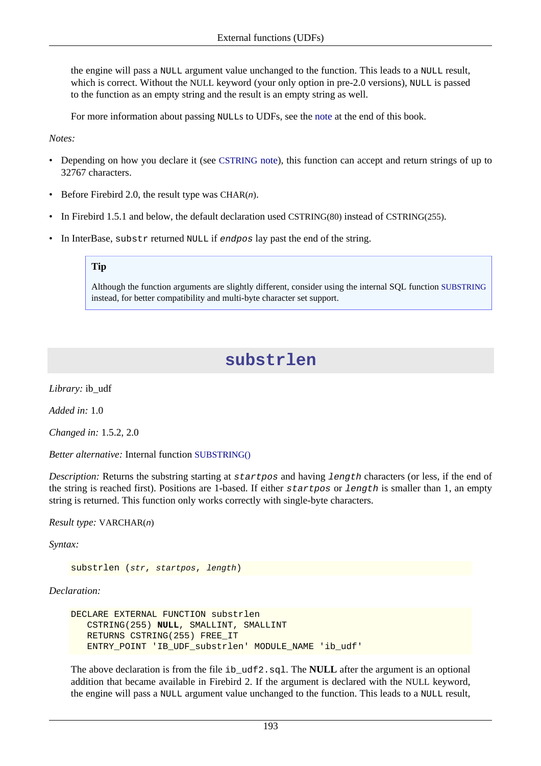the engine will pass a `NULL` argument value unchanged to the function. This leads to a `NULL` result, which is correct. Without the NULL keyword (your only option in pre-2.0 versions), `NULL` is passed to the function as an empty string and the result is an empty string as well.

For more information about passing `NULL`s to UDFs, see the note at the end of this book.

*Notes:*

- Depending on how you declare it (see CSTRING note), this function can accept and return strings of up to 32767 characters.
- Before Firebird 2.0, the result type was CHAR(*n*).
- In Firebird 1.5.1 and below, the default declaration used CSTRING(80) instead of CSTRING(255).
- In InterBase, `substr` returned `NULL` if *`endpos`* lay past the end of the string.

> **Tip**
>
> Although the function arguments are slightly different, consider using the internal SQL function SUBSTRING instead, for better compatibility and multi-byte character set support.

## substrlen

*Library:* ib_udf

*Added in:* 1.0

*Changed in:* 1.5.2, 2.0

*Better alternative:* Internal function SUBSTRING()

*Description:* Returns the substring starting at *`startpos`* and having *`length`* characters (or less, if the end of the string is reached first). Positions are 1-based. If either *`startpos`* or *`length`* is smaller than 1, an empty string is returned. This function only works correctly with single-byte characters.

*Result type:* VARCHAR(*n*)

*Syntax:*

```
substrlen (str, startpos, length)
```

*Declaration:*

```
DECLARE EXTERNAL FUNCTION substrlen
   CSTRING(255) NULL, SMALLINT, SMALLINT
   RETURNS CSTRING(255) FREE_IT
   ENTRY_POINT 'IB_UDF_substrlen' MODULE_NAME 'ib_udf'
```

The above declaration is from the file `ib_udf2.sql`. The **NULL** after the argument is an optional addition that became available in Firebird 2. If the argument is declared with the NULL keyword, the engine will pass a `NULL` argument value unchanged to the function. This leads to a `NULL` result,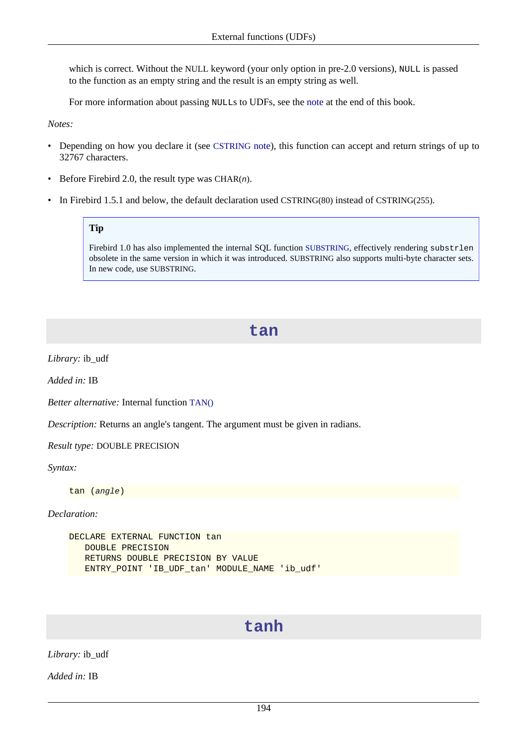which is correct. Without the NULL keyword (your only option in pre-2.0 versions), `NULL` is passed to the function as an empty string and the result is an empty string as well.

For more information about passing `NULL`s to UDFs, see the note at the end of this book.

*Notes:*

- Depending on how you declare it (see CSTRING note), this function can accept and return strings of up to 32767 characters.
- Before Firebird 2.0, the result type was CHAR(*n*).
- In Firebird 1.5.1 and below, the default declaration used CSTRING(80) instead of CSTRING(255).

> **Tip**
>
> Firebird 1.0 has also implemented the internal SQL function SUBSTRING, effectively rendering `substrlen` obsolete in the same version in which it was introduced. SUBSTRING also supports multi-byte character sets. In new code, use SUBSTRING.

## tan

*Library:* ib_udf

*Added in:* IB

*Better alternative:* Internal function TAN()

*Description:* Returns an angle's tangent. The argument must be given in radians.

*Result type:* DOUBLE PRECISION

*Syntax:*

```
tan (angle)
```

*Declaration:*

```
DECLARE EXTERNAL FUNCTION tan
   DOUBLE PRECISION
   RETURNS DOUBLE PRECISION BY VALUE
   ENTRY_POINT 'IB_UDF_tan' MODULE_NAME 'ib_udf'
```

## tanh

*Library:* ib_udf

*Added in:* IB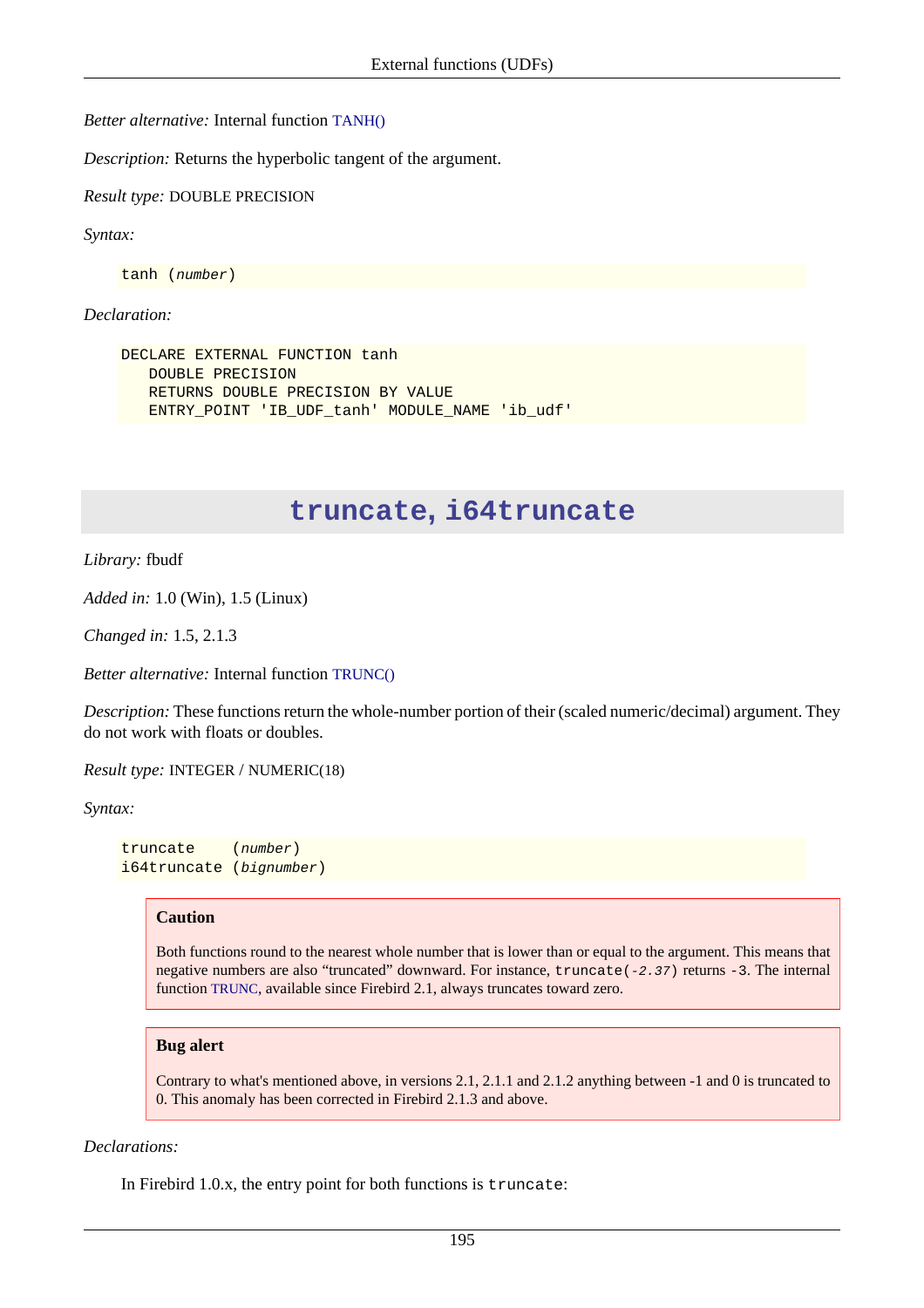*Better alternative:* Internal function TANH()

*Description:* Returns the hyperbolic tangent of the argument.

*Result type:* DOUBLE PRECISION

*Syntax:*

```
tanh (number)
```

*Declaration:*

```
DECLARE EXTERNAL FUNCTION tanh
   DOUBLE PRECISION
   RETURNS DOUBLE PRECISION BY VALUE
   ENTRY_POINT 'IB_UDF_tanh' MODULE_NAME 'ib_udf'
```

## truncate, i64truncate

*Library:* fbudf

*Added in:* 1.0 (Win), 1.5 (Linux)

*Changed in:* 1.5, 2.1.3

*Better alternative:* Internal function TRUNC()

*Description:* These functions return the whole-number portion of their (scaled numeric/decimal) argument. They do not work with floats or doubles.

*Result type:* INTEGER / NUMERIC(18)

*Syntax:*

```
truncate    (number)
i64truncate (bignumber)
```

> **Caution**
>
> Both functions round to the nearest whole number that is lower than or equal to the argument. This means that negative numbers are also "truncated" downward. For instance, `truncate(-2.37)` returns `-3`. The internal function TRUNC, available since Firebird 2.1, always truncates toward zero.

> **Bug alert**
>
> Contrary to what's mentioned above, in versions 2.1, 2.1.1 and 2.1.2 anything between -1 and 0 is truncated to 0. This anomaly has been corrected in Firebird 2.1.3 and above.

*Declarations:*

In Firebird 1.0.x, the entry point for both functions is `truncate`: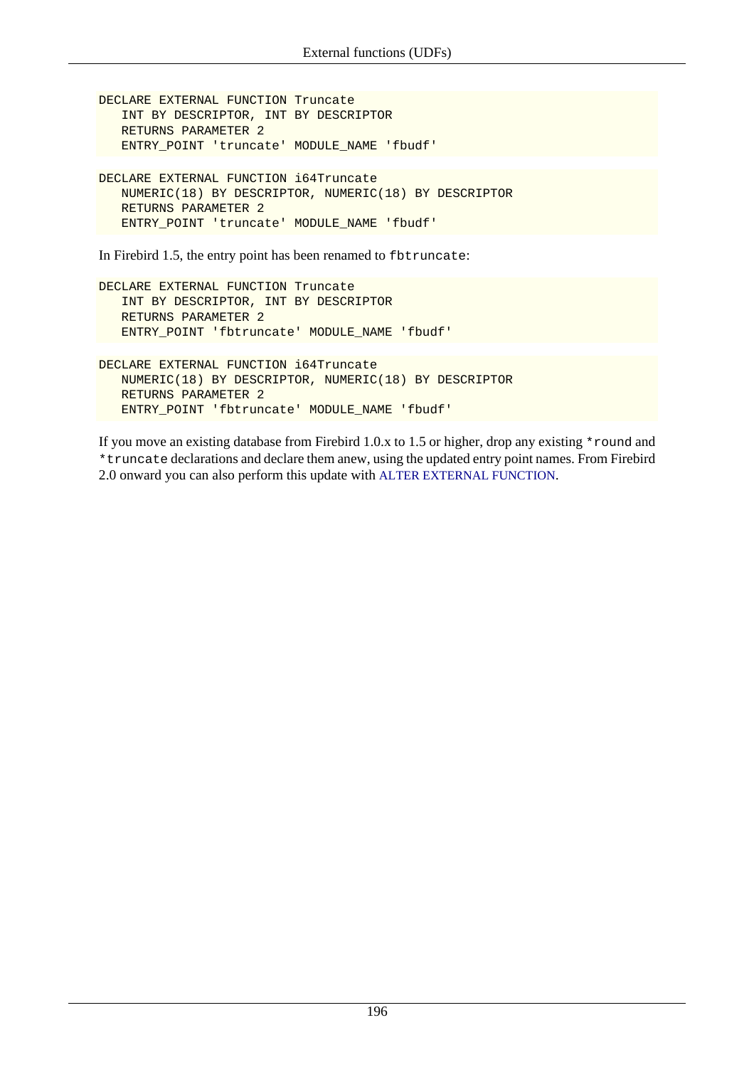```
DECLARE EXTERNAL FUNCTION Truncate
   INT BY DESCRIPTOR, INT BY DESCRIPTOR
   RETURNS PARAMETER 2
   ENTRY_POINT 'truncate' MODULE_NAME 'fbudf'
```

```
DECLARE EXTERNAL FUNCTION i64Truncate
   NUMERIC(18) BY DESCRIPTOR, NUMERIC(18) BY DESCRIPTOR
   RETURNS PARAMETER 2
   ENTRY_POINT 'truncate' MODULE_NAME 'fbudf'
```

In Firebird 1.5, the entry point has been renamed to `fbtruncate`:

```
DECLARE EXTERNAL FUNCTION Truncate
   INT BY DESCRIPTOR, INT BY DESCRIPTOR
   RETURNS PARAMETER 2
   ENTRY_POINT 'fbtruncate' MODULE_NAME 'fbudf'
```

```
DECLARE EXTERNAL FUNCTION i64Truncate
   NUMERIC(18) BY DESCRIPTOR, NUMERIC(18) BY DESCRIPTOR
   RETURNS PARAMETER 2
   ENTRY_POINT 'fbtruncate' MODULE_NAME 'fbudf'
```

If you move an existing database from Firebird 1.0.x to 1.5 or higher, drop any existing `*round` and `*truncate` declarations and declare them anew, using the updated entry point names. From Firebird 2.0 onward you can also perform this update with ALTER EXTERNAL FUNCTION.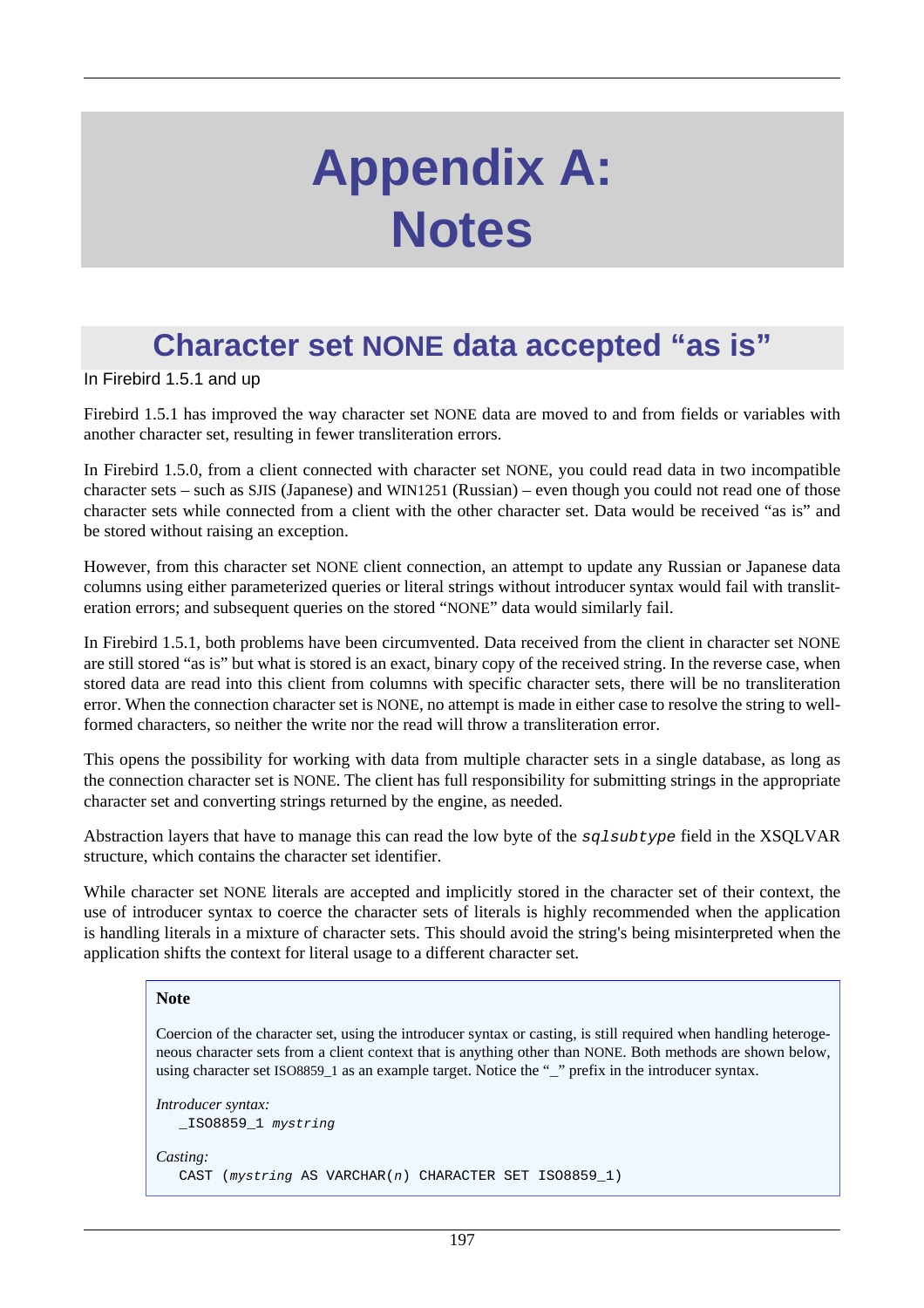# Appendix A: Notes

## Character set NONE data accepted "as is"

In Firebird 1.5.1 and up

Firebird 1.5.1 has improved the way character set NONE data are moved to and from fields or variables with another character set, resulting in fewer transliteration errors.

In Firebird 1.5.0, from a client connected with character set NONE, you could read data in two incompatible character sets – such as SJIS (Japanese) and WIN1251 (Russian) – even though you could not read one of those character sets while connected from a client with the other character set. Data would be received "as is" and be stored without raising an exception.

However, from this character set NONE client connection, an attempt to update any Russian or Japanese data columns using either parameterized queries or literal strings without introducer syntax would fail with transliteration errors; and subsequent queries on the stored "NONE" data would similarly fail.

In Firebird 1.5.1, both problems have been circumvented. Data received from the client in character set NONE are still stored "as is" but what is stored is an exact, binary copy of the received string. In the reverse case, when stored data are read into this client from columns with specific character sets, there will be no transliteration error. When the connection character set is NONE, no attempt is made in either case to resolve the string to well-formed characters, so neither the write nor the read will throw a transliteration error.

This opens the possibility for working with data from multiple character sets in a single database, as long as the connection character set is NONE. The client has full responsibility for submitting strings in the appropriate character set and converting strings returned by the engine, as needed.

Abstraction layers that have to manage this can read the low byte of the `sqlsubtype` field in the XSQLVAR structure, which contains the character set identifier.

While character set NONE literals are accepted and implicitly stored in the character set of their context, the use of introducer syntax to coerce the character sets of literals is highly recommended when the application is handling literals in a mixture of character sets. This should avoid the string's being misinterpreted when the application shifts the context for literal usage to a different character set.

> **Note**
>
> Coercion of the character set, using the introducer syntax or casting, is still required when handling heterogeneous character sets from a client context that is anything other than NONE. Both methods are shown below, using character set ISO8859_1 as an example target. Notice the "_" prefix in the introducer syntax.
>
> *Introducer syntax:*
>
> ```
> _ISO8859_1 mystring
> ```
>
> *Casting:*
>
> ```
> CAST (mystring AS VARCHAR(n) CHARACTER SET ISO8859_1)
> ```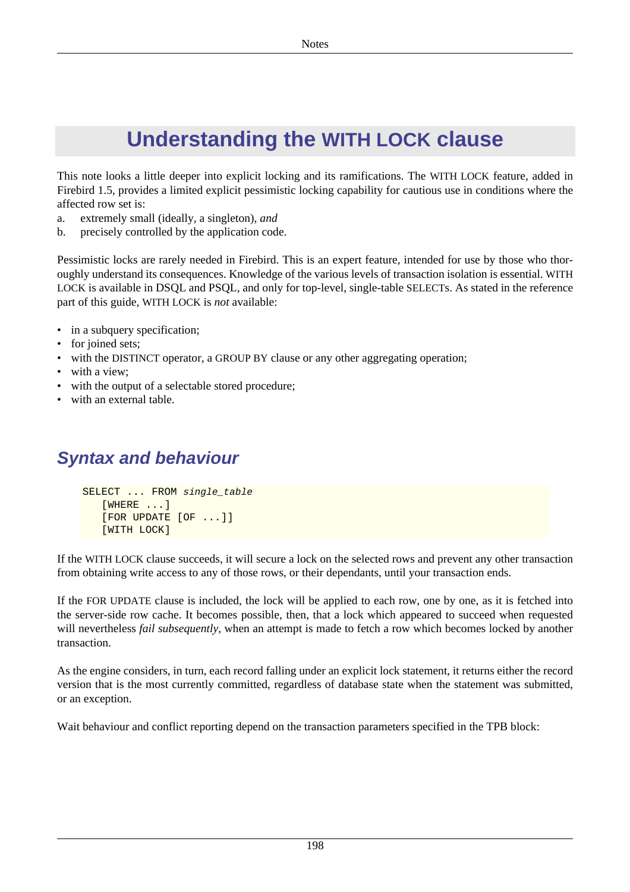# Understanding the WITH LOCK clause

This note looks a little deeper into explicit locking and its ramifications. The WITH LOCK feature, added in Firebird 1.5, provides a limited explicit pessimistic locking capability for cautious use in conditions where the affected row set is:

a. extremely small (ideally, a singleton), *and*
b. precisely controlled by the application code.

Pessimistic locks are rarely needed in Firebird. This is an expert feature, intended for use by those who thoroughly understand its consequences. Knowledge of the various levels of transaction isolation is essential. WITH LOCK is available in DSQL and PSQL, and only for top-level, single-table SELECTs. As stated in the reference part of this guide, WITH LOCK is *not* available:

- in a subquery specification;
- for joined sets;
- with the DISTINCT operator, a GROUP BY clause or any other aggregating operation;
- with a view;
- with the output of a selectable stored procedure;
- with an external table.

## Syntax and behaviour

```
SELECT ... FROM single_table
   [WHERE ...]
   [FOR UPDATE [OF ...]]
   [WITH LOCK]
```

If the WITH LOCK clause succeeds, it will secure a lock on the selected rows and prevent any other transaction from obtaining write access to any of those rows, or their dependants, until your transaction ends.

If the FOR UPDATE clause is included, the lock will be applied to each row, one by one, as it is fetched into the server-side row cache. It becomes possible, then, that a lock which appeared to succeed when requested will nevertheless *fail subsequently*, when an attempt is made to fetch a row which becomes locked by another transaction.

As the engine considers, in turn, each record falling under an explicit lock statement, it returns either the record version that is the most currently committed, regardless of database state when the statement was submitted, or an exception.

Wait behaviour and conflict reporting depend on the transaction parameters specified in the TPB block: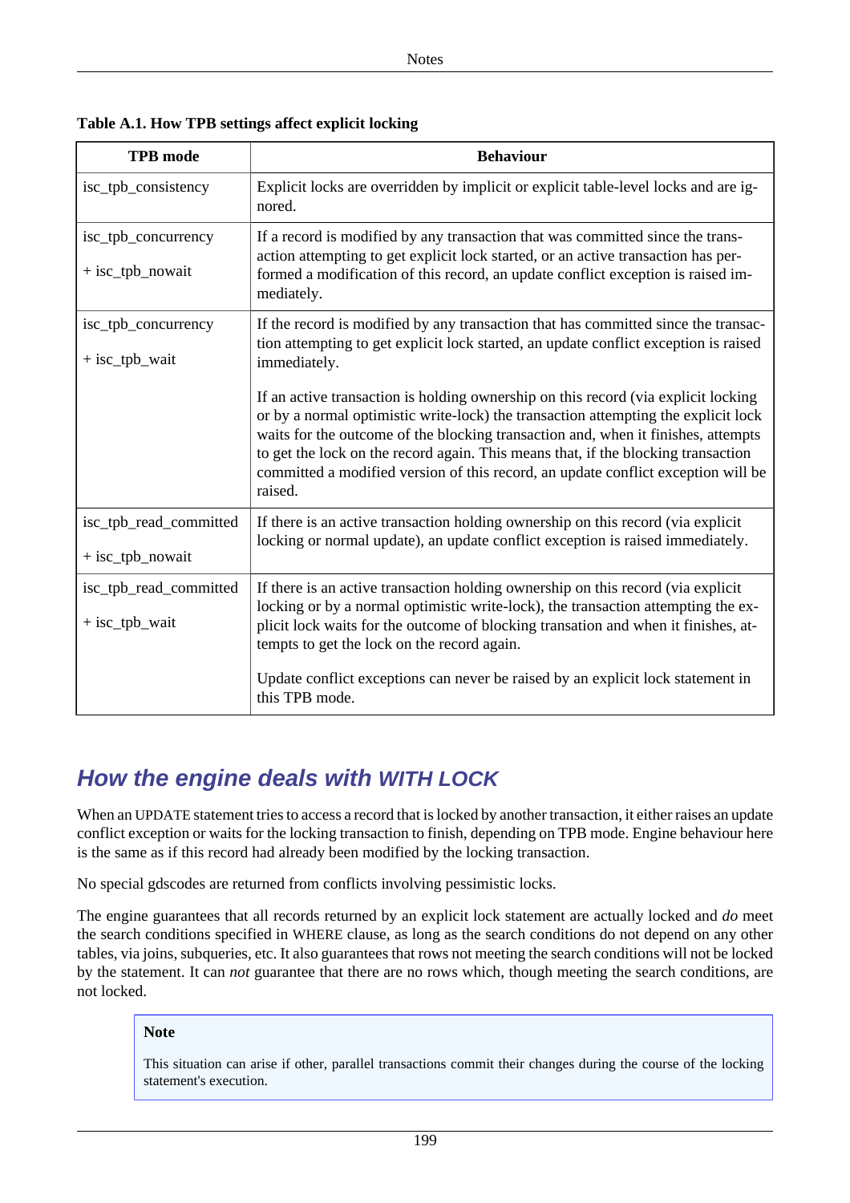**Table A.1. How TPB settings affect explicit locking**

| TPB mode | Behaviour |
|---|---|
| isc_tpb_consistency | Explicit locks are overridden by implicit or explicit table-level locks and are ignored. |
| isc_tpb_concurrency<br><br>+ isc_tpb_nowait | If a record is modified by any transaction that was committed since the transaction attempting to get explicit lock started, or an active transaction has performed a modification of this record, an update conflict exception is raised immediately. |
| isc_tpb_concurrency<br><br>+ isc_tpb_wait | If the record is modified by any transaction that has committed since the transaction attempting to get explicit lock started, an update conflict exception is raised immediately.<br><br>If an active transaction is holding ownership on this record (via explicit locking or by a normal optimistic write-lock) the transaction attempting the explicit lock waits for the outcome of the blocking transaction and, when it finishes, attempts to get the lock on the record again. This means that, if the blocking transaction committed a modified version of this record, an update conflict exception will be raised. |
| isc_tpb_read_committed<br><br>+ isc_tpb_nowait | If there is an active transaction holding ownership on this record (via explicit locking or normal update), an update conflict exception is raised immediately. |
| isc_tpb_read_committed<br><br>+ isc_tpb_wait | If there is an active transaction holding ownership on this record (via explicit locking or by a normal optimistic write-lock), the transaction attempting the explicit lock waits for the outcome of blocking transation and when it finishes, attempts to get the lock on the record again.<br><br>Update conflict exceptions can never be raised by an explicit lock statement in this TPB mode. |

## How the engine deals with WITH LOCK

When an UPDATE statement tries to access a record that is locked by another transaction, it either raises an update conflict exception or waits for the locking transaction to finish, depending on TPB mode. Engine behaviour here is the same as if this record had already been modified by the locking transaction.

No special gdscodes are returned from conflicts involving pessimistic locks.

The engine guarantees that all records returned by an explicit lock statement are actually locked and *do* meet the search conditions specified in WHERE clause, as long as the search conditions do not depend on any other tables, via joins, subqueries, etc. It also guarantees that rows not meeting the search conditions will not be locked by the statement. It can *not* guarantee that there are no rows which, though meeting the search conditions, are not locked.

> **Note**
>
> This situation can arise if other, parallel transactions commit their changes during the course of the locking statement's execution.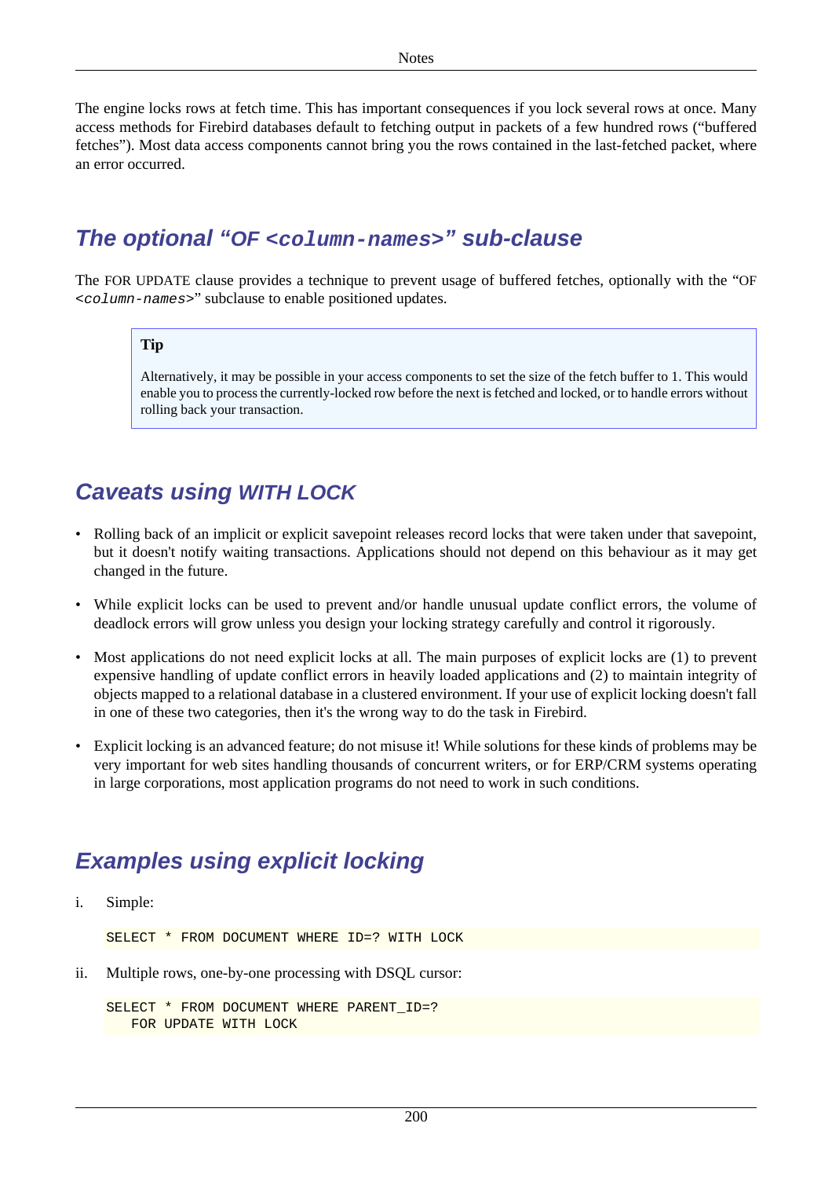The engine locks rows at fetch time. This has important consequences if you lock several rows at once. Many access methods for Firebird databases default to fetching output in packets of a few hundred rows ("buffered fetches"). Most data access components cannot bring you the rows contained in the last-fetched packet, where an error occurred.

## The optional "OF `<column-names>`" sub-clause

The FOR UPDATE clause provides a technique to prevent usage of buffered fetches, optionally with the "OF *<column-names>*" subclause to enable positioned updates.

> **Tip**
>
> Alternatively, it may be possible in your access components to set the size of the fetch buffer to 1. This would enable you to process the currently-locked row before the next is fetched and locked, or to handle errors without rolling back your transaction.

## Caveats using WITH LOCK

- Rolling back of an implicit or explicit savepoint releases record locks that were taken under that savepoint, but it doesn't notify waiting transactions. Applications should not depend on this behaviour as it may get changed in the future.
- While explicit locks can be used to prevent and/or handle unusual update conflict errors, the volume of deadlock errors will grow unless you design your locking strategy carefully and control it rigorously.
- Most applications do not need explicit locks at all. The main purposes of explicit locks are (1) to prevent expensive handling of update conflict errors in heavily loaded applications and (2) to maintain integrity of objects mapped to a relational database in a clustered environment. If your use of explicit locking doesn't fall in one of these two categories, then it's the wrong way to do the task in Firebird.
- Explicit locking is an advanced feature; do not misuse it! While solutions for these kinds of problems may be very important for web sites handling thousands of concurrent writers, or for ERP/CRM systems operating in large corporations, most application programs do not need to work in such conditions.

## Examples using explicit locking

i. Simple:

```
SELECT * FROM DOCUMENT WHERE ID=? WITH LOCK
```

ii. Multiple rows, one-by-one processing with DSQL cursor:

```
SELECT * FROM DOCUMENT WHERE PARENT_ID=?
   FOR UPDATE WITH LOCK
```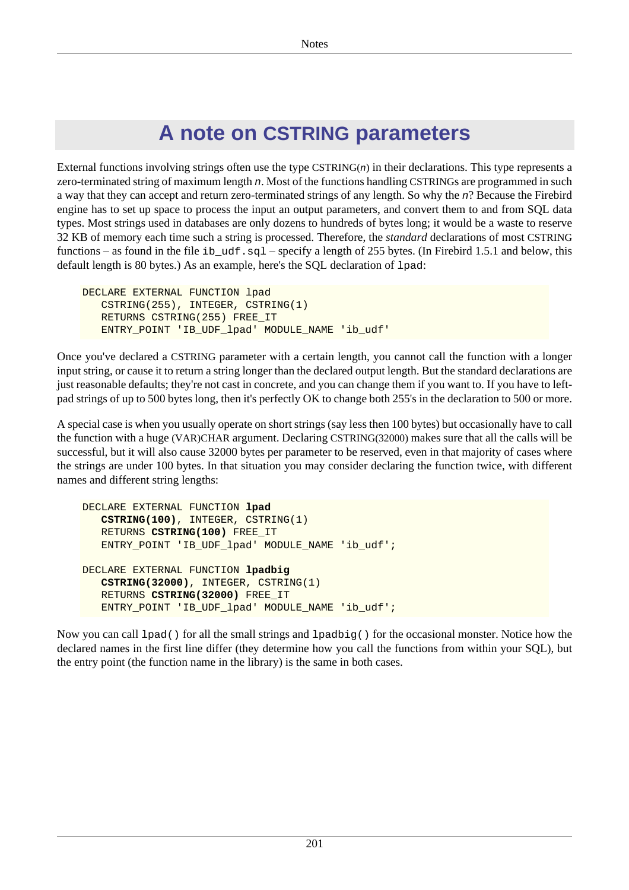# A note on CSTRING parameters

External functions involving strings often use the type CSTRING(*n*) in their declarations. This type represents a zero-terminated string of maximum length *n*. Most of the functions handling CSTRINGs are programmed in such a way that they can accept and return zero-terminated strings of any length. So why the *n*? Because the Firebird engine has to set up space to process the input an output parameters, and convert them to and from SQL data types. Most strings used in databases are only dozens to hundreds of bytes long; it would be a waste to reserve 32 KB of memory each time such a string is processed. Therefore, the *standard* declarations of most CSTRING functions – as found in the file `ib_udf.sql` – specify a length of 255 bytes. (In Firebird 1.5.1 and below, this default length is 80 bytes.) As an example, here's the SQL declaration of `lpad`:

```
DECLARE EXTERNAL FUNCTION lpad
   CSTRING(255), INTEGER, CSTRING(1)
   RETURNS CSTRING(255) FREE_IT
   ENTRY_POINT 'IB_UDF_lpad' MODULE_NAME 'ib_udf'
```

Once you've declared a CSTRING parameter with a certain length, you cannot call the function with a longer input string, or cause it to return a string longer than the declared output length. But the standard declarations are just reasonable defaults; they're not cast in concrete, and you can change them if you want to. If you have to left-pad strings of up to 500 bytes long, then it's perfectly OK to change both 255's in the declaration to 500 or more.

A special case is when you usually operate on short strings (say less then 100 bytes) but occasionally have to call the function with a huge (VAR)CHAR argument. Declaring CSTRING(32000) makes sure that all the calls will be successful, but it will also cause 32000 bytes per parameter to be reserved, even in that majority of cases where the strings are under 100 bytes. In that situation you may consider declaring the function twice, with different names and different string lengths:

```
DECLARE EXTERNAL FUNCTION lpad
   CSTRING(100), INTEGER, CSTRING(1)
   RETURNS CSTRING(100) FREE_IT
   ENTRY_POINT 'IB_UDF_lpad' MODULE_NAME 'ib_udf';

DECLARE EXTERNAL FUNCTION lpadbig
   CSTRING(32000), INTEGER, CSTRING(1)
   RETURNS CSTRING(32000) FREE_IT
   ENTRY_POINT 'IB_UDF_lpad' MODULE_NAME 'ib_udf';
```

Now you can call `lpad()` for all the small strings and `lpadbig()` for the occasional monster. Notice how the declared names in the first line differ (they determine how you call the functions from within your SQL), but the entry point (the function name in the library) is the same in both cases.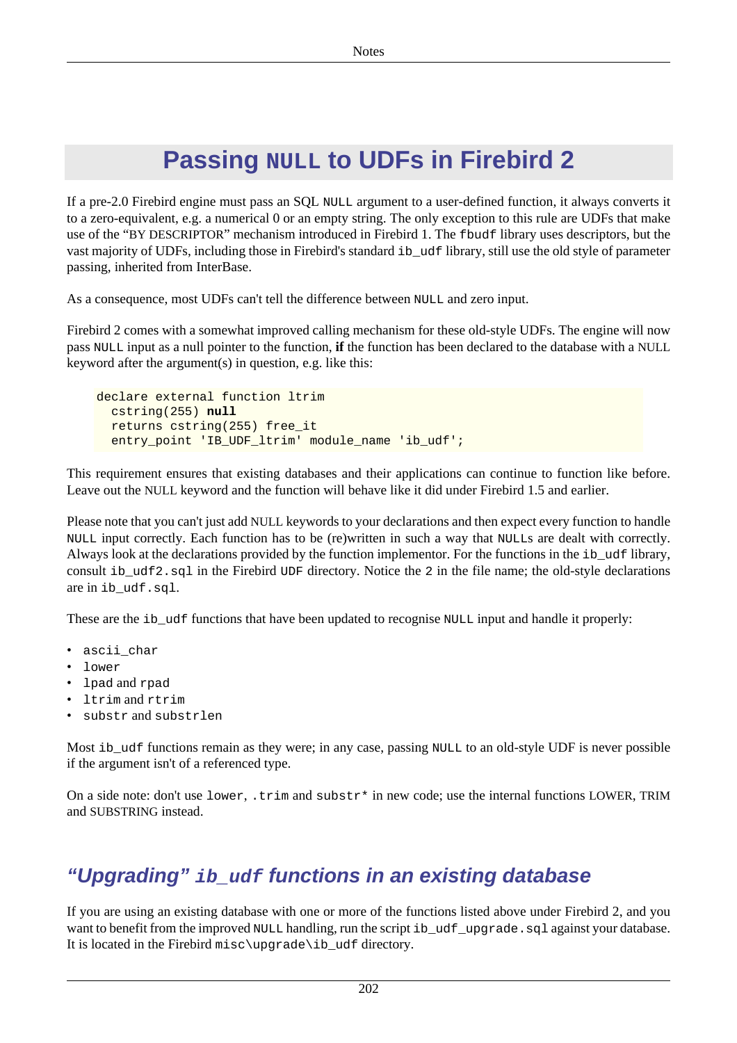# Passing `NULL` to UDFs in Firebird 2

If a pre-2.0 Firebird engine must pass an SQL `NULL` argument to a user-defined function, it always converts it to a zero-equivalent, e.g. a numerical 0 or an empty string. The only exception to this rule are UDFs that make use of the “BY DESCRIPTOR” mechanism introduced in Firebird 1. The `fbudf` library uses descriptors, but the vast majority of UDFs, including those in Firebird's standard `ib_udf` library, still use the old style of parameter passing, inherited from InterBase.

As a consequence, most UDFs can't tell the difference between `NULL` and zero input.

Firebird 2 comes with a somewhat improved calling mechanism for these old-style UDFs. The engine will now pass `NULL` input as a null pointer to the function, **if** the function has been declared to the database with a NULL keyword after the argument(s) in question, e.g. like this:

```
declare external function ltrim
  cstring(255) null
  returns cstring(255) free_it
  entry_point 'IB_UDF_ltrim' module_name 'ib_udf';
```

This requirement ensures that existing databases and their applications can continue to function like before. Leave out the NULL keyword and the function will behave like it did under Firebird 1.5 and earlier.

Please note that you can't just add NULL keywords to your declarations and then expect every function to handle `NULL` input correctly. Each function has to be (re)written in such a way that `NULL`s are dealt with correctly. Always look at the declarations provided by the function implementor. For the functions in the `ib_udf` library, consult `ib_udf2.sql` in the Firebird `UDF` directory. Notice the `2` in the file name; the old-style declarations are in `ib_udf.sql`.

These are the `ib_udf` functions that have been updated to recognise `NULL` input and handle it properly:

- `ascii_char`
- `lower`
- `lpad` and `rpad`
- `ltrim` and `rtrim`
- `substr` and `substrlen`

Most `ib_udf` functions remain as they were; in any case, passing `NULL` to an old-style UDF is never possible if the argument isn't of a referenced type.

On a side note: don't use `lower`, `.trim` and `substr*` in new code; use the internal functions LOWER, TRIM and SUBSTRING instead.

## *“Upgrading” `ib_udf` functions in an existing database*

If you are using an existing database with one or more of the functions listed above under Firebird 2, and you want to benefit from the improved `NULL` handling, run the script `ib_udf_upgrade.sql` against your database. It is located in the Firebird `misc\upgrade\ib_udf` directory.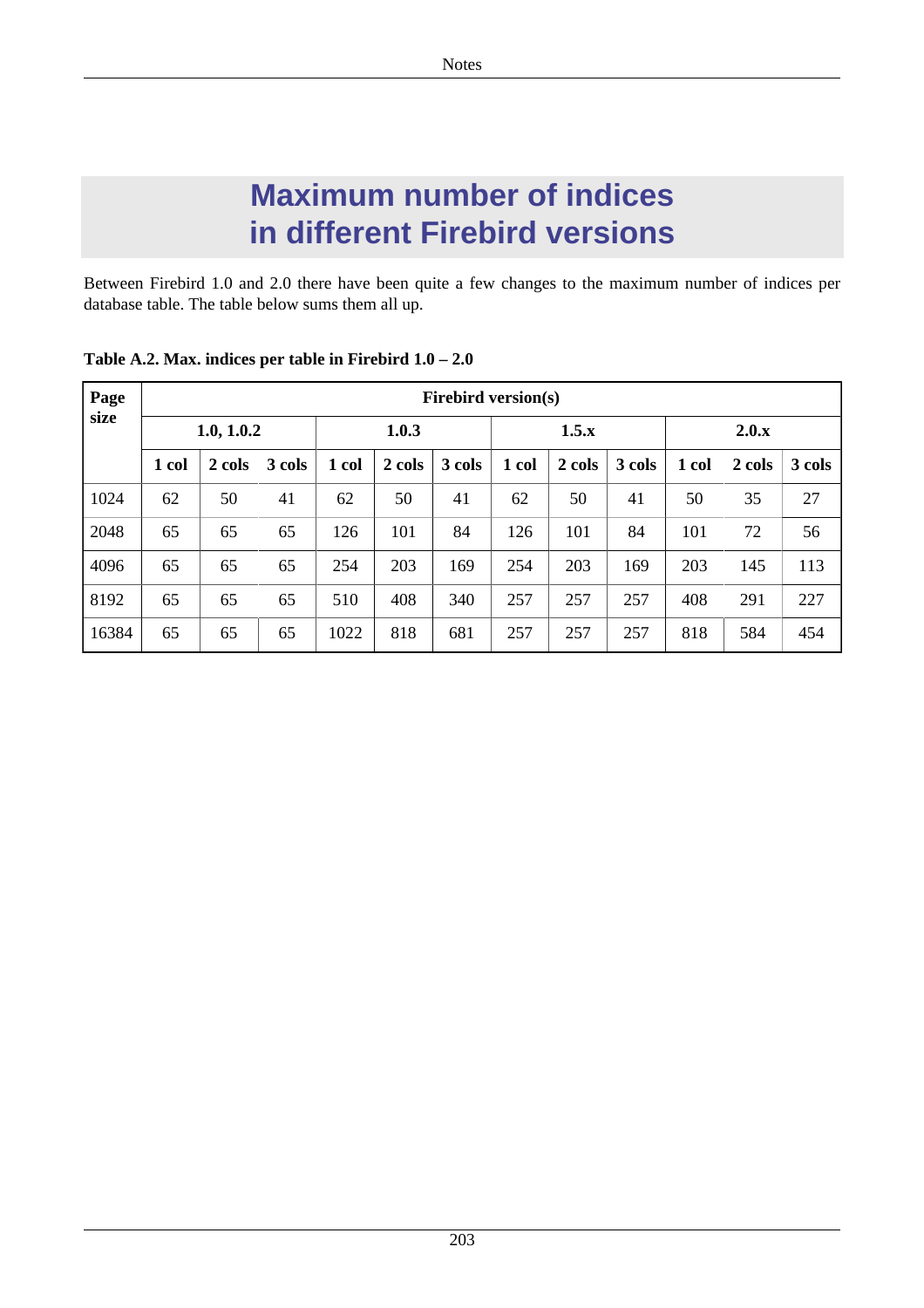# Maximum number of indices in different Firebird versions

Between Firebird 1.0 and 2.0 there have been quite a few changes to the maximum number of indices per database table. The table below sums them all up.

**Table A.2. Max. indices per table in Firebird 1.0 – 2.0**

| Page size | Firebird version(s) | | | | | | | | | | | |
|---|---|---|---|---|---|---|---|---|---|---|---|---|
| | 1.0, 1.0.2 | | | 1.0.3 | | | 1.5.x | | | 2.0.x | | |
| | 1 col | 2 cols | 3 cols | 1 col | 2 cols | 3 cols | 1 col | 2 cols | 3 cols | 1 col | 2 cols | 3 cols |
| 1024 | 62 | 50 | 41 | 62 | 50 | 41 | 62 | 50 | 41 | 50 | 35 | 27 |
| 2048 | 65 | 65 | 65 | 126 | 101 | 84 | 126 | 101 | 84 | 101 | 72 | 56 |
| 4096 | 65 | 65 | 65 | 254 | 203 | 169 | 254 | 203 | 169 | 203 | 145 | 113 |
| 8192 | 65 | 65 | 65 | 510 | 408 | 340 | 257 | 257 | 257 | 408 | 291 | 227 |
| 16384 | 65 | 65 | 65 | 1022 | 818 | 681 | 257 | 257 | 257 | 818 | 584 | 454 |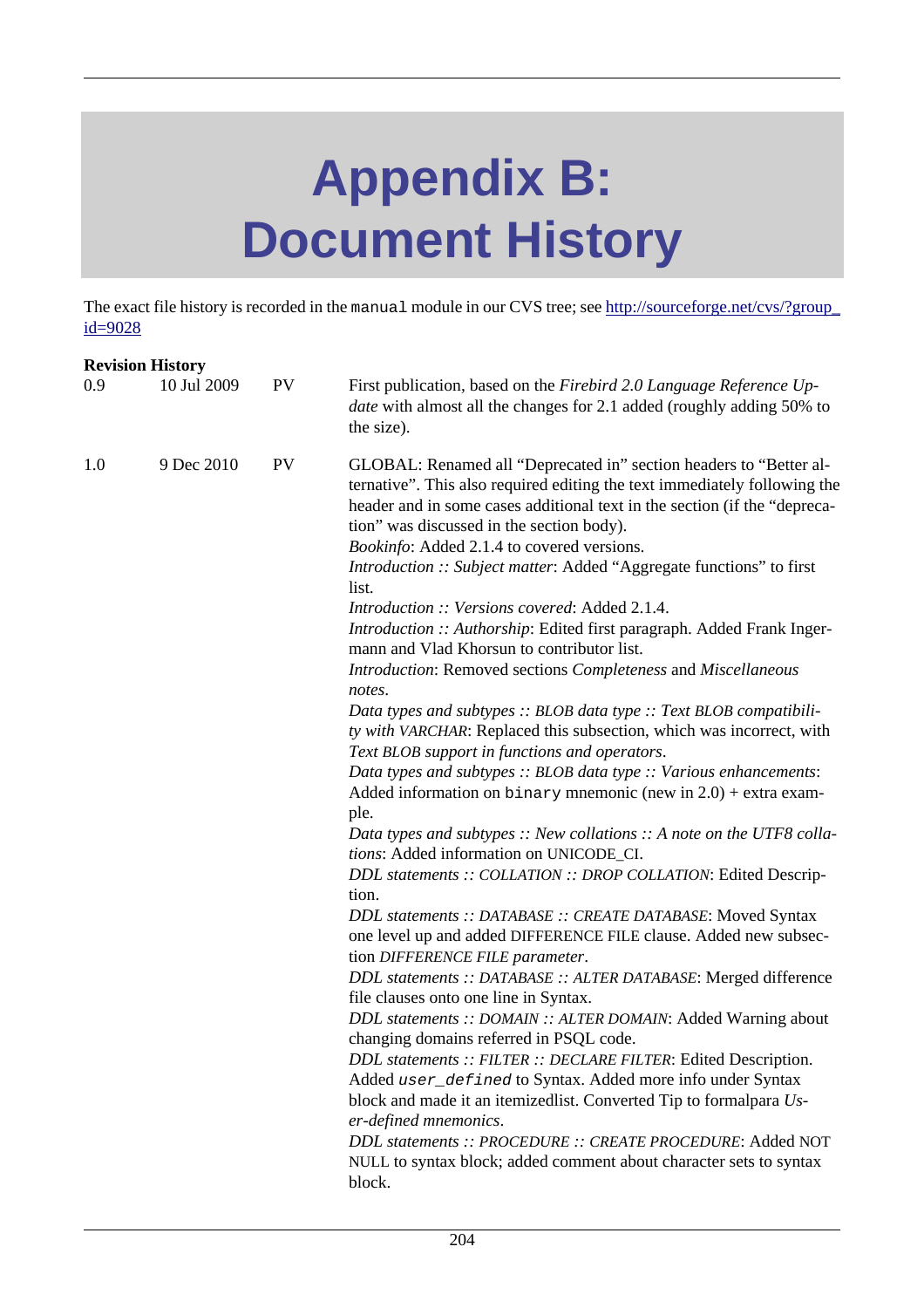# Appendix B: Document History

The exact file history is recorded in the `manual` module in our CVS tree; see [http://sourceforge.net/cvs/?group_id=9028](http://sourceforge.net/cvs/?group_id=9028)

**Revision History**

| | | | |
|---|---|---|---|
| 0.9 | 10 Jul 2009 | PV | First publication, based on the *Firebird 2.0 Language Reference Update* with almost all the changes for 2.1 added (roughly adding 50% to the size). |
| 1.0 | 9 Dec 2010 | PV | GLOBAL: Renamed all "Deprecated in" section headers to "Better alternative". This also required editing the text immediately following the header and in some cases additional text in the section (if the "deprecation" was discussed in the section body).<br>*Bookinfo*: Added 2.1.4 to covered versions.<br>*Introduction :: Subject matter*: Added "Aggregate functions" to first list.<br>*Introduction :: Versions covered*: Added 2.1.4.<br>*Introduction :: Authorship*: Edited first paragraph. Added Frank Ingermann and Vlad Khorsun to contributor list.<br>*Introduction*: Removed sections *Completeness* and *Miscellaneous notes*.<br>*Data types and subtypes :: BLOB data type :: Text BLOB compatibility with VARCHAR*: Replaced this subsection, which was incorrect, with *Text BLOB support in functions and operators*.<br>*Data types and subtypes :: BLOB data type :: Various enhancements*: Added information on `binary` mnemonic (new in 2.0) + extra example.<br>*Data types and subtypes :: New collations :: A note on the UTF8 collations*: Added information on UNICODE_CI.<br>*DDL statements :: COLLATION :: DROP COLLATION*: Edited Description.<br>*DDL statements :: DATABASE :: CREATE DATABASE*: Moved Syntax one level up and added DIFFERENCE FILE clause. Added new subsection *DIFFERENCE FILE parameter*.<br>*DDL statements :: DATABASE :: ALTER DATABASE*: Merged difference file clauses onto one line in Syntax.<br>*DDL statements :: DOMAIN :: ALTER DOMAIN*: Added Warning about changing domains referred in PSQL code.<br>*DDL statements :: FILTER :: DECLARE FILTER*: Edited Description. Added *`user_defined`* to Syntax. Added more info under Syntax block and made it an itemizedlist. Converted Tip to formalpara *User-defined mnemonics*.<br>*DDL statements :: PROCEDURE :: CREATE PROCEDURE*: Added NOT NULL to syntax block; added comment about character sets to syntax block. |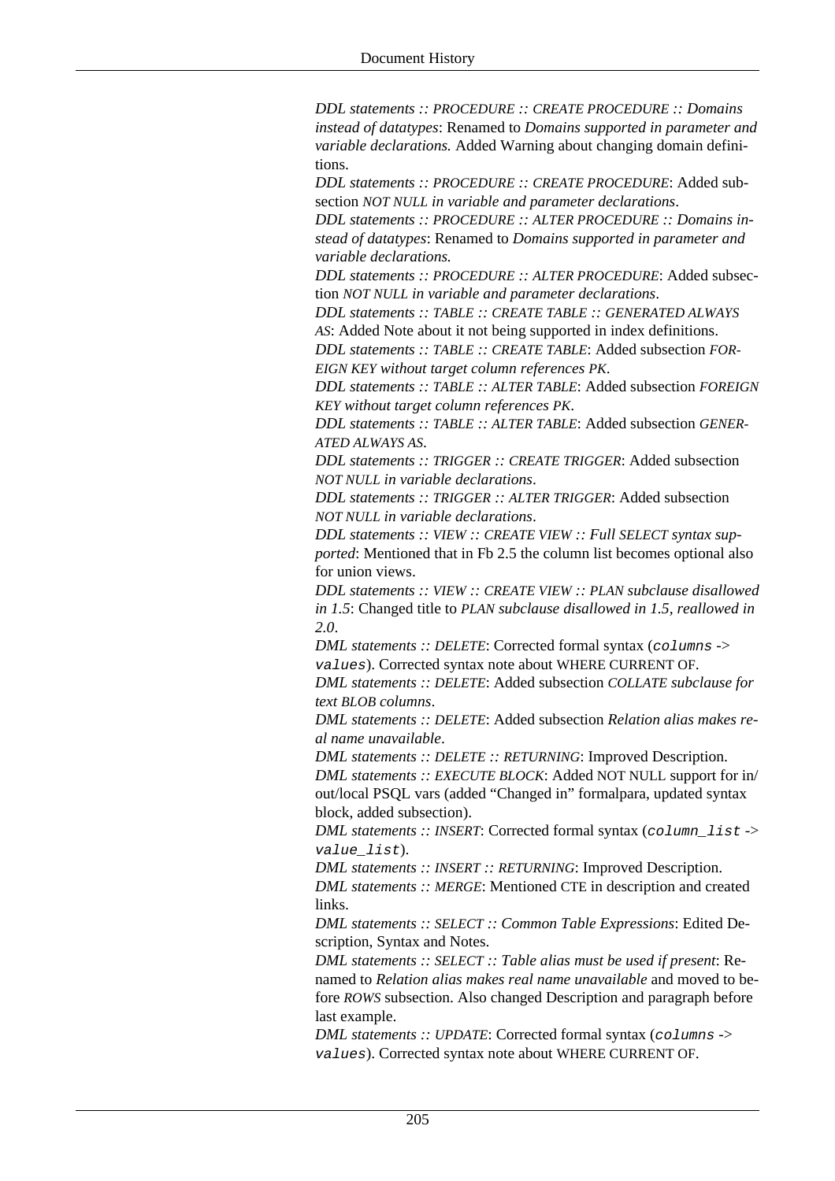*DDL statements :: PROCEDURE :: CREATE PROCEDURE :: Domains instead of datatypes*: Renamed to *Domains supported in parameter and variable declarations.* Added Warning about changing domain definitions.

*DDL statements :: PROCEDURE :: CREATE PROCEDURE*: Added subsection *NOT NULL in variable and parameter declarations*.

*DDL statements :: PROCEDURE :: ALTER PROCEDURE :: Domains instead of datatypes*: Renamed to *Domains supported in parameter and variable declarations.*

*DDL statements :: PROCEDURE :: ALTER PROCEDURE*: Added subsection *NOT NULL in variable and parameter declarations*.

*DDL statements :: TABLE :: CREATE TABLE :: GENERATED ALWAYS AS*: Added Note about it not being supported in index definitions.

*DDL statements :: TABLE :: CREATE TABLE*: Added subsection *FOREIGN KEY without target column references PK*.

*DDL statements :: TABLE :: ALTER TABLE*: Added subsection *FOREIGN KEY without target column references PK*.

*DDL statements :: TABLE :: ALTER TABLE*: Added subsection *GENERATED ALWAYS AS*.

*DDL statements :: TRIGGER :: CREATE TRIGGER*: Added subsection *NOT NULL in variable declarations*.

*DDL statements :: TRIGGER :: ALTER TRIGGER*: Added subsection *NOT NULL in variable declarations*.

*DDL statements :: VIEW :: CREATE VIEW :: Full SELECT syntax supported*: Mentioned that in Fb 2.5 the column list becomes optional also for union views.

*DDL statements :: VIEW :: CREATE VIEW :: PLAN subclause disallowed in 1.5*: Changed title to *PLAN subclause disallowed in 1.5, reallowed in 2.0*.

*DML statements :: DELETE*: Corrected formal syntax (`columns` -> `values`). Corrected syntax note about WHERE CURRENT OF.

*DML statements :: DELETE*: Added subsection *COLLATE subclause for text BLOB columns*.

*DML statements :: DELETE*: Added subsection *Relation alias makes real name unavailable*.

*DML statements :: DELETE :: RETURNING*: Improved Description.

*DML statements :: EXECUTE BLOCK*: Added NOT NULL support for in/out/local PSQL vars (added “Changed in” formalpara, updated syntax block, added subsection).

*DML statements :: INSERT*: Corrected formal syntax (`column_list` -> `value_list`).

*DML statements :: INSERT :: RETURNING*: Improved Description.

*DML statements :: MERGE*: Mentioned CTE in description and created links.

*DML statements :: SELECT :: Common Table Expressions*: Edited Description, Syntax and Notes.

*DML statements :: SELECT :: Table alias must be used if present*: Renamed to *Relation alias makes real name unavailable* and moved to before *ROWS* subsection. Also changed Description and paragraph before last example.

*DML statements :: UPDATE*: Corrected formal syntax (`columns` -> `values`). Corrected syntax note about WHERE CURRENT OF.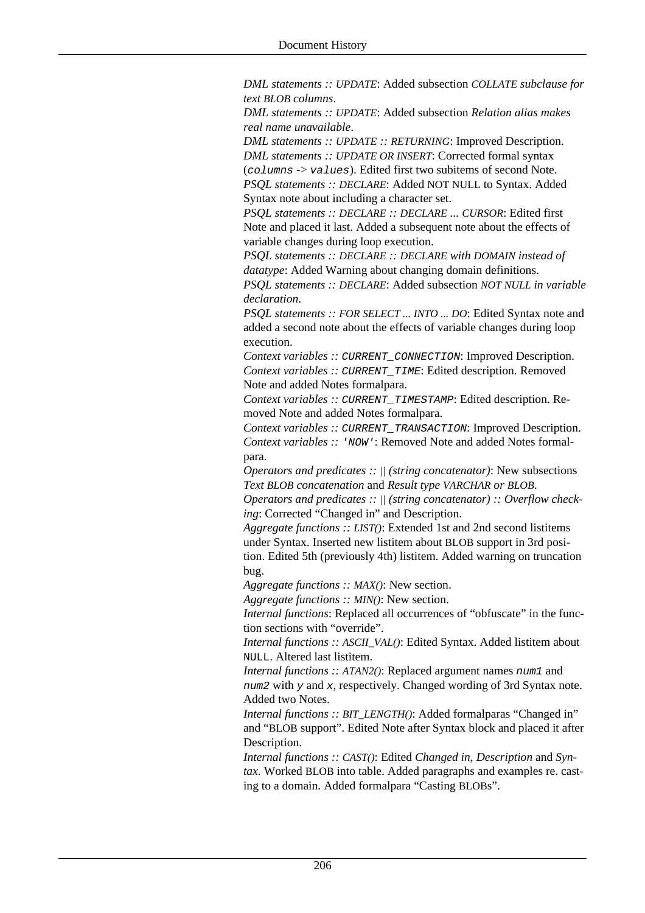*DML statements :: UPDATE*: Added subsection *COLLATE subclause for text BLOB columns*.

*DML statements :: UPDATE*: Added subsection *Relation alias makes real name unavailable*.

*DML statements :: UPDATE :: RETURNING*: Improved Description.

*DML statements :: UPDATE OR INSERT*: Corrected formal syntax (`columns` -> `values`). Edited first two subitems of second Note.

*PSQL statements :: DECLARE*: Added NOT NULL to Syntax. Added Syntax note about including a character set.

*PSQL statements :: DECLARE :: DECLARE ... CURSOR*: Edited first Note and placed it last. Added a subsequent note about the effects of variable changes during loop execution.

*PSQL statements :: DECLARE :: DECLARE with DOMAIN instead of datatype*: Added Warning about changing domain definitions.

*PSQL statements :: DECLARE*: Added subsection *NOT NULL in variable declaration*.

*PSQL statements :: FOR SELECT ... INTO ... DO*: Edited Syntax note and added a second note about the effects of variable changes during loop execution.

*Context variables :: `CURRENT_CONNECTION`*: Improved Description.

*Context variables :: `CURRENT_TIME`*: Edited description. Removed Note and added Notes formalpara.

*Context variables :: `CURRENT_TIMESTAMP`*: Edited description. Removed Note and added Notes formalpara.

*Context variables :: `CURRENT_TRANSACTION`*: Improved Description.

*Context variables :: `'NOW'`*: Removed Note and added Notes formalpara.

*Operators and predicates :: || (string concatenator)*: New subsections *Text BLOB concatenation* and *Result type VARCHAR or BLOB*.

*Operators and predicates :: || (string concatenator) :: Overflow checking*: Corrected "Changed in" and Description.

*Aggregate functions :: LIST()*: Extended 1st and 2nd second listitems under Syntax. Inserted new listitem about BLOB support in 3rd position. Edited 5th (previously 4th) listitem. Added warning on truncation bug.

*Aggregate functions :: MAX()*: New section.

*Aggregate functions :: MIN()*: New section.

*Internal functions*: Replaced all occurrences of "obfuscate" in the function sections with "override".

*Internal functions :: ASCII_VAL()*: Edited Syntax. Added listitem about `NULL`. Altered last listitem.

*Internal functions :: ATAN2()*: Replaced argument names `num1` and `num2` with `y` and `x`, respectively. Changed wording of 3rd Syntax note. Added two Notes.

*Internal functions :: BIT_LENGTH()*: Added formalparas "Changed in" and "BLOB support". Edited Note after Syntax block and placed it after Description.

*Internal functions :: CAST()*: Edited *Changed in*, *Description* and *Syntax*. Worked BLOB into table. Added paragraphs and examples re. casting to a domain. Added formalpara "Casting BLOBs".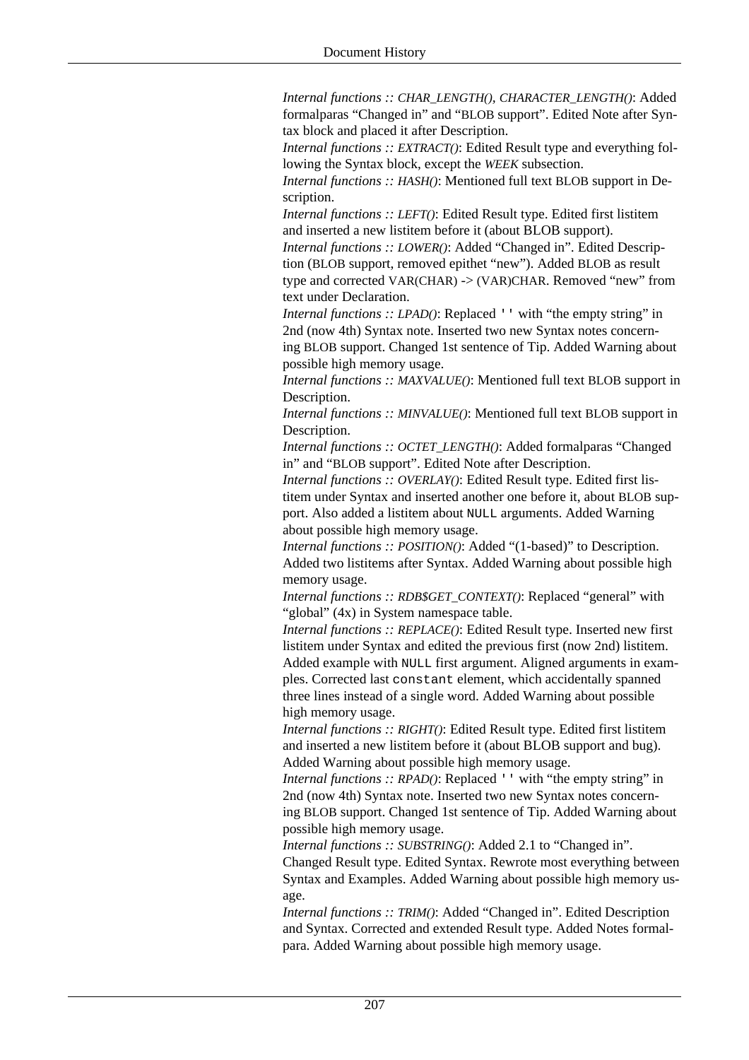*Internal functions :: CHAR_LENGTH(), CHARACTER_LENGTH()*: Added formalparas “Changed in” and “BLOB support”. Edited Note after Syntax block and placed it after Description.
*Internal functions :: EXTRACT()*: Edited Result type and everything following the Syntax block, except the *WEEK* subsection.
*Internal functions :: HASH()*: Mentioned full text BLOB support in Description.
*Internal functions :: LEFT()*: Edited Result type. Edited first listitem and inserted a new listitem before it (about BLOB support).
*Internal functions :: LOWER()*: Added “Changed in”. Edited Description (BLOB support, removed epithet “new”). Added BLOB as result type and corrected VAR(CHAR) -> (VAR)CHAR. Removed “new” from text under Declaration.
*Internal functions :: LPAD()*: Replaced `''` with “the empty string” in 2nd (now 4th) Syntax note. Inserted two new Syntax notes concerning BLOB support. Changed 1st sentence of Tip. Added Warning about possible high memory usage.
*Internal functions :: MAXVALUE()*: Mentioned full text BLOB support in Description.
*Internal functions :: MINVALUE()*: Mentioned full text BLOB support in Description.
*Internal functions :: OCTET_LENGTH()*: Added formalparas “Changed in” and “BLOB support”. Edited Note after Description.
*Internal functions :: OVERLAY()*: Edited Result type. Edited first listitem under Syntax and inserted another one before it, about BLOB support. Also added a listitem about `NULL` arguments. Added Warning about possible high memory usage.
*Internal functions :: POSITION()*: Added “(1-based)” to Description. Added two listitems after Syntax. Added Warning about possible high memory usage.
*Internal functions :: RDB$GET_CONTEXT()*: Replaced “general” with “global” (4x) in System namespace table.
*Internal functions :: REPLACE()*: Edited Result type. Inserted new first listitem under Syntax and edited the previous first (now 2nd) listitem. Added example with `NULL` first argument. Aligned arguments in examples. Corrected last `constant` element, which accidentally spanned three lines instead of a single word. Added Warning about possible high memory usage.
*Internal functions :: RIGHT()*: Edited Result type. Edited first listitem and inserted a new listitem before it (about BLOB support and bug). Added Warning about possible high memory usage.
*Internal functions :: RPAD()*: Replaced `''` with “the empty string” in 2nd (now 4th) Syntax note. Inserted two new Syntax notes concerning BLOB support. Changed 1st sentence of Tip. Added Warning about possible high memory usage.
*Internal functions :: SUBSTRING()*: Added 2.1 to “Changed in”. Changed Result type. Edited Syntax. Rewrote most everything between Syntax and Examples. Added Warning about possible high memory usage.
*Internal functions :: TRIM()*: Added “Changed in”. Edited Description and Syntax. Corrected and extended Result type. Added Notes formalpara. Added Warning about possible high memory usage.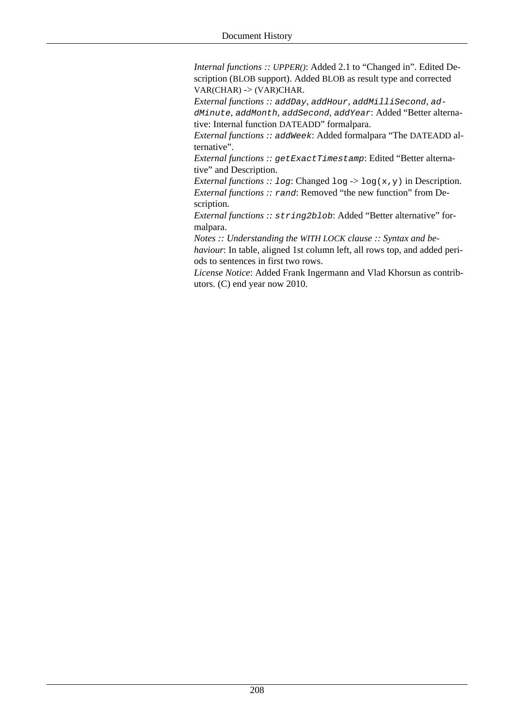*Internal functions :: UPPER()*: Added 2.1 to “Changed in”. Edited Description (BLOB support). Added BLOB as result type and corrected VAR(CHAR) -> (VAR)CHAR.

*External functions ::* `addDay`, `addHour`, `addMilliSecond`, `addMinute`, `addMonth`, `addSecond`, `addYear`: Added “Better alternative: Internal function DATEADD” formalpara.

*External functions ::* `addWeek`: Added formalpara “The DATEADD alternative”.

*External functions ::* `getExactTimestamp`: Edited “Better alternative” and Description.

*External functions ::* `log`: Changed `log` -> `log(x,y)` in Description.

*External functions ::* `rand`: Removed “the new function” from Description.

*External functions ::* `string2blob`: Added “Better alternative” formalpara.

*Notes :: Understanding the WITH LOCK clause :: Syntax and behaviour*: In table, aligned 1st column left, all rows top, and added periods to sentences in first two rows.

*License Notice*: Added Frank Ingermann and Vlad Khorsun as contributors. (C) end year now 2010.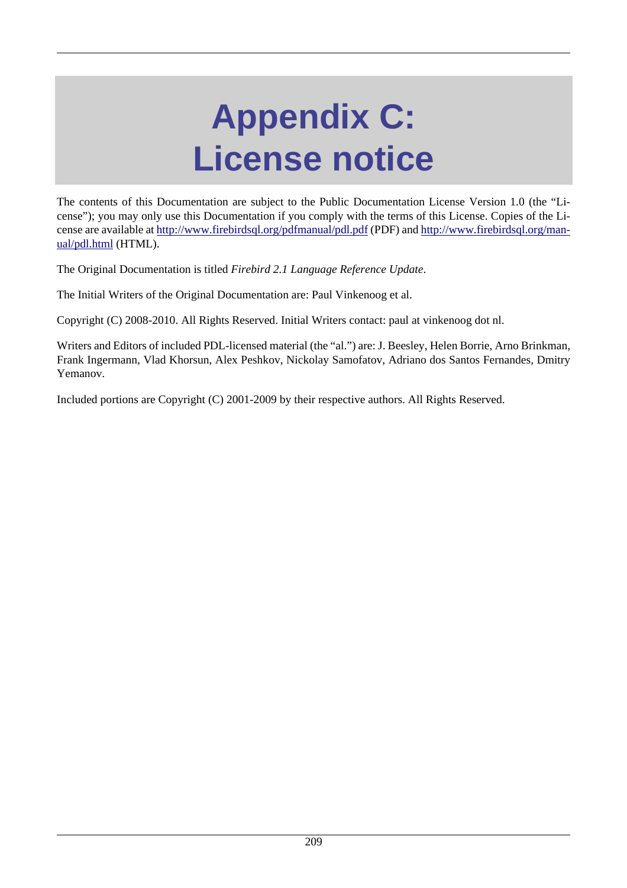# Appendix C: License notice

The contents of this Documentation are subject to the Public Documentation License Version 1.0 (the "License"); you may only use this Documentation if you comply with the terms of this License. Copies of the License are available at [http://www.firebirdsql.org/pdfmanual/pdl.pdf](http://www.firebirdsql.org/pdfmanual/pdl.pdf) (PDF) and [http://www.firebirdsql.org/manual/pdl.html](http://www.firebirdsql.org/manual/pdl.html) (HTML).

The Original Documentation is titled *Firebird 2.1 Language Reference Update*.

The Initial Writers of the Original Documentation are: Paul Vinkenoog et al.

Copyright (C) 2008-2010. All Rights Reserved. Initial Writers contact: paul at vinkenoog dot nl.

Writers and Editors of included PDL-licensed material (the "al.") are: J. Beesley, Helen Borrie, Arno Brinkman, Frank Ingermann, Vlad Khorsun, Alex Peshkov, Nickolay Samofatov, Adriano dos Santos Fernandes, Dmitry Yemanov.

Included portions are Copyright (C) 2001-2009 by their respective authors. All Rights Reserved.